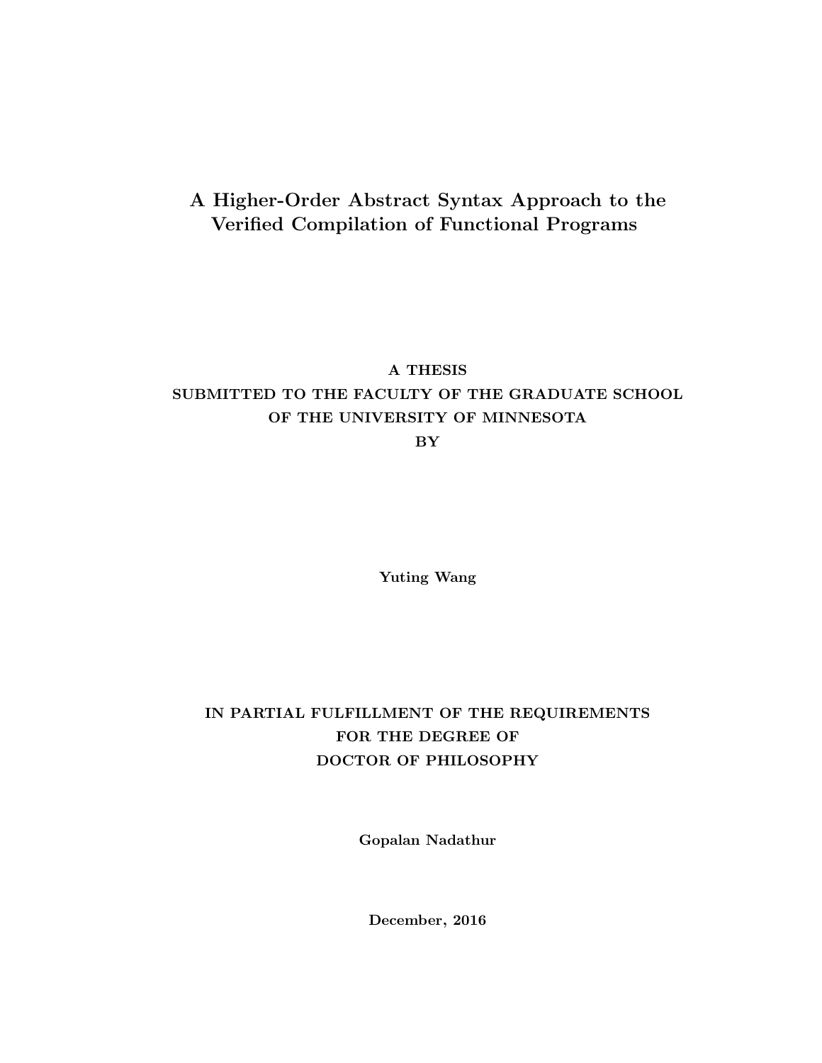# A Higher-Order Abstract Syntax Approach to the Verified Compilation of Functional Programs

**A THESIS**
**SUBMITTED TO THE FACULTY OF THE GRADUATE SCHOOL**
**OF THE UNIVERSITY OF MINNESOTA**
**BY**

**Yuting Wang**

**IN PARTIAL FULFILLMENT OF THE REQUIREMENTS**
**FOR THE DEGREE OF**
**DOCTOR OF PHILOSOPHY**

**Gopalan Nadathur**

**December, 2016**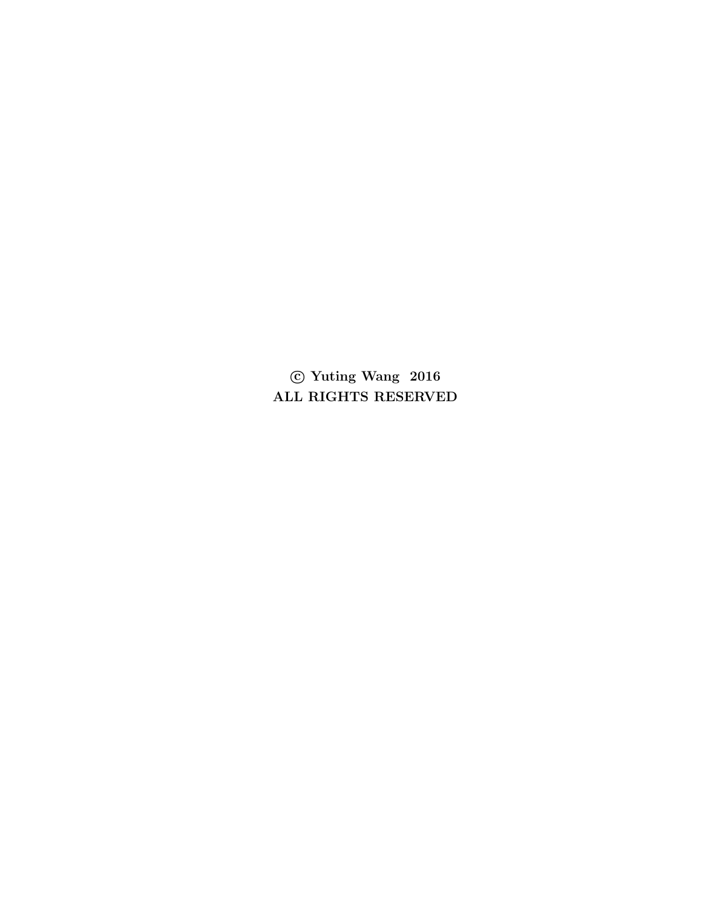**© Yuting Wang 2016**

**ALL RIGHTS RESERVED**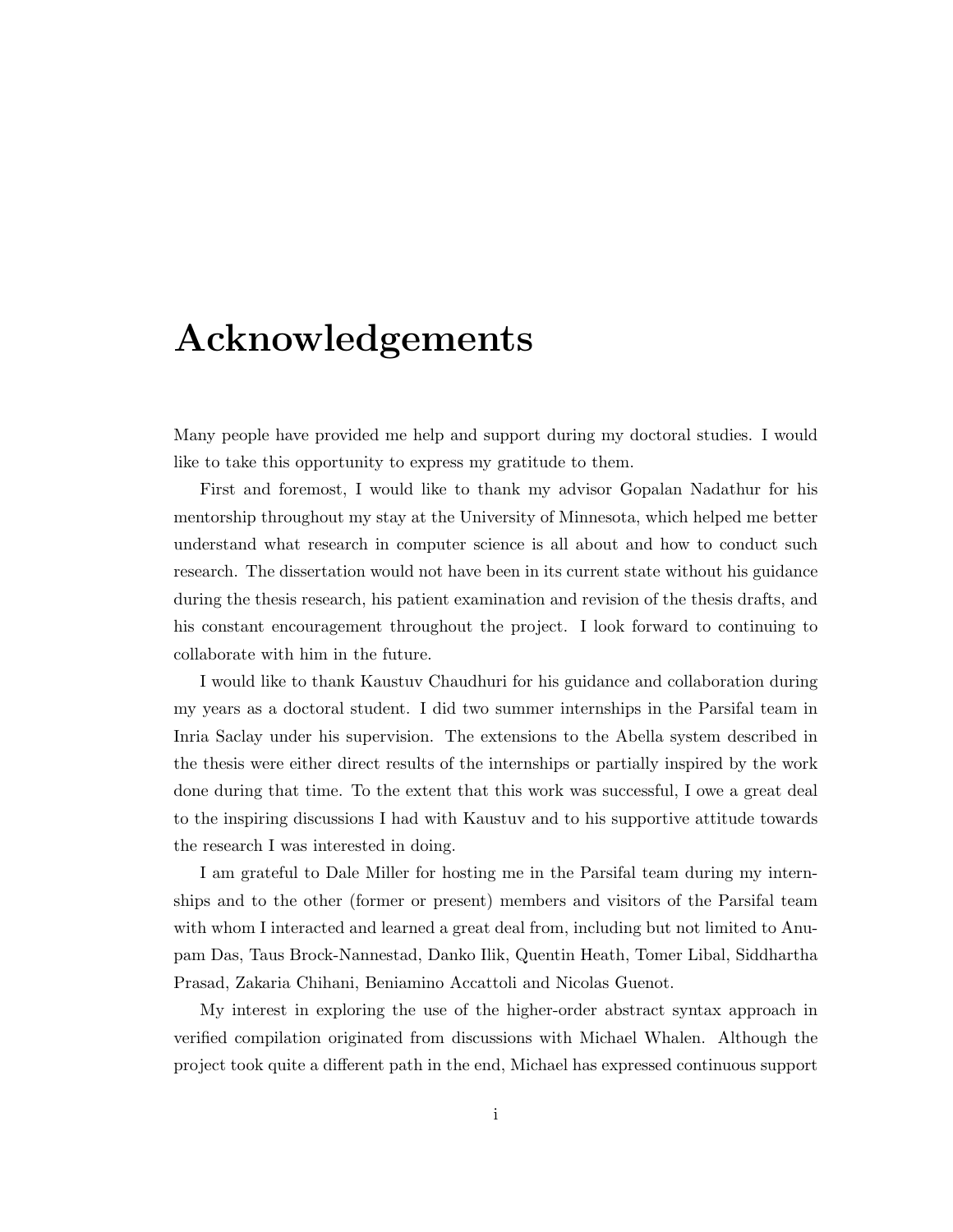# Acknowledgements

Many people have provided me help and support during my doctoral studies. I would like to take this opportunity to express my gratitude to them.

First and foremost, I would like to thank my advisor Gopalan Nadathur for his mentorship throughout my stay at the University of Minnesota, which helped me better understand what research in computer science is all about and how to conduct such research. The dissertation would not have been in its current state without his guidance during the thesis research, his patient examination and revision of the thesis drafts, and his constant encouragement throughout the project. I look forward to continuing to collaborate with him in the future.

I would like to thank Kaustuv Chaudhuri for his guidance and collaboration during my years as a doctoral student. I did two summer internships in the Parsifal team in Inria Saclay under his supervision. The extensions to the Abella system described in the thesis were either direct results of the internships or partially inspired by the work done during that time. To the extent that this work was successful, I owe a great deal to the inspiring discussions I had with Kaustuv and to his supportive attitude towards the research I was interested in doing.

I am grateful to Dale Miller for hosting me in the Parsifal team during my internships and to the other (former or present) members and visitors of the Parsifal team with whom I interacted and learned a great deal from, including but not limited to Anupam Das, Taus Brock-Nannestad, Danko Ilik, Quentin Heath, Tomer Libal, Siddhartha Prasad, Zakaria Chihani, Beniamino Accattoli and Nicolas Guenot.

My interest in exploring the use of the higher-order abstract syntax approach in verified compilation originated from discussions with Michael Whalen. Although the project took quite a different path in the end, Michael has expressed continuous support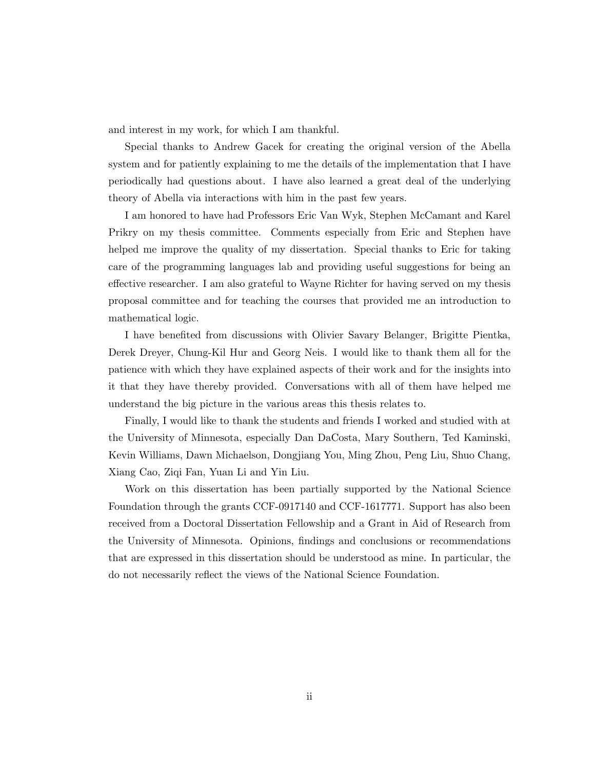and interest in my work, for which I am thankful.

Special thanks to Andrew Gacek for creating the original version of the Abella system and for patiently explaining to me the details of the implementation that I have periodically had questions about. I have also learned a great deal of the underlying theory of Abella via interactions with him in the past few years.

I am honored to have had Professors Eric Van Wyk, Stephen McCamant and Karel Prikry on my thesis committee. Comments especially from Eric and Stephen have helped me improve the quality of my dissertation. Special thanks to Eric for taking care of the programming languages lab and providing useful suggestions for being an effective researcher. I am also grateful to Wayne Richter for having served on my thesis proposal committee and for teaching the courses that provided me an introduction to mathematical logic.

I have benefited from discussions with Olivier Savary Belanger, Brigitte Pientka, Derek Dreyer, Chung-Kil Hur and Georg Neis. I would like to thank them all for the patience with which they have explained aspects of their work and for the insights into it that they have thereby provided. Conversations with all of them have helped me understand the big picture in the various areas this thesis relates to.

Finally, I would like to thank the students and friends I worked and studied with at the University of Minnesota, especially Dan DaCosta, Mary Southern, Ted Kaminski, Kevin Williams, Dawn Michaelson, Dongjiang You, Ming Zhou, Peng Liu, Shuo Chang, Xiang Cao, Ziqi Fan, Yuan Li and Yin Liu.

Work on this dissertation has been partially supported by the National Science Foundation through the grants CCF-0917140 and CCF-1617771. Support has also been received from a Doctoral Dissertation Fellowship and a Grant in Aid of Research from the University of Minnesota. Opinions, findings and conclusions or recommendations that are expressed in this dissertation should be understood as mine. In particular, the do not necessarily reflect the views of the National Science Foundation.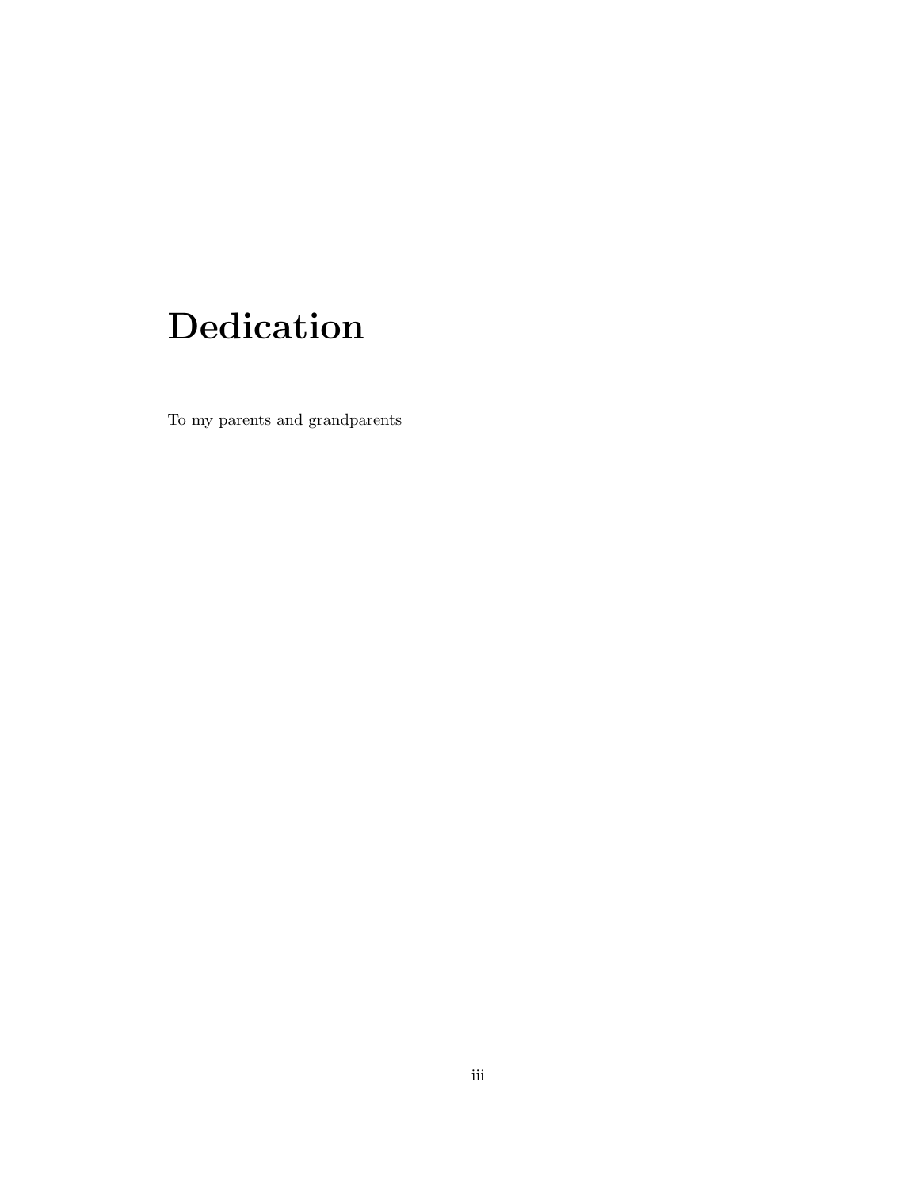# Dedication

To my parents and grandparents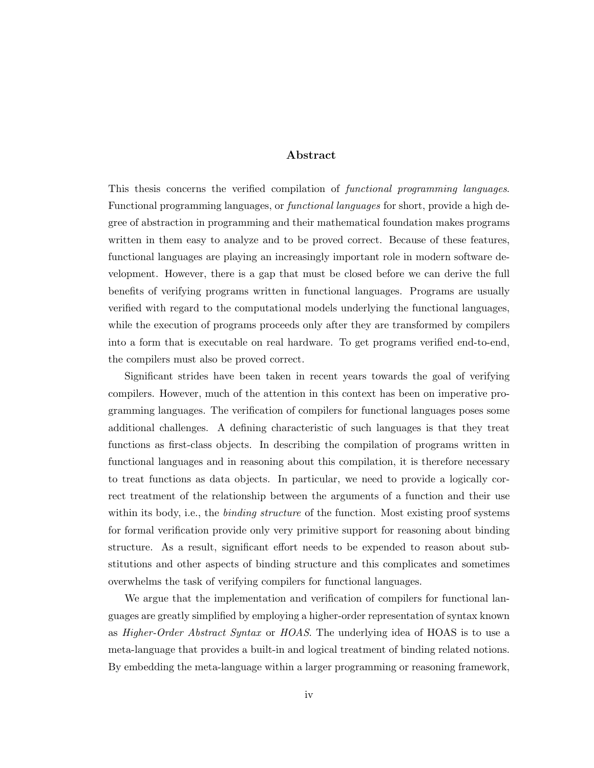# Abstract

This thesis concerns the verified compilation of *functional programming languages*. Functional programming languages, or *functional languages* for short, provide a high degree of abstraction in programming and their mathematical foundation makes programs written in them easy to analyze and to be proved correct. Because of these features, functional languages are playing an increasingly important role in modern software development. However, there is a gap that must be closed before we can derive the full benefits of verifying programs written in functional languages. Programs are usually verified with regard to the computational models underlying the functional languages, while the execution of programs proceeds only after they are transformed by compilers into a form that is executable on real hardware. To get programs verified end-to-end, the compilers must also be proved correct.

Significant strides have been taken in recent years towards the goal of verifying compilers. However, much of the attention in this context has been on imperative programming languages. The verification of compilers for functional languages poses some additional challenges. A defining characteristic of such languages is that they treat functions as first-class objects. In describing the compilation of programs written in functional languages and in reasoning about this compilation, it is therefore necessary to treat functions as data objects. In particular, we need to provide a logically correct treatment of the relationship between the arguments of a function and their use within its body, i.e., the *binding structure* of the function. Most existing proof systems for formal verification provide only very primitive support for reasoning about binding structure. As a result, significant effort needs to be expended to reason about substitutions and other aspects of binding structure and this complicates and sometimes overwhelms the task of verifying compilers for functional languages.

We argue that the implementation and verification of compilers for functional languages are greatly simplified by employing a higher-order representation of syntax known as *Higher-Order Abstract Syntax* or *HOAS*. The underlying idea of HOAS is to use a meta-language that provides a built-in and logical treatment of binding related notions. By embedding the meta-language within a larger programming or reasoning framework,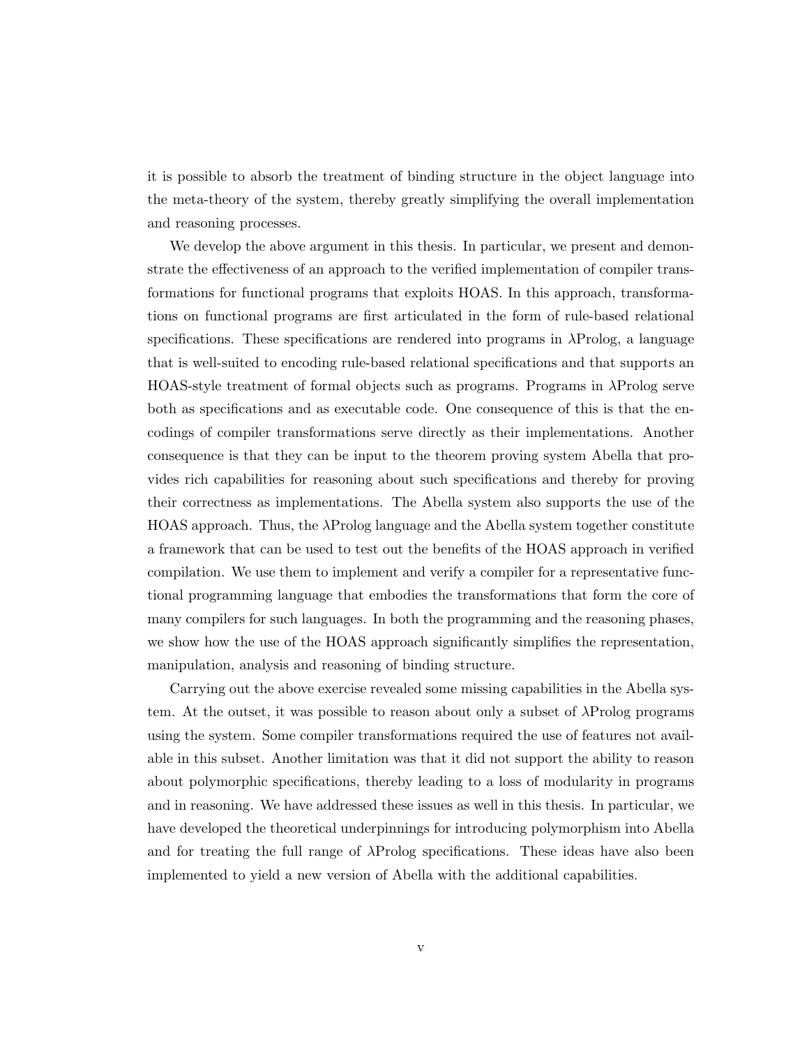it is possible to absorb the treatment of binding structure in the object language into the meta-theory of the system, thereby greatly simplifying the overall implementation and reasoning processes.

We develop the above argument in this thesis. In particular, we present and demonstrate the effectiveness of an approach to the verified implementation of compiler transformations for functional programs that exploits HOAS. In this approach, transformations on functional programs are first articulated in the form of rule-based relational specifications. These specifications are rendered into programs in λProlog, a language that is well-suited to encoding rule-based relational specifications and that supports an HOAS-style treatment of formal objects such as programs. Programs in λProlog serve both as specifications and as executable code. One consequence of this is that the encodings of compiler transformations serve directly as their implementations. Another consequence is that they can be input to the theorem proving system Abella that provides rich capabilities for reasoning about such specifications and thereby for proving their correctness as implementations. The Abella system also supports the use of the HOAS approach. Thus, the λProlog language and the Abella system together constitute a framework that can be used to test out the benefits of the HOAS approach in verified compilation. We use them to implement and verify a compiler for a representative functional programming language that embodies the transformations that form the core of many compilers for such languages. In both the programming and the reasoning phases, we show how the use of the HOAS approach significantly simplifies the representation, manipulation, analysis and reasoning of binding structure.

Carrying out the above exercise revealed some missing capabilities in the Abella system. At the outset, it was possible to reason about only a subset of λProlog programs using the system. Some compiler transformations required the use of features not available in this subset. Another limitation was that it did not support the ability to reason about polymorphic specifications, thereby leading to a loss of modularity in programs and in reasoning. We have addressed these issues as well in this thesis. In particular, we have developed the theoretical underpinnings for introducing polymorphism into Abella and for treating the full range of λProlog specifications. These ideas have also been implemented to yield a new version of Abella with the additional capabilities.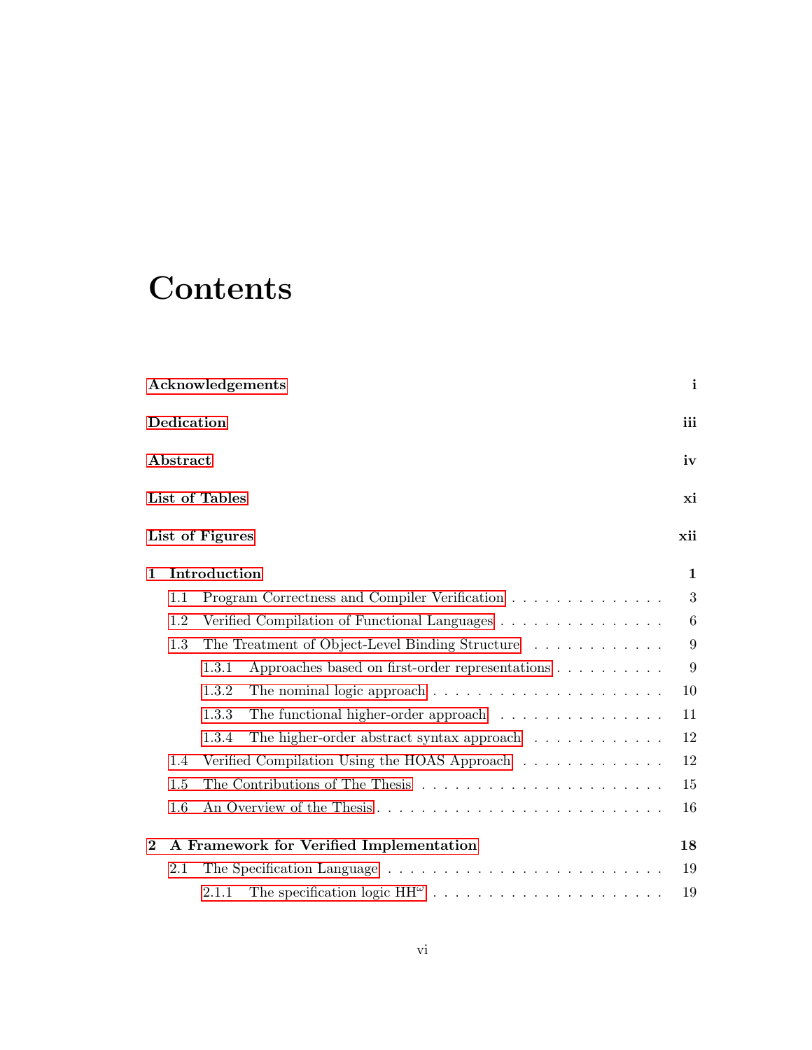# Contents

**Acknowledgements** i

**Dedication** iii

**Abstract** iv

**List of Tables** xi

**List of Figures** xii

**1 Introduction** 1

- 1.1 Program Correctness and Compiler Verification . . . . . . . . . . . . . . . 3
- 1.2 Verified Compilation of Functional Languages . . . . . . . . . . . . . . . . 6
- 1.3 The Treatment of Object-Level Binding Structure . . . . . . . . . . . . . 9
  - 1.3.1 Approaches based on first-order representations . . . . . . . . . . 9
  - 1.3.2 The nominal logic approach . . . . . . . . . . . . . . . . . . . . . . 10
  - 1.3.3 The functional higher-order approach . . . . . . . . . . . . . . . . 11
  - 1.3.4 The higher-order abstract syntax approach . . . . . . . . . . . . 12
- 1.4 Verified Compilation Using the HOAS Approach . . . . . . . . . . . . . 12
- 1.5 The Contributions of The Thesis . . . . . . . . . . . . . . . . . . . . . . . 15
- 1.6 An Overview of the Thesis . . . . . . . . . . . . . . . . . . . . . . . . . . . 16

**2 A Framework for Verified Implementation** 18

- 2.1 The Specification Language . . . . . . . . . . . . . . . . . . . . . . . . . . 19
  - 2.1.1 The specification logic $HH^{\omega}$ . . . . . . . . . . . . . . . . . . . . . 19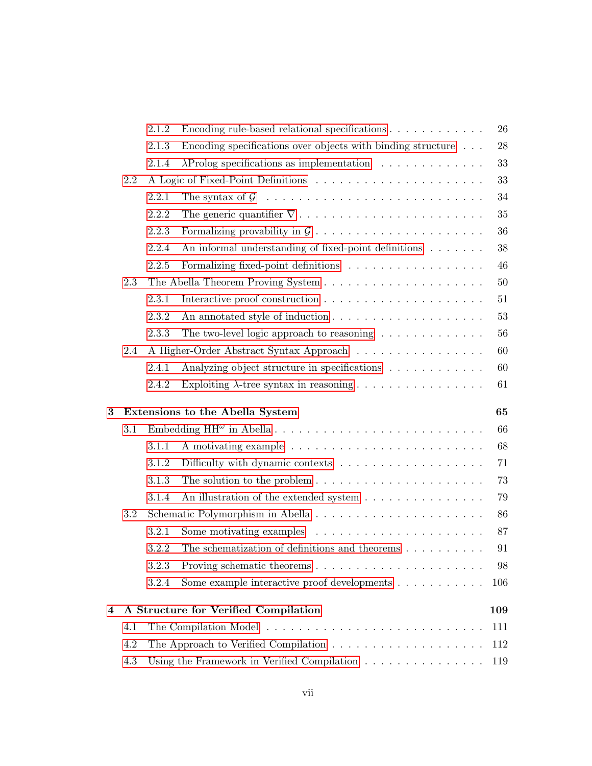- 2.1.2 Encoding rule-based relational specifications . . . . . 26
- 2.1.3 Encoding specifications over objects with binding structure . . . 28
- 2.1.4 $\lambda$Prolog specifications as implementation . . . . . 33
- 2.2 A Logic of Fixed-Point Definitions . . . . . 33
  - 2.2.1 The syntax of $\mathcal{G}$ . . . . . 34
  - 2.2.2 The generic quantifier $\nabla$ . . . . . 35
  - 2.2.3 Formalizing provability in $\mathcal{G}$ . . . . . 36
  - 2.2.4 An informal understanding of fixed-point definitions . . . . . 38
  - 2.2.5 Formalizing fixed-point definitions . . . . . 46
- 2.3 The Abella Theorem Proving System . . . . . 50
  - 2.3.1 Interactive proof construction . . . . . 51
  - 2.3.2 An annotated style of induction . . . . . 53
  - 2.3.3 The two-level logic approach to reasoning . . . . . 56
- 2.4 A Higher-Order Abstract Syntax Approach . . . . . 60
  - 2.4.1 Analyzing object structure in specifications . . . . . 60
  - 2.4.2 Exploiting $\lambda$-tree syntax in reasoning . . . . . 61

**3 Extensions to the Abella System** **65**

- 3.1 Embedding $HH^\omega$ in Abella . . . . . 66
  - 3.1.1 A motivating example . . . . . 68
  - 3.1.2 Difficulty with dynamic contexts . . . . . 71
  - 3.1.3 The solution to the problem . . . . . 73
  - 3.1.4 An illustration of the extended system . . . . . 79
- 3.2 Schematic Polymorphism in Abella . . . . . 86
  - 3.2.1 Some motivating examples . . . . . 87
  - 3.2.2 The schematization of definitions and theorems . . . . . 91
  - 3.2.3 Proving schematic theorems . . . . . 98
  - 3.2.4 Some example interactive proof developments . . . . . 106

**4 A Structure for Verified Compilation** **109**

- 4.1 The Compilation Model . . . . . 111
- 4.2 The Approach to Verified Compilation . . . . . 112
- 4.3 Using the Framework in Verified Compilation . . . . . 119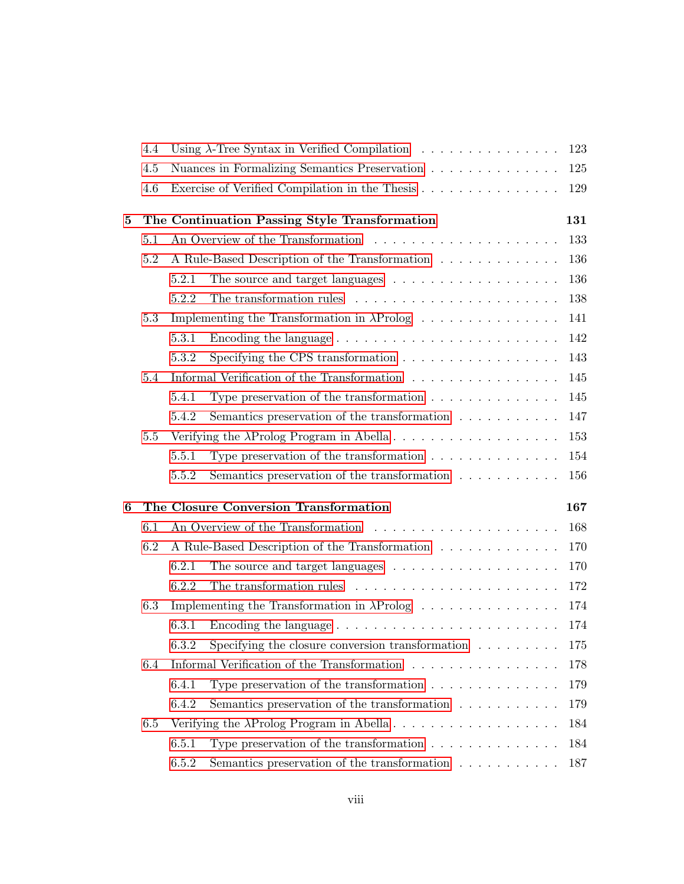- 4.4 Using $\lambda$-Tree Syntax in Verified Compilation . . . . . . . . . . . . . . . 123
- 4.5 Nuances in Formalizing Semantics Preservation . . . . . . . . . . . . . . 125
- 4.6 Exercise of Verified Compilation in the Thesis . . . . . . . . . . . . . . . 129

**5 The Continuation Passing Style Transformation** **131**

- 5.1 An Overview of the Transformation . . . . . . . . . . . . . . . . . . . . 133
- 5.2 A Rule-Based Description of the Transformation . . . . . . . . . . . . . 136
  - 5.2.1 The source and target languages . . . . . . . . . . . . . . . . . . 136
  - 5.2.2 The transformation rules . . . . . . . . . . . . . . . . . . . . . . 138
- 5.3 Implementing the Transformation in $\lambda$Prolog . . . . . . . . . . . . . . . 141
  - 5.3.1 Encoding the language . . . . . . . . . . . . . . . . . . . . . . . 142
  - 5.3.2 Specifying the CPS transformation . . . . . . . . . . . . . . . . . 143
- 5.4 Informal Verification of the Transformation . . . . . . . . . . . . . . . . 145
  - 5.4.1 Type preservation of the transformation . . . . . . . . . . . . . . 145
  - 5.4.2 Semantics preservation of the transformation . . . . . . . . . . . 147
- 5.5 Verifying the $\lambda$Prolog Program in Abella . . . . . . . . . . . . . . . . . . 153
  - 5.5.1 Type preservation of the transformation . . . . . . . . . . . . . . 154
  - 5.5.2 Semantics preservation of the transformation . . . . . . . . . . . 156

**6 The Closure Conversion Transformation** **167**

- 6.1 An Overview of the Transformation . . . . . . . . . . . . . . . . . . . . 168
- 6.2 A Rule-Based Description of the Transformation . . . . . . . . . . . . . 170
  - 6.2.1 The source and target languages . . . . . . . . . . . . . . . . . . 170
  - 6.2.2 The transformation rules . . . . . . . . . . . . . . . . . . . . . . 172
- 6.3 Implementing the Transformation in $\lambda$Prolog . . . . . . . . . . . . . . . 174
  - 6.3.1 Encoding the language . . . . . . . . . . . . . . . . . . . . . . . 174
  - 6.3.2 Specifying the closure conversion transformation . . . . . . . . . 175
- 6.4 Informal Verification of the Transformation . . . . . . . . . . . . . . . . 178
  - 6.4.1 Type preservation of the transformation . . . . . . . . . . . . . . 179
  - 6.4.2 Semantics preservation of the transformation . . . . . . . . . . . 179
- 6.5 Verifying the $\lambda$Prolog Program in Abella . . . . . . . . . . . . . . . . . . 184
  - 6.5.1 Type preservation of the transformation . . . . . . . . . . . . . . 184
  - 6.5.2 Semantics preservation of the transformation . . . . . . . . . . . 187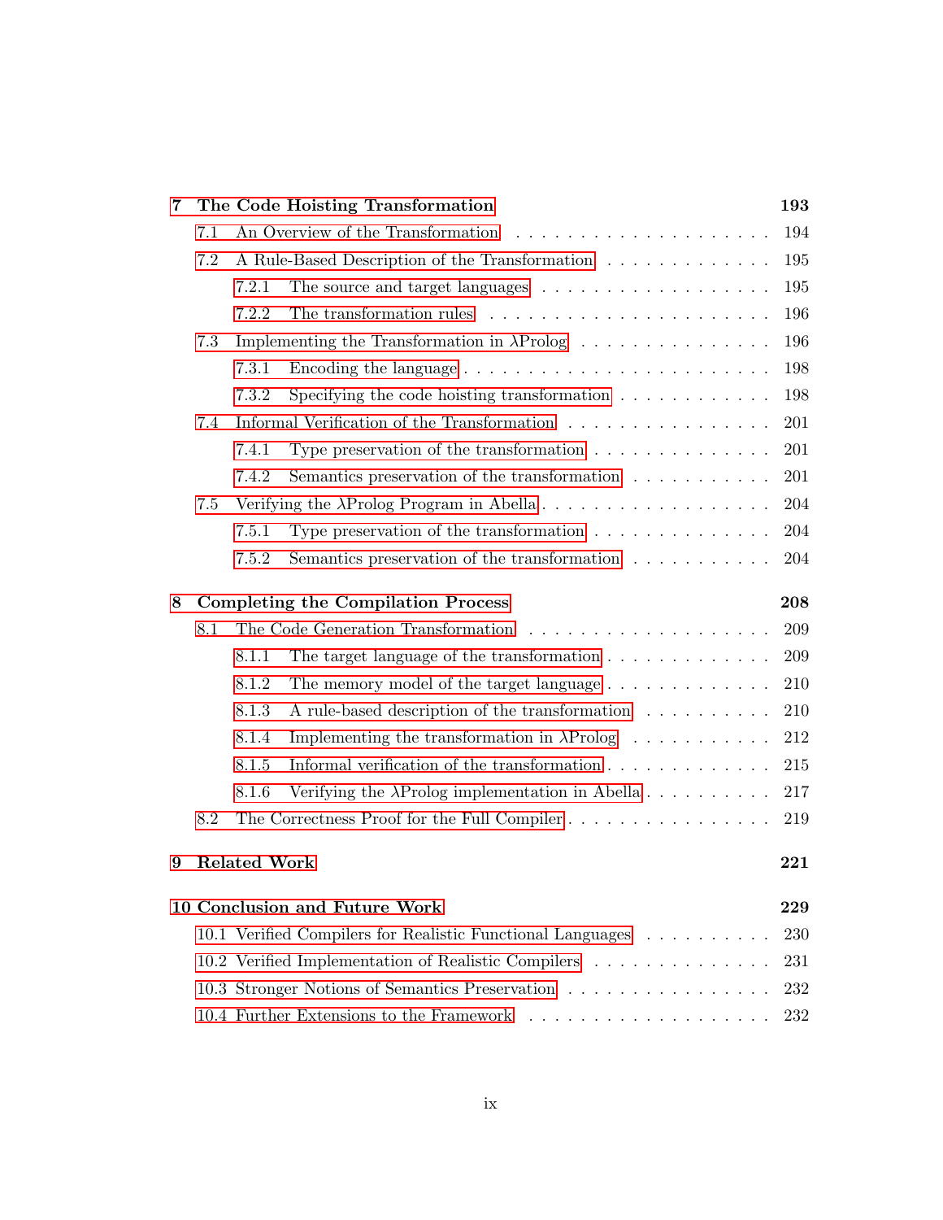**7 The Code Hoisting Transformation** — 193

- 7.1 An Overview of the Transformation — 194
- 7.2 A Rule-Based Description of the Transformation — 195
  - 7.2.1 The source and target languages — 195
  - 7.2.2 The transformation rules — 196
- 7.3 Implementing the Transformation in λProlog — 196
  - 7.3.1 Encoding the language — 198
  - 7.3.2 Specifying the code hoisting transformation — 198
- 7.4 Informal Verification of the Transformation — 201
  - 7.4.1 Type preservation of the transformation — 201
  - 7.4.2 Semantics preservation of the transformation — 201
- 7.5 Verifying the λProlog Program in Abella — 204
  - 7.5.1 Type preservation of the transformation — 204
  - 7.5.2 Semantics preservation of the transformation — 204

**8 Completing the Compilation Process** — 208

- 8.1 The Code Generation Transformation — 209
  - 8.1.1 The target language of the transformation — 209
  - 8.1.2 The memory model of the target language — 210
  - 8.1.3 A rule-based description of the transformation — 210
  - 8.1.4 Implementing the transformation in λProlog — 212
  - 8.1.5 Informal verification of the transformation — 215
  - 8.1.6 Verifying the λProlog implementation in Abella — 217
- 8.2 The Correctness Proof for the Full Compiler — 219

**9 Related Work** — 221

**10 Conclusion and Future Work** — 229

- 10.1 Verified Compilers for Realistic Functional Languages — 230
- 10.2 Verified Implementation of Realistic Compilers — 231
- 10.3 Stronger Notions of Semantics Preservation — 232
- 10.4 Further Extensions to the Framework — 232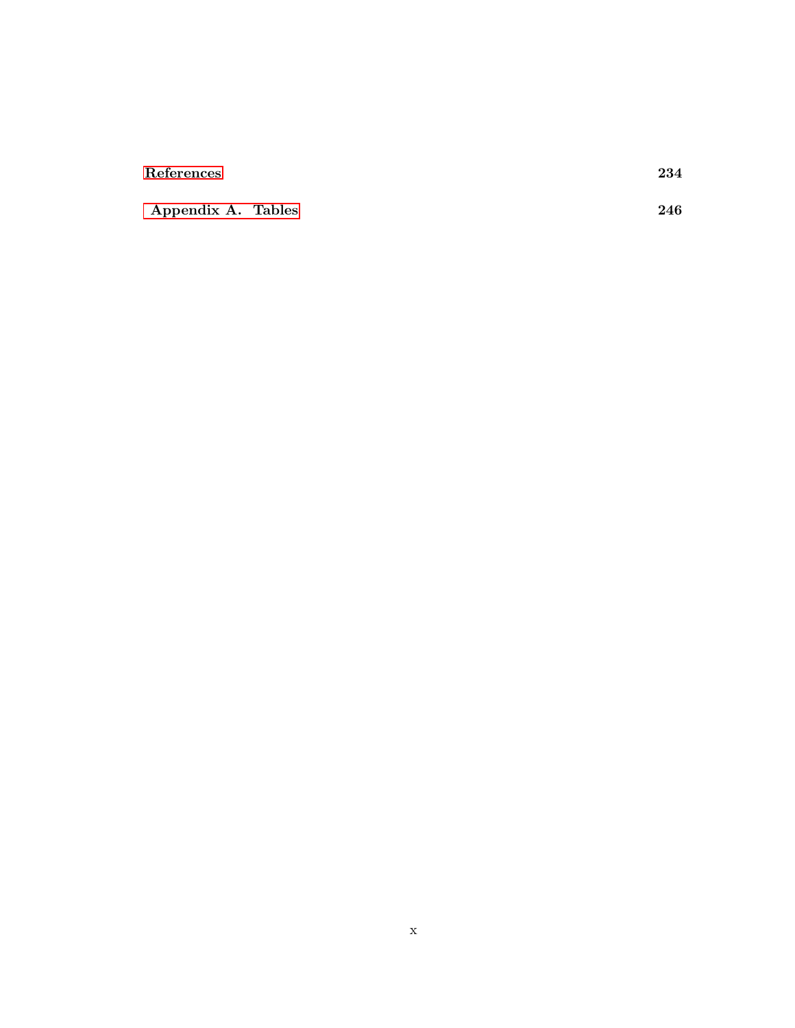**References** 234

**Appendix A. Tables** 246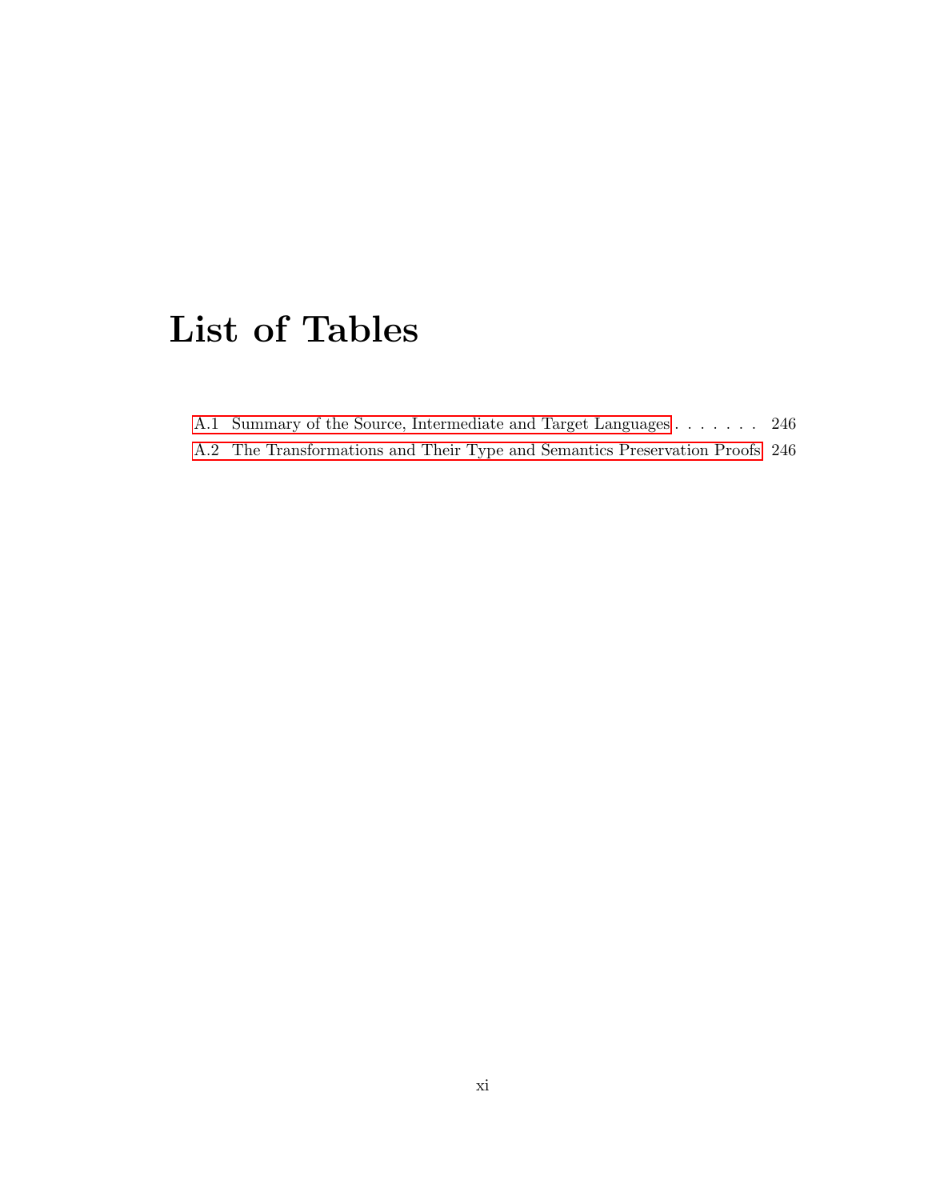# List of Tables

A.1 Summary of the Source, Intermediate and Target Languages . . . . . . . 246

A.2 The Transformations and Their Type and Semantics Preservation Proofs 246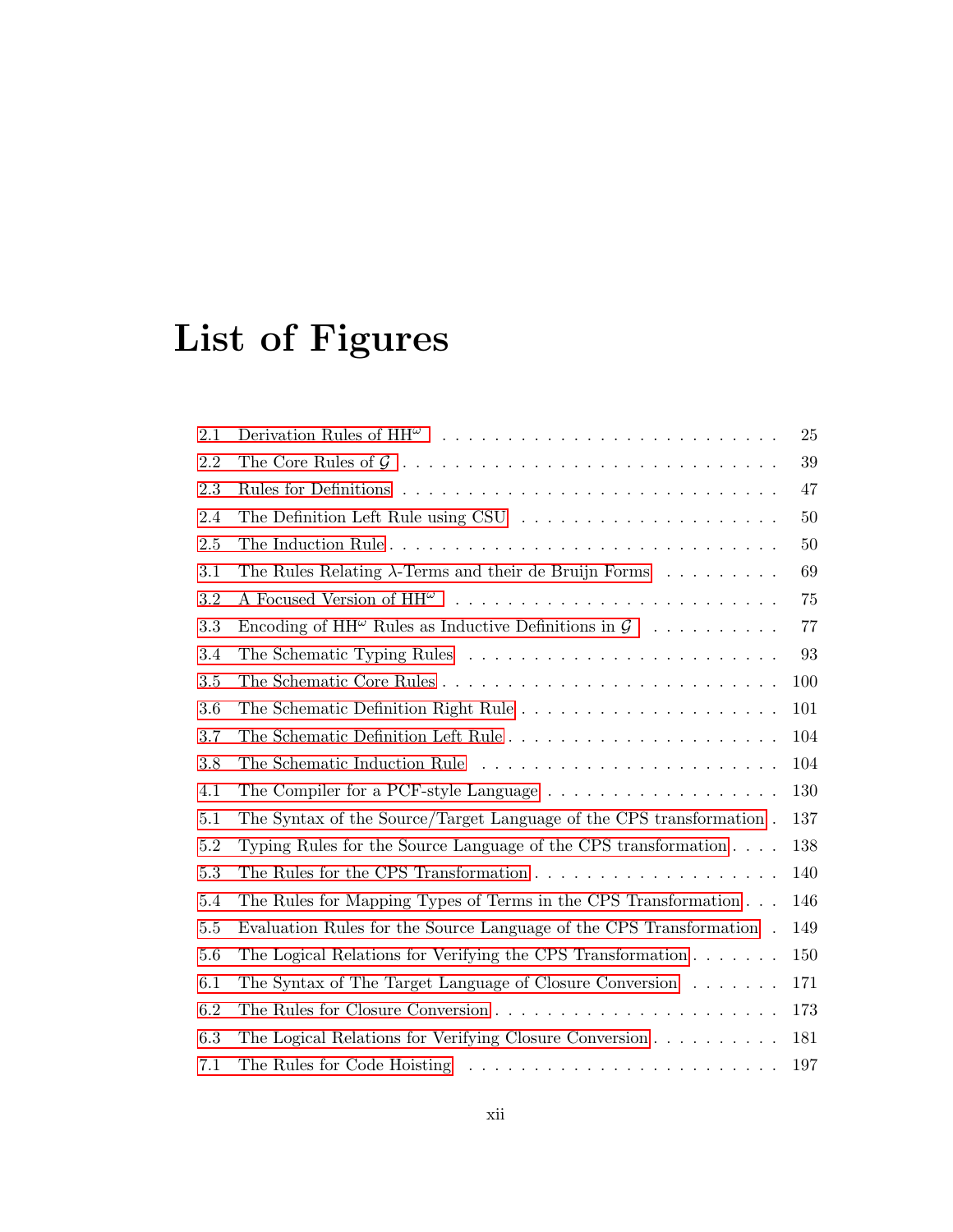# List of Figures

| | | |
|---|---|---|
| 2.1 | Derivation Rules of $HH^{\omega}$ | 25 |
| 2.2 | The Core Rules of $\mathcal{G}$ | 39 |
| 2.3 | Rules for Definitions | 47 |
| 2.4 | The Definition Left Rule using CSU | 50 |
| 2.5 | The Induction Rule | 50 |
| 3.1 | The Rules Relating $\lambda$-Terms and their de Bruijn Forms | 69 |
| 3.2 | A Focused Version of $HH^{\omega}$ | 75 |
| 3.3 | Encoding of $HH^{\omega}$ Rules as Inductive Definitions in $\mathcal{G}$ | 77 |
| 3.4 | The Schematic Typing Rules | 93 |
| 3.5 | The Schematic Core Rules | 100 |
| 3.6 | The Schematic Definition Right Rule | 101 |
| 3.7 | The Schematic Definition Left Rule | 104 |
| 3.8 | The Schematic Induction Rule | 104 |
| 4.1 | The Compiler for a PCF-style Language | 130 |
| 5.1 | The Syntax of the Source/Target Language of the CPS transformation | 137 |
| 5.2 | Typing Rules for the Source Language of the CPS transformation | 138 |
| 5.3 | The Rules for the CPS Transformation | 140 |
| 5.4 | The Rules for Mapping Types of Terms in the CPS Transformation | 146 |
| 5.5 | Evaluation Rules for the Source Language of the CPS Transformation | 149 |
| 5.6 | The Logical Relations for Verifying the CPS Transformation | 150 |
| 6.1 | The Syntax of The Target Language of Closure Conversion | 171 |
| 6.2 | The Rules for Closure Conversion | 173 |
| 6.3 | The Logical Relations for Verifying Closure Conversion | 181 |
| 7.1 | The Rules for Code Hoisting | 197 |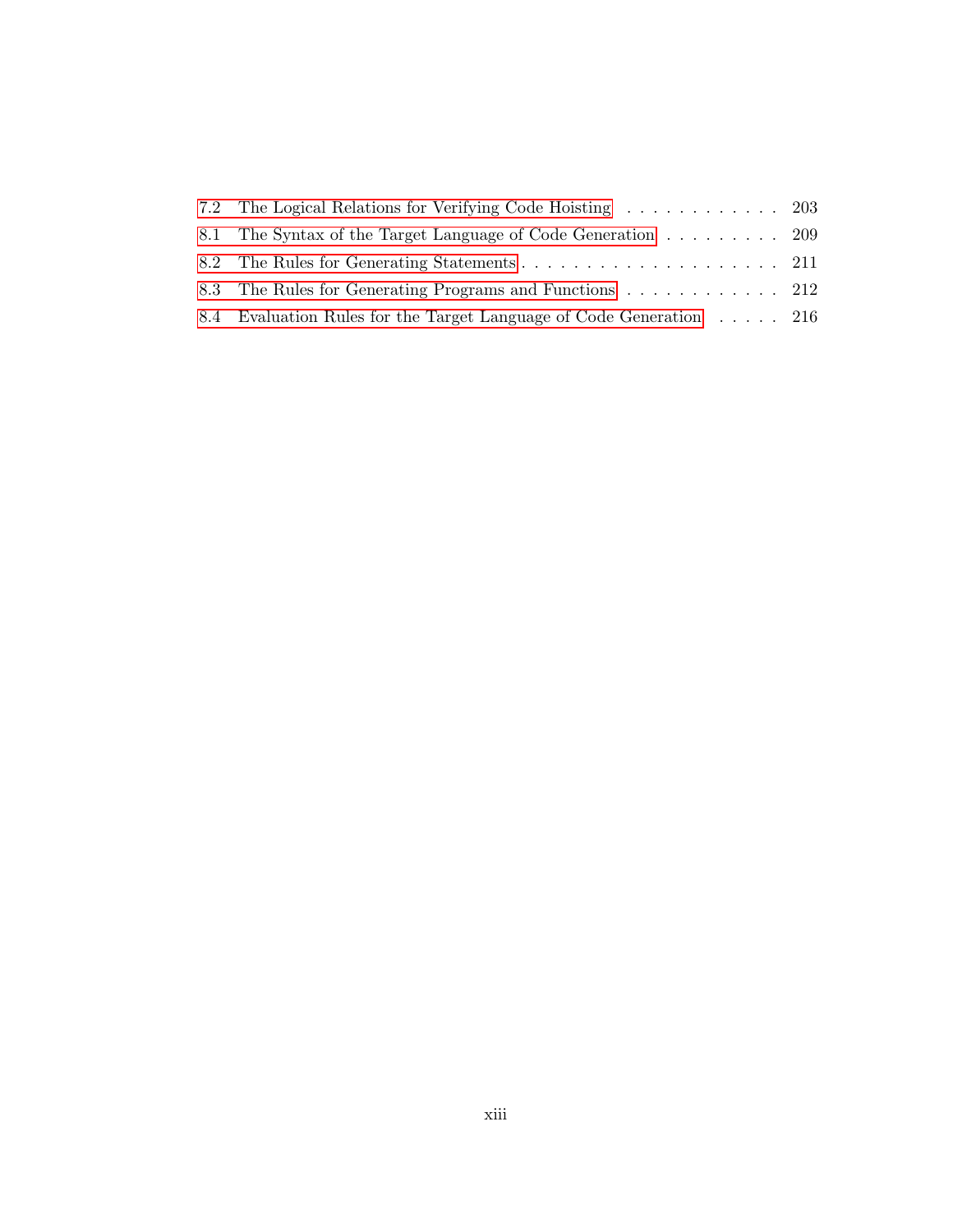7.2 The Logical Relations for Verifying Code Hoisting . . . . . . . . . . . . 203

8.1 The Syntax of the Target Language of Code Generation . . . . . . . . . 209

8.2 The Rules for Generating Statements . . . . . . . . . . . . . . . . . . . . . 211

8.3 The Rules for Generating Programs and Functions . . . . . . . . . . . . 212

8.4 Evaluation Rules for the Target Language of Code Generation . . . . . 216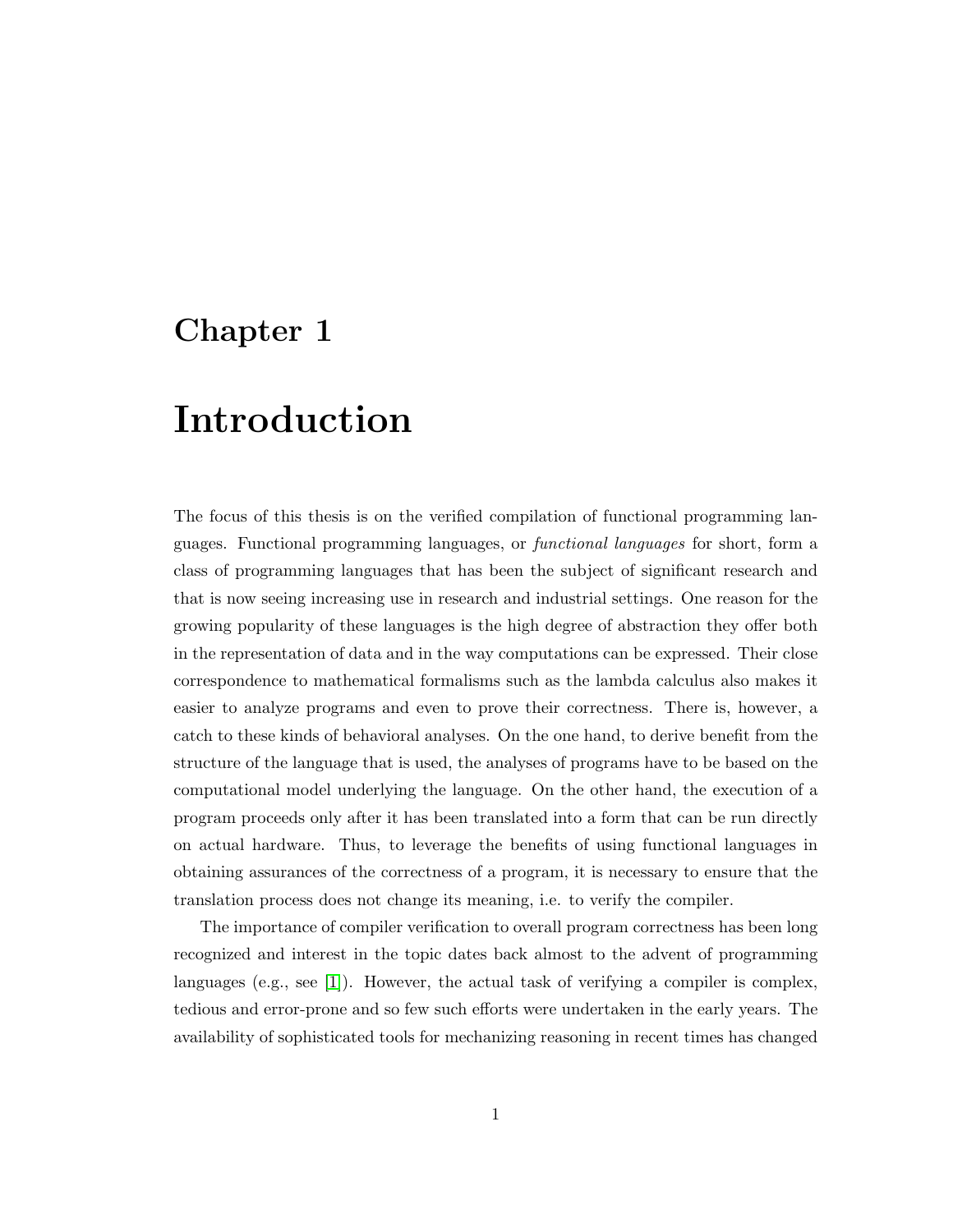# Chapter 1

# Introduction

The focus of this thesis is on the verified compilation of functional programming languages. Functional programming languages, or *functional languages* for short, form a class of programming languages that has been the subject of significant research and that is now seeing increasing use in research and industrial settings. One reason for the growing popularity of these languages is the high degree of abstraction they offer both in the representation of data and in the way computations can be expressed. Their close correspondence to mathematical formalisms such as the lambda calculus also makes it easier to analyze programs and even to prove their correctness. There is, however, a catch to these kinds of behavioral analyses. On the one hand, to derive benefit from the structure of the language that is used, the analyses of programs have to be based on the computational model underlying the language. On the other hand, the execution of a program proceeds only after it has been translated into a form that can be run directly on actual hardware. Thus, to leverage the benefits of using functional languages in obtaining assurances of the correctness of a program, it is necessary to ensure that the translation process does not change its meaning, i.e. to verify the compiler.

The importance of compiler verification to overall program correctness has been long recognized and interest in the topic dates back almost to the advent of programming languages (e.g., see [1]). However, the actual task of verifying a compiler is complex, tedious and error-prone and so few such efforts were undertaken in the early years. The availability of sophisticated tools for mechanizing reasoning in recent times has changed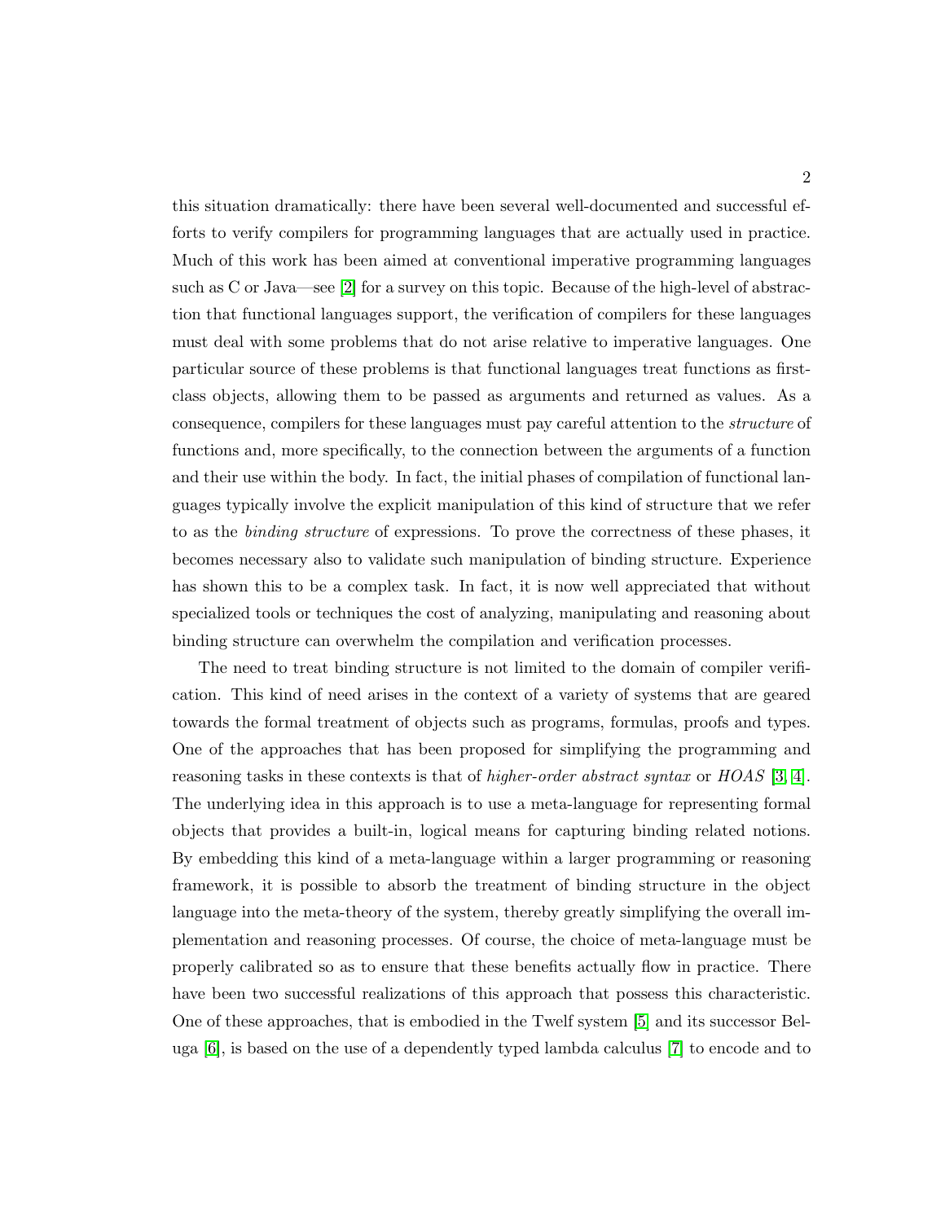this situation dramatically: there have been several well-documented and successful efforts to verify compilers for programming languages that are actually used in practice. Much of this work has been aimed at conventional imperative programming languages such as C or Java—see [2] for a survey on this topic. Because of the high-level of abstraction that functional languages support, the verification of compilers for these languages must deal with some problems that do not arise relative to imperative languages. One particular source of these problems is that functional languages treat functions as first-class objects, allowing them to be passed as arguments and returned as values. As a consequence, compilers for these languages must pay careful attention to the *structure* of functions and, more specifically, to the connection between the arguments of a function and their use within the body. In fact, the initial phases of compilation of functional languages typically involve the explicit manipulation of this kind of structure that we refer to as the *binding structure* of expressions. To prove the correctness of these phases, it becomes necessary also to validate such manipulation of binding structure. Experience has shown this to be a complex task. In fact, it is now well appreciated that without specialized tools or techniques the cost of analyzing, manipulating and reasoning about binding structure can overwhelm the compilation and verification processes.

The need to treat binding structure is not limited to the domain of compiler verification. This kind of need arises in the context of a variety of systems that are geared towards the formal treatment of objects such as programs, formulas, proofs and types. One of the approaches that has been proposed for simplifying the programming and reasoning tasks in these contexts is that of *higher-order abstract syntax* or *HOAS* [3, 4]. The underlying idea in this approach is to use a meta-language for representing formal objects that provides a built-in, logical means for capturing binding related notions. By embedding this kind of a meta-language within a larger programming or reasoning framework, it is possible to absorb the treatment of binding structure in the object language into the meta-theory of the system, thereby greatly simplifying the overall implementation and reasoning processes. Of course, the choice of meta-language must be properly calibrated so as to ensure that these benefits actually flow in practice. There have been two successful realizations of this approach that possess this characteristic. One of these approaches, that is embodied in the Twelf system [5] and its successor Beluga [6], is based on the use of a dependently typed lambda calculus [7] to encode and to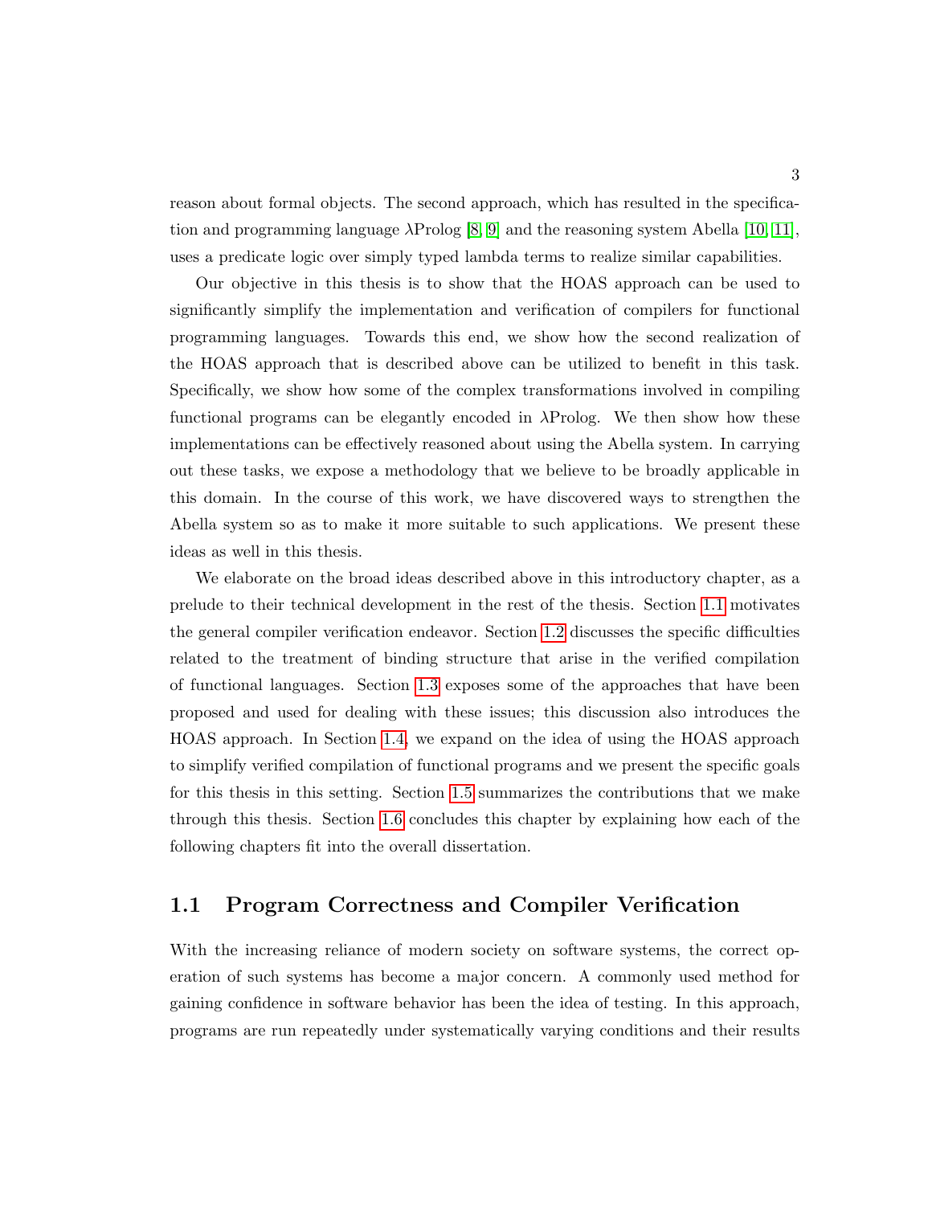reason about formal objects. The second approach, which has resulted in the specification and programming language λProlog [8, 9] and the reasoning system Abella [10, 11], uses a predicate logic over simply typed lambda terms to realize similar capabilities.

Our objective in this thesis is to show that the HOAS approach can be used to significantly simplify the implementation and verification of compilers for functional programming languages. Towards this end, we show how the second realization of the HOAS approach that is described above can be utilized to benefit in this task. Specifically, we show how some of the complex transformations involved in compiling functional programs can be elegantly encoded in λProlog. We then show how these implementations can be effectively reasoned about using the Abella system. In carrying out these tasks, we expose a methodology that we believe to be broadly applicable in this domain. In the course of this work, we have discovered ways to strengthen the Abella system so as to make it more suitable to such applications. We present these ideas as well in this thesis.

We elaborate on the broad ideas described above in this introductory chapter, as a prelude to their technical development in the rest of the thesis. Section 1.1 motivates the general compiler verification endeavor. Section 1.2 discusses the specific difficulties related to the treatment of binding structure that arise in the verified compilation of functional languages. Section 1.3 exposes some of the approaches that have been proposed and used for dealing with these issues; this discussion also introduces the HOAS approach. In Section 1.4, we expand on the idea of using the HOAS approach to simplify verified compilation of functional programs and we present the specific goals for this thesis in this setting. Section 1.5 summarizes the contributions that we make through this thesis. Section 1.6 concludes this chapter by explaining how each of the following chapters fit into the overall dissertation.

## 1.1 Program Correctness and Compiler Verification

With the increasing reliance of modern society on software systems, the correct operation of such systems has become a major concern. A commonly used method for gaining confidence in software behavior has been the idea of testing. In this approach, programs are run repeatedly under systematically varying conditions and their results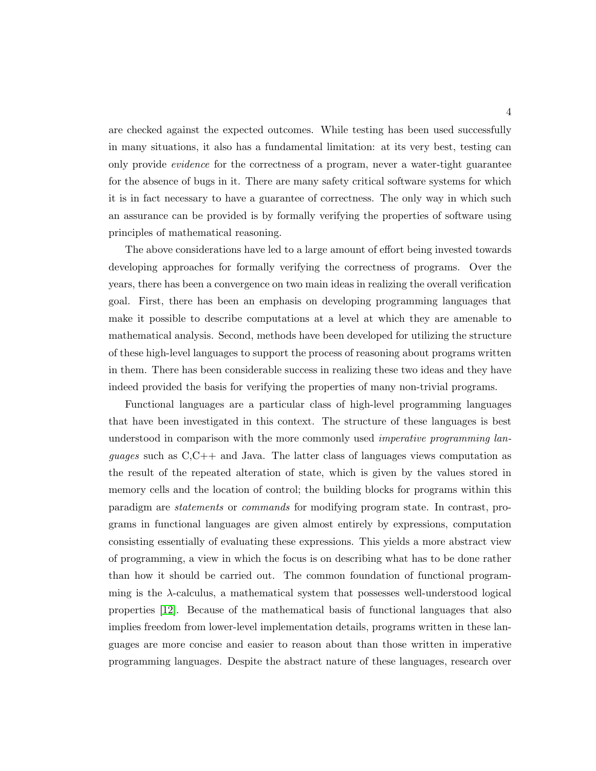are checked against the expected outcomes. While testing has been used successfully in many situations, it also has a fundamental limitation: at its very best, testing can only provide *evidence* for the correctness of a program, never a water-tight guarantee for the absence of bugs in it. There are many safety critical software systems for which it is in fact necessary to have a guarantee of correctness. The only way in which such an assurance can be provided is by formally verifying the properties of software using principles of mathematical reasoning.

The above considerations have led to a large amount of effort being invested towards developing approaches for formally verifying the correctness of programs. Over the years, there has been a convergence on two main ideas in realizing the overall verification goal. First, there has been an emphasis on developing programming languages that make it possible to describe computations at a level at which they are amenable to mathematical analysis. Second, methods have been developed for utilizing the structure of these high-level languages to support the process of reasoning about programs written in them. There has been considerable success in realizing these two ideas and they have indeed provided the basis for verifying the properties of many non-trivial programs.

Functional languages are a particular class of high-level programming languages that have been investigated in this context. The structure of these languages is best understood in comparison with the more commonly used *imperative programming languages* such as C,C++ and Java. The latter class of languages views computation as the result of the repeated alteration of state, which is given by the values stored in memory cells and the location of control; the building blocks for programs within this paradigm are *statements* or *commands* for modifying program state. In contrast, programs in functional languages are given almost entirely by expressions, computation consisting essentially of evaluating these expressions. This yields a more abstract view of programming, a view in which the focus is on describing what has to be done rather than how it should be carried out. The common foundation of functional programming is the $\lambda$-calculus, a mathematical system that possesses well-understood logical properties [12]. Because of the mathematical basis of functional languages that also implies freedom from lower-level implementation details, programs written in these languages are more concise and easier to reason about than those written in imperative programming languages. Despite the abstract nature of these languages, research over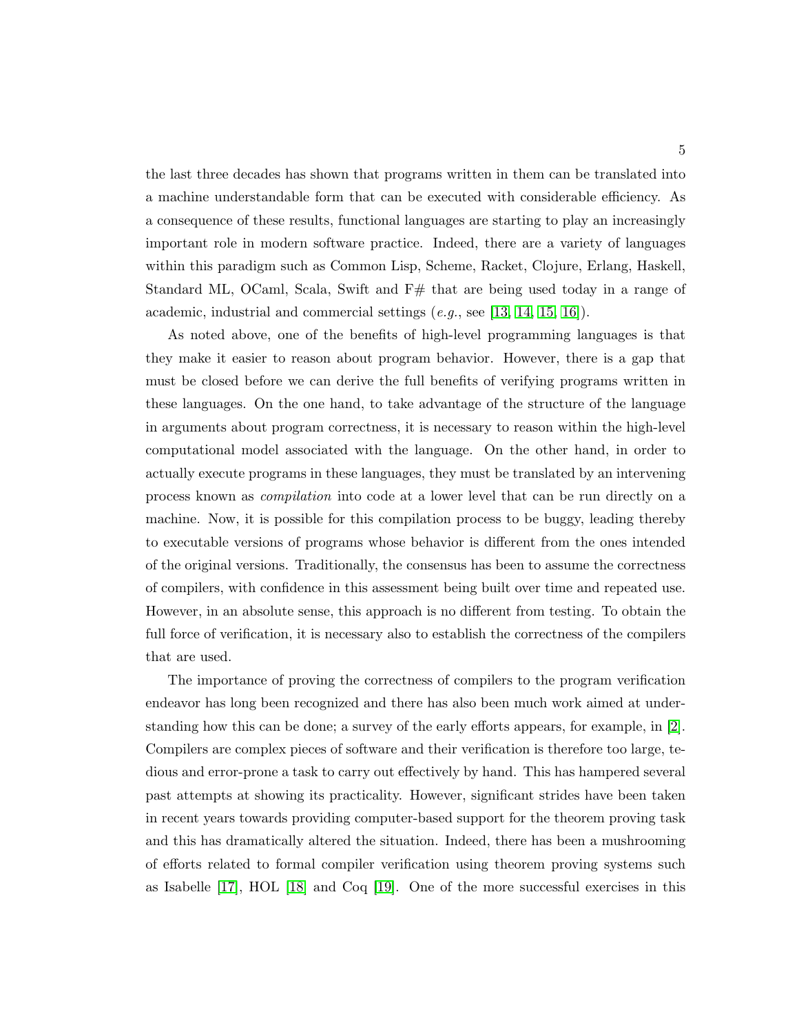the last three decades has shown that programs written in them can be translated into a machine understandable form that can be executed with considerable efficiency. As a consequence of these results, functional languages are starting to play an increasingly important role in modern software practice. Indeed, there are a variety of languages within this paradigm such as Common Lisp, Scheme, Racket, Clojure, Erlang, Haskell, Standard ML, OCaml, Scala, Swift and F# that are being used today in a range of academic, industrial and commercial settings (*e.g.*, see [13, 14, 15, 16]).

As noted above, one of the benefits of high-level programming languages is that they make it easier to reason about program behavior. However, there is a gap that must be closed before we can derive the full benefits of verifying programs written in these languages. On the one hand, to take advantage of the structure of the language in arguments about program correctness, it is necessary to reason within the high-level computational model associated with the language. On the other hand, in order to actually execute programs in these languages, they must be translated by an intervening process known as *compilation* into code at a lower level that can be run directly on a machine. Now, it is possible for this compilation process to be buggy, leading thereby to executable versions of programs whose behavior is different from the ones intended of the original versions. Traditionally, the consensus has been to assume the correctness of compilers, with confidence in this assessment being built over time and repeated use. However, in an absolute sense, this approach is no different from testing. To obtain the full force of verification, it is necessary also to establish the correctness of the compilers that are used.

The importance of proving the correctness of compilers to the program verification endeavor has long been recognized and there has also been much work aimed at understanding how this can be done; a survey of the early efforts appears, for example, in [2]. Compilers are complex pieces of software and their verification is therefore too large, tedious and error-prone a task to carry out effectively by hand. This has hampered several past attempts at showing its practicality. However, significant strides have been taken in recent years towards providing computer-based support for the theorem proving task and this has dramatically altered the situation. Indeed, there has been a mushrooming of efforts related to formal compiler verification using theorem proving systems such as Isabelle [17], HOL [18] and Coq [19]. One of the more successful exercises in this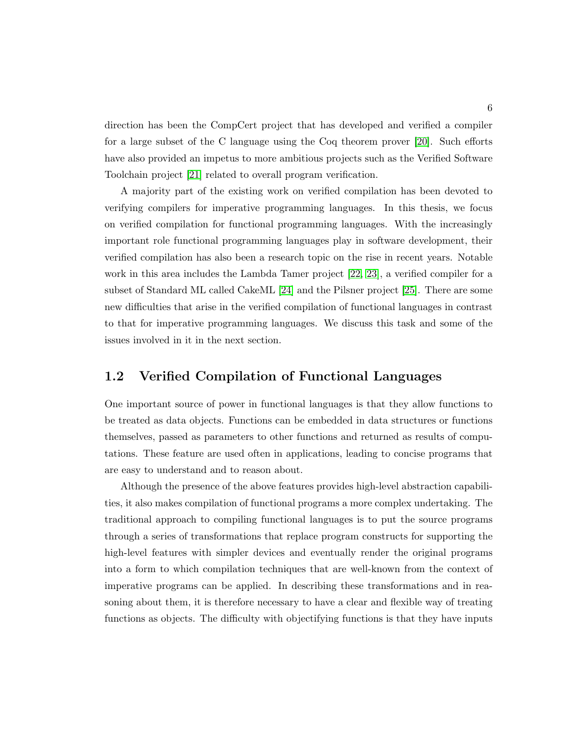direction has been the CompCert project that has developed and verified a compiler for a large subset of the C language using the Coq theorem prover [20]. Such efforts have also provided an impetus to more ambitious projects such as the Verified Software Toolchain project [21] related to overall program verification.

A majority part of the existing work on verified compilation has been devoted to verifying compilers for imperative programming languages. In this thesis, we focus on verified compilation for functional programming languages. With the increasingly important role functional programming languages play in software development, their verified compilation has also been a research topic on the rise in recent years. Notable work in this area includes the Lambda Tamer project [22, 23], a verified compiler for a subset of Standard ML called CakeML [24] and the Pilsner project [25]. There are some new difficulties that arise in the verified compilation of functional languages in contrast to that for imperative programming languages. We discuss this task and some of the issues involved in it in the next section.

## 1.2 Verified Compilation of Functional Languages

One important source of power in functional languages is that they allow functions to be treated as data objects. Functions can be embedded in data structures or functions themselves, passed as parameters to other functions and returned as results of computations. These feature are used often in applications, leading to concise programs that are easy to understand and to reason about.

Although the presence of the above features provides high-level abstraction capabilities, it also makes compilation of functional programs a more complex undertaking. The traditional approach to compiling functional languages is to put the source programs through a series of transformations that replace program constructs for supporting the high-level features with simpler devices and eventually render the original programs into a form to which compilation techniques that are well-known from the context of imperative programs can be applied. In describing these transformations and in reasoning about them, it is therefore necessary to have a clear and flexible way of treating functions as objects. The difficulty with objectifying functions is that they have inputs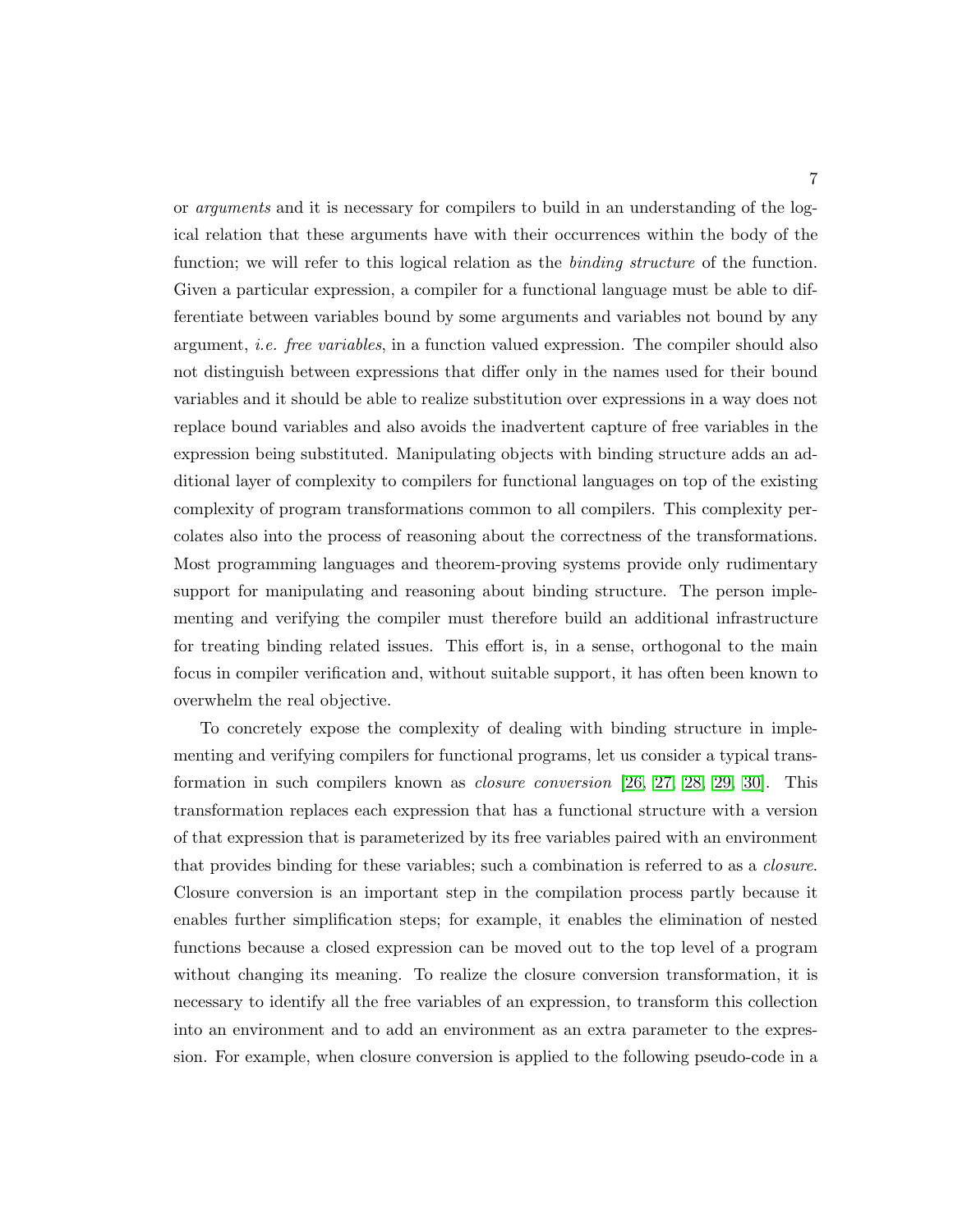or *arguments* and it is necessary for compilers to build in an understanding of the logical relation that these arguments have with their occurrences within the body of the function; we will refer to this logical relation as the *binding structure* of the function. Given a particular expression, a compiler for a functional language must be able to differentiate between variables bound by some arguments and variables not bound by any argument, *i.e. free variables*, in a function valued expression. The compiler should also not distinguish between expressions that differ only in the names used for their bound variables and it should be able to realize substitution over expressions in a way does not replace bound variables and also avoids the inadvertent capture of free variables in the expression being substituted. Manipulating objects with binding structure adds an additional layer of complexity to compilers for functional languages on top of the existing complexity of program transformations common to all compilers. This complexity percolates also into the process of reasoning about the correctness of the transformations. Most programming languages and theorem-proving systems provide only rudimentary support for manipulating and reasoning about binding structure. The person implementing and verifying the compiler must therefore build an additional infrastructure for treating binding related issues. This effort is, in a sense, orthogonal to the main focus in compiler verification and, without suitable support, it has often been known to overwhelm the real objective.

To concretely expose the complexity of dealing with binding structure in implementing and verifying compilers for functional programs, let us consider a typical transformation in such compilers known as *closure conversion* [26, 27, 28, 29, 30]. This transformation replaces each expression that has a functional structure with a version of that expression that is parameterized by its free variables paired with an environment that provides binding for these variables; such a combination is referred to as a *closure*. Closure conversion is an important step in the compilation process partly because it enables further simplification steps; for example, it enables the elimination of nested functions because a closed expression can be moved out to the top level of a program without changing its meaning. To realize the closure conversion transformation, it is necessary to identify all the free variables of an expression, to transform this collection into an environment and to add an environment as an extra parameter to the expression. For example, when closure conversion is applied to the following pseudo-code in a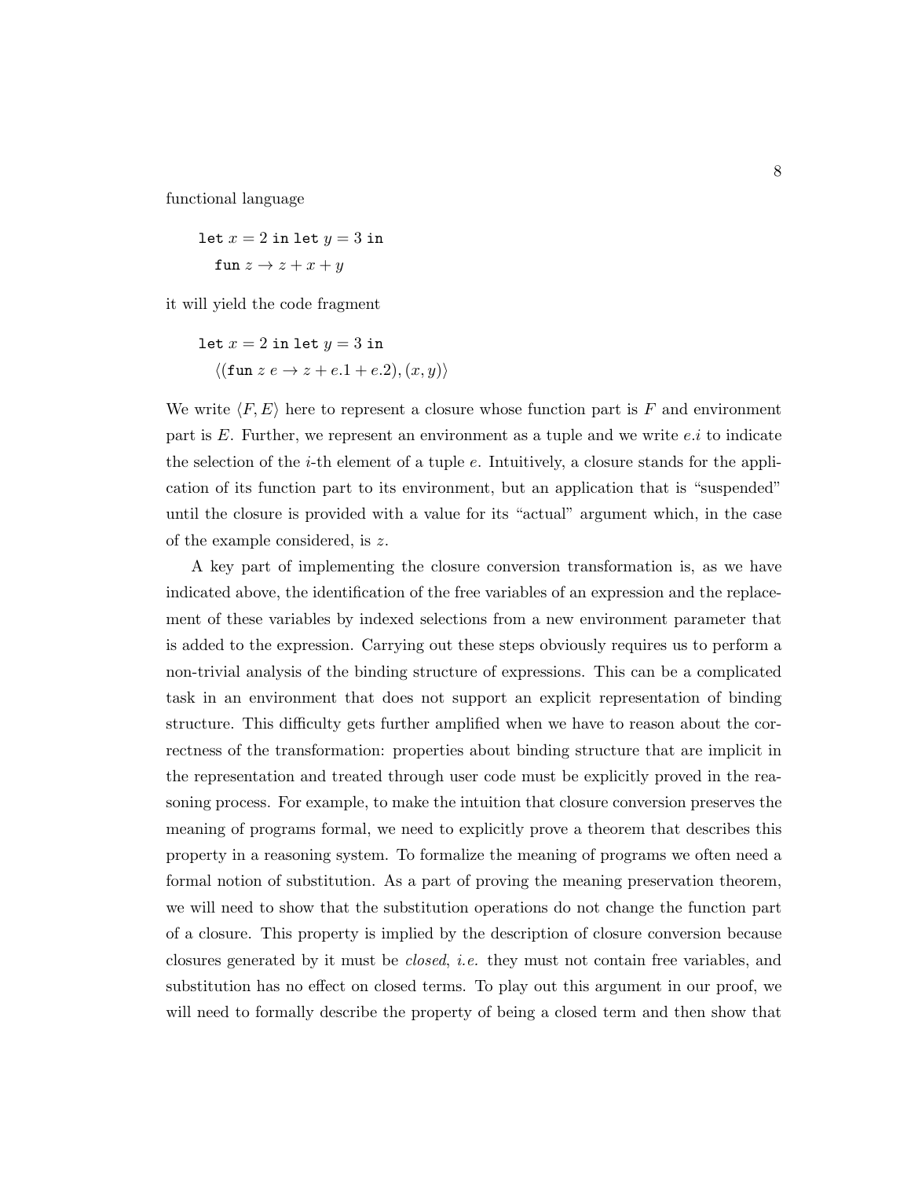functional language

$$\texttt{let } x = 2 \texttt{ in let } y = 3 \texttt{ in}$$
$$\texttt{fun } z \rightarrow z + x + y$$

it will yield the code fragment

$$\texttt{let } x = 2 \texttt{ in let } y = 3 \texttt{ in}$$
$$\langle (\texttt{fun } z\ e \rightarrow z + e.1 + e.2), (x, y) \rangle$$

We write $\langle F, E \rangle$ here to represent a closure whose function part is $F$ and environment part is $E$. Further, we represent an environment as a tuple and we write $e.i$ to indicate the selection of the $i$-th element of a tuple $e$. Intuitively, a closure stands for the application of its function part to its environment, but an application that is "suspended" until the closure is provided with a value for its "actual" argument which, in the case of the example considered, is $z$.

A key part of implementing the closure conversion transformation is, as we have indicated above, the identification of the free variables of an expression and the replacement of these variables by indexed selections from a new environment parameter that is added to the expression. Carrying out these steps obviously requires us to perform a non-trivial analysis of the binding structure of expressions. This can be a complicated task in an environment that does not support an explicit representation of binding structure. This difficulty gets further amplified when we have to reason about the correctness of the transformation: properties about binding structure that are implicit in the representation and treated through user code must be explicitly proved in the reasoning process. For example, to make the intuition that closure conversion preserves the meaning of programs formal, we need to explicitly prove a theorem that describes this property in a reasoning system. To formalize the meaning of programs we often need a formal notion of substitution. As a part of proving the meaning preservation theorem, we will need to show that the substitution operations do not change the function part of a closure. This property is implied by the description of closure conversion because closures generated by it must be *closed*, *i.e.* they must not contain free variables, and substitution has no effect on closed terms. To play out this argument in our proof, we will need to formally describe the property of being a closed term and then show that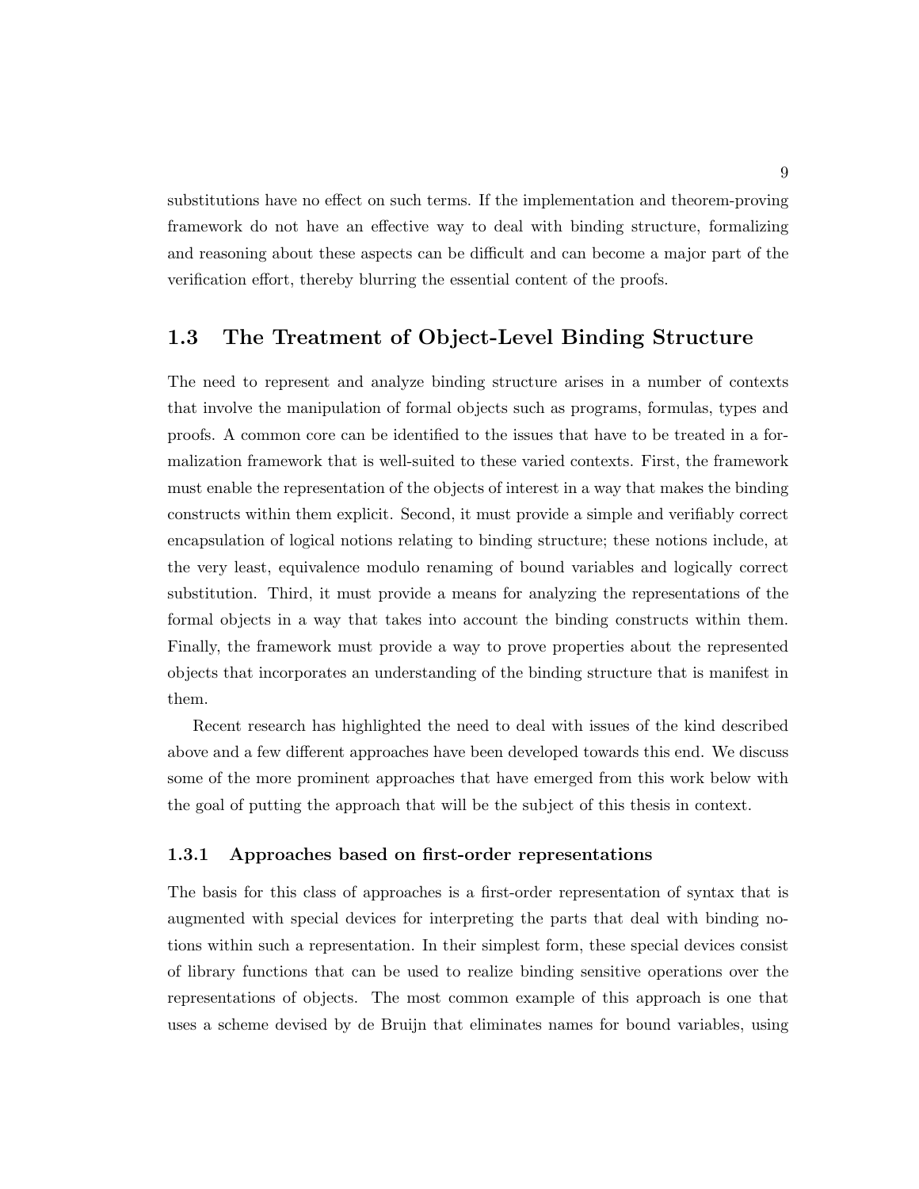substitutions have no effect on such terms. If the implementation and theorem-proving framework do not have an effective way to deal with binding structure, formalizing and reasoning about these aspects can be difficult and can become a major part of the verification effort, thereby blurring the essential content of the proofs.

## 1.3 The Treatment of Object-Level Binding Structure

The need to represent and analyze binding structure arises in a number of contexts that involve the manipulation of formal objects such as programs, formulas, types and proofs. A common core can be identified to the issues that have to be treated in a formalization framework that is well-suited to these varied contexts. First, the framework must enable the representation of the objects of interest in a way that makes the binding constructs within them explicit. Second, it must provide a simple and verifiably correct encapsulation of logical notions relating to binding structure; these notions include, at the very least, equivalence modulo renaming of bound variables and logically correct substitution. Third, it must provide a means for analyzing the representations of the formal objects in a way that takes into account the binding constructs within them. Finally, the framework must provide a way to prove properties about the represented objects that incorporates an understanding of the binding structure that is manifest in them.

Recent research has highlighted the need to deal with issues of the kind described above and a few different approaches have been developed towards this end. We discuss some of the more prominent approaches that have emerged from this work below with the goal of putting the approach that will be the subject of this thesis in context.

### 1.3.1 Approaches based on first-order representations

The basis for this class of approaches is a first-order representation of syntax that is augmented with special devices for interpreting the parts that deal with binding notions within such a representation. In their simplest form, these special devices consist of library functions that can be used to realize binding sensitive operations over the representations of objects. The most common example of this approach is one that uses a scheme devised by de Bruijn that eliminates names for bound variables, using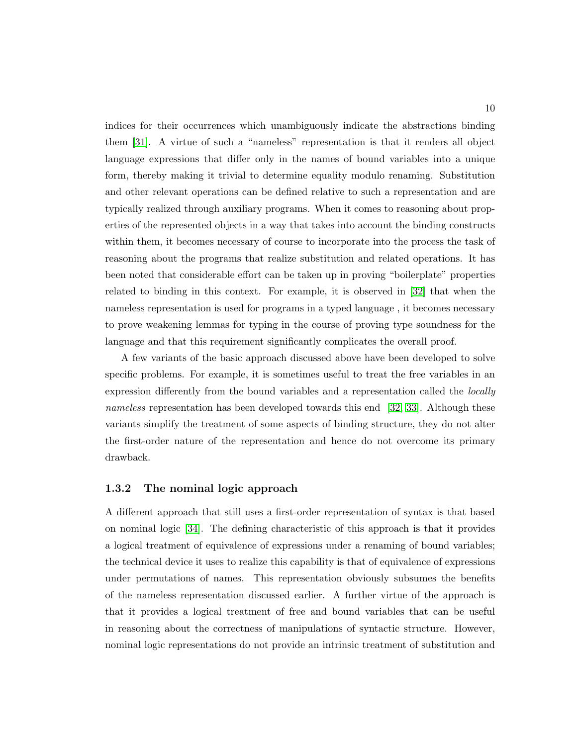indices for their occurrences which unambiguously indicate the abstractions binding them [31]. A virtue of such a "nameless" representation is that it renders all object language expressions that differ only in the names of bound variables into a unique form, thereby making it trivial to determine equality modulo renaming. Substitution and other relevant operations can be defined relative to such a representation and are typically realized through auxiliary programs. When it comes to reasoning about properties of the represented objects in a way that takes into account the binding constructs within them, it becomes necessary of course to incorporate into the process the task of reasoning about the programs that realize substitution and related operations. It has been noted that considerable effort can be taken up in proving "boilerplate" properties related to binding in this context. For example, it is observed in [32] that when the nameless representation is used for programs in a typed language , it becomes necessary to prove weakening lemmas for typing in the course of proving type soundness for the language and that this requirement significantly complicates the overall proof.

A few variants of the basic approach discussed above have been developed to solve specific problems. For example, it is sometimes useful to treat the free variables in an expression differently from the bound variables and a representation called the *locally nameless* representation has been developed towards this end [32, 33]. Although these variants simplify the treatment of some aspects of binding structure, they do not alter the first-order nature of the representation and hence do not overcome its primary drawback.

### 1.3.2 The nominal logic approach

A different approach that still uses a first-order representation of syntax is that based on nominal logic [34]. The defining characteristic of this approach is that it provides a logical treatment of equivalence of expressions under a renaming of bound variables; the technical device it uses to realize this capability is that of equivalence of expressions under permutations of names. This representation obviously subsumes the benefits of the nameless representation discussed earlier. A further virtue of the approach is that it provides a logical treatment of free and bound variables that can be useful in reasoning about the correctness of manipulations of syntactic structure. However, nominal logic representations do not provide an intrinsic treatment of substitution and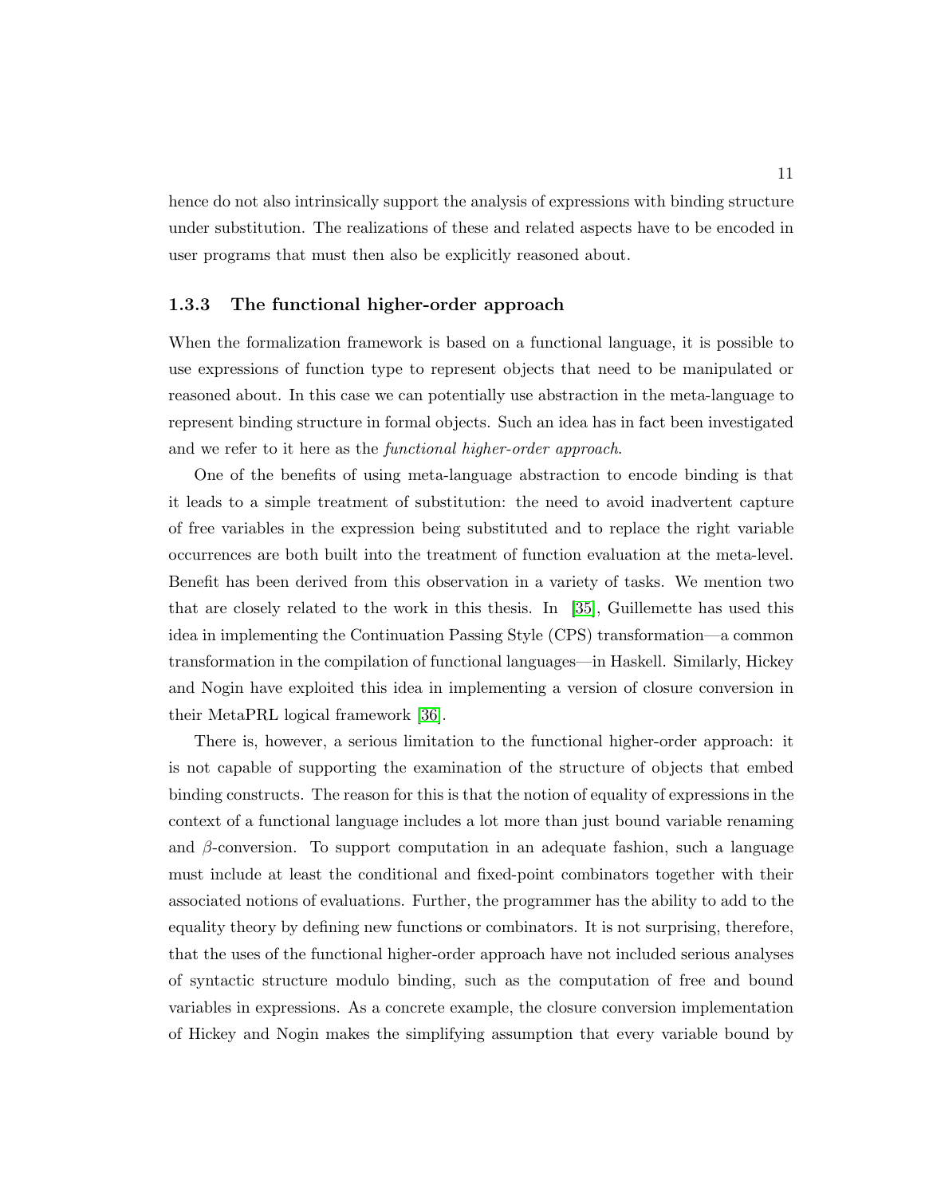hence do not also intrinsically support the analysis of expressions with binding structure under substitution. The realizations of these and related aspects have to be encoded in user programs that must then also be explicitly reasoned about.

### 1.3.3 The functional higher-order approach

When the formalization framework is based on a functional language, it is possible to use expressions of function type to represent objects that need to be manipulated or reasoned about. In this case we can potentially use abstraction in the meta-language to represent binding structure in formal objects. Such an idea has in fact been investigated and we refer to it here as the *functional higher-order approach*.

One of the benefits of using meta-language abstraction to encode binding is that it leads to a simple treatment of substitution: the need to avoid inadvertent capture of free variables in the expression being substituted and to replace the right variable occurrences are both built into the treatment of function evaluation at the meta-level. Benefit has been derived from this observation in a variety of tasks. We mention two that are closely related to the work in this thesis. In [35], Guillemette has used this idea in implementing the Continuation Passing Style (CPS) transformation—a common transformation in the compilation of functional languages—in Haskell. Similarly, Hickey and Nogin have exploited this idea in implementing a version of closure conversion in their MetaPRL logical framework [36].

There is, however, a serious limitation to the functional higher-order approach: it is not capable of supporting the examination of the structure of objects that embed binding constructs. The reason for this is that the notion of equality of expressions in the context of a functional language includes a lot more than just bound variable renaming and $\beta$-conversion. To support computation in an adequate fashion, such a language must include at least the conditional and fixed-point combinators together with their associated notions of evaluations. Further, the programmer has the ability to add to the equality theory by defining new functions or combinators. It is not surprising, therefore, that the uses of the functional higher-order approach have not included serious analyses of syntactic structure modulo binding, such as the computation of free and bound variables in expressions. As a concrete example, the closure conversion implementation of Hickey and Nogin makes the simplifying assumption that every variable bound by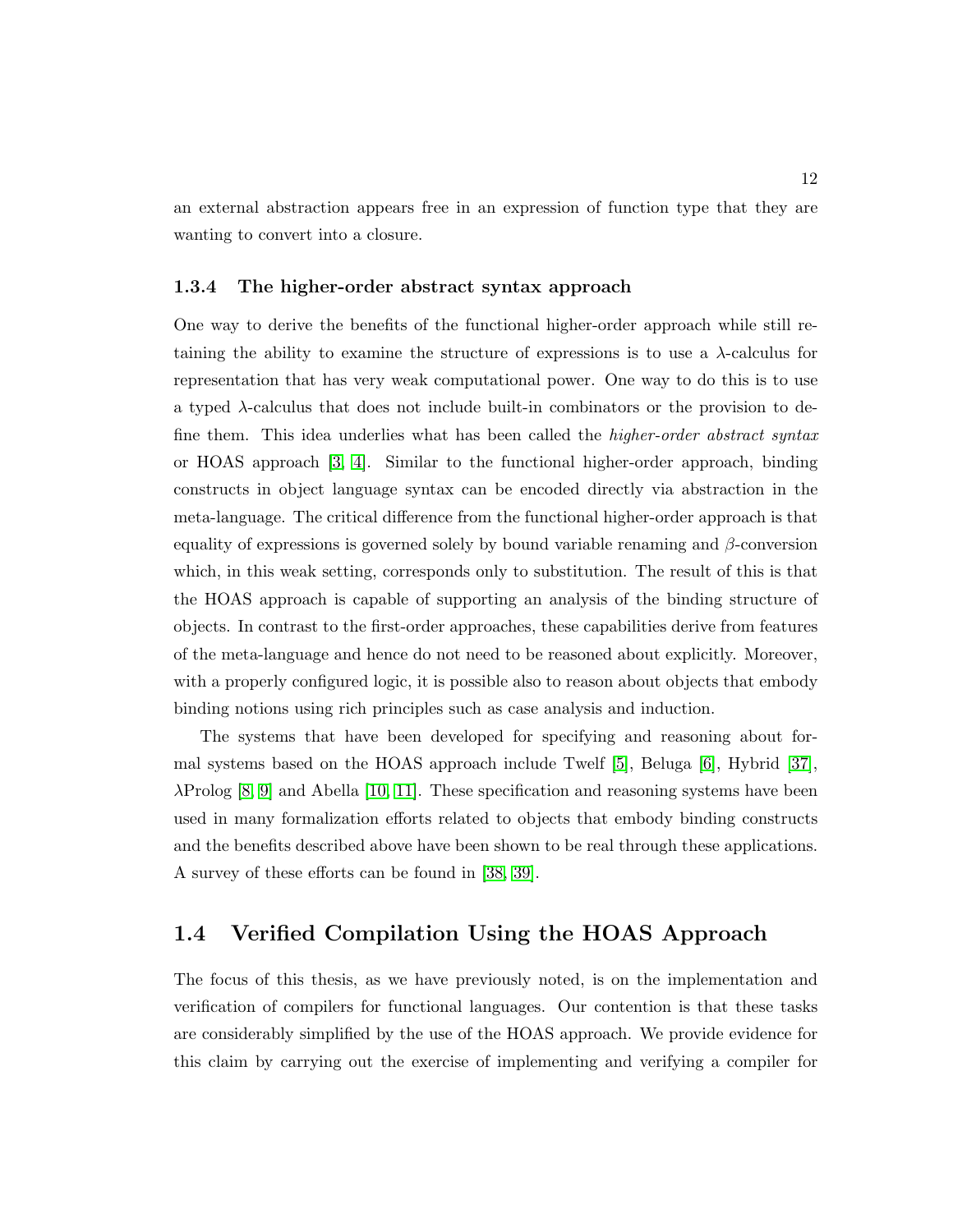an external abstraction appears free in an expression of function type that they are wanting to convert into a closure.

### 1.3.4 The higher-order abstract syntax approach

One way to derive the benefits of the functional higher-order approach while still retaining the ability to examine the structure of expressions is to use a $\lambda$-calculus for representation that has very weak computational power. One way to do this is to use a typed $\lambda$-calculus that does not include built-in combinators or the provision to define them. This idea underlies what has been called the *higher-order abstract syntax* or HOAS approach [3, 4]. Similar to the functional higher-order approach, binding constructs in object language syntax can be encoded directly via abstraction in the meta-language. The critical difference from the functional higher-order approach is that equality of expressions is governed solely by bound variable renaming and $\beta$-conversion which, in this weak setting, corresponds only to substitution. The result of this is that the HOAS approach is capable of supporting an analysis of the binding structure of objects. In contrast to the first-order approaches, these capabilities derive from features of the meta-language and hence do not need to be reasoned about explicitly. Moreover, with a properly configured logic, it is possible also to reason about objects that embody binding notions using rich principles such as case analysis and induction.

The systems that have been developed for specifying and reasoning about formal systems based on the HOAS approach include Twelf [5], Beluga [6], Hybrid [37], $\lambda$Prolog [8, 9] and Abella [10, 11]. These specification and reasoning systems have been used in many formalization efforts related to objects that embody binding constructs and the benefits described above have been shown to be real through these applications. A survey of these efforts can be found in [38, 39].

## 1.4 Verified Compilation Using the HOAS Approach

The focus of this thesis, as we have previously noted, is on the implementation and verification of compilers for functional languages. Our contention is that these tasks are considerably simplified by the use of the HOAS approach. We provide evidence for this claim by carrying out the exercise of implementing and verifying a compiler for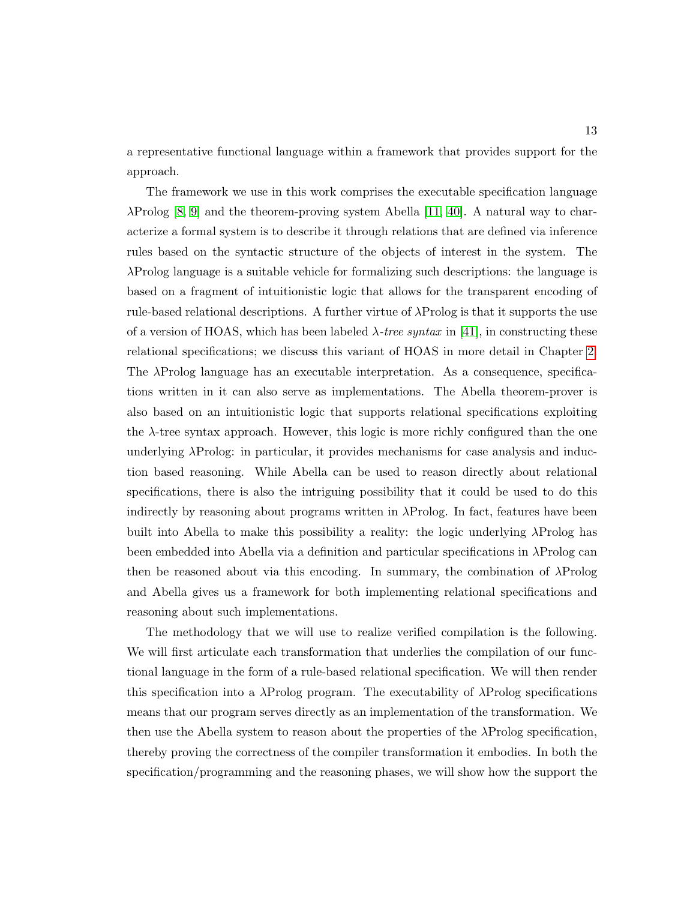a representative functional language within a framework that provides support for the approach.

The framework we use in this work comprises the executable specification language λProlog [8, 9] and the theorem-proving system Abella [11, 40]. A natural way to characterize a formal system is to describe it through relations that are defined via inference rules based on the syntactic structure of the objects of interest in the system. The λProlog language is a suitable vehicle for formalizing such descriptions: the language is based on a fragment of intuitionistic logic that allows for the transparent encoding of rule-based relational descriptions. A further virtue of λProlog is that it supports the use of a version of HOAS, which has been labeled *λ-tree syntax* in [41], in constructing these relational specifications; we discuss this variant of HOAS in more detail in Chapter 2. The λProlog language has an executable interpretation. As a consequence, specifications written in it can also serve as implementations. The Abella theorem-prover is also based on an intuitionistic logic that supports relational specifications exploiting the λ-tree syntax approach. However, this logic is more richly configured than the one underlying λProlog: in particular, it provides mechanisms for case analysis and induction based reasoning. While Abella can be used to reason directly about relational specifications, there is also the intriguing possibility that it could be used to do this indirectly by reasoning about programs written in λProlog. In fact, features have been built into Abella to make this possibility a reality: the logic underlying λProlog has been embedded into Abella via a definition and particular specifications in λProlog can then be reasoned about via this encoding. In summary, the combination of λProlog and Abella gives us a framework for both implementing relational specifications and reasoning about such implementations.

The methodology that we will use to realize verified compilation is the following. We will first articulate each transformation that underlies the compilation of our functional language in the form of a rule-based relational specification. We will then render this specification into a λProlog program. The executability of λProlog specifications means that our program serves directly as an implementation of the transformation. We then use the Abella system to reason about the properties of the λProlog specification, thereby proving the correctness of the compiler transformation it embodies. In both the specification/programming and the reasoning phases, we will show how the support the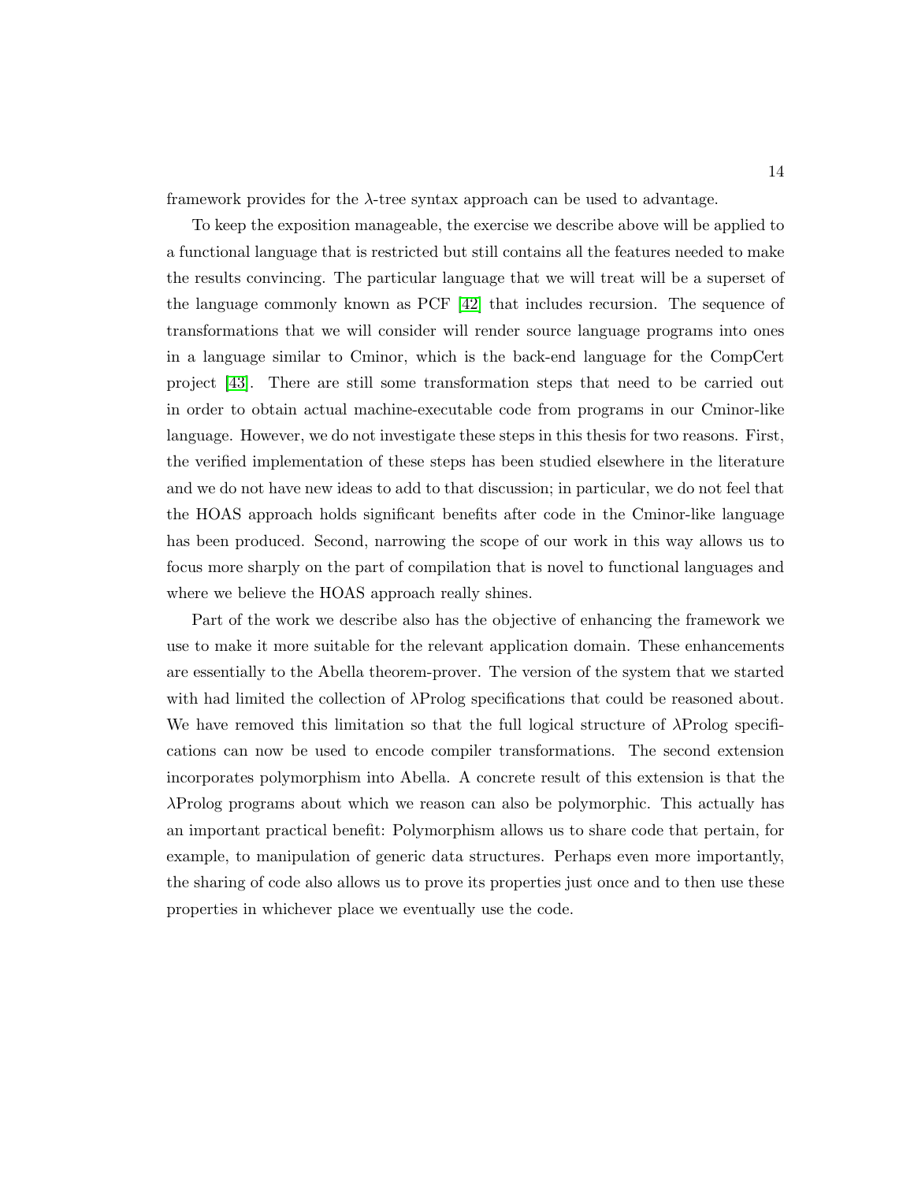framework provides for the $\lambda$-tree syntax approach can be used to advantage.

To keep the exposition manageable, the exercise we describe above will be applied to a functional language that is restricted but still contains all the features needed to make the results convincing. The particular language that we will treat will be a superset of the language commonly known as PCF [42] that includes recursion. The sequence of transformations that we will consider will render source language programs into ones in a language similar to Cminor, which is the back-end language for the CompCert project [43]. There are still some transformation steps that need to be carried out in order to obtain actual machine-executable code from programs in our Cminor-like language. However, we do not investigate these steps in this thesis for two reasons. First, the verified implementation of these steps has been studied elsewhere in the literature and we do not have new ideas to add to that discussion; in particular, we do not feel that the HOAS approach holds significant benefits after code in the Cminor-like language has been produced. Second, narrowing the scope of our work in this way allows us to focus more sharply on the part of compilation that is novel to functional languages and where we believe the HOAS approach really shines.

Part of the work we describe also has the objective of enhancing the framework we use to make it more suitable for the relevant application domain. These enhancements are essentially to the Abella theorem-prover. The version of the system that we started with had limited the collection of $\lambda$Prolog specifications that could be reasoned about. We have removed this limitation so that the full logical structure of $\lambda$Prolog specifications can now be used to encode compiler transformations. The second extension incorporates polymorphism into Abella. A concrete result of this extension is that the $\lambda$Prolog programs about which we reason can also be polymorphic. This actually has an important practical benefit: Polymorphism allows us to share code that pertain, for example, to manipulation of generic data structures. Perhaps even more importantly, the sharing of code also allows us to prove its properties just once and to then use these properties in whichever place we eventually use the code.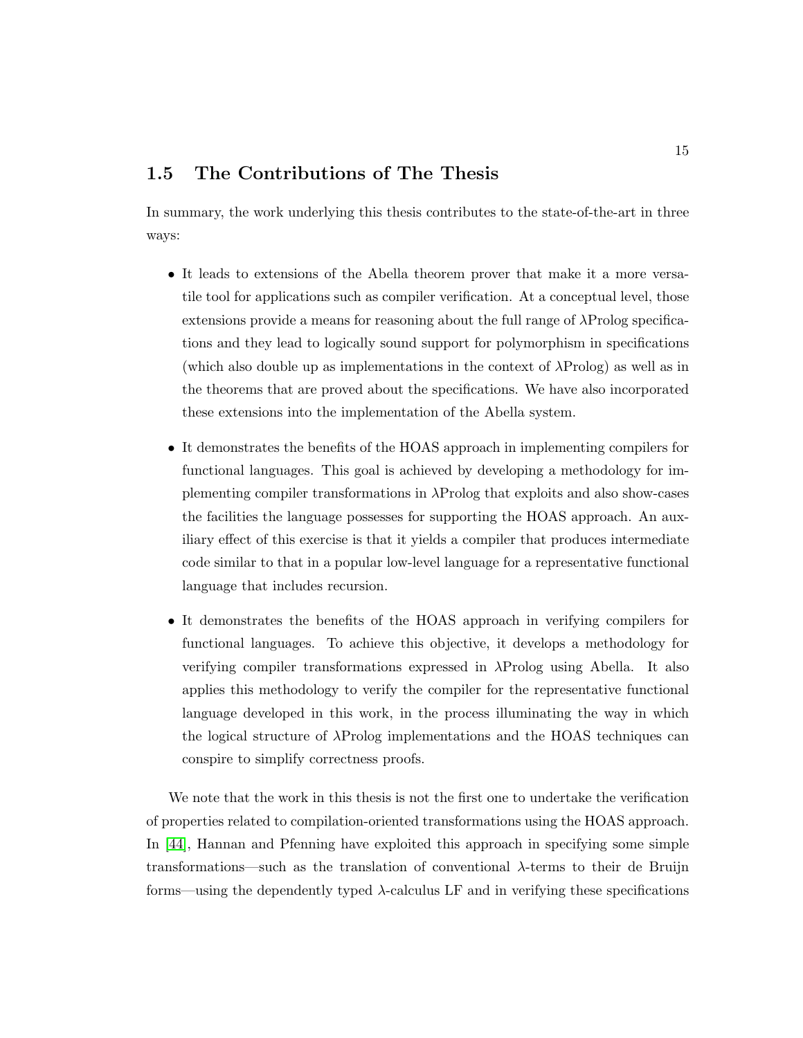## 1.5 The Contributions of The Thesis

In summary, the work underlying this thesis contributes to the state-of-the-art in three ways:

- It leads to extensions of the Abella theorem prover that make it a more versatile tool for applications such as compiler verification. At a conceptual level, those extensions provide a means for reasoning about the full range of λProlog specifications and they lead to logically sound support for polymorphism in specifications (which also double up as implementations in the context of λProlog) as well as in the theorems that are proved about the specifications. We have also incorporated these extensions into the implementation of the Abella system.

- It demonstrates the benefits of the HOAS approach in implementing compilers for functional languages. This goal is achieved by developing a methodology for implementing compiler transformations in λProlog that exploits and also show-cases the facilities the language possesses for supporting the HOAS approach. An auxiliary effect of this exercise is that it yields a compiler that produces intermediate code similar to that in a popular low-level language for a representative functional language that includes recursion.

- It demonstrates the benefits of the HOAS approach in verifying compilers for functional languages. To achieve this objective, it develops a methodology for verifying compiler transformations expressed in λProlog using Abella. It also applies this methodology to verify the compiler for the representative functional language developed in this work, in the process illuminating the way in which the logical structure of λProlog implementations and the HOAS techniques can conspire to simplify correctness proofs.

We note that the work in this thesis is not the first one to undertake the verification of properties related to compilation-oriented transformations using the HOAS approach. In [44], Hannan and Pfenning have exploited this approach in specifying some simple transformations—such as the translation of conventional λ-terms to their de Bruijn forms—using the dependently typed λ-calculus LF and in verifying these specifications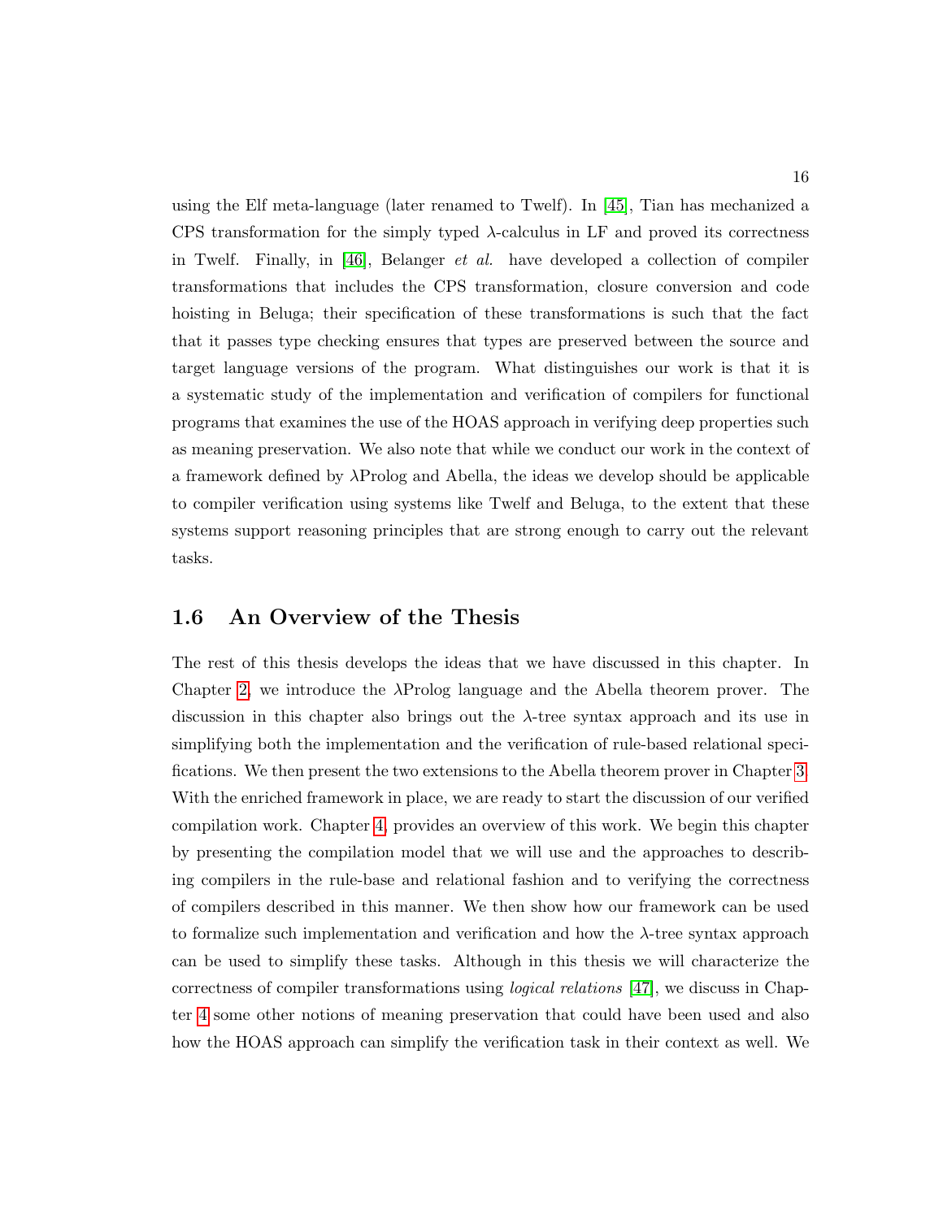using the Elf meta-language (later renamed to Twelf). In [45], Tian has mechanized a CPS transformation for the simply typed $\lambda$-calculus in LF and proved its correctness in Twelf. Finally, in [46], Belanger *et al.* have developed a collection of compiler transformations that includes the CPS transformation, closure conversion and code hoisting in Beluga; their specification of these transformations is such that the fact that it passes type checking ensures that types are preserved between the source and target language versions of the program. What distinguishes our work is that it is a systematic study of the implementation and verification of compilers for functional programs that examines the use of the HOAS approach in verifying deep properties such as meaning preservation. We also note that while we conduct our work in the context of a framework defined by $\lambda$Prolog and Abella, the ideas we develop should be applicable to compiler verification using systems like Twelf and Beluga, to the extent that these systems support reasoning principles that are strong enough to carry out the relevant tasks.

## 1.6 An Overview of the Thesis

The rest of this thesis develops the ideas that we have discussed in this chapter. In Chapter 2, we introduce the $\lambda$Prolog language and the Abella theorem prover. The discussion in this chapter also brings out the $\lambda$-tree syntax approach and its use in simplifying both the implementation and the verification of rule-based relational specifications. We then present the two extensions to the Abella theorem prover in Chapter 3. With the enriched framework in place, we are ready to start the discussion of our verified compilation work. Chapter 4 provides an overview of this work. We begin this chapter by presenting the compilation model that we will use and the approaches to describing compilers in the rule-base and relational fashion and to verifying the correctness of compilers described in this manner. We then show how our framework can be used to formalize such implementation and verification and how the $\lambda$-tree syntax approach can be used to simplify these tasks. Although in this thesis we will characterize the correctness of compiler transformations using *logical relations* [47], we discuss in Chapter 4 some other notions of meaning preservation that could have been used and also how the HOAS approach can simplify the verification task in their context as well. We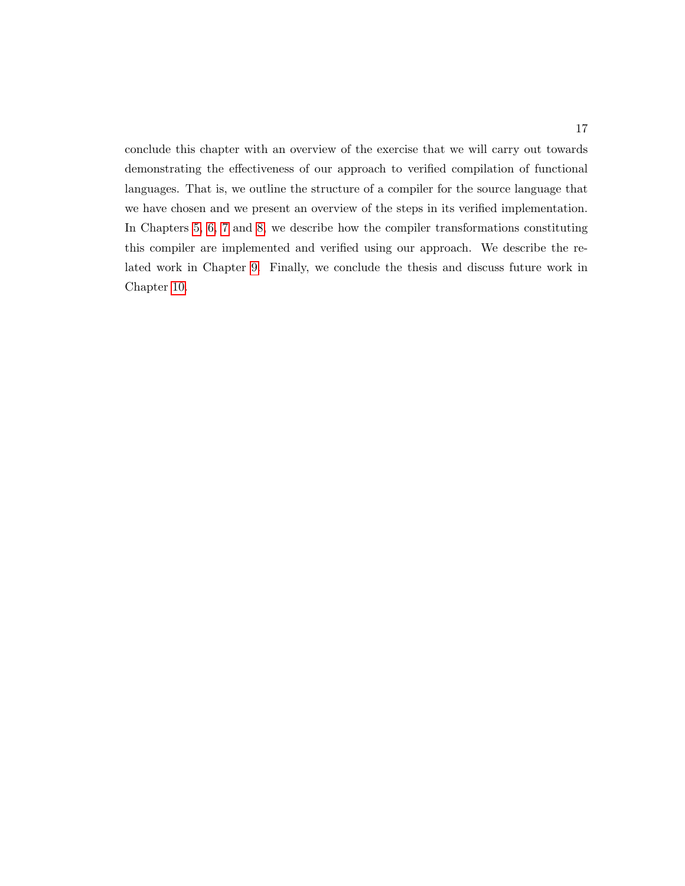conclude this chapter with an overview of the exercise that we will carry out towards demonstrating the effectiveness of our approach to verified compilation of functional languages. That is, we outline the structure of a compiler for the source language that we have chosen and we present an overview of the steps in its verified implementation. In Chapters 5, 6, 7 and 8, we describe how the compiler transformations constituting this compiler are implemented and verified using our approach. We describe the related work in Chapter 9. Finally, we conclude the thesis and discuss future work in Chapter 10.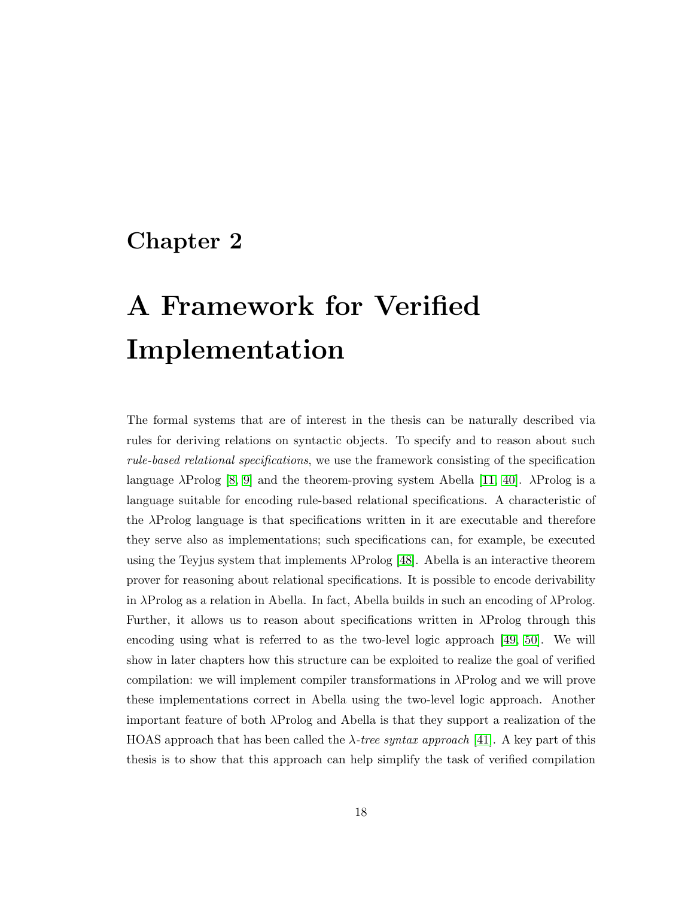# Chapter 2

# A Framework for Verified Implementation

The formal systems that are of interest in the thesis can be naturally described via rules for deriving relations on syntactic objects. To specify and to reason about such *rule-based relational specifications*, we use the framework consisting of the specification language λProlog [8, 9] and the theorem-proving system Abella [11, 40]. λProlog is a language suitable for encoding rule-based relational specifications. A characteristic of the λProlog language is that specifications written in it are executable and therefore they serve also as implementations; such specifications can, for example, be executed using the Teyjus system that implements λProlog [48]. Abella is an interactive theorem prover for reasoning about relational specifications. It is possible to encode derivability in λProlog as a relation in Abella. In fact, Abella builds in such an encoding of λProlog. Further, it allows us to reason about specifications written in λProlog through this encoding using what is referred to as the two-level logic approach [49, 50]. We will show in later chapters how this structure can be exploited to realize the goal of verified compilation: we will implement compiler transformations in λProlog and we will prove these implementations correct in Abella using the two-level logic approach. Another important feature of both λProlog and Abella is that they support a realization of the HOAS approach that has been called the *λ-tree syntax approach* [41]. A key part of this thesis is to show that this approach can help simplify the task of verified compilation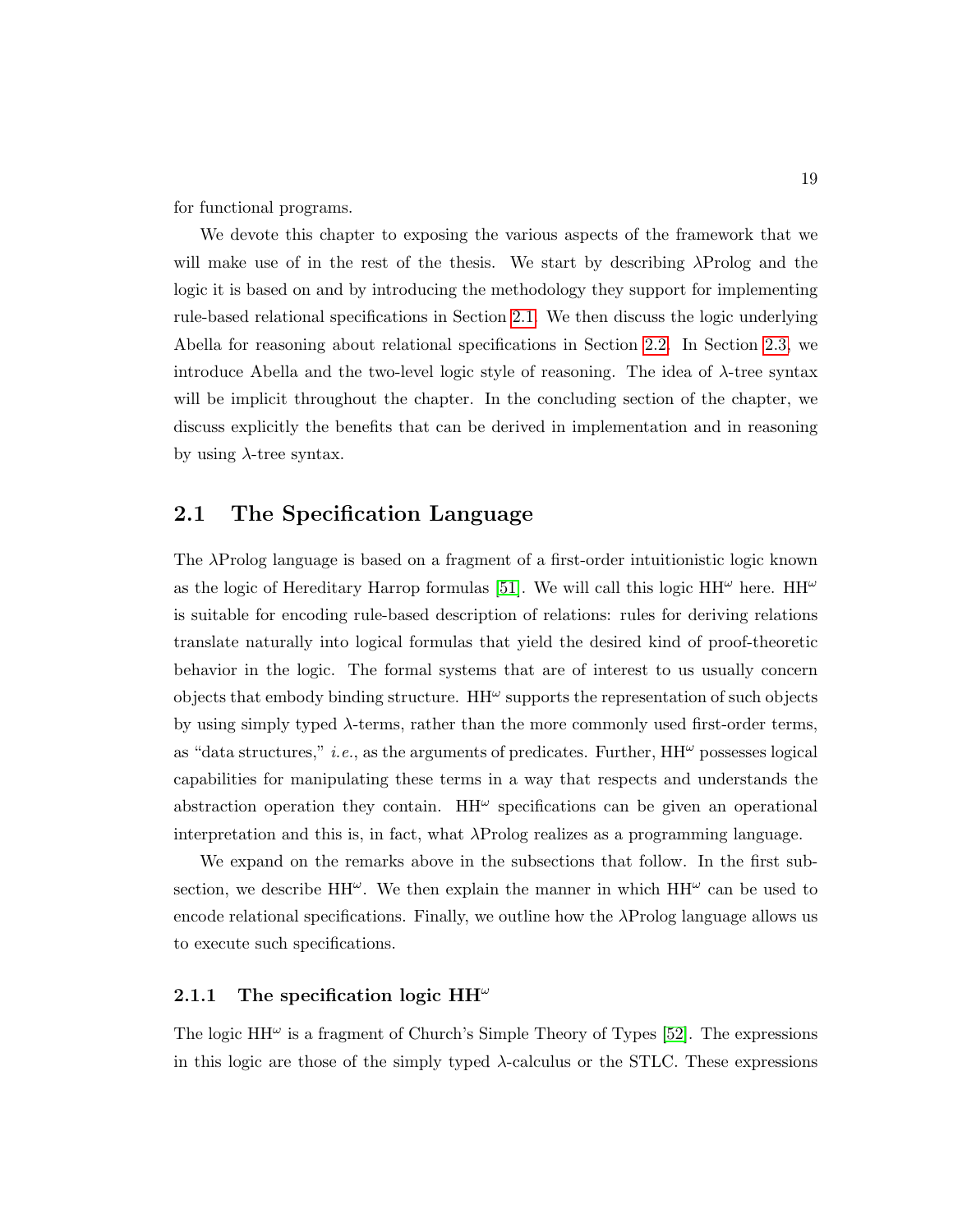for functional programs.

We devote this chapter to exposing the various aspects of the framework that we will make use of in the rest of the thesis. We start by describing λProlog and the logic it is based on and by introducing the methodology they support for implementing rule-based relational specifications in Section 2.1. We then discuss the logic underlying Abella for reasoning about relational specifications in Section 2.2. In Section 2.3, we introduce Abella and the two-level logic style of reasoning. The idea of λ-tree syntax will be implicit throughout the chapter. In the concluding section of the chapter, we discuss explicitly the benefits that can be derived in implementation and in reasoning by using λ-tree syntax.

## 2.1 The Specification Language

The λProlog language is based on a fragment of a first-order intuitionistic logic known as the logic of Hereditary Harrop formulas [51]. We will call this logic $HH^\omega$ here. $HH^\omega$ is suitable for encoding rule-based description of relations: rules for deriving relations translate naturally into logical formulas that yield the desired kind of proof-theoretic behavior in the logic. The formal systems that are of interest to us usually concern objects that embody binding structure. $HH^\omega$ supports the representation of such objects by using simply typed λ-terms, rather than the more commonly used first-order terms, as "data structures," *i.e.*, as the arguments of predicates. Further, $HH^\omega$ possesses logical capabilities for manipulating these terms in a way that respects and understands the abstraction operation they contain. $HH^\omega$ specifications can be given an operational interpretation and this is, in fact, what λProlog realizes as a programming language.

We expand on the remarks above in the subsections that follow. In the first subsection, we describe $HH^\omega$. We then explain the manner in which $HH^\omega$ can be used to encode relational specifications. Finally, we outline how the λProlog language allows us to execute such specifications.

### 2.1.1 The specification logic $HH^\omega$

The logic $HH^\omega$ is a fragment of Church's Simple Theory of Types [52]. The expressions in this logic are those of the simply typed λ-calculus or the STLC. These expressions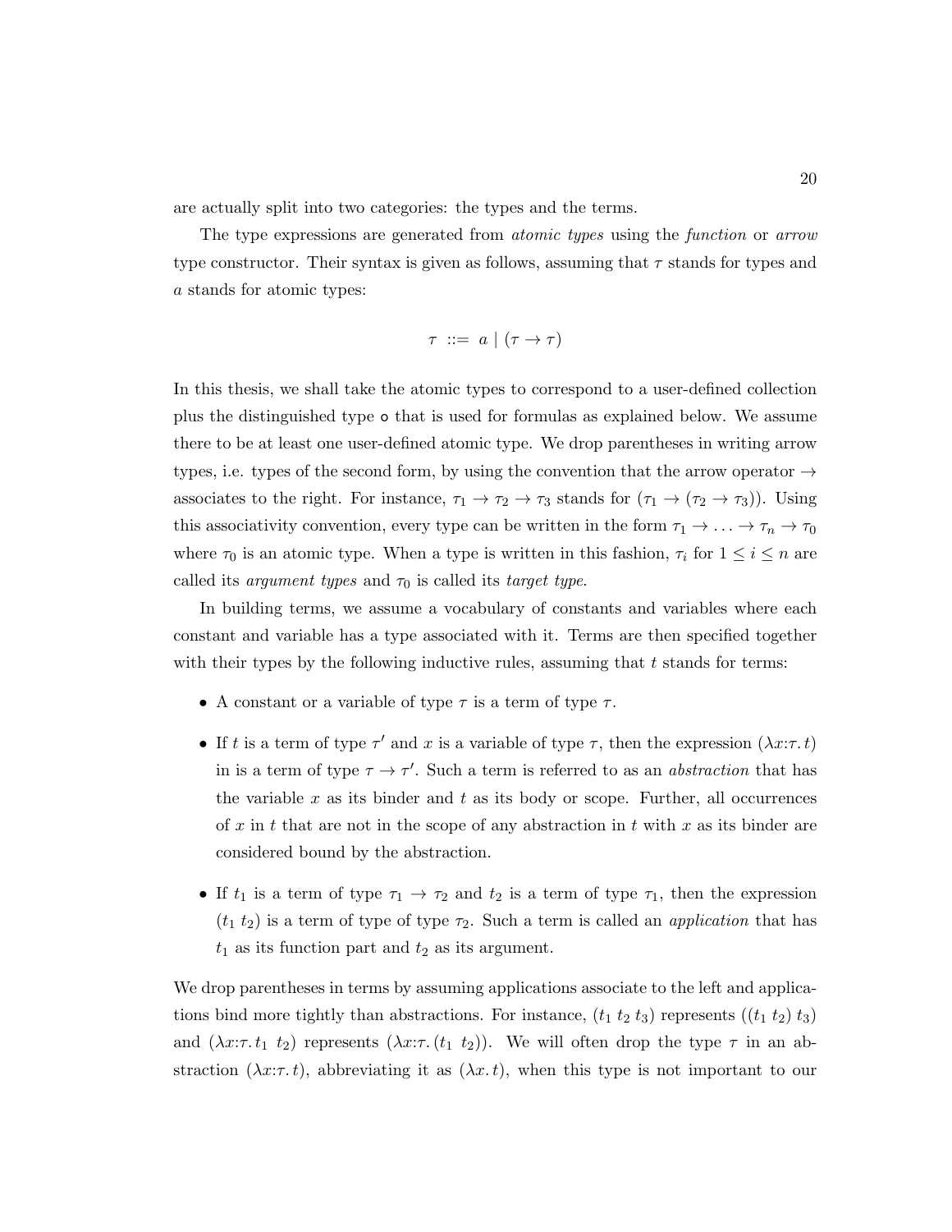are actually split into two categories: the types and the terms.

The type expressions are generated from *atomic types* using the *function* or *arrow* type constructor. Their syntax is given as follows, assuming that $\tau$ stands for types and $a$ stands for atomic types:

$$\tau \;::=\; a \mid (\tau \rightarrow \tau)$$

In this thesis, we shall take the atomic types to correspond to a user-defined collection plus the distinguished type $\mathtt{o}$ that is used for formulas as explained below. We assume there to be at least one user-defined atomic type. We drop parentheses in writing arrow types, i.e. types of the second form, by using the convention that the arrow operator $\rightarrow$ associates to the right. For instance, $\tau_1 \rightarrow \tau_2 \rightarrow \tau_3$ stands for $(\tau_1 \rightarrow (\tau_2 \rightarrow \tau_3))$. Using this associativity convention, every type can be written in the form $\tau_1 \rightarrow \ldots \rightarrow \tau_n \rightarrow \tau_0$ where $\tau_0$ is an atomic type. When a type is written in this fashion, $\tau_i$ for $1 \leq i \leq n$ are called its *argument types* and $\tau_0$ is called its *target type*.

In building terms, we assume a vocabulary of constants and variables where each constant and variable has a type associated with it. Terms are then specified together with their types by the following inductive rules, assuming that $t$ stands for terms:

- A constant or a variable of type $\tau$ is a term of type $\tau$.
- If $t$ is a term of type $\tau'$ and $x$ is a variable of type $\tau$, then the expression $(\lambda x{:}\tau.\, t)$ in is a term of type $\tau \rightarrow \tau'$. Such a term is referred to as an *abstraction* that has the variable $x$ as its binder and $t$ as its body or scope. Further, all occurrences of $x$ in $t$ that are not in the scope of any abstraction in $t$ with $x$ as its binder are considered bound by the abstraction.
- If $t_1$ is a term of type $\tau_1 \rightarrow \tau_2$ and $t_2$ is a term of type $\tau_1$, then the expression $(t_1\ t_2)$ is a term of type of type $\tau_2$. Such a term is called an *application* that has $t_1$ as its function part and $t_2$ as its argument.

We drop parentheses in terms by assuming applications associate to the left and applications bind more tightly than abstractions. For instance, $(t_1\ t_2\ t_3)$ represents $((t_1\ t_2)\ t_3)$ and $(\lambda x{:}\tau.\, t_1\ \ t_2)$ represents $(\lambda x{:}\tau.\, (t_1\ \ t_2))$. We will often drop the type $\tau$ in an abstraction $(\lambda x{:}\tau.\, t)$, abbreviating it as $(\lambda x.\, t)$, when this type is not important to our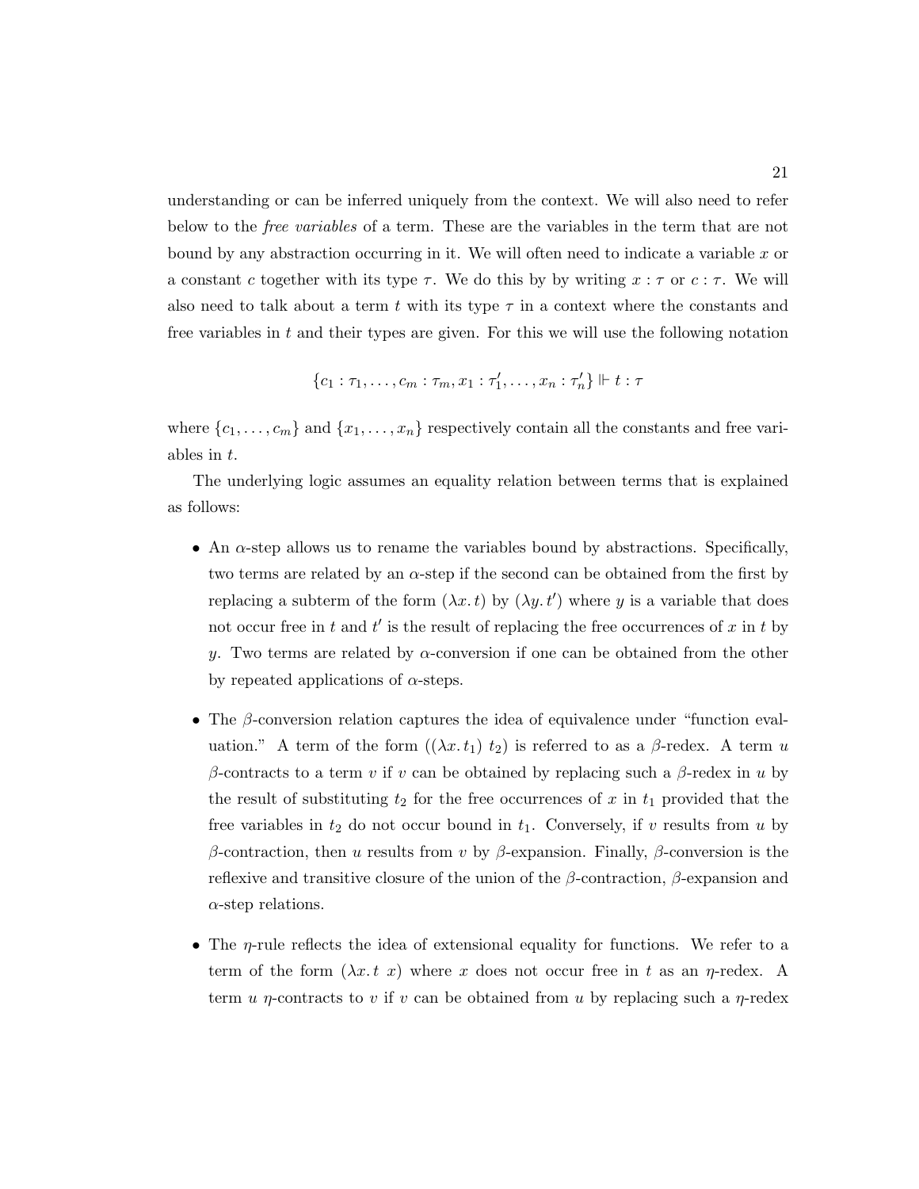understanding or can be inferred uniquely from the context. We will also need to refer below to the *free variables* of a term. These are the variables in the term that are not bound by any abstraction occurring in it. We will often need to indicate a variable $x$ or a constant $c$ together with its type $\tau$. We do this by by writing $x : \tau$ or $c : \tau$. We will also need to talk about a term $t$ with its type $\tau$ in a context where the constants and free variables in $t$ and their types are given. For this we will use the following notation

$$\{c_1 : \tau_1, \ldots, c_m : \tau_m, x_1 : \tau_1', \ldots, x_n : \tau_n'\} \Vdash t : \tau$$

where $\{c_1, \ldots, c_m\}$ and $\{x_1, \ldots, x_n\}$ respectively contain all the constants and free variables in $t$.

The underlying logic assumes an equality relation between terms that is explained as follows:

- An $\alpha$-step allows us to rename the variables bound by abstractions. Specifically, two terms are related by an $\alpha$-step if the second can be obtained from the first by replacing a subterm of the form $(\lambda x. t)$ by $(\lambda y. t')$ where $y$ is a variable that does not occur free in $t$ and $t'$ is the result of replacing the free occurrences of $x$ in $t$ by $y$. Two terms are related by $\alpha$-conversion if one can be obtained from the other by repeated applications of $\alpha$-steps.

- The $\beta$-conversion relation captures the idea of equivalence under "function evaluation." A term of the form $((\lambda x. t_1)\ t_2)$ is referred to as a $\beta$-redex. A term $u$ $\beta$-contracts to a term $v$ if $v$ can be obtained by replacing such a $\beta$-redex in $u$ by the result of substituting $t_2$ for the free occurrences of $x$ in $t_1$ provided that the free variables in $t_2$ do not occur bound in $t_1$. Conversely, if $v$ results from $u$ by $\beta$-contraction, then $u$ results from $v$ by $\beta$-expansion. Finally, $\beta$-conversion is the reflexive and transitive closure of the union of the $\beta$-contraction, $\beta$-expansion and $\alpha$-step relations.

- The $\eta$-rule reflects the idea of extensional equality for functions. We refer to a term of the form $(\lambda x. t\ x)$ where $x$ does not occur free in $t$ as an $\eta$-redex. A term $u$ $\eta$-contracts to $v$ if $v$ can be obtained from $u$ by replacing such a $\eta$-redex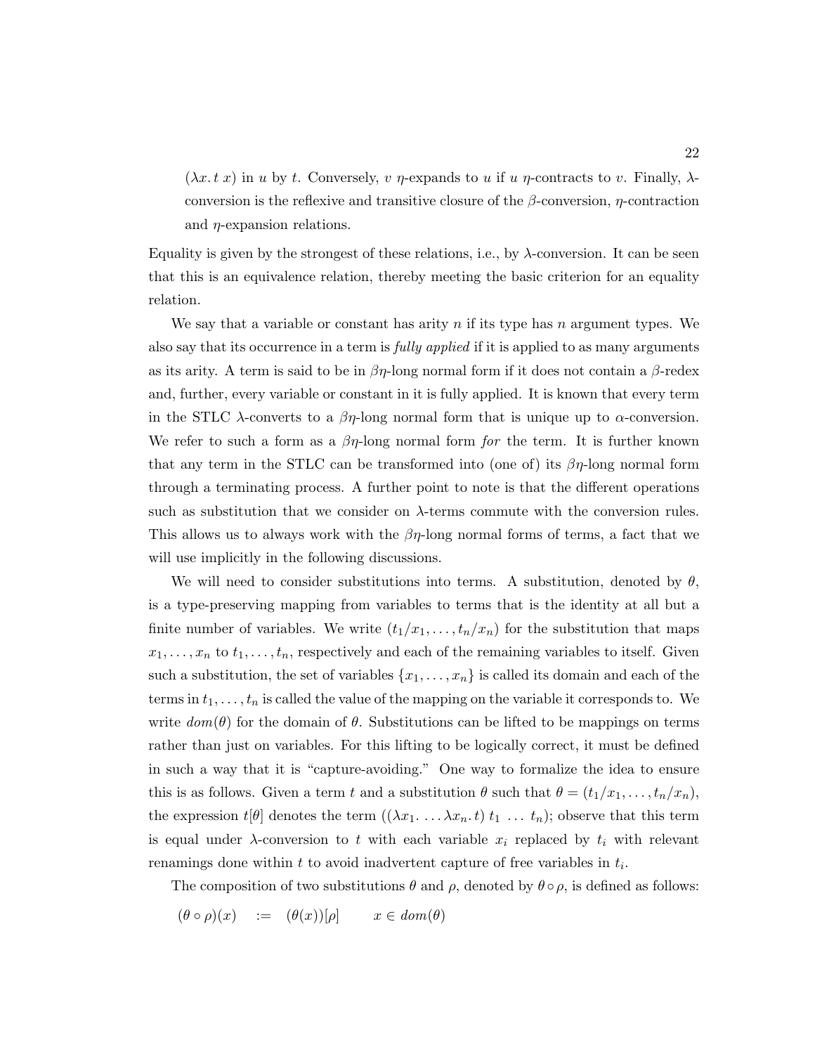$(\lambda x. t\ x)$ in $u$ by $t$. Conversely, $v$ $\eta$-expands to $u$ if $u$ $\eta$-contracts to $v$. Finally, $\lambda$-conversion is the reflexive and transitive closure of the $\beta$-conversion, $\eta$-contraction and $\eta$-expansion relations.

Equality is given by the strongest of these relations, i.e., by $\lambda$-conversion. It can be seen that this is an equivalence relation, thereby meeting the basic criterion for an equality relation.

We say that a variable or constant has arity $n$ if its type has $n$ argument types. We also say that its occurrence in a term is *fully applied* if it is applied to as many arguments as its arity. A term is said to be in $\beta\eta$-long normal form if it does not contain a $\beta$-redex and, further, every variable or constant in it is fully applied. It is known that every term in the STLC $\lambda$-converts to a $\beta\eta$-long normal form that is unique up to $\alpha$-conversion. We refer to such a form as a $\beta\eta$-long normal form *for* the term. It is further known that any term in the STLC can be transformed into (one of) its $\beta\eta$-long normal form through a terminating process. A further point to note is that the different operations such as substitution that we consider on $\lambda$-terms commute with the conversion rules. This allows us to always work with the $\beta\eta$-long normal forms of terms, a fact that we will use implicitly in the following discussions.

We will need to consider substitutions into terms. A substitution, denoted by $\theta$, is a type-preserving mapping from variables to terms that is the identity at all but a finite number of variables. We write $(t_1/x_1, \ldots, t_n/x_n)$ for the substitution that maps $x_1, \ldots, x_n$ to $t_1, \ldots, t_n$, respectively and each of the remaining variables to itself. Given such a substitution, the set of variables $\{x_1, \ldots, x_n\}$ is called its domain and each of the terms in $t_1, \ldots, t_n$ is called the value of the mapping on the variable it corresponds to. We write $dom(\theta)$ for the domain of $\theta$. Substitutions can be lifted to be mappings on terms rather than just on variables. For this lifting to be logically correct, it must be defined in such a way that it is "capture-avoiding." One way to formalize the idea to ensure this is as follows. Given a term $t$ and a substitution $\theta$ such that $\theta = (t_1/x_1, \ldots, t_n/x_n)$, the expression $t[\theta]$ denotes the term $((\lambda x_1. \ldots \lambda x_n. t)\ t_1\ \ldots\ t_n)$; observe that this term is equal under $\lambda$-conversion to $t$ with each variable $x_i$ replaced by $t_i$ with relevant renamings done within $t$ to avoid inadvertent capture of free variables in $t_i$.

The composition of two substitutions $\theta$ and $\rho$, denoted by $\theta \circ \rho$, is defined as follows:

$$(\theta \circ \rho)(x) \quad := \quad (\theta(x))[\rho] \qquad x \in dom(\theta)$$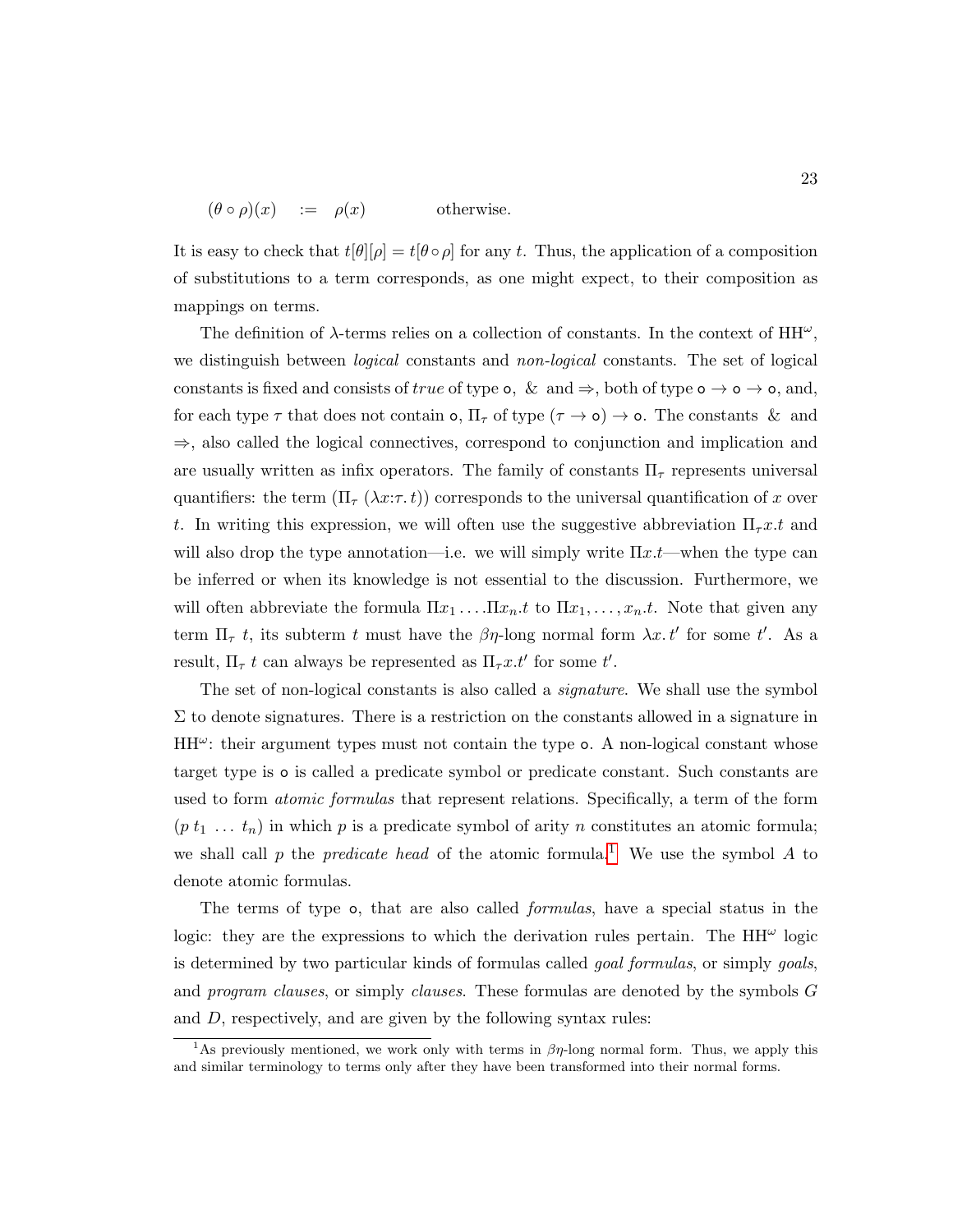$$(\theta \circ \rho)(x) \quad := \quad \rho(x) \qquad\qquad \text{otherwise.}$$

It is easy to check that $t[\theta][\rho] = t[\theta \circ \rho]$ for any $t$. Thus, the application of a composition of substitutions to a term corresponds, as one might expect, to their composition as mappings on terms.

The definition of $\lambda$-terms relies on a collection of constants. In the context of $\mathrm{HH}^\omega$, we distinguish between *logical* constants and *non-logical* constants. The set of logical constants is fixed and consists of $true$ of type $\mathsf{o}$, $\&$ and $\Rightarrow$, both of type $\mathsf{o} \to \mathsf{o} \to \mathsf{o}$, and, for each type $\tau$ that does not contain $\mathsf{o}$, $\Pi_\tau$ of type $(\tau \to \mathsf{o}) \to \mathsf{o}$. The constants $\&$ and $\Rightarrow$, also called the logical connectives, correspond to conjunction and implication and are usually written as infix operators. The family of constants $\Pi_\tau$ represents universal quantifiers: the term $(\Pi_\tau\ (\lambda x{:}\tau.\, t))$ corresponds to the universal quantification of $x$ over $t$. In writing this expression, we will often use the suggestive abbreviation $\Pi_\tau x.t$ and will also drop the type annotation—i.e. we will simply write $\Pi x.t$—when the type can be inferred or when its knowledge is not essential to the discussion. Furthermore, we will often abbreviate the formula $\Pi x_1 \ldots \Pi x_n.t$ to $\Pi x_1, \ldots, x_n.t$. Note that given any term $\Pi_\tau\ t$, its subterm $t$ must have the $\beta\eta$-long normal form $\lambda x.\, t'$ for some $t'$. As a result, $\Pi_\tau\ t$ can always be represented as $\Pi_\tau x.t'$ for some $t'$.

The set of non-logical constants is also called a *signature*. We shall use the symbol $\Sigma$ to denote signatures. There is a restriction on the constants allowed in a signature in $\mathrm{HH}^\omega$: their argument types must not contain the type $\mathsf{o}$. A non-logical constant whose target type is $\mathsf{o}$ is called a predicate symbol or predicate constant. Such constants are used to form *atomic formulas* that represent relations. Specifically, a term of the form $(p\ t_1\ \ldots\ t_n)$ in which $p$ is a predicate symbol of arity $n$ constitutes an atomic formula; we shall call $p$ the *predicate head* of the atomic formula.[1] We use the symbol $A$ to denote atomic formulas.

The terms of type $\mathsf{o}$, that are also called *formulas*, have a special status in the logic: they are the expressions to which the derivation rules pertain. The $\mathrm{HH}^\omega$ logic is determined by two particular kinds of formulas called *goal formulas*, or simply *goals*, and *program clauses*, or simply *clauses*. These formulas are denoted by the symbols $G$ and $D$, respectively, and are given by the following syntax rules:

[1] As previously mentioned, we work only with terms in $\beta\eta$-long normal form. Thus, we apply this and similar terminology to terms only after they have been transformed into their normal forms.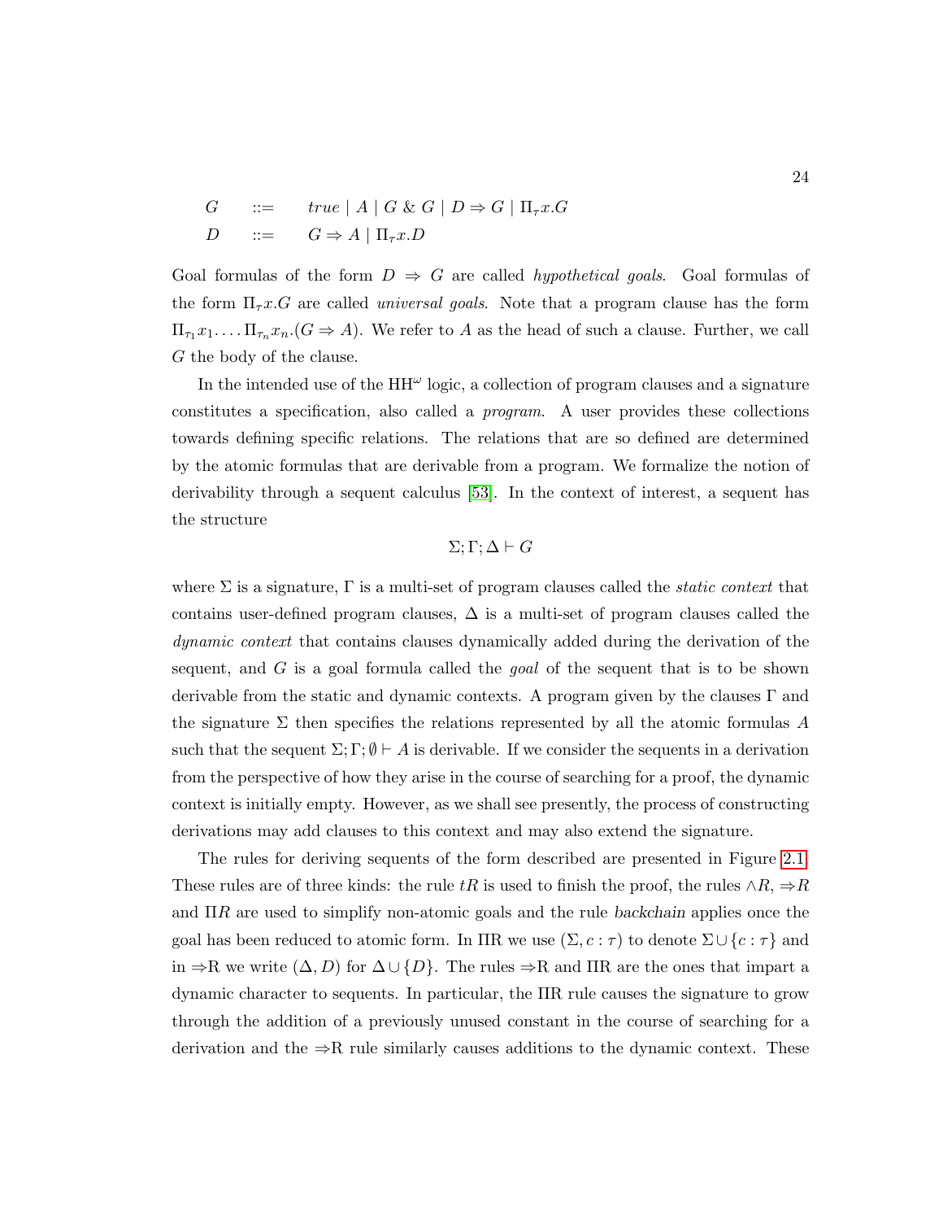$$
\begin{array}{lll}
G & ::= & true \mid A \mid G \,\&\, G \mid D \Rightarrow G \mid \Pi_\tau x.G \\
D & ::= & G \Rightarrow A \mid \Pi_\tau x.D
\end{array}
$$

Goal formulas of the form $D \Rightarrow G$ are called *hypothetical goals*. Goal formulas of the form $\Pi_\tau x.G$ are called *universal goals*. Note that a program clause has the form $\Pi_{\tau_1} x_1. \dots \Pi_{\tau_n} x_n.(G \Rightarrow A)$. We refer to $A$ as the head of such a clause. Further, we call $G$ the body of the clause.

In the intended use of the $HH^\omega$ logic, a collection of program clauses and a signature constitutes a specification, also called a *program*. A user provides these collections towards defining specific relations. The relations that are so defined are determined by the atomic formulas that are derivable from a program. We formalize the notion of derivability through a sequent calculus [53]. In the context of interest, a sequent has the structure

$$\Sigma; \Gamma; \Delta \vdash G$$

where $\Sigma$ is a signature, $\Gamma$ is a multi-set of program clauses called the *static context* that contains user-defined program clauses, $\Delta$ is a multi-set of program clauses called the *dynamic context* that contains clauses dynamically added during the derivation of the sequent, and $G$ is a goal formula called the *goal* of the sequent that is to be shown derivable from the static and dynamic contexts. A program given by the clauses $\Gamma$ and the signature $\Sigma$ then specifies the relations represented by all the atomic formulas $A$ such that the sequent $\Sigma; \Gamma; \emptyset \vdash A$ is derivable. If we consider the sequents in a derivation from the perspective of how they arise in the course of searching for a proof, the dynamic context is initially empty. However, as we shall see presently, the process of constructing derivations may add clauses to this context and may also extend the signature.

The rules for deriving sequents of the form described are presented in Figure 2.1. These rules are of three kinds: the rule $tR$ is used to finish the proof, the rules $\wedge R$, $\Rightarrow R$ and $\Pi R$ are used to simplify non-atomic goals and the rule backchain applies once the goal has been reduced to atomic form. In $\Pi$R we use $(\Sigma, c : \tau)$ to denote $\Sigma \cup \{c : \tau\}$ and in $\Rightarrow$R we write $(\Delta, D)$ for $\Delta \cup \{D\}$. The rules $\Rightarrow$R and $\Pi$R are the ones that impart a dynamic character to sequents. In particular, the $\Pi$R rule causes the signature to grow through the addition of a previously unused constant in the course of searching for a derivation and the $\Rightarrow$R rule similarly causes additions to the dynamic context. These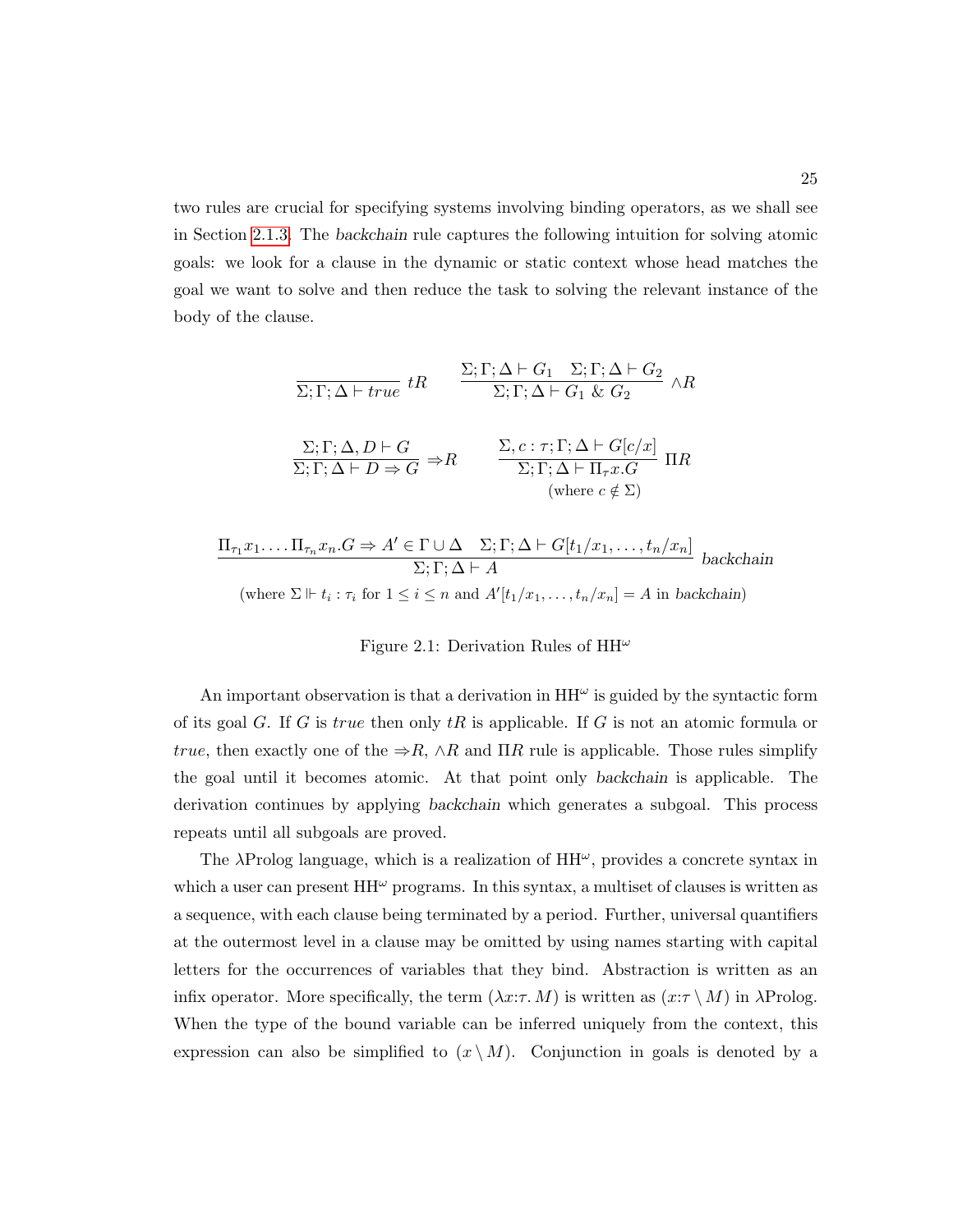two rules are crucial for specifying systems involving binding operators, as we shall see in Section 2.1.3. The *backchain* rule captures the following intuition for solving atomic goals: we look for a clause in the dynamic or static context whose head matches the goal we want to solve and then reduce the task to solving the relevant instance of the body of the clause.

$$\frac{}{\Sigma;\Gamma;\Delta \vdash true}\ tR \qquad \frac{\Sigma;\Gamma;\Delta \vdash G_1 \quad \Sigma;\Gamma;\Delta \vdash G_2}{\Sigma;\Gamma;\Delta \vdash G_1\ \&\ G_2}\ \wedge R$$

$$\frac{\Sigma;\Gamma;\Delta, D \vdash G}{\Sigma;\Gamma;\Delta \vdash D \Rightarrow G}\ \Rightarrow R \qquad \frac{\Sigma, c:\tau;\Gamma;\Delta \vdash G[c/x]}{\Sigma;\Gamma;\Delta \vdash \Pi_\tau x.G}\ \Pi R$$
$$\text{(where } c \notin \Sigma\text{)}$$

$$\frac{\Pi_{\tau_1}x_1.\ldots.\Pi_{\tau_n}x_n.G \Rightarrow A' \in \Gamma \cup \Delta \quad \Sigma;\Gamma;\Delta \vdash G[t_1/x_1,\ldots,t_n/x_n]}{\Sigma;\Gamma;\Delta \vdash A}\ \textit{backchain}$$
$$\text{(where } \Sigma \Vdash t_i : \tau_i \text{ for } 1 \leq i \leq n \text{ and } A'[t_1/x_1,\ldots,t_n/x_n] = A \text{ in } \textit{backchain}\text{)}$$

Figure 2.1: Derivation Rules of $\mathrm{HH}^\omega$

An important observation is that a derivation in $\mathrm{HH}^\omega$ is guided by the syntactic form of its goal $G$. If $G$ is $true$ then only $tR$ is applicable. If $G$ is not an atomic formula or $true$, then exactly one of the $\Rightarrow R$, $\wedge R$ and $\Pi R$ rule is applicable. Those rules simplify the goal until it becomes atomic. At that point only *backchain* is applicable. The derivation continues by applying *backchain* which generates a subgoal. This process repeats until all subgoals are proved.

The $\lambda$Prolog language, which is a realization of $\mathrm{HH}^\omega$, provides a concrete syntax in which a user can present $\mathrm{HH}^\omega$ programs. In this syntax, a multiset of clauses is written as a sequence, with each clause being terminated by a period. Further, universal quantifiers at the outermost level in a clause may be omitted by using names starting with capital letters for the occurrences of variables that they bind. Abstraction is written as an infix operator. More specifically, the term $(\lambda x{:}\tau.\ M)$ is written as $(x{:}\tau \setminus M)$ in $\lambda$Prolog. When the type of the bound variable can be inferred uniquely from the context, this expression can also be simplified to $(x \setminus M)$. Conjunction in goals is denoted by a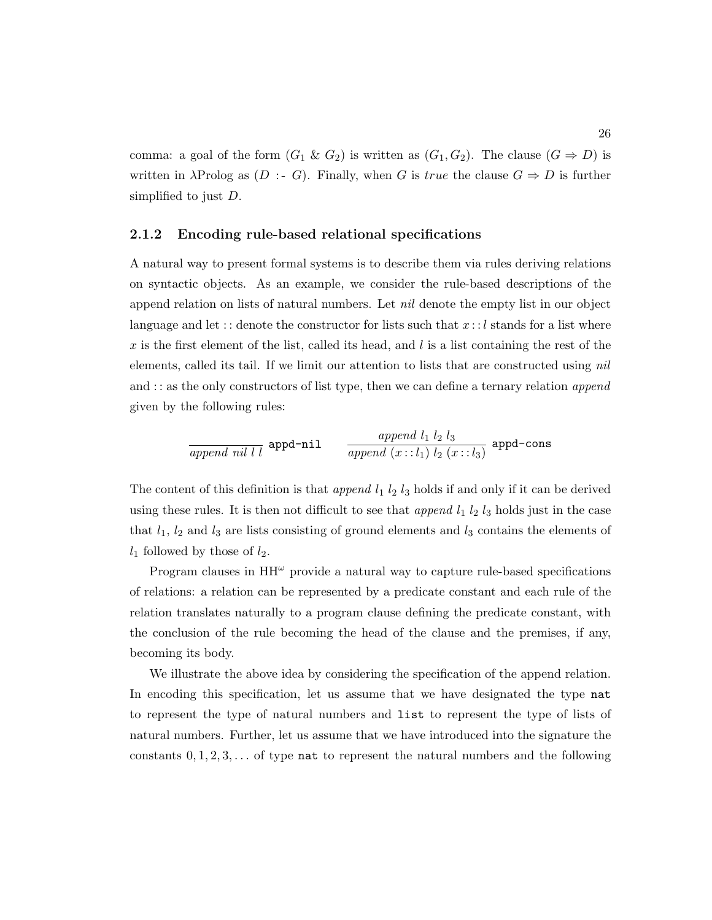comma: a goal of the form $(G_1 \,\&\, G_2)$ is written as $(G_1, G_2)$. The clause $(G \Rightarrow D)$ is written in λProlog as $(D$ `:-` $G)$. Finally, when $G$ is *true* the clause $G \Rightarrow D$ is further simplified to just $D$.

### 2.1.2 Encoding rule-based relational specifications

A natural way to present formal systems is to describe them via rules deriving relations on syntactic objects. As an example, we consider the rule-based descriptions of the append relation on lists of natural numbers. Let *nil* denote the empty list in our object language and let $::$ denote the constructor for lists such that $x :: l$ stands for a list where $x$ is the first element of the list, called its head, and $l$ is a list containing the rest of the elements, called its tail. If we limit our attention to lists that are constructed using *nil* and $::$ as the only constructors of list type, then we can define a ternary relation *append* given by the following rules:

$$\frac{}{\mathit{append}\ \mathit{nil}\ l\ l}\ \texttt{appd-nil} \qquad \frac{\mathit{append}\ l_1\ l_2\ l_3}{\mathit{append}\ (x :: l_1)\ l_2\ (x :: l_3)}\ \texttt{appd-cons}$$

The content of this definition is that *append* $l_1$ $l_2$ $l_3$ holds if and only if it can be derived using these rules. It is then not difficult to see that *append* $l_1$ $l_2$ $l_3$ holds just in the case that $l_1$, $l_2$ and $l_3$ are lists consisting of ground elements and $l_3$ contains the elements of $l_1$ followed by those of $l_2$.

Program clauses in $\mathrm{HH}^\omega$ provide a natural way to capture rule-based specifications of relations: a relation can be represented by a predicate constant and each rule of the relation translates naturally to a program clause defining the predicate constant, with the conclusion of the rule becoming the head of the clause and the premises, if any, becoming its body.

We illustrate the above idea by considering the specification of the append relation. In encoding this specification, let us assume that we have designated the type `nat` to represent the type of natural numbers and `list` to represent the type of lists of natural numbers. Further, let us assume that we have introduced into the signature the constants $0, 1, 2, 3, \ldots$ of type `nat` to represent the natural numbers and the following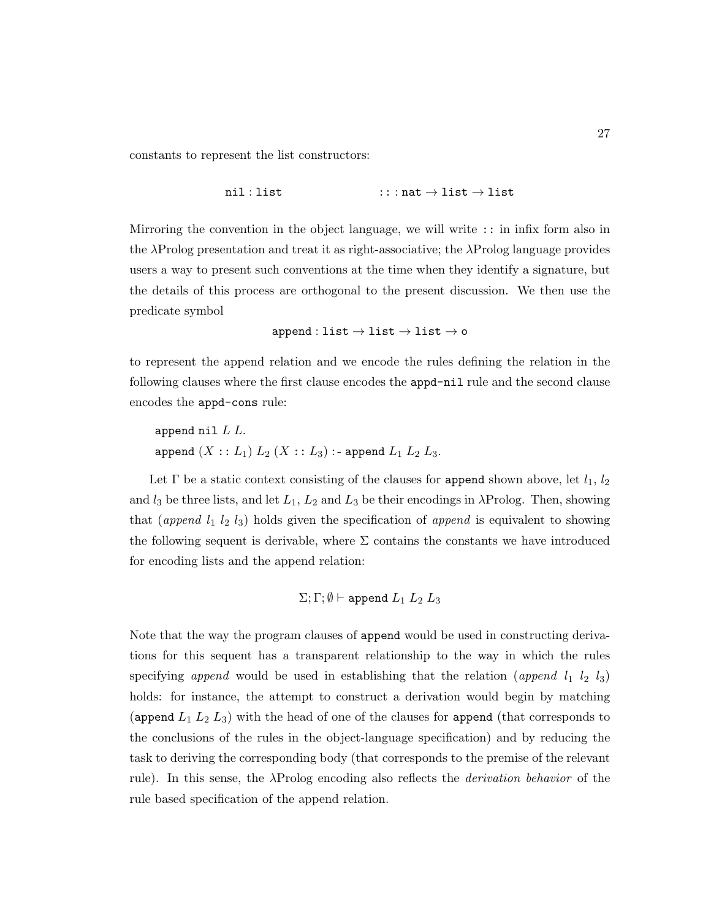constants to represent the list constructors:

$$\texttt{nil} : \texttt{list} \qquad\qquad\qquad :: : \texttt{nat} \rightarrow \texttt{list} \rightarrow \texttt{list}$$

Mirroring the convention in the object language, we will write `::` in infix form also in the λProlog presentation and treat it as right-associative; the λProlog language provides users a way to present such conventions at the time when they identify a signature, but the details of this process are orthogonal to the present discussion. We then use the predicate symbol

$$\texttt{append} : \texttt{list} \rightarrow \texttt{list} \rightarrow \texttt{list} \rightarrow \texttt{o}$$

to represent the append relation and we encode the rules defining the relation in the following clauses where the first clause encodes the **appd-nil** rule and the second clause encodes the **appd-cons** rule:

$\texttt{append nil}\ L\ L.$

$\texttt{append}\ (X :: L_1)\ L_2\ (X :: L_3)\ \texttt{:-}\ \texttt{append}\ L_1\ L_2\ L_3.$

Let $\Gamma$ be a static context consisting of the clauses for append shown above, let $l_1$, $l_2$ and $l_3$ be three lists, and let $L_1$, $L_2$ and $L_3$ be their encodings in λProlog. Then, showing that (*append* $l_1$ $l_2$ $l_3$) holds given the specification of *append* is equivalent to showing the following sequent is derivable, where $\Sigma$ contains the constants we have introduced for encoding lists and the append relation:

$$\Sigma; \Gamma; \emptyset \vdash \texttt{append}\ L_1\ L_2\ L_3$$

Note that the way the program clauses of append would be used in constructing derivations for this sequent has a transparent relationship to the way in which the rules specifying *append* would be used in establishing that the relation (*append* $l_1$ $l_2$ $l_3$) holds: for instance, the attempt to construct a derivation would begin by matching (append $L_1$ $L_2$ $L_3$) with the head of one of the clauses for append (that corresponds to the conclusions of the rules in the object-language specification) and by reducing the task to deriving the corresponding body (that corresponds to the premise of the relevant rule). In this sense, the λProlog encoding also reflects the *derivation behavior* of the rule based specification of the append relation.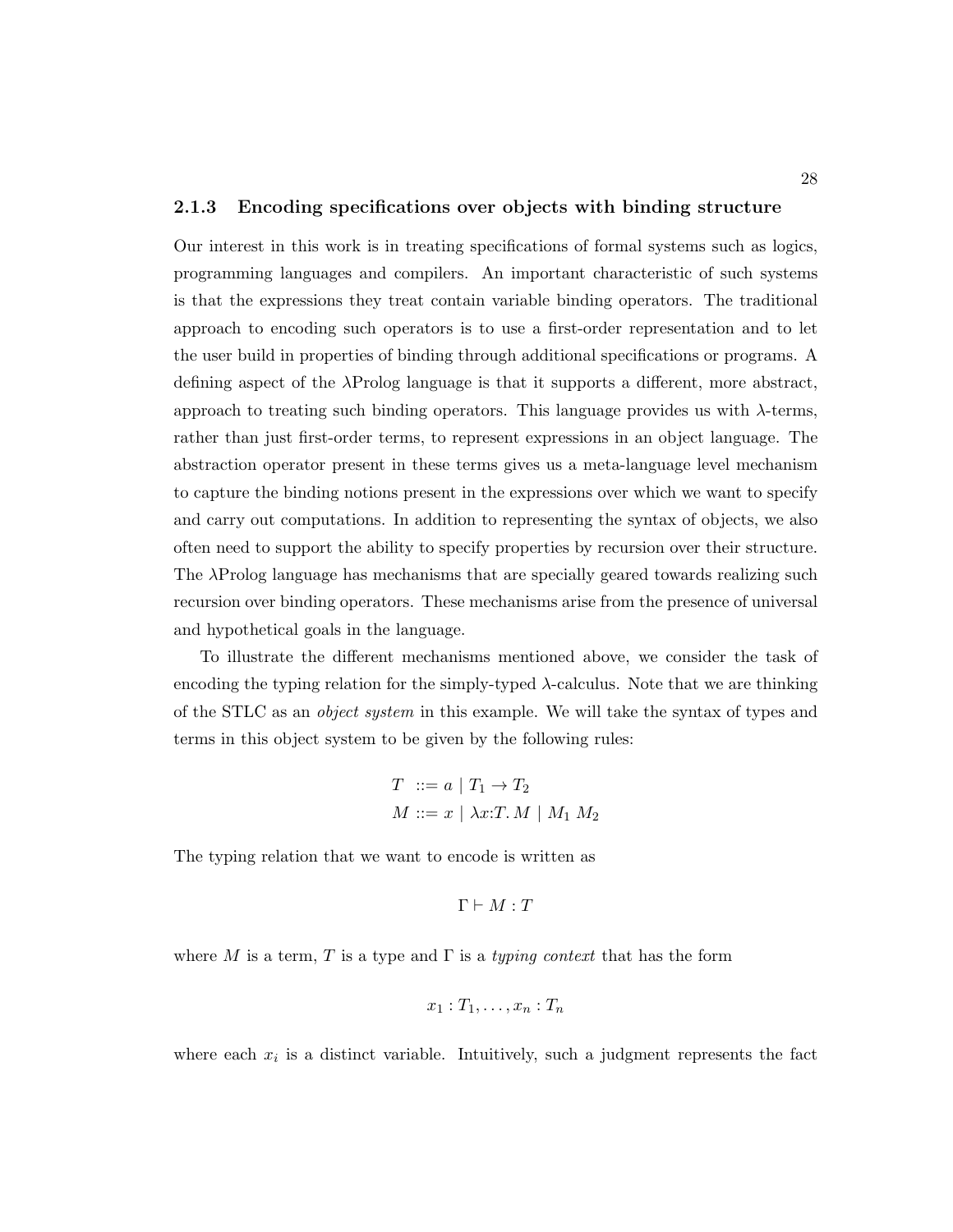### 2.1.3 Encoding specifications over objects with binding structure

Our interest in this work is in treating specifications of formal systems such as logics, programming languages and compilers. An important characteristic of such systems is that the expressions they treat contain variable binding operators. The traditional approach to encoding such operators is to use a first-order representation and to let the user build in properties of binding through additional specifications or programs. A defining aspect of the λProlog language is that it supports a different, more abstract, approach to treating such binding operators. This language provides us with $\lambda$-terms, rather than just first-order terms, to represent expressions in an object language. The abstraction operator present in these terms gives us a meta-language level mechanism to capture the binding notions present in the expressions over which we want to specify and carry out computations. In addition to representing the syntax of objects, we also often need to support the ability to specify properties by recursion over their structure. The λProlog language has mechanisms that are specially geared towards realizing such recursion over binding operators. These mechanisms arise from the presence of universal and hypothetical goals in the language.

To illustrate the different mechanisms mentioned above, we consider the task of encoding the typing relation for the simply-typed $\lambda$-calculus. Note that we are thinking of the STLC as an *object system* in this example. We will take the syntax of types and terms in this object system to be given by the following rules:

$$
\begin{aligned}
T &::= a \mid T_1 \to T_2 \\
M &::= x \mid \lambda x{:}T.\, M \mid M_1\ M_2
\end{aligned}
$$

The typing relation that we want to encode is written as

$$\Gamma \vdash M : T$$

where $M$ is a term, $T$ is a type and $\Gamma$ is a *typing context* that has the form

$$x_1 : T_1, \ldots, x_n : T_n$$

where each $x_i$ is a distinct variable. Intuitively, such a judgment represents the fact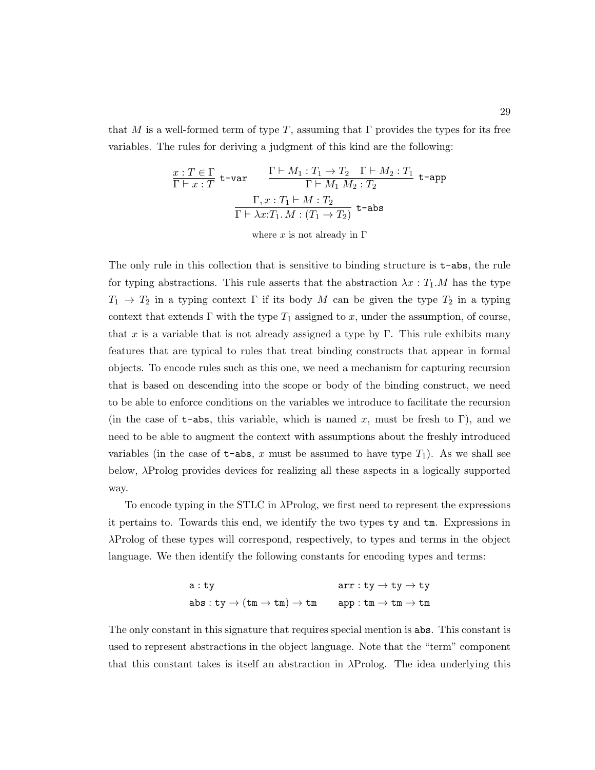that $M$ is a well-formed term of type $T$, assuming that $\Gamma$ provides the types for its free variables. The rules for deriving a judgment of this kind are the following:

$$\frac{x : T \in \Gamma}{\Gamma \vdash x : T}\ \texttt{t-var} \qquad \frac{\Gamma \vdash M_1 : T_1 \to T_2 \quad \Gamma \vdash M_2 : T_1}{\Gamma \vdash M_1\ M_2 : T_2}\ \texttt{t-app}$$

$$\frac{\Gamma, x : T_1 \vdash M : T_2}{\Gamma \vdash \lambda x{:}T_1.\, M : (T_1 \to T_2)}\ \texttt{t-abs}$$

where $x$ is not already in $\Gamma$

The only rule in this collection that is sensitive to binding structure is `t-abs`, the rule for typing abstractions. This rule asserts that the abstraction $\lambda x : T_1.M$ has the type $T_1 \to T_2$ in a typing context $\Gamma$ if its body $M$ can be given the type $T_2$ in a typing context that extends $\Gamma$ with the type $T_1$ assigned to $x$, under the assumption, of course, that $x$ is a variable that is not already assigned a type by $\Gamma$. This rule exhibits many features that are typical to rules that treat binding constructs that appear in formal objects. To encode rules such as this one, we need a mechanism for capturing recursion that is based on descending into the scope or body of the binding construct, we need to be able to enforce conditions on the variables we introduce to facilitate the recursion (in the case of `t-abs`, this variable, which is named $x$, must be fresh to $\Gamma$), and we need to be able to augment the context with assumptions about the freshly introduced variables (in the case of `t-abs`, $x$ must be assumed to have type $T_1$). As we shall see below, $\lambda$Prolog provides devices for realizing all these aspects in a logically supported way.

To encode typing in the STLC in $\lambda$Prolog, we first need to represent the expressions it pertains to. Towards this end, we identify the two types `ty` and `tm`. Expressions in $\lambda$Prolog of these types will correspond, respectively, to types and terms in the object language. We then identify the following constants for encoding types and terms:

$$\begin{array}{ll} \texttt{a} : \texttt{ty} & \qquad \texttt{arr} : \texttt{ty} \to \texttt{ty} \to \texttt{ty} \\ \texttt{abs} : \texttt{ty} \to (\texttt{tm} \to \texttt{tm}) \to \texttt{tm} & \qquad \texttt{app} : \texttt{tm} \to \texttt{tm} \to \texttt{tm} \end{array}$$

The only constant in this signature that requires special mention is `abs`. This constant is used to represent abstractions in the object language. Note that the "term" component that this constant takes is itself an abstraction in $\lambda$Prolog. The idea underlying this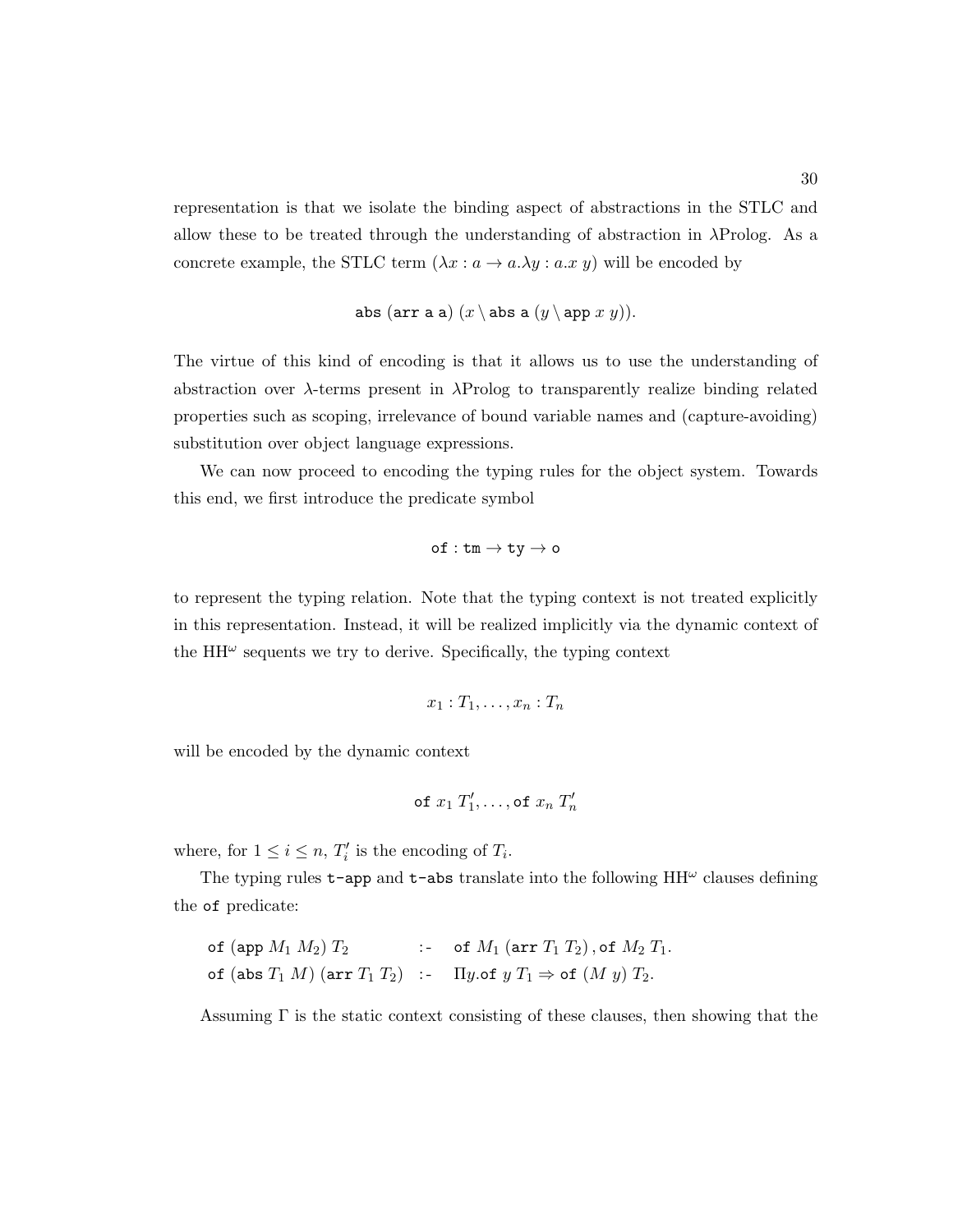representation is that we isolate the binding aspect of abstractions in the STLC and allow these to be treated through the understanding of abstraction in λProlog. As a concrete example, the STLC term $(\lambda x : a \rightarrow a.\lambda y : a.x\ y)$ will be encoded by

$$\texttt{abs}\ (\texttt{arr a a})\ (x \setminus \texttt{abs a}\ (y \setminus \texttt{app}\ x\ y)).$$

The virtue of this kind of encoding is that it allows us to use the understanding of abstraction over λ-terms present in λProlog to transparently realize binding related properties such as scoping, irrelevance of bound variable names and (capture-avoiding) substitution over object language expressions.

We can now proceed to encoding the typing rules for the object system. Towards this end, we first introduce the predicate symbol

$$\texttt{of} : \texttt{tm} \rightarrow \texttt{ty} \rightarrow \texttt{o}$$

to represent the typing relation. Note that the typing context is not treated explicitly in this representation. Instead, it will be realized implicitly via the dynamic context of the $\mathrm{HH}^\omega$ sequents we try to derive. Specifically, the typing context

$$x_1 : T_1, \ldots, x_n : T_n$$

will be encoded by the dynamic context

$$\texttt{of}\ x_1\ T_1', \ldots, \texttt{of}\ x_n\ T_n'$$

where, for $1 \leq i \leq n$, $T_i'$ is the encoding of $T_i$.

The typing rules `t-app` and `t-abs` translate into the following $\mathrm{HH}^\omega$ clauses defining the `of` predicate:

$$\begin{array}{lll} \texttt{of}\ (\texttt{app}\ M_1\ M_2)\ T_2 & \texttt{:-} & \texttt{of}\ M_1\ (\texttt{arr}\ T_1\ T_2)\,, \texttt{of}\ M_2\ T_1. \\ \texttt{of}\ (\texttt{abs}\ T_1\ M)\ (\texttt{arr}\ T_1\ T_2) & \texttt{:-} & \Pi y.\texttt{of}\ y\ T_1 \Rightarrow \texttt{of}\ (M\ y)\ T_2. \end{array}$$

Assuming $\Gamma$ is the static context consisting of these clauses, then showing that the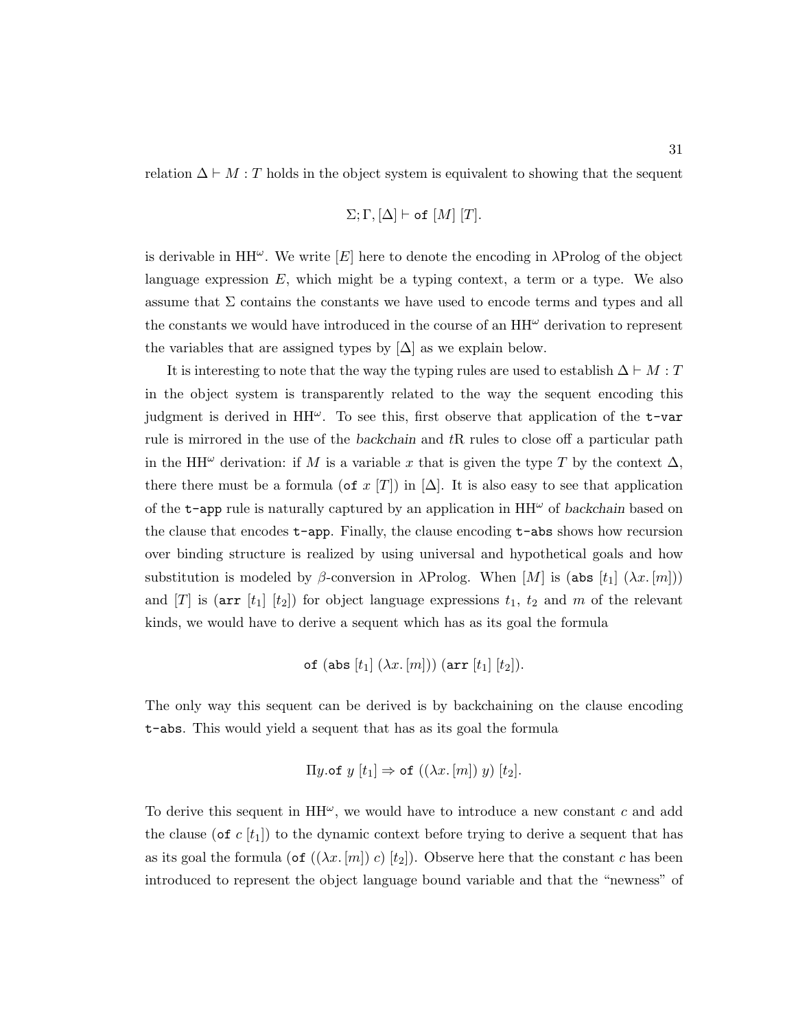relation $\Delta \vdash M : T$ holds in the object system is equivalent to showing that the sequent

$$\Sigma; \Gamma, [\Delta] \vdash \texttt{of}\ [M]\ [T].$$

is derivable in HH$^\omega$. We write $[E]$ here to denote the encoding in $\lambda$Prolog of the object language expression $E$, which might be a typing context, a term or a type. We also assume that $\Sigma$ contains the constants we have used to encode terms and types and all the constants we would have introduced in the course of an HH$^\omega$ derivation to represent the variables that are assigned types by $[\Delta]$ as we explain below.

It is interesting to note that the way the typing rules are used to establish $\Delta \vdash M : T$ in the object system is transparently related to the way the sequent encoding this judgment is derived in HH$^\omega$. To see this, first observe that application of the `t-var` rule is mirrored in the use of the *backchain* and $t$R rules to close off a particular path in the HH$^\omega$ derivation: if $M$ is a variable $x$ that is given the type $T$ by the context $\Delta$, there there must be a formula ($\texttt{of}\ x\ [T]$) in $[\Delta]$. It is also easy to see that application of the `t-app` rule is naturally captured by an application in HH$^\omega$ of *backchain* based on the clause that encodes `t-app`. Finally, the clause encoding `t-abs` shows how recursion over binding structure is realized by using universal and hypothetical goals and how substitution is modeled by $\beta$-conversion in $\lambda$Prolog. When $[M]$ is ($\texttt{abs}\ [t_1]\ (\lambda x. [m])$) and $[T]$ is ($\texttt{arr}\ [t_1]\ [t_2]$) for object language expressions $t_1$, $t_2$ and $m$ of the relevant kinds, we would have to derive a sequent which has as its goal the formula

$$\texttt{of}\ (\texttt{abs}\ [t_1]\ (\lambda x. [m]))\ (\texttt{arr}\ [t_1]\ [t_2]).$$

The only way this sequent can be derived is by backchaining on the clause encoding `t-abs`. This would yield a sequent that has as its goal the formula

$$\Pi y. \texttt{of}\ y\ [t_1] \Rightarrow \texttt{of}\ ((\lambda x. [m])\ y)\ [t_2].$$

To derive this sequent in HH$^\omega$, we would have to introduce a new constant $c$ and add the clause ($\texttt{of}\ c\ [t_1]$) to the dynamic context before trying to derive a sequent that has as its goal the formula ($\texttt{of}\ ((\lambda x. [m])\ c)\ [t_2]$). Observe here that the constant $c$ has been introduced to represent the object language bound variable and that the "newness" of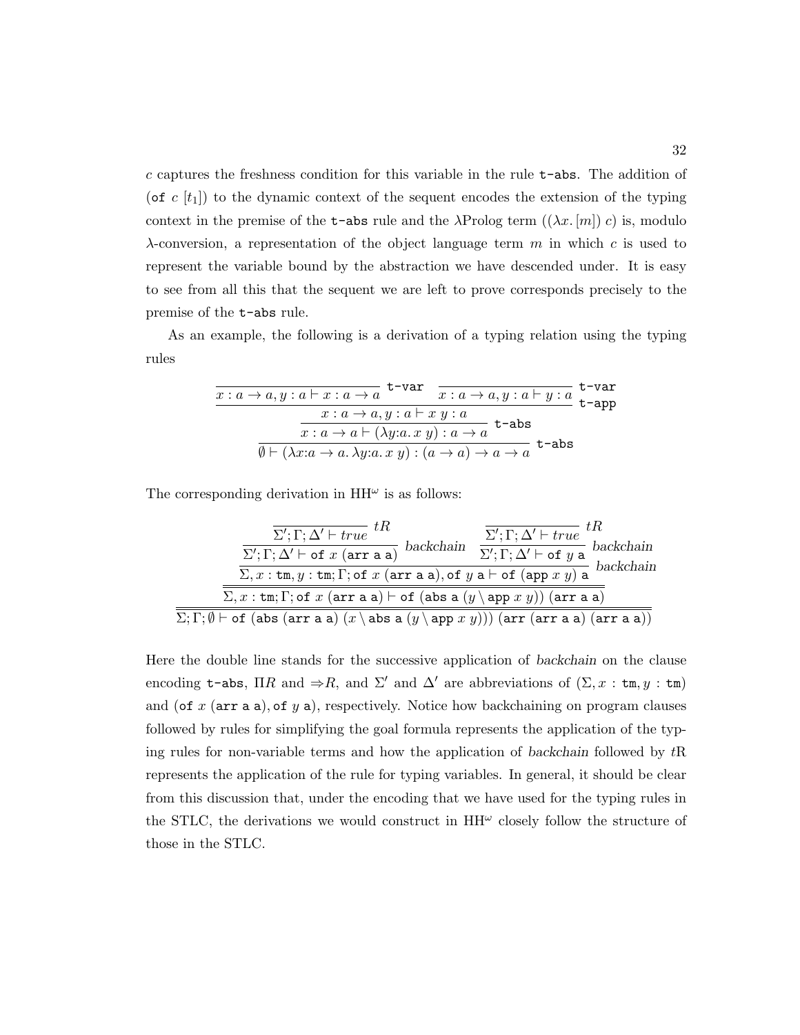$c$ captures the freshness condition for this variable in the rule t-abs. The addition of (of $c$ $[t_1]$) to the dynamic context of the sequent encodes the extension of the typing context in the premise of the t-abs rule and the λProlog term $((\lambda x.\,[m])\ c)$ is, modulo λ-conversion, a representation of the object language term $m$ in which $c$ is used to represent the variable bound by the abstraction we have descended under. It is easy to see from all this that the sequent we are left to prove corresponds precisely to the premise of the t-abs rule.

As an example, the following is a derivation of a typing relation using the typing rules

$$
\dfrac{\dfrac{\dfrac{\dfrac{}{x : a \to a, y : a \vdash x : a \to a}\ \texttt{t-var} \quad \dfrac{}{x : a \to a, y : a \vdash y : a}\ \texttt{t-var}}{x : a \to a, y : a \vdash x\ y : a}\ \texttt{t-app}}{x : a \to a \vdash (\lambda y{:}a.\, x\ y) : a \to a}\ \texttt{t-abs}}{\emptyset \vdash (\lambda x{:}a \to a.\, \lambda y{:}a.\, x\ y) : (a \to a) \to a \to a}\ \texttt{t-abs}
$$

The corresponding derivation in $\mathrm{HH}^\omega$ is as follows:

$$
\dfrac{\dfrac{\dfrac{\dfrac{\dfrac{}{\Sigma'; \Gamma; \Delta' \vdash \mathit{true}}\ tR}{\Sigma'; \Gamma; \Delta' \vdash \texttt{of}\ x\ (\texttt{arr a a})}\ \mathit{backchain} \quad \dfrac{\dfrac{}{\Sigma'; \Gamma; \Delta' \vdash \mathit{true}}\ tR}{\Sigma'; \Gamma; \Delta' \vdash \texttt{of}\ y\ \texttt{a}}\ \mathit{backchain}}{\Sigma, x : \texttt{tm}, y : \texttt{tm}; \Gamma; \texttt{of}\ x\ (\texttt{arr a a}), \texttt{of}\ y\ \texttt{a} \vdash \texttt{of}\ (\texttt{app}\ x\ y)\ \texttt{a}}\ \mathit{backchain}}{\Sigma, x : \texttt{tm}; \Gamma; \texttt{of}\ x\ (\texttt{arr a a}) \vdash \texttt{of}\ (\texttt{abs a}\ (y \setminus \texttt{app}\ x\ y))\ (\texttt{arr a a})}}{\Sigma; \Gamma; \emptyset \vdash \texttt{of}\ (\texttt{abs}\ (\texttt{arr a a})\ (x \setminus \texttt{abs a}\ (y \setminus \texttt{app}\ x\ y)))\ (\texttt{arr}\ (\texttt{arr a a})\ (\texttt{arr a a}))}
$$

Here the double line stands for the successive application of *backchain* on the clause encoding t-abs, $\Pi R$ and $\Rightarrow R$, and $\Sigma'$ and $\Delta'$ are abbreviations of $(\Sigma, x : \texttt{tm}, y : \texttt{tm})$ and (of $x$ (arr a a), of $y$ a), respectively. Notice how backchaining on program clauses followed by rules for simplifying the goal formula represents the application of the typing rules for non-variable terms and how the application of *backchain* followed by $t$R represents the application of the rule for typing variables. In general, it should be clear from this discussion that, under the encoding that we have used for the typing rules in the STLC, the derivations we would construct in $\mathrm{HH}^\omega$ closely follow the structure of those in the STLC.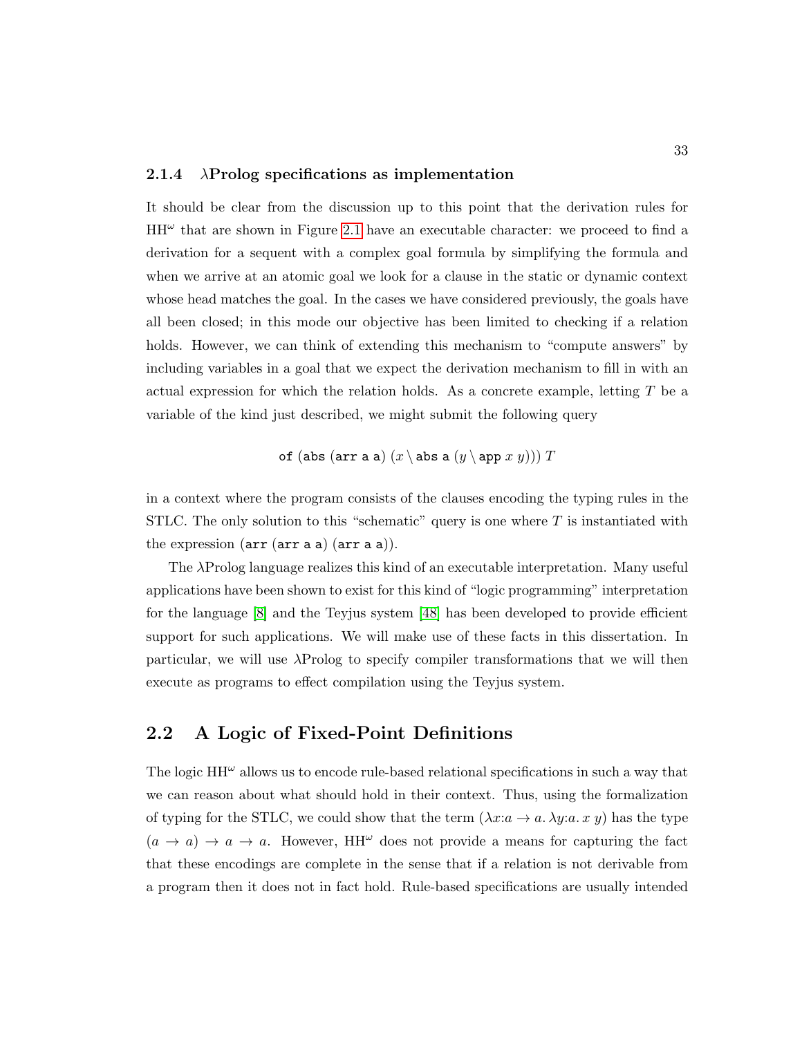### 2.1.4 λProlog specifications as implementation

It should be clear from the discussion up to this point that the derivation rules for $\mathrm{HH}^\omega$ that are shown in Figure 2.1 have an executable character: we proceed to find a derivation for a sequent with a complex goal formula by simplifying the formula and when we arrive at an atomic goal we look for a clause in the static or dynamic context whose head matches the goal. In the cases we have considered previously, the goals have all been closed; in this mode our objective has been limited to checking if a relation holds. However, we can think of extending this mechanism to "compute answers" by including variables in a goal that we expect the derivation mechanism to fill in with an actual expression for which the relation holds. As a concrete example, letting $T$ be a variable of the kind just described, we might submit the following query

$$\texttt{of}\ (\texttt{abs}\ (\texttt{arr a a})\ (x \setminus \texttt{abs a}\ (y \setminus \texttt{app}\ x\ y)))\ T$$

in a context where the program consists of the clauses encoding the typing rules in the STLC. The only solution to this "schematic" query is one where $T$ is instantiated with the expression (`arr` (`arr a a`) (`arr a a`)).

The λProlog language realizes this kind of an executable interpretation. Many useful applications have been shown to exist for this kind of "logic programming" interpretation for the language [8] and the Teyjus system [48] has been developed to provide efficient support for such applications. We will make use of these facts in this dissertation. In particular, we will use λProlog to specify compiler transformations that we will then execute as programs to effect compilation using the Teyjus system.

## 2.2 A Logic of Fixed-Point Definitions

The logic $\mathrm{HH}^\omega$ allows us to encode rule-based relational specifications in such a way that we can reason about what should hold in their context. Thus, using the formalization of typing for the STLC, we could show that the term $(\lambda x{:}a \to a.\ \lambda y{:}a.\ x\ y)$ has the type $(a \to a) \to a \to a$. However, $\mathrm{HH}^\omega$ does not provide a means for capturing the fact that these encodings are complete in the sense that if a relation is not derivable from a program then it does not in fact hold. Rule-based specifications are usually intended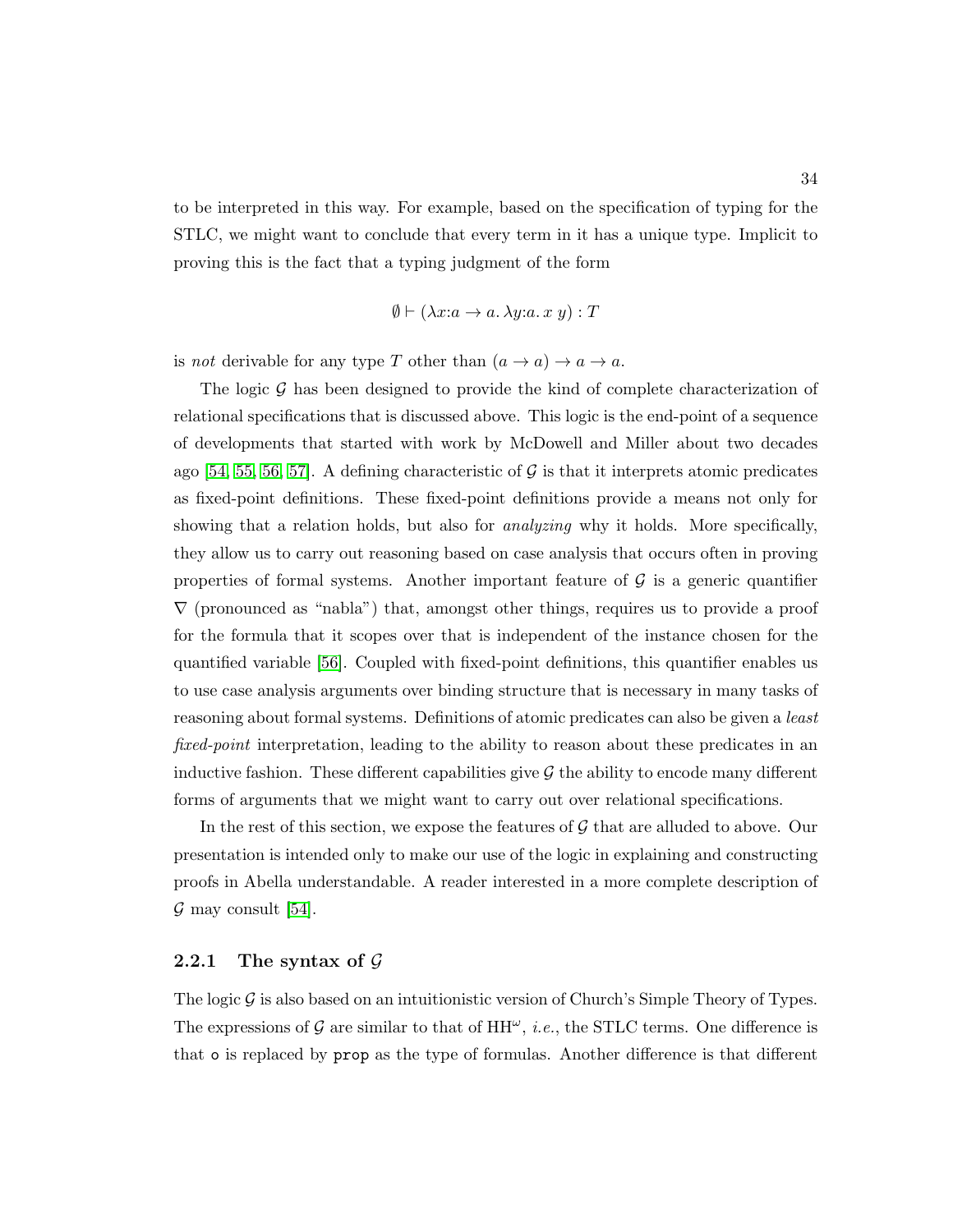to be interpreted in this way. For example, based on the specification of typing for the STLC, we might want to conclude that every term in it has a unique type. Implicit to proving this is the fact that a typing judgment of the form

$$\emptyset \vdash (\lambda x{:}a \to a.\, \lambda y{:}a.\, x\ y) : T$$

is *not* derivable for any type $T$ other than $(a \to a) \to a \to a$.

The logic $\mathcal{G}$ has been designed to provide the kind of complete characterization of relational specifications that is discussed above. This logic is the end-point of a sequence of developments that started with work by McDowell and Miller about two decades ago [54, 55, 56, 57]. A defining characteristic of $\mathcal{G}$ is that it interprets atomic predicates as fixed-point definitions. These fixed-point definitions provide a means not only for showing that a relation holds, but also for *analyzing* why it holds. More specifically, they allow us to carry out reasoning based on case analysis that occurs often in proving properties of formal systems. Another important feature of $\mathcal{G}$ is a generic quantifier $\nabla$ (pronounced as "nabla") that, amongst other things, requires us to provide a proof for the formula that it scopes over that is independent of the instance chosen for the quantified variable [56]. Coupled with fixed-point definitions, this quantifier enables us to use case analysis arguments over binding structure that is necessary in many tasks of reasoning about formal systems. Definitions of atomic predicates can also be given a *least fixed-point* interpretation, leading to the ability to reason about these predicates in an inductive fashion. These different capabilities give $\mathcal{G}$ the ability to encode many different forms of arguments that we might want to carry out over relational specifications.

In the rest of this section, we expose the features of $\mathcal{G}$ that are alluded to above. Our presentation is intended only to make our use of the logic in explaining and constructing proofs in Abella understandable. A reader interested in a more complete description of $\mathcal{G}$ may consult [54].

### 2.2.1 The syntax of $\mathcal{G}$

The logic $\mathcal{G}$ is also based on an intuitionistic version of Church's Simple Theory of Types. The expressions of $\mathcal{G}$ are similar to that of $\mathrm{HH}^\omega$, *i.e.*, the STLC terms. One difference is that `o` is replaced by `prop` as the type of formulas. Another difference is that different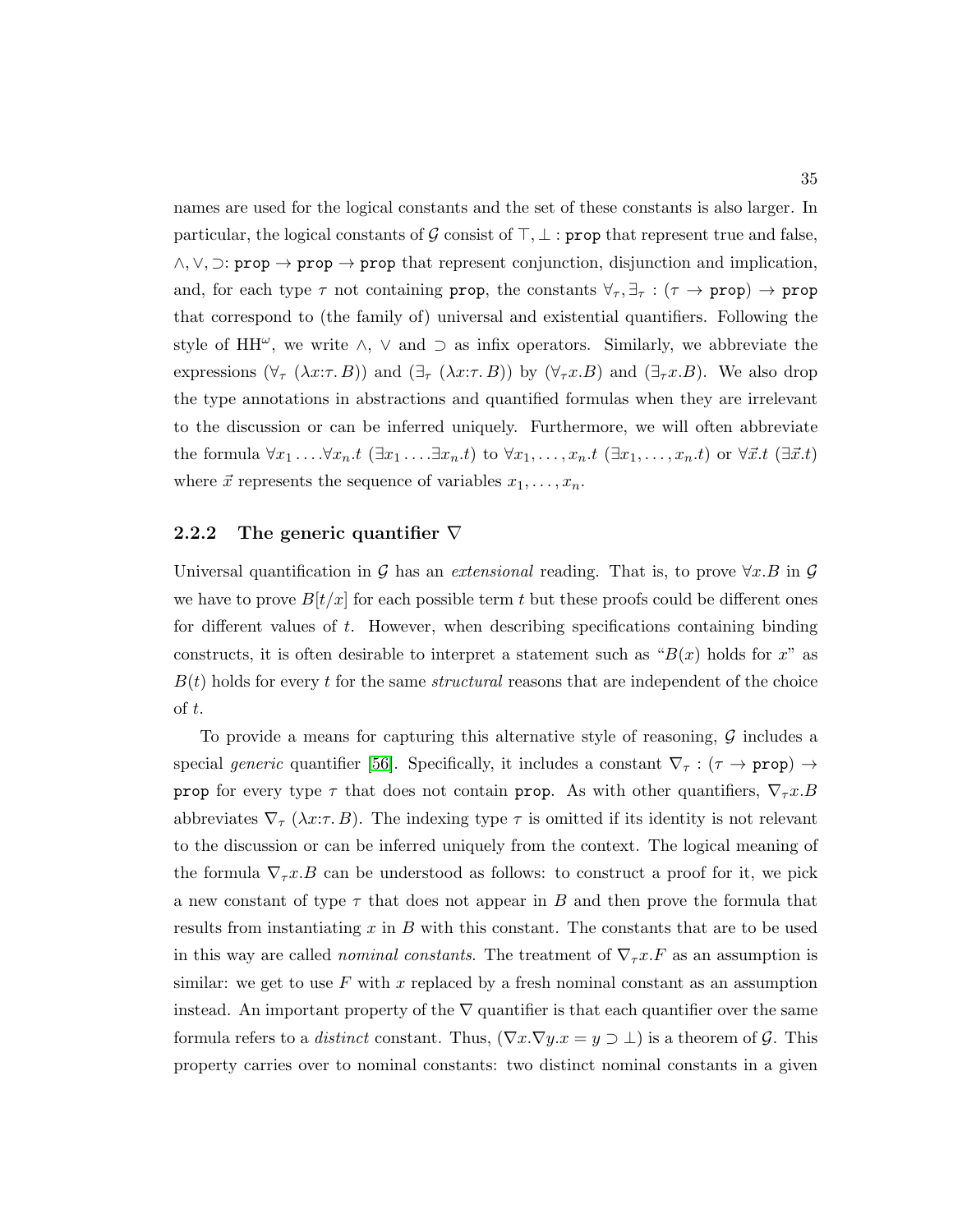names are used for the logical constants and the set of these constants is also larger. In particular, the logical constants of $\mathcal{G}$ consist of $\top, \bot : \texttt{prop}$ that represent true and false, $\wedge, \vee, \supset : \texttt{prop} \rightarrow \texttt{prop} \rightarrow \texttt{prop}$ that represent conjunction, disjunction and implication, and, for each type $\tau$ not containing $\texttt{prop}$, the constants $\forall_\tau, \exists_\tau : (\tau \rightarrow \texttt{prop}) \rightarrow \texttt{prop}$ that correspond to (the family of) universal and existential quantifiers. Following the style of HH$^\omega$, we write $\wedge$, $\vee$ and $\supset$ as infix operators. Similarly, we abbreviate the expressions $(\forall_\tau\ (\lambda x{:}\tau.\, B))$ and $(\exists_\tau\ (\lambda x{:}\tau.\, B))$ by $(\forall_\tau x.B)$ and $(\exists_\tau x.B)$. We also drop the type annotations in abstractions and quantified formulas when they are irrelevant to the discussion or can be inferred uniquely. Furthermore, we will often abbreviate the formula $\forall x_1 \ldots \forall x_n.t\ (\exists x_1 \ldots \exists x_n.t)$ to $\forall x_1, \ldots, x_n.t\ (\exists x_1, \ldots, x_n.t)$ or $\forall \vec{x}.t\ (\exists \vec{x}.t)$ where $\vec{x}$ represents the sequence of variables $x_1, \ldots, x_n$.

### 2.2.2 The generic quantifier $\nabla$

Universal quantification in $\mathcal{G}$ has an *extensional* reading. That is, to prove $\forall x.B$ in $\mathcal{G}$ we have to prove $B[t/x]$ for each possible term $t$ but these proofs could be different ones for different values of $t$. However, when describing specifications containing binding constructs, it is often desirable to interpret a statement such as "$B(x)$ holds for $x$" as $B(t)$ holds for every $t$ for the same *structural* reasons that are independent of the choice of $t$.

To provide a means for capturing this alternative style of reasoning, $\mathcal{G}$ includes a special *generic* quantifier [56]. Specifically, it includes a constant $\nabla_\tau : (\tau \rightarrow \texttt{prop}) \rightarrow \texttt{prop}$ for every type $\tau$ that does not contain $\texttt{prop}$. As with other quantifiers, $\nabla_\tau x.B$ abbreviates $\nabla_\tau\ (\lambda x{:}\tau.\, B)$. The indexing type $\tau$ is omitted if its identity is not relevant to the discussion or can be inferred uniquely from the context. The logical meaning of the formula $\nabla_\tau x.B$ can be understood as follows: to construct a proof for it, we pick a new constant of type $\tau$ that does not appear in $B$ and then prove the formula that results from instantiating $x$ in $B$ with this constant. The constants that are to be used in this way are called *nominal constants*. The treatment of $\nabla_\tau x.F$ as an assumption is similar: we get to use $F$ with $x$ replaced by a fresh nominal constant as an assumption instead. An important property of the $\nabla$ quantifier is that each quantifier over the same formula refers to a *distinct* constant. Thus, $(\nabla x.\nabla y.x = y \supset \bot)$ is a theorem of $\mathcal{G}$. This property carries over to nominal constants: two distinct nominal constants in a given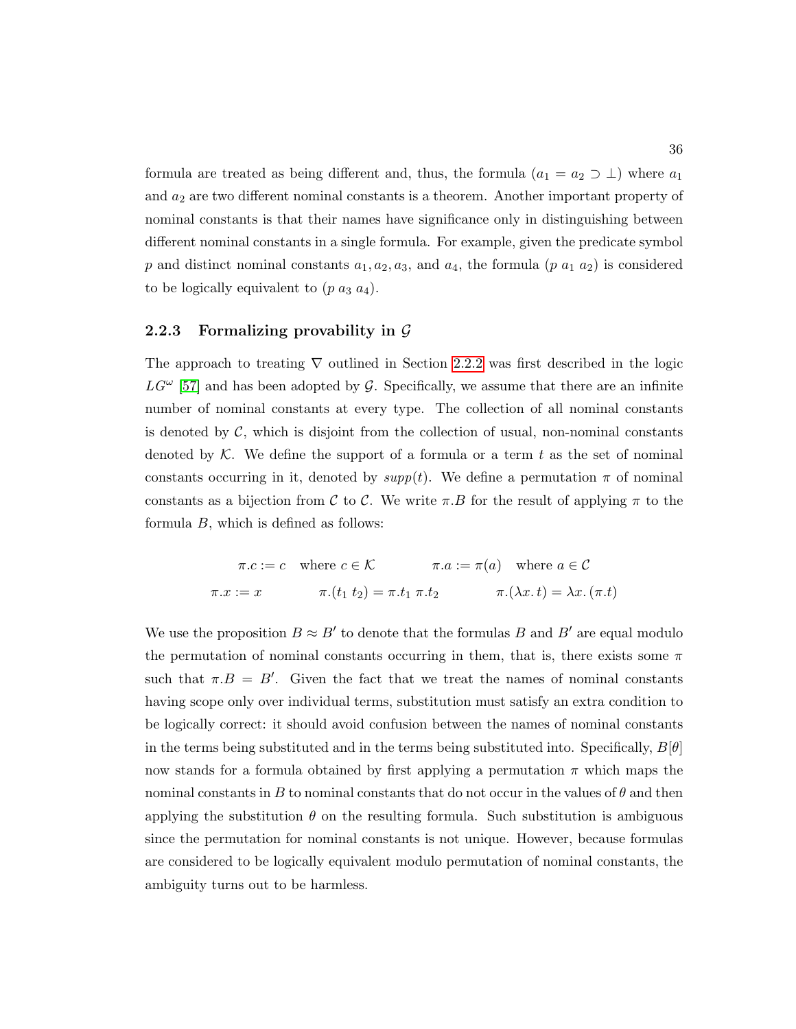formula are treated as being different and, thus, the formula $(a_1 = a_2 \supset \bot)$ where $a_1$ and $a_2$ are two different nominal constants is a theorem. Another important property of nominal constants is that their names have significance only in distinguishing between different nominal constants in a single formula. For example, given the predicate symbol $p$ and distinct nominal constants $a_1, a_2, a_3$, and $a_4$, the formula $(p\ a_1\ a_2)$ is considered to be logically equivalent to $(p\ a_3\ a_4)$.

### 2.2.3 Formalizing provability in $\mathcal{G}$

The approach to treating $\nabla$ outlined in Section 2.2.2 was first described in the logic $LG^\omega$ [57] and has been adopted by $\mathcal{G}$. Specifically, we assume that there are an infinite number of nominal constants at every type. The collection of all nominal constants is denoted by $\mathcal{C}$, which is disjoint from the collection of usual, non-nominal constants denoted by $\mathcal{K}$. We define the support of a formula or a term $t$ as the set of nominal constants occurring in it, denoted by $supp(t)$. We define a permutation $\pi$ of nominal constants as a bijection from $\mathcal{C}$ to $\mathcal{C}$. We write $\pi.B$ for the result of applying $\pi$ to the formula $B$, which is defined as follows:

$$
\begin{array}{ccc}
\pi.c := c \quad \text{where } c \in \mathcal{K} & & \pi.a := \pi(a) \quad \text{where } a \in \mathcal{C} \\
\pi.x := x & \pi.(t_1\ t_2) = \pi.t_1\ \pi.t_2 & \pi.(\lambda x.\, t) = \lambda x.\, (\pi.t)
\end{array}
$$

We use the proposition $B \approx B'$ to denote that the formulas $B$ and $B'$ are equal modulo the permutation of nominal constants occurring in them, that is, there exists some $\pi$ such that $\pi.B = B'$. Given the fact that we treat the names of nominal constants having scope only over individual terms, substitution must satisfy an extra condition to be logically correct: it should avoid confusion between the names of nominal constants in the terms being substituted and in the terms being substituted into. Specifically, $B[\theta]$ now stands for a formula obtained by first applying a permutation $\pi$ which maps the nominal constants in $B$ to nominal constants that do not occur in the values of $\theta$ and then applying the substitution $\theta$ on the resulting formula. Such substitution is ambiguous since the permutation for nominal constants is not unique. However, because formulas are considered to be logically equivalent modulo permutation of nominal constants, the ambiguity turns out to be harmless.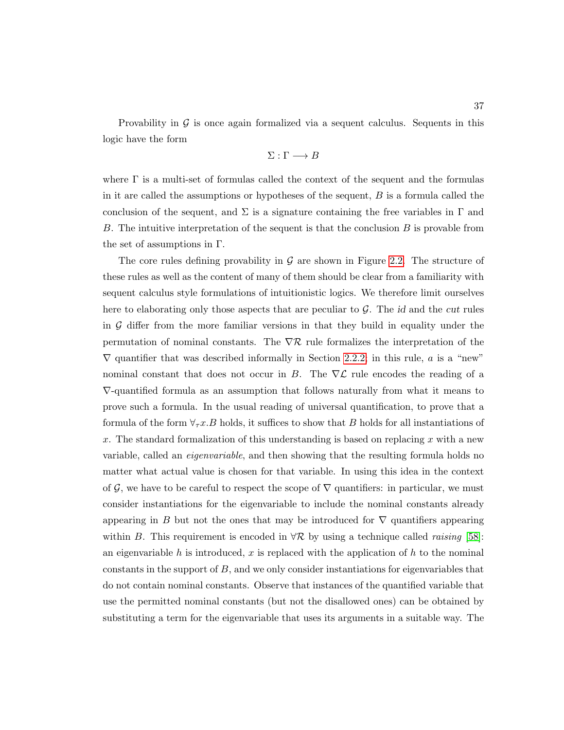Provability in $\mathcal{G}$ is once again formalized via a sequent calculus. Sequents in this logic have the form

$$\Sigma : \Gamma \longrightarrow B$$

where $\Gamma$ is a multi-set of formulas called the context of the sequent and the formulas in it are called the assumptions or hypotheses of the sequent, $B$ is a formula called the conclusion of the sequent, and $\Sigma$ is a signature containing the free variables in $\Gamma$ and $B$. The intuitive interpretation of the sequent is that the conclusion $B$ is provable from the set of assumptions in $\Gamma$.

The core rules defining provability in $\mathcal{G}$ are shown in Figure 2.2. The structure of these rules as well as the content of many of them should be clear from a familiarity with sequent calculus style formulations of intuitionistic logics. We therefore limit ourselves here to elaborating only those aspects that are peculiar to $\mathcal{G}$. The *id* and the *cut* rules in $\mathcal{G}$ differ from the more familiar versions in that they build in equality under the permutation of nominal constants. The $\nabla\mathcal{R}$ rule formalizes the interpretation of the $\nabla$ quantifier that was described informally in Section 2.2.2: in this rule, $a$ is a "new" nominal constant that does not occur in $B$. The $\nabla\mathcal{L}$ rule encodes the reading of a $\nabla$-quantified formula as an assumption that follows naturally from what it means to prove such a formula. In the usual reading of universal quantification, to prove that a formula of the form $\forall_\tau x.B$ holds, it suffices to show that $B$ holds for all instantiations of $x$. The standard formalization of this understanding is based on replacing $x$ with a new variable, called an *eigenvariable*, and then showing that the resulting formula holds no matter what actual value is chosen for that variable. In using this idea in the context of $\mathcal{G}$, we have to be careful to respect the scope of $\nabla$ quantifiers: in particular, we must consider instantiations for the eigenvariable to include the nominal constants already appearing in $B$ but not the ones that may be introduced for $\nabla$ quantifiers appearing within $B$. This requirement is encoded in $\forall\mathcal{R}$ by using a technique called *raising* [58]: an eigenvariable $h$ is introduced, $x$ is replaced with the application of $h$ to the nominal constants in the support of $B$, and we only consider instantiations for eigenvariables that do not contain nominal constants. Observe that instances of the quantified variable that use the permitted nominal constants (but not the disallowed ones) can be obtained by substituting a term for the eigenvariable that uses its arguments in a suitable way. The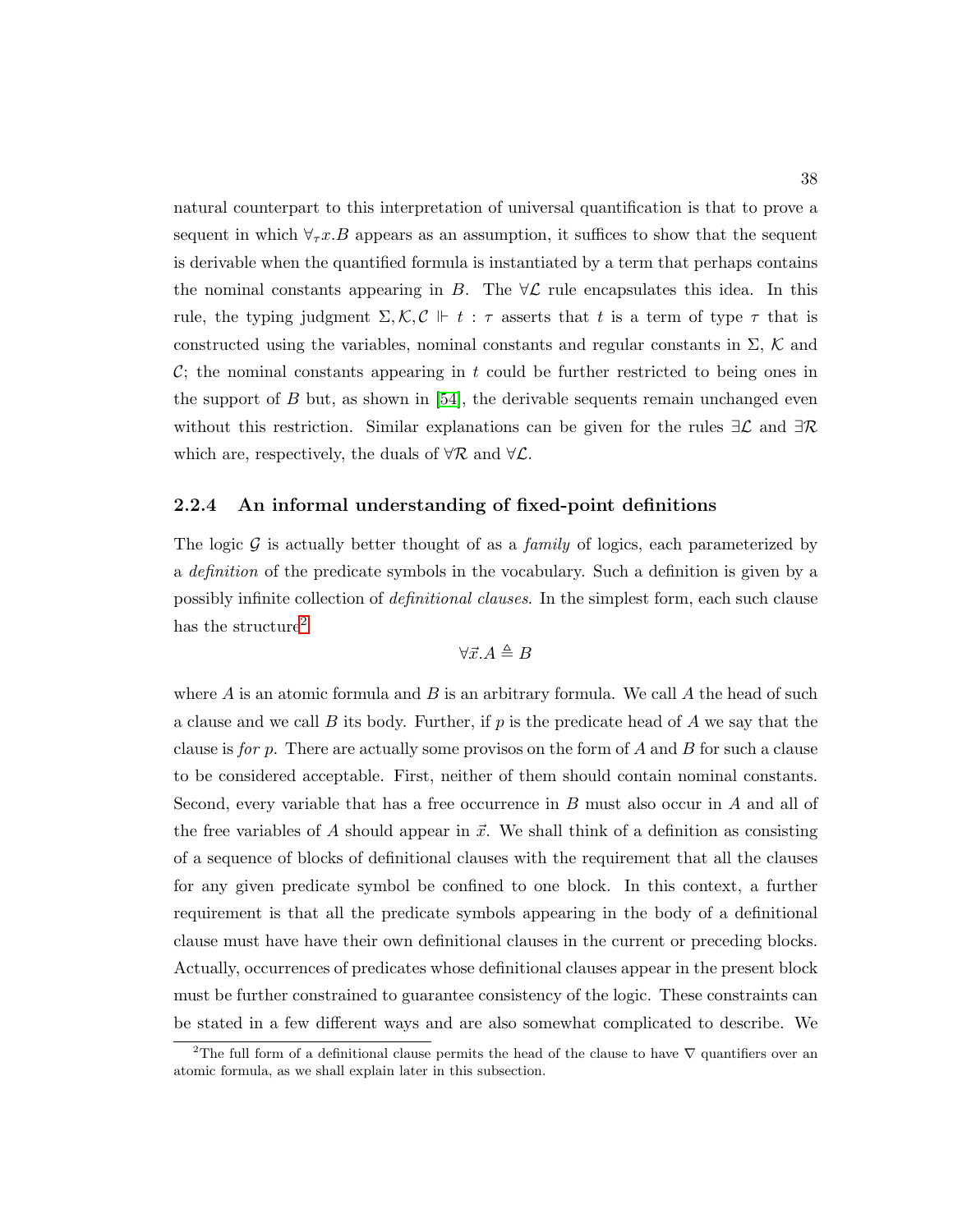natural counterpart to this interpretation of universal quantification is that to prove a sequent in which $\forall_\tau x.B$ appears as an assumption, it suffices to show that the sequent is derivable when the quantified formula is instantiated by a term that perhaps contains the nominal constants appearing in $B$. The $\forall\mathcal{L}$ rule encapsulates this idea. In this rule, the typing judgment $\Sigma, \mathcal{K}, \mathcal{C} \Vdash t : \tau$ asserts that $t$ is a term of type $\tau$ that is constructed using the variables, nominal constants and regular constants in $\Sigma$, $\mathcal{K}$ and $\mathcal{C}$; the nominal constants appearing in $t$ could be further restricted to being ones in the support of $B$ but, as shown in [54], the derivable sequents remain unchanged even without this restriction. Similar explanations can be given for the rules $\exists\mathcal{L}$ and $\exists\mathcal{R}$ which are, respectively, the duals of $\forall\mathcal{R}$ and $\forall\mathcal{L}$.

### 2.2.4 An informal understanding of fixed-point definitions

The logic $\mathcal{G}$ is actually better thought of as a *family* of logics, each parameterized by a *definition* of the predicate symbols in the vocabulary. Such a definition is given by a possibly infinite collection of *definitional clauses*. In the simplest form, each such clause has the structure[2]

$$\forall \vec{x}.A \triangleq B$$

where $A$ is an atomic formula and $B$ is an arbitrary formula. We call $A$ the head of such a clause and we call $B$ its body. Further, if $p$ is the predicate head of $A$ we say that the clause is *for* $p$. There are actually some provisos on the form of $A$ and $B$ for such a clause to be considered acceptable. First, neither of them should contain nominal constants. Second, every variable that has a free occurrence in $B$ must also occur in $A$ and all of the free variables of $A$ should appear in $\vec{x}$. We shall think of a definition as consisting of a sequence of blocks of definitional clauses with the requirement that all the clauses for any given predicate symbol be confined to one block. In this context, a further requirement is that all the predicate symbols appearing in the body of a definitional clause must have have their own definitional clauses in the current or preceding blocks. Actually, occurrences of predicates whose definitional clauses appear in the present block must be further constrained to guarantee consistency of the logic. These constraints can be stated in a few different ways and are also somewhat complicated to describe. We

[2] The full form of a definitional clause permits the head of the clause to have $\nabla$ quantifiers over an atomic formula, as we shall explain later in this subsection.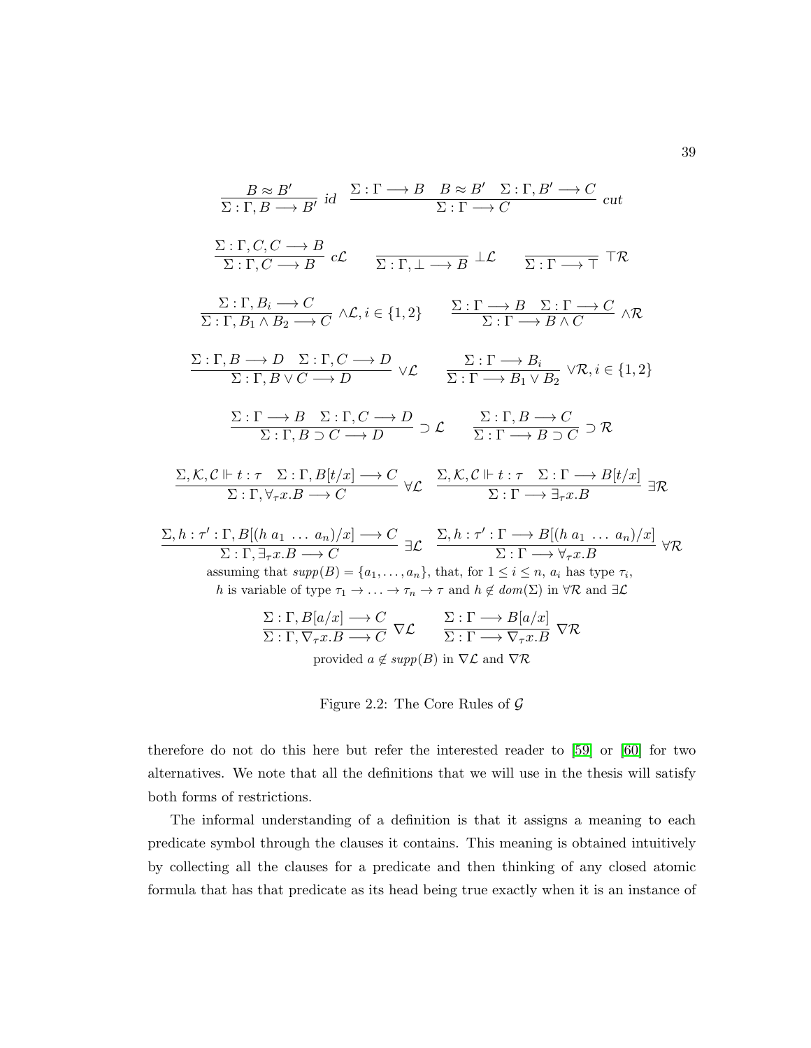$$\frac{B \approx B'}{\Sigma : \Gamma, B \longrightarrow B'}\ id \qquad \frac{\Sigma : \Gamma \longrightarrow B \quad B \approx B' \quad \Sigma : \Gamma, B' \longrightarrow C}{\Sigma : \Gamma \longrightarrow C}\ cut$$

$$\frac{\Sigma : \Gamma, C, C \longrightarrow B}{\Sigma : \Gamma, C \longrightarrow B}\ c\mathcal{L} \qquad \frac{}{\Sigma : \Gamma, \bot \longrightarrow B}\ \bot\mathcal{L} \qquad \frac{}{\Sigma : \Gamma \longrightarrow \top}\ \top\mathcal{R}$$

$$\frac{\Sigma : \Gamma, B_i \longrightarrow C}{\Sigma : \Gamma, B_1 \wedge B_2 \longrightarrow C}\ \wedge\mathcal{L}, i \in \{1,2\} \qquad \frac{\Sigma : \Gamma \longrightarrow B \quad \Sigma : \Gamma \longrightarrow C}{\Sigma : \Gamma \longrightarrow B \wedge C}\ \wedge\mathcal{R}$$

$$\frac{\Sigma : \Gamma, B \longrightarrow D \quad \Sigma : \Gamma, C \longrightarrow D}{\Sigma : \Gamma, B \vee C \longrightarrow D}\ \vee\mathcal{L} \qquad \frac{\Sigma : \Gamma \longrightarrow B_i}{\Sigma : \Gamma \longrightarrow B_1 \vee B_2}\ \vee\mathcal{R}, i \in \{1,2\}$$

$$\frac{\Sigma : \Gamma \longrightarrow B \quad \Sigma : \Gamma, C \longrightarrow D}{\Sigma : \Gamma, B \supset C \longrightarrow D}\ \supset\mathcal{L} \qquad \frac{\Sigma : \Gamma, B \longrightarrow C}{\Sigma : \Gamma \longrightarrow B \supset C}\ \supset\mathcal{R}$$

$$\frac{\Sigma, \mathcal{K}, \mathcal{C} \Vdash t : \tau \quad \Sigma : \Gamma, B[t/x] \longrightarrow C}{\Sigma : \Gamma, \forall_\tau x.B \longrightarrow C}\ \forall\mathcal{L} \quad \frac{\Sigma, \mathcal{K}, \mathcal{C} \Vdash t : \tau \quad \Sigma : \Gamma \longrightarrow B[t/x]}{\Sigma : \Gamma \longrightarrow \exists_\tau x.B}\ \exists\mathcal{R}$$

$$\frac{\Sigma, h : \tau' : \Gamma, B[(h\ a_1\ \ldots\ a_n)/x] \longrightarrow C}{\Sigma : \Gamma, \exists_\tau x.B \longrightarrow C}\ \exists\mathcal{L} \quad \frac{\Sigma, h : \tau' : \Gamma \longrightarrow B[(h\ a_1\ \ldots\ a_n)/x]}{\Sigma : \Gamma \longrightarrow \forall_\tau x.B}\ \forall\mathcal{R}$$

assuming that $supp(B) = \{a_1, \ldots, a_n\}$, that, for $1 \leq i \leq n$, $a_i$ has type $\tau_i$, $h$ is variable of type $\tau_1 \rightarrow \ldots \rightarrow \tau_n \rightarrow \tau$ and $h \notin dom(\Sigma)$ in $\forall\mathcal{R}$ and $\exists\mathcal{L}$

$$\frac{\Sigma : \Gamma, B[a/x] \longrightarrow C}{\Sigma : \Gamma, \nabla_\tau x.B \longrightarrow C}\ \nabla\mathcal{L} \qquad \frac{\Sigma : \Gamma \longrightarrow B[a/x]}{\Sigma : \Gamma \longrightarrow \nabla_\tau x.B}\ \nabla\mathcal{R}$$

provided $a \notin supp(B)$ in $\nabla\mathcal{L}$ and $\nabla\mathcal{R}$

Figure 2.2: The Core Rules of $\mathcal{G}$

therefore do not do this here but refer the interested reader to [59] or [60] for two alternatives. We note that all the definitions that we will use in the thesis will satisfy both forms of restrictions.

The informal understanding of a definition is that it assigns a meaning to each predicate symbol through the clauses it contains. This meaning is obtained intuitively by collecting all the clauses for a predicate and then thinking of any closed atomic formula that has that predicate as its head being true exactly when it is an instance of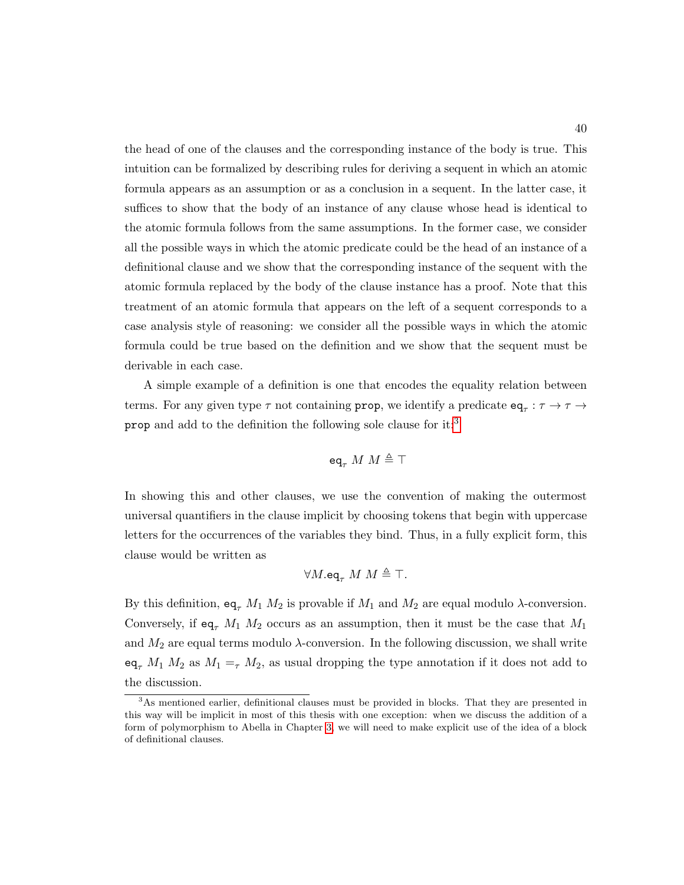the head of one of the clauses and the corresponding instance of the body is true. This intuition can be formalized by describing rules for deriving a sequent in which an atomic formula appears as an assumption or as a conclusion in a sequent. In the latter case, it suffices to show that the body of an instance of any clause whose head is identical to the atomic formula follows from the same assumptions. In the former case, we consider all the possible ways in which the atomic predicate could be the head of an instance of a definitional clause and we show that the corresponding instance of the sequent with the atomic formula replaced by the body of the clause instance has a proof. Note that this treatment of an atomic formula that appears on the left of a sequent corresponds to a case analysis style of reasoning: we consider all the possible ways in which the atomic formula could be true based on the definition and we show that the sequent must be derivable in each case.

A simple example of a definition is one that encodes the equality relation between terms. For any given type $\tau$ not containing `prop`, we identify a predicate $\mathtt{eq}_\tau : \tau \rightarrow \tau \rightarrow \mathtt{prop}$ and add to the definition the following sole clause for it:[3]

$$\mathtt{eq}_\tau\ M\ M \triangleq \top$$

In showing this and other clauses, we use the convention of making the outermost universal quantifiers in the clause implicit by choosing tokens that begin with uppercase letters for the occurrences of the variables they bind. Thus, in a fully explicit form, this clause would be written as

$$\forall M. \mathtt{eq}_\tau\ M\ M \triangleq \top.$$

By this definition, $\mathtt{eq}_\tau\ M_1\ M_2$ is provable if $M_1$ and $M_2$ are equal modulo $\lambda$-conversion. Conversely, if $\mathtt{eq}_\tau\ M_1\ M_2$ occurs as an assumption, then it must be the case that $M_1$ and $M_2$ are equal terms modulo $\lambda$-conversion. In the following discussion, we shall write $\mathtt{eq}_\tau\ M_1\ M_2$ as $M_1 =_\tau M_2$, as usual dropping the type annotation if it does not add to the discussion.

[3] As mentioned earlier, definitional clauses must be provided in blocks. That they are presented in this way will be implicit in most of this thesis with one exception: when we discuss the addition of a form of polymorphism to Abella in Chapter 3, we will need to make explicit use of the idea of a block of definitional clauses.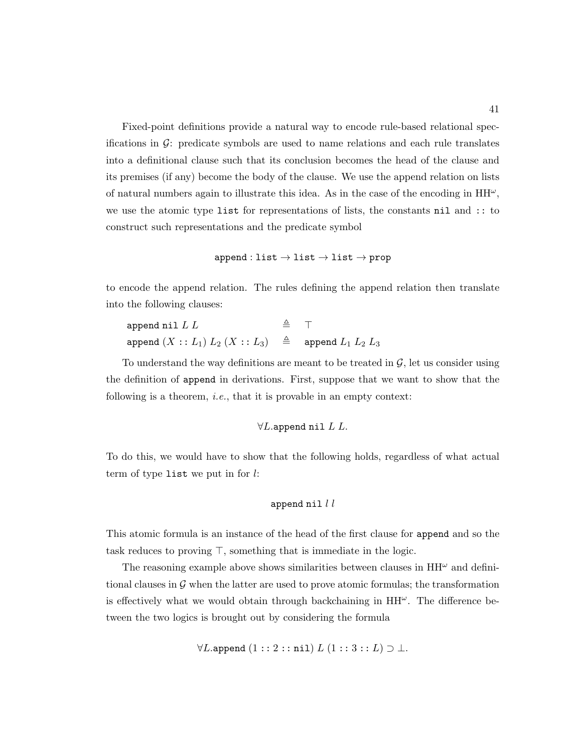Fixed-point definitions provide a natural way to encode rule-based relational specifications in $\mathcal{G}$: predicate symbols are used to name relations and each rule translates into a definitional clause such that its conclusion becomes the head of the clause and its premises (if any) become the body of the clause. We use the append relation on lists of natural numbers again to illustrate this idea. As in the case of the encoding in $\mathrm{HH}^\omega$, we use the atomic type `list` for representations of lists, the constants `nil` and `::` to construct such representations and the predicate symbol

$$\mathtt{append} : \mathtt{list} \rightarrow \mathtt{list} \rightarrow \mathtt{list} \rightarrow \mathtt{prop}$$

to encode the append relation. The rules defining the append relation then translate into the following clauses:

$$\begin{array}{lcl} \mathtt{append}\ \mathtt{nil}\ L\ L & \triangleq & \top \\ \mathtt{append}\ (X :: L_1)\ L_2\ (X :: L_3) & \triangleq & \mathtt{append}\ L_1\ L_2\ L_3 \end{array}$$

To understand the way definitions are meant to be treated in $\mathcal{G}$, let us consider using the definition of `append` in derivations. First, suppose that we want to show that the following is a theorem, *i.e.*, that it is provable in an empty context:

$$\forall L.\mathtt{append}\ \mathtt{nil}\ L\ L.$$

To do this, we would have to show that the following holds, regardless of what actual term of type `list` we put in for $l$:

$$\mathtt{append}\ \mathtt{nil}\ l\ l$$

This atomic formula is an instance of the head of the first clause for `append` and so the task reduces to proving $\top$, something that is immediate in the logic.

The reasoning example above shows similarities between clauses in $\mathrm{HH}^\omega$ and definitional clauses in $\mathcal{G}$ when the latter are used to prove atomic formulas; the transformation is effectively what we would obtain through backchaining in $\mathrm{HH}^\omega$. The difference between the two logics is brought out by considering the formula

$$\forall L.\mathtt{append}\ (1 :: 2 :: \mathtt{nil})\ L\ (1 :: 3 :: L) \supset \bot.$$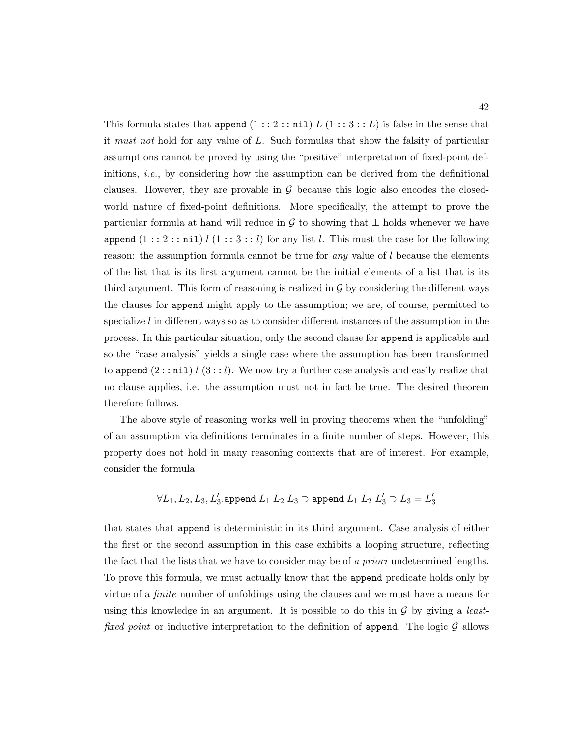This formula states that $\texttt{append}\ (1 :: 2 :: \texttt{nil})\ L\ (1 :: 3 :: L)$ is false in the sense that it *must not* hold for any value of $L$. Such formulas that show the falsity of particular assumptions cannot be proved by using the "positive" interpretation of fixed-point definitions, *i.e.*, by considering how the assumption can be derived from the definitional clauses. However, they are provable in $\mathcal{G}$ because this logic also encodes the closed-world nature of fixed-point definitions. More specifically, the attempt to prove the particular formula at hand will reduce in $\mathcal{G}$ to showing that $\bot$ holds whenever we have $\texttt{append}\ (1 :: 2 :: \texttt{nil})\ l\ (1 :: 3 :: l)$ for any list $l$. This must the case for the following reason: the assumption formula cannot be true for *any* value of $l$ because the elements of the list that is its first argument cannot be the initial elements of a list that is its third argument. This form of reasoning is realized in $\mathcal{G}$ by considering the different ways the clauses for $\texttt{append}$ might apply to the assumption; we are, of course, permitted to specialize $l$ in different ways so as to consider different instances of the assumption in the process. In this particular situation, only the second clause for $\texttt{append}$ is applicable and so the "case analysis" yields a single case where the assumption has been transformed to $\texttt{append}\ (2 :: \texttt{nil})\ l\ (3 :: l)$. We now try a further case analysis and easily realize that no clause applies, i.e. the assumption must not in fact be true. The desired theorem therefore follows.

The above style of reasoning works well in proving theorems when the "unfolding" of an assumption via definitions terminates in a finite number of steps. However, this property does not hold in many reasoning contexts that are of interest. For example, consider the formula

$$\forall L_1, L_2, L_3, L_3'.\texttt{append}\ L_1\ L_2\ L_3 \supset \texttt{append}\ L_1\ L_2\ L_3' \supset L_3 = L_3'$$

that states that $\texttt{append}$ is deterministic in its third argument. Case analysis of either the first or the second assumption in this case exhibits a looping structure, reflecting the fact that the lists that we have to consider may be of *a priori* undetermined lengths. To prove this formula, we must actually know that the $\texttt{append}$ predicate holds only by virtue of a *finite* number of unfoldings using the clauses and we must have a means for using this knowledge in an argument. It is possible to do this in $\mathcal{G}$ by giving a *least-fixed point* or inductive interpretation to the definition of $\texttt{append}$. The logic $\mathcal{G}$ allows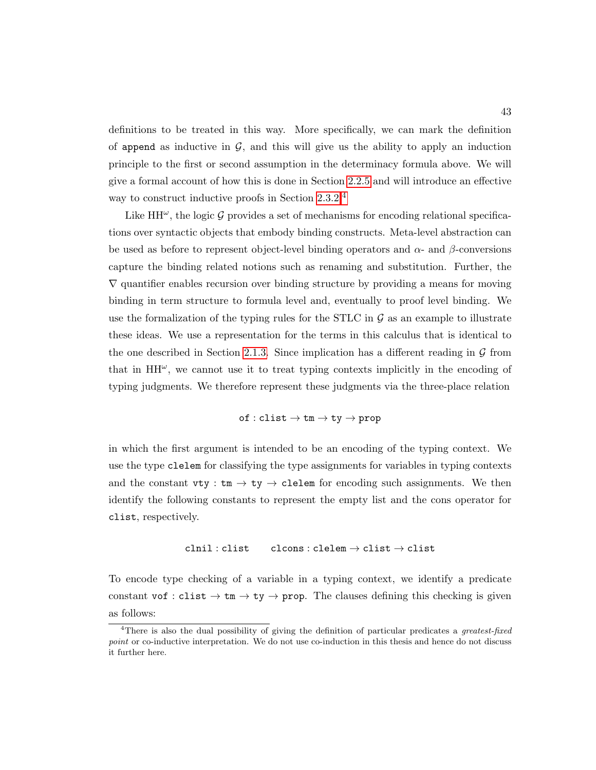definitions to be treated in this way. More specifically, we can mark the definition of `append` as inductive in $\mathcal{G}$, and this will give us the ability to apply an induction principle to the first or second assumption in the determinacy formula above. We will give a formal account of how this is done in Section 2.2.5 and will introduce an effective way to construct inductive proofs in Section 2.3.2.[4]

Like $\mathrm{HH}^{\omega}$, the logic $\mathcal{G}$ provides a set of mechanisms for encoding relational specifications over syntactic objects that embody binding constructs. Meta-level abstraction can be used as before to represent object-level binding operators and $\alpha$- and $\beta$-conversions capture the binding related notions such as renaming and substitution. Further, the $\nabla$ quantifier enables recursion over binding structure by providing a means for moving binding in term structure to formula level and, eventually to proof level binding. We use the formalization of the typing rules for the STLC in $\mathcal{G}$ as an example to illustrate these ideas. We use a representation for the terms in this calculus that is identical to the one described in Section 2.1.3. Since implication has a different reading in $\mathcal{G}$ from that in $\mathrm{HH}^{\omega}$, we cannot use it to treat typing contexts implicitly in the encoding of typing judgments. We therefore represent these judgments via the three-place relation

$$\texttt{of} : \texttt{clist} \to \texttt{tm} \to \texttt{ty} \to \texttt{prop}$$

in which the first argument is intended to be an encoding of the typing context. We use the type `clelem` for classifying the type assignments for variables in typing contexts and the constant $\texttt{vty} : \texttt{tm} \to \texttt{ty} \to \texttt{clelem}$ for encoding such assignments. We then identify the following constants to represent the empty list and the cons operator for `clist`, respectively.

$$\texttt{clnil} : \texttt{clist} \qquad \texttt{clcons} : \texttt{clelem} \to \texttt{clist} \to \texttt{clist}$$

To encode type checking of a variable in a typing context, we identify a predicate constant $\texttt{vof} : \texttt{clist} \to \texttt{tm} \to \texttt{ty} \to \texttt{prop}$. The clauses defining this checking is given as follows:

[4] There is also the dual possibility of giving the definition of particular predicates a *greatest-fixed point* or co-inductive interpretation. We do not use co-induction in this thesis and hence do not discuss it further here.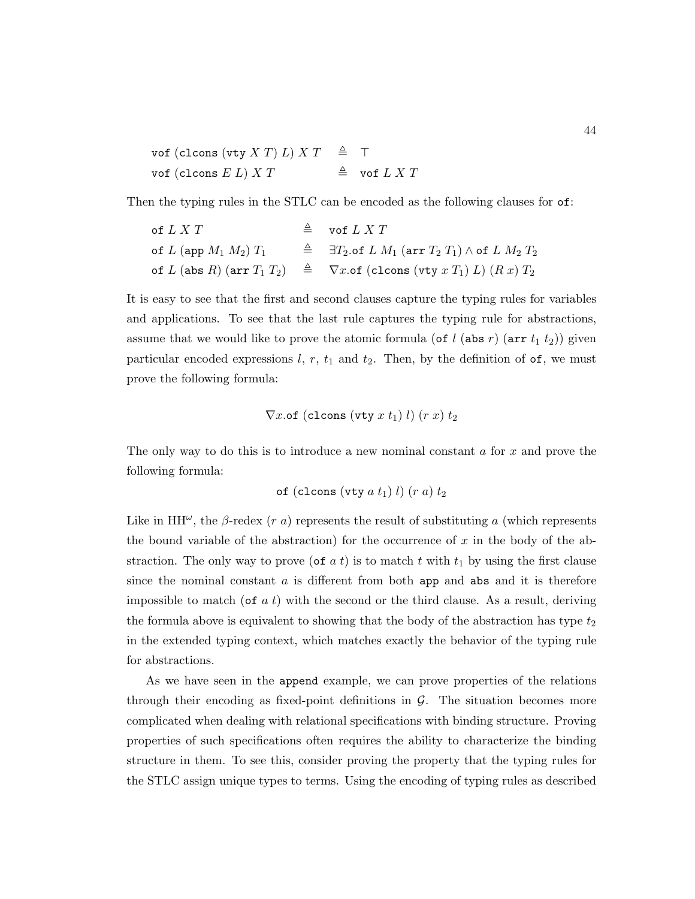$$
\begin{array}{lll}
\texttt{vof}\;(\texttt{clcons}\;(\texttt{vty}\;X\;T)\;L)\;X\;T & \triangleq & \top \\
\texttt{vof}\;(\texttt{clcons}\;E\;L)\;X\;T & \triangleq & \texttt{vof}\;L\;X\;T
\end{array}
$$

Then the typing rules in the STLC can be encoded as the following clauses for `of`:

$$
\begin{array}{lll}
\texttt{of}\;L\;X\;T & \triangleq & \texttt{vof}\;L\;X\;T \\
\texttt{of}\;L\;(\texttt{app}\;M_1\;M_2)\;T_1 & \triangleq & \exists T_2.\texttt{of}\;L\;M_1\;(\texttt{arr}\;T_2\;T_1) \land \texttt{of}\;L\;M_2\;T_2 \\
\texttt{of}\;L\;(\texttt{abs}\;R)\;(\texttt{arr}\;T_1\;T_2) & \triangleq & \nabla x.\texttt{of}\;(\texttt{clcons}\;(\texttt{vty}\;x\;T_1)\;L)\;(R\;x)\;T_2
\end{array}
$$

It is easy to see that the first and second clauses capture the typing rules for variables and applications. To see that the last rule captures the typing rule for abstractions, assume that we would like to prove the atomic formula ($\texttt{of}\;l\;(\texttt{abs}\;r)\;(\texttt{arr}\;t_1\;t_2)$) given particular encoded expressions $l$, $r$, $t_1$ and $t_2$. Then, by the definition of `of`, we must prove the following formula:

$$
\nabla x.\texttt{of}\;(\texttt{clcons}\;(\texttt{vty}\;x\;t_1)\;l)\;(r\;x)\;t_2
$$

The only way to do this is to introduce a new nominal constant $a$ for $x$ and prove the following formula:

$$
\texttt{of}\;(\texttt{clcons}\;(\texttt{vty}\;a\;t_1)\;l)\;(r\;a)\;t_2
$$

Like in $\mathrm{HH}^\omega$, the $\beta$-redex ($r\;a$) represents the result of substituting $a$ (which represents the bound variable of the abstraction) for the occurrence of $x$ in the body of the abstraction. The only way to prove ($\texttt{of}\;a\;t$) is to match $t$ with $t_1$ by using the first clause since the nominal constant $a$ is different from both `app` and `abs` and it is therefore impossible to match ($\texttt{of}\;a\;t$) with the second or the third clause. As a result, deriving the formula above is equivalent to showing that the body of the abstraction has type $t_2$ in the extended typing context, which matches exactly the behavior of the typing rule for abstractions.

As we have seen in the `append` example, we can prove properties of the relations through their encoding as fixed-point definitions in $\mathcal{G}$. The situation becomes more complicated when dealing with relational specifications with binding structure. Proving properties of such specifications often requires the ability to characterize the binding structure in them. To see this, consider proving the property that the typing rules for the STLC assign unique types to terms. Using the encoding of typing rules as described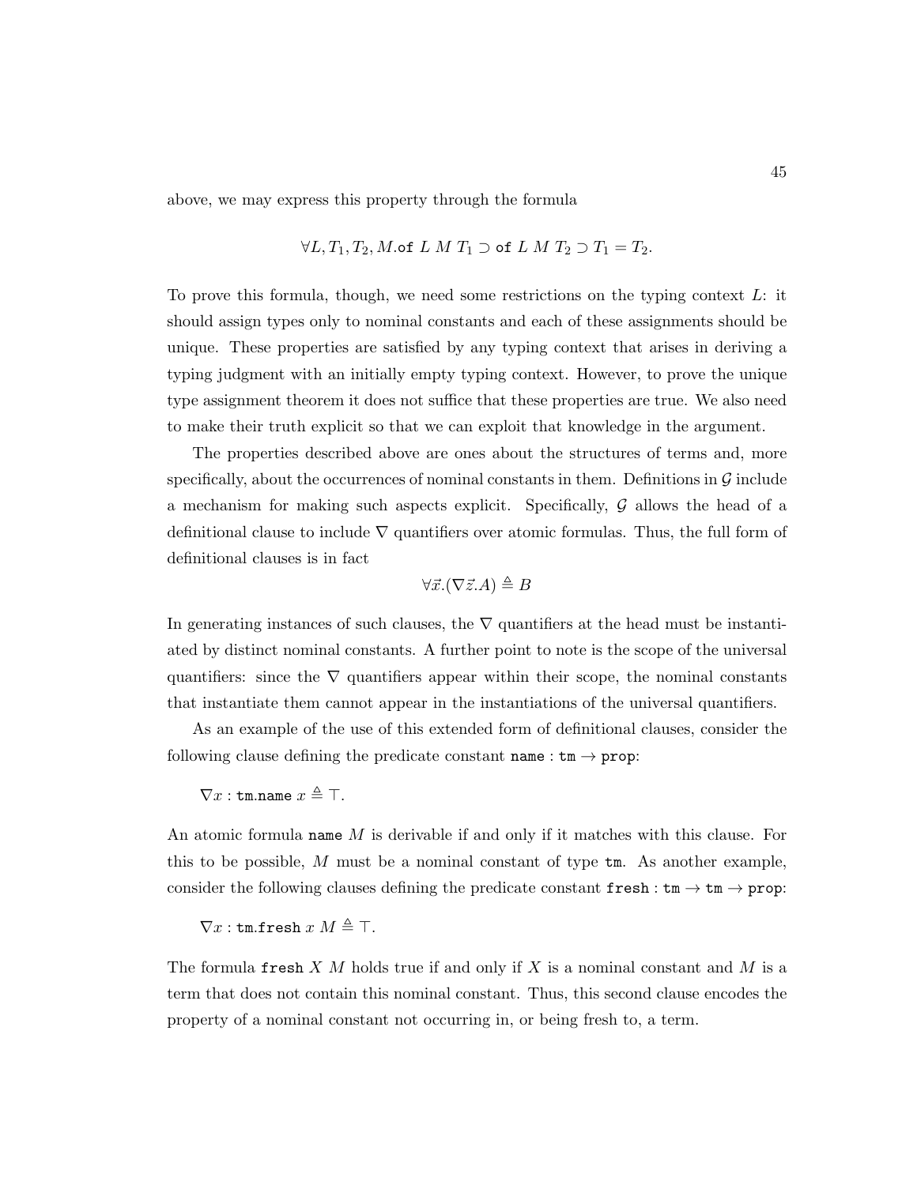above, we may express this property through the formula

$$\forall L, T_1, T_2, M.\texttt{of}\ L\ M\ T_1 \supset \texttt{of}\ L\ M\ T_2 \supset T_1 = T_2.$$

To prove this formula, though, we need some restrictions on the typing context $L$: it should assign types only to nominal constants and each of these assignments should be unique. These properties are satisfied by any typing context that arises in deriving a typing judgment with an initially empty typing context. However, to prove the unique type assignment theorem it does not suffice that these properties are true. We also need to make their truth explicit so that we can exploit that knowledge in the argument.

The properties described above are ones about the structures of terms and, more specifically, about the occurrences of nominal constants in them. Definitions in $\mathcal{G}$ include a mechanism for making such aspects explicit. Specifically, $\mathcal{G}$ allows the head of a definitional clause to include $\nabla$ quantifiers over atomic formulas. Thus, the full form of definitional clauses is in fact

$$\forall \vec{x}.(\nabla \vec{z}.A) \triangleq B$$

In generating instances of such clauses, the $\nabla$ quantifiers at the head must be instantiated by distinct nominal constants. A further point to note is the scope of the universal quantifiers: since the $\nabla$ quantifiers appear within their scope, the nominal constants that instantiate them cannot appear in the instantiations of the universal quantifiers.

As an example of the use of this extended form of definitional clauses, consider the following clause defining the predicate constant $\texttt{name} : \texttt{tm} \to \texttt{prop}$:

$$\nabla x : \texttt{tm}.\texttt{name}\ x \triangleq \top.$$

An atomic formula $\texttt{name}\ M$ is derivable if and only if it matches with this clause. For this to be possible, $M$ must be a nominal constant of type $\texttt{tm}$. As another example, consider the following clauses defining the predicate constant $\texttt{fresh} : \texttt{tm} \to \texttt{tm} \to \texttt{prop}$:

$$\nabla x : \texttt{tm}.\texttt{fresh}\ x\ M \triangleq \top.$$

The formula $\texttt{fresh}\ X\ M$ holds true if and only if $X$ is a nominal constant and $M$ is a term that does not contain this nominal constant. Thus, this second clause encodes the property of a nominal constant not occurring in, or being fresh to, a term.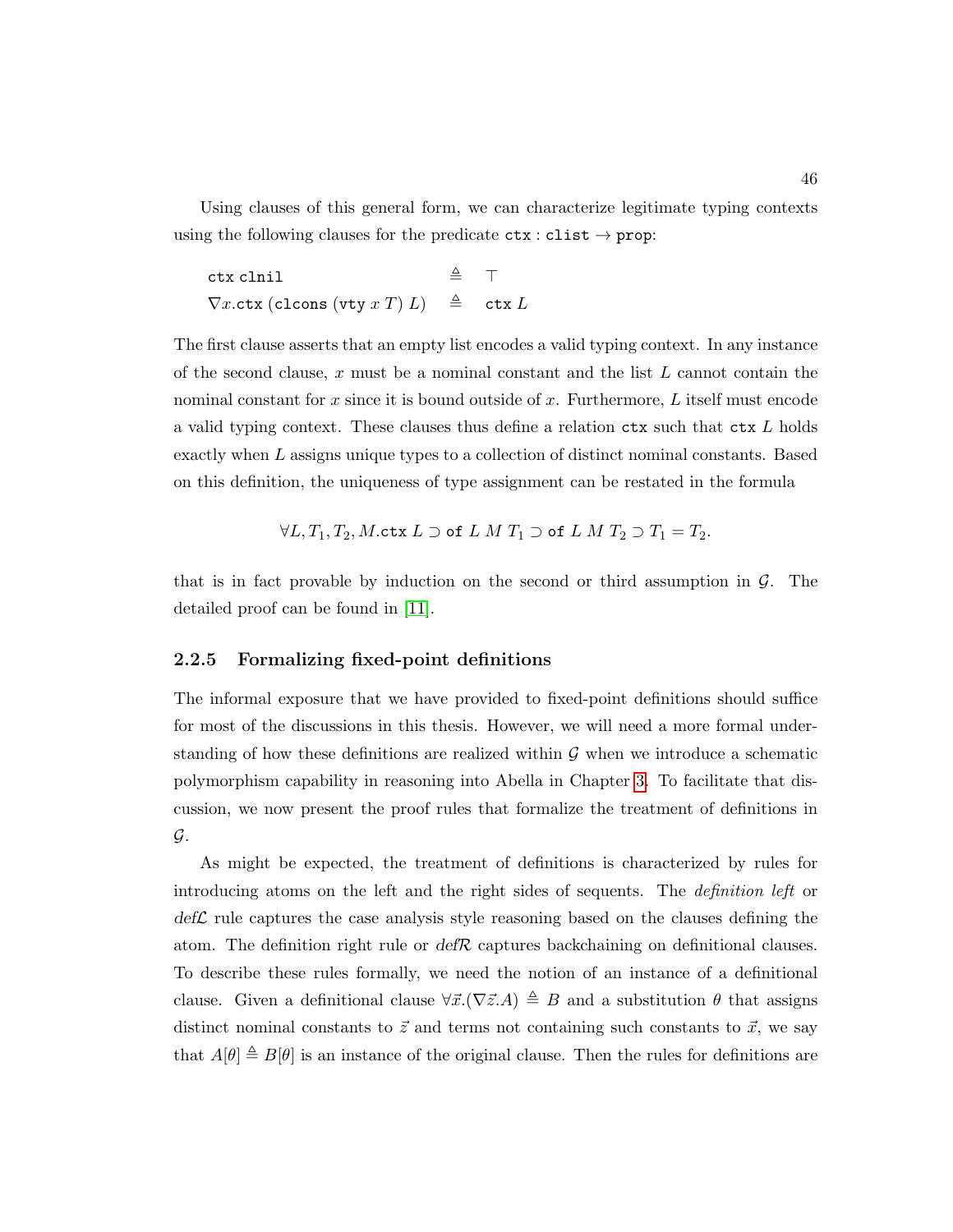Using clauses of this general form, we can characterize legitimate typing contexts using the following clauses for the predicate $\mathtt{ctx} : \mathtt{clist} \to \mathtt{prop}$:

$$
\begin{array}{lcl}
\mathtt{ctx}\ \mathtt{clnil} & \triangleq & \top \\
\nabla x.\mathtt{ctx}\ (\mathtt{clcons}\ (\mathtt{vty}\ x\ T)\ L) & \triangleq & \mathtt{ctx}\ L
\end{array}
$$

The first clause asserts that an empty list encodes a valid typing context. In any instance of the second clause, $x$ must be a nominal constant and the list $L$ cannot contain the nominal constant for $x$ since it is bound outside of $x$. Furthermore, $L$ itself must encode a valid typing context. These clauses thus define a relation $\mathtt{ctx}$ such that $\mathtt{ctx}\ L$ holds exactly when $L$ assigns unique types to a collection of distinct nominal constants. Based on this definition, the uniqueness of type assignment can be restated in the formula

$$\forall L, T_1, T_2, M.\mathtt{ctx}\ L \supset \mathtt{of}\ L\ M\ T_1 \supset \mathtt{of}\ L\ M\ T_2 \supset T_1 = T_2.$$

that is in fact provable by induction on the second or third assumption in $\mathcal{G}$. The detailed proof can be found in [11].

### 2.2.5 Formalizing fixed-point definitions

The informal exposure that we have provided to fixed-point definitions should suffice for most of the discussions in this thesis. However, we will need a more formal understanding of how these definitions are realized within $\mathcal{G}$ when we introduce a schematic polymorphism capability in reasoning into Abella in Chapter 3. To facilitate that discussion, we now present the proof rules that formalize the treatment of definitions in $\mathcal{G}$.

As might be expected, the treatment of definitions is characterized by rules for introducing atoms on the left and the right sides of sequents. The *definition left* or *def$\mathcal{L}$* rule captures the case analysis style reasoning based on the clauses defining the atom. The definition right rule or *def$\mathcal{R}$* captures backchaining on definitional clauses. To describe these rules formally, we need the notion of an instance of a definitional clause. Given a definitional clause $\forall \vec{x}.(\nabla \vec{z}.A) \triangleq B$ and a substitution $\theta$ that assigns distinct nominal constants to $\vec{z}$ and terms not containing such constants to $\vec{x}$, we say that $A[\theta] \triangleq B[\theta]$ is an instance of the original clause. Then the rules for definitions are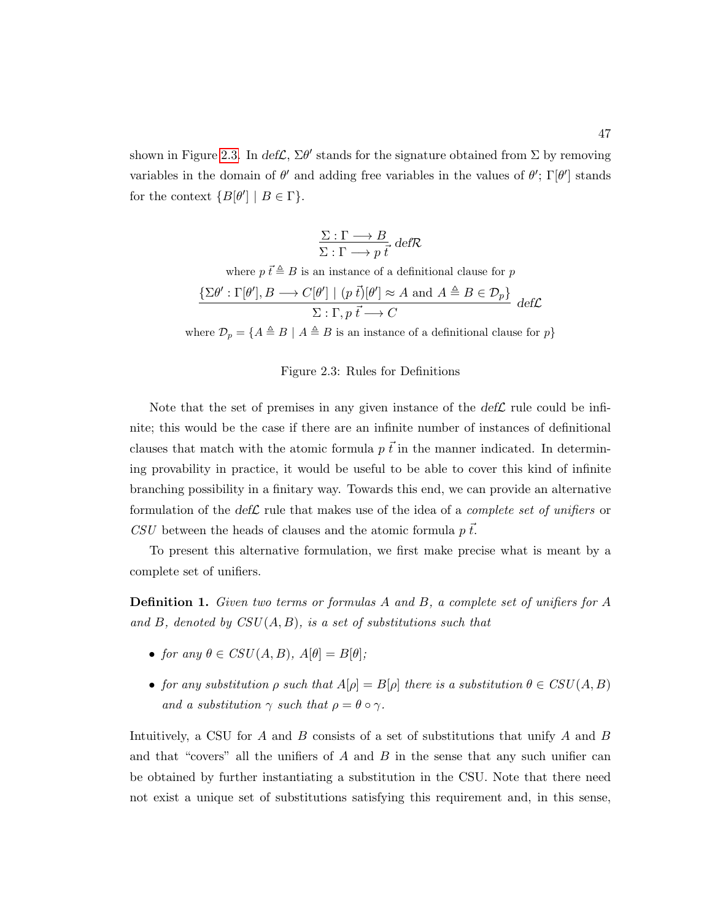shown in Figure 2.3. In *def*$\mathcal{L}$, $\Sigma\theta'$ stands for the signature obtained from $\Sigma$ by removing variables in the domain of $\theta'$ and adding free variables in the values of $\theta'$; $\Gamma[\theta']$ stands for the context $\{B[\theta'] \mid B \in \Gamma\}$.

$$\frac{\Sigma : \Gamma \longrightarrow B}{\Sigma : \Gamma \longrightarrow p\,\vec{t}}\ \mathit{def}\mathcal{R}$$

where $p\,\vec{t} \triangleq B$ is an instance of a definitional clause for $p$

$$\frac{\{\Sigma\theta' : \Gamma[\theta'], B \longrightarrow C[\theta'] \mid (p\,\vec{t})[\theta'] \approx A \text{ and } A \triangleq B \in \mathcal{D}_p\}}{\Sigma : \Gamma, p\,\vec{t} \longrightarrow C}\ \mathit{def}\mathcal{L}$$

where $\mathcal{D}_p = \{A \triangleq B \mid A \triangleq B \text{ is an instance of a definitional clause for } p\}$

Figure 2.3: Rules for Definitions

Note that the set of premises in any given instance of the *def*$\mathcal{L}$ rule could be infinite; this would be the case if there are an infinite number of instances of definitional clauses that match with the atomic formula $p\,\vec{t}$ in the manner indicated. In determining provability in practice, it would be useful to be able to cover this kind of infinite branching possibility in a finitary way. Towards this end, we can provide an alternative formulation of the *def*$\mathcal{L}$ rule that makes use of the idea of a *complete set of unifiers* or *CSU* between the heads of clauses and the atomic formula $p\,\vec{t}$.

To present this alternative formulation, we first make precise what is meant by a complete set of unifiers.

**Definition 1.** *Given two terms or formulas $A$ and $B$, a complete set of unifiers for $A$ and $B$, denoted by $CSU(A, B)$, is a set of substitutions such that*

- *for any $\theta \in CSU(A, B)$, $A[\theta] = B[\theta]$;*
- *for any substitution $\rho$ such that $A[\rho] = B[\rho]$ there is a substitution $\theta \in CSU(A, B)$ and a substitution $\gamma$ such that $\rho = \theta \circ \gamma$.*

Intuitively, a CSU for $A$ and $B$ consists of a set of substitutions that unify $A$ and $B$ and that "covers" all the unifiers of $A$ and $B$ in the sense that any such unifier can be obtained by further instantiating a substitution in the CSU. Note that there need not exist a unique set of substitutions satisfying this requirement and, in this sense,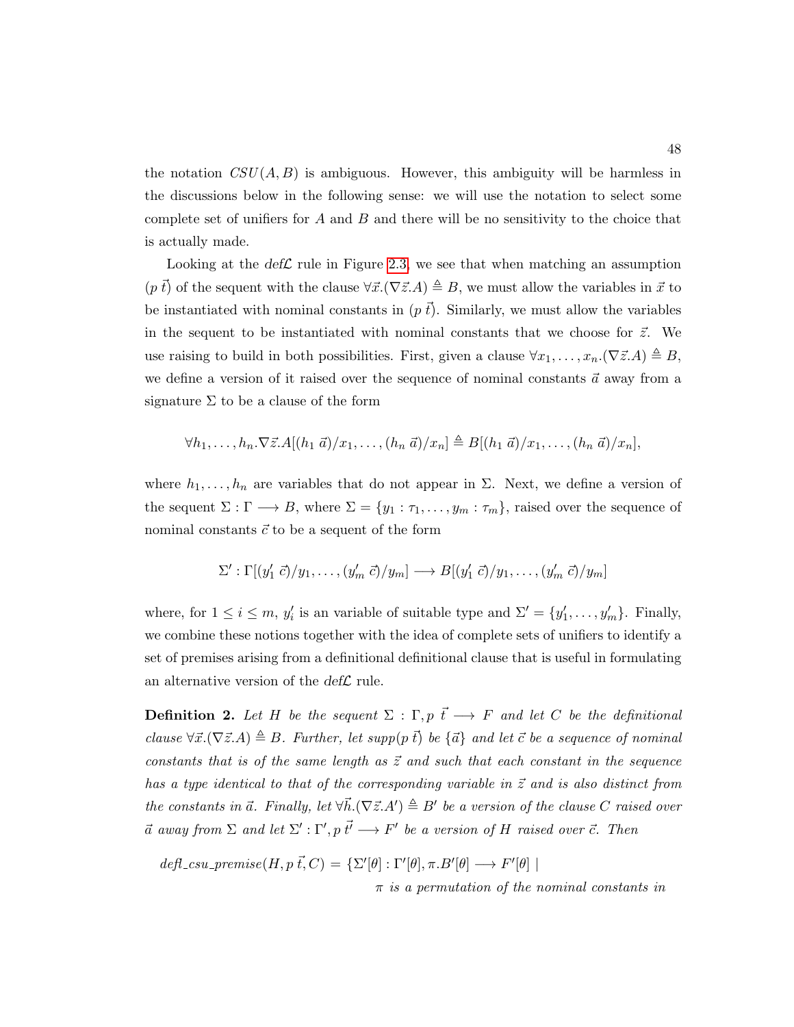the notation $CSU(A, B)$ is ambiguous. However, this ambiguity will be harmless in the discussions below in the following sense: we will use the notation to select some complete set of unifiers for $A$ and $B$ and there will be no sensitivity to the choice that is actually made.

Looking at the *def*$\mathcal{L}$ rule in Figure 2.3, we see that when matching an assumption $(p\ \vec{t})$ of the sequent with the clause $\forall \vec{x}.(\nabla \vec{z}.A) \triangleq B$, we must allow the variables in $\vec{x}$ to be instantiated with nominal constants in $(p\ \vec{t})$. Similarly, we must allow the variables in the sequent to be instantiated with nominal constants that we choose for $\vec{z}$. We use raising to build in both possibilities. First, given a clause $\forall x_1, \ldots, x_n.(\nabla \vec{z}.A) \triangleq B$, we define a version of it raised over the sequence of nominal constants $\vec{a}$ away from a signature $\Sigma$ to be a clause of the form

$$\forall h_1, \ldots, h_n.\nabla \vec{z}.A[(h_1\ \vec{a})/x_1, \ldots, (h_n\ \vec{a})/x_n] \triangleq B[(h_1\ \vec{a})/x_1, \ldots, (h_n\ \vec{a})/x_n],$$

where $h_1, \ldots, h_n$ are variables that do not appear in $\Sigma$. Next, we define a version of the sequent $\Sigma : \Gamma \longrightarrow B$, where $\Sigma = \{y_1 : \tau_1, \ldots, y_m : \tau_m\}$, raised over the sequence of nominal constants $\vec{c}$ to be a sequent of the form

$$\Sigma' : \Gamma[(y'_1\ \vec{c})/y_1, \ldots, (y'_m\ \vec{c})/y_m] \longrightarrow B[(y'_1\ \vec{c})/y_1, \ldots, (y'_m\ \vec{c})/y_m]$$

where, for $1 \leq i \leq m$, $y'_i$ is an variable of suitable type and $\Sigma' = \{y'_1, \ldots, y'_m\}$. Finally, we combine these notions together with the idea of complete sets of unifiers to identify a set of premises arising from a definitional definitional clause that is useful in formulating an alternative version of the *def*$\mathcal{L}$ rule.

**Definition 2.** *Let $H$ be the sequent $\Sigma : \Gamma, p\ \vec{t} \longrightarrow F$ and let $C$ be the definitional clause $\forall \vec{x}.(\nabla \vec{z}.A) \triangleq B$. Further, let $supp(p\ \vec{t})$ be $\{\vec{a}\}$ and let $\vec{c}$ be a sequence of nominal constants that is of the same length as $\vec{z}$ and such that each constant in the sequence has a type identical to that of the corresponding variable in $\vec{z}$ and is also distinct from the constants in $\vec{a}$. Finally, let $\forall \vec{h}.(\nabla \vec{z}.A') \triangleq B'$ be a version of the clause $C$ raised over $\vec{a}$ away from $\Sigma$ and let $\Sigma' : \Gamma', p\ \vec{t'} \longrightarrow F'$ be a version of $H$ raised over $\vec{c}$. Then*

$$\mathit{defl\_csu\_premise}(H, p\ \vec{t}, C) = \{\Sigma'[\theta] : \Gamma'[\theta], \pi.B'[\theta] \longrightarrow F'[\theta] \mid$$
$$\pi \text{ is a permutation of the nominal constants in}$$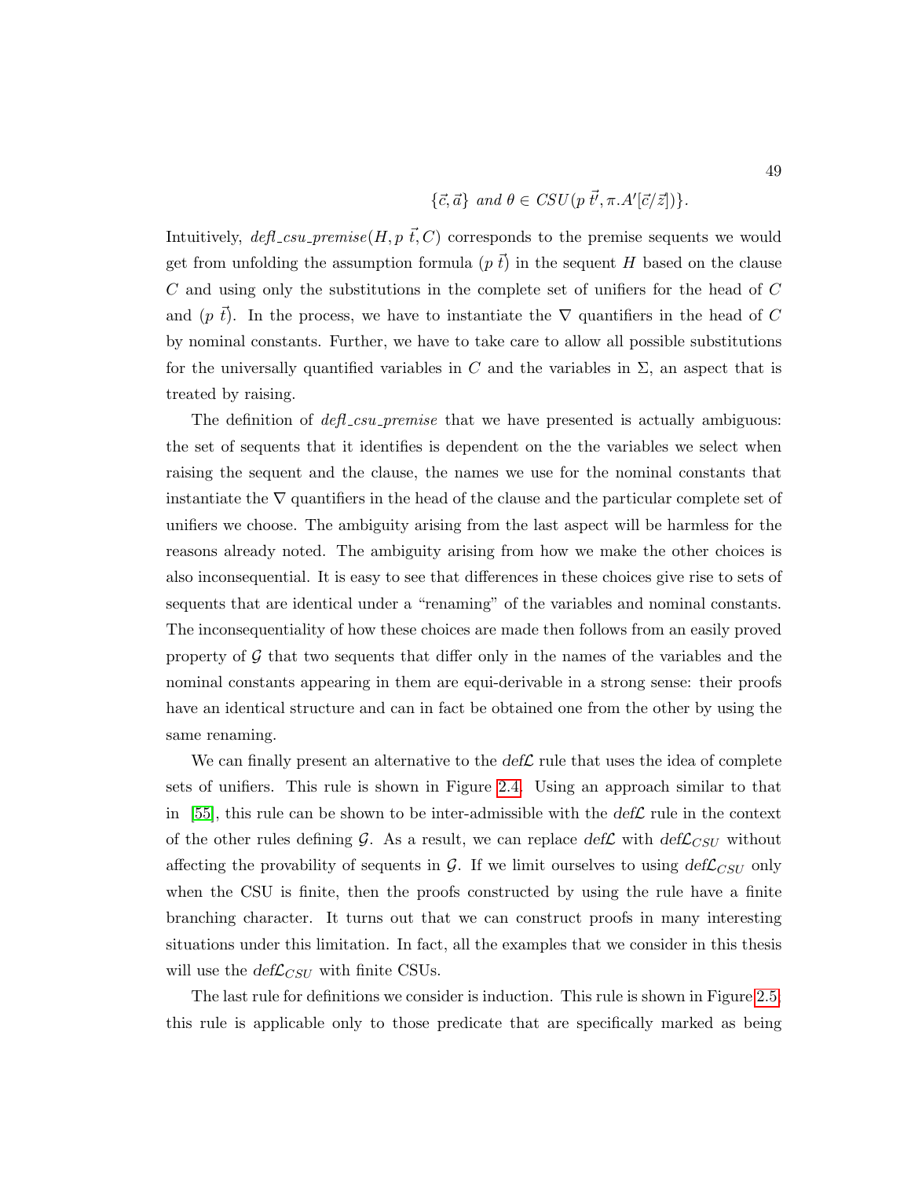$$\{\vec{c}, \vec{a}\} \text{ and } \theta \in CSU(p\ \vec{t'}, \pi.A'[\vec{c}/\vec{z}])\}.$$

Intuitively, *defl_csu_premise*$(H, p\ \vec{t}, C)$ corresponds to the premise sequents we would get from unfolding the assumption formula $(p\ \vec{t})$ in the sequent $H$ based on the clause $C$ and using only the substitutions in the complete set of unifiers for the head of $C$ and $(p\ \vec{t})$. In the process, we have to instantiate the $\nabla$ quantifiers in the head of $C$ by nominal constants. Further, we have to take care to allow all possible substitutions for the universally quantified variables in $C$ and the variables in $\Sigma$, an aspect that is treated by raising.

The definition of *defl_csu_premise* that we have presented is actually ambiguous: the set of sequents that it identifies is dependent on the the variables we select when raising the sequent and the clause, the names we use for the nominal constants that instantiate the $\nabla$ quantifiers in the head of the clause and the particular complete set of unifiers we choose. The ambiguity arising from the last aspect will be harmless for the reasons already noted. The ambiguity arising from how we make the other choices is also inconsequential. It is easy to see that differences in these choices give rise to sets of sequents that are identical under a "renaming" of the variables and nominal constants. The inconsequentiality of how these choices are made then follows from an easily proved property of $\mathcal{G}$ that two sequents that differ only in the names of the variables and the nominal constants appearing in them are equi-derivable in a strong sense: their proofs have an identical structure and can in fact be obtained one from the other by using the same renaming.

We can finally present an alternative to the *def*$\mathcal{L}$ rule that uses the idea of complete sets of unifiers. This rule is shown in Figure 2.4. Using an approach similar to that in [55], this rule can be shown to be inter-admissible with the *def*$\mathcal{L}$ rule in the context of the other rules defining $\mathcal{G}$. As a result, we can replace *def*$\mathcal{L}$ with *def*$\mathcal{L}_{CSU}$ without affecting the provability of sequents in $\mathcal{G}$. If we limit ourselves to using *def*$\mathcal{L}_{CSU}$ only when the CSU is finite, then the proofs constructed by using the rule have a finite branching character. It turns out that we can construct proofs in many interesting situations under this limitation. In fact, all the examples that we consider in this thesis will use the *def*$\mathcal{L}_{CSU}$ with finite CSUs.

The last rule for definitions we consider is induction. This rule is shown in Figure 2.5; this rule is applicable only to those predicate that are specifically marked as being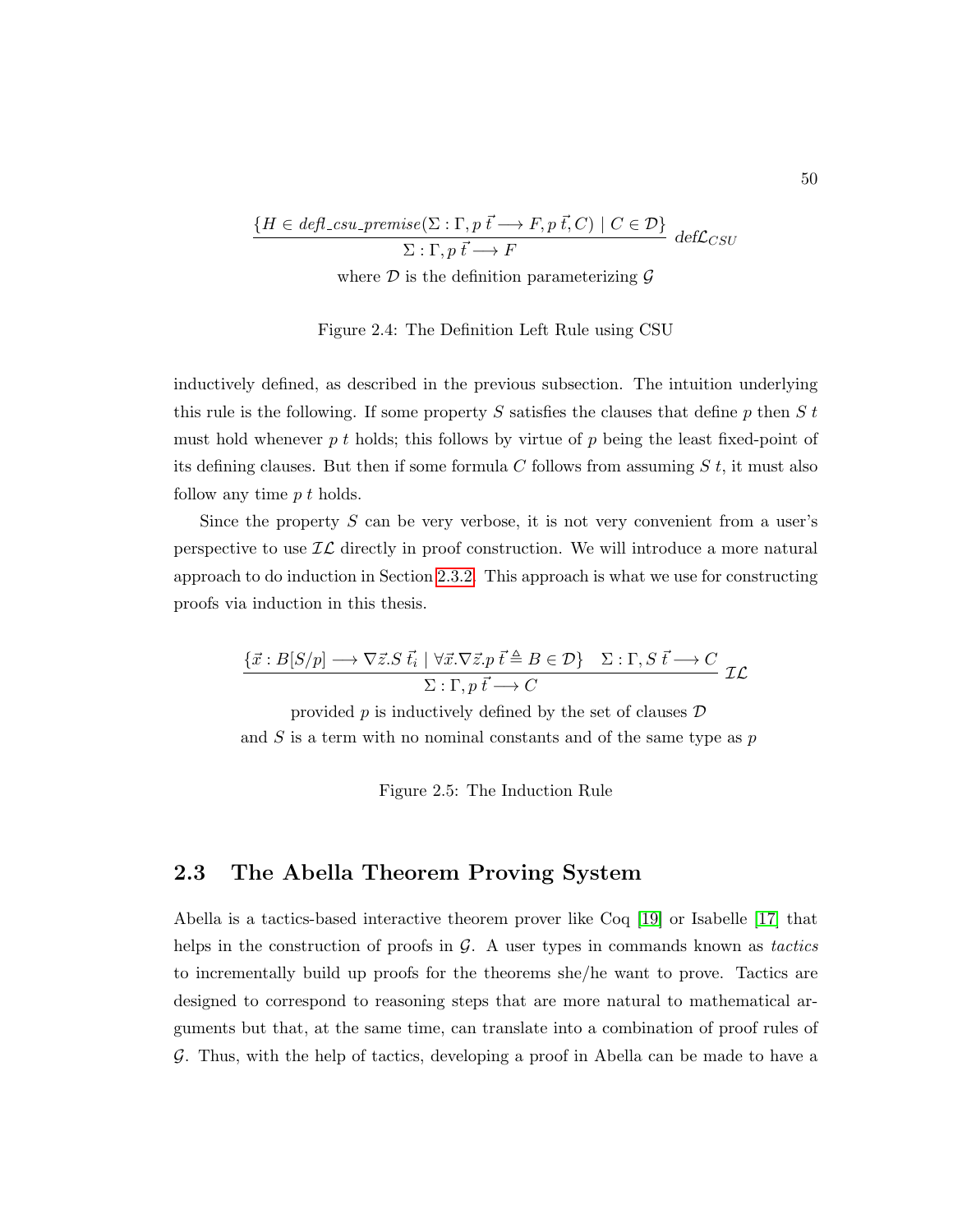$$\frac{\{H \in \mathit{defl\_csu\_premise}(\Sigma : \Gamma, p\ \vec{t} \longrightarrow F, p\ \vec{t}, C) \mid C \in \mathcal{D}\}}{\Sigma : \Gamma, p\ \vec{t} \longrightarrow F}\ \mathrm{def}\mathcal{L}_{CSU}$$

where $\mathcal{D}$ is the definition parameterizing $\mathcal{G}$

Figure 2.4: The Definition Left Rule using CSU

inductively defined, as described in the previous subsection. The intuition underlying this rule is the following. If some property $S$ satisfies the clauses that define $p$ then $S\ t$ must hold whenever $p\ t$ holds; this follows by virtue of $p$ being the least fixed-point of its defining clauses. But then if some formula $C$ follows from assuming $S\ t$, it must also follow any time $p\ t$ holds.

Since the property $S$ can be very verbose, it is not very convenient from a user's perspective to use $\mathcal{IL}$ directly in proof construction. We will introduce a more natural approach to do induction in Section 2.3.2. This approach is what we use for constructing proofs via induction in this thesis.

$$\frac{\{\vec{x} : B[S/p] \longrightarrow \nabla\vec{z}.S\ \vec{t_i} \mid \forall\vec{x}.\nabla\vec{z}.p\ \vec{t} \triangleq B \in \mathcal{D}\} \quad \Sigma : \Gamma, S\ \vec{t} \longrightarrow C}{\Sigma : \Gamma, p\ \vec{t} \longrightarrow C}\ \mathcal{IL}$$

provided $p$ is inductively defined by the set of clauses $\mathcal{D}$
and $S$ is a term with no nominal constants and of the same type as $p$

Figure 2.5: The Induction Rule

## 2.3 The Abella Theorem Proving System

Abella is a tactics-based interactive theorem prover like Coq [19] or Isabelle [17] that helps in the construction of proofs in $\mathcal{G}$. A user types in commands known as *tactics* to incrementally build up proofs for the theorems she/he want to prove. Tactics are designed to correspond to reasoning steps that are more natural to mathematical arguments but that, at the same time, can translate into a combination of proof rules of $\mathcal{G}$. Thus, with the help of tactics, developing a proof in Abella can be made to have a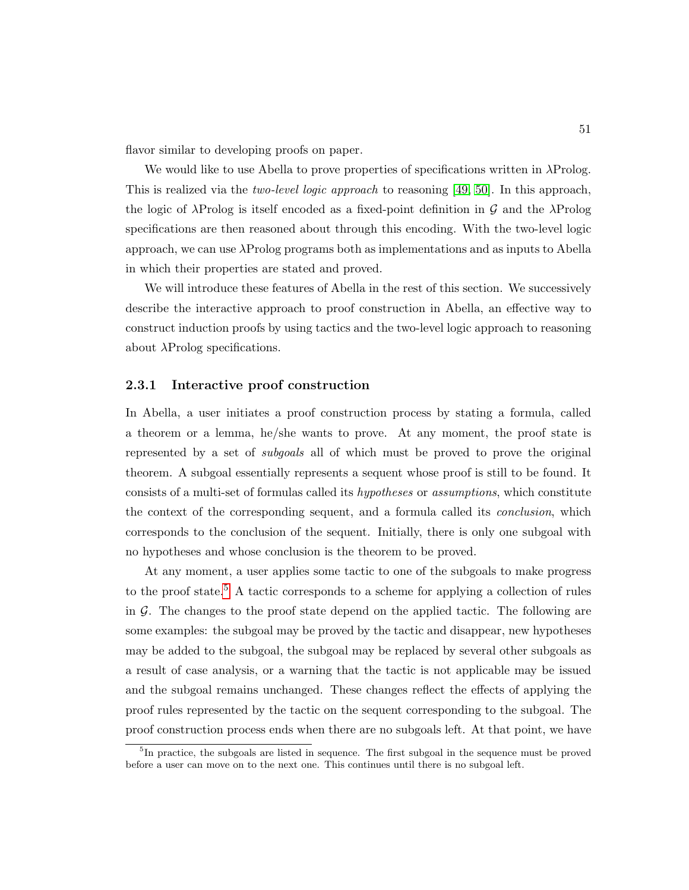flavor similar to developing proofs on paper.

We would like to use Abella to prove properties of specifications written in λProlog. This is realized via the *two-level logic approach* to reasoning [49, 50]. In this approach, the logic of λProlog is itself encoded as a fixed-point definition in $\mathcal{G}$ and the λProlog specifications are then reasoned about through this encoding. With the two-level logic approach, we can use λProlog programs both as implementations and as inputs to Abella in which their properties are stated and proved.

We will introduce these features of Abella in the rest of this section. We successively describe the interactive approach to proof construction in Abella, an effective way to construct induction proofs by using tactics and the two-level logic approach to reasoning about λProlog specifications.

### 2.3.1 Interactive proof construction

In Abella, a user initiates a proof construction process by stating a formula, called a theorem or a lemma, he/she wants to prove. At any moment, the proof state is represented by a set of *subgoals* all of which must be proved to prove the original theorem. A subgoal essentially represents a sequent whose proof is still to be found. It consists of a multi-set of formulas called its *hypotheses* or *assumptions*, which constitute the context of the corresponding sequent, and a formula called its *conclusion*, which corresponds to the conclusion of the sequent. Initially, there is only one subgoal with no hypotheses and whose conclusion is the theorem to be proved.

At any moment, a user applies some tactic to one of the subgoals to make progress to the proof state.[5] A tactic corresponds to a scheme for applying a collection of rules in $\mathcal{G}$. The changes to the proof state depend on the applied tactic. The following are some examples: the subgoal may be proved by the tactic and disappear, new hypotheses may be added to the subgoal, the subgoal may be replaced by several other subgoals as a result of case analysis, or a warning that the tactic is not applicable may be issued and the subgoal remains unchanged. These changes reflect the effects of applying the proof rules represented by the tactic on the sequent corresponding to the subgoal. The proof construction process ends when there are no subgoals left. At that point, we have

[5] In practice, the subgoals are listed in sequence. The first subgoal in the sequence must be proved before a user can move on to the next one. This continues until there is no subgoal left.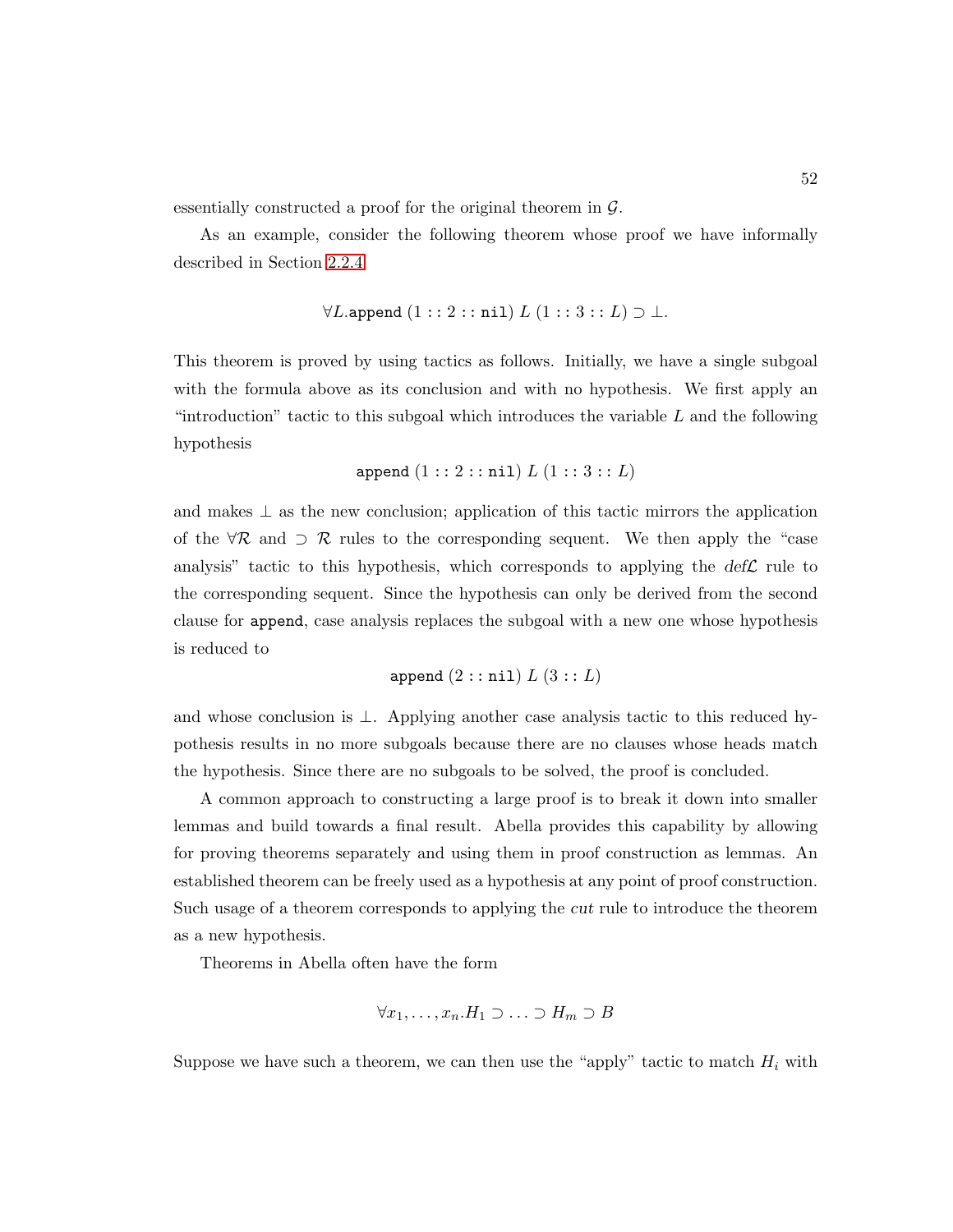essentially constructed a proof for the original theorem in $\mathcal{G}$.

As an example, consider the following theorem whose proof we have informally described in Section 2.2.4

$$\forall L.\texttt{append}\ (1 :: 2 :: \texttt{nil})\ L\ (1 :: 3 :: L) \supset \bot.$$

This theorem is proved by using tactics as follows. Initially, we have a single subgoal with the formula above as its conclusion and with no hypothesis. We first apply an "introduction" tactic to this subgoal which introduces the variable $L$ and the following hypothesis

$$\texttt{append}\ (1 :: 2 :: \texttt{nil})\ L\ (1 :: 3 :: L)$$

and makes $\bot$ as the new conclusion; application of this tactic mirrors the application of the $\forall\mathcal{R}$ and $\supset \mathcal{R}$ rules to the corresponding sequent. We then apply the "case analysis" tactic to this hypothesis, which corresponds to applying the $\mathit{def}\mathcal{L}$ rule to the corresponding sequent. Since the hypothesis can only be derived from the second clause for `append`, case analysis replaces the subgoal with a new one whose hypothesis is reduced to

$$\texttt{append}\ (2 :: \texttt{nil})\ L\ (3 :: L)$$

and whose conclusion is $\bot$. Applying another case analysis tactic to this reduced hypothesis results in no more subgoals because there are no clauses whose heads match the hypothesis. Since there are no subgoals to be solved, the proof is concluded.

A common approach to constructing a large proof is to break it down into smaller lemmas and build towards a final result. Abella provides this capability by allowing for proving theorems separately and using them in proof construction as lemmas. An established theorem can be freely used as a hypothesis at any point of proof construction. Such usage of a theorem corresponds to applying the *cut* rule to introduce the theorem as a new hypothesis.

Theorems in Abella often have the form

$$\forall x_1, \ldots, x_n.H_1 \supset \ldots \supset H_m \supset B$$

Suppose we have such a theorem, we can then use the "apply" tactic to match $H_i$ with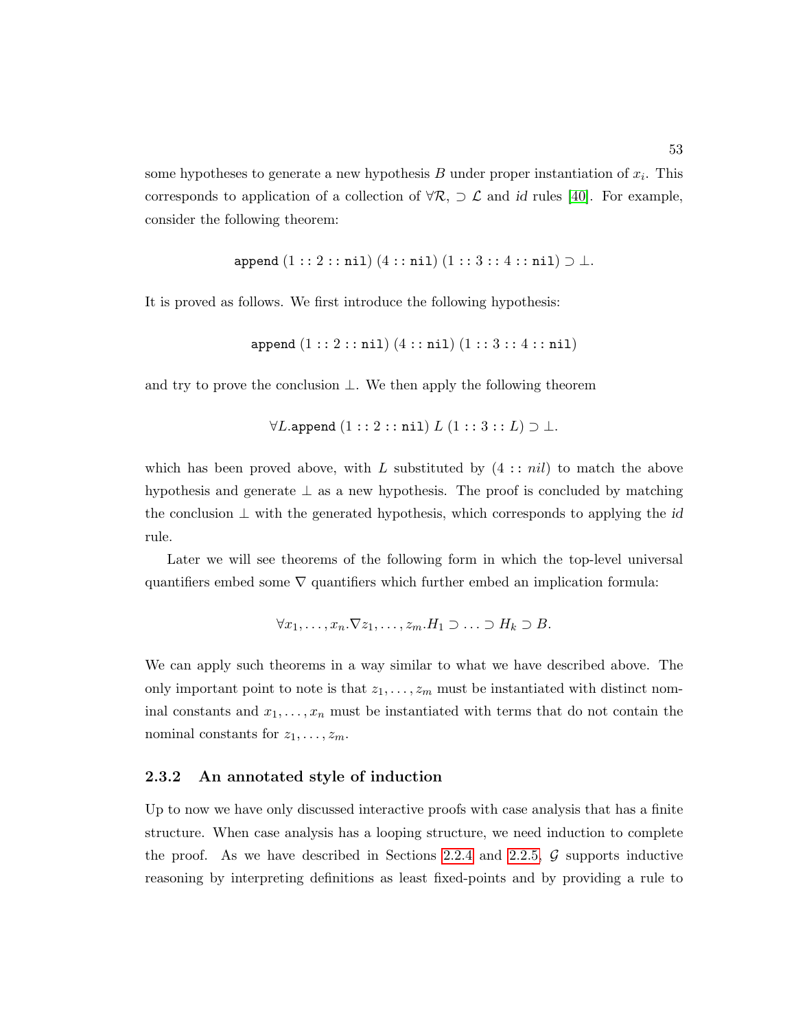some hypotheses to generate a new hypothesis $B$ under proper instantiation of $x_i$. This corresponds to application of a collection of $\forall\mathcal{R}$, $\supset\mathcal{L}$ and *id* rules [40]. For example, consider the following theorem:

$$\texttt{append}\ (1 :: 2 :: \texttt{nil})\ (4 :: \texttt{nil})\ (1 :: 3 :: 4 :: \texttt{nil}) \supset \bot.$$

It is proved as follows. We first introduce the following hypothesis:

$$\texttt{append}\ (1 :: 2 :: \texttt{nil})\ (4 :: \texttt{nil})\ (1 :: 3 :: 4 :: \texttt{nil})$$

and try to prove the conclusion $\bot$. We then apply the following theorem

$$\forall L.\texttt{append}\ (1 :: 2 :: \texttt{nil})\ L\ (1 :: 3 :: L) \supset \bot.$$

which has been proved above, with $L$ substituted by $(4 :: nil)$ to match the above hypothesis and generate $\bot$ as a new hypothesis. The proof is concluded by matching the conclusion $\bot$ with the generated hypothesis, which corresponds to applying the *id* rule.

Later we will see theorems of the following form in which the top-level universal quantifiers embed some $\nabla$ quantifiers which further embed an implication formula:

$$\forall x_1, \ldots, x_n.\nabla z_1, \ldots, z_m.H_1 \supset \ldots \supset H_k \supset B.$$

We can apply such theorems in a way similar to what we have described above. The only important point to note is that $z_1, \ldots, z_m$ must be instantiated with distinct nominal constants and $x_1, \ldots, x_n$ must be instantiated with terms that do not contain the nominal constants for $z_1, \ldots, z_m$.

### 2.3.2 An annotated style of induction

Up to now we have only discussed interactive proofs with case analysis that has a finite structure. When case analysis has a looping structure, we need induction to complete the proof. As we have described in Sections 2.2.4 and 2.2.5, $\mathcal{G}$ supports inductive reasoning by interpreting definitions as least fixed-points and by providing a rule to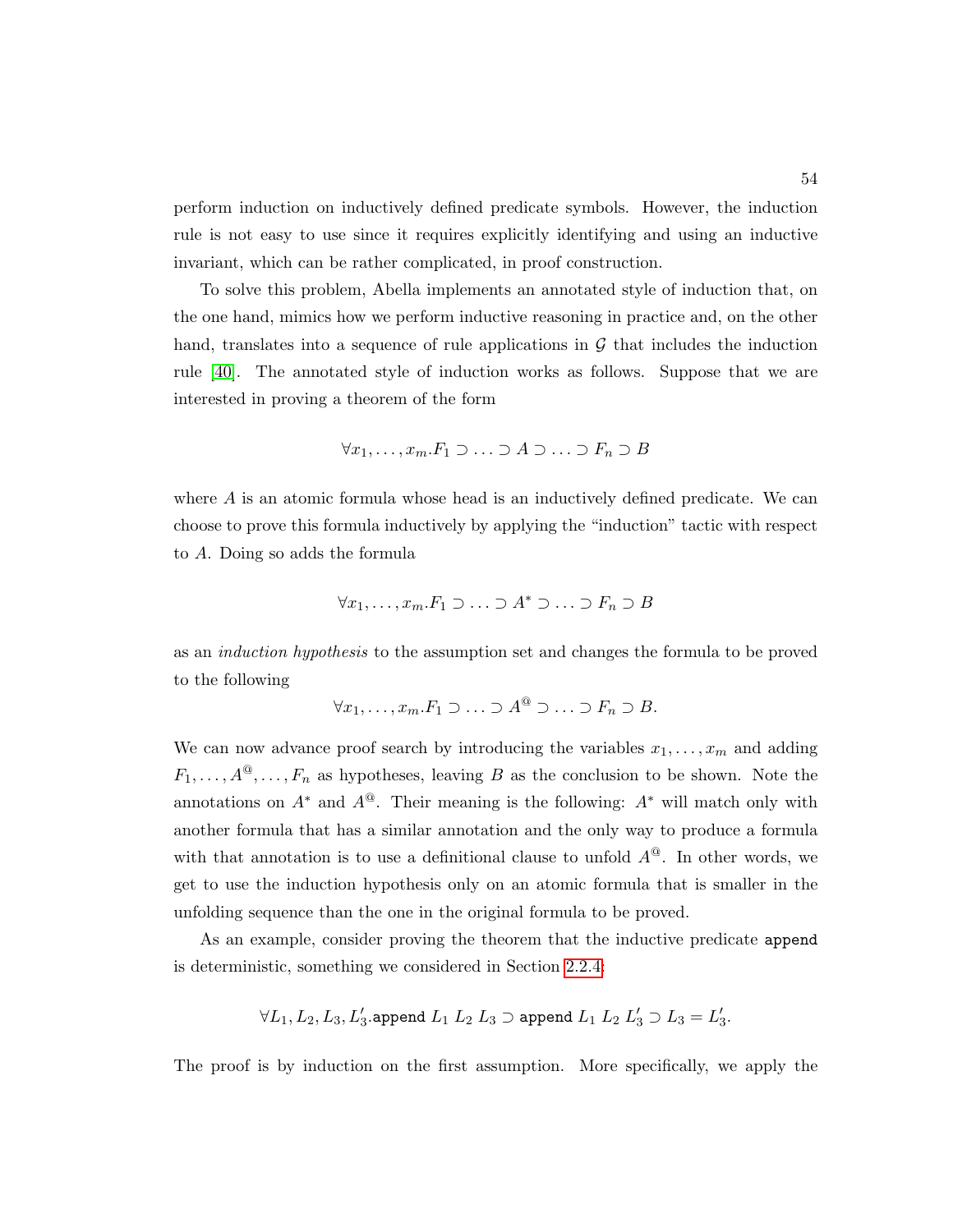perform induction on inductively defined predicate symbols. However, the induction rule is not easy to use since it requires explicitly identifying and using an inductive invariant, which can be rather complicated, in proof construction.

To solve this problem, Abella implements an annotated style of induction that, on the one hand, mimics how we perform inductive reasoning in practice and, on the other hand, translates into a sequence of rule applications in $\mathcal{G}$ that includes the induction rule [40]. The annotated style of induction works as follows. Suppose that we are interested in proving a theorem of the form

$$\forall x_1, \ldots, x_m . F_1 \supset \ldots \supset A \supset \ldots \supset F_n \supset B$$

where $A$ is an atomic formula whose head is an inductively defined predicate. We can choose to prove this formula inductively by applying the "induction" tactic with respect to $A$. Doing so adds the formula

$$\forall x_1, \ldots, x_m . F_1 \supset \ldots \supset A^* \supset \ldots \supset F_n \supset B$$

as an *induction hypothesis* to the assumption set and changes the formula to be proved to the following

$$\forall x_1, \ldots, x_m . F_1 \supset \ldots \supset A^@ \supset \ldots \supset F_n \supset B.$$

We can now advance proof search by introducing the variables $x_1, \ldots, x_m$ and adding $F_1, \ldots, A^@, \ldots, F_n$ as hypotheses, leaving $B$ as the conclusion to be shown. Note the annotations on $A^*$ and $A^@$. Their meaning is the following: $A^*$ will match only with another formula that has a similar annotation and the only way to produce a formula with that annotation is to use a definitional clause to unfold $A^@$. In other words, we get to use the induction hypothesis only on an atomic formula that is smaller in the unfolding sequence than the one in the original formula to be proved.

As an example, consider proving the theorem that the inductive predicate `append` is deterministic, something we considered in Section 2.2.4:

$$\forall L_1, L_2, L_3, L_3' . \texttt{append}\ L_1\ L_2\ L_3 \supset \texttt{append}\ L_1\ L_2\ L_3' \supset L_3 = L_3'.$$

The proof is by induction on the first assumption. More specifically, we apply the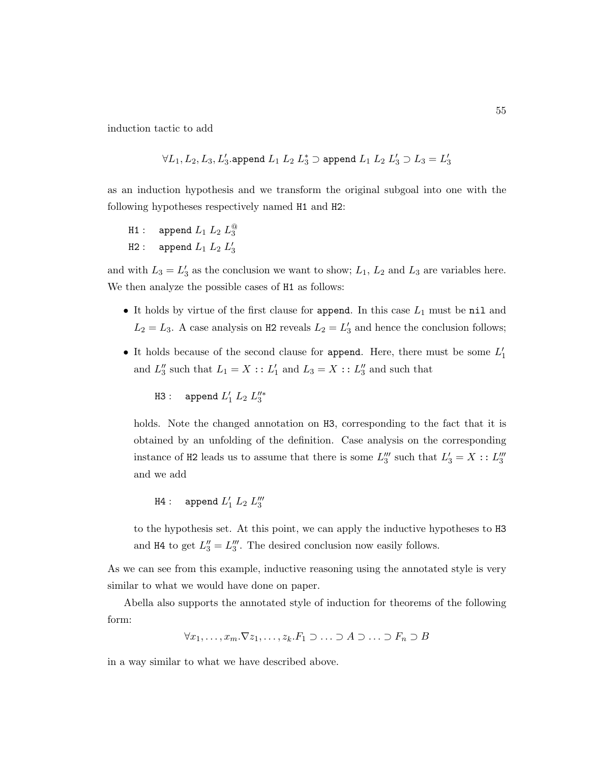induction tactic to add

$$\forall L_1, L_2, L_3, L_3'.\texttt{append}\ L_1\ L_2\ L_3^* \supset \texttt{append}\ L_1\ L_2\ L_3' \supset L_3 = L_3'$$

as an induction hypothesis and we transform the original subgoal into one with the following hypotheses respectively named H1 and H2:

H1 : $\texttt{append}\ L_1\ L_2\ L_3^{@}$
H2 : $\texttt{append}\ L_1\ L_2\ L_3'$

and with $L_3 = L_3'$ as the conclusion we want to show; $L_1$, $L_2$ and $L_3$ are variables here. We then analyze the possible cases of H1 as follows:

- It holds by virtue of the first clause for append. In this case $L_1$ must be nil and $L_2 = L_3$. A case analysis on H2 reveals $L_2 = L_3'$ and hence the conclusion follows;
- It holds because of the second clause for append. Here, there must be some $L_1'$ and $L_3''$ such that $L_1 = X :: L_1'$ and $L_3 = X :: L_3''$ and such that

  H3 : $\texttt{append}\ L_1'\ L_2\ L_3''^*$

  holds. Note the changed annotation on H3, corresponding to the fact that it is obtained by an unfolding of the definition. Case analysis on the corresponding instance of H2 leads us to assume that there is some $L_3'''$ such that $L_3' = X :: L_3'''$ and we add

  H4 : $\texttt{append}\ L_1'\ L_2\ L_3'''$

  to the hypothesis set. At this point, we can apply the inductive hypotheses to H3 and H4 to get $L_3'' = L_3'''$. The desired conclusion now easily follows.

As we can see from this example, inductive reasoning using the annotated style is very similar to what we would have done on paper.

Abella also supports the annotated style of induction for theorems of the following form:

$$\forall x_1, \ldots, x_m.\nabla z_1, \ldots, z_k.F_1 \supset \ldots \supset A \supset \ldots \supset F_n \supset B$$

in a way similar to what we have described above.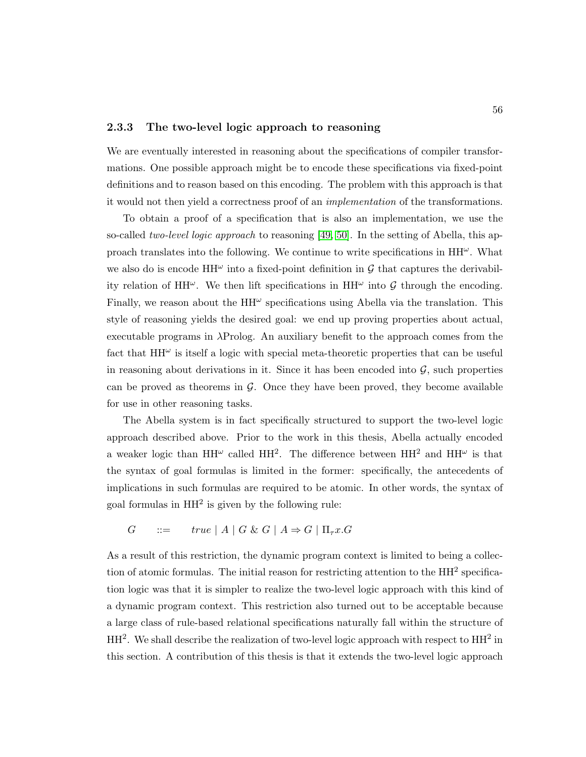### 2.3.3 The two-level logic approach to reasoning

We are eventually interested in reasoning about the specifications of compiler transformations. One possible approach might be to encode these specifications via fixed-point definitions and to reason based on this encoding. The problem with this approach is that it would not then yield a correctness proof of an *implementation* of the transformations.

To obtain a proof of a specification that is also an implementation, we use the so-called *two-level logic approach* to reasoning [49, 50]. In the setting of Abella, this approach translates into the following. We continue to write specifications in $\mathrm{HH}^\omega$. What we also do is encode $\mathrm{HH}^\omega$ into a fixed-point definition in $\mathcal{G}$ that captures the derivability relation of $\mathrm{HH}^\omega$. We then lift specifications in $\mathrm{HH}^\omega$ into $\mathcal{G}$ through the encoding. Finally, we reason about the $\mathrm{HH}^\omega$ specifications using Abella via the translation. This style of reasoning yields the desired goal: we end up proving properties about actual, executable programs in $\lambda$Prolog. An auxiliary benefit to the approach comes from the fact that $\mathrm{HH}^\omega$ is itself a logic with special meta-theoretic properties that can be useful in reasoning about derivations in it. Since it has been encoded into $\mathcal{G}$, such properties can be proved as theorems in $\mathcal{G}$. Once they have been proved, they become available for use in other reasoning tasks.

The Abella system is in fact specifically structured to support the two-level logic approach described above. Prior to the work in this thesis, Abella actually encoded a weaker logic than $\mathrm{HH}^\omega$ called $\mathrm{HH}^2$. The difference between $\mathrm{HH}^2$ and $\mathrm{HH}^\omega$ is that the syntax of goal formulas is limited in the former: specifically, the antecedents of implications in such formulas are required to be atomic. In other words, the syntax of goal formulas in $\mathrm{HH}^2$ is given by the following rule:

$$G \quad ::= \quad \mathit{true} \mid A \mid G \mathbin{\&} G \mid A \Rightarrow G \mid \Pi_\tau x.G$$

As a result of this restriction, the dynamic program context is limited to being a collection of atomic formulas. The initial reason for restricting attention to the $\mathrm{HH}^2$ specification logic was that it is simpler to realize the two-level logic approach with this kind of a dynamic program context. This restriction also turned out to be acceptable because a large class of rule-based relational specifications naturally fall within the structure of $\mathrm{HH}^2$. We shall describe the realization of two-level logic approach with respect to $\mathrm{HH}^2$ in this section. A contribution of this thesis is that it extends the two-level logic approach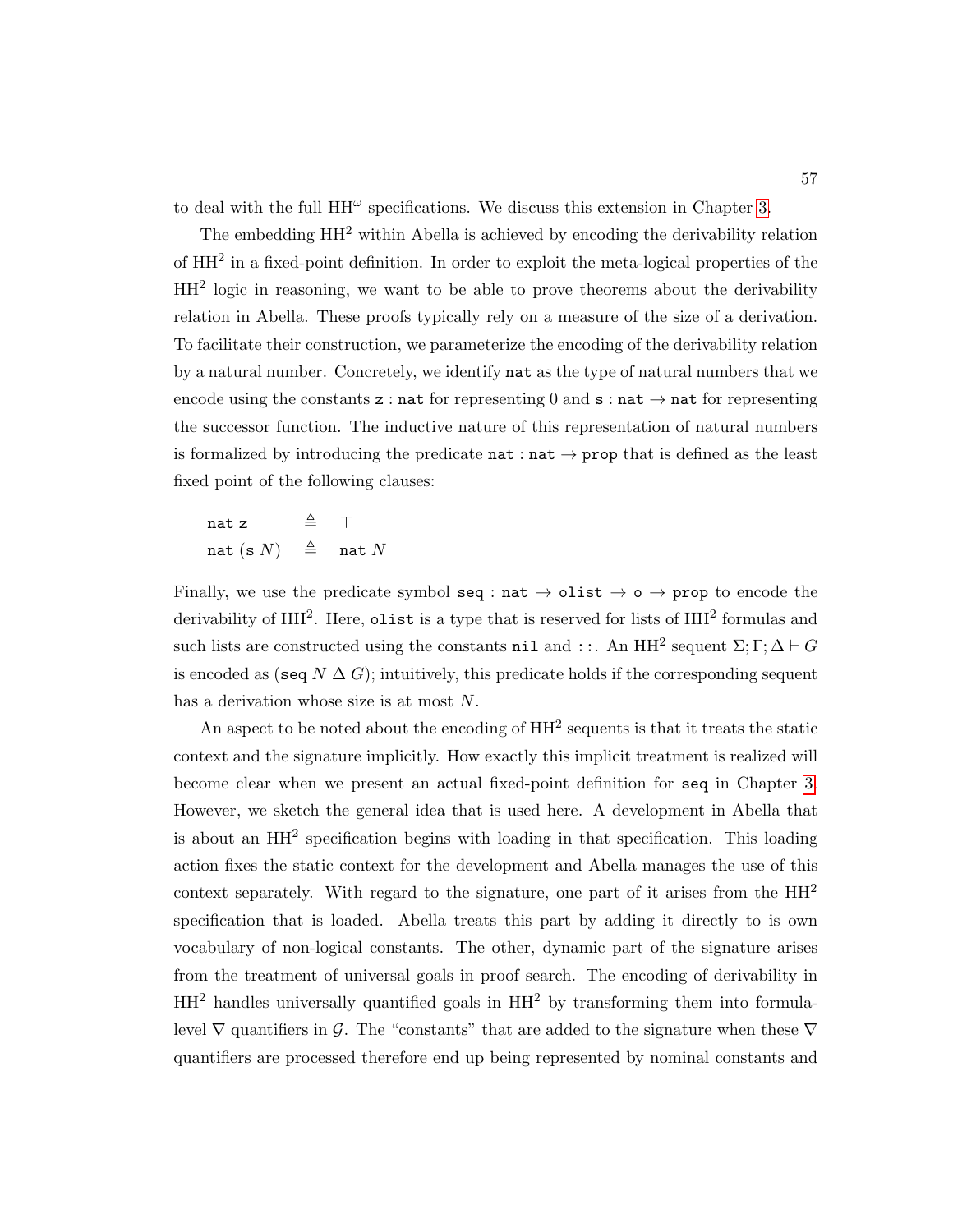to deal with the full $HH^\omega$ specifications. We discuss this extension in Chapter 3.

The embedding $HH^2$ within Abella is achieved by encoding the derivability relation of $HH^2$ in a fixed-point definition. In order to exploit the meta-logical properties of the $HH^2$ logic in reasoning, we want to be able to prove theorems about the derivability relation in Abella. These proofs typically rely on a measure of the size of a derivation. To facilitate their construction, we parameterize the encoding of the derivability relation by a natural number. Concretely, we identify `nat` as the type of natural numbers that we encode using the constants $\texttt{z} : \texttt{nat}$ for representing 0 and $\texttt{s} : \texttt{nat} \rightarrow \texttt{nat}$ for representing the successor function. The inductive nature of this representation of natural numbers is formalized by introducing the predicate $\texttt{nat} : \texttt{nat} \rightarrow \texttt{prop}$ that is defined as the least fixed point of the following clauses:

$$
\begin{array}{lcl}
\texttt{nat}\ \texttt{z} & \triangleq & \top \\
\texttt{nat}\ (\texttt{s}\ N) & \triangleq & \texttt{nat}\ N
\end{array}
$$

Finally, we use the predicate symbol $\texttt{seq} : \texttt{nat} \rightarrow \texttt{olist} \rightarrow \texttt{o} \rightarrow \texttt{prop}$ to encode the derivability of $HH^2$. Here, `olist` is a type that is reserved for lists of $HH^2$ formulas and such lists are constructed using the constants `nil` and `::`. An $HH^2$ sequent $\Sigma; \Gamma; \Delta \vdash G$ is encoded as $(\texttt{seq}\ N\ \Delta\ G)$; intuitively, this predicate holds if the corresponding sequent has a derivation whose size is at most $N$.

An aspect to be noted about the encoding of $HH^2$ sequents is that it treats the static context and the signature implicitly. How exactly this implicit treatment is realized will become clear when we present an actual fixed-point definition for `seq` in Chapter 3. However, we sketch the general idea that is used here. A development in Abella that is about an $HH^2$ specification begins with loading in that specification. This loading action fixes the static context for the development and Abella manages the use of this context separately. With regard to the signature, one part of it arises from the $HH^2$ specification that is loaded. Abella treats this part by adding it directly to is own vocabulary of non-logical constants. The other, dynamic part of the signature arises from the treatment of universal goals in proof search. The encoding of derivability in $HH^2$ handles universally quantified goals in $HH^2$ by transforming them into formula-level $\nabla$ quantifiers in $\mathcal{G}$. The "constants" that are added to the signature when these $\nabla$ quantifiers are processed therefore end up being represented by nominal constants and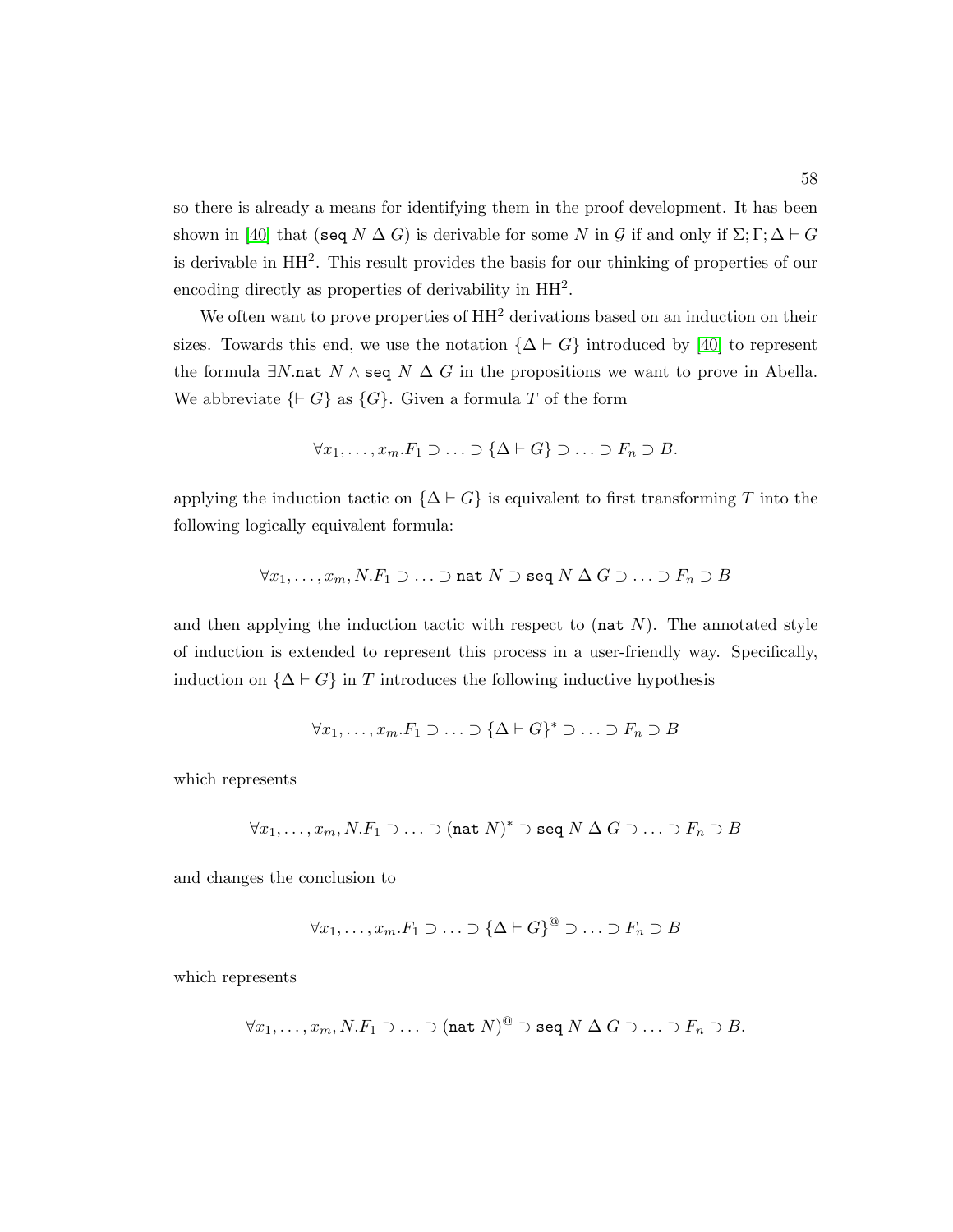so there is already a means for identifying them in the proof development. It has been shown in [40] that ($\texttt{seq}\ N\ \Delta\ G$) is derivable for some $N$ in $\mathcal{G}$ if and only if $\Sigma; \Gamma; \Delta \vdash G$ is derivable in $\mathrm{HH}^2$. This result provides the basis for our thinking of properties of our encoding directly as properties of derivability in $\mathrm{HH}^2$.

We often want to prove properties of $\mathrm{HH}^2$ derivations based on an induction on their sizes. Towards this end, we use the notation $\{\Delta \vdash G\}$ introduced by [40] to represent the formula $\exists N.\texttt{nat}\ N \wedge \texttt{seq}\ N\ \Delta\ G$ in the propositions we want to prove in Abella. We abbreviate $\{\vdash G\}$ as $\{G\}$. Given a formula $T$ of the form

$$\forall x_1, \ldots, x_m.F_1 \supset \ldots \supset \{\Delta \vdash G\} \supset \ldots \supset F_n \supset B.$$

applying the induction tactic on $\{\Delta \vdash G\}$ is equivalent to first transforming $T$ into the following logically equivalent formula:

$$\forall x_1, \ldots, x_m, N.F_1 \supset \ldots \supset \texttt{nat}\ N \supset \texttt{seq}\ N\ \Delta\ G \supset \ldots \supset F_n \supset B$$

and then applying the induction tactic with respect to ($\texttt{nat}\ N$). The annotated style of induction is extended to represent this process in a user-friendly way. Specifically, induction on $\{\Delta \vdash G\}$ in $T$ introduces the following inductive hypothesis

$$\forall x_1, \ldots, x_m.F_1 \supset \ldots \supset \{\Delta \vdash G\}^* \supset \ldots \supset F_n \supset B$$

which represents

$$\forall x_1, \ldots, x_m, N.F_1 \supset \ldots \supset (\texttt{nat}\ N)^* \supset \texttt{seq}\ N\ \Delta\ G \supset \ldots \supset F_n \supset B$$

and changes the conclusion to

$$\forall x_1, \ldots, x_m.F_1 \supset \ldots \supset \{\Delta \vdash G\}^{@} \supset \ldots \supset F_n \supset B$$

which represents

$$\forall x_1, \ldots, x_m, N.F_1 \supset \ldots \supset (\texttt{nat}\ N)^{@} \supset \texttt{seq}\ N\ \Delta\ G \supset \ldots \supset F_n \supset B.$$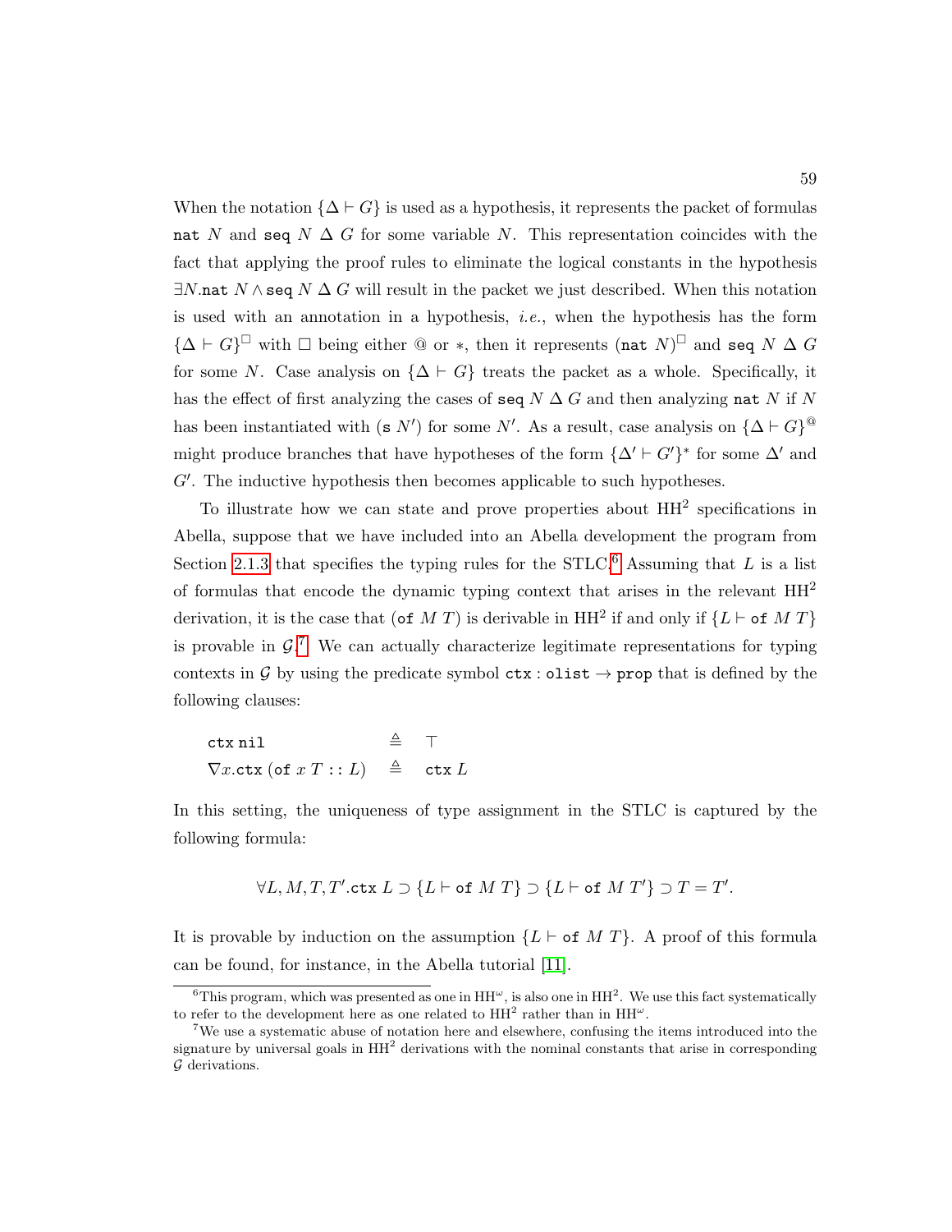When the notation $\{\Delta \vdash G\}$ is used as a hypothesis, it represents the packet of formulas $\mathtt{nat}\ N$ and $\mathtt{seq}\ N\ \Delta\ G$ for some variable $N$. This representation coincides with the fact that applying the proof rules to eliminate the logical constants in the hypothesis $\exists N.\mathtt{nat}\ N \wedge \mathtt{seq}\ N\ \Delta\ G$ will result in the packet we just described. When this notation is used with an annotation in a hypothesis, *i.e.*, when the hypothesis has the form $\{\Delta \vdash G\}^{\Box}$ with $\Box$ being either @ or $*$, then it represents $(\mathtt{nat}\ N)^{\Box}$ and $\mathtt{seq}\ N\ \Delta\ G$ for some $N$. Case analysis on $\{\Delta \vdash G\}$ treats the packet as a whole. Specifically, it has the effect of first analyzing the cases of $\mathtt{seq}\ N\ \Delta\ G$ and then analyzing $\mathtt{nat}\ N$ if $N$ has been instantiated with $(\mathtt{s}\ N')$ for some $N'$. As a result, case analysis on $\{\Delta \vdash G\}^{@}$ might produce branches that have hypotheses of the form $\{\Delta' \vdash G'\}^{*}$ for some $\Delta'$ and $G'$. The inductive hypothesis then becomes applicable to such hypotheses.

To illustrate how we can state and prove properties about $\mathrm{HH}^2$ specifications in Abella, suppose that we have included into an Abella development the program from Section 2.1.3 that specifies the typing rules for the STLC.[6] Assuming that $L$ is a list of formulas that encode the dynamic typing context that arises in the relevant $\mathrm{HH}^2$ derivation, it is the case that $(\mathtt{of}\ M\ T)$ is derivable in $\mathrm{HH}^2$ if and only if $\{L \vdash \mathtt{of}\ M\ T\}$ is provable in $\mathcal{G}$.[7] We can actually characterize legitimate representations for typing contexts in $\mathcal{G}$ by using the predicate symbol $\mathtt{ctx} : \mathtt{olist} \rightarrow \mathtt{prop}$ that is defined by the following clauses:

$$
\begin{array}{lcl}
\mathtt{ctx}\ \mathtt{nil} & \triangleq & \top \\
\nabla x.\mathtt{ctx}\ (\mathtt{of}\ x\ T :: L) & \triangleq & \mathtt{ctx}\ L
\end{array}
$$

In this setting, the uniqueness of type assignment in the STLC is captured by the following formula:

$$
\forall L, M, T, T'.\mathtt{ctx}\ L \supset \{L \vdash \mathtt{of}\ M\ T\} \supset \{L \vdash \mathtt{of}\ M\ T'\} \supset T = T'.
$$

It is provable by induction on the assumption $\{L \vdash \mathtt{of}\ M\ T\}$. A proof of this formula can be found, for instance, in the Abella tutorial [11].

---

[6] This program, which was presented as one in $\mathrm{HH}^{\omega}$, is also one in $\mathrm{HH}^2$. We use this fact systematically to refer to the development here as one related to $\mathrm{HH}^2$ rather than in $\mathrm{HH}^{\omega}$.

[7] We use a systematic abuse of notation here and elsewhere, confusing the items introduced into the signature by universal goals in $\mathrm{HH}^2$ derivations with the nominal constants that arise in corresponding $\mathcal{G}$ derivations.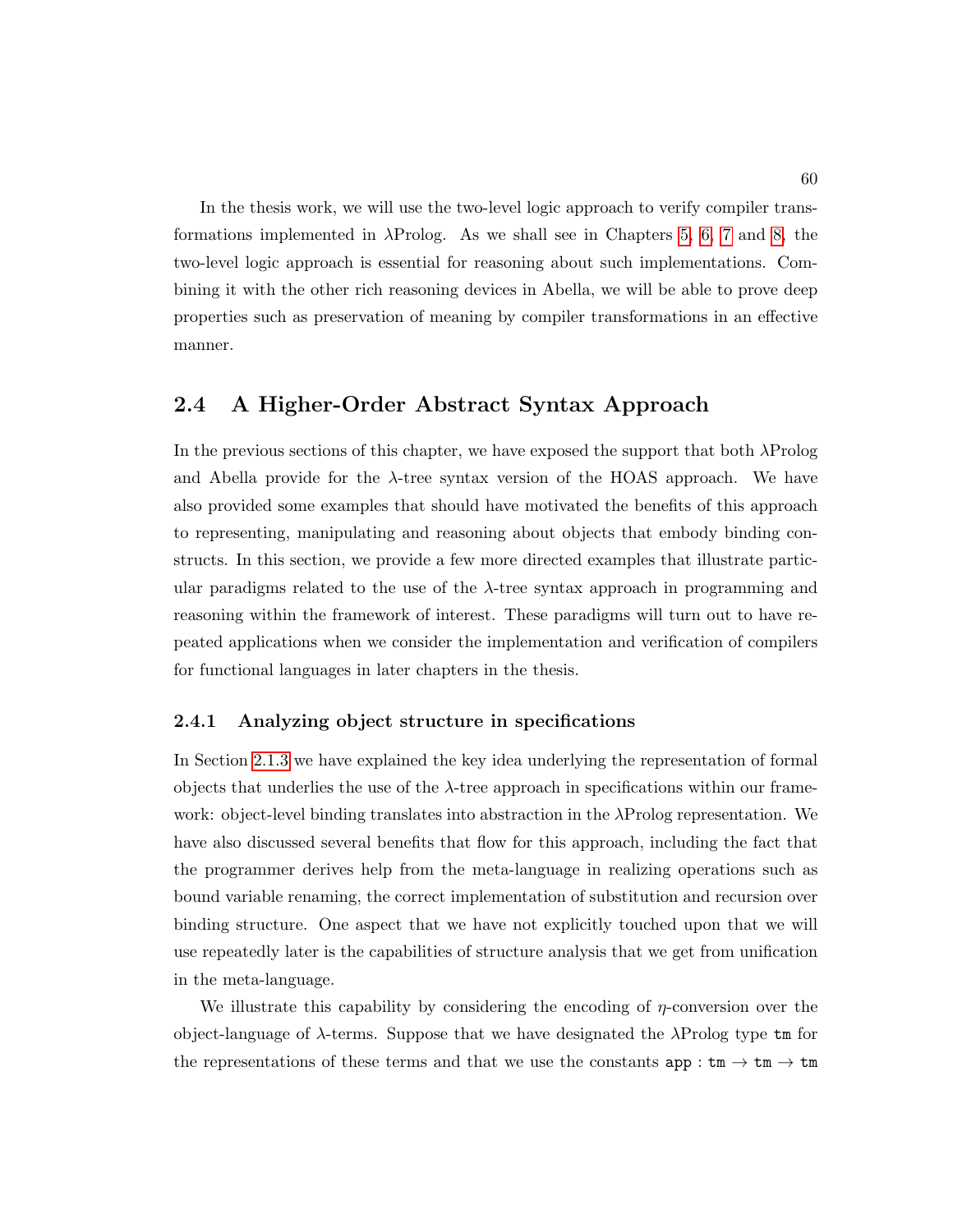In the thesis work, we will use the two-level logic approach to verify compiler transformations implemented in λProlog. As we shall see in Chapters 5, 6, 7 and 8, the two-level logic approach is essential for reasoning about such implementations. Combining it with the other rich reasoning devices in Abella, we will be able to prove deep properties such as preservation of meaning by compiler transformations in an effective manner.

## 2.4 A Higher-Order Abstract Syntax Approach

In the previous sections of this chapter, we have exposed the support that both λProlog and Abella provide for the λ-tree syntax version of the HOAS approach. We have also provided some examples that should have motivated the benefits of this approach to representing, manipulating and reasoning about objects that embody binding constructs. In this section, we provide a few more directed examples that illustrate particular paradigms related to the use of the λ-tree syntax approach in programming and reasoning within the framework of interest. These paradigms will turn out to have repeated applications when we consider the implementation and verification of compilers for functional languages in later chapters in the thesis.

### 2.4.1 Analyzing object structure in specifications

In Section 2.1.3 we have explained the key idea underlying the representation of formal objects that underlies the use of the λ-tree approach in specifications within our framework: object-level binding translates into abstraction in the λProlog representation. We have also discussed several benefits that flow for this approach, including the fact that the programmer derives help from the meta-language in realizing operations such as bound variable renaming, the correct implementation of substitution and recursion over binding structure. One aspect that we have not explicitly touched upon that we will use repeatedly later is the capabilities of structure analysis that we get from unification in the meta-language.

We illustrate this capability by considering the encoding of $\eta$-conversion over the object-language of λ-terms. Suppose that we have designated the λProlog type `tm` for the representations of these terms and that we use the constants `app` : `tm` $\rightarrow$ `tm` $\rightarrow$ `tm`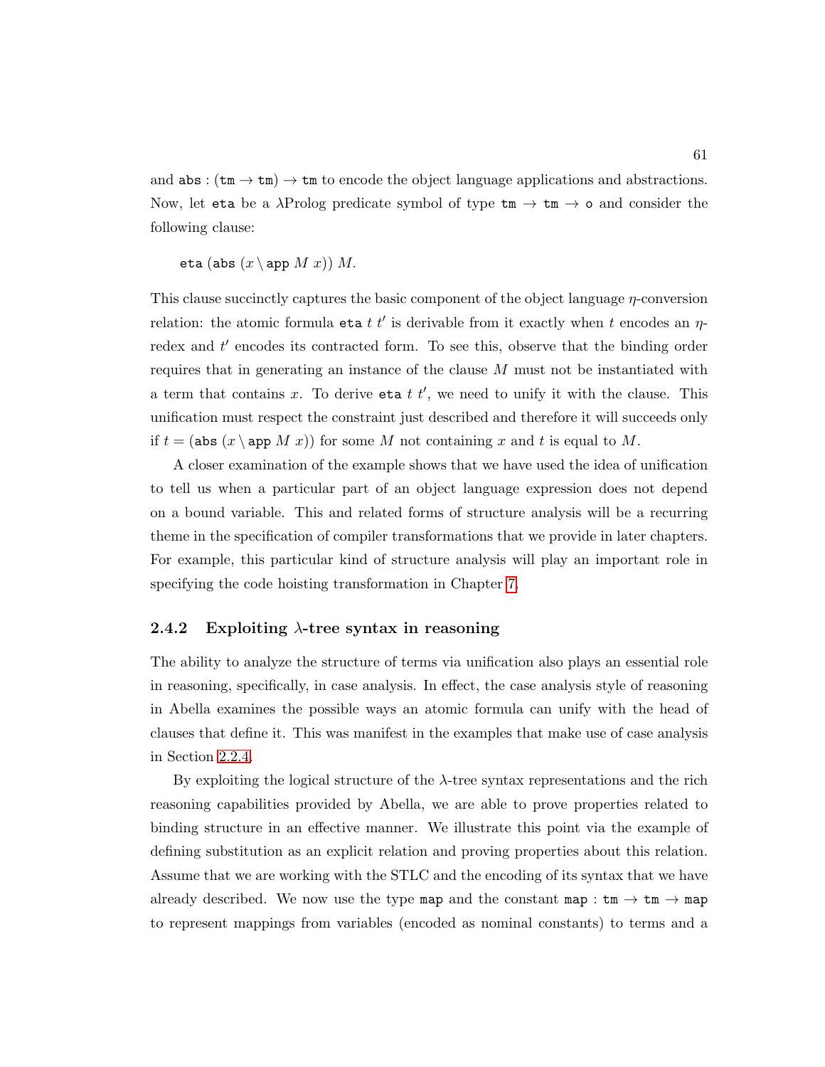and $\texttt{abs} : (\texttt{tm} \to \texttt{tm}) \to \texttt{tm}$ to encode the object language applications and abstractions. Now, let $\texttt{eta}$ be a $\lambda$Prolog predicate symbol of type $\texttt{tm} \to \texttt{tm} \to \texttt{o}$ and consider the following clause:

$$\texttt{eta}\ (\texttt{abs}\ (x \setminus \texttt{app}\ M\ x))\ M.$$

This clause succinctly captures the basic component of the object language $\eta$-conversion relation: the atomic formula $\texttt{eta}\ t\ t'$ is derivable from it exactly when $t$ encodes an $\eta$-redex and $t'$ encodes its contracted form. To see this, observe that the binding order requires that in generating an instance of the clause $M$ must not be instantiated with a term that contains $x$. To derive $\texttt{eta}\ t\ t'$, we need to unify it with the clause. This unification must respect the constraint just described and therefore it will succeeds only if $t = (\texttt{abs}\ (x \setminus \texttt{app}\ M\ x))$ for some $M$ not containing $x$ and $t$ is equal to $M$.

A closer examination of the example shows that we have used the idea of unification to tell us when a particular part of an object language expression does not depend on a bound variable. This and related forms of structure analysis will be a recurring theme in the specification of compiler transformations that we provide in later chapters. For example, this particular kind of structure analysis will play an important role in specifying the code hoisting transformation in Chapter 7.

### 2.4.2 Exploiting $\lambda$-tree syntax in reasoning

The ability to analyze the structure of terms via unification also plays an essential role in reasoning, specifically, in case analysis. In effect, the case analysis style of reasoning in Abella examines the possible ways an atomic formula can unify with the head of clauses that define it. This was manifest in the examples that make use of case analysis in Section 2.2.4.

By exploiting the logical structure of the $\lambda$-tree syntax representations and the rich reasoning capabilities provided by Abella, we are able to prove properties related to binding structure in an effective manner. We illustrate this point via the example of defining substitution as an explicit relation and proving properties about this relation. Assume that we are working with the STLC and the encoding of its syntax that we have already described. We now use the type $\texttt{map}$ and the constant $\texttt{map} : \texttt{tm} \to \texttt{tm} \to \texttt{map}$ to represent mappings from variables (encoded as nominal constants) to terms and a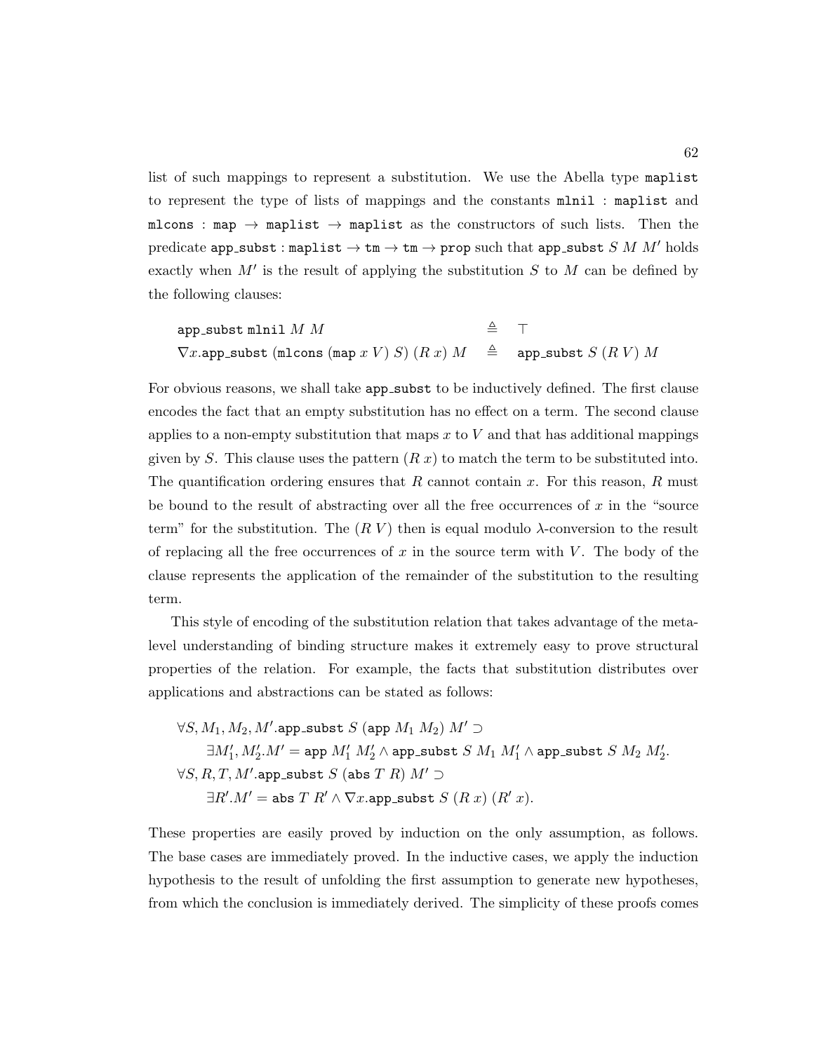list of such mappings to represent a substitution. We use the Abella type `maplist` to represent the type of lists of mappings and the constants `mlnil : maplist` and `mlcons : map → maplist → maplist` as the constructors of such lists. Then the predicate $\texttt{app\_subst} : \texttt{maplist} \to \texttt{tm} \to \texttt{tm} \to \texttt{prop}$ such that $\texttt{app\_subst}\ S\ M\ M'$ holds exactly when $M'$ is the result of applying the substitution $S$ to $M$ can be defined by the following clauses:

$$
\begin{array}{lcl}
\texttt{app\_subst}\ \texttt{mlnil}\ M\ M & \triangleq & \top \\
\nabla x.\texttt{app\_subst}\ (\texttt{mlcons}\ (\texttt{map}\ x\ V)\ S)\ (R\ x)\ M & \triangleq & \texttt{app\_subst}\ S\ (R\ V)\ M
\end{array}
$$

For obvious reasons, we shall take `app_subst` to be inductively defined. The first clause encodes the fact that an empty substitution has no effect on a term. The second clause applies to a non-empty substitution that maps $x$ to $V$ and that has additional mappings given by $S$. This clause uses the pattern $(R\ x)$ to match the term to be substituted into. The quantification ordering ensures that $R$ cannot contain $x$. For this reason, $R$ must be bound to the result of abstracting over all the free occurrences of $x$ in the "source term" for the substitution. The $(R\ V)$ then is equal modulo $\lambda$-conversion to the result of replacing all the free occurrences of $x$ in the source term with $V$. The body of the clause represents the application of the remainder of the substitution to the resulting term.

This style of encoding of the substitution relation that takes advantage of the meta-level understanding of binding structure makes it extremely easy to prove structural properties of the relation. For example, the facts that substitution distributes over applications and abstractions can be stated as follows:

$$
\begin{array}{l}
\forall S, M_1, M_2, M'.\texttt{app\_subst}\ S\ (\texttt{app}\ M_1\ M_2)\ M' \supset \\
\qquad \exists M_1', M_2'.M' = \texttt{app}\ M_1'\ M_2' \wedge \texttt{app\_subst}\ S\ M_1\ M_1' \wedge \texttt{app\_subst}\ S\ M_2\ M_2'. \\
\forall S, R, T, M'.\texttt{app\_subst}\ S\ (\texttt{abs}\ T\ R)\ M' \supset \\
\qquad \exists R'.M' = \texttt{abs}\ T\ R' \wedge \nabla x.\texttt{app\_subst}\ S\ (R\ x)\ (R'\ x).
\end{array}
$$

These properties are easily proved by induction on the only assumption, as follows. The base cases are immediately proved. In the inductive cases, we apply the induction hypothesis to the result of unfolding the first assumption to generate new hypotheses, from which the conclusion is immediately derived. The simplicity of these proofs comes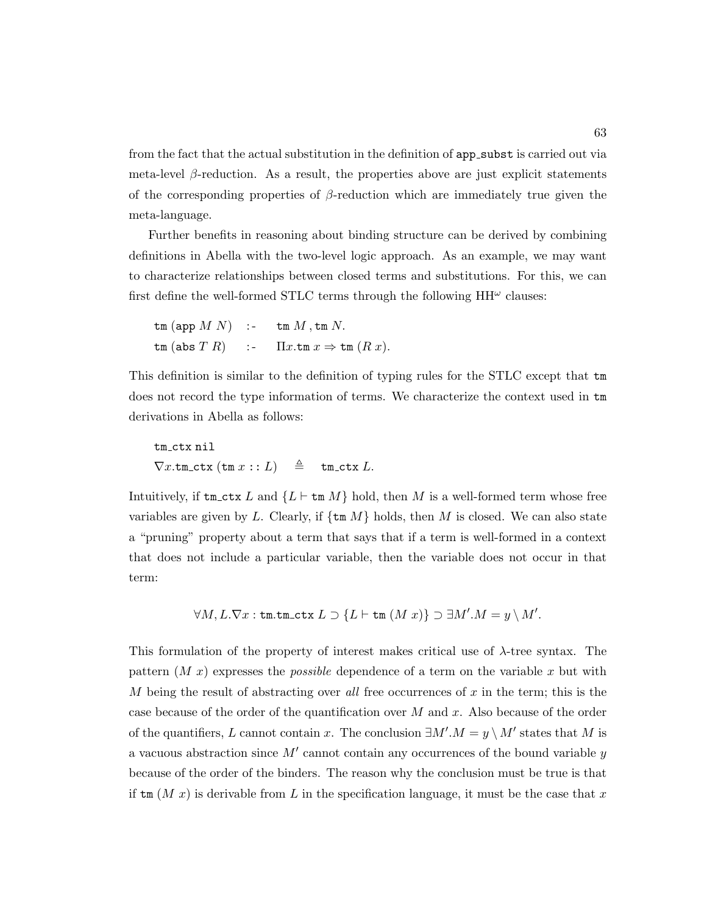from the fact that the actual substitution in the definition of app_subst is carried out via meta-level $\beta$-reduction. As a result, the properties above are just explicit statements of the corresponding properties of $\beta$-reduction which are immediately true given the meta-language.

Further benefits in reasoning about binding structure can be derived by combining definitions in Abella with the two-level logic approach. As an example, we may want to characterize relationships between closed terms and substitutions. For this, we can first define the well-formed STLC terms through the following HH$^\omega$ clauses:

$$\begin{array}{lll} \texttt{tm}\,(\texttt{app}\; M\; N) & \texttt{:-} & \texttt{tm}\; M\,, \texttt{tm}\; N. \\ \texttt{tm}\,(\texttt{abs}\; T\; R) & \texttt{:-} & \Pi x.\texttt{tm}\; x \Rightarrow \texttt{tm}\; (R\; x). \end{array}$$

This definition is similar to the definition of typing rules for the STLC except that tm does not record the type information of terms. We characterize the context used in tm derivations in Abella as follows:

$$\begin{array}{l} \texttt{tm\_ctx}\;\texttt{nil} \\ \nabla x.\texttt{tm\_ctx}\;(\texttt{tm}\; x :: L) \quad \triangleq \quad \texttt{tm\_ctx}\; L. \end{array}$$

Intuitively, if $\texttt{tm\_ctx}\; L$ and $\{L \vdash \texttt{tm}\; M\}$ hold, then $M$ is a well-formed term whose free variables are given by $L$. Clearly, if $\{\texttt{tm}\; M\}$ holds, then $M$ is closed. We can also state a "pruning" property about a term that says that if a term is well-formed in a context that does not include a particular variable, then the variable does not occur in that term:

$$\forall M, L. \nabla x : \texttt{tm}. \texttt{tm\_ctx}\; L \supset \{L \vdash \texttt{tm}\; (M\; x)\} \supset \exists M'. M = y \setminus M'.$$

This formulation of the property of interest makes critical use of $\lambda$-tree syntax. The pattern $(M\; x)$ expresses the *possible* dependence of a term on the variable $x$ but with $M$ being the result of abstracting over *all* free occurrences of $x$ in the term; this is the case because of the order of the quantification over $M$ and $x$. Also because of the order of the quantifiers, $L$ cannot contain $x$. The conclusion $\exists M'. M = y \setminus M'$ states that $M$ is a vacuous abstraction since $M'$ cannot contain any occurrences of the bound variable $y$ because of the order of the binders. The reason why the conclusion must be true is that if $\texttt{tm}\; (M\; x)$ is derivable from $L$ in the specification language, it must be the case that $x$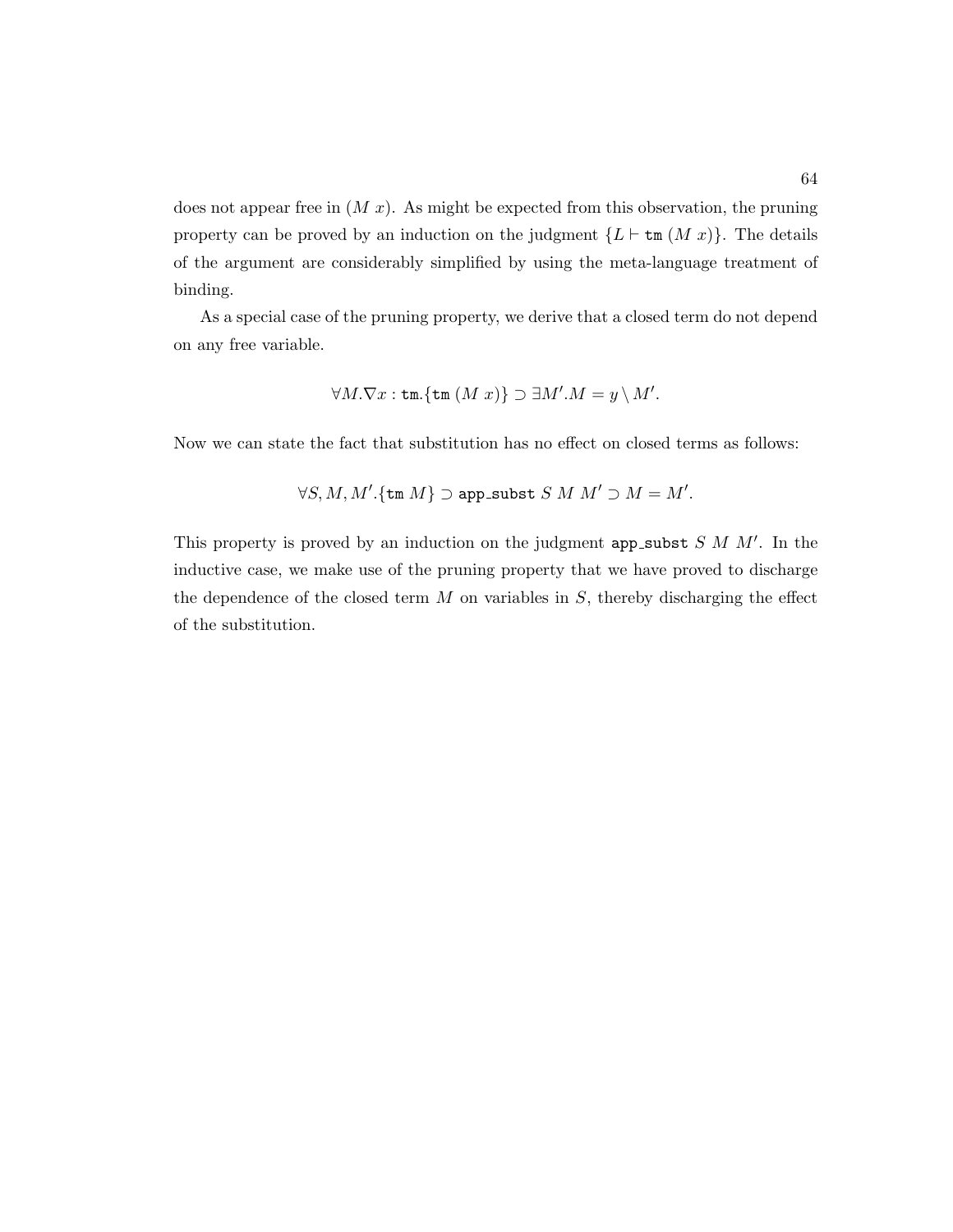does not appear free in $(M\ x)$. As might be expected from this observation, the pruning property can be proved by an induction on the judgment $\{L \vdash \texttt{tm}\ (M\ x)\}$. The details of the argument are considerably simplified by using the meta-language treatment of binding.

As a special case of the pruning property, we derive that a closed term do not depend on any free variable.

$$\forall M.\nabla x : \texttt{tm}.\{\texttt{tm}\ (M\ x)\} \supset \exists M'.M = y \setminus M'.$$

Now we can state the fact that substitution has no effect on closed terms as follows:

$$\forall S, M, M'.\{\texttt{tm}\ M\} \supset \texttt{app\_subst}\ S\ M\ M' \supset M = M'.$$

This property is proved by an induction on the judgment $\texttt{app\_subst}\ S\ M\ M'$. In the inductive case, we make use of the pruning property that we have proved to discharge the dependence of the closed term $M$ on variables in $S$, thereby discharging the effect of the substitution.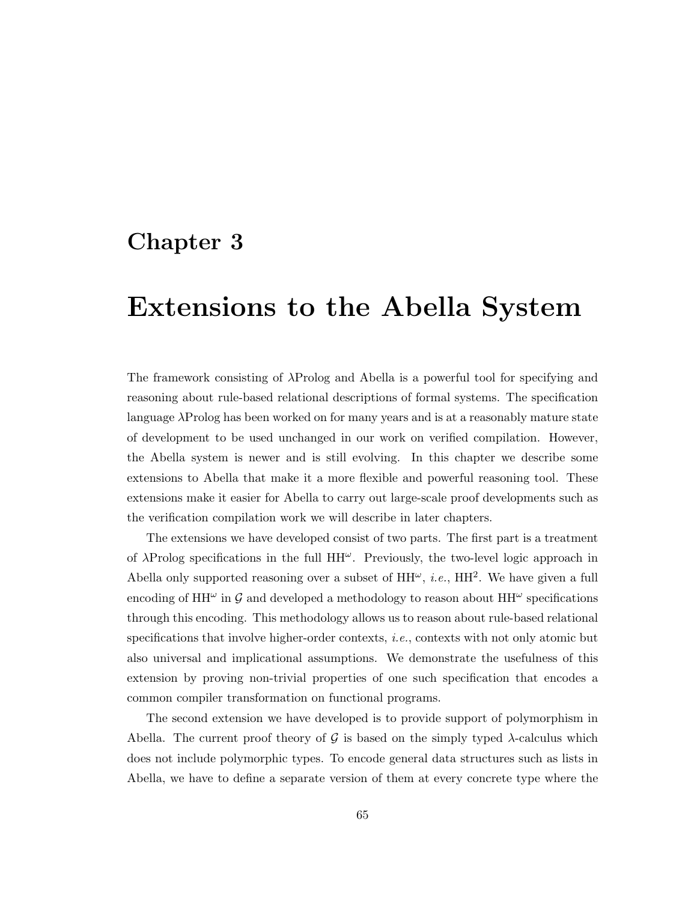# Chapter 3

# Extensions to the Abella System

The framework consisting of λProlog and Abella is a powerful tool for specifying and reasoning about rule-based relational descriptions of formal systems. The specification language λProlog has been worked on for many years and is at a reasonably mature state of development to be used unchanged in our work on verified compilation. However, the Abella system is newer and is still evolving. In this chapter we describe some extensions to Abella that make it a more flexible and powerful reasoning tool. These extensions make it easier for Abella to carry out large-scale proof developments such as the verification compilation work we will describe in later chapters.

The extensions we have developed consist of two parts. The first part is a treatment of λProlog specifications in the full $\mathrm{HH}^\omega$. Previously, the two-level logic approach in Abella only supported reasoning over a subset of $\mathrm{HH}^\omega$, *i.e.*, $\mathrm{HH}^2$. We have given a full encoding of $\mathrm{HH}^\omega$ in $\mathcal{G}$ and developed a methodology to reason about $\mathrm{HH}^\omega$ specifications through this encoding. This methodology allows us to reason about rule-based relational specifications that involve higher-order contexts, *i.e.*, contexts with not only atomic but also universal and implicational assumptions. We demonstrate the usefulness of this extension by proving non-trivial properties of one such specification that encodes a common compiler transformation on functional programs.

The second extension we have developed is to provide support of polymorphism in Abella. The current proof theory of $\mathcal{G}$ is based on the simply typed λ-calculus which does not include polymorphic types. To encode general data structures such as lists in Abella, we have to define a separate version of them at every concrete type where the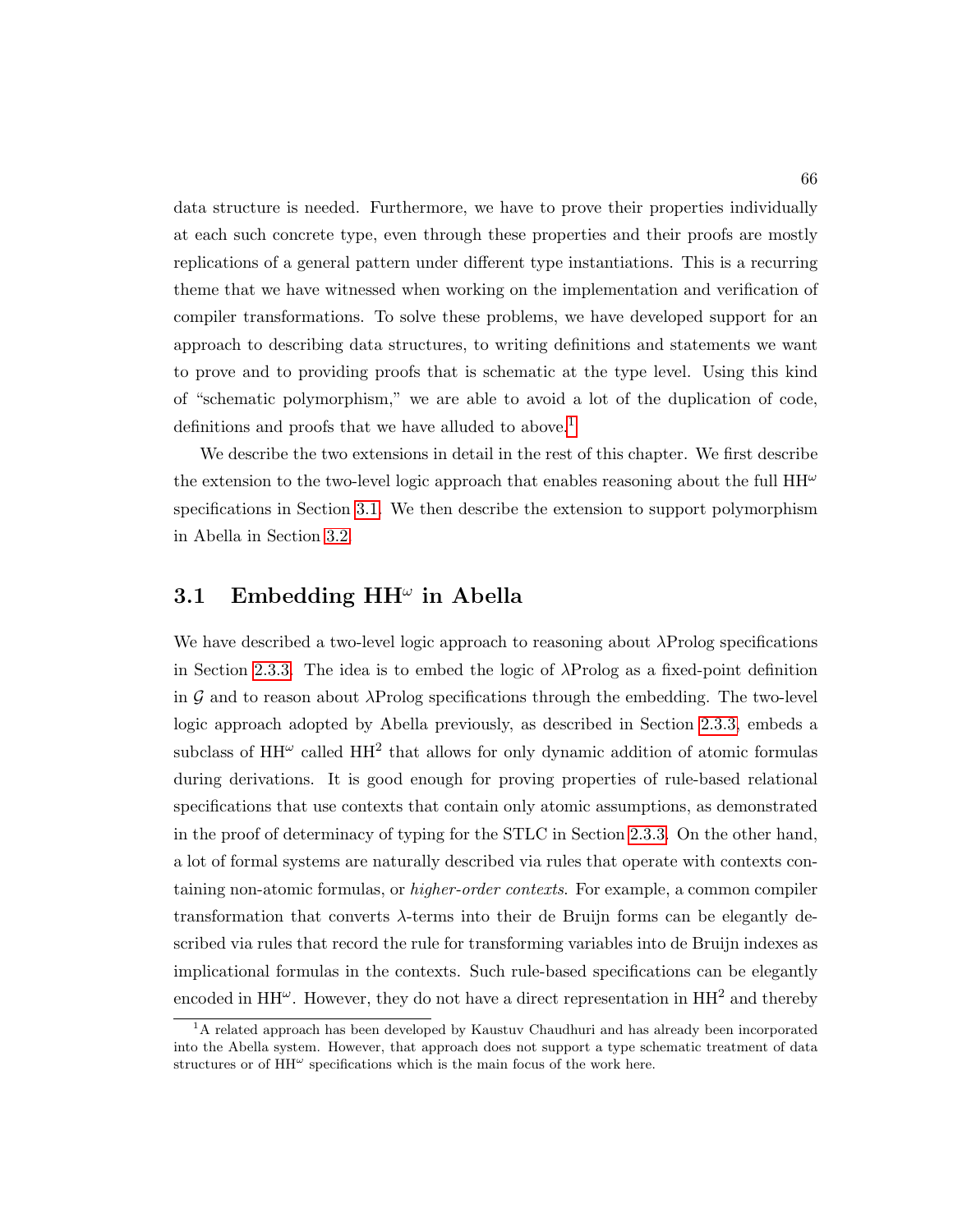data structure is needed. Furthermore, we have to prove their properties individually at each such concrete type, even through these properties and their proofs are mostly replications of a general pattern under different type instantiations. This is a recurring theme that we have witnessed when working on the implementation and verification of compiler transformations. To solve these problems, we have developed support for an approach to describing data structures, to writing definitions and statements we want to prove and to providing proofs that is schematic at the type level. Using this kind of "schematic polymorphism," we are able to avoid a lot of the duplication of code, definitions and proofs that we have alluded to above.[1]

We describe the two extensions in detail in the rest of this chapter. We first describe the extension to the two-level logic approach that enables reasoning about the full $\mathrm{HH}^\omega$ specifications in Section 3.1. We then describe the extension to support polymorphism in Abella in Section 3.2.

## 3.1 Embedding $\mathrm{HH}^\omega$ in Abella

We have described a two-level logic approach to reasoning about $\lambda$Prolog specifications in Section 2.3.3. The idea is to embed the logic of $\lambda$Prolog as a fixed-point definition in $\mathcal{G}$ and to reason about $\lambda$Prolog specifications through the embedding. The two-level logic approach adopted by Abella previously, as described in Section 2.3.3, embeds a subclass of $\mathrm{HH}^\omega$ called $\mathrm{HH}^2$ that allows for only dynamic addition of atomic formulas during derivations. It is good enough for proving properties of rule-based relational specifications that use contexts that contain only atomic assumptions, as demonstrated in the proof of determinacy of typing for the STLC in Section 2.3.3. On the other hand, a lot of formal systems are naturally described via rules that operate with contexts containing non-atomic formulas, or *higher-order contexts*. For example, a common compiler transformation that converts $\lambda$-terms into their de Bruijn forms can be elegantly described via rules that record the rule for transforming variables into de Bruijn indexes as implicational formulas in the contexts. Such rule-based specifications can be elegantly encoded in $\mathrm{HH}^\omega$. However, they do not have a direct representation in $\mathrm{HH}^2$ and thereby

[1] A related approach has been developed by Kaustuv Chaudhuri and has already been incorporated into the Abella system. However, that approach does not support a type schematic treatment of data structures or of $\mathrm{HH}^\omega$ specifications which is the main focus of the work here.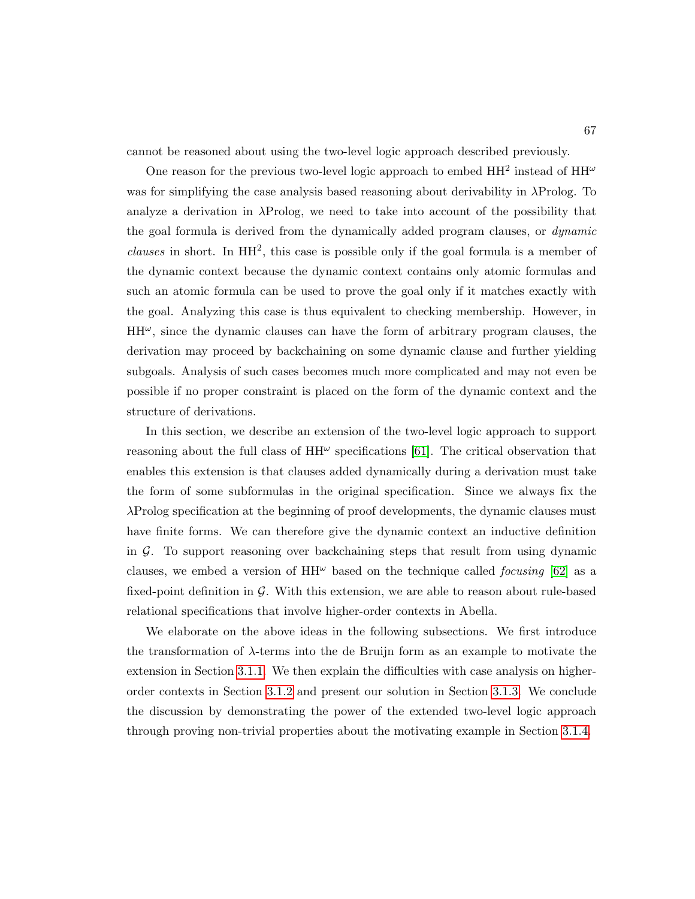cannot be reasoned about using the two-level logic approach described previously.

One reason for the previous two-level logic approach to embed $\mathrm{HH}^2$ instead of $\mathrm{HH}^\omega$ was for simplifying the case analysis based reasoning about derivability in $\lambda$Prolog. To analyze a derivation in $\lambda$Prolog, we need to take into account of the possibility that the goal formula is derived from the dynamically added program clauses, or *dynamic clauses* in short. In $\mathrm{HH}^2$, this case is possible only if the goal formula is a member of the dynamic context because the dynamic context contains only atomic formulas and such an atomic formula can be used to prove the goal only if it matches exactly with the goal. Analyzing this case is thus equivalent to checking membership. However, in $\mathrm{HH}^\omega$, since the dynamic clauses can have the form of arbitrary program clauses, the derivation may proceed by backchaining on some dynamic clause and further yielding subgoals. Analysis of such cases becomes much more complicated and may not even be possible if no proper constraint is placed on the form of the dynamic context and the structure of derivations.

In this section, we describe an extension of the two-level logic approach to support reasoning about the full class of $\mathrm{HH}^\omega$ specifications [61]. The critical observation that enables this extension is that clauses added dynamically during a derivation must take the form of some subformulas in the original specification. Since we always fix the $\lambda$Prolog specification at the beginning of proof developments, the dynamic clauses must have finite forms. We can therefore give the dynamic context an inductive definition in $\mathcal{G}$. To support reasoning over backchaining steps that result from using dynamic clauses, we embed a version of $\mathrm{HH}^\omega$ based on the technique called *focusing* [62] as a fixed-point definition in $\mathcal{G}$. With this extension, we are able to reason about rule-based relational specifications that involve higher-order contexts in Abella.

We elaborate on the above ideas in the following subsections. We first introduce the transformation of $\lambda$-terms into the de Bruijn form as an example to motivate the extension in Section 3.1.1. We then explain the difficulties with case analysis on higher-order contexts in Section 3.1.2 and present our solution in Section 3.1.3. We conclude the discussion by demonstrating the power of the extended two-level logic approach through proving non-trivial properties about the motivating example in Section 3.1.4.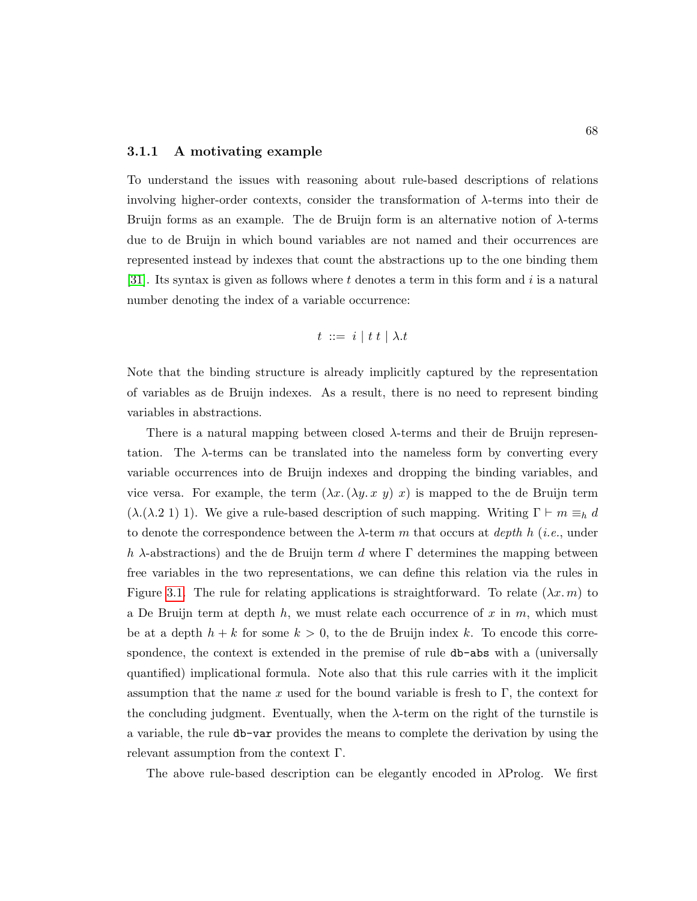### 3.1.1 A motivating example

To understand the issues with reasoning about rule-based descriptions of relations involving higher-order contexts, consider the transformation of $\lambda$-terms into their de Bruijn forms as an example. The de Bruijn form is an alternative notion of $\lambda$-terms due to de Bruijn in which bound variables are not named and their occurrences are represented instead by indexes that count the abstractions up to the one binding them [31]. Its syntax is given as follows where $t$ denotes a term in this form and $i$ is a natural number denoting the index of a variable occurrence:

$$t \;::=\; i \mid t\; t \mid \lambda.t$$

Note that the binding structure is already implicitly captured by the representation of variables as de Bruijn indexes. As a result, there is no need to represent binding variables in abstractions.

There is a natural mapping between closed $\lambda$-terms and their de Bruijn representation. The $\lambda$-terms can be translated into the nameless form by converting every variable occurrences into de Bruijn indexes and dropping the binding variables, and vice versa. For example, the term $(\lambda x. (\lambda y. x\; y)\; x)$ is mapped to the de Bruijn term $(\lambda.(\lambda.2\; 1)\; 1)$. We give a rule-based description of such mapping. Writing $\Gamma \vdash m \equiv_h d$ to denote the correspondence between the $\lambda$-term $m$ that occurs at *depth* $h$ (*i.e.*, under $h$ $\lambda$-abstractions) and the de Bruijn term $d$ where $\Gamma$ determines the mapping between free variables in the two representations, we can define this relation via the rules in Figure 3.1. The rule for relating applications is straightforward. To relate $(\lambda x. m)$ to a De Bruijn term at depth $h$, we must relate each occurrence of $x$ in $m$, which must be at a depth $h + k$ for some $k > 0$, to the de Bruijn index $k$. To encode this correspondence, the context is extended in the premise of rule `db-abs` with a (universally quantified) implicational formula. Note also that this rule carries with it the implicit assumption that the name $x$ used for the bound variable is fresh to $\Gamma$, the context for the concluding judgment. Eventually, when the $\lambda$-term on the right of the turnstile is a variable, the rule `db-var` provides the means to complete the derivation by using the relevant assumption from the context $\Gamma$.

The above rule-based description can be elegantly encoded in $\lambda$Prolog. We first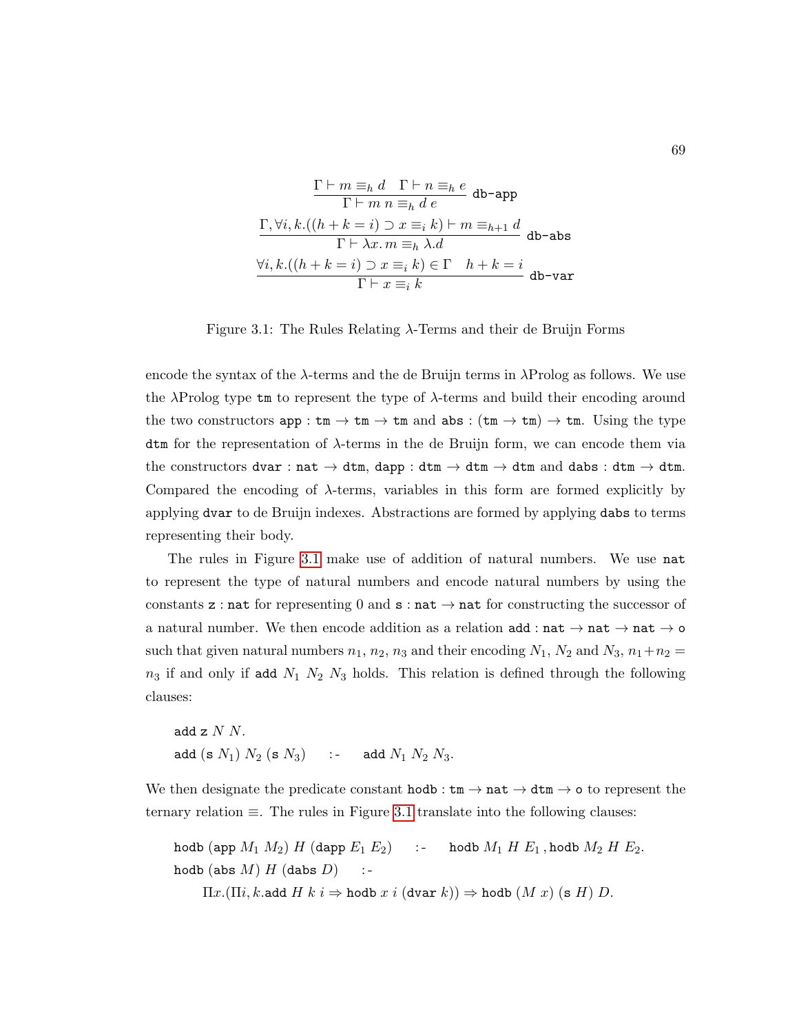$$\frac{\Gamma \vdash m \equiv_h d \quad \Gamma \vdash n \equiv_h e}{\Gamma \vdash m\ n \equiv_h d\ e}\ \texttt{db-app}$$

$$\frac{\Gamma, \forall i, k.((h + k = i) \supset x \equiv_i k) \vdash m \equiv_{h+1} d}{\Gamma \vdash \lambda x.\, m \equiv_h \lambda.d}\ \texttt{db-abs}$$

$$\frac{\forall i, k.((h + k = i) \supset x \equiv_i k) \in \Gamma \quad h + k = i}{\Gamma \vdash x \equiv_i k}\ \texttt{db-var}$$

Figure 3.1: The Rules Relating $\lambda$-Terms and their de Bruijn Forms

encode the syntax of the $\lambda$-terms and the de Bruijn terms in $\lambda$Prolog as follows. We use the $\lambda$Prolog type `tm` to represent the type of $\lambda$-terms and build their encoding around the two constructors $\texttt{app} : \texttt{tm} \rightarrow \texttt{tm} \rightarrow \texttt{tm}$ and $\texttt{abs} : (\texttt{tm} \rightarrow \texttt{tm}) \rightarrow \texttt{tm}$. Using the type `dtm` for the representation of $\lambda$-terms in the de Bruijn form, we can encode them via the constructors $\texttt{dvar} : \texttt{nat} \rightarrow \texttt{dtm}$, $\texttt{dapp} : \texttt{dtm} \rightarrow \texttt{dtm} \rightarrow \texttt{dtm}$ and $\texttt{dabs} : \texttt{dtm} \rightarrow \texttt{dtm}$. Compared the encoding of $\lambda$-terms, variables in this form are formed explicitly by applying `dvar` to de Bruijn indexes. Abstractions are formed by applying `dabs` to terms representing their body.

The rules in Figure 3.1 make use of addition of natural numbers. We use `nat` to represent the type of natural numbers and encode natural numbers by using the constants $\texttt{z} : \texttt{nat}$ for representing 0 and $\texttt{s} : \texttt{nat} \rightarrow \texttt{nat}$ for constructing the successor of a natural number. We then encode addition as a relation $\texttt{add} : \texttt{nat} \rightarrow \texttt{nat} \rightarrow \texttt{nat} \rightarrow \texttt{o}$ such that given natural numbers $n_1$, $n_2$, $n_3$ and their encoding $N_1$, $N_2$ and $N_3$, $n_1 + n_2 = n_3$ if and only if $\texttt{add}\ N_1\ N_2\ N_3$ holds. This relation is defined through the following clauses:

$$\texttt{add}\ \texttt{z}\ N\ N.$$
$$\texttt{add}\ (\texttt{s}\ N_1)\ N_2\ (\texttt{s}\ N_3) \quad \texttt{:-} \quad \texttt{add}\ N_1\ N_2\ N_3.$$

We then designate the predicate constant $\texttt{hodb} : \texttt{tm} \rightarrow \texttt{nat} \rightarrow \texttt{dtm} \rightarrow \texttt{o}$ to represent the ternary relation $\equiv$. The rules in Figure 3.1 translate into the following clauses:

$$\texttt{hodb}\ (\texttt{app}\ M_1\ M_2)\ H\ (\texttt{dapp}\ E_1\ E_2) \quad \texttt{:-} \quad \texttt{hodb}\ M_1\ H\ E_1\, , \texttt{hodb}\ M_2\ H\ E_2.$$
$$\texttt{hodb}\ (\texttt{abs}\ M)\ H\ (\texttt{dabs}\ D) \quad \texttt{:-}$$
$$\Pi x.(\Pi i, k.\texttt{add}\ H\ k\ i \Rightarrow \texttt{hodb}\ x\ i\ (\texttt{dvar}\ k)) \Rightarrow \texttt{hodb}\ (M\ x)\ (\texttt{s}\ H)\ D.$$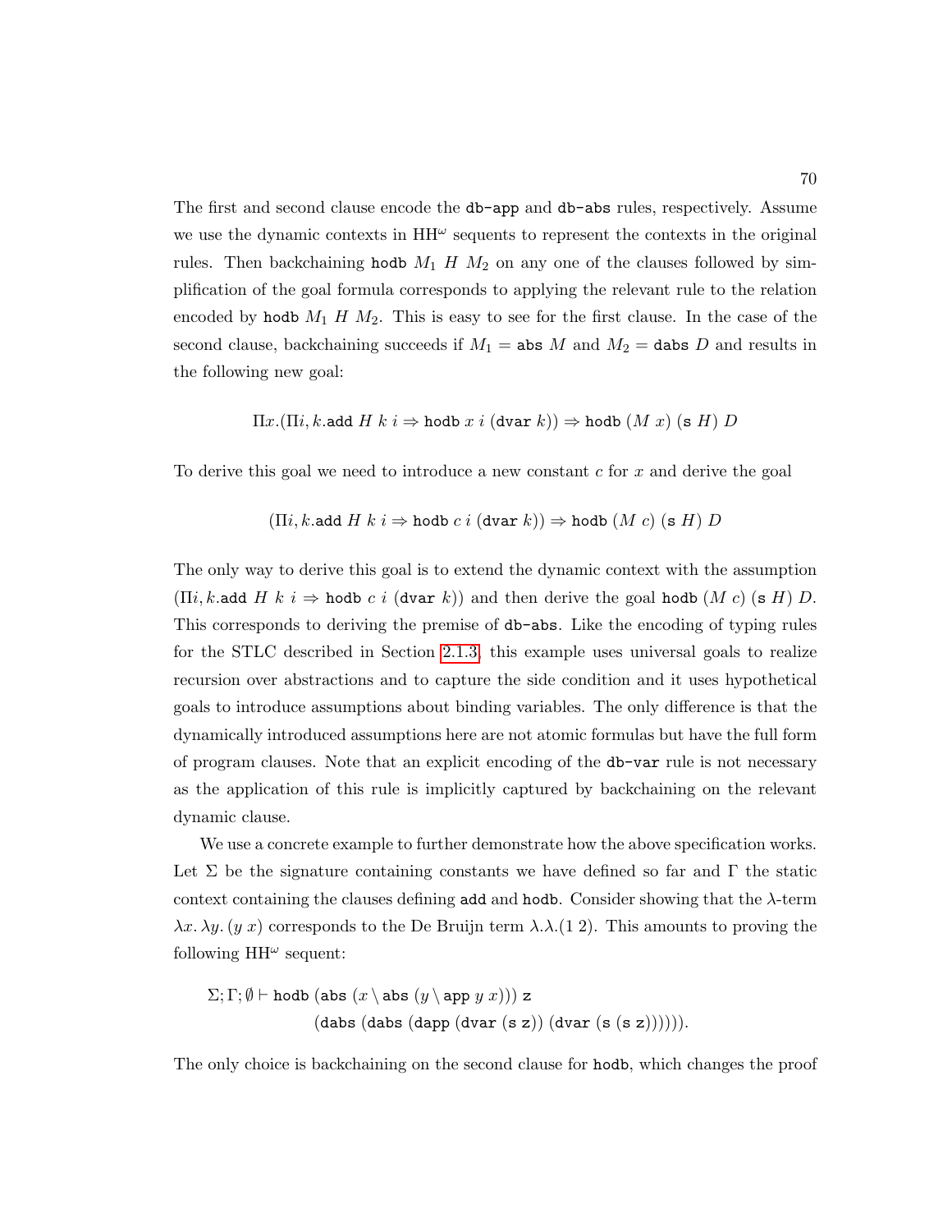The first and second clause encode the db-app and db-abs rules, respectively. Assume we use the dynamic contexts in $\mathrm{HH}^\omega$ sequents to represent the contexts in the original rules. Then backchaining $\mathtt{hodb}\ M_1\ H\ M_2$ on any one of the clauses followed by simplification of the goal formula corresponds to applying the relevant rule to the relation encoded by $\mathtt{hodb}\ M_1\ H\ M_2$. This is easy to see for the first clause. In the case of the second clause, backchaining succeeds if $M_1 = \mathtt{abs}\ M$ and $M_2 = \mathtt{dabs}\ D$ and results in the following new goal:

$$\Pi x.(\Pi i, k.\mathtt{add}\ H\ k\ i \Rightarrow \mathtt{hodb}\ x\ i\ (\mathtt{dvar}\ k)) \Rightarrow \mathtt{hodb}\ (M\ x)\ (\mathtt{s}\ H)\ D$$

To derive this goal we need to introduce a new constant $c$ for $x$ and derive the goal

$$(\Pi i, k.\mathtt{add}\ H\ k\ i \Rightarrow \mathtt{hodb}\ c\ i\ (\mathtt{dvar}\ k)) \Rightarrow \mathtt{hodb}\ (M\ c)\ (\mathtt{s}\ H)\ D$$

The only way to derive this goal is to extend the dynamic context with the assumption $(\Pi i, k.\mathtt{add}\ H\ k\ i \Rightarrow \mathtt{hodb}\ c\ i\ (\mathtt{dvar}\ k))$ and then derive the goal $\mathtt{hodb}\ (M\ c)\ (\mathtt{s}\ H)\ D$. This corresponds to deriving the premise of db-abs. Like the encoding of typing rules for the STLC described in Section 2.1.3, this example uses universal goals to realize recursion over abstractions and to capture the side condition and it uses hypothetical goals to introduce assumptions about binding variables. The only difference is that the dynamically introduced assumptions here are not atomic formulas but have the full form of program clauses. Note that an explicit encoding of the db-var rule is not necessary as the application of this rule is implicitly captured by backchaining on the relevant dynamic clause.

We use a concrete example to further demonstrate how the above specification works. Let $\Sigma$ be the signature containing constants we have defined so far and $\Gamma$ the static context containing the clauses defining add and hodb. Consider showing that the $\lambda$-term $\lambda x.\,\lambda y.\,(y\ x)$ corresponds to the De Bruijn term $\lambda.\lambda.(1\ 2)$. This amounts to proving the following $\mathrm{HH}^\omega$ sequent:

$$\begin{aligned}\Sigma; \Gamma; \emptyset \vdash\ & \mathtt{hodb}\ (\mathtt{abs}\ (x \setminus \mathtt{abs}\ (y \setminus \mathtt{app}\ y\ x)))\ \mathtt{z} \\ & \quad (\mathtt{dabs}\ (\mathtt{dabs}\ (\mathtt{dapp}\ (\mathtt{dvar}\ (\mathtt{s}\ \mathtt{z}))\ (\mathtt{dvar}\ (\mathtt{s}\ (\mathtt{s}\ \mathtt{z})))))).\end{aligned}$$

The only choice is backchaining on the second clause for hodb, which changes the proof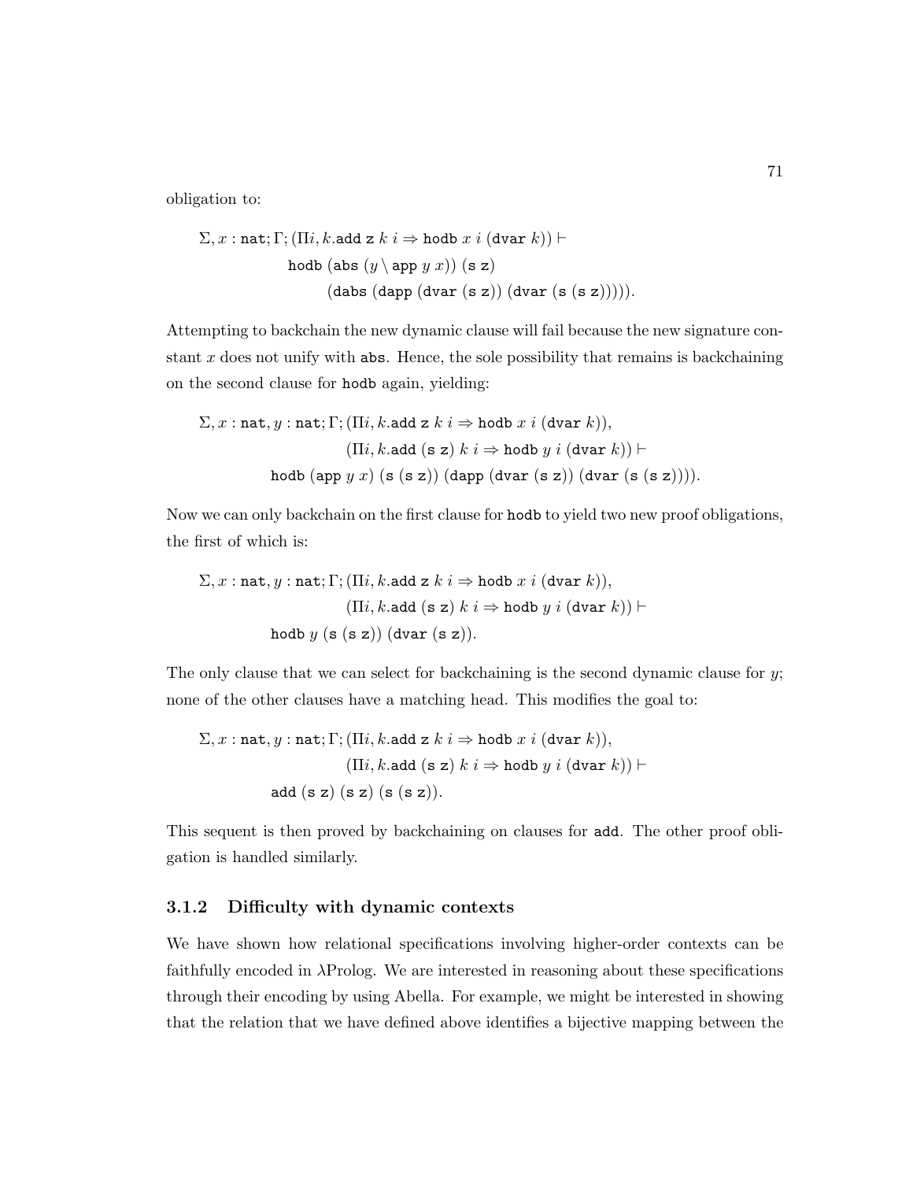obligation to:

$$\Sigma, x : \texttt{nat}; \Gamma; (\Pi i, k.\texttt{add}\ \texttt{z}\ k\ i \Rightarrow \texttt{hodb}\ x\ i\ (\texttt{dvar}\ k)) \vdash$$
$$\texttt{hodb}\ (\texttt{abs}\ (y \setminus \texttt{app}\ y\ x))\ (\texttt{s}\ \texttt{z})$$
$$(\texttt{dabs}\ (\texttt{dapp}\ (\texttt{dvar}\ (\texttt{s}\ \texttt{z}))\ (\texttt{dvar}\ (\texttt{s}\ (\texttt{s}\ \texttt{z}))))).$$

Attempting to backchain the new dynamic clause will fail because the new signature constant $x$ does not unify with abs. Hence, the sole possibility that remains is backchaining on the second clause for hodb again, yielding:

$$\Sigma, x : \texttt{nat}, y : \texttt{nat}; \Gamma; (\Pi i, k.\texttt{add}\ \texttt{z}\ k\ i \Rightarrow \texttt{hodb}\ x\ i\ (\texttt{dvar}\ k)),$$
$$(\Pi i, k.\texttt{add}\ (\texttt{s}\ \texttt{z})\ k\ i \Rightarrow \texttt{hodb}\ y\ i\ (\texttt{dvar}\ k)) \vdash$$
$$\texttt{hodb}\ (\texttt{app}\ y\ x)\ (\texttt{s}\ (\texttt{s}\ \texttt{z}))\ (\texttt{dapp}\ (\texttt{dvar}\ (\texttt{s}\ \texttt{z}))\ (\texttt{dvar}\ (\texttt{s}\ (\texttt{s}\ \texttt{z})))).$$

Now we can only backchain on the first clause for hodb to yield two new proof obligations, the first of which is:

$$\Sigma, x : \texttt{nat}, y : \texttt{nat}; \Gamma; (\Pi i, k.\texttt{add}\ \texttt{z}\ k\ i \Rightarrow \texttt{hodb}\ x\ i\ (\texttt{dvar}\ k)),$$
$$(\Pi i, k.\texttt{add}\ (\texttt{s}\ \texttt{z})\ k\ i \Rightarrow \texttt{hodb}\ y\ i\ (\texttt{dvar}\ k)) \vdash$$
$$\texttt{hodb}\ y\ (\texttt{s}\ (\texttt{s}\ \texttt{z}))\ (\texttt{dvar}\ (\texttt{s}\ \texttt{z})).$$

The only clause that we can select for backchaining is the second dynamic clause for $y$; none of the other clauses have a matching head. This modifies the goal to:

$$\Sigma, x : \texttt{nat}, y : \texttt{nat}; \Gamma; (\Pi i, k.\texttt{add}\ \texttt{z}\ k\ i \Rightarrow \texttt{hodb}\ x\ i\ (\texttt{dvar}\ k)),$$
$$(\Pi i, k.\texttt{add}\ (\texttt{s}\ \texttt{z})\ k\ i \Rightarrow \texttt{hodb}\ y\ i\ (\texttt{dvar}\ k)) \vdash$$
$$\texttt{add}\ (\texttt{s}\ \texttt{z})\ (\texttt{s}\ \texttt{z})\ (\texttt{s}\ (\texttt{s}\ \texttt{z})).$$

This sequent is then proved by backchaining on clauses for add. The other proof obligation is handled similarly.

### 3.1.2 Difficulty with dynamic contexts

We have shown how relational specifications involving higher-order contexts can be faithfully encoded in λProlog. We are interested in reasoning about these specifications through their encoding by using Abella. For example, we might be interested in showing that the relation that we have defined above identifies a bijective mapping between the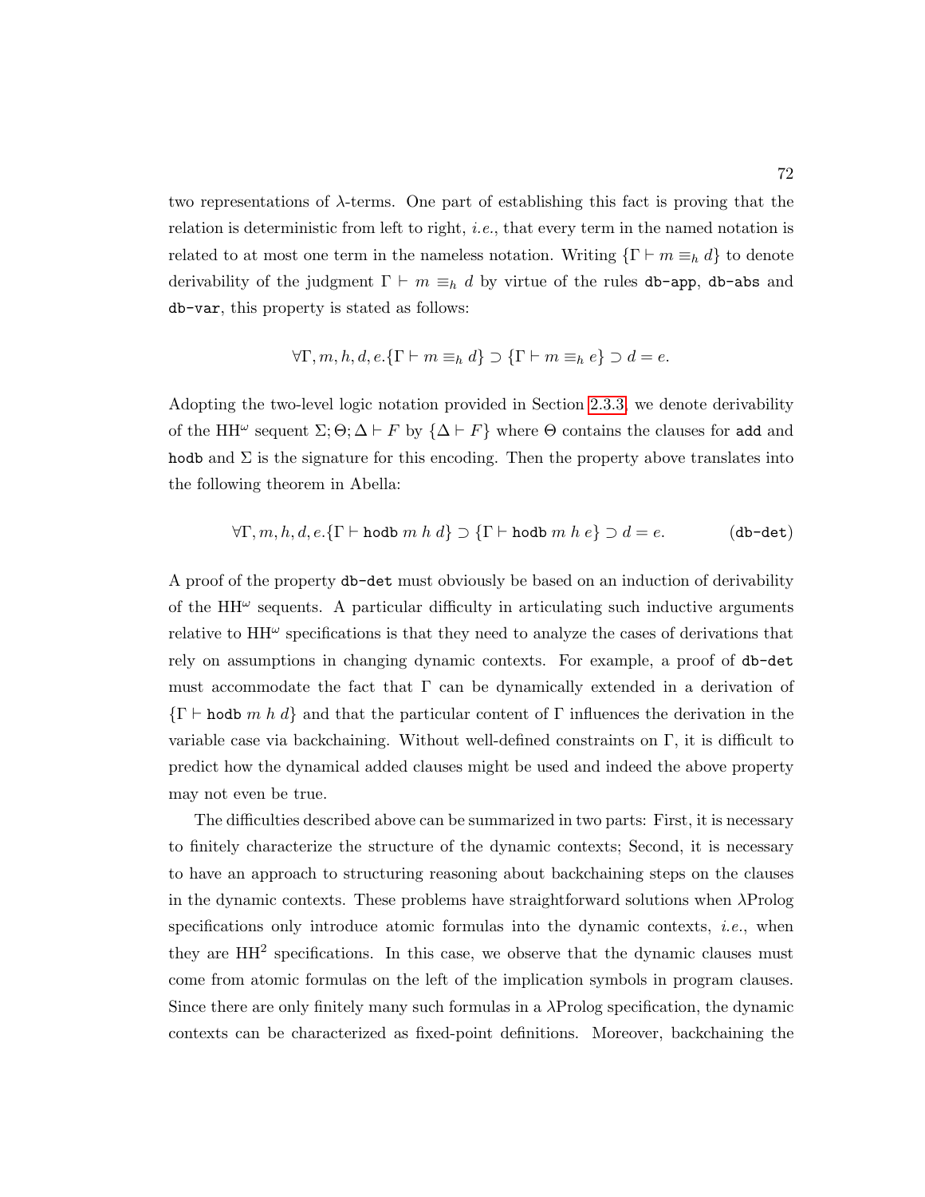two representations of $\lambda$-terms. One part of establishing this fact is proving that the relation is deterministic from left to right, *i.e.*, that every term in the named notation is related to at most one term in the nameless notation. Writing $\{\Gamma \vdash m \equiv_h d\}$ to denote derivability of the judgment $\Gamma \vdash m \equiv_h d$ by virtue of the rules `db-app`, `db-abs` and `db-var`, this property is stated as follows:

$$\forall \Gamma, m, h, d, e. \{\Gamma \vdash m \equiv_h d\} \supset \{\Gamma \vdash m \equiv_h e\} \supset d = e.$$

Adopting the two-level logic notation provided in Section 2.3.3, we denote derivability of the HH$^\omega$ sequent $\Sigma; \Theta; \Delta \vdash F$ by $\{\Delta \vdash F\}$ where $\Theta$ contains the clauses for `add` and `hodb` and $\Sigma$ is the signature for this encoding. Then the property above translates into the following theorem in Abella:

$$\forall \Gamma, m, h, d, e. \{\Gamma \vdash \texttt{hodb}\ m\ h\ d\} \supset \{\Gamma \vdash \texttt{hodb}\ m\ h\ e\} \supset d = e. \qquad (\texttt{db-det})$$

A proof of the property `db-det` must obviously be based on an induction of derivability of the HH$^\omega$ sequents. A particular difficulty in articulating such inductive arguments relative to HH$^\omega$ specifications is that they need to analyze the cases of derivations that rely on assumptions in changing dynamic contexts. For example, a proof of `db-det` must accommodate the fact that $\Gamma$ can be dynamically extended in a derivation of $\{\Gamma \vdash \texttt{hodb}\ m\ h\ d\}$ and that the particular content of $\Gamma$ influences the derivation in the variable case via backchaining. Without well-defined constraints on $\Gamma$, it is difficult to predict how the dynamical added clauses might be used and indeed the above property may not even be true.

The difficulties described above can be summarized in two parts: First, it is necessary to finitely characterize the structure of the dynamic contexts; Second, it is necessary to have an approach to structuring reasoning about backchaining steps on the clauses in the dynamic contexts. These problems have straightforward solutions when $\lambda$Prolog specifications only introduce atomic formulas into the dynamic contexts, *i.e.*, when they are HH$^2$ specifications. In this case, we observe that the dynamic clauses must come from atomic formulas on the left of the implication symbols in program clauses. Since there are only finitely many such formulas in a $\lambda$Prolog specification, the dynamic contexts can be characterized as fixed-point definitions. Moreover, backchaining the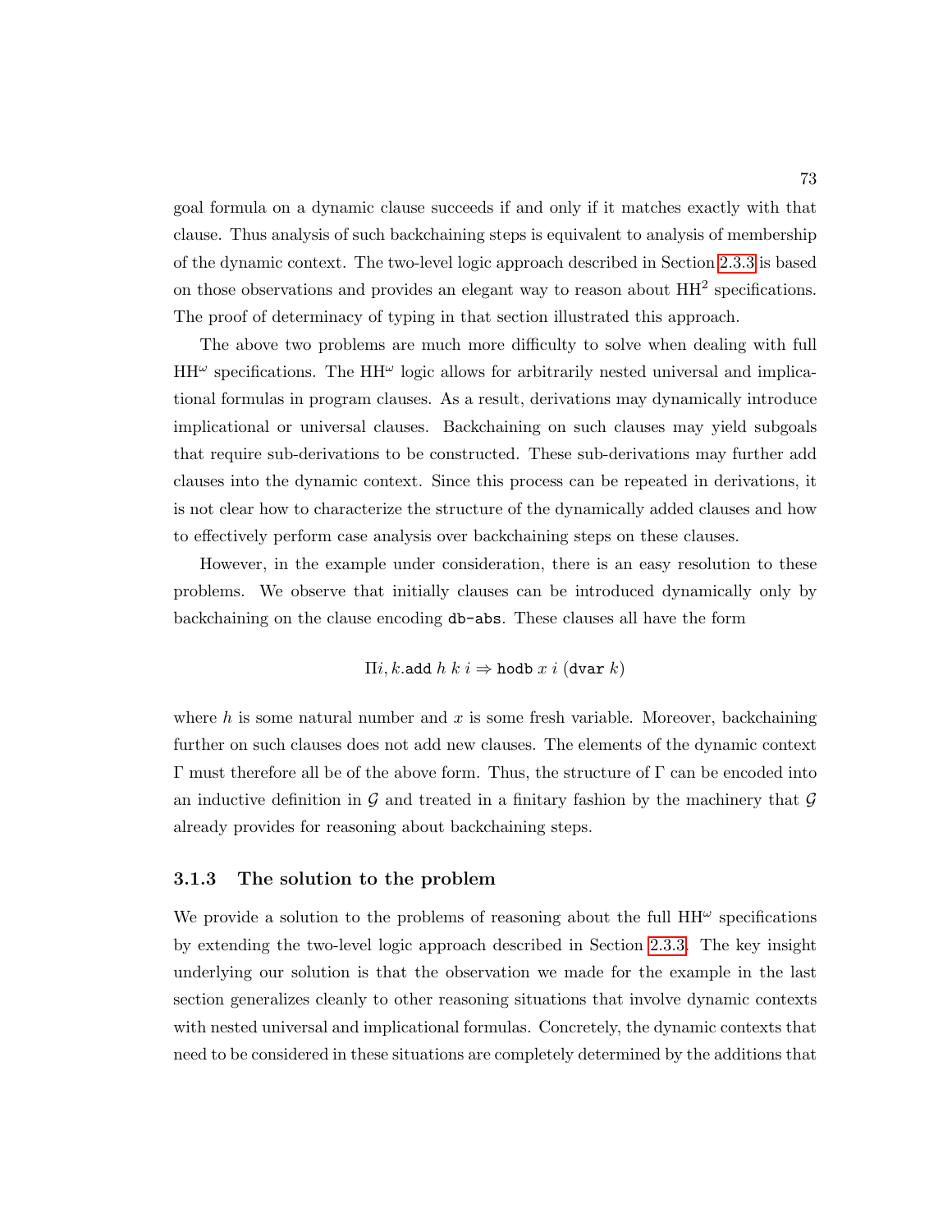goal formula on a dynamic clause succeeds if and only if it matches exactly with that clause. Thus analysis of such backchaining steps is equivalent to analysis of membership of the dynamic context. The two-level logic approach described in Section 2.3.3 is based on those observations and provides an elegant way to reason about $\mathrm{HH}^2$ specifications. The proof of determinacy of typing in that section illustrated this approach.

The above two problems are much more difficulty to solve when dealing with full $\mathrm{HH}^\omega$ specifications. The $\mathrm{HH}^\omega$ logic allows for arbitrarily nested universal and implicational formulas in program clauses. As a result, derivations may dynamically introduce implicational or universal clauses. Backchaining on such clauses may yield subgoals that require sub-derivations to be constructed. These sub-derivations may further add clauses into the dynamic context. Since this process can be repeated in derivations, it is not clear how to characterize the structure of the dynamically added clauses and how to effectively perform case analysis over backchaining steps on these clauses.

However, in the example under consideration, there is an easy resolution to these problems. We observe that initially clauses can be introduced dynamically only by backchaining on the clause encoding `db-abs`. These clauses all have the form

$$\Pi i, k.\mathtt{add}\ h\ k\ i \Rightarrow \mathtt{hodb}\ x\ i\ (\mathtt{dvar}\ k)$$

where $h$ is some natural number and $x$ is some fresh variable. Moreover, backchaining further on such clauses does not add new clauses. The elements of the dynamic context $\Gamma$ must therefore all be of the above form. Thus, the structure of $\Gamma$ can be encoded into an inductive definition in $\mathcal{G}$ and treated in a finitary fashion by the machinery that $\mathcal{G}$ already provides for reasoning about backchaining steps.

### 3.1.3 The solution to the problem

We provide a solution to the problems of reasoning about the full $\mathrm{HH}^\omega$ specifications by extending the two-level logic approach described in Section 2.3.3. The key insight underlying our solution is that the observation we made for the example in the last section generalizes cleanly to other reasoning situations that involve dynamic contexts with nested universal and implicational formulas. Concretely, the dynamic contexts that need to be considered in these situations are completely determined by the additions that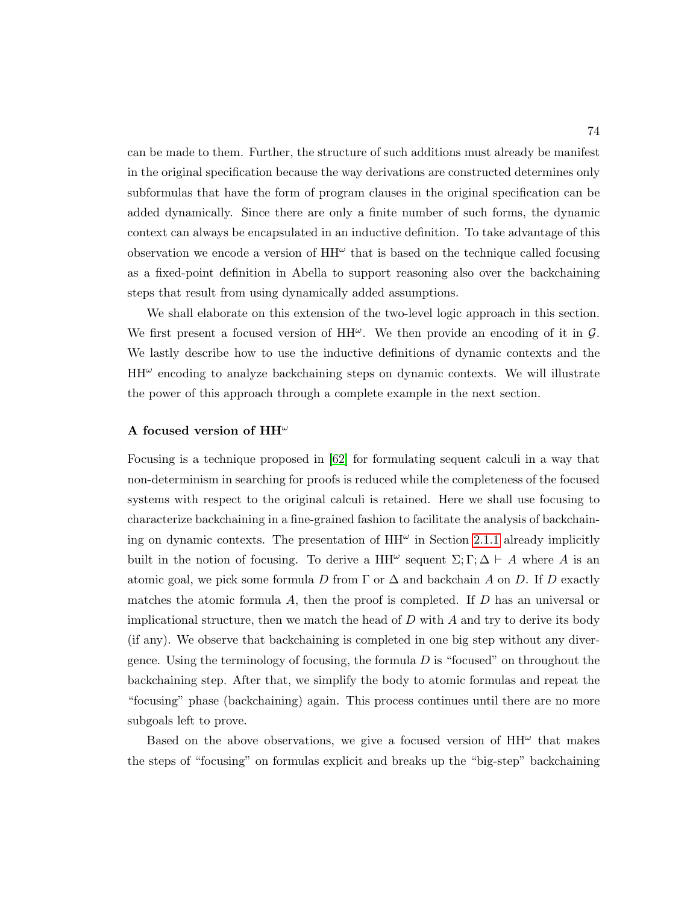can be made to them. Further, the structure of such additions must already be manifest in the original specification because the way derivations are constructed determines only subformulas that have the form of program clauses in the original specification can be added dynamically. Since there are only a finite number of such forms, the dynamic context can always be encapsulated in an inductive definition. To take advantage of this observation we encode a version of $\mathrm{HH}^\omega$ that is based on the technique called focusing as a fixed-point definition in Abella to support reasoning also over the backchaining steps that result from using dynamically added assumptions.

We shall elaborate on this extension of the two-level logic approach in this section. We first present a focused version of $\mathrm{HH}^\omega$. We then provide an encoding of it in $\mathcal{G}$. We lastly describe how to use the inductive definitions of dynamic contexts and the $\mathrm{HH}^\omega$ encoding to analyze backchaining steps on dynamic contexts. We will illustrate the power of this approach through a complete example in the next section.

### A focused version of $\mathrm{HH}^\omega$

Focusing is a technique proposed in [62] for formulating sequent calculi in a way that non-determinism in searching for proofs is reduced while the completeness of the focused systems with respect to the original calculi is retained. Here we shall use focusing to characterize backchaining in a fine-grained fashion to facilitate the analysis of backchaining on dynamic contexts. The presentation of $\mathrm{HH}^\omega$ in Section 2.1.1 already implicitly built in the notion of focusing. To derive a $\mathrm{HH}^\omega$ sequent $\Sigma; \Gamma; \Delta \vdash A$ where $A$ is an atomic goal, we pick some formula $D$ from $\Gamma$ or $\Delta$ and backchain $A$ on $D$. If $D$ exactly matches the atomic formula $A$, then the proof is completed. If $D$ has an universal or implicational structure, then we match the head of $D$ with $A$ and try to derive its body (if any). We observe that backchaining is completed in one big step without any divergence. Using the terminology of focusing, the formula $D$ is "focused" on throughout the backchaining step. After that, we simplify the body to atomic formulas and repeat the "focusing" phase (backchaining) again. This process continues until there are no more subgoals left to prove.

Based on the above observations, we give a focused version of $\mathrm{HH}^\omega$ that makes the steps of "focusing" on formulas explicit and breaks up the "big-step" backchaining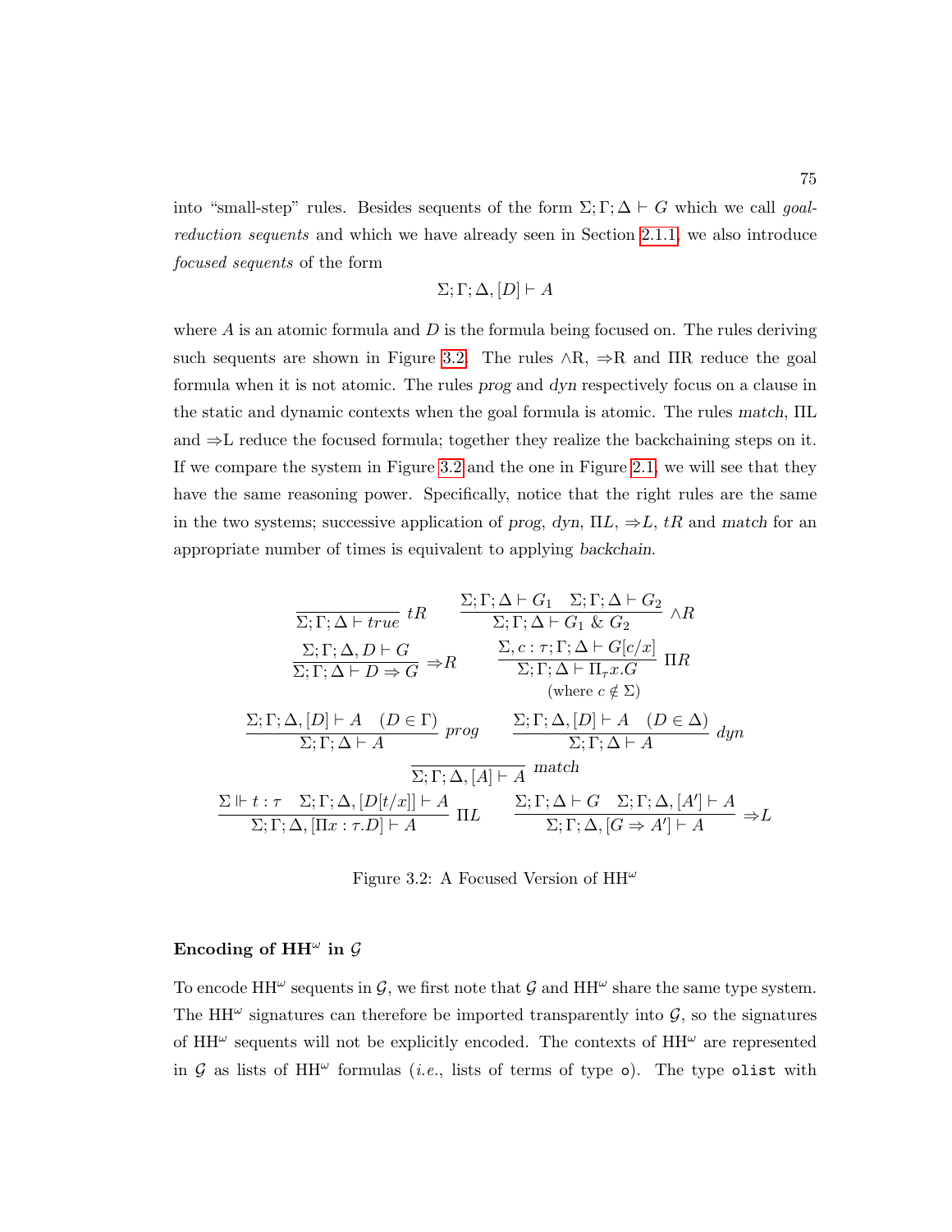into "small-step" rules. Besides sequents of the form $\Sigma; \Gamma; \Delta \vdash G$ which we call *goal-reduction sequents* and which we have already seen in Section 2.1.1, we also introduce *focused sequents* of the form

$$\Sigma; \Gamma; \Delta, [D] \vdash A$$

where $A$ is an atomic formula and $D$ is the formula being focused on. The rules deriving such sequents are shown in Figure 3.2. The rules $\wedge$R, $\Rightarrow$R and $\Pi$R reduce the goal formula when it is not atomic. The rules *prog* and *dyn* respectively focus on a clause in the static and dynamic contexts when the goal formula is atomic. The rules *match*, $\Pi$L and $\Rightarrow$L reduce the focused formula; together they realize the backchaining steps on it. If we compare the system in Figure 3.2 and the one in Figure 2.1, we will see that they have the same reasoning power. Specifically, notice that the right rules are the same in the two systems; successive application of *prog*, *dyn*, $\Pi L$, $\Rightarrow L$, $tR$ and *match* for an appropriate number of times is equivalent to applying *backchain*.

$$\frac{}{\Sigma; \Gamma; \Delta \vdash \mathit{true}}\ tR \qquad \frac{\Sigma; \Gamma; \Delta \vdash G_1 \quad \Sigma; \Gamma; \Delta \vdash G_2}{\Sigma; \Gamma; \Delta \vdash G_1 \ \&\ G_2}\ \wedge R$$

$$\frac{\Sigma; \Gamma; \Delta, D \vdash G}{\Sigma; \Gamma; \Delta \vdash D \Rightarrow G}\ \Rightarrow R \qquad \frac{\Sigma, c : \tau; \Gamma; \Delta \vdash G[c/x]}{\Sigma; \Gamma; \Delta \vdash \Pi_\tau x.G}\ \Pi R \quad (\text{where } c \notin \Sigma)$$

$$\frac{\Sigma; \Gamma; \Delta, [D] \vdash A \quad (D \in \Gamma)}{\Sigma; \Gamma; \Delta \vdash A}\ \mathit{prog} \qquad \frac{\Sigma; \Gamma; \Delta, [D] \vdash A \quad (D \in \Delta)}{\Sigma; \Gamma; \Delta \vdash A}\ \mathit{dyn}$$

$$\frac{}{\Sigma; \Gamma; \Delta, [A] \vdash A}\ \mathit{match}$$

$$\frac{\Sigma \Vdash t : \tau \quad \Sigma; \Gamma; \Delta, [D[t/x]] \vdash A}{\Sigma; \Gamma; \Delta, [\Pi x : \tau.D] \vdash A}\ \Pi L \qquad \frac{\Sigma; \Gamma; \Delta \vdash G \quad \Sigma; \Gamma; \Delta, [A'] \vdash A}{\Sigma; \Gamma; \Delta, [G \Rightarrow A'] \vdash A}\ \Rightarrow L$$

Figure 3.2: A Focused Version of HH$^\omega$

#### Encoding of HH$^\omega$ in $\mathcal{G}$

To encode HH$^\omega$ sequents in $\mathcal{G}$, we first note that $\mathcal{G}$ and HH$^\omega$ share the same type system. The HH$^\omega$ signatures can therefore be imported transparently into $\mathcal{G}$, so the signatures of HH$^\omega$ sequents will not be explicitly encoded. The contexts of HH$^\omega$ are represented in $\mathcal{G}$ as lists of HH$^\omega$ formulas (*i.e.*, lists of terms of type `o`). The type `olist` with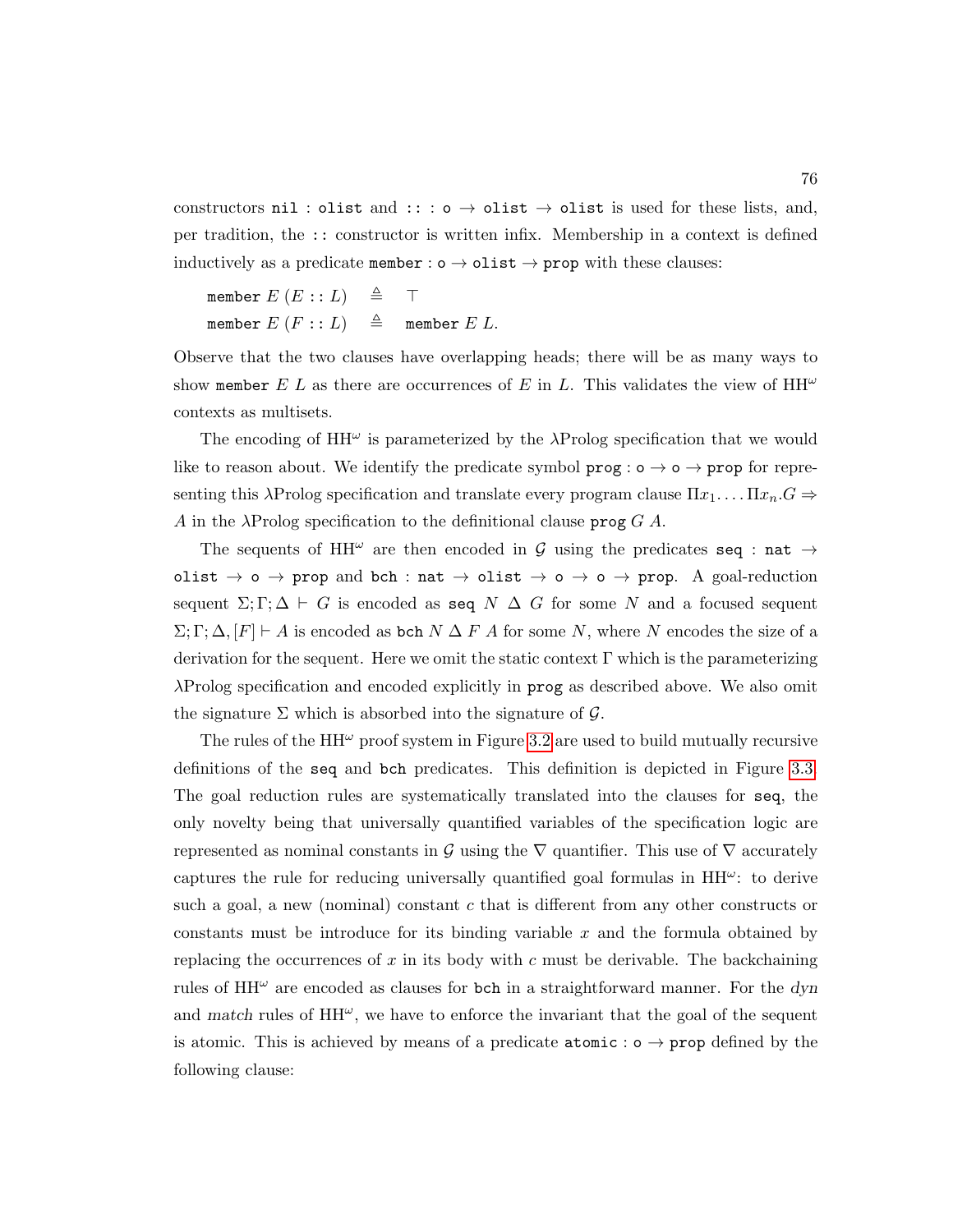constructors `nil` : `olist` and `::` : `o` $\to$ `olist` $\to$ `olist` is used for these lists, and, per tradition, the `::` constructor is written infix. Membership in a context is defined inductively as a predicate `member` : `o` $\to$ `olist` $\to$ `prop` with these clauses:

$$
\begin{array}{lcl}
\texttt{member}\ E\ (E :: L) & \triangleq & \top \\
\texttt{member}\ E\ (F :: L) & \triangleq & \texttt{member}\ E\ L.
\end{array}
$$

Observe that the two clauses have overlapping heads; there will be as many ways to show `member` $E$ $L$ as there are occurrences of $E$ in $L$. This validates the view of $\mathrm{HH}^\omega$ contexts as multisets.

The encoding of $\mathrm{HH}^\omega$ is parameterized by the λProlog specification that we would like to reason about. We identify the predicate symbol `prog` : `o` $\to$ `o` $\to$ `prop` for representing this λProlog specification and translate every program clause $\Pi x_1 \ldots \Pi x_n . G \Rightarrow A$ in the λProlog specification to the definitional clause `prog` $G$ $A$.

The sequents of $\mathrm{HH}^\omega$ are then encoded in $\mathcal{G}$ using the predicates `seq` : `nat` $\to$ `olist` $\to$ `o` $\to$ `prop` and `bch` : `nat` $\to$ `olist` $\to$ `o` $\to$ `o` $\to$ `prop`. A goal-reduction sequent $\Sigma; \Gamma; \Delta \vdash G$ is encoded as `seq` $N$ $\Delta$ $G$ for some $N$ and a focused sequent $\Sigma; \Gamma; \Delta, [F] \vdash A$ is encoded as `bch` $N$ $\Delta$ $F$ $A$ for some $N$, where $N$ encodes the size of a derivation for the sequent. Here we omit the static context $\Gamma$ which is the parameterizing λProlog specification and encoded explicitly in `prog` as described above. We also omit the signature $\Sigma$ which is absorbed into the signature of $\mathcal{G}$.

The rules of the $\mathrm{HH}^\omega$ proof system in Figure 3.2 are used to build mutually recursive definitions of the `seq` and `bch` predicates. This definition is depicted in Figure 3.3. The goal reduction rules are systematically translated into the clauses for `seq`, the only novelty being that universally quantified variables of the specification logic are represented as nominal constants in $\mathcal{G}$ using the $\nabla$ quantifier. This use of $\nabla$ accurately captures the rule for reducing universally quantified goal formulas in $\mathrm{HH}^\omega$: to derive such a goal, a new (nominal) constant $c$ that is different from any other constructs or constants must be introduce for its binding variable $x$ and the formula obtained by replacing the occurrences of $x$ in its body with $c$ must be derivable. The backchaining rules of $\mathrm{HH}^\omega$ are encoded as clauses for `bch` in a straightforward manner. For the *dyn* and *match* rules of $\mathrm{HH}^\omega$, we have to enforce the invariant that the goal of the sequent is atomic. This is achieved by means of a predicate `atomic` : `o` $\to$ `prop` defined by the following clause: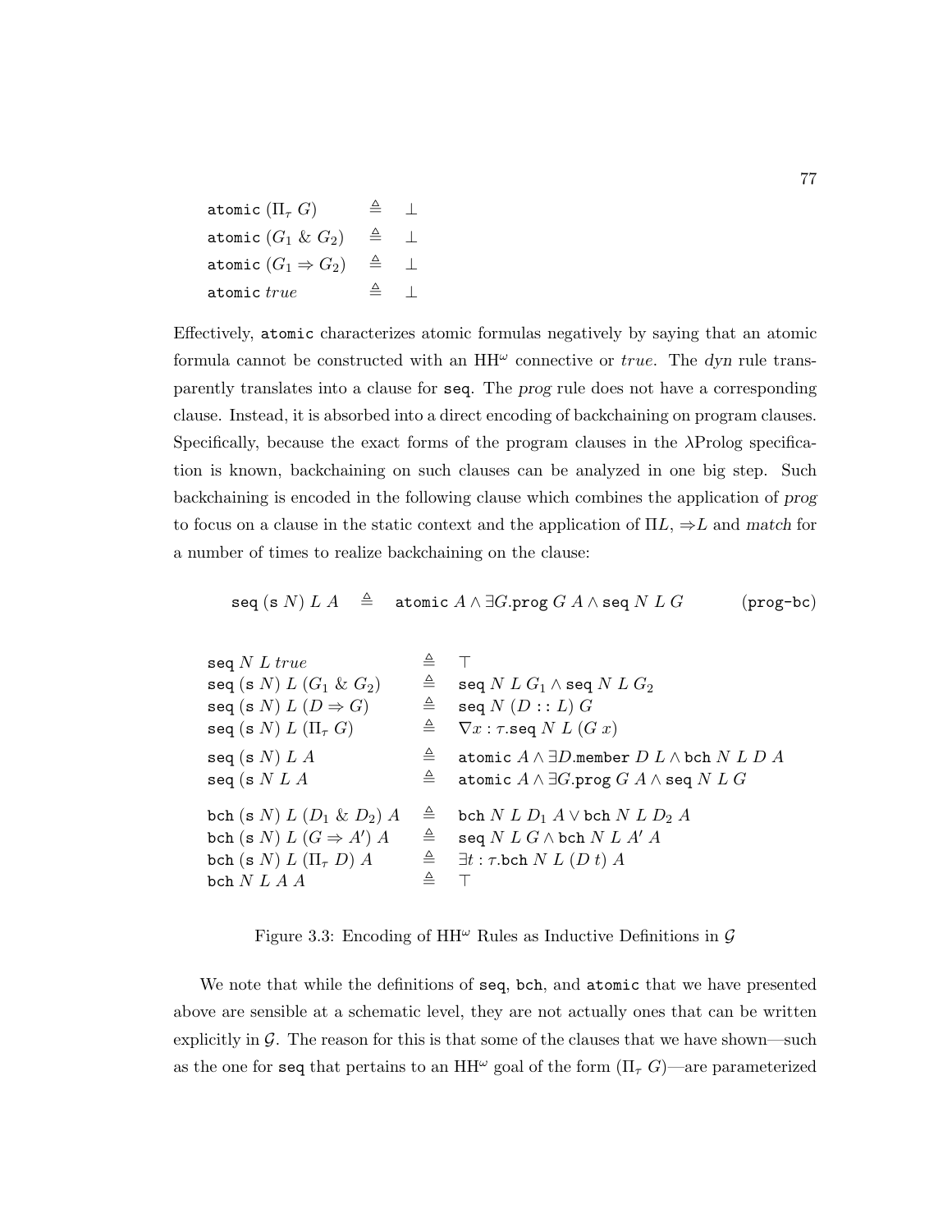$$
\begin{array}{lcl}
\texttt{atomic}\ (\Pi_\tau\ G) & \triangleq & \bot \\
\texttt{atomic}\ (G_1\ \&\ G_2) & \triangleq & \bot \\
\texttt{atomic}\ (G_1 \Rightarrow G_2) & \triangleq & \bot \\
\texttt{atomic}\ \mathit{true} & \triangleq & \bot
\end{array}
$$

Effectively, atomic characterizes atomic formulas negatively by saying that an atomic formula cannot be constructed with an $\mathrm{HH}^\omega$ connective or *true*. The *dyn* rule transparently translates into a clause for seq. The *prog* rule does not have a corresponding clause. Instead, it is absorbed into a direct encoding of backchaining on program clauses. Specifically, because the exact forms of the program clauses in the λProlog specification is known, backchaining on such clauses can be analyzed in one big step. Such backchaining is encoded in the following clause which combines the application of *prog* to focus on a clause in the static context and the application of $\Pi L$, $\Rightarrow L$ and *match* for a number of times to realize backchaining on the clause:

$$
\texttt{seq}\ (\texttt{s}\ N)\ L\ A \quad \triangleq \quad \texttt{atomic}\ A \wedge \exists G.\texttt{prog}\ G\ A \wedge \texttt{seq}\ N\ L\ G \qquad (\texttt{prog-bc})
$$

$$
\begin{array}{lcl}
\texttt{seq}\ N\ L\ \mathit{true} & \triangleq & \top \\
\texttt{seq}\ (\texttt{s}\ N)\ L\ (G_1\ \&\ G_2) & \triangleq & \texttt{seq}\ N\ L\ G_1 \wedge \texttt{seq}\ N\ L\ G_2 \\
\texttt{seq}\ (\texttt{s}\ N)\ L\ (D \Rightarrow G) & \triangleq & \texttt{seq}\ N\ (D :: L)\ G \\
\texttt{seq}\ (\texttt{s}\ N)\ L\ (\Pi_\tau\ G) & \triangleq & \nabla x : \tau.\texttt{seq}\ N\ L\ (G\ x) \\
\texttt{seq}\ (\texttt{s}\ N)\ L\ A & \triangleq & \texttt{atomic}\ A \wedge \exists D.\texttt{member}\ D\ L \wedge \texttt{bch}\ N\ L\ D\ A \\
\texttt{seq}\ (\texttt{s}\ N\ L\ A & \triangleq & \texttt{atomic}\ A \wedge \exists G.\texttt{prog}\ G\ A \wedge \texttt{seq}\ N\ L\ G \\
\texttt{bch}\ (\texttt{s}\ N)\ L\ (D_1\ \&\ D_2)\ A & \triangleq & \texttt{bch}\ N\ L\ D_1\ A \vee \texttt{bch}\ N\ L\ D_2\ A \\
\texttt{bch}\ (\texttt{s}\ N)\ L\ (G \Rightarrow A')\ A & \triangleq & \texttt{seq}\ N\ L\ G \wedge \texttt{bch}\ N\ L\ A'\ A \\
\texttt{bch}\ (\texttt{s}\ N)\ L\ (\Pi_\tau\ D)\ A & \triangleq & \exists t : \tau.\texttt{bch}\ N\ L\ (D\ t)\ A \\
\texttt{bch}\ N\ L\ A\ A & \triangleq & \top
\end{array}
$$

Figure 3.3: Encoding of $\mathrm{HH}^\omega$ Rules as Inductive Definitions in $\mathcal{G}$

We note that while the definitions of seq, bch, and atomic that we have presented above are sensible at a schematic level, they are not actually ones that can be written explicitly in $\mathcal{G}$. The reason for this is that some of the clauses that we have shown—such as the one for seq that pertains to an $\mathrm{HH}^\omega$ goal of the form $(\Pi_\tau\ G)$—are parameterized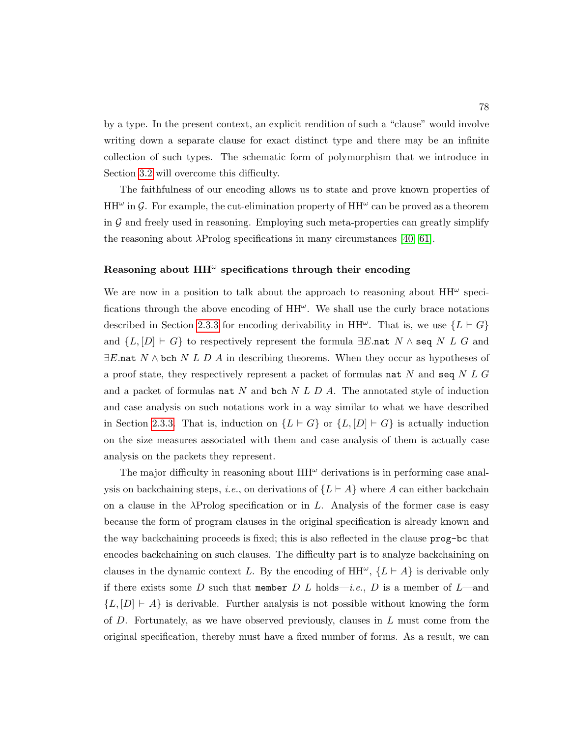by a type. In the present context, an explicit rendition of such a "clause" would involve writing down a separate clause for exact distinct type and there may be an infinite collection of such types. The schematic form of polymorphism that we introduce in Section 3.2 will overcome this difficulty.

The faithfulness of our encoding allows us to state and prove known properties of $\mathrm{HH}^\omega$ in $\mathcal{G}$. For example, the cut-elimination property of $\mathrm{HH}^\omega$ can be proved as a theorem in $\mathcal{G}$ and freely used in reasoning. Employing such meta-properties can greatly simplify the reasoning about $\lambda$Prolog specifications in many circumstances [40, 61].

### Reasoning about $\mathrm{HH}^\omega$ specifications through their encoding

We are now in a position to talk about the approach to reasoning about $\mathrm{HH}^\omega$ specifications through the above encoding of $\mathrm{HH}^\omega$. We shall use the curly brace notations described in Section 2.3.3 for encoding derivability in $\mathrm{HH}^\omega$. That is, we use $\{L \vdash G\}$ and $\{L, [D] \vdash G\}$ to respectively represent the formula $\exists E.\mathtt{nat}\ N \land \mathtt{seq}\ N\ L\ G$ and $\exists E.\mathtt{nat}\ N \land \mathtt{bch}\ N\ L\ D\ A$ in describing theorems. When they occur as hypotheses of a proof state, they respectively represent a packet of formulas $\mathtt{nat}\ N$ and $\mathtt{seq}\ N\ L\ G$ and a packet of formulas $\mathtt{nat}\ N$ and $\mathtt{bch}\ N\ L\ D\ A$. The annotated style of induction and case analysis on such notations work in a way similar to what we have described in Section 2.3.3. That is, induction on $\{L \vdash G\}$ or $\{L, [D] \vdash G\}$ is actually induction on the size measures associated with them and case analysis of them is actually case analysis on the packets they represent.

The major difficulty in reasoning about $\mathrm{HH}^\omega$ derivations is in performing case analysis on backchaining steps, *i.e.*, on derivations of $\{L \vdash A\}$ where $A$ can either backchain on a clause in the $\lambda$Prolog specification or in $L$. Analysis of the former case is easy because the form of program clauses in the original specification is already known and the way backchaining proceeds is fixed; this is also reflected in the clause `prog-bc` that encodes backchaining on such clauses. The difficulty part is to analyze backchaining on clauses in the dynamic context $L$. By the encoding of $\mathrm{HH}^\omega$, $\{L \vdash A\}$ is derivable only if there exists some $D$ such that $\mathtt{member}\ D\ L$ holds—*i.e.*, $D$ is a member of $L$—and $\{L, [D] \vdash A\}$ is derivable. Further analysis is not possible without knowing the form of $D$. Fortunately, as we have observed previously, clauses in $L$ must come from the original specification, thereby must have a fixed number of forms. As a result, we can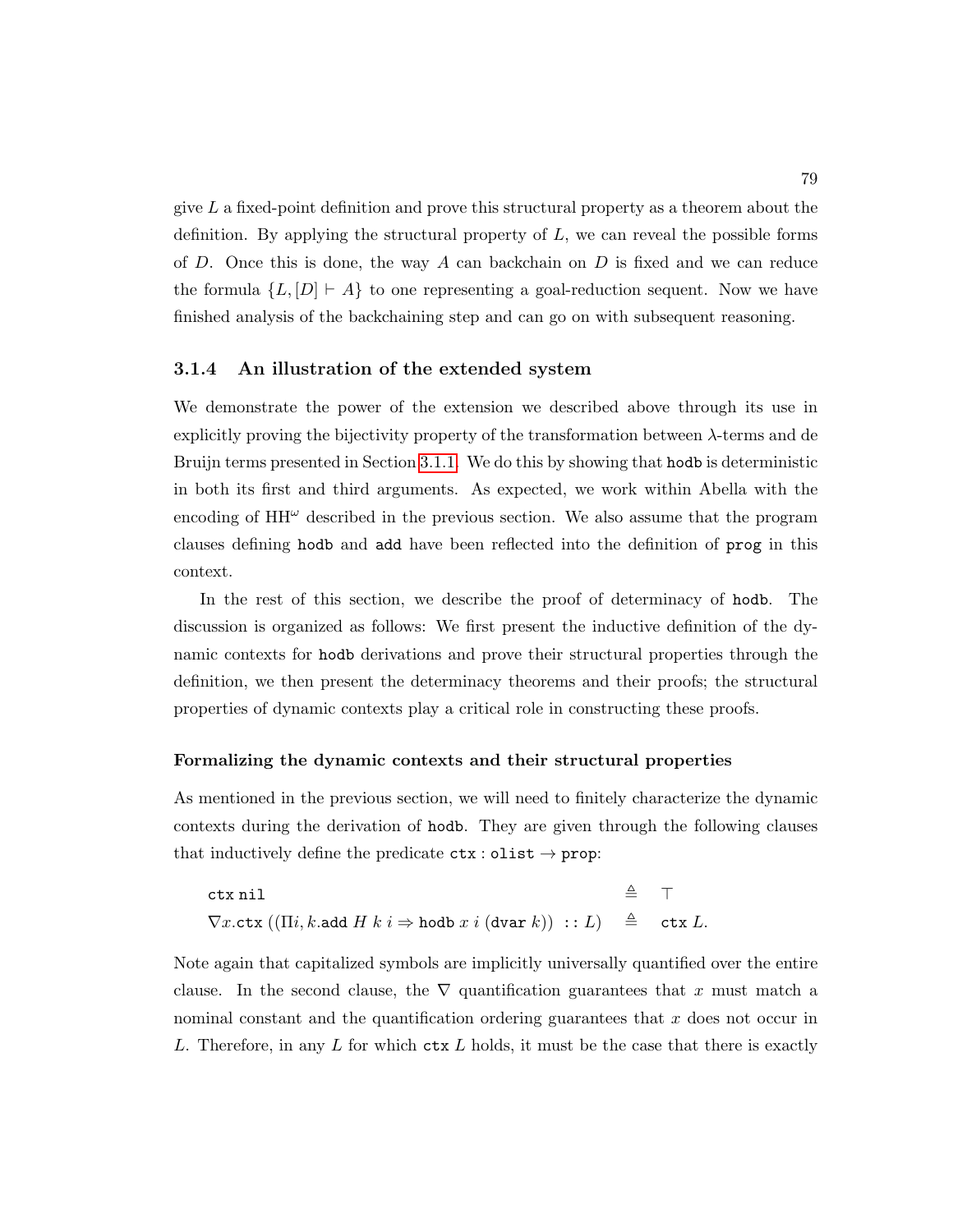give $L$ a fixed-point definition and prove this structural property as a theorem about the definition. By applying the structural property of $L$, we can reveal the possible forms of $D$. Once this is done, the way $A$ can backchain on $D$ is fixed and we can reduce the formula $\{L, [D] \vdash A\}$ to one representing a goal-reduction sequent. Now we have finished analysis of the backchaining step and can go on with subsequent reasoning.

### 3.1.4 An illustration of the extended system

We demonstrate the power of the extension we described above through its use in explicitly proving the bijectivity property of the transformation between $\lambda$-terms and de Bruijn terms presented in Section 3.1.1. We do this by showing that `hodb` is deterministic in both its first and third arguments. As expected, we work within Abella with the encoding of $\mathrm{HH}^\omega$ described in the previous section. We also assume that the program clauses defining `hodb` and `add` have been reflected into the definition of `prog` in this context.

In the rest of this section, we describe the proof of determinacy of `hodb`. The discussion is organized as follows: We first present the inductive definition of the dynamic contexts for `hodb` derivations and prove their structural properties through the definition, we then present the determinacy theorems and their proofs; the structural properties of dynamic contexts play a critical role in constructing these proofs.

#### Formalizing the dynamic contexts and their structural properties

As mentioned in the previous section, we will need to finitely characterize the dynamic contexts during the derivation of `hodb`. They are given through the following clauses that inductively define the predicate $\mathtt{ctx} : \mathtt{olist} \rightarrow \mathtt{prop}$:

$$
\begin{array}{lcl}
\mathtt{ctx}\;\mathtt{nil} & \triangleq & \top \\
\nabla x.\mathtt{ctx}\;((\Pi i, k.\mathtt{add}\;H\;k\;i \Rightarrow \mathtt{hodb}\;x\;i\;(\mathtt{dvar}\;k))\;::\;L) & \triangleq & \mathtt{ctx}\;L.
\end{array}
$$

Note again that capitalized symbols are implicitly universally quantified over the entire clause. In the second clause, the $\nabla$ quantification guarantees that $x$ must match a nominal constant and the quantification ordering guarantees that $x$ does not occur in $L$. Therefore, in any $L$ for which $\mathtt{ctx}\;L$ holds, it must be the case that there is exactly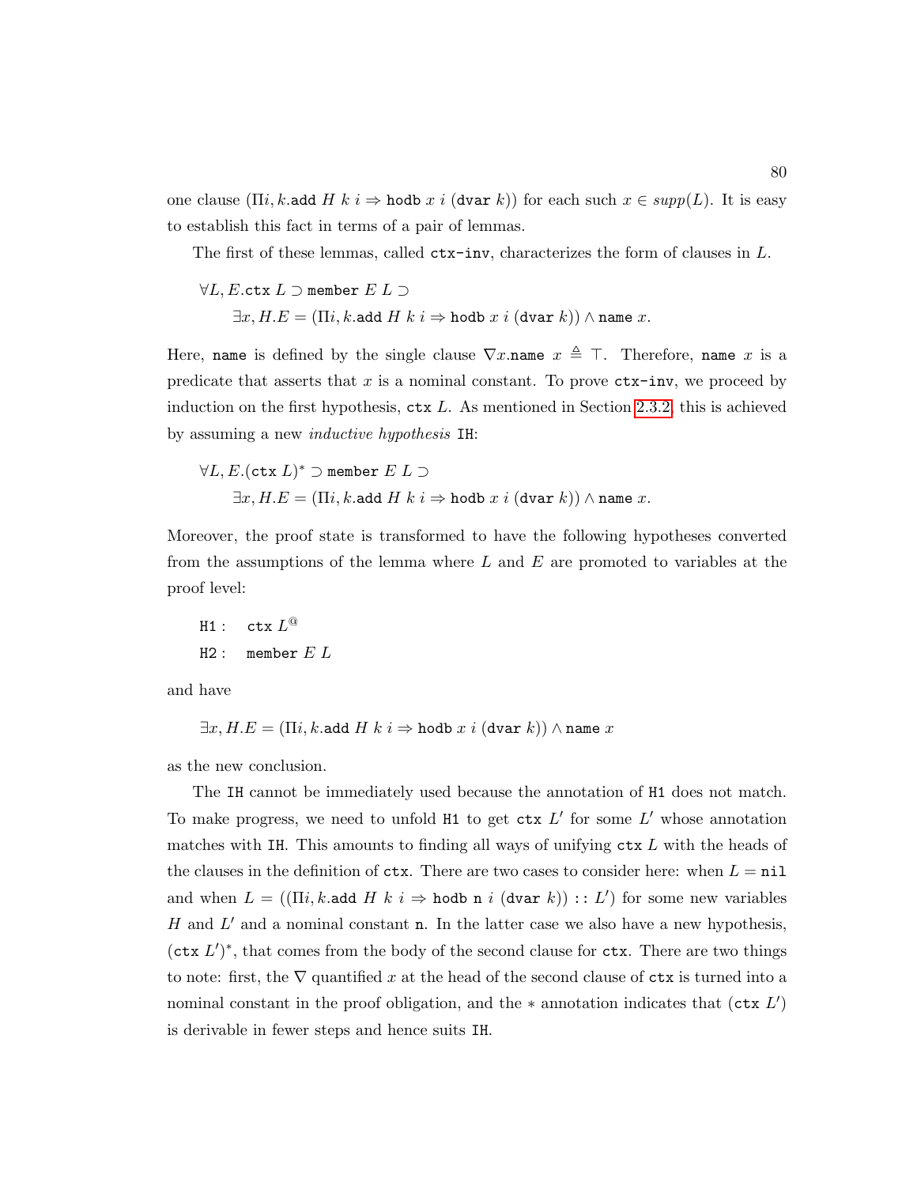one clause $(\Pi i, k.\texttt{add}\ H\ k\ i \Rightarrow \texttt{hodb}\ x\ i\ (\texttt{dvar}\ k))$ for each such $x \in \mathit{supp}(L)$. It is easy to establish this fact in terms of a pair of lemmas.

The first of these lemmas, called `ctx-inv`, characterizes the form of clauses in $L$.

$$
\begin{array}{l}
\forall L, E.\texttt{ctx}\ L \supset \texttt{member}\ E\ L \supset \\
\qquad \exists x, H.E = (\Pi i, k.\texttt{add}\ H\ k\ i \Rightarrow \texttt{hodb}\ x\ i\ (\texttt{dvar}\ k)) \wedge \texttt{name}\ x.
\end{array}
$$

Here, `name` is defined by the single clause $\nabla x.\texttt{name}\ x \triangleq \top$. Therefore, $\texttt{name}\ x$ is a predicate that asserts that $x$ is a nominal constant. To prove `ctx-inv`, we proceed by induction on the first hypothesis, $\texttt{ctx}\ L$. As mentioned in Section 2.3.2, this is achieved by assuming a new *inductive hypothesis* `IH`:

$$
\begin{array}{l}
\forall L, E.(\texttt{ctx}\ L)^* \supset \texttt{member}\ E\ L \supset \\
\qquad \exists x, H.E = (\Pi i, k.\texttt{add}\ H\ k\ i \Rightarrow \texttt{hodb}\ x\ i\ (\texttt{dvar}\ k)) \wedge \texttt{name}\ x.
\end{array}
$$

Moreover, the proof state is transformed to have the following hypotheses converted from the assumptions of the lemma where $L$ and $E$ are promoted to variables at the proof level:

$$
\begin{array}{ll}
\texttt{H1}: & \texttt{ctx}\ L^{@} \\
\texttt{H2}: & \texttt{member}\ E\ L
\end{array}
$$

and have

$$
\exists x, H.E = (\Pi i, k.\texttt{add}\ H\ k\ i \Rightarrow \texttt{hodb}\ x\ i\ (\texttt{dvar}\ k)) \wedge \texttt{name}\ x
$$

as the new conclusion.

The `IH` cannot be immediately used because the annotation of `H1` does not match. To make progress, we need to unfold `H1` to get $\texttt{ctx}\ L'$ for some $L'$ whose annotation matches with `IH`. This amounts to finding all ways of unifying $\texttt{ctx}\ L$ with the heads of the clauses in the definition of `ctx`. There are two cases to consider here: when $L = \texttt{nil}$ and when $L = ((\Pi i, k.\texttt{add}\ H\ k\ i \Rightarrow \texttt{hodb}\ \texttt{n}\ i\ (\texttt{dvar}\ k)) :: L')$ for some new variables $H$ and $L'$ and a nominal constant `n`. In the latter case we also have a new hypothesis, $(\texttt{ctx}\ L')^*$, that comes from the body of the second clause for `ctx`. There are two things to note: first, the $\nabla$ quantified $x$ at the head of the second clause of `ctx` is turned into a nominal constant in the proof obligation, and the $*$ annotation indicates that $(\texttt{ctx}\ L')$ is derivable in fewer steps and hence suits `IH`.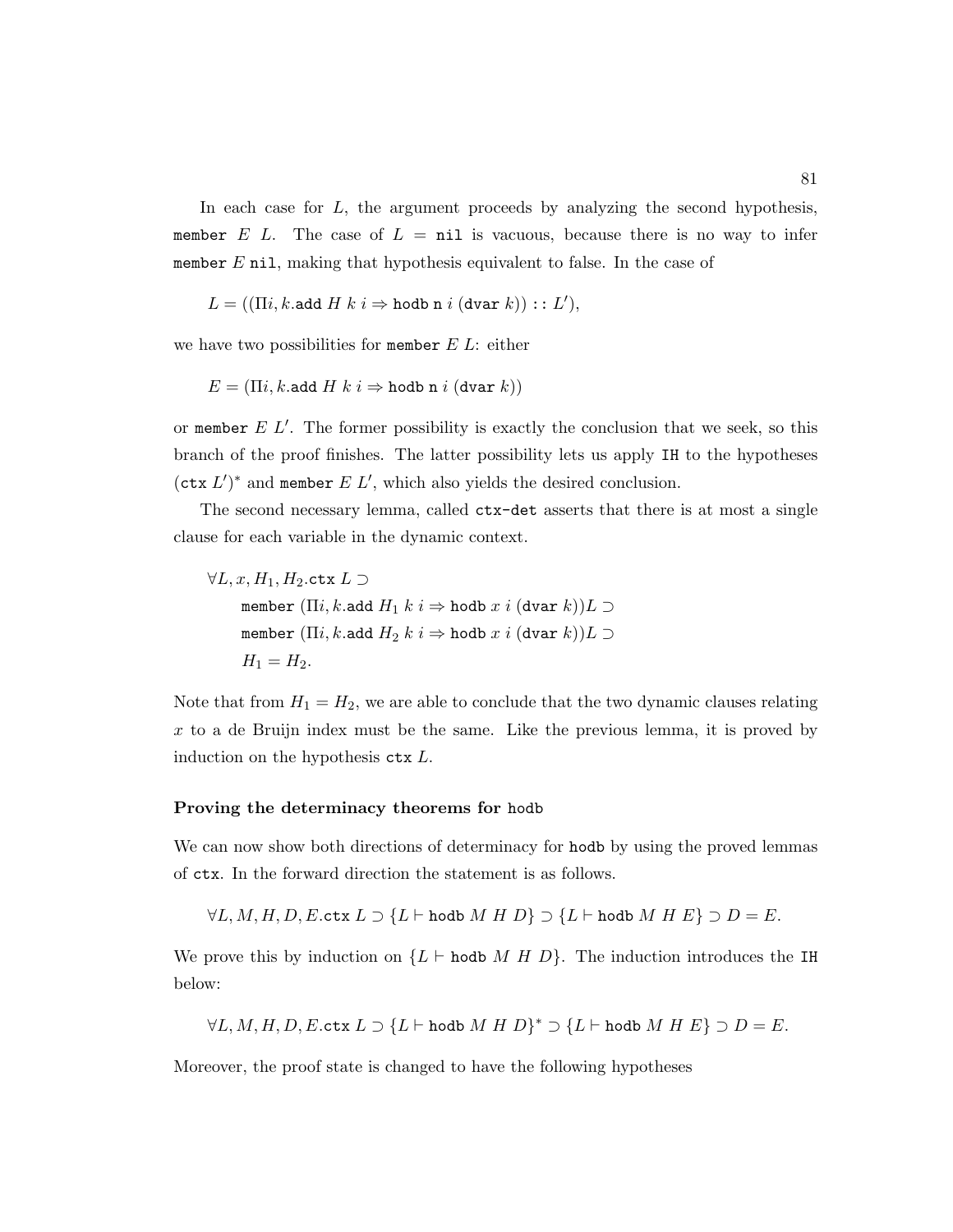In each case for $L$, the argument proceeds by analyzing the second hypothesis, member $E$ $L$. The case of $L$ = nil is vacuous, because there is no way to infer member $E$ nil, making that hypothesis equivalent to false. In the case of

$$L = ((\Pi i, k.\texttt{add}\ H\ k\ i \Rightarrow \texttt{hodb}\ \texttt{n}\ i\ (\texttt{dvar}\ k)) :: L'),$$

we have two possibilities for member $E$ $L$: either

$$E = (\Pi i, k.\texttt{add}\ H\ k\ i \Rightarrow \texttt{hodb}\ \texttt{n}\ i\ (\texttt{dvar}\ k))$$

or member $E$ $L'$. The former possibility is exactly the conclusion that we seek, so this branch of the proof finishes. The latter possibility lets us apply IH to the hypotheses $(\texttt{ctx}\ L')^*$ and member $E$ $L'$, which also yields the desired conclusion.

The second necessary lemma, called ctx-det asserts that there is at most a single clause for each variable in the dynamic context.

$$\begin{aligned}
&\forall L, x, H_1, H_2.\texttt{ctx}\ L \supset \\
&\quad \texttt{member}\ (\Pi i, k.\texttt{add}\ H_1\ k\ i \Rightarrow \texttt{hodb}\ x\ i\ (\texttt{dvar}\ k))L \supset \\
&\quad \texttt{member}\ (\Pi i, k.\texttt{add}\ H_2\ k\ i \Rightarrow \texttt{hodb}\ x\ i\ (\texttt{dvar}\ k))L \supset \\
&\quad H_1 = H_2.
\end{aligned}$$

Note that from $H_1 = H_2$, we are able to conclude that the two dynamic clauses relating $x$ to a de Bruijn index must be the same. Like the previous lemma, it is proved by induction on the hypothesis ctx $L$.

### Proving the determinacy theorems for hodb

We can now show both directions of determinacy for hodb by using the proved lemmas of ctx. In the forward direction the statement is as follows.

$$\forall L, M, H, D, E.\texttt{ctx}\ L \supset \{L \vdash \texttt{hodb}\ M\ H\ D\} \supset \{L \vdash \texttt{hodb}\ M\ H\ E\} \supset D = E.$$

We prove this by induction on $\{L \vdash \texttt{hodb}\ M\ H\ D\}$. The induction introduces the IH below:

$$\forall L, M, H, D, E.\texttt{ctx}\ L \supset \{L \vdash \texttt{hodb}\ M\ H\ D\}^* \supset \{L \vdash \texttt{hodb}\ M\ H\ E\} \supset D = E.$$

Moreover, the proof state is changed to have the following hypotheses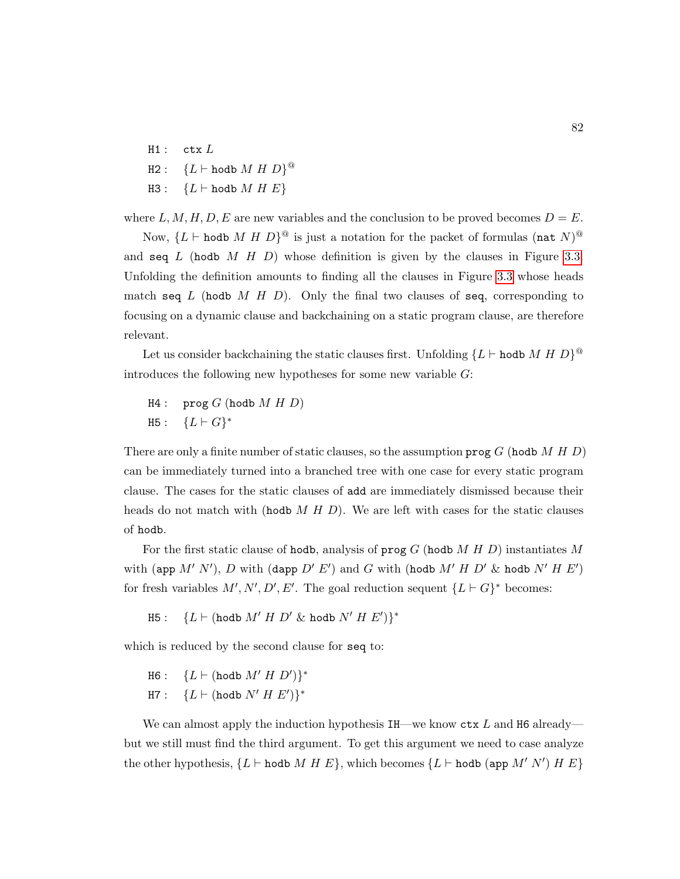$$\texttt{H1}: \quad \texttt{ctx}\ L$$
$$\texttt{H2}: \quad \{L \vdash \texttt{hodb}\ M\ H\ D\}^{@}$$
$$\texttt{H3}: \quad \{L \vdash \texttt{hodb}\ M\ H\ E\}$$

where $L, M, H, D, E$ are new variables and the conclusion to be proved becomes $D = E$.

Now, $\{L \vdash \texttt{hodb}\ M\ H\ D\}^{@}$ is just a notation for the packet of formulas $(\texttt{nat}\ N)^{@}$ and $\texttt{seq}\ L\ (\texttt{hodb}\ M\ H\ D)$ whose definition is given by the clauses in Figure 3.3. Unfolding the definition amounts to finding all the clauses in Figure 3.3 whose heads match $\texttt{seq}\ L\ (\texttt{hodb}\ M\ H\ D)$. Only the final two clauses of `seq`, corresponding to focusing on a dynamic clause and backchaining on a static program clause, are therefore relevant.

Let us consider backchaining the static clauses first. Unfolding $\{L \vdash \texttt{hodb}\ M\ H\ D\}^{@}$ introduces the following new hypotheses for some new variable $G$:

$$\texttt{H4}: \quad \texttt{prog}\ G\ (\texttt{hodb}\ M\ H\ D)$$
$$\texttt{H5}: \quad \{L \vdash G\}^{*}$$

There are only a finite number of static clauses, so the assumption $\texttt{prog}\ G\ (\texttt{hodb}\ M\ H\ D)$ can be immediately turned into a branched tree with one case for every static program clause. The cases for the static clauses of `add` are immediately dismissed because their heads do not match with $(\texttt{hodb}\ M\ H\ D)$. We are left with cases for the static clauses of `hodb`.

For the first static clause of `hodb`, analysis of $\texttt{prog}\ G\ (\texttt{hodb}\ M\ H\ D)$ instantiates $M$ with $(\texttt{app}\ M'\ N')$, $D$ with $(\texttt{dapp}\ D'\ E')$ and $G$ with $(\texttt{hodb}\ M'\ H\ D'\ \&\ \texttt{hodb}\ N'\ H\ E')$ for fresh variables $M', N', D', E'$. The goal reduction sequent $\{L \vdash G\}^{*}$ becomes:

$$\texttt{H5}: \quad \{L \vdash (\texttt{hodb}\ M'\ H\ D'\ \&\ \texttt{hodb}\ N'\ H\ E')\}^{*}$$

which is reduced by the second clause for `seq` to:

$$\texttt{H6}: \quad \{L \vdash (\texttt{hodb}\ M'\ H\ D')\}^{*}$$
$$\texttt{H7}: \quad \{L \vdash (\texttt{hodb}\ N'\ H\ E')\}^{*}$$

We can almost apply the induction hypothesis `IH`—we know $\texttt{ctx}\ L$ and `H6` already—but we still must find the third argument. To get this argument we need to case analyze the other hypothesis, $\{L \vdash \texttt{hodb}\ M\ H\ E\}$, which becomes $\{L \vdash \texttt{hodb}\ (\texttt{app}\ M'\ N')\ H\ E\}$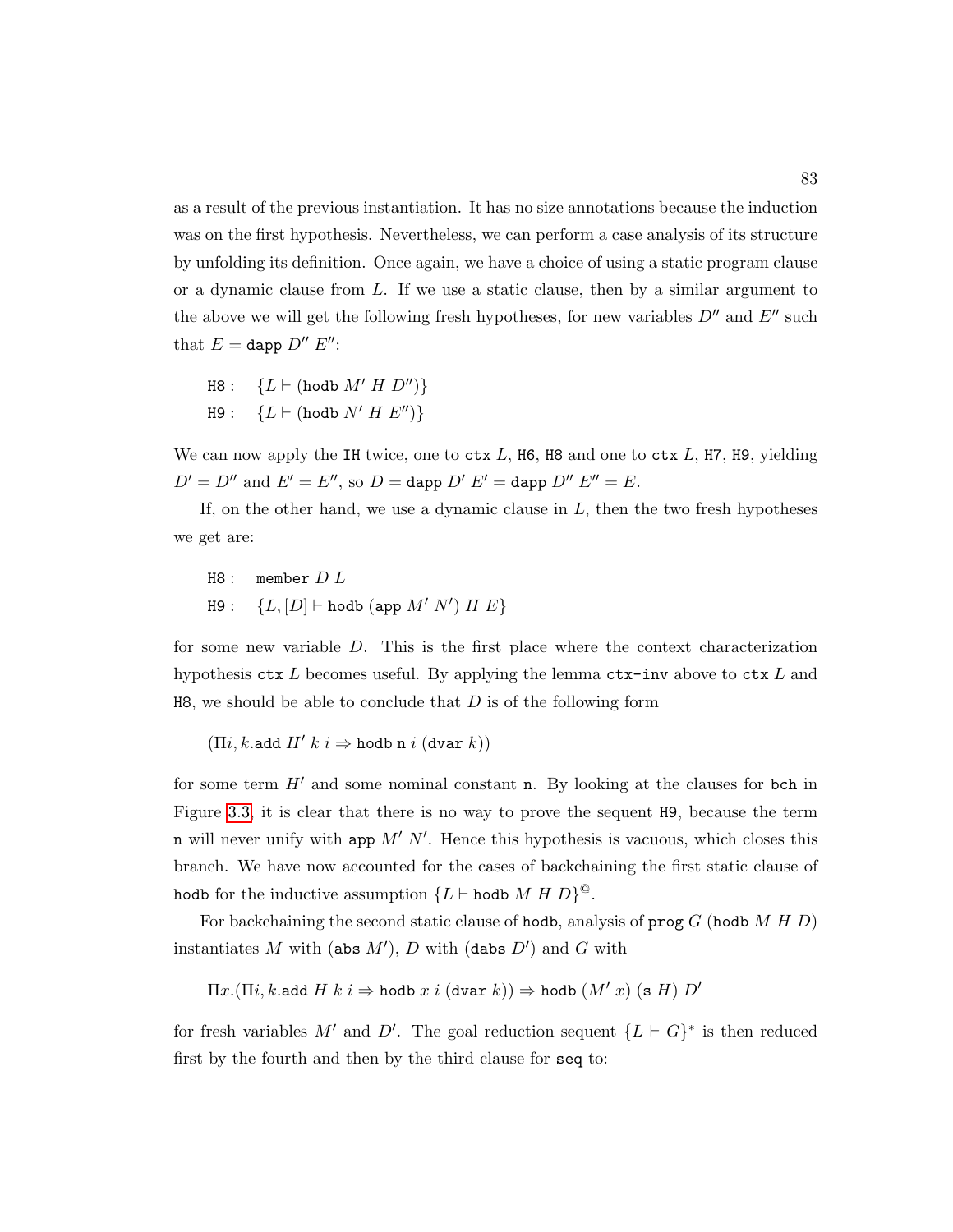as a result of the previous instantiation. It has no size annotations because the induction was on the first hypothesis. Nevertheless, we can perform a case analysis of its structure by unfolding its definition. Once again, we have a choice of using a static program clause or a dynamic clause from $L$. If we use a static clause, then by a similar argument to the above we will get the following fresh hypotheses, for new variables $D''$ and $E''$ such that $E = \mathtt{dapp}\ D''\ E''$:

$$\begin{array}{ll} \mathtt{H8}: & \{L \vdash (\mathtt{hodb}\ M'\ H\ D'')\} \\ \mathtt{H9}: & \{L \vdash (\mathtt{hodb}\ N'\ H\ E'')\} \end{array}$$

We can now apply the IH twice, one to ctx $L$, H6, H8 and one to ctx $L$, H7, H9, yielding $D' = D''$ and $E' = E''$, so $D = \mathtt{dapp}\ D'\ E' = \mathtt{dapp}\ D''\ E'' = E$.

If, on the other hand, we use a dynamic clause in $L$, then the two fresh hypotheses we get are:

$$\begin{array}{ll} \mathtt{H8}: & \mathtt{member}\ D\ L \\ \mathtt{H9}: & \{L, [D] \vdash \mathtt{hodb}\ (\mathtt{app}\ M'\ N')\ H\ E\} \end{array}$$

for some new variable $D$. This is the first place where the context characterization hypothesis ctx $L$ becomes useful. By applying the lemma ctx-inv above to ctx $L$ and H8, we should be able to conclude that $D$ is of the following form

$$(\Pi i, k.\mathtt{add}\ H'\ k\ i \Rightarrow \mathtt{hodb}\ \mathtt{n}\ i\ (\mathtt{dvar}\ k))$$

for some term $H'$ and some nominal constant n. By looking at the clauses for bch in Figure 3.3, it is clear that there is no way to prove the sequent H9, because the term n will never unify with app $M'\ N'$. Hence this hypothesis is vacuous, which closes this branch. We have now accounted for the cases of backchaining the first static clause of hodb for the inductive assumption $\{L \vdash \mathtt{hodb}\ M\ H\ D\}^{@}$.

For backchaining the second static clause of hodb, analysis of prog $G$ (hodb $M\ H\ D$) instantiates $M$ with (abs $M'$), $D$ with (dabs $D'$) and $G$ with

$$\Pi x.(\Pi i, k.\mathtt{add}\ H\ k\ i \Rightarrow \mathtt{hodb}\ x\ i\ (\mathtt{dvar}\ k)) \Rightarrow \mathtt{hodb}\ (M'\ x)\ (\mathtt{s}\ H)\ D'$$

for fresh variables $M'$ and $D'$. The goal reduction sequent $\{L \vdash G\}^{*}$ is then reduced first by the fourth and then by the third clause for seq to: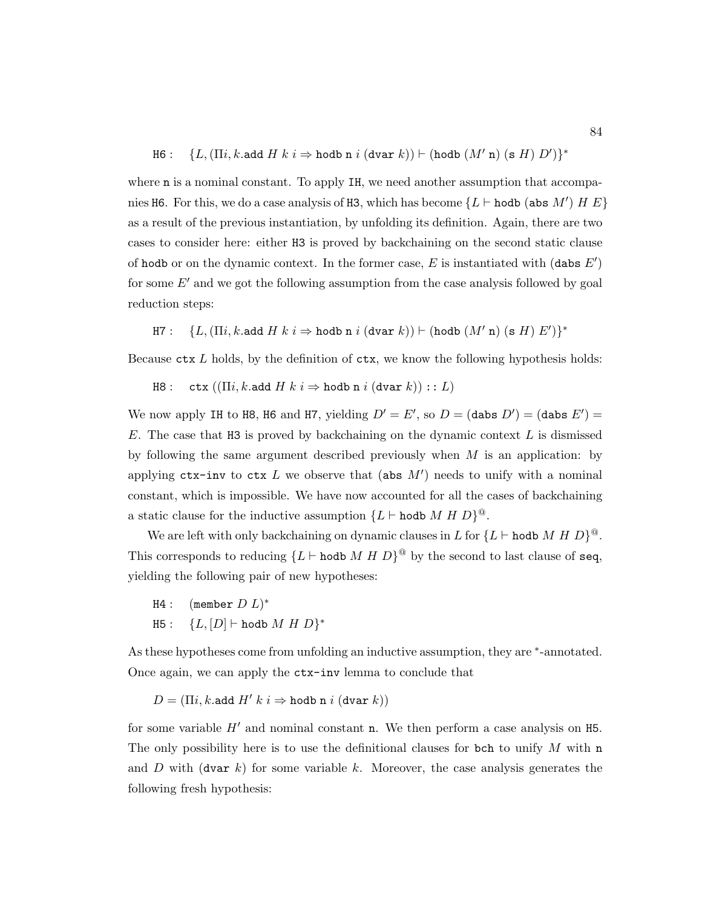$$\texttt{H6}: \quad \{L, (\Pi i, k.\texttt{add}\ H\ k\ i \Rightarrow \texttt{hodb}\ \texttt{n}\ i\ (\texttt{dvar}\ k)) \vdash (\texttt{hodb}\ (M'\ \texttt{n})\ (\texttt{s}\ H)\ D')\}^*$$

where $\texttt{n}$ is a nominal constant. To apply IH, we need another assumption that accompanies H6. For this, we do a case analysis of H3, which has become $\{L \vdash \texttt{hodb}\ (\texttt{abs}\ M')\ H\ E\}$ as a result of the previous instantiation, by unfolding its definition. Again, there are two cases to consider here: either H3 is proved by backchaining on the second static clause of hodb or on the dynamic context. In the former case, $E$ is instantiated with $(\texttt{dabs}\ E')$ for some $E'$ and we got the following assumption from the case analysis followed by goal reduction steps:

$$\texttt{H7}: \quad \{L, (\Pi i, k.\texttt{add}\ H\ k\ i \Rightarrow \texttt{hodb}\ \texttt{n}\ i\ (\texttt{dvar}\ k)) \vdash (\texttt{hodb}\ (M'\ \texttt{n})\ (\texttt{s}\ H)\ E')\}^*$$

Because $\texttt{ctx}\ L$ holds, by the definition of ctx, we know the following hypothesis holds:

$$\texttt{H8}: \quad \texttt{ctx}\ ((\Pi i, k.\texttt{add}\ H\ k\ i \Rightarrow \texttt{hodb}\ \texttt{n}\ i\ (\texttt{dvar}\ k)) :: L)$$

We now apply IH to H8, H6 and H7, yielding $D' = E'$, so $D = (\texttt{dabs}\ D') = (\texttt{dabs}\ E') = E$. The case that H3 is proved by backchaining on the dynamic context $L$ is dismissed by following the same argument described previously when $M$ is an application: by applying ctx-inv to $\texttt{ctx}\ L$ we observe that $(\texttt{abs}\ M')$ needs to unify with a nominal constant, which is impossible. We have now accounted for all the cases of backchaining a static clause for the inductive assumption $\{L \vdash \texttt{hodb}\ M\ H\ D\}^@$.

We are left with only backchaining on dynamic clauses in $L$ for $\{L \vdash \texttt{hodb}\ M\ H\ D\}^@$. This corresponds to reducing $\{L \vdash \texttt{hodb}\ M\ H\ D\}^@$ by the second to last clause of seq, yielding the following pair of new hypotheses:

$$\texttt{H4}: \quad (\texttt{member}\ D\ L)^*$$
$$\texttt{H5}: \quad \{L, [D] \vdash \texttt{hodb}\ M\ H\ D\}^*$$

As these hypotheses come from unfolding an inductive assumption, they are $^*$-annotated. Once again, we can apply the ctx-inv lemma to conclude that

$$D = (\Pi i, k.\texttt{add}\ H'\ k\ i \Rightarrow \texttt{hodb}\ \texttt{n}\ i\ (\texttt{dvar}\ k))$$

for some variable $H'$ and nominal constant $\texttt{n}$. We then perform a case analysis on H5. The only possibility here is to use the definitional clauses for bch to unify $M$ with $\texttt{n}$ and $D$ with $(\texttt{dvar}\ k)$ for some variable $k$. Moreover, the case analysis generates the following fresh hypothesis: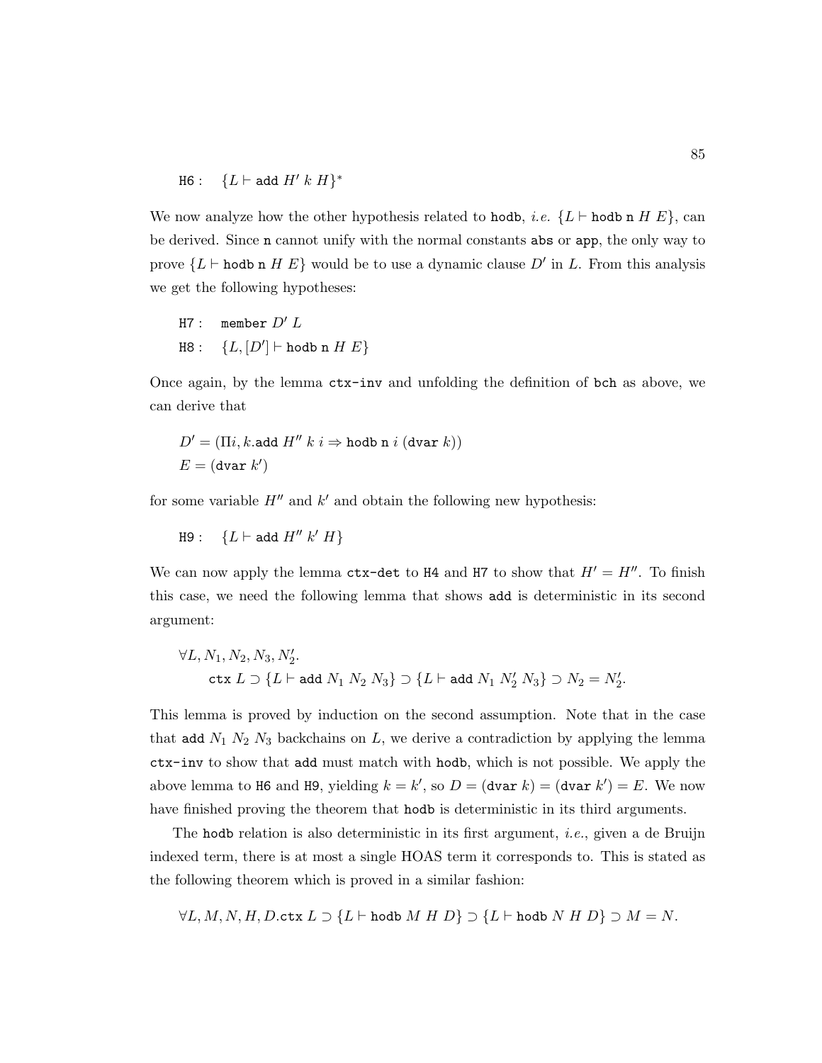$\texttt{H6}: \quad \{L \vdash \texttt{add}\ H'\ k\ H\}^*$

We now analyze how the other hypothesis related to `hodb`, *i.e.* $\{L \vdash \texttt{hodb}\ \texttt{n}\ H\ E\}$, can be derived. Since `n` cannot unify with the normal constants `abs` or `app`, the only way to prove $\{L \vdash \texttt{hodb}\ \texttt{n}\ H\ E\}$ would be to use a dynamic clause $D'$ in $L$. From this analysis we get the following hypotheses:

$$\begin{aligned}
&\texttt{H7}: \quad \texttt{member}\ D'\ L \\
&\texttt{H8}: \quad \{L, [D'] \vdash \texttt{hodb}\ \texttt{n}\ H\ E\}
\end{aligned}$$

Once again, by the lemma `ctx-inv` and unfolding the definition of `bch` as above, we can derive that

$$\begin{aligned}
&D' = (\Pi i, k. \texttt{add}\ H''\ k\ i \Rightarrow \texttt{hodb}\ \texttt{n}\ i\ (\texttt{dvar}\ k)) \\
&E = (\texttt{dvar}\ k')
\end{aligned}$$

for some variable $H''$ and $k'$ and obtain the following new hypothesis:

$\texttt{H9}: \quad \{L \vdash \texttt{add}\ H''\ k'\ H\}$

We can now apply the lemma `ctx-det` to `H4` and `H7` to show that $H' = H''$. To finish this case, we need the following lemma that shows `add` is deterministic in its second argument:

$$\begin{aligned}
&\forall L, N_1, N_2, N_3, N_2'. \\
&\qquad \texttt{ctx}\ L \supset \{L \vdash \texttt{add}\ N_1\ N_2\ N_3\} \supset \{L \vdash \texttt{add}\ N_1\ N_2'\ N_3\} \supset N_2 = N_2'.
\end{aligned}$$

This lemma is proved by induction on the second assumption. Note that in the case that $\texttt{add}\ N_1\ N_2\ N_3$ backchains on $L$, we derive a contradiction by applying the lemma `ctx-inv` to show that `add` must match with `hodb`, which is not possible. We apply the above lemma to `H6` and `H9`, yielding $k = k'$, so $D = (\texttt{dvar}\ k) = (\texttt{dvar}\ k') = E$. We now have finished proving the theorem that `hodb` is deterministic in its third arguments.

The `hodb` relation is also deterministic in its first argument, *i.e.*, given a de Bruijn indexed term, there is at most a single HOAS term it corresponds to. This is stated as the following theorem which is proved in a similar fashion:

$$\forall L, M, N, H, D. \texttt{ctx}\ L \supset \{L \vdash \texttt{hodb}\ M\ H\ D\} \supset \{L \vdash \texttt{hodb}\ N\ H\ D\} \supset M = N.$$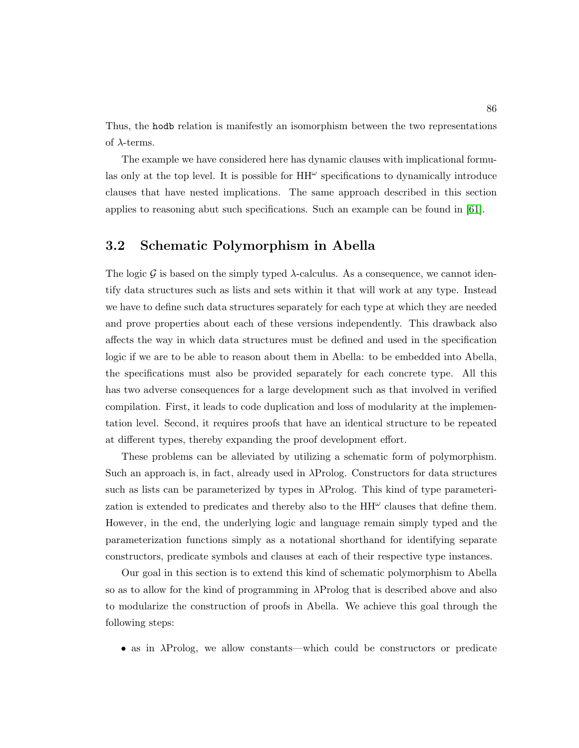Thus, the `hodb` relation is manifestly an isomorphism between the two representations of $\lambda$-terms.

The example we have considered here has dynamic clauses with implicational formulas only at the top level. It is possible for $\mathrm{HH}^{\omega}$ specifications to dynamically introduce clauses that have nested implications. The same approach described in this section applies to reasoning abut such specifications. Such an example can be found in [61].

## 3.2 Schematic Polymorphism in Abella

The logic $\mathcal{G}$ is based on the simply typed $\lambda$-calculus. As a consequence, we cannot identify data structures such as lists and sets within it that will work at any type. Instead we have to define such data structures separately for each type at which they are needed and prove properties about each of these versions independently. This drawback also affects the way in which data structures must be defined and used in the specification logic if we are to be able to reason about them in Abella: to be embedded into Abella, the specifications must also be provided separately for each concrete type. All this has two adverse consequences for a large development such as that involved in verified compilation. First, it leads to code duplication and loss of modularity at the implementation level. Second, it requires proofs that have an identical structure to be repeated at different types, thereby expanding the proof development effort.

These problems can be alleviated by utilizing a schematic form of polymorphism. Such an approach is, in fact, already used in $\lambda$Prolog. Constructors for data structures such as lists can be parameterized by types in $\lambda$Prolog. This kind of type parameterization is extended to predicates and thereby also to the $\mathrm{HH}^{\omega}$ clauses that define them. However, in the end, the underlying logic and language remain simply typed and the parameterization functions simply as a notational shorthand for identifying separate constructors, predicate symbols and clauses at each of their respective type instances.

Our goal in this section is to extend this kind of schematic polymorphism to Abella so as to allow for the kind of programming in $\lambda$Prolog that is described above and also to modularize the construction of proofs in Abella. We achieve this goal through the following steps:

- as in $\lambda$Prolog, we allow constants—which could be constructors or predicate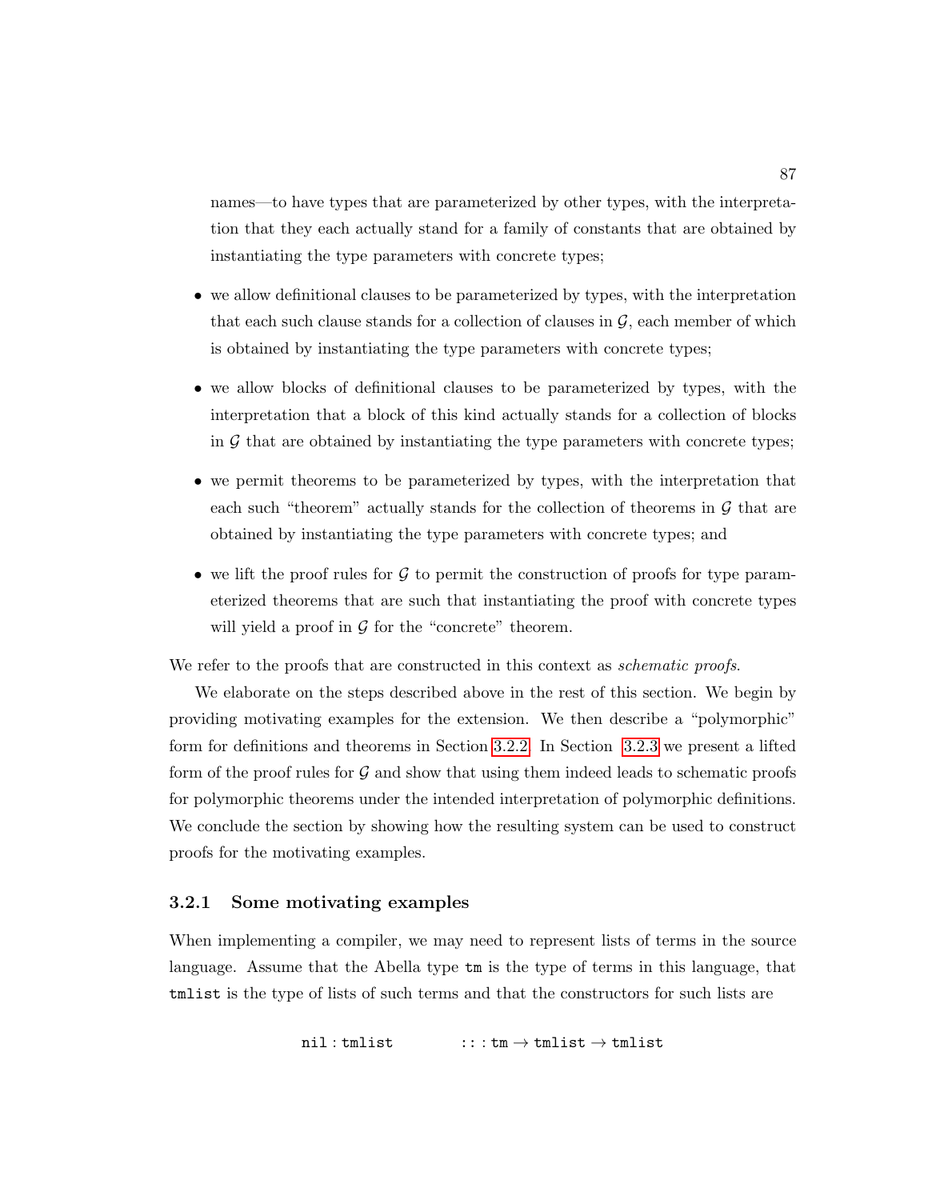names—to have types that are parameterized by other types, with the interpretation that they each actually stand for a family of constants that are obtained by instantiating the type parameters with concrete types;

- we allow definitional clauses to be parameterized by types, with the interpretation that each such clause stands for a collection of clauses in $\mathcal{G}$, each member of which is obtained by instantiating the type parameters with concrete types;
- we allow blocks of definitional clauses to be parameterized by types, with the interpretation that a block of this kind actually stands for a collection of blocks in $\mathcal{G}$ that are obtained by instantiating the type parameters with concrete types;
- we permit theorems to be parameterized by types, with the interpretation that each such "theorem" actually stands for the collection of theorems in $\mathcal{G}$ that are obtained by instantiating the type parameters with concrete types; and
- we lift the proof rules for $\mathcal{G}$ to permit the construction of proofs for type parameterized theorems that are such that instantiating the proof with concrete types will yield a proof in $\mathcal{G}$ for the "concrete" theorem.

We refer to the proofs that are constructed in this context as *schematic proofs*.

We elaborate on the steps described above in the rest of this section. We begin by providing motivating examples for the extension. We then describe a "polymorphic" form for definitions and theorems in Section 3.2.2. In Section 3.2.3 we present a lifted form of the proof rules for $\mathcal{G}$ and show that using them indeed leads to schematic proofs for polymorphic theorems under the intended interpretation of polymorphic definitions. We conclude the section by showing how the resulting system can be used to construct proofs for the motivating examples.

### 3.2.1 Some motivating examples

When implementing a compiler, we may need to represent lists of terms in the source language. Assume that the Abella type `tm` is the type of terms in this language, that `tmlist` is the type of lists of such terms and that the constructors for such lists are

$$\texttt{nil} : \texttt{tmlist} \qquad\qquad \texttt{::} : \texttt{tm} \rightarrow \texttt{tmlist} \rightarrow \texttt{tmlist}$$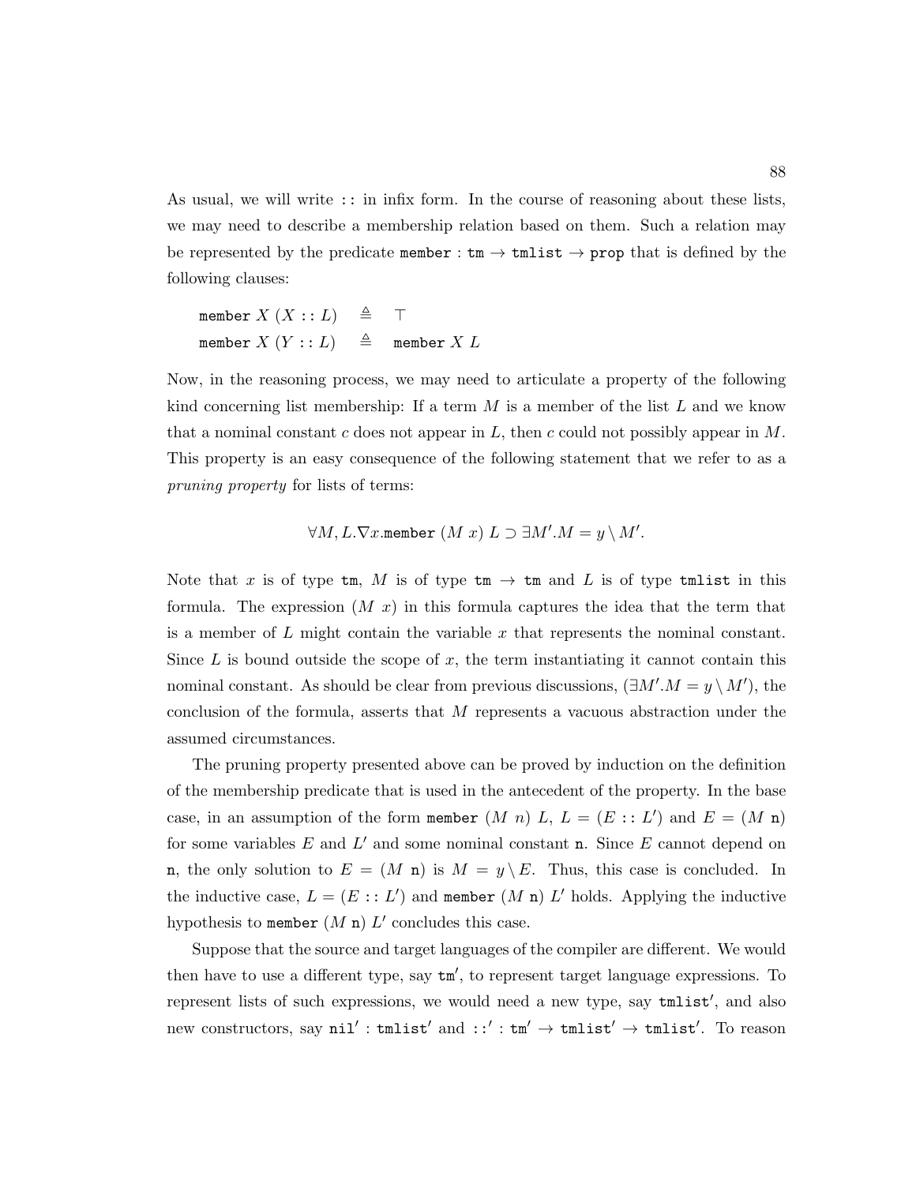As usual, we will write :: in infix form. In the course of reasoning about these lists, we may need to describe a membership relation based on them. Such a relation may be represented by the predicate $\mathtt{member} : \mathtt{tm} \rightarrow \mathtt{tmlist} \rightarrow \mathtt{prop}$ that is defined by the following clauses:

$$\begin{array}{lcl} \mathtt{member}\ X\ (X :: L) & \triangleq & \top \\ \mathtt{member}\ X\ (Y :: L) & \triangleq & \mathtt{member}\ X\ L \end{array}$$

Now, in the reasoning process, we may need to articulate a property of the following kind concerning list membership: If a term $M$ is a member of the list $L$ and we know that a nominal constant $c$ does not appear in $L$, then $c$ could not possibly appear in $M$. This property is an easy consequence of the following statement that we refer to as a *pruning property* for lists of terms:

$$\forall M, L. \nabla x. \mathtt{member}\ (M\ x)\ L \supset \exists M'. M = y \setminus M'.$$

Note that $x$ is of type $\mathtt{tm}$, $M$ is of type $\mathtt{tm} \rightarrow \mathtt{tm}$ and $L$ is of type $\mathtt{tmlist}$ in this formula. The expression $(M\ x)$ in this formula captures the idea that the term that is a member of $L$ might contain the variable $x$ that represents the nominal constant. Since $L$ is bound outside the scope of $x$, the term instantiating it cannot contain this nominal constant. As should be clear from previous discussions, $(\exists M'. M = y \setminus M')$, the conclusion of the formula, asserts that $M$ represents a vacuous abstraction under the assumed circumstances.

The pruning property presented above can be proved by induction on the definition of the membership predicate that is used in the antecedent of the property. In the base case, in an assumption of the form $\mathtt{member}\ (M\ n)\ L$, $L = (E :: L')$ and $E = (M\ \mathtt{n})$ for some variables $E$ and $L'$ and some nominal constant $\mathtt{n}$. Since $E$ cannot depend on $\mathtt{n}$, the only solution to $E = (M\ \mathtt{n})$ is $M = y \setminus E$. Thus, this case is concluded. In the inductive case, $L = (E :: L')$ and $\mathtt{member}\ (M\ \mathtt{n})\ L'$ holds. Applying the inductive hypothesis to $\mathtt{member}\ (M\ \mathtt{n})\ L'$ concludes this case.

Suppose that the source and target languages of the compiler are different. We would then have to use a different type, say $\mathtt{tm}'$, to represent target language expressions. To represent lists of such expressions, we would need a new type, say $\mathtt{tmlist}'$, and also new constructors, say $\mathtt{nil}' : \mathtt{tmlist}'$ and $::' : \mathtt{tm}' \rightarrow \mathtt{tmlist}' \rightarrow \mathtt{tmlist}'$. To reason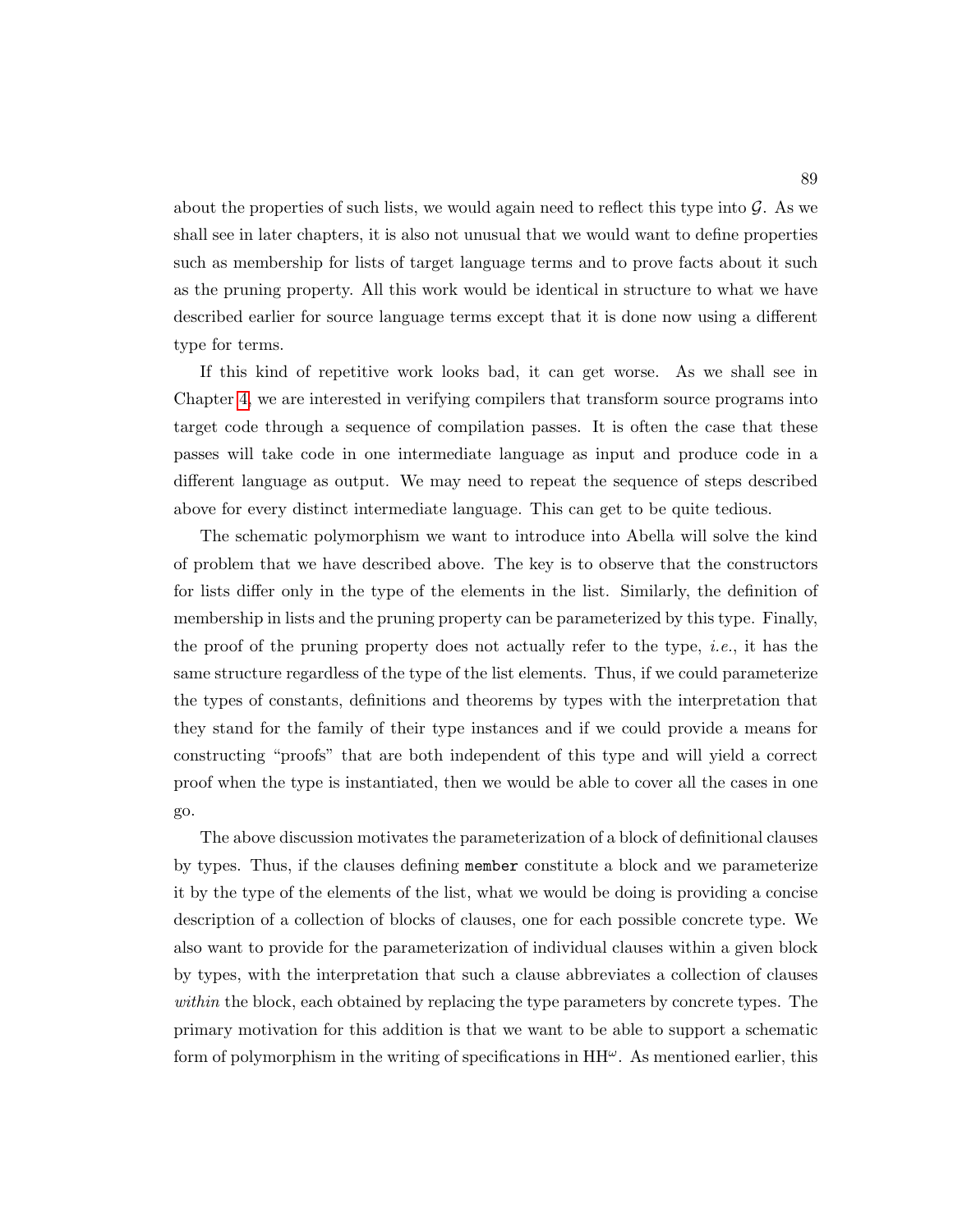about the properties of such lists, we would again need to reflect this type into $\mathcal{G}$. As we shall see in later chapters, it is also not unusual that we would want to define properties such as membership for lists of target language terms and to prove facts about it such as the pruning property. All this work would be identical in structure to what we have described earlier for source language terms except that it is done now using a different type for terms.

If this kind of repetitive work looks bad, it can get worse. As we shall see in Chapter 4, we are interested in verifying compilers that transform source programs into target code through a sequence of compilation passes. It is often the case that these passes will take code in one intermediate language as input and produce code in a different language as output. We may need to repeat the sequence of steps described above for every distinct intermediate language. This can get to be quite tedious.

The schematic polymorphism we want to introduce into Abella will solve the kind of problem that we have described above. The key is to observe that the constructors for lists differ only in the type of the elements in the list. Similarly, the definition of membership in lists and the pruning property can be parameterized by this type. Finally, the proof of the pruning property does not actually refer to the type, *i.e.*, it has the same structure regardless of the type of the list elements. Thus, if we could parameterize the types of constants, definitions and theorems by types with the interpretation that they stand for the family of their type instances and if we could provide a means for constructing "proofs" that are both independent of this type and will yield a correct proof when the type is instantiated, then we would be able to cover all the cases in one go.

The above discussion motivates the parameterization of a block of definitional clauses by types. Thus, if the clauses defining `member` constitute a block and we parameterize it by the type of the elements of the list, what we would be doing is providing a concise description of a collection of blocks of clauses, one for each possible concrete type. We also want to provide for the parameterization of individual clauses within a given block by types, with the interpretation that such a clause abbreviates a collection of clauses *within* the block, each obtained by replacing the type parameters by concrete types. The primary motivation for this addition is that we want to be able to support a schematic form of polymorphism in the writing of specifications in $\text{HH}^{\omega}$. As mentioned earlier, this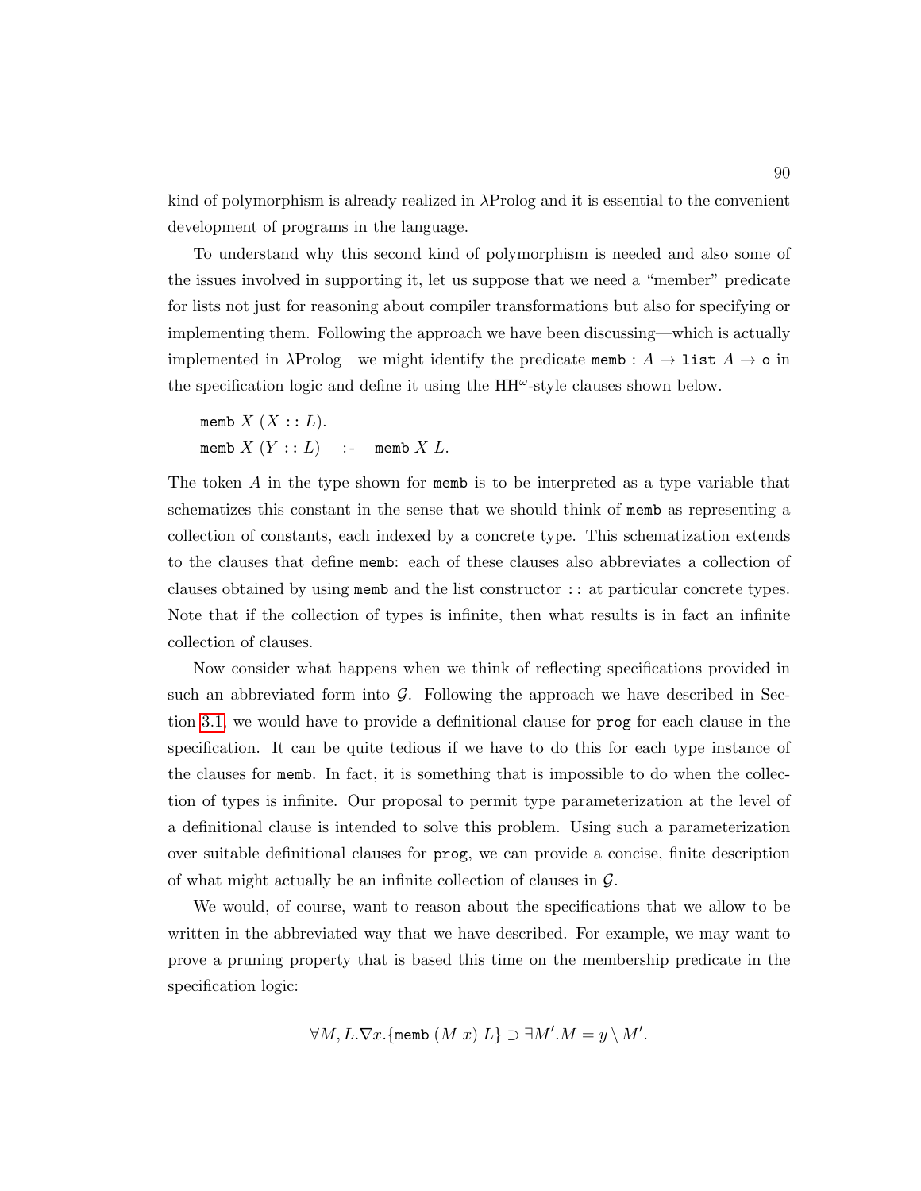kind of polymorphism is already realized in λProlog and it is essential to the convenient development of programs in the language.

To understand why this second kind of polymorphism is needed and also some of the issues involved in supporting it, let us suppose that we need a "member" predicate for lists not just for reasoning about compiler transformations but also for specifying or implementing them. Following the approach we have been discussing—which is actually implemented in λProlog—we might identify the predicate $\texttt{memb} : A \rightarrow \texttt{list}\ A \rightarrow \texttt{o}$ in the specification logic and define it using the $\mathrm{HH}^{\omega}$-style clauses shown below.

$$\texttt{memb}\ X\ (X :: L).$$
$$\texttt{memb}\ X\ (Y :: L) \quad \texttt{:-} \quad \texttt{memb}\ X\ L.$$

The token $A$ in the type shown for `memb` is to be interpreted as a type variable that schematizes this constant in the sense that we should think of `memb` as representing a collection of constants, each indexed by a concrete type. This schematization extends to the clauses that define `memb`: each of these clauses also abbreviates a collection of clauses obtained by using `memb` and the list constructor `::` at particular concrete types. Note that if the collection of types is infinite, then what results is in fact an infinite collection of clauses.

Now consider what happens when we think of reflecting specifications provided in such an abbreviated form into $\mathcal{G}$. Following the approach we have described in Section 3.1, we would have to provide a definitional clause for `prog` for each clause in the specification. It can be quite tedious if we have to do this for each type instance of the clauses for `memb`. In fact, it is something that is impossible to do when the collection of types is infinite. Our proposal to permit type parameterization at the level of a definitional clause is intended to solve this problem. Using such a parameterization over suitable definitional clauses for `prog`, we can provide a concise, finite description of what might actually be an infinite collection of clauses in $\mathcal{G}$.

We would, of course, want to reason about the specifications that we allow to be written in the abbreviated way that we have described. For example, we may want to prove a pruning property that is based this time on the membership predicate in the specification logic:

$$\forall M, L.\nabla x.\{\texttt{memb}\ (M\ x)\ L\} \supset \exists M'.M = y \setminus M'.$$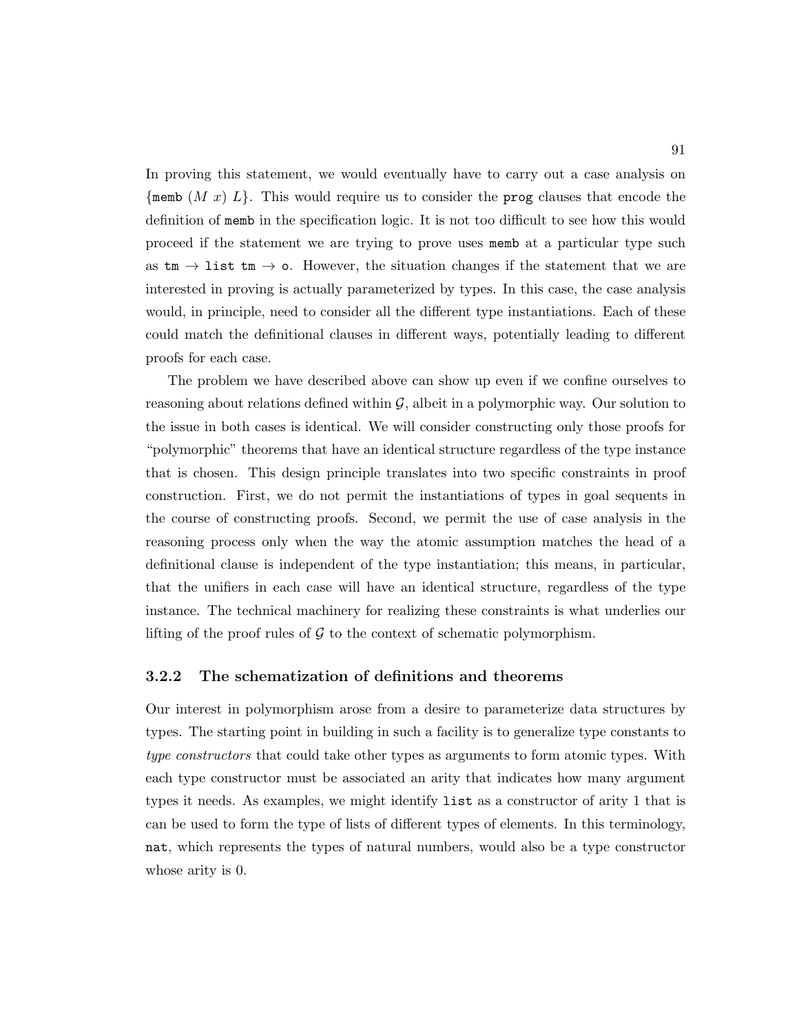In proving this statement, we would eventually have to carry out a case analysis on $\{$`memb` $(M\ x)\ L\}$. This would require us to consider the `prog` clauses that encode the definition of `memb` in the specification logic. It is not too difficult to see how this would proceed if the statement we are trying to prove uses `memb` at a particular type such as `tm` $\rightarrow$ `list tm` $\rightarrow$ `o`. However, the situation changes if the statement that we are interested in proving is actually parameterized by types. In this case, the case analysis would, in principle, need to consider all the different type instantiations. Each of these could match the definitional clauses in different ways, potentially leading to different proofs for each case.

The problem we have described above can show up even if we confine ourselves to reasoning about relations defined within $\mathcal{G}$, albeit in a polymorphic way. Our solution to the issue in both cases is identical. We will consider constructing only those proofs for "polymorphic" theorems that have an identical structure regardless of the type instance that is chosen. This design principle translates into two specific constraints in proof construction. First, we do not permit the instantiations of types in goal sequents in the course of constructing proofs. Second, we permit the use of case analysis in the reasoning process only when the way the atomic assumption matches the head of a definitional clause is independent of the type instantiation; this means, in particular, that the unifiers in each case will have an identical structure, regardless of the type instance. The technical machinery for realizing these constraints is what underlies our lifting of the proof rules of $\mathcal{G}$ to the context of schematic polymorphism.

### 3.2.2 The schematization of definitions and theorems

Our interest in polymorphism arose from a desire to parameterize data structures by types. The starting point in building in such a facility is to generalize type constants to *type constructors* that could take other types as arguments to form atomic types. With each type constructor must be associated an arity that indicates how many argument types it needs. As examples, we might identify `list` as a constructor of arity 1 that is can be used to form the type of lists of different types of elements. In this terminology, `nat`, which represents the types of natural numbers, would also be a type constructor whose arity is 0.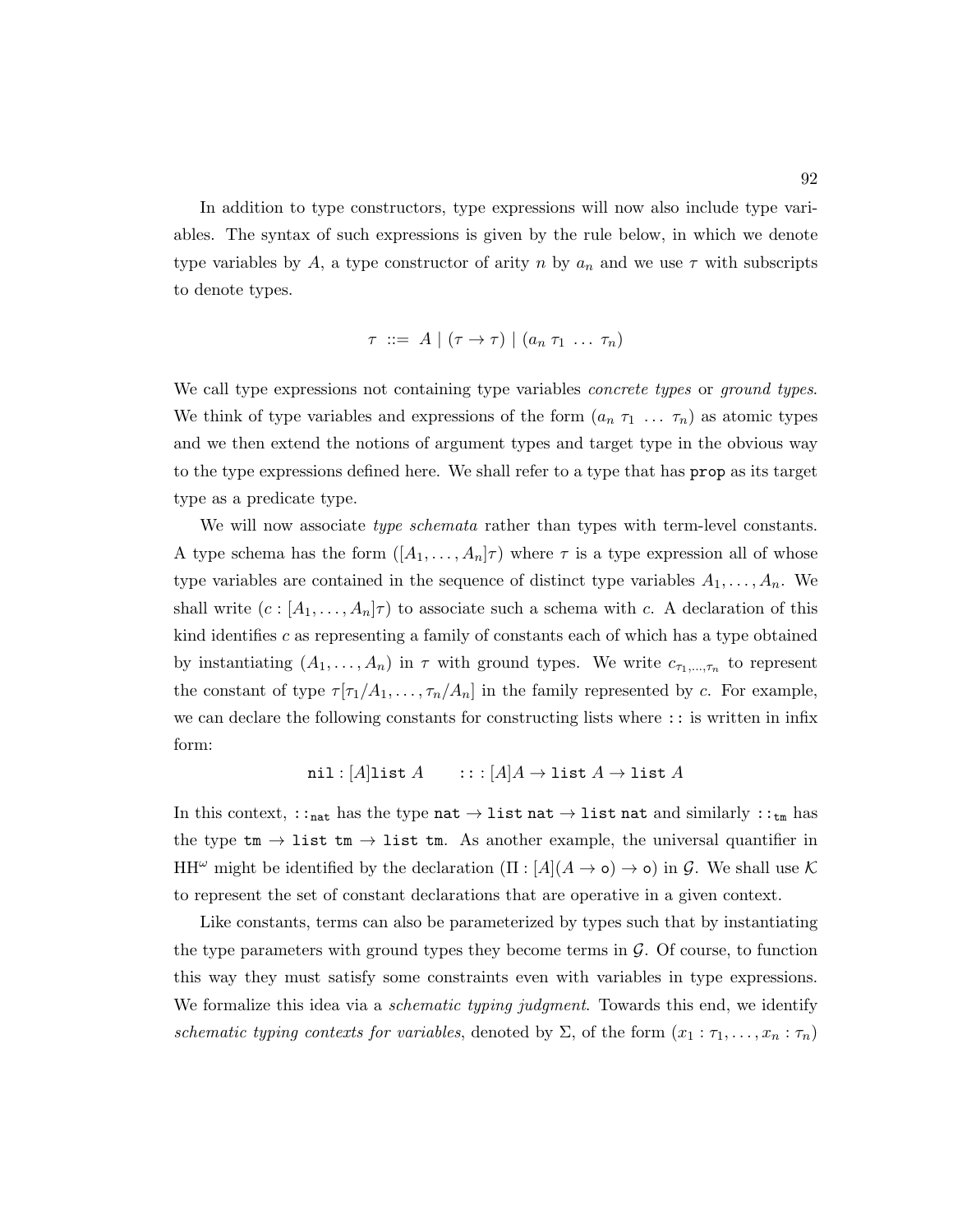In addition to type constructors, type expressions will now also include type variables. The syntax of such expressions is given by the rule below, in which we denote type variables by $A$, a type constructor of arity $n$ by $a_n$ and we use $\tau$ with subscripts to denote types.

$$\tau \ ::= \ A \mid (\tau \to \tau) \mid (a_n \ \tau_1 \ \ldots \ \tau_n)$$

We call type expressions not containing type variables *concrete types* or *ground types*. We think of type variables and expressions of the form $(a_n \ \tau_1 \ \ldots \ \tau_n)$ as atomic types and we then extend the notions of argument types and target type in the obvious way to the type expressions defined here. We shall refer to a type that has $\mathtt{prop}$ as its target type as a predicate type.

We will now associate *type schemata* rather than types with term-level constants. A type schema has the form $([A_1, \ldots, A_n]\tau)$ where $\tau$ is a type expression all of whose type variables are contained in the sequence of distinct type variables $A_1, \ldots, A_n$. We shall write $(c : [A_1, \ldots, A_n]\tau)$ to associate such a schema with $c$. A declaration of this kind identifies $c$ as representing a family of constants each of which has a type obtained by instantiating $(A_1, \ldots, A_n)$ in $\tau$ with ground types. We write $c_{\tau_1,\ldots,\tau_n}$ to represent the constant of type $\tau[\tau_1/A_1, \ldots, \tau_n/A_n]$ in the family represented by $c$. For example, we can declare the following constants for constructing lists where `::` is written in infix form:

$$\mathtt{nil} : [A]\mathtt{list}\ A \qquad \mathtt{::} : [A]A \to \mathtt{list}\ A \to \mathtt{list}\ A$$

In this context, $\mathtt{::}_{\mathtt{nat}}$ has the type $\mathtt{nat} \to \mathtt{list\ nat} \to \mathtt{list\ nat}$ and similarly $\mathtt{::}_{\mathtt{tm}}$ has the type $\mathtt{tm} \to \mathtt{list\ tm} \to \mathtt{list\ tm}$. As another example, the universal quantifier in $\mathrm{HH}^\omega$ might be identified by the declaration $(\Pi : [A](A \to \mathtt{o}) \to \mathtt{o})$ in $\mathcal{G}$. We shall use $\mathcal{K}$ to represent the set of constant declarations that are operative in a given context.

Like constants, terms can also be parameterized by types such that by instantiating the type parameters with ground types they become terms in $\mathcal{G}$. Of course, to function this way they must satisfy some constraints even with variables in type expressions. We formalize this idea via a *schematic typing judgment*. Towards this end, we identify *schematic typing contexts for variables*, denoted by $\Sigma$, of the form $(x_1 : \tau_1, \ldots, x_n : \tau_n)$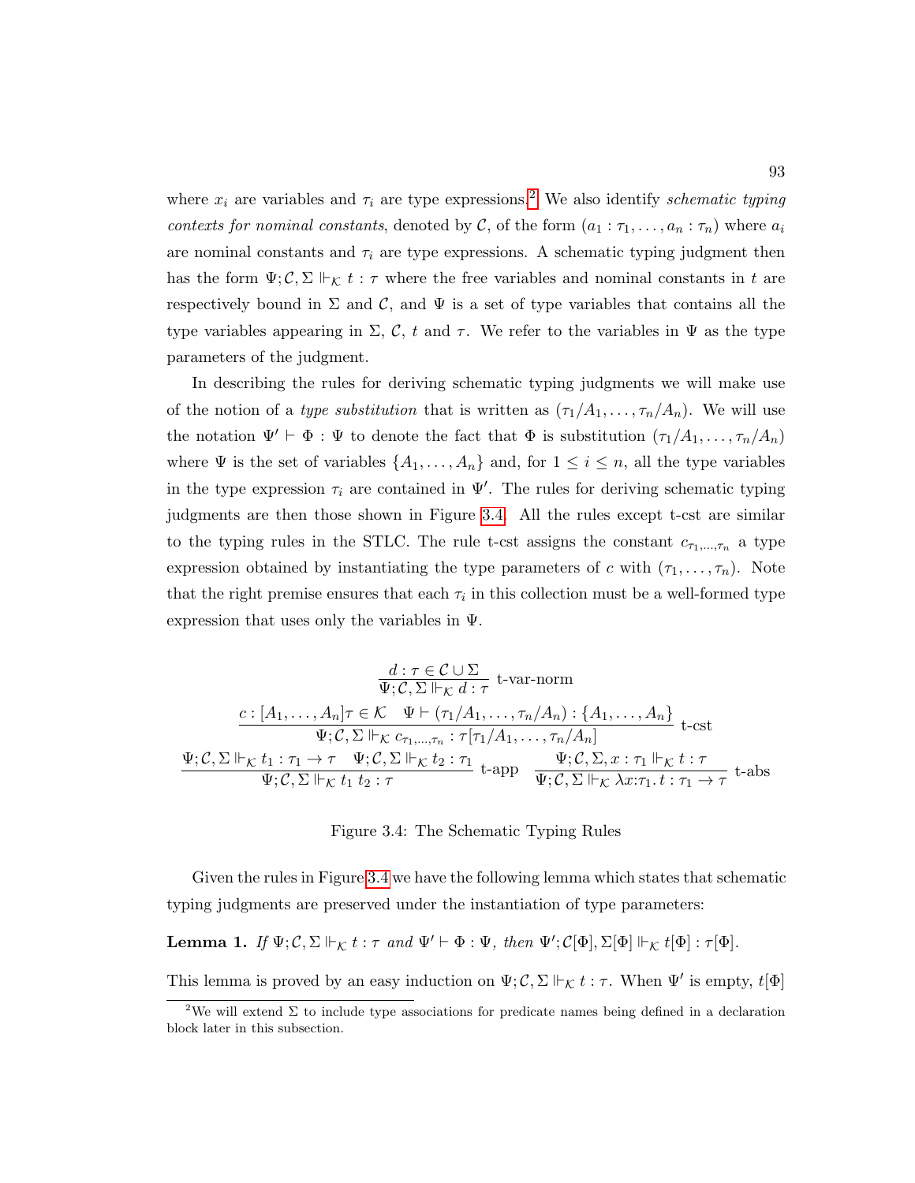where $x_i$ are variables and $\tau_i$ are type expressions.[2] We also identify *schematic typing contexts for nominal constants*, denoted by $\mathcal{C}$, of the form $(a_1 : \tau_1, \ldots, a_n : \tau_n)$ where $a_i$ are nominal constants and $\tau_i$ are type expressions. A schematic typing judgment then has the form $\Psi; \mathcal{C}, \Sigma \Vdash_{\mathcal{K}} t : \tau$ where the free variables and nominal constants in $t$ are respectively bound in $\Sigma$ and $\mathcal{C}$, and $\Psi$ is a set of type variables that contains all the type variables appearing in $\Sigma$, $\mathcal{C}$, $t$ and $\tau$. We refer to the variables in $\Psi$ as the type parameters of the judgment.

In describing the rules for deriving schematic typing judgments we will make use of the notion of a *type substitution* that is written as $(\tau_1/A_1, \ldots, \tau_n/A_n)$. We will use the notation $\Psi' \vdash \Phi : \Psi$ to denote the fact that $\Phi$ is substitution $(\tau_1/A_1, \ldots, \tau_n/A_n)$ where $\Psi$ is the set of variables $\{A_1, \ldots, A_n\}$ and, for $1 \leq i \leq n$, all the type variables in the type expression $\tau_i$ are contained in $\Psi'$. The rules for deriving schematic typing judgments are then those shown in Figure 3.4. All the rules except t-cst are similar to the typing rules in the STLC. The rule t-cst assigns the constant $c_{\tau_1, \ldots, \tau_n}$ a type expression obtained by instantiating the type parameters of $c$ with $(\tau_1, \ldots, \tau_n)$. Note that the right premise ensures that each $\tau_i$ in this collection must be a well-formed type expression that uses only the variables in $\Psi$.

$$\frac{d : \tau \in \mathcal{C} \cup \Sigma}{\Psi; \mathcal{C}, \Sigma \Vdash_{\mathcal{K}} d : \tau} \text{ t-var-norm}$$

$$\frac{c : [A_1, \ldots, A_n]\tau \in \mathcal{K} \quad \Psi \vdash (\tau_1/A_1, \ldots, \tau_n/A_n) : \{A_1, \ldots, A_n\}}{\Psi; \mathcal{C}, \Sigma \Vdash_{\mathcal{K}} c_{\tau_1, \ldots, \tau_n} : \tau[\tau_1/A_1, \ldots, \tau_n/A_n]} \text{ t-cst}$$

$$\frac{\Psi; \mathcal{C}, \Sigma \Vdash_{\mathcal{K}} t_1 : \tau_1 \to \tau \quad \Psi; \mathcal{C}, \Sigma \Vdash_{\mathcal{K}} t_2 : \tau_1}{\Psi; \mathcal{C}, \Sigma \Vdash_{\mathcal{K}} t_1\ t_2 : \tau} \text{ t-app} \qquad \frac{\Psi; \mathcal{C}, \Sigma, x : \tau_1 \Vdash_{\mathcal{K}} t : \tau}{\Psi; \mathcal{C}, \Sigma \Vdash_{\mathcal{K}} \lambda x{:}\tau_1.\, t : \tau_1 \to \tau} \text{ t-abs}$$

Figure 3.4: The Schematic Typing Rules

Given the rules in Figure 3.4 we have the following lemma which states that schematic typing judgments are preserved under the instantiation of type parameters:

**Lemma 1.** *If $\Psi; \mathcal{C}, \Sigma \Vdash_{\mathcal{K}} t : \tau$ and $\Psi' \vdash \Phi : \Psi$, then $\Psi'; \mathcal{C}[\Phi], \Sigma[\Phi] \Vdash_{\mathcal{K}} t[\Phi] : \tau[\Phi]$.*

This lemma is proved by an easy induction on $\Psi; \mathcal{C}, \Sigma \Vdash_{\mathcal{K}} t : \tau$. When $\Psi'$ is empty, $t[\Phi]$

[2] We will extend $\Sigma$ to include type associations for predicate names being defined in a declaration block later in this subsection.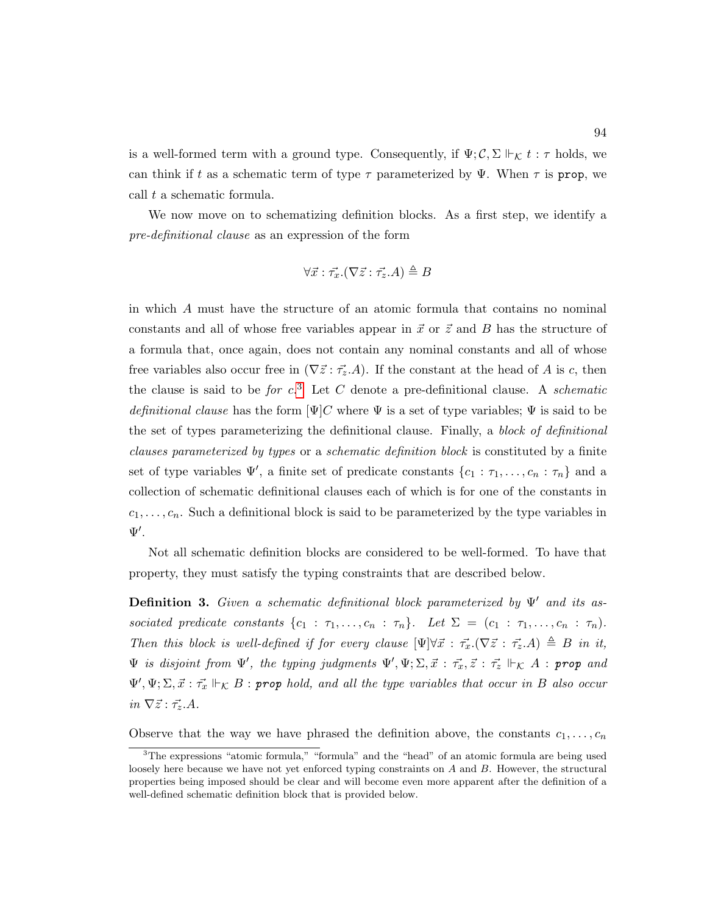is a well-formed term with a ground type. Consequently, if $\Psi; \mathcal{C}, \Sigma \Vdash_{\mathcal{K}} t : \tau$ holds, we can think if $t$ as a schematic term of type $\tau$ parameterized by $\Psi$. When $\tau$ is $\mathtt{prop}$, we call $t$ a schematic formula.

We now move on to schematizing definition blocks. As a first step, we identify a *pre-definitional clause* as an expression of the form

$$\forall \vec{x} : \vec{\tau_x}.(\nabla \vec{z} : \vec{\tau_z}.A) \triangleq B$$

in which $A$ must have the structure of an atomic formula that contains no nominal constants and all of whose free variables appear in $\vec{x}$ or $\vec{z}$ and $B$ has the structure of a formula that, once again, does not contain any nominal constants and all of whose free variables also occur free in $(\nabla \vec{z} : \vec{\tau_z}.A)$. If the constant at the head of $A$ is $c$, then the clause is said to be *for* $c$.[3] Let $C$ denote a pre-definitional clause. A *schematic definitional clause* has the form $[\Psi]C$ where $\Psi$ is a set of type variables; $\Psi$ is said to be the set of types parameterizing the definitional clause. Finally, a *block of definitional clauses parameterized by types* or a *schematic definition block* is constituted by a finite set of type variables $\Psi'$, a finite set of predicate constants $\{c_1 : \tau_1, \ldots, c_n : \tau_n\}$ and a collection of schematic definitional clauses each of which is for one of the constants in $c_1, \ldots, c_n$. Such a definitional block is said to be parameterized by the type variables in $\Psi'$.

Not all schematic definition blocks are considered to be well-formed. To have that property, they must satisfy the typing constraints that are described below.

**Definition 3.** *Given a schematic definitional block parameterized by $\Psi'$ and its associated predicate constants $\{c_1 : \tau_1, \ldots, c_n : \tau_n\}$. Let $\Sigma = (c_1 : \tau_1, \ldots, c_n : \tau_n)$. Then this block is well-defined if for every clause $[\Psi]\forall \vec{x} : \vec{\tau_x}.(\nabla \vec{z} : \vec{\tau_z}.A) \triangleq B$ in it, $\Psi$ is disjoint from $\Psi'$, the typing judgments $\Psi', \Psi; \Sigma, \vec{x} : \vec{\tau_x}, \vec{z} : \vec{\tau_z} \Vdash_{\mathcal{K}} A : \mathtt{prop}$ and $\Psi', \Psi; \Sigma, \vec{x} : \vec{\tau_x} \Vdash_{\mathcal{K}} B : \mathtt{prop}$ hold, and all the type variables that occur in $B$ also occur in $\nabla \vec{z} : \vec{\tau_z}.A$.*

Observe that the way we have phrased the definition above, the constants $c_1, \ldots, c_n$

[3] The expressions "atomic formula," "formula" and the "head" of an atomic formula are being used loosely here because we have not yet enforced typing constraints on $A$ and $B$. However, the structural properties being imposed should be clear and will become even more apparent after the definition of a well-defined schematic definition block that is provided below.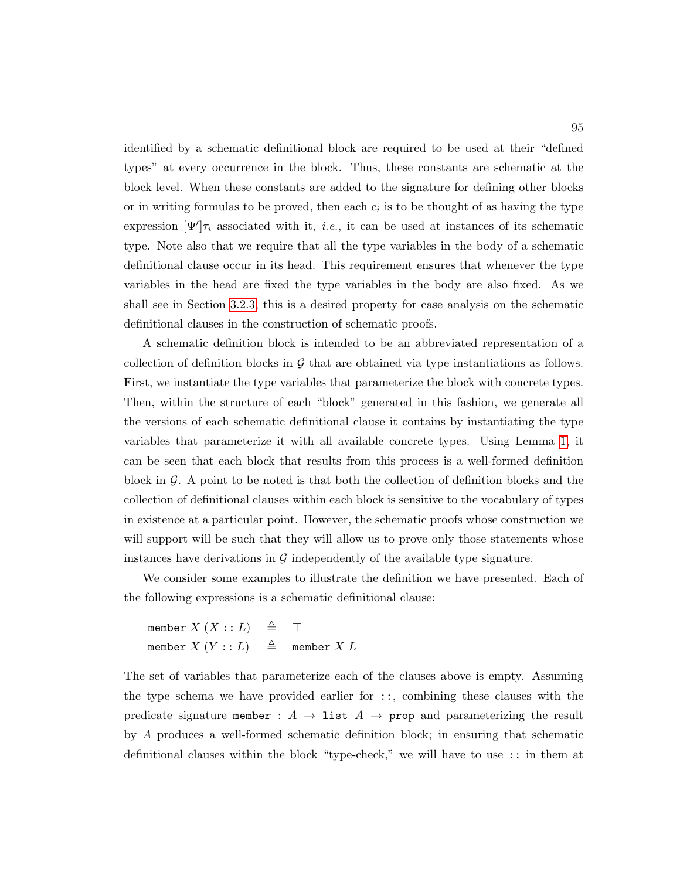identified by a schematic definitional block are required to be used at their "defined types" at every occurrence in the block. Thus, these constants are schematic at the block level. When these constants are added to the signature for defining other blocks or in writing formulas to be proved, then each $c_i$ is to be thought of as having the type expression $[\Psi']\tau_i$ associated with it, *i.e.*, it can be used at instances of its schematic type. Note also that we require that all the type variables in the body of a schematic definitional clause occur in its head. This requirement ensures that whenever the type variables in the head are fixed the type variables in the body are also fixed. As we shall see in Section 3.2.3, this is a desired property for case analysis on the schematic definitional clauses in the construction of schematic proofs.

A schematic definition block is intended to be an abbreviated representation of a collection of definition blocks in $\mathcal{G}$ that are obtained via type instantiations as follows. First, we instantiate the type variables that parameterize the block with concrete types. Then, within the structure of each "block" generated in this fashion, we generate all the versions of each schematic definitional clause it contains by instantiating the type variables that parameterize it with all available concrete types. Using Lemma 1, it can be seen that each block that results from this process is a well-formed definition block in $\mathcal{G}$. A point to be noted is that both the collection of definition blocks and the collection of definitional clauses within each block is sensitive to the vocabulary of types in existence at a particular point. However, the schematic proofs whose construction we will support will be such that they will allow us to prove only those statements whose instances have derivations in $\mathcal{G}$ independently of the available type signature.

We consider some examples to illustrate the definition we have presented. Each of the following expressions is a schematic definitional clause:

$$\begin{array}{lcl} \texttt{member}\ X\ (X :: L) & \triangleq & \top \\ \texttt{member}\ X\ (Y :: L) & \triangleq & \texttt{member}\ X\ L \end{array}$$

The set of variables that parameterize each of the clauses above is empty. Assuming the type schema we have provided earlier for `::`, combining these clauses with the predicate signature `member` : $A \to$ `list` $A \to$ `prop` and parameterizing the result by $A$ produces a well-formed schematic definition block; in ensuring that schematic definitional clauses within the block "type-check," we will have to use `::` in them at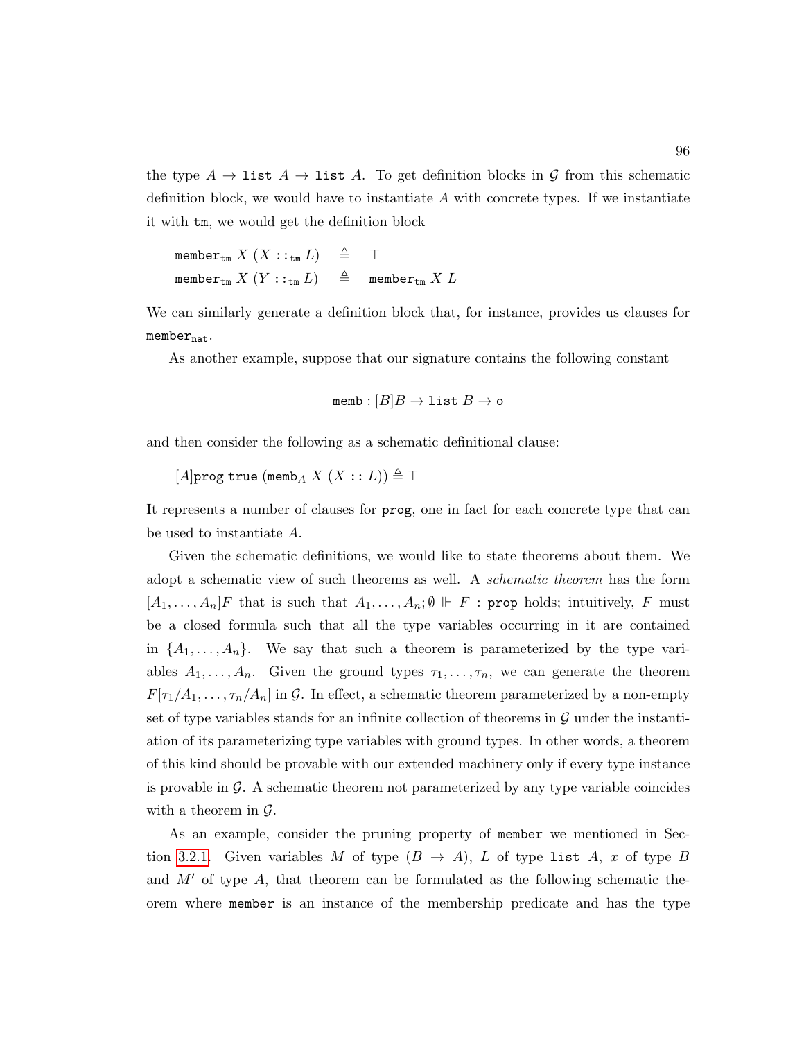the type $A \to \mathtt{list}\ A \to \mathtt{list}\ A$. To get definition blocks in $\mathcal{G}$ from this schematic definition block, we would have to instantiate $A$ with concrete types. If we instantiate it with $\mathtt{tm}$, we would get the definition block

$$
\begin{array}{lcl}
\mathtt{member}_{\mathtt{tm}}\ X\ (X ::_{\mathtt{tm}} L) & \triangleq & \top \\
\mathtt{member}_{\mathtt{tm}}\ X\ (Y ::_{\mathtt{tm}} L) & \triangleq & \mathtt{member}_{\mathtt{tm}}\ X\ L
\end{array}
$$

We can similarly generate a definition block that, for instance, provides us clauses for $\mathtt{member}_{\mathtt{nat}}$.

As another example, suppose that our signature contains the following constant

$$\mathtt{memb} : [B]B \to \mathtt{list}\ B \to \mathtt{o}$$

and then consider the following as a schematic definitional clause:

$$[A]\mathtt{prog}\ \mathtt{true}\ (\mathtt{memb}_A\ X\ (X :: L)) \triangleq \top$$

It represents a number of clauses for $\mathtt{prog}$, one in fact for each concrete type that can be used to instantiate $A$.

Given the schematic definitions, we would like to state theorems about them. We adopt a schematic view of such theorems as well. A *schematic theorem* has the form $[A_1, \ldots, A_n]F$ that is such that $A_1, \ldots, A_n; \emptyset \Vdash F : \mathtt{prop}$ holds; intuitively, $F$ must be a closed formula such that all the type variables occurring in it are contained in $\{A_1, \ldots, A_n\}$. We say that such a theorem is parameterized by the type variables $A_1, \ldots, A_n$. Given the ground types $\tau_1, \ldots, \tau_n$, we can generate the theorem $F[\tau_1/A_1, \ldots, \tau_n/A_n]$ in $\mathcal{G}$. In effect, a schematic theorem parameterized by a non-empty set of type variables stands for an infinite collection of theorems in $\mathcal{G}$ under the instantiation of its parameterizing type variables with ground types. In other words, a theorem of this kind should be provable with our extended machinery only if every type instance is provable in $\mathcal{G}$. A schematic theorem not parameterized by any type variable coincides with a theorem in $\mathcal{G}$.

As an example, consider the pruning property of $\mathtt{member}$ we mentioned in Section 3.2.1. Given variables $M$ of type $(B \to A)$, $L$ of type $\mathtt{list}\ A$, $x$ of type $B$ and $M'$ of type $A$, that theorem can be formulated as the following schematic theorem where $\mathtt{member}$ is an instance of the membership predicate and has the type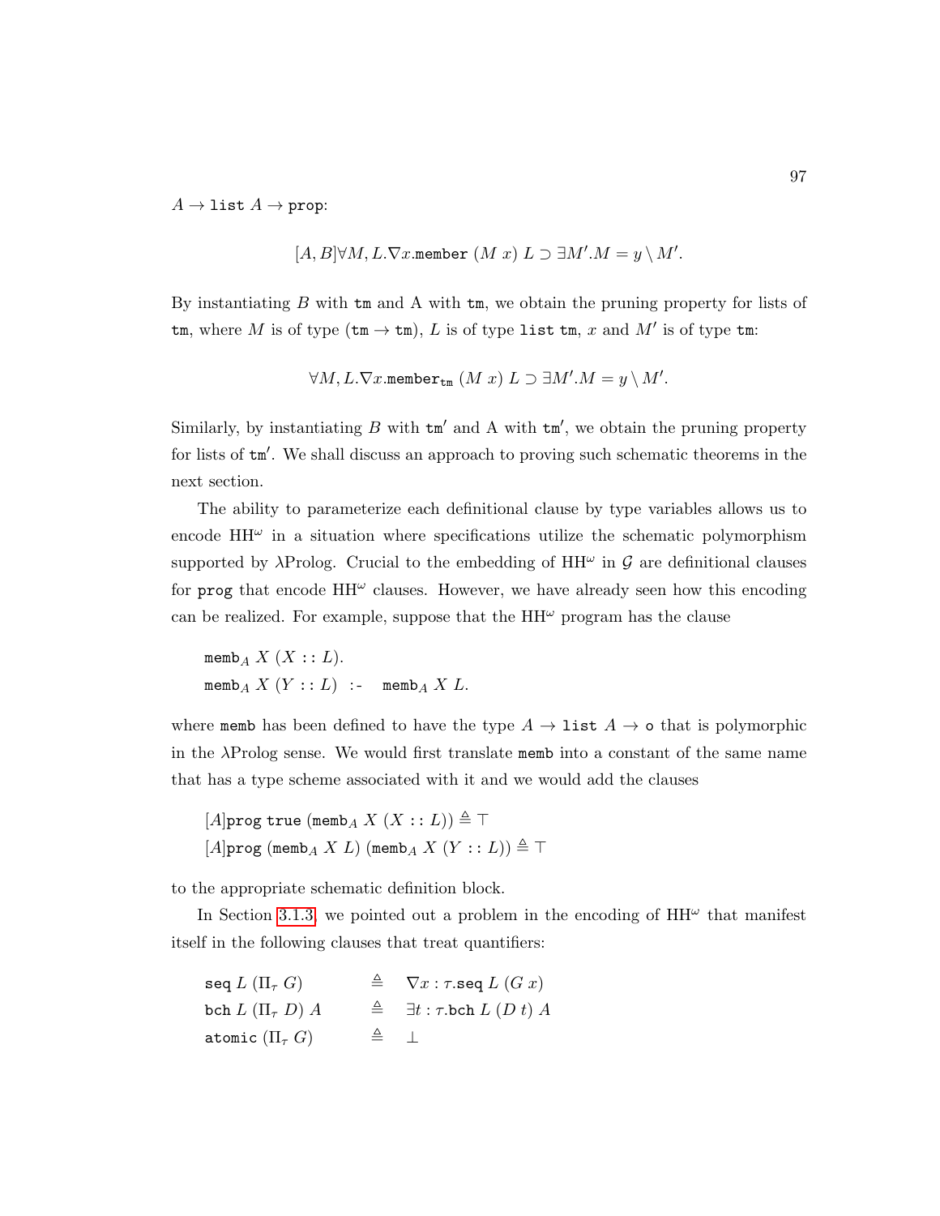$A \rightarrow \texttt{list}\ A \rightarrow \texttt{prop}$:

$$[A, B]\forall M, L.\nabla x.\texttt{member}\ (M\ x)\ L \supset \exists M'.M = y \setminus M'.$$

By instantiating $B$ with $\texttt{tm}$ and A with $\texttt{tm}$, we obtain the pruning property for lists of $\texttt{tm}$, where $M$ is of type $(\texttt{tm} \rightarrow \texttt{tm})$, $L$ is of type $\texttt{list tm}$, $x$ and $M'$ is of type $\texttt{tm}$:

$$\forall M, L.\nabla x.\texttt{member}_{\texttt{tm}}\ (M\ x)\ L \supset \exists M'.M = y \setminus M'.$$

Similarly, by instantiating $B$ with $\texttt{tm}'$ and A with $\texttt{tm}'$, we obtain the pruning property for lists of $\texttt{tm}'$. We shall discuss an approach to proving such schematic theorems in the next section.

The ability to parameterize each definitional clause by type variables allows us to encode $\mathrm{HH}^\omega$ in a situation where specifications utilize the schematic polymorphism supported by λProlog. Crucial to the embedding of $\mathrm{HH}^\omega$ in $\mathcal{G}$ are definitional clauses for $\texttt{prog}$ that encode $\mathrm{HH}^\omega$ clauses. However, we have already seen how this encoding can be realized. For example, suppose that the $\mathrm{HH}^\omega$ program has the clause

$\texttt{memb}_A\ X\ (X :: L).$
$\texttt{memb}_A\ X\ (Y :: L)\ \texttt{:-}\ \ \texttt{memb}_A\ X\ L.$

where $\texttt{memb}$ has been defined to have the type $A \rightarrow \texttt{list}\ A \rightarrow \texttt{o}$ that is polymorphic in the λProlog sense. We would first translate $\texttt{memb}$ into a constant of the same name that has a type scheme associated with it and we would add the clauses

$[A]\texttt{prog true}\ (\texttt{memb}_A\ X\ (X :: L)) \triangleq \top$
$[A]\texttt{prog}\ (\texttt{memb}_A\ X\ L)\ (\texttt{memb}_A\ X\ (Y :: L)) \triangleq \top$

to the appropriate schematic definition block.

In Section 3.1.3, we pointed out a problem in the encoding of $\mathrm{HH}^\omega$ that manifest itself in the following clauses that treat quantifiers:

| | | |
|---|---|---|
| $\texttt{seq}\ L\ (\Pi_\tau\ G)$ | $\triangleq$ | $\nabla x : \tau.\texttt{seq}\ L\ (G\ x)$ |
| $\texttt{bch}\ L\ (\Pi_\tau\ D)\ A$ | $\triangleq$ | $\exists t : \tau.\texttt{bch}\ L\ (D\ t)\ A$ |
| $\texttt{atomic}\ (\Pi_\tau\ G)$ | $\triangleq$ | $\bot$ |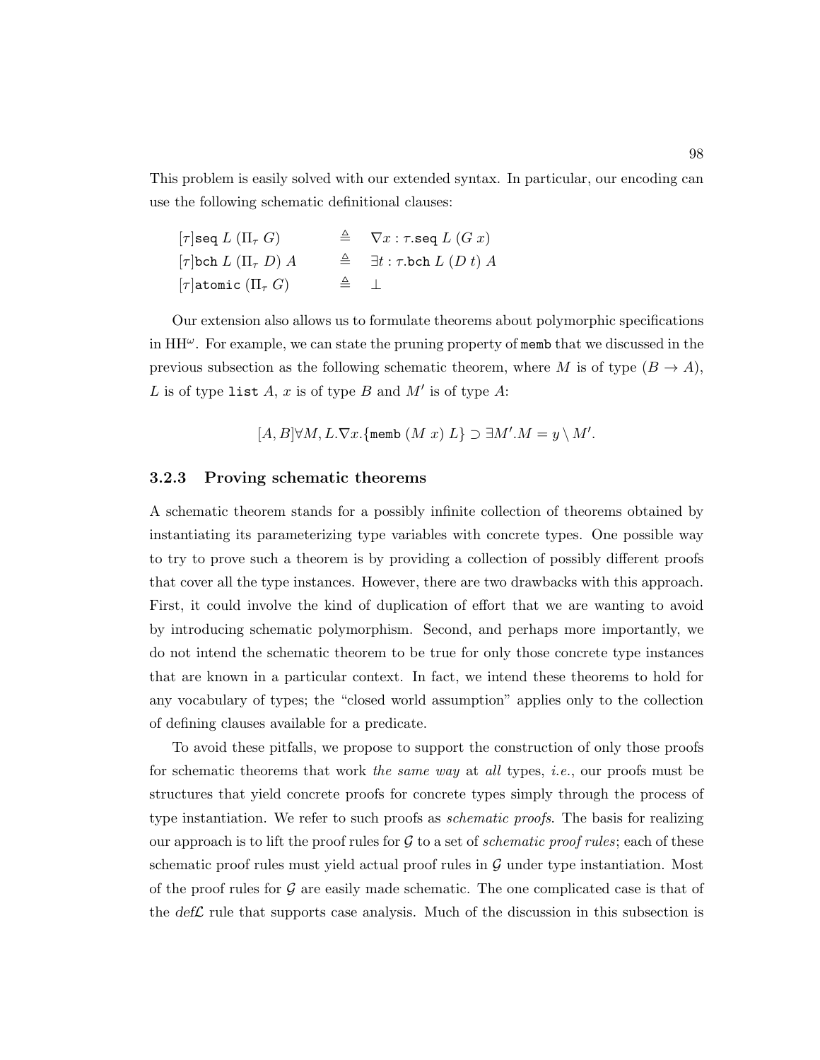This problem is easily solved with our extended syntax. In particular, our encoding can use the following schematic definitional clauses:

$$
\begin{array}{lcl}
[\tau]\texttt{seq}\ L\ (\Pi_\tau\ G) & \triangleq & \nabla x:\tau.\texttt{seq}\ L\ (G\ x) \\
[\tau]\texttt{bch}\ L\ (\Pi_\tau\ D)\ A & \triangleq & \exists t:\tau.\texttt{bch}\ L\ (D\ t)\ A \\
[\tau]\texttt{atomic}\ (\Pi_\tau\ G) & \triangleq & \bot
\end{array}
$$

Our extension also allows us to formulate theorems about polymorphic specifications in $\mathrm{HH}^\omega$. For example, we can state the pruning property of `memb` that we discussed in the previous subsection as the following schematic theorem, where $M$ is of type $(B \to A)$, $L$ is of type `list` $A$, $x$ is of type $B$ and $M'$ is of type $A$:

$$[A, B]\forall M, L.\nabla x.\{\texttt{memb}\ (M\ x)\ L\} \supset \exists M'.M = y \setminus M'.$$

### 3.2.3 Proving schematic theorems

A schematic theorem stands for a possibly infinite collection of theorems obtained by instantiating its parameterizing type variables with concrete types. One possible way to try to prove such a theorem is by providing a collection of possibly different proofs that cover all the type instances. However, there are two drawbacks with this approach. First, it could involve the kind of duplication of effort that we are wanting to avoid by introducing schematic polymorphism. Second, and perhaps more importantly, we do not intend the schematic theorem to be true for only those concrete type instances that are known in a particular context. In fact, we intend these theorems to hold for any vocabulary of types; the "closed world assumption" applies only to the collection of defining clauses available for a predicate.

To avoid these pitfalls, we propose to support the construction of only those proofs for schematic theorems that work *the same way* at *all* types, *i.e.*, our proofs must be structures that yield concrete proofs for concrete types simply through the process of type instantiation. We refer to such proofs as *schematic proofs*. The basis for realizing our approach is to lift the proof rules for $\mathcal{G}$ to a set of *schematic proof rules*; each of these schematic proof rules must yield actual proof rules in $\mathcal{G}$ under type instantiation. Most of the proof rules for $\mathcal{G}$ are easily made schematic. The one complicated case is that of the *def*$\mathcal{L}$ rule that supports case analysis. Much of the discussion in this subsection is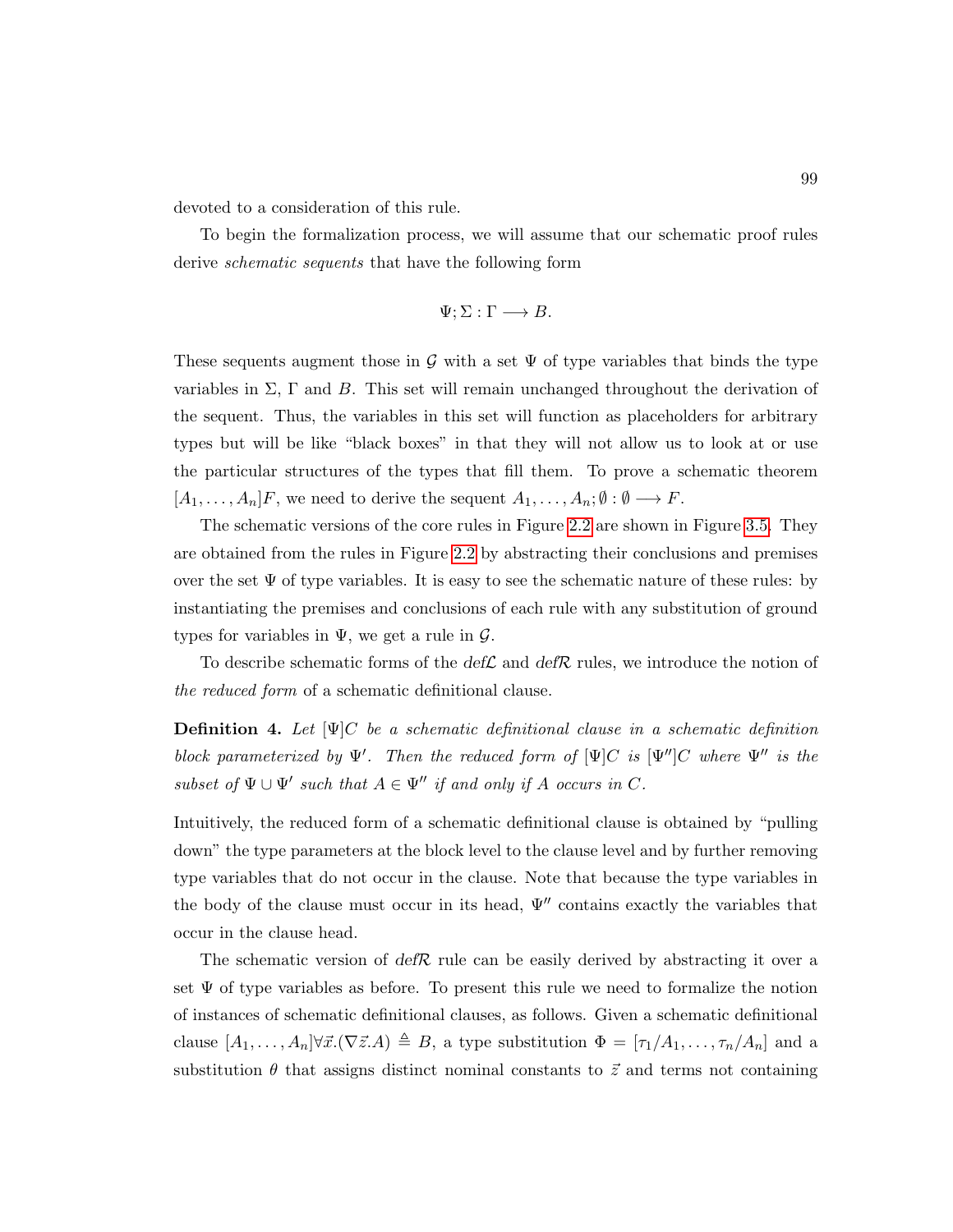devoted to a consideration of this rule.

To begin the formalization process, we will assume that our schematic proof rules derive *schematic sequents* that have the following form

$$\Psi; \Sigma : \Gamma \longrightarrow B.$$

These sequents augment those in $\mathcal{G}$ with a set $\Psi$ of type variables that binds the type variables in $\Sigma$, $\Gamma$ and $B$. This set will remain unchanged throughout the derivation of the sequent. Thus, the variables in this set will function as placeholders for arbitrary types but will be like "black boxes" in that they will not allow us to look at or use the particular structures of the types that fill them. To prove a schematic theorem $[A_1, \ldots, A_n]F$, we need to derive the sequent $A_1, \ldots, A_n; \emptyset : \emptyset \longrightarrow F$.

The schematic versions of the core rules in Figure 2.2 are shown in Figure 3.5. They are obtained from the rules in Figure 2.2 by abstracting their conclusions and premises over the set $\Psi$ of type variables. It is easy to see the schematic nature of these rules: by instantiating the premises and conclusions of each rule with any substitution of ground types for variables in $\Psi$, we get a rule in $\mathcal{G}$.

To describe schematic forms of the $def\mathcal{L}$ and $def\mathcal{R}$ rules, we introduce the notion of *the reduced form* of a schematic definitional clause.

**Definition 4.** *Let $[\Psi]C$ be a schematic definitional clause in a schematic definition block parameterized by $\Psi'$. Then the reduced form of $[\Psi]C$ is $[\Psi'']C$ where $\Psi''$ is the subset of $\Psi \cup \Psi'$ such that $A \in \Psi''$ if and only if $A$ occurs in $C$.*

Intuitively, the reduced form of a schematic definitional clause is obtained by "pulling down" the type parameters at the block level to the clause level and by further removing type variables that do not occur in the clause. Note that because the type variables in the body of the clause must occur in its head, $\Psi''$ contains exactly the variables that occur in the clause head.

The schematic version of $def\mathcal{R}$ rule can be easily derived by abstracting it over a set $\Psi$ of type variables as before. To present this rule we need to formalize the notion of instances of schematic definitional clauses, as follows. Given a schematic definitional clause $[A_1, \ldots, A_n]\forall \vec{x}.(\nabla \vec{z}.A) \triangleq B$, a type substitution $\Phi = [\tau_1/A_1, \ldots, \tau_n/A_n]$ and a substitution $\theta$ that assigns distinct nominal constants to $\vec{z}$ and terms not containing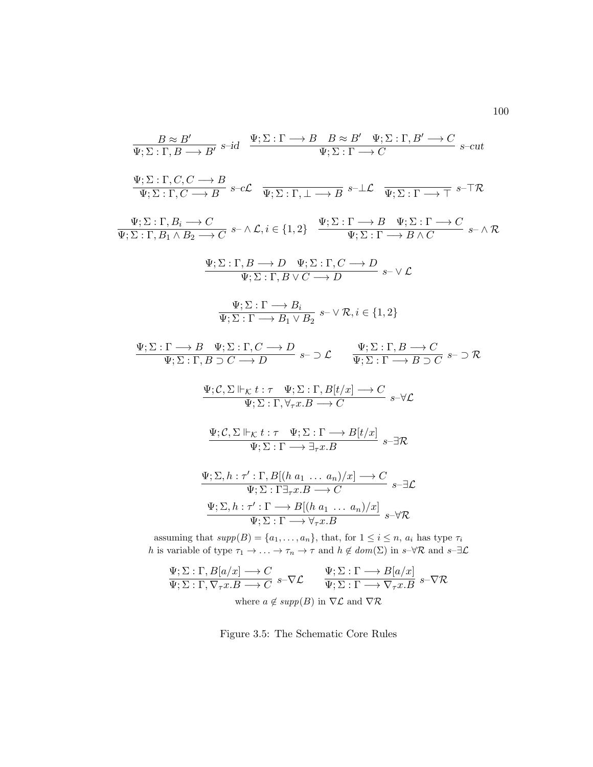$$\frac{B \approx B'}{\Psi; \Sigma : \Gamma, B \longrightarrow B'} \ s\text{–}id \qquad \frac{\Psi; \Sigma : \Gamma \longrightarrow B \quad B \approx B' \quad \Psi; \Sigma : \Gamma, B' \longrightarrow C}{\Psi; \Sigma : \Gamma \longrightarrow C} \ s\text{–}cut$$

$$\frac{\Psi; \Sigma : \Gamma, C, C \longrightarrow B}{\Psi; \Sigma : \Gamma, C \longrightarrow B} \ s\text{–}c\mathcal{L} \qquad \frac{}{\Psi; \Sigma : \Gamma, \bot \longrightarrow B} \ s\text{–}\bot\mathcal{L} \qquad \frac{}{\Psi; \Sigma : \Gamma \longrightarrow \top} \ s\text{–}\top\mathcal{R}$$

$$\frac{\Psi; \Sigma : \Gamma, B_i \longrightarrow C}{\Psi; \Sigma : \Gamma, B_1 \wedge B_2 \longrightarrow C} \ s\text{–} \wedge \mathcal{L}, i \in \{1, 2\} \qquad \frac{\Psi; \Sigma : \Gamma \longrightarrow B \quad \Psi; \Sigma : \Gamma \longrightarrow C}{\Psi; \Sigma : \Gamma \longrightarrow B \wedge C} \ s\text{–} \wedge \mathcal{R}$$

$$\frac{\Psi; \Sigma : \Gamma, B \longrightarrow D \quad \Psi; \Sigma : \Gamma, C \longrightarrow D}{\Psi; \Sigma : \Gamma, B \vee C \longrightarrow D} \ s\text{–} \vee \mathcal{L}$$

$$\frac{\Psi; \Sigma : \Gamma \longrightarrow B_i}{\Psi; \Sigma : \Gamma \longrightarrow B_1 \vee B_2} \ s\text{–} \vee \mathcal{R}, i \in \{1, 2\}$$

$$\frac{\Psi; \Sigma : \Gamma \longrightarrow B \quad \Psi; \Sigma : \Gamma, C \longrightarrow D}{\Psi; \Sigma : \Gamma, B \supset C \longrightarrow D} \ s\text{–} \supset \mathcal{L} \qquad \frac{\Psi; \Sigma : \Gamma, B \longrightarrow C}{\Psi; \Sigma : \Gamma \longrightarrow B \supset C} \ s\text{–} \supset \mathcal{R}$$

$$\frac{\Psi; \mathcal{C}, \Sigma \Vdash_{\mathcal{K}} t : \tau \quad \Psi; \Sigma : \Gamma, B[t/x] \longrightarrow C}{\Psi; \Sigma : \Gamma, \forall_\tau x.B \longrightarrow C} \ s\text{–}\forall\mathcal{L}$$

$$\frac{\Psi; \mathcal{C}, \Sigma \Vdash_{\mathcal{K}} t : \tau \quad \Psi; \Sigma : \Gamma \longrightarrow B[t/x]}{\Psi; \Sigma : \Gamma \longrightarrow \exists_\tau x.B} \ s\text{–}\exists\mathcal{R}$$

$$\frac{\Psi; \Sigma, h : \tau' : \Gamma, B[(h\ a_1\ \ldots\ a_n)/x] \longrightarrow C}{\Psi; \Sigma : \Gamma \exists_\tau x.B \longrightarrow C} \ s\text{–}\exists\mathcal{L}$$

$$\frac{\Psi; \Sigma, h : \tau' : \Gamma \longrightarrow B[(h\ a_1\ \ldots\ a_n)/x]}{\Psi; \Sigma : \Gamma \longrightarrow \forall_\tau x.B} \ s\text{–}\forall\mathcal{R}$$

assuming that $supp(B) = \{a_1, \ldots, a_n\}$, that, for $1 \le i \le n$, $a_i$ has type $\tau_i$ $h$ is variable of type $\tau_1 \to \ldots \to \tau_n \to \tau$ and $h \notin dom(\Sigma)$ in $s$–$\forall\mathcal{R}$ and $s$–$\exists\mathcal{L}$

$$\frac{\Psi; \Sigma : \Gamma, B[a/x] \longrightarrow C}{\Psi; \Sigma : \Gamma, \nabla_\tau x.B \longrightarrow C} \ s\text{–}\nabla\mathcal{L} \qquad \frac{\Psi; \Sigma : \Gamma \longrightarrow B[a/x]}{\Psi; \Sigma : \Gamma \longrightarrow \nabla_\tau x.B} \ s\text{–}\nabla\mathcal{R}$$

where $a \notin supp(B)$ in $\nabla\mathcal{L}$ and $\nabla\mathcal{R}$

Figure 3.5: The Schematic Core Rules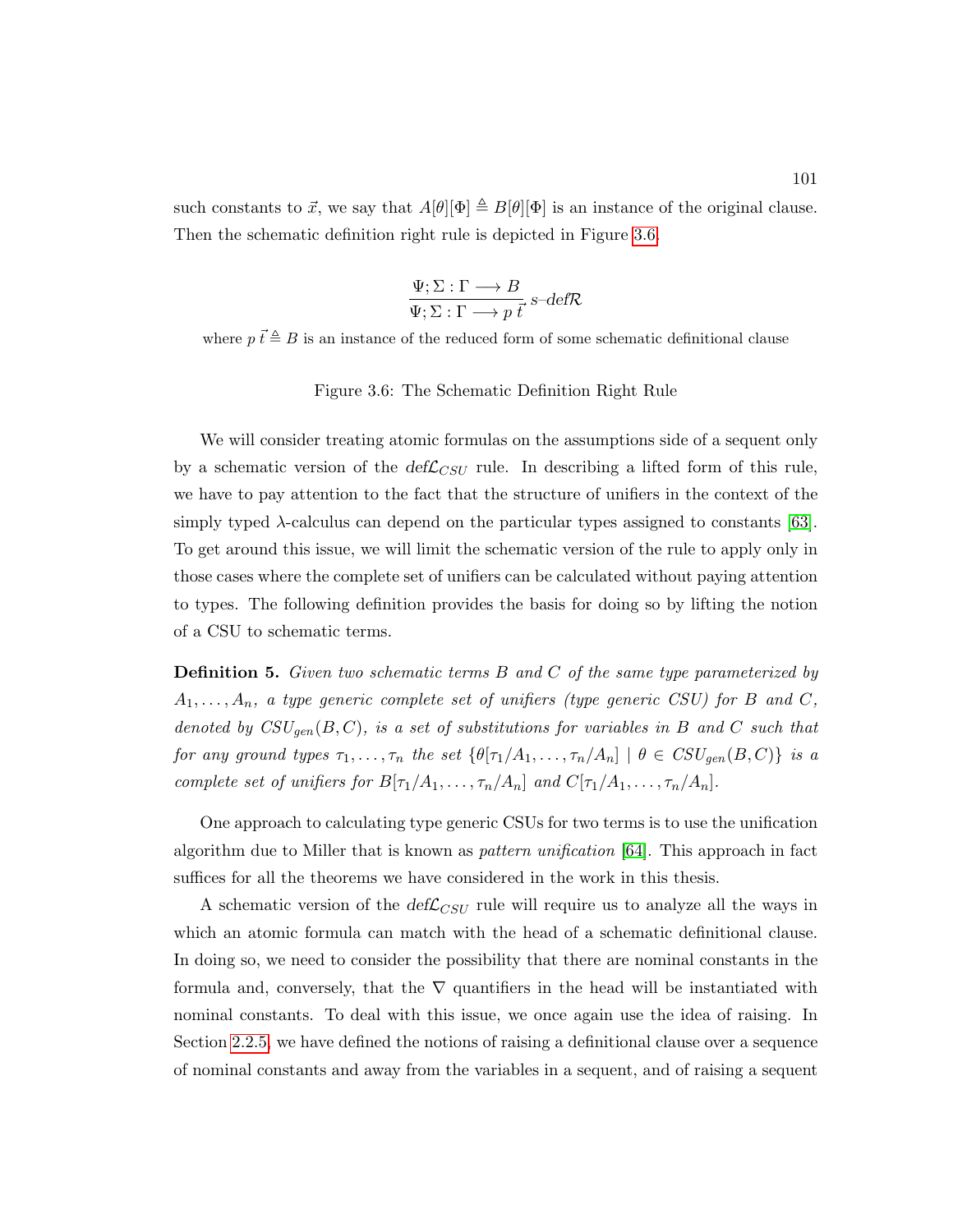such constants to $\vec{x}$, we say that $A[\theta][\Phi] \triangleq B[\theta][\Phi]$ is an instance of the original clause. Then the schematic definition right rule is depicted in Figure 3.6.

$$\frac{\Psi; \Sigma : \Gamma \longrightarrow B}{\Psi; \Sigma : \Gamma \longrightarrow p\ \vec{t}}\ s\text{–}def\mathcal{R}$$

where $p\ \vec{t} \triangleq B$ is an instance of the reduced form of some schematic definitional clause

Figure 3.6: The Schematic Definition Right Rule

We will consider treating atomic formulas on the assumptions side of a sequent only by a schematic version of the $def\mathcal{L}_{CSU}$ rule. In describing a lifted form of this rule, we have to pay attention to the fact that the structure of unifiers in the context of the simply typed $\lambda$-calculus can depend on the particular types assigned to constants [63]. To get around this issue, we will limit the schematic version of the rule to apply only in those cases where the complete set of unifiers can be calculated without paying attention to types. The following definition provides the basis for doing so by lifting the notion of a CSU to schematic terms.

**Definition 5.** *Given two schematic terms $B$ and $C$ of the same type parameterized by $A_1, \ldots, A_n$, a type generic complete set of unifiers (type generic CSU) for $B$ and $C$, denoted by $CSU_{gen}(B, C)$, is a set of substitutions for variables in $B$ and $C$ such that for any ground types $\tau_1, \ldots, \tau_n$ the set $\{\theta[\tau_1/A_1, \ldots, \tau_n/A_n] \mid \theta \in CSU_{gen}(B, C)\}$ is a complete set of unifiers for $B[\tau_1/A_1, \ldots, \tau_n/A_n]$ and $C[\tau_1/A_1, \ldots, \tau_n/A_n]$.*

One approach to calculating type generic CSUs for two terms is to use the unification algorithm due to Miller that is known as *pattern unification* [64]. This approach in fact suffices for all the theorems we have considered in the work in this thesis.

A schematic version of the $def\mathcal{L}_{CSU}$ rule will require us to analyze all the ways in which an atomic formula can match with the head of a schematic definitional clause. In doing so, we need to consider the possibility that there are nominal constants in the formula and, conversely, that the $\nabla$ quantifiers in the head will be instantiated with nominal constants. To deal with this issue, we once again use the idea of raising. In Section 2.2.5, we have defined the notions of raising a definitional clause over a sequence of nominal constants and away from the variables in a sequent, and of raising a sequent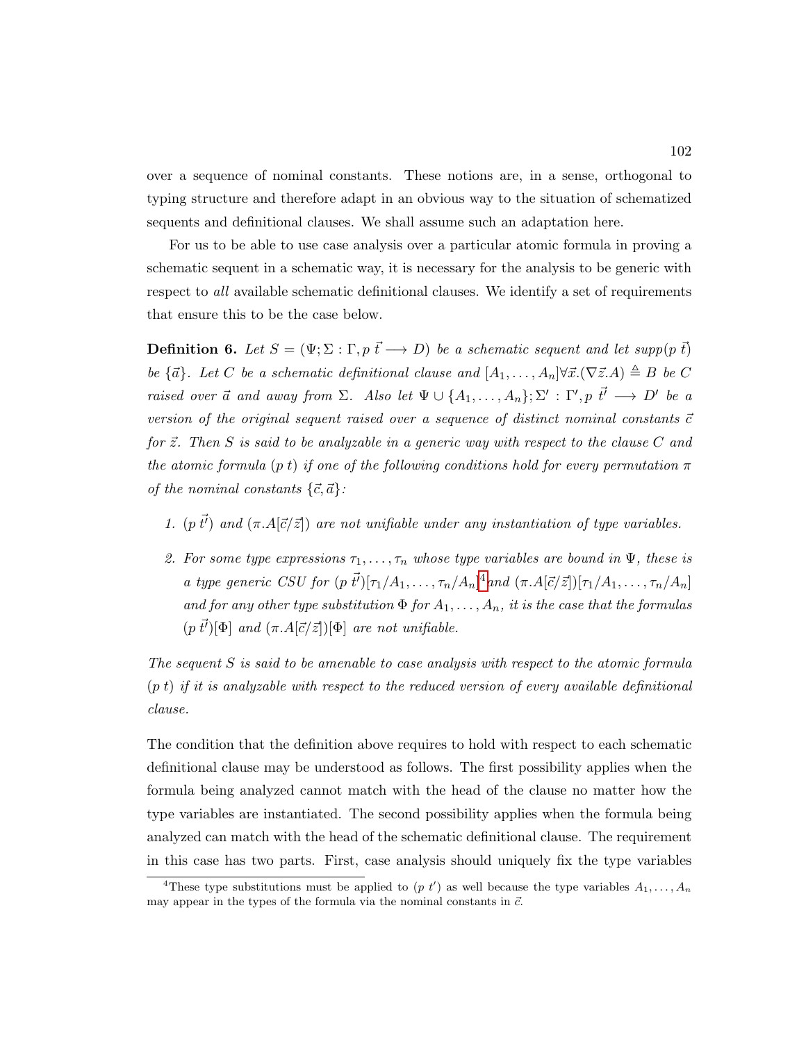over a sequence of nominal constants. These notions are, in a sense, orthogonal to typing structure and therefore adapt in an obvious way to the situation of schematized sequents and definitional clauses. We shall assume such an adaptation here.

For us to be able to use case analysis over a particular atomic formula in proving a schematic sequent in a schematic way, it is necessary for the analysis to be generic with respect to *all* available schematic definitional clauses. We identify a set of requirements that ensure this to be the case below.

**Definition 6.** *Let $S = (\Psi; \Sigma : \Gamma, p\ \vec{t} \longrightarrow D)$ be a schematic sequent and let $supp(p\ \vec{t})$ be $\{\vec{a}\}$. Let $C$ be a schematic definitional clause and $[A_1, \ldots, A_n]\forall \vec{x}.(\nabla \vec{z}.A) \triangleq B$ be $C$ raised over $\vec{a}$ and away from $\Sigma$. Also let $\Psi \cup \{A_1, \ldots, A_n\}; \Sigma' : \Gamma', p\ \vec{t'} \longrightarrow D'$ be a version of the original sequent raised over a sequence of distinct nominal constants $\vec{c}$ for $\vec{z}$. Then $S$ is said to be analyzable in a generic way with respect to the clause $C$ and the atomic formula $(p\ t)$ if one of the following conditions hold for every permutation $\pi$ of the nominal constants $\{\vec{c}, \vec{a}\}$:*

1. *$(p\ \vec{t'})$ and $(\pi.A[\vec{c}/\vec{z}])$ are not unifiable under any instantiation of type variables.*

2. *For some type expressions $\tau_1, \ldots, \tau_n$ whose type variables are bound in $\Psi$, these is a type generic CSU for $(p\ \vec{t'})[\tau_1/A_1, \ldots, \tau_n/A_n]$[4] and $(\pi.A[\vec{c}/\vec{z}])[\tau_1/A_1, \ldots, \tau_n/A_n]$ and for any other type substitution $\Phi$ for $A_1, \ldots, A_n$, it is the case that the formulas $(p\ \vec{t'})[\Phi]$ and $(\pi.A[\vec{c}/\vec{z}])[\Phi]$ are not unifiable.*

*The sequent $S$ is said to be amenable to case analysis with respect to the atomic formula $(p\ t)$ if it is analyzable with respect to the reduced version of every available definitional clause.*

The condition that the definition above requires to hold with respect to each schematic definitional clause may be understood as follows. The first possibility applies when the formula being analyzed cannot match with the head of the clause no matter how the type variables are instantiated. The second possibility applies when the formula being analyzed can match with the head of the schematic definitional clause. The requirement in this case has two parts. First, case analysis should uniquely fix the type variables

[4] These type substitutions must be applied to $(p\ t')$ as well because the type variables $A_1, \ldots, A_n$ may appear in the types of the formula via the nominal constants in $\vec{c}$.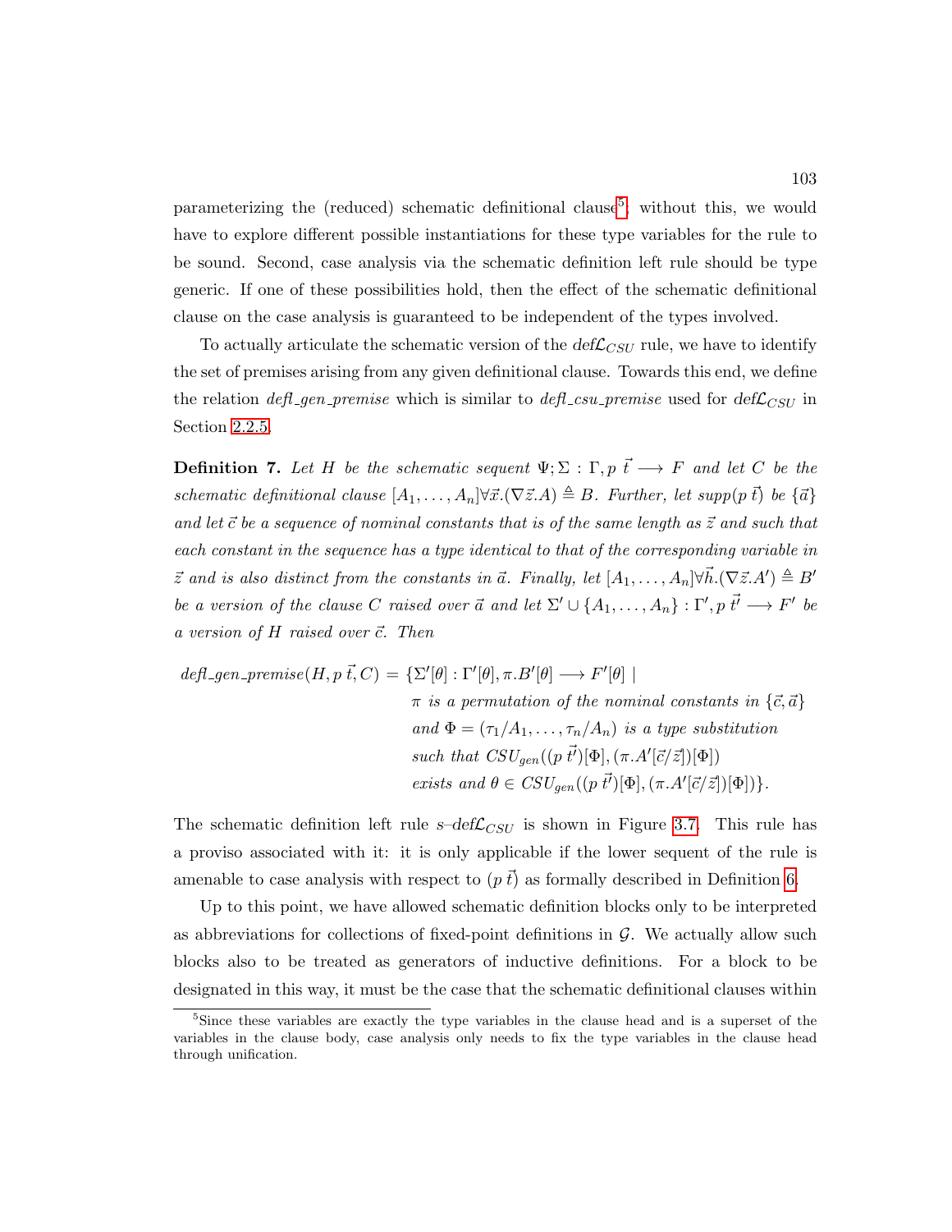parameterizing the (reduced) schematic definitional clause[5]; without this, we would have to explore different possible instantiations for these type variables for the rule to be sound. Second, case analysis via the schematic definition left rule should be type generic. If one of these possibilities hold, then the effect of the schematic definitional clause on the case analysis is guaranteed to be independent of the types involved.

To actually articulate the schematic version of the $def\mathcal{L}_{CSU}$ rule, we have to identify the set of premises arising from any given definitional clause. Towards this end, we define the relation *defl_gen_premise* which is similar to *defl_csu_premise* used for $def\mathcal{L}_{CSU}$ in Section 2.2.5.

**Definition 7.** *Let $H$ be the schematic sequent $\Psi; \Sigma : \Gamma, p\ \vec{t} \longrightarrow F$ and let $C$ be the schematic definitional clause $[A_1, \ldots, A_n]\forall \vec{x}.(\nabla \vec{z}.A) \triangleq B$. Further, let $supp(p\ \vec{t})$ be $\{\vec{a}\}$ and let $\vec{c}$ be a sequence of nominal constants that is of the same length as $\vec{z}$ and such that each constant in the sequence has a type identical to that of the corresponding variable in $\vec{z}$ and is also distinct from the constants in $\vec{a}$. Finally, let $[A_1, \ldots, A_n]\forall \vec{h}.(\nabla \vec{z}.A') \triangleq B'$ be a version of the clause $C$ raised over $\vec{a}$ and let $\Sigma' \cup \{A_1, \ldots, A_n\} : \Gamma', p\ \vec{t'} \longrightarrow F'$ be a version of $H$ raised over $\vec{c}$. Then*

$$
\begin{aligned}
defl\_gen\_premise(H, p\ \vec{t}, C) = \{\Sigma'[\theta] : \Gamma'[\theta], \pi.B'[\theta] \longrightarrow F'[\theta] \mid\ & \\
& \pi \text{ is a permutation of the nominal constants in } \{\vec{c}, \vec{a}\} \\
& \text{and } \Phi = (\tau_1/A_1, \ldots, \tau_n/A_n) \text{ is a type substitution} \\
& \text{such that } CSU_{gen}((p\ \vec{t'})[\Phi], (\pi.A'[\vec{c}/\vec{z}])[\Phi]) \\
& \text{exists and } \theta \in CSU_{gen}((p\ \vec{t'})[\Phi], (\pi.A'[\vec{c}/\vec{z}])[\Phi])\}.
\end{aligned}
$$

The schematic definition left rule $s\text{–}def\mathcal{L}_{CSU}$ is shown in Figure 3.7. This rule has a proviso associated with it: it is only applicable if the lower sequent of the rule is amenable to case analysis with respect to $(p\ \vec{t})$ as formally described in Definition 6.

Up to this point, we have allowed schematic definition blocks only to be interpreted as abbreviations for collections of fixed-point definitions in $\mathcal{G}$. We actually allow such blocks also to be treated as generators of inductive definitions. For a block to be designated in this way, it must be the case that the schematic definitional clauses within

[5] Since these variables are exactly the type variables in the clause head and is a superset of the variables in the clause body, case analysis only needs to fix the type variables in the clause head through unification.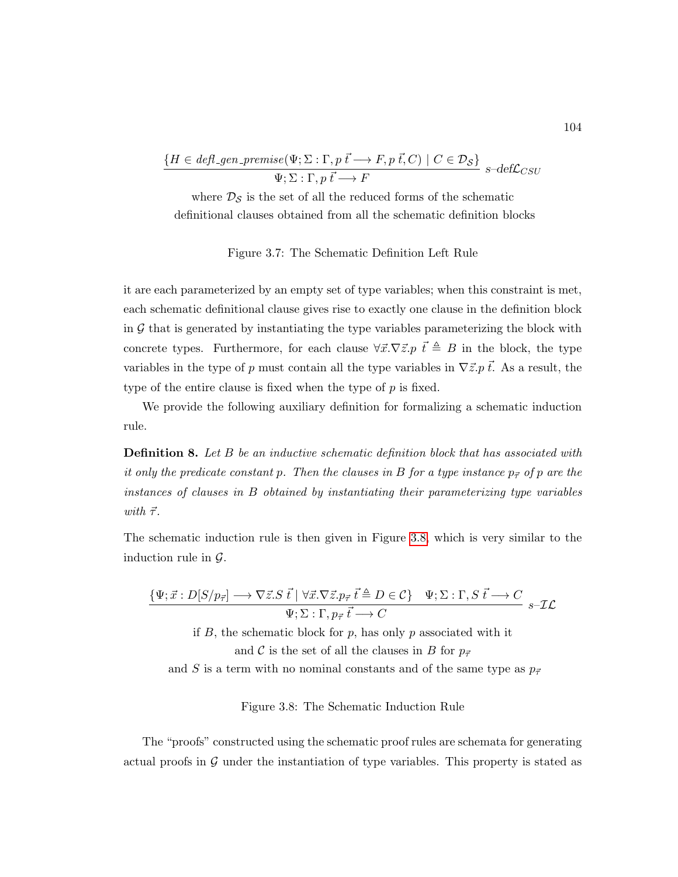$$\frac{\{H \in \mathit{defl\_gen\_premise}(\Psi;\Sigma:\Gamma, p\ \vec{t} \longrightarrow F, p\ \vec{t}, C) \mid C \in \mathcal{D}_{\mathcal{S}}\}}{\Psi;\Sigma:\Gamma, p\ \vec{t} \longrightarrow F}\ s\text{–}\mathrm{def}\mathcal{L}_{CSU}$$

where $\mathcal{D}_{\mathcal{S}}$ is the set of all the reduced forms of the schematic definitional clauses obtained from all the schematic definition blocks

Figure 3.7: The Schematic Definition Left Rule

it are each parameterized by an empty set of type variables; when this constraint is met, each schematic definitional clause gives rise to exactly one clause in the definition block in $\mathcal{G}$ that is generated by instantiating the type variables parameterizing the block with concrete types. Furthermore, for each clause $\forall\vec{x}.\nabla\vec{z}.p\ \vec{t} \triangleq B$ in the block, the type variables in the type of $p$ must contain all the type variables in $\nabla\vec{z}.p\ \vec{t}$. As a result, the type of the entire clause is fixed when the type of $p$ is fixed.

We provide the following auxiliary definition for formalizing a schematic induction rule.

**Definition 8.** *Let $B$ be an inductive schematic definition block that has associated with it only the predicate constant $p$. Then the clauses in $B$ for a type instance $p_{\vec{\tau}}$ of $p$ are the instances of clauses in $B$ obtained by instantiating their parameterizing type variables with $\vec{\tau}$.*

The schematic induction rule is then given in Figure 3.8, which is very similar to the induction rule in $\mathcal{G}$.

$$\frac{\{\Psi;\vec{x}:D[S/p_{\vec{\tau}}] \longrightarrow \nabla\vec{z}.S\ \vec{t} \mid \forall\vec{x}.\nabla\vec{z}.p_{\vec{\tau}}\ \vec{t} \triangleq D \in \mathcal{C}\} \quad \Psi;\Sigma:\Gamma, S\ \vec{t} \longrightarrow C}{\Psi;\Sigma:\Gamma, p_{\vec{\tau}}\ \vec{t} \longrightarrow C}\ s\text{–}\mathcal{IL}$$

if $B$, the schematic block for $p$, has only $p$ associated with it

and $\mathcal{C}$ is the set of all the clauses in $B$ for $p_{\vec{\tau}}$

and $S$ is a term with no nominal constants and of the same type as $p_{\vec{\tau}}$

Figure 3.8: The Schematic Induction Rule

The "proofs" constructed using the schematic proof rules are schemata for generating actual proofs in $\mathcal{G}$ under the instantiation of type variables. This property is stated as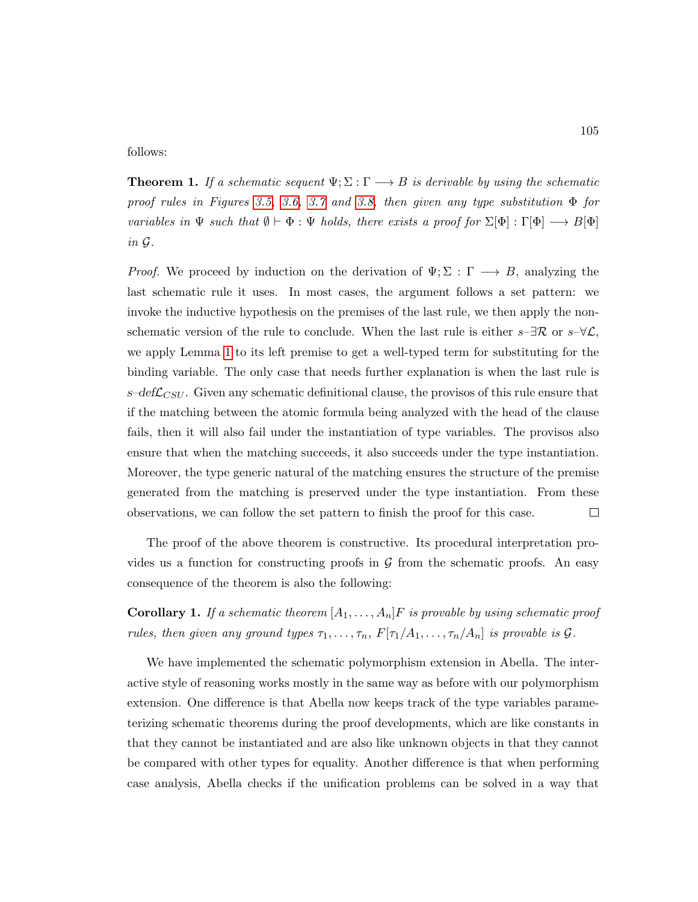follows:

**Theorem 1.** *If a schematic sequent $\Psi; \Sigma : \Gamma \longrightarrow B$ is derivable by using the schematic proof rules in Figures 3.5, 3.6, 3.7 and 3.8, then given any type substitution $\Phi$ for variables in $\Psi$ such that $\emptyset \vdash \Phi : \Psi$ holds, there exists a proof for $\Sigma[\Phi] : \Gamma[\Phi] \longrightarrow B[\Phi]$ in $\mathcal{G}$.*

*Proof.* We proceed by induction on the derivation of $\Psi; \Sigma : \Gamma \longrightarrow B$, analyzing the last schematic rule it uses. In most cases, the argument follows a set pattern: we invoke the inductive hypothesis on the premises of the last rule, we then apply the non-schematic version of the rule to conclude. When the last rule is either $s\text{–}\exists\mathcal{R}$ or $s\text{–}\forall\mathcal{L}$, we apply Lemma 1 to its left premise to get a well-typed term for substituting for the binding variable. The only case that needs further explanation is when the last rule is $s\text{–}def\mathcal{L}_{CSU}$. Given any schematic definitional clause, the provisos of this rule ensure that if the matching between the atomic formula being analyzed with the head of the clause fails, then it will also fail under the instantiation of type variables. The provisos also ensure that when the matching succeeds, it also succeeds under the type instantiation. Moreover, the type generic natural of the matching ensures the structure of the premise generated from the matching is preserved under the type instantiation. From these observations, we can follow the set pattern to finish the proof for this case. $\square$

The proof of the above theorem is constructive. Its procedural interpretation provides us a function for constructing proofs in $\mathcal{G}$ from the schematic proofs. An easy consequence of the theorem is also the following:

**Corollary 1.** *If a schematic theorem $[A_1, \ldots, A_n]F$ is provable by using schematic proof rules, then given any ground types $\tau_1, \ldots, \tau_n$, $F[\tau_1/A_1, \ldots, \tau_n/A_n]$ is provable is $\mathcal{G}$.*

We have implemented the schematic polymorphism extension in Abella. The interactive style of reasoning works mostly in the same way as before with our polymorphism extension. One difference is that Abella now keeps track of the type variables parameterizing schematic theorems during the proof developments, which are like constants in that they cannot be instantiated and are also like unknown objects in that they cannot be compared with other types for equality. Another difference is that when performing case analysis, Abella checks if the unification problems can be solved in a way that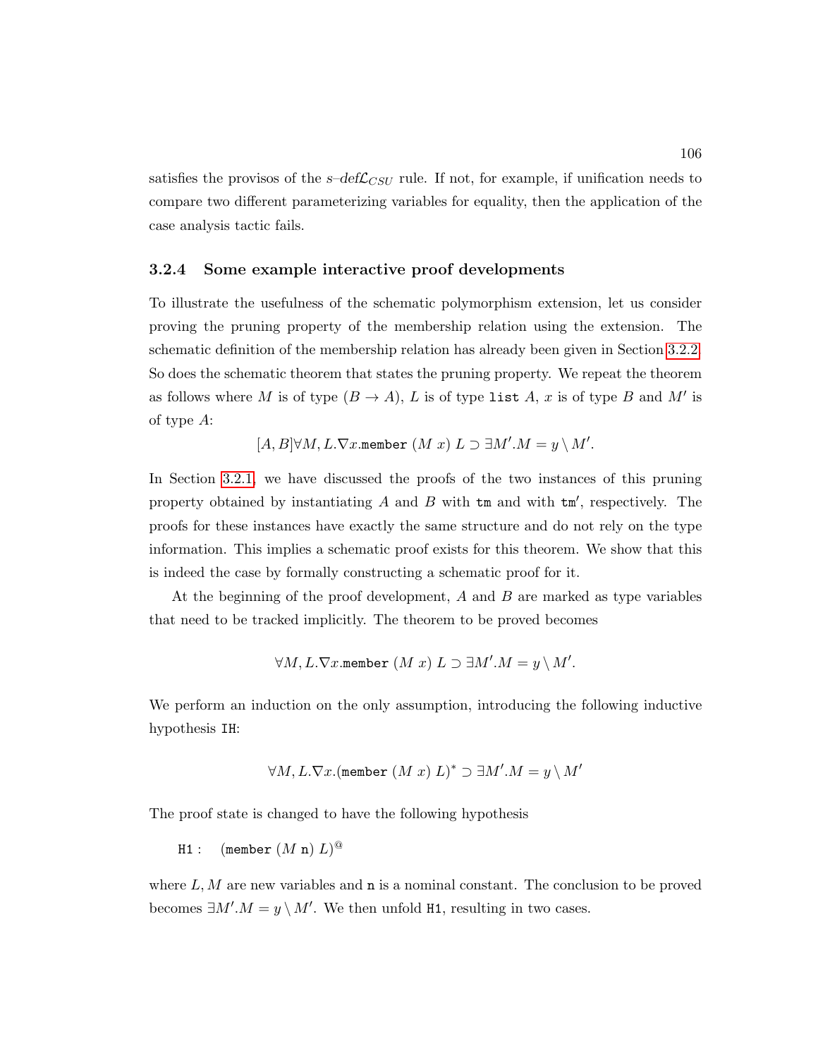satisfies the provisos of the $s$–$def\mathcal{L}_{CSU}$ rule. If not, for example, if unification needs to compare two different parameterizing variables for equality, then the application of the case analysis tactic fails.

### 3.2.4 Some example interactive proof developments

To illustrate the usefulness of the schematic polymorphism extension, let us consider proving the pruning property of the membership relation using the extension. The schematic definition of the membership relation has already been given in Section 3.2.2. So does the schematic theorem that states the pruning property. We repeat the theorem as follows where $M$ is of type $(B \to A)$, $L$ is of type $\texttt{list}\ A$, $x$ is of type $B$ and $M'$ is of type $A$:

$$[A, B]\forall M, L.\nabla x.\texttt{member}\ (M\ x)\ L \supset \exists M'.M = y \setminus M'.$$

In Section 3.2.1, we have discussed the proofs of the two instances of this pruning property obtained by instantiating $A$ and $B$ with $\texttt{tm}$ and with $\texttt{tm}'$, respectively. The proofs for these instances have exactly the same structure and do not rely on the type information. This implies a schematic proof exists for this theorem. We show that this is indeed the case by formally constructing a schematic proof for it.

At the beginning of the proof development, $A$ and $B$ are marked as type variables that need to be tracked implicitly. The theorem to be proved becomes

$$\forall M, L.\nabla x.\texttt{member}\ (M\ x)\ L \supset \exists M'.M = y \setminus M'.$$

We perform an induction on the only assumption, introducing the following inductive hypothesis IH:

$$\forall M, L.\nabla x.(\texttt{member}\ (M\ x)\ L)^{*} \supset \exists M'.M = y \setminus M'$$

The proof state is changed to have the following hypothesis

H1 : $(\texttt{member}\ (M\ \texttt{n})\ L)^{@}$

where $L, M$ are new variables and $\texttt{n}$ is a nominal constant. The conclusion to be proved becomes $\exists M'.M = y \setminus M'$. We then unfold H1, resulting in two cases.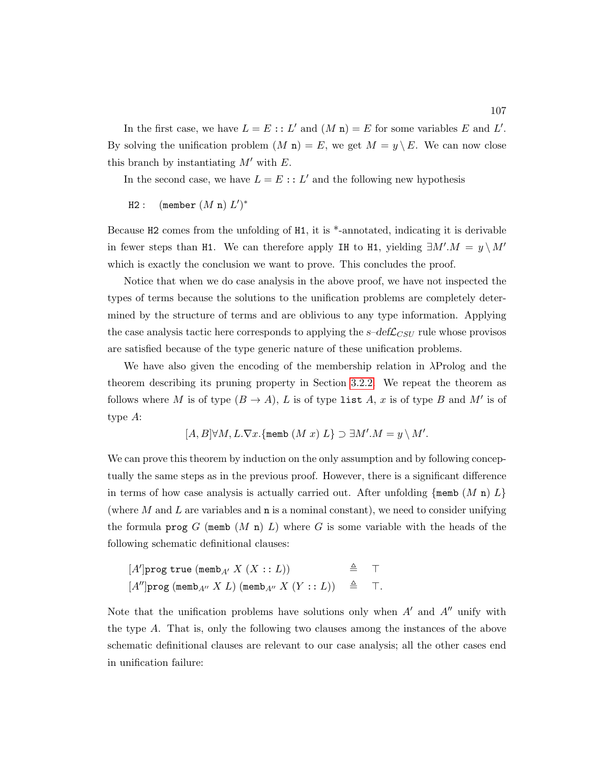In the first case, we have $L = E :: L'$ and $(M\ \mathtt{n}) = E$ for some variables $E$ and $L'$. By solving the unification problem $(M\ \mathtt{n}) = E$, we get $M = y \setminus E$. We can now close this branch by instantiating $M'$ with $E$.

In the second case, we have $L = E :: L'$ and the following new hypothesis

$$\mathtt{H2}: \quad (\mathtt{member}\ (M\ \mathtt{n})\ L')^*$$

Because H2 comes from the unfolding of H1, it is *-annotated, indicating it is derivable in fewer steps than H1. We can therefore apply IH to H1, yielding $\exists M'.M = y \setminus M'$ which is exactly the conclusion we want to prove. This concludes the proof.

Notice that when we do case analysis in the above proof, we have not inspected the types of terms because the solutions to the unification problems are completely determined by the structure of terms and are oblivious to any type information. Applying the case analysis tactic here corresponds to applying the $s\text{–}def\mathcal{L}_{CSU}$ rule whose provisos are satisfied because of the type generic nature of these unification problems.

We have also given the encoding of the membership relation in λProlog and the theorem describing its pruning property in Section 3.2.2. We repeat the theorem as follows where $M$ is of type $(B \to A)$, $L$ is of type $\mathtt{list}\ A$, $x$ is of type $B$ and $M'$ is of type $A$:

$$[A, B]\forall M, L.\nabla x.\{\mathtt{memb}\ (M\ x)\ L\} \supset \exists M'.M = y \setminus M'.$$

We can prove this theorem by induction on the only assumption and by following conceptually the same steps as in the previous proof. However, there is a significant difference in terms of how case analysis is actually carried out. After unfolding $\{\mathtt{memb}\ (M\ \mathtt{n})\ L\}$ (where $M$ and $L$ are variables and $\mathtt{n}$ is a nominal constant), we need to consider unifying the formula $\mathtt{prog}\ G\ (\mathtt{memb}\ (M\ \mathtt{n})\ L)$ where $G$ is some variable with the heads of the following schematic definitional clauses:

$$\begin{array}{lll}
[A']\mathtt{prog}\ \mathtt{true}\ (\mathtt{memb}_{A'}\ X\ (X :: L)) & \triangleq & \top \\
[A'']\mathtt{prog}\ (\mathtt{memb}_{A''}\ X\ L)\ (\mathtt{memb}_{A''}\ X\ (Y :: L)) & \triangleq & \top.
\end{array}$$

Note that the unification problems have solutions only when $A'$ and $A''$ unify with the type $A$. That is, only the following two clauses among the instances of the above schematic definitional clauses are relevant to our case analysis; all the other cases end in unification failure: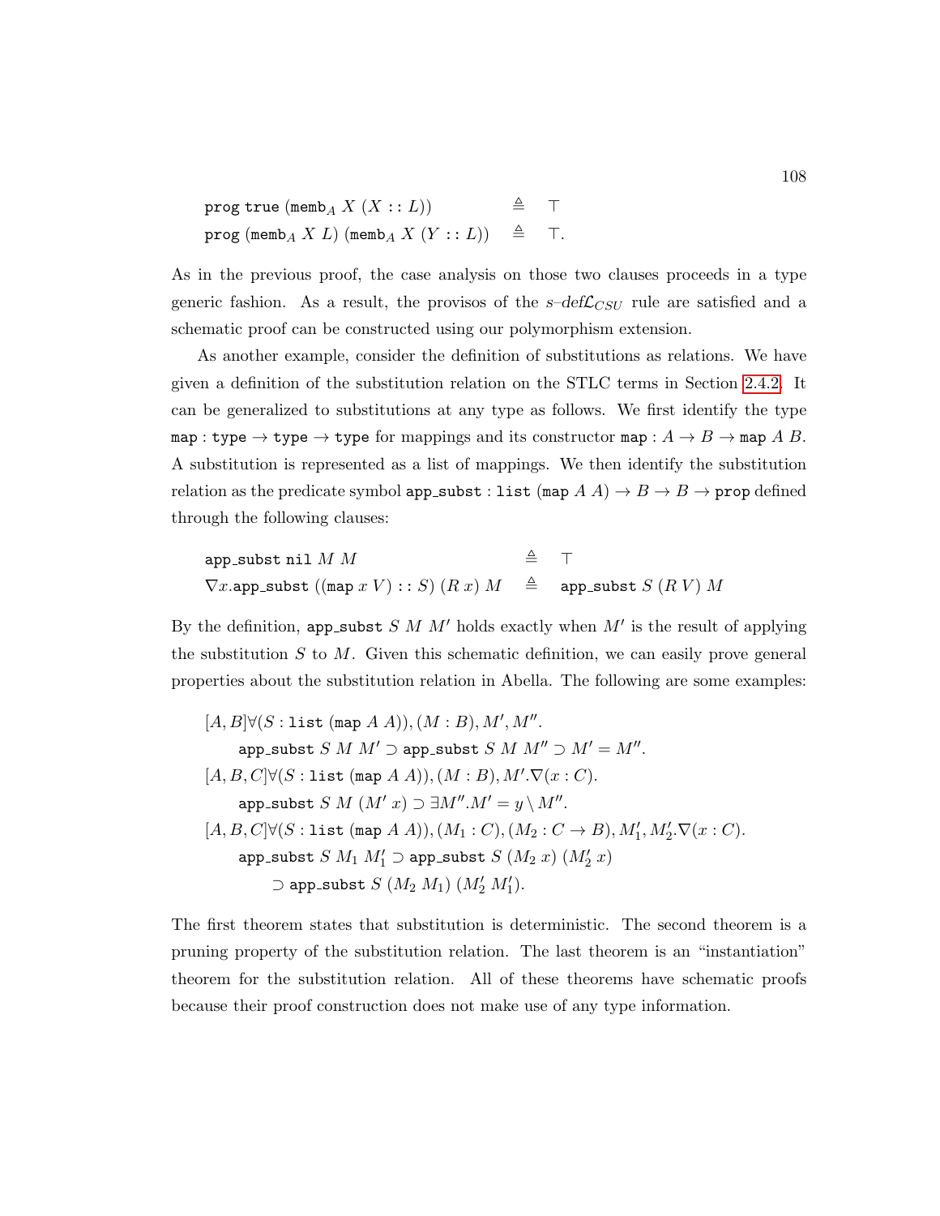$$\begin{array}{lcl}
\texttt{prog true } (\texttt{memb}_A\ X\ (X :: L)) & \triangleq & \top \\
\texttt{prog } (\texttt{memb}_A\ X\ L)\ (\texttt{memb}_A\ X\ (Y :: L)) & \triangleq & \top.
\end{array}$$

As in the previous proof, the case analysis on those two clauses proceeds in a type generic fashion. As a result, the provisos of the *s–def*$\mathcal{L}_{CSU}$ rule are satisfied and a schematic proof can be constructed using our polymorphism extension.

As another example, consider the definition of substitutions as relations. We have given a definition of the substitution relation on the STLC terms in Section 2.4.2. It can be generalized to substitutions at any type as follows. We first identify the type $\texttt{map} : \texttt{type} \to \texttt{type} \to \texttt{type}$ for mappings and its constructor $\texttt{map} : A \to B \to \texttt{map}\ A\ B$. A substitution is represented as a list of mappings. We then identify the substitution relation as the predicate symbol $\texttt{app\_subst} : \texttt{list}\ (\texttt{map}\ A\ A) \to B \to B \to \texttt{prop}$ defined through the following clauses:

$$\begin{array}{lcl}
\texttt{app\_subst nil } M\ M & \triangleq & \top \\
\nabla x.\texttt{app\_subst } ((\texttt{map } x\ V) :: S)\ (R\ x)\ M & \triangleq & \texttt{app\_subst } S\ (R\ V)\ M
\end{array}$$

By the definition, $\texttt{app\_subst}\ S\ M\ M'$ holds exactly when $M'$ is the result of applying the substitution $S$ to $M$. Given this schematic definition, we can easily prove general properties about the substitution relation in Abella. The following are some examples:

$$\begin{array}{l}
[A,B]\forall (S : \texttt{list}\ (\texttt{map}\ A\ A)), (M : B), M', M''. \\
\qquad \texttt{app\_subst}\ S\ M\ M' \supset \texttt{app\_subst}\ S\ M\ M'' \supset M' = M''. \\
[A,B,C]\forall (S : \texttt{list}\ (\texttt{map}\ A\ A)), (M : B), M'.\nabla (x : C). \\
\qquad \texttt{app\_subst}\ S\ M\ (M'\ x) \supset \exists M''. M' = y \setminus M''. \\
[A,B,C]\forall (S : \texttt{list}\ (\texttt{map}\ A\ A)), (M_1 : C), (M_2 : C \to B), M_1', M_2'.\nabla (x : C). \\
\qquad \texttt{app\_subst}\ S\ M_1\ M_1' \supset \texttt{app\_subst}\ S\ (M_2\ x)\ (M_2'\ x) \\
\qquad\qquad \supset \texttt{app\_subst}\ S\ (M_2\ M_1)\ (M_2'\ M_1').
\end{array}$$

The first theorem states that substitution is deterministic. The second theorem is a pruning property of the substitution relation. The last theorem is an "instantiation" theorem for the substitution relation. All of these theorems have schematic proofs because their proof construction does not make use of any type information.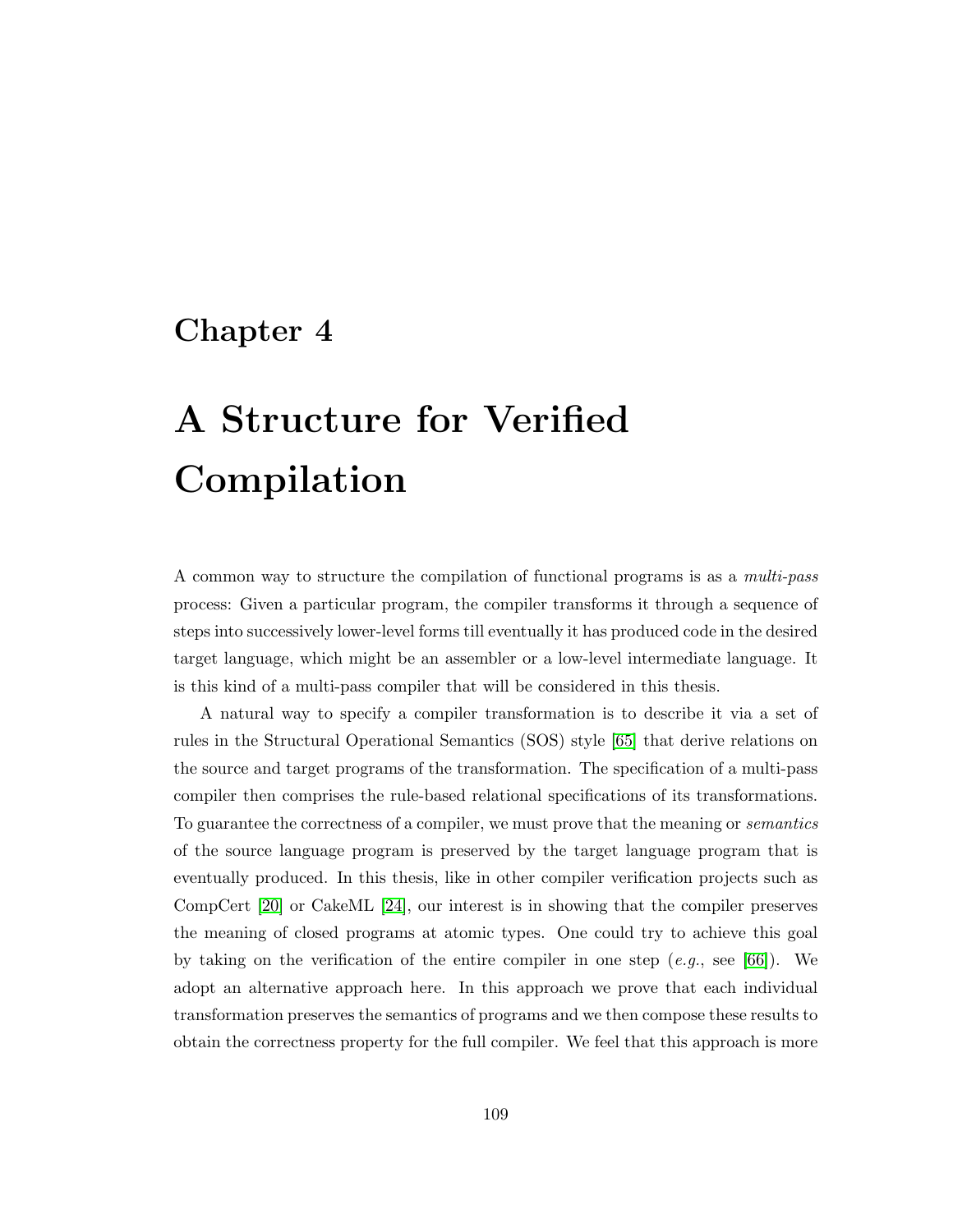# Chapter 4

# A Structure for Verified Compilation

A common way to structure the compilation of functional programs is as a *multi-pass* process: Given a particular program, the compiler transforms it through a sequence of steps into successively lower-level forms till eventually it has produced code in the desired target language, which might be an assembler or a low-level intermediate language. It is this kind of a multi-pass compiler that will be considered in this thesis.

A natural way to specify a compiler transformation is to describe it via a set of rules in the Structural Operational Semantics (SOS) style [65] that derive relations on the source and target programs of the transformation. The specification of a multi-pass compiler then comprises the rule-based relational specifications of its transformations. To guarantee the correctness of a compiler, we must prove that the meaning or *semantics* of the source language program is preserved by the target language program that is eventually produced. In this thesis, like in other compiler verification projects such as CompCert [20] or CakeML [24], our interest is in showing that the compiler preserves the meaning of closed programs at atomic types. One could try to achieve this goal by taking on the verification of the entire compiler in one step (*e.g.*, see [66]). We adopt an alternative approach here. In this approach we prove that each individual transformation preserves the semantics of programs and we then compose these results to obtain the correctness property for the full compiler. We feel that this approach is more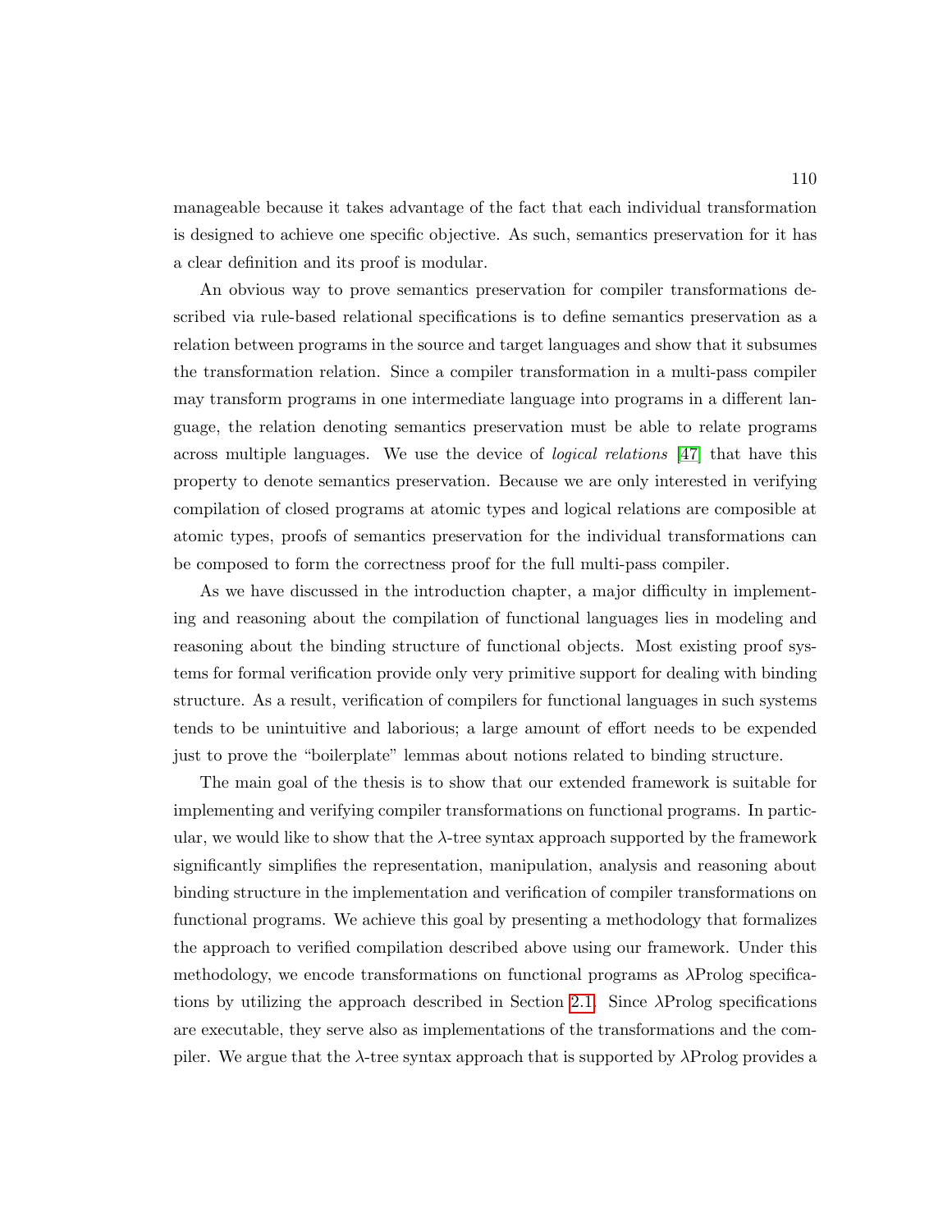manageable because it takes advantage of the fact that each individual transformation is designed to achieve one specific objective. As such, semantics preservation for it has a clear definition and its proof is modular.

An obvious way to prove semantics preservation for compiler transformations described via rule-based relational specifications is to define semantics preservation as a relation between programs in the source and target languages and show that it subsumes the transformation relation. Since a compiler transformation in a multi-pass compiler may transform programs in one intermediate language into programs in a different language, the relation denoting semantics preservation must be able to relate programs across multiple languages. We use the device of *logical relations* [47] that have this property to denote semantics preservation. Because we are only interested in verifying compilation of closed programs at atomic types and logical relations are composible at atomic types, proofs of semantics preservation for the individual transformations can be composed to form the correctness proof for the full multi-pass compiler.

As we have discussed in the introduction chapter, a major difficulty in implementing and reasoning about the compilation of functional languages lies in modeling and reasoning about the binding structure of functional objects. Most existing proof systems for formal verification provide only very primitive support for dealing with binding structure. As a result, verification of compilers for functional languages in such systems tends to be unintuitive and laborious; a large amount of effort needs to be expended just to prove the "boilerplate" lemmas about notions related to binding structure.

The main goal of the thesis is to show that our extended framework is suitable for implementing and verifying compiler transformations on functional programs. In particular, we would like to show that the $\lambda$-tree syntax approach supported by the framework significantly simplifies the representation, manipulation, analysis and reasoning about binding structure in the implementation and verification of compiler transformations on functional programs. We achieve this goal by presenting a methodology that formalizes the approach to verified compilation described above using our framework. Under this methodology, we encode transformations on functional programs as $\lambda$Prolog specifications by utilizing the approach described in Section 2.1. Since $\lambda$Prolog specifications are executable, they serve also as implementations of the transformations and the compiler. We argue that the $\lambda$-tree syntax approach that is supported by $\lambda$Prolog provides a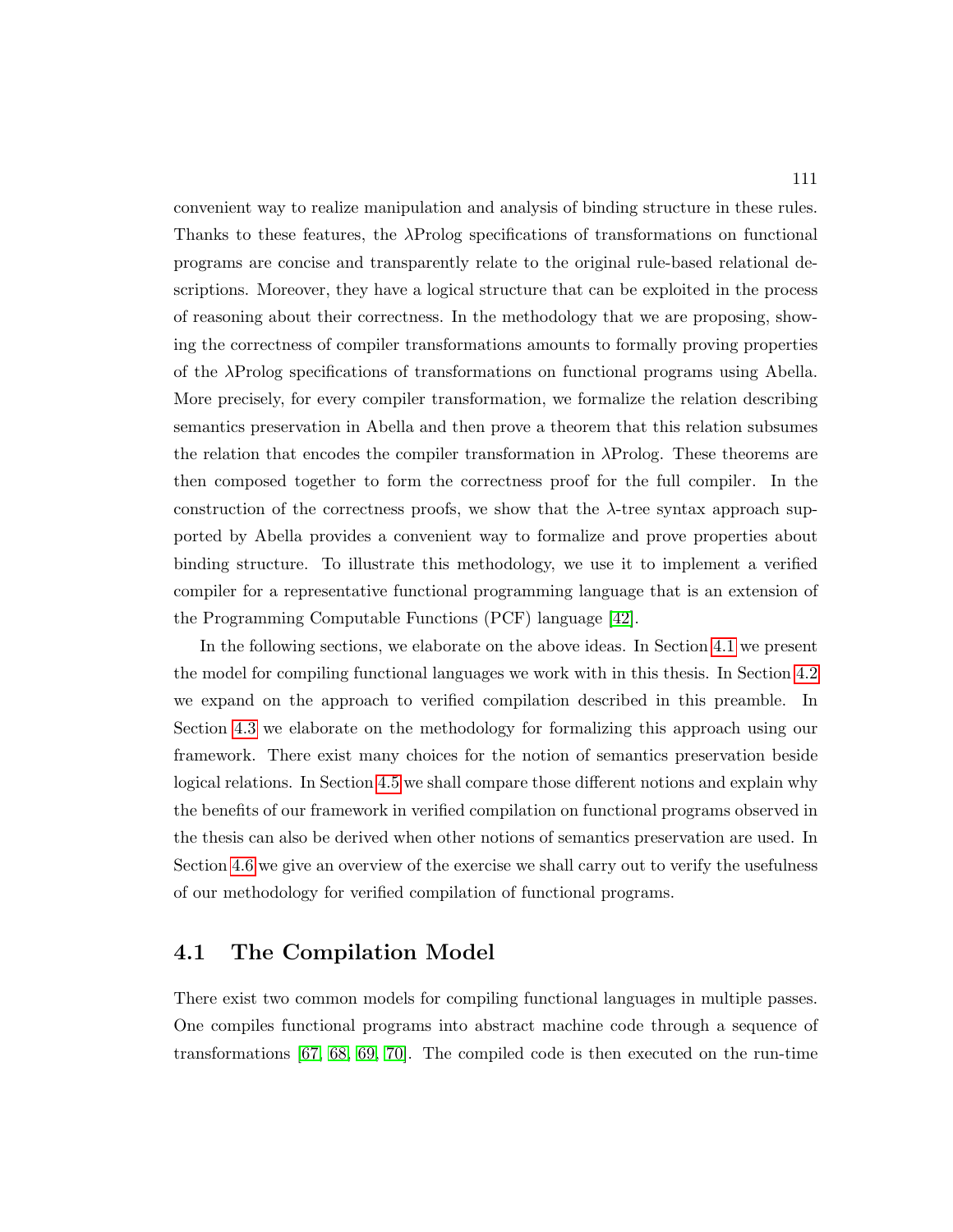convenient way to realize manipulation and analysis of binding structure in these rules. Thanks to these features, the λProlog specifications of transformations on functional programs are concise and transparently relate to the original rule-based relational descriptions. Moreover, they have a logical structure that can be exploited in the process of reasoning about their correctness. In the methodology that we are proposing, showing the correctness of compiler transformations amounts to formally proving properties of the λProlog specifications of transformations on functional programs using Abella. More precisely, for every compiler transformation, we formalize the relation describing semantics preservation in Abella and then prove a theorem that this relation subsumes the relation that encodes the compiler transformation in λProlog. These theorems are then composed together to form the correctness proof for the full compiler. In the construction of the correctness proofs, we show that the λ-tree syntax approach supported by Abella provides a convenient way to formalize and prove properties about binding structure. To illustrate this methodology, we use it to implement a verified compiler for a representative functional programming language that is an extension of the Programming Computable Functions (PCF) language [42].

In the following sections, we elaborate on the above ideas. In Section 4.1 we present the model for compiling functional languages we work with in this thesis. In Section 4.2 we expand on the approach to verified compilation described in this preamble. In Section 4.3 we elaborate on the methodology for formalizing this approach using our framework. There exist many choices for the notion of semantics preservation beside logical relations. In Section 4.5 we shall compare those different notions and explain why the benefits of our framework in verified compilation on functional programs observed in the thesis can also be derived when other notions of semantics preservation are used. In Section 4.6 we give an overview of the exercise we shall carry out to verify the usefulness of our methodology for verified compilation of functional programs.

## 4.1 The Compilation Model

There exist two common models for compiling functional languages in multiple passes. One compiles functional programs into abstract machine code through a sequence of transformations [67, 68, 69, 70]. The compiled code is then executed on the run-time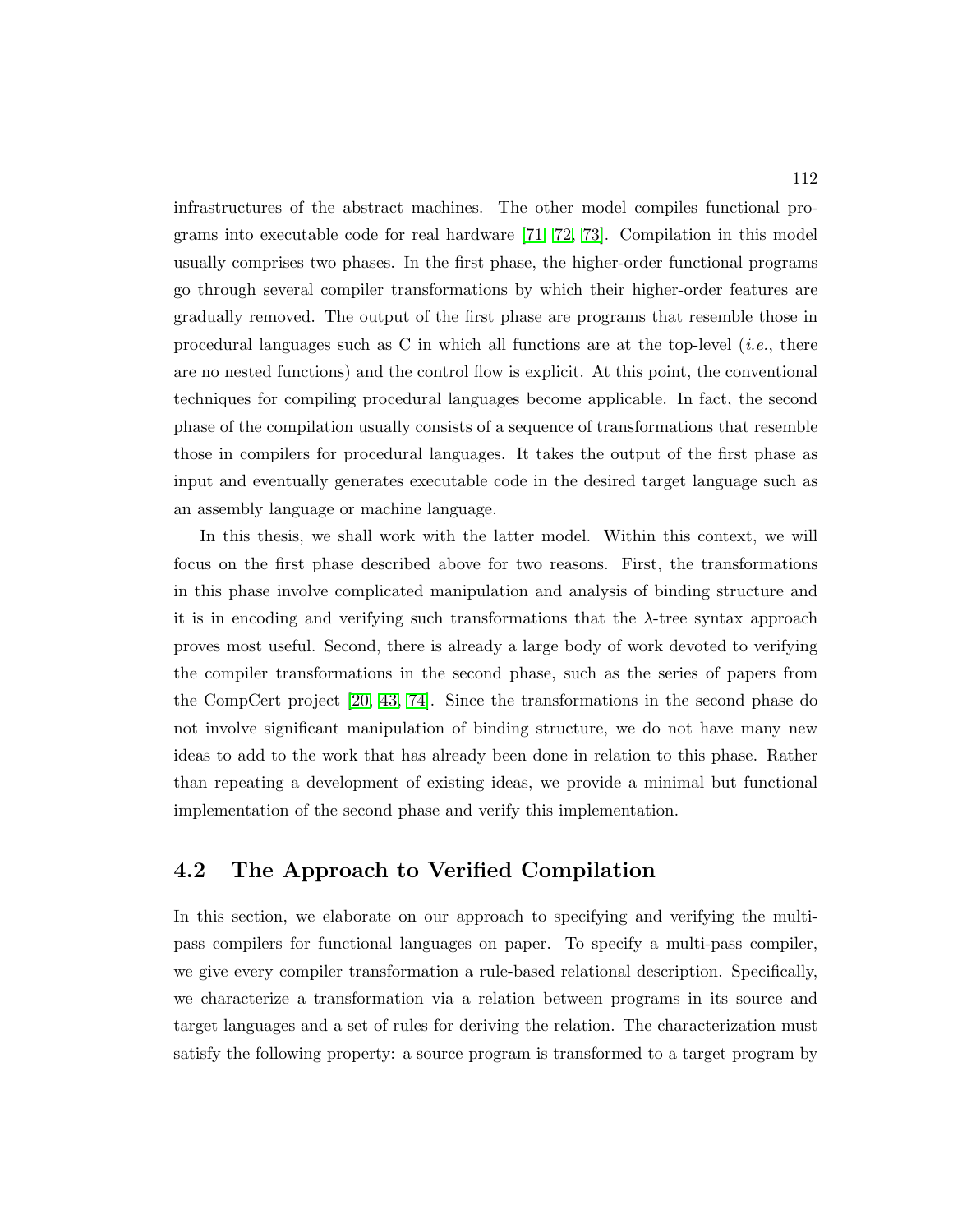infrastructures of the abstract machines. The other model compiles functional programs into executable code for real hardware [71, 72, 73]. Compilation in this model usually comprises two phases. In the first phase, the higher-order functional programs go through several compiler transformations by which their higher-order features are gradually removed. The output of the first phase are programs that resemble those in procedural languages such as C in which all functions are at the top-level (*i.e.*, there are no nested functions) and the control flow is explicit. At this point, the conventional techniques for compiling procedural languages become applicable. In fact, the second phase of the compilation usually consists of a sequence of transformations that resemble those in compilers for procedural languages. It takes the output of the first phase as input and eventually generates executable code in the desired target language such as an assembly language or machine language.

In this thesis, we shall work with the latter model. Within this context, we will focus on the first phase described above for two reasons. First, the transformations in this phase involve complicated manipulation and analysis of binding structure and it is in encoding and verifying such transformations that the $\lambda$-tree syntax approach proves most useful. Second, there is already a large body of work devoted to verifying the compiler transformations in the second phase, such as the series of papers from the CompCert project [20, 43, 74]. Since the transformations in the second phase do not involve significant manipulation of binding structure, we do not have many new ideas to add to the work that has already been done in relation to this phase. Rather than repeating a development of existing ideas, we provide a minimal but functional implementation of the second phase and verify this implementation.

## 4.2 The Approach to Verified Compilation

In this section, we elaborate on our approach to specifying and verifying the multi-pass compilers for functional languages on paper. To specify a multi-pass compiler, we give every compiler transformation a rule-based relational description. Specifically, we characterize a transformation via a relation between programs in its source and target languages and a set of rules for deriving the relation. The characterization must satisfy the following property: a source program is transformed to a target program by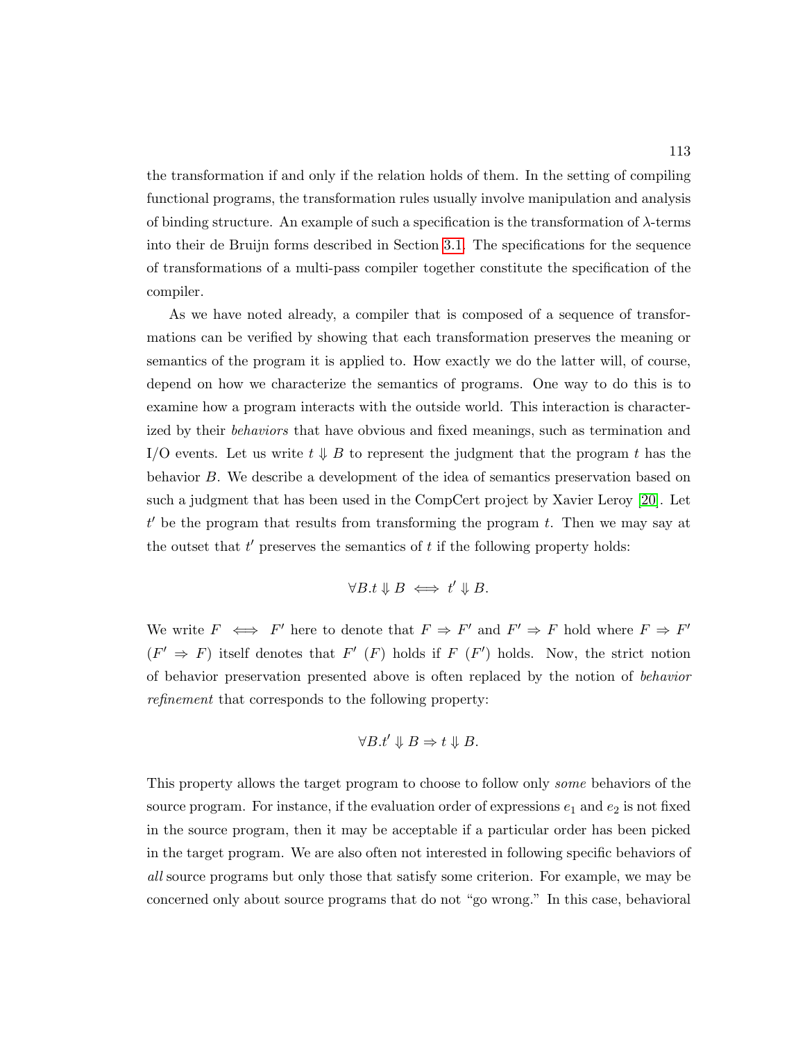the transformation if and only if the relation holds of them. In the setting of compiling functional programs, the transformation rules usually involve manipulation and analysis of binding structure. An example of such a specification is the transformation of $\lambda$-terms into their de Bruijn forms described in Section 3.1. The specifications for the sequence of transformations of a multi-pass compiler together constitute the specification of the compiler.

As we have noted already, a compiler that is composed of a sequence of transformations can be verified by showing that each transformation preserves the meaning or semantics of the program it is applied to. How exactly we do the latter will, of course, depend on how we characterize the semantics of programs. One way to do this is to examine how a program interacts with the outside world. This interaction is characterized by their *behaviors* that have obvious and fixed meanings, such as termination and I/O events. Let us write $t \Downarrow B$ to represent the judgment that the program $t$ has the behavior $B$. We describe a development of the idea of semantics preservation based on such a judgment that has been used in the CompCert project by Xavier Leroy [20]. Let $t'$ be the program that results from transforming the program $t$. Then we may say at the outset that $t'$ preserves the semantics of $t$ if the following property holds:

$$\forall B.t \Downarrow B \iff t' \Downarrow B.$$

We write $F \iff F'$ here to denote that $F \Rightarrow F'$ and $F' \Rightarrow F$ hold where $F \Rightarrow F'$ ($F' \Rightarrow F$) itself denotes that $F'$ ($F$) holds if $F$ ($F'$) holds. Now, the strict notion of behavior preservation presented above is often replaced by the notion of *behavior refinement* that corresponds to the following property:

$$\forall B.t' \Downarrow B \Rightarrow t \Downarrow B.$$

This property allows the target program to choose to follow only *some* behaviors of the source program. For instance, if the evaluation order of expressions $e_1$ and $e_2$ is not fixed in the source program, then it may be acceptable if a particular order has been picked in the target program. We are also often not interested in following specific behaviors of *all* source programs but only those that satisfy some criterion. For example, we may be concerned only about source programs that do not "go wrong." In this case, behavioral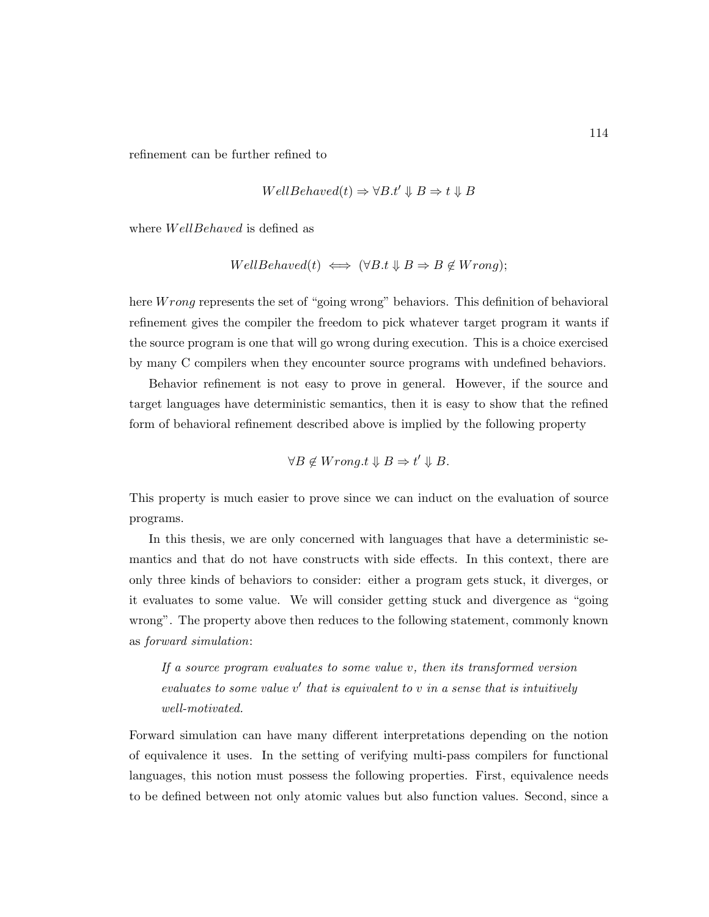refinement can be further refined to

$$WellBehaved(t) \Rightarrow \forall B.t' \Downarrow B \Rightarrow t \Downarrow B$$

where $WellBehaved$ is defined as

$$WellBehaved(t) \iff (\forall B.t \Downarrow B \Rightarrow B \notin Wrong);$$

here $Wrong$ represents the set of "going wrong" behaviors. This definition of behavioral refinement gives the compiler the freedom to pick whatever target program it wants if the source program is one that will go wrong during execution. This is a choice exercised by many C compilers when they encounter source programs with undefined behaviors.

Behavior refinement is not easy to prove in general. However, if the source and target languages have deterministic semantics, then it is easy to show that the refined form of behavioral refinement described above is implied by the following property

$$\forall B \notin Wrong.t \Downarrow B \Rightarrow t' \Downarrow B.$$

This property is much easier to prove since we can induct on the evaluation of source programs.

In this thesis, we are only concerned with languages that have a deterministic semantics and that do not have constructs with side effects. In this context, there are only three kinds of behaviors to consider: either a program gets stuck, it diverges, or it evaluates to some value. We will consider getting stuck and divergence as "going wrong". The property above then reduces to the following statement, commonly known as *forward simulation*:

> *If a source program evaluates to some value v, then its transformed version evaluates to some value v′ that is equivalent to v in a sense that is intuitively well-motivated.*

Forward simulation can have many different interpretations depending on the notion of equivalence it uses. In the setting of verifying multi-pass compilers for functional languages, this notion must possess the following properties. First, equivalence needs to be defined between not only atomic values but also function values. Second, since a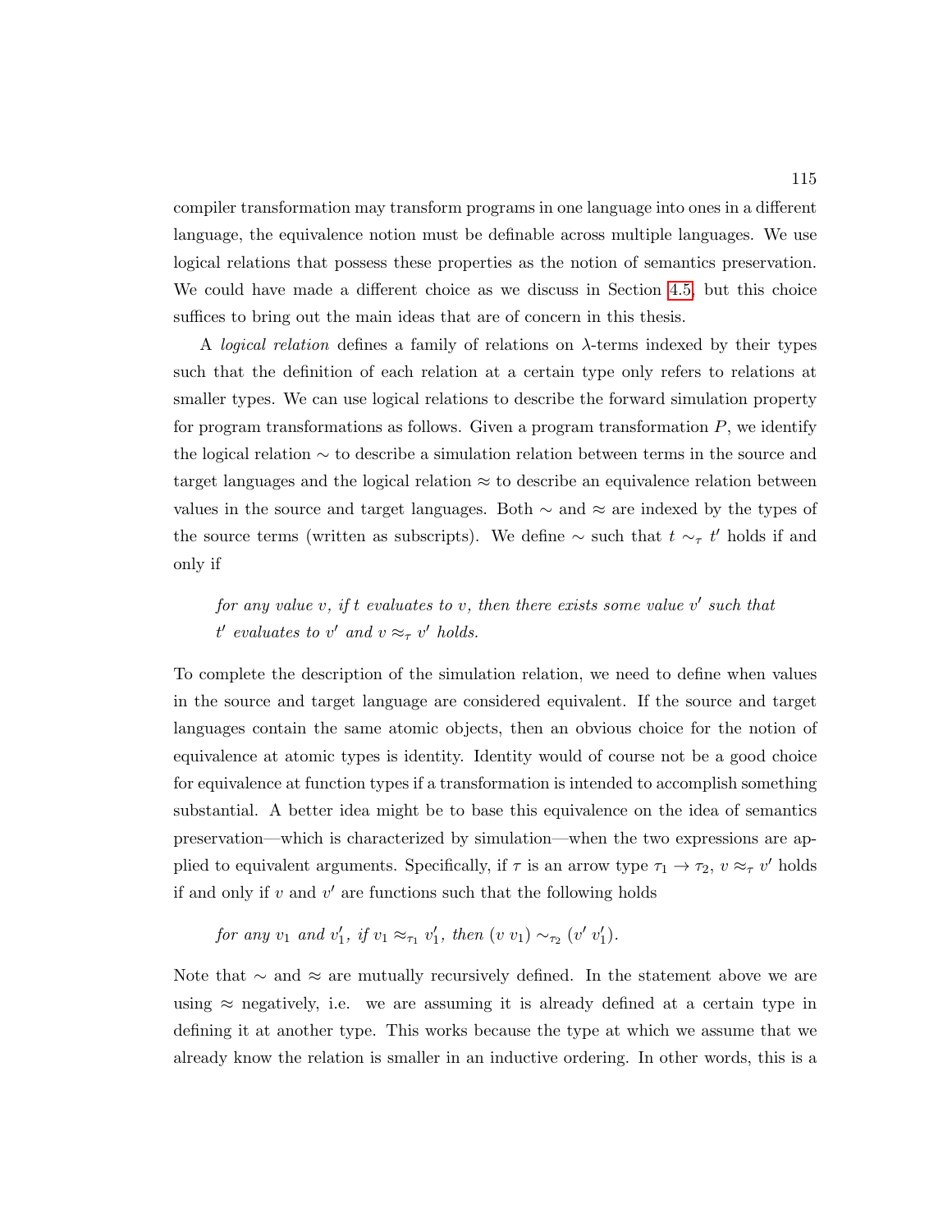compiler transformation may transform programs in one language into ones in a different language, the equivalence notion must be definable across multiple languages. We use logical relations that possess these properties as the notion of semantics preservation. We could have made a different choice as we discuss in Section 4.5, but this choice suffices to bring out the main ideas that are of concern in this thesis.

A *logical relation* defines a family of relations on $\lambda$-terms indexed by their types such that the definition of each relation at a certain type only refers to relations at smaller types. We can use logical relations to describe the forward simulation property for program transformations as follows. Given a program transformation $P$, we identify the logical relation $\sim$ to describe a simulation relation between terms in the source and target languages and the logical relation $\approx$ to describe an equivalence relation between values in the source and target languages. Both $\sim$ and $\approx$ are indexed by the types of the source terms (written as subscripts). We define $\sim$ such that $t \sim_\tau t'$ holds if and only if

> *for any value $v$, if $t$ evaluates to $v$, then there exists some value $v'$ such that $t'$ evaluates to $v'$ and $v \approx_\tau v'$ holds.*

To complete the description of the simulation relation, we need to define when values in the source and target language are considered equivalent. If the source and target languages contain the same atomic objects, then an obvious choice for the notion of equivalence at atomic types is identity. Identity would of course not be a good choice for equivalence at function types if a transformation is intended to accomplish something substantial. A better idea might be to base this equivalence on the idea of semantics preservation—which is characterized by simulation—when the two expressions are applied to equivalent arguments. Specifically, if $\tau$ is an arrow type $\tau_1 \to \tau_2$, $v \approx_\tau v'$ holds if and only if $v$ and $v'$ are functions such that the following holds

> *for any $v_1$ and $v'_1$, if $v_1 \approx_{\tau_1} v'_1$, then $(v\ v_1) \sim_{\tau_2} (v'\ v'_1)$.*

Note that $\sim$ and $\approx$ are mutually recursively defined. In the statement above we are using $\approx$ negatively, i.e. we are assuming it is already defined at a certain type in defining it at another type. This works because the type at which we assume that we already know the relation is smaller in an inductive ordering. In other words, this is a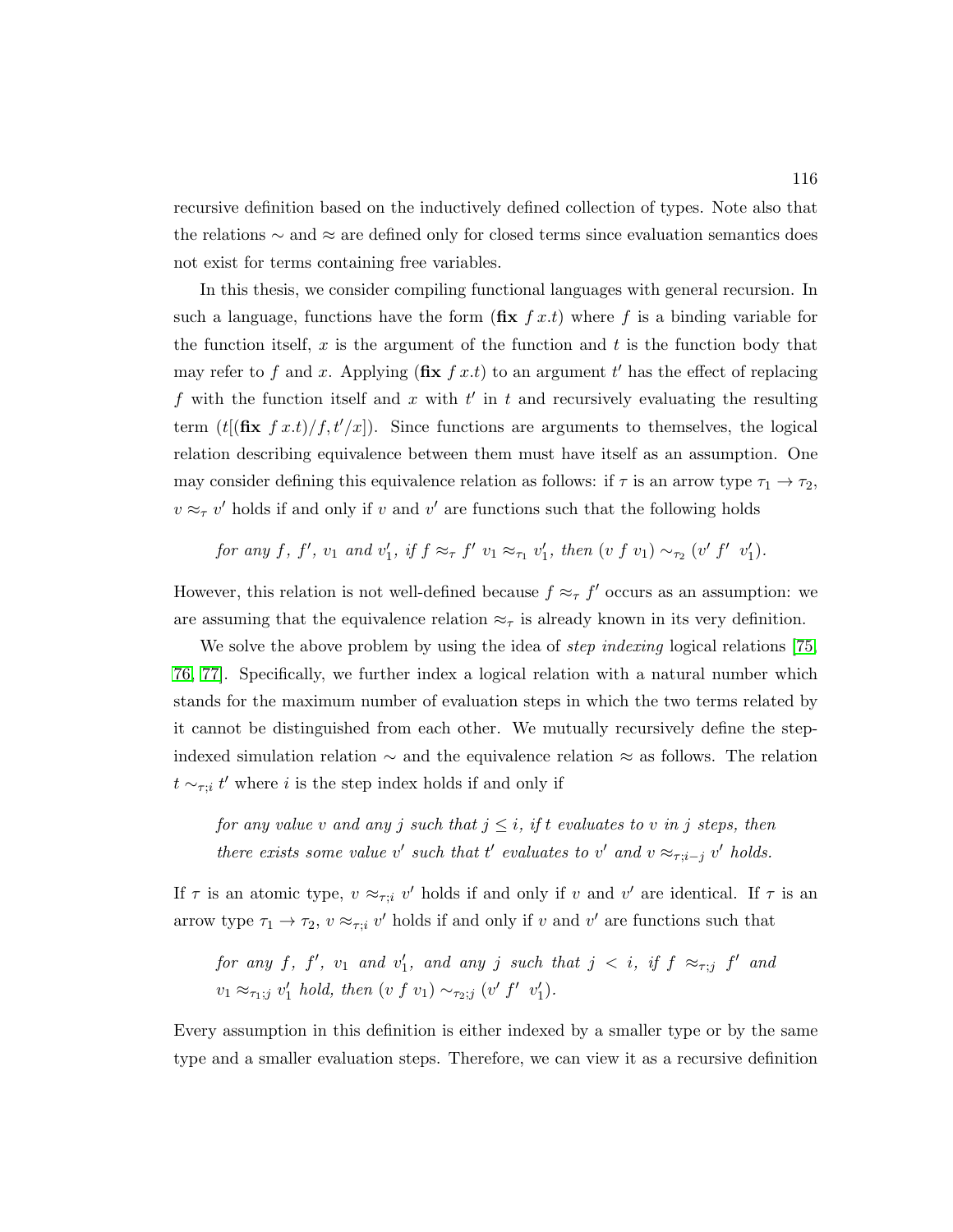recursive definition based on the inductively defined collection of types. Note also that the relations $\sim$ and $\approx$ are defined only for closed terms since evaluation semantics does not exist for terms containing free variables.

In this thesis, we consider compiling functional languages with general recursion. In such a language, functions have the form $(\mathbf{fix}\ f\,x.t)$ where $f$ is a binding variable for the function itself, $x$ is the argument of the function and $t$ is the function body that may refer to $f$ and $x$. Applying $(\mathbf{fix}\ f\,x.t)$ to an argument $t'$ has the effect of replacing $f$ with the function itself and $x$ with $t'$ in $t$ and recursively evaluating the resulting term $(t[(\mathbf{fix}\ f\,x.t)/f, t'/x])$. Since functions are arguments to themselves, the logical relation describing equivalence between them must have itself as an assumption. One may consider defining this equivalence relation as follows: if $\tau$ is an arrow type $\tau_1 \to \tau_2$, $v \approx_\tau v'$ holds if and only if $v$ and $v'$ are functions such that the following holds

> *for any $f$, $f'$, $v_1$ and $v_1'$, if $f \approx_\tau f'$ $v_1 \approx_{\tau_1} v_1'$, then $(v\ f\ v_1) \sim_{\tau_2} (v'\ f'\ \ v_1')$.*

However, this relation is not well-defined because $f \approx_\tau f'$ occurs as an assumption: we are assuming that the equivalence relation $\approx_\tau$ is already known in its very definition.

We solve the above problem by using the idea of *step indexing* logical relations [75, 76, 77]. Specifically, we further index a logical relation with a natural number which stands for the maximum number of evaluation steps in which the two terms related by it cannot be distinguished from each other. We mutually recursively define the step-indexed simulation relation $\sim$ and the equivalence relation $\approx$ as follows. The relation $t \sim_{\tau;i} t'$ where $i$ is the step index holds if and only if

> *for any value $v$ and any $j$ such that $j \leq i$, if $t$ evaluates to $v$ in $j$ steps, then there exists some value $v'$ such that $t'$ evaluates to $v'$ and $v \approx_{\tau;i-j} v'$ holds.*

If $\tau$ is an atomic type, $v \approx_{\tau;i} v'$ holds if and only if $v$ and $v'$ are identical. If $\tau$ is an arrow type $\tau_1 \to \tau_2$, $v \approx_{\tau;i} v'$ holds if and only if $v$ and $v'$ are functions such that

> *for any $f$, $f'$, $v_1$ and $v_1'$, and any $j$ such that $j < i$, if $f \approx_{\tau;j} f'$ and $v_1 \approx_{\tau_1;j} v_1'$ hold, then $(v\ f\ v_1) \sim_{\tau_2;j} (v'\ f'\ \ v_1')$.*

Every assumption in this definition is either indexed by a smaller type or by the same type and a smaller evaluation steps. Therefore, we can view it as a recursive definition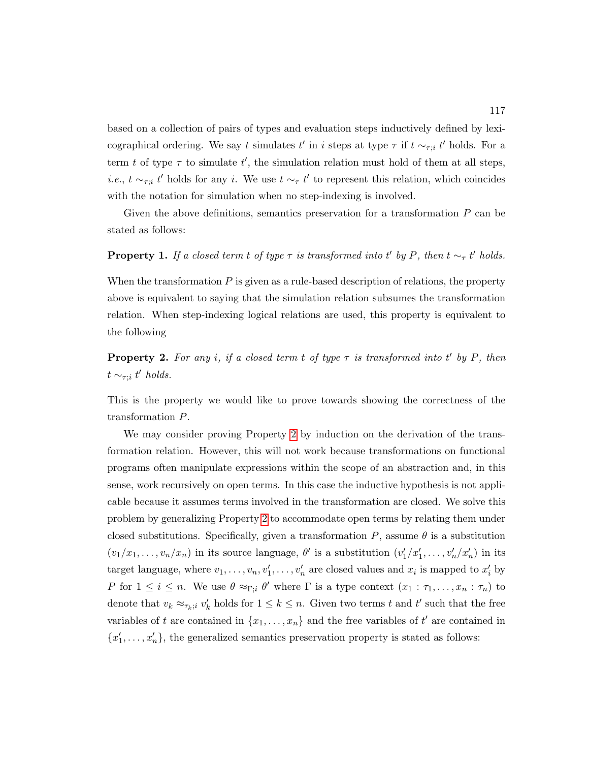based on a collection of pairs of types and evaluation steps inductively defined by lexicographical ordering. We say $t$ simulates $t'$ in $i$ steps at type $\tau$ if $t \sim_{\tau;i} t'$ holds. For a term $t$ of type $\tau$ to simulate $t'$, the simulation relation must hold of them at all steps, *i.e.*, $t \sim_{\tau;i} t'$ holds for any $i$. We use $t \sim_{\tau} t'$ to represent this relation, which coincides with the notation for simulation when no step-indexing is involved.

Given the above definitions, semantics preservation for a transformation $P$ can be stated as follows:

**Property 1.** *If a closed term $t$ of type $\tau$ is transformed into $t'$ by $P$, then $t \sim_{\tau} t'$ holds.*

When the transformation $P$ is given as a rule-based description of relations, the property above is equivalent to saying that the simulation relation subsumes the transformation relation. When step-indexing logical relations are used, this property is equivalent to the following

**Property 2.** *For any $i$, if a closed term $t$ of type $\tau$ is transformed into $t'$ by $P$, then $t \sim_{\tau;i} t'$ holds.*

This is the property we would like to prove towards showing the correctness of the transformation $P$.

We may consider proving Property 2 by induction on the derivation of the transformation relation. However, this will not work because transformations on functional programs often manipulate expressions within the scope of an abstraction and, in this sense, work recursively on open terms. In this case the inductive hypothesis is not applicable because it assumes terms involved in the transformation are closed. We solve this problem by generalizing Property 2 to accommodate open terms by relating them under closed substitutions. Specifically, given a transformation $P$, assume $\theta$ is a substitution $(v_1/x_1, \ldots, v_n/x_n)$ in its source language, $\theta'$ is a substitution $(v'_1/x'_1, \ldots, v'_n/x'_n)$ in its target language, where $v_1, \ldots, v_n, v'_1, \ldots, v'_n$ are closed values and $x_i$ is mapped to $x'_i$ by $P$ for $1 \leq i \leq n$. We use $\theta \approx_{\Gamma;i} \theta'$ where $\Gamma$ is a type context $(x_1 : \tau_1, \ldots, x_n : \tau_n)$ to denote that $v_k \approx_{\tau_k;i} v'_k$ holds for $1 \leq k \leq n$. Given two terms $t$ and $t'$ such that the free variables of $t$ are contained in $\{x_1, \ldots, x_n\}$ and the free variables of $t'$ are contained in $\{x'_1, \ldots, x'_n\}$, the generalized semantics preservation property is stated as follows: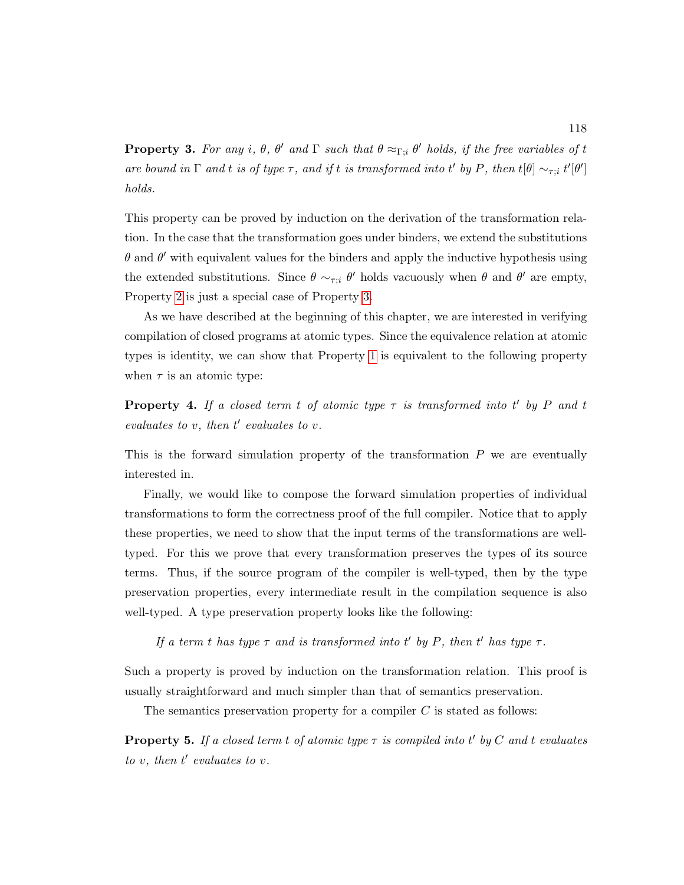**Property 3.** *For any $i$, $\theta$, $\theta'$ and $\Gamma$ such that $\theta \approx_{\Gamma;i} \theta'$ holds, if the free variables of $t$ are bound in $\Gamma$ and $t$ is of type $\tau$, and if $t$ is transformed into $t'$ by $P$, then $t[\theta] \sim_{\tau;i} t'[\theta']$ holds.*

This property can be proved by induction on the derivation of the transformation relation. In the case that the transformation goes under binders, we extend the substitutions $\theta$ and $\theta'$ with equivalent values for the binders and apply the inductive hypothesis using the extended substitutions. Since $\theta \sim_{\tau;i} \theta'$ holds vacuously when $\theta$ and $\theta'$ are empty, Property 2 is just a special case of Property 3.

As we have described at the beginning of this chapter, we are interested in verifying compilation of closed programs at atomic types. Since the equivalence relation at atomic types is identity, we can show that Property 1 is equivalent to the following property when $\tau$ is an atomic type:

**Property 4.** *If a closed term $t$ of atomic type $\tau$ is transformed into $t'$ by $P$ and $t$ evaluates to $v$, then $t'$ evaluates to $v$.*

This is the forward simulation property of the transformation $P$ we are eventually interested in.

Finally, we would like to compose the forward simulation properties of individual transformations to form the correctness proof of the full compiler. Notice that to apply these properties, we need to show that the input terms of the transformations are well-typed. For this we prove that every transformation preserves the types of its source terms. Thus, if the source program of the compiler is well-typed, then by the type preservation properties, every intermediate result in the compilation sequence is also well-typed. A type preservation property looks like the following:

> *If a term $t$ has type $\tau$ and is transformed into $t'$ by $P$, then $t'$ has type $\tau$.*

Such a property is proved by induction on the transformation relation. This proof is usually straightforward and much simpler than that of semantics preservation.

The semantics preservation property for a compiler $C$ is stated as follows:

**Property 5.** *If a closed term $t$ of atomic type $\tau$ is compiled into $t'$ by $C$ and $t$ evaluates to $v$, then $t'$ evaluates to $v$.*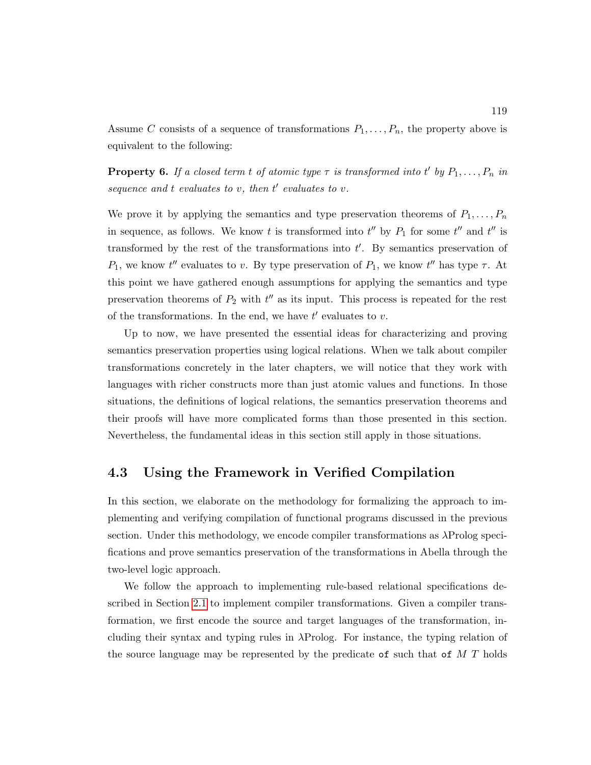Assume $C$ consists of a sequence of transformations $P_1, \ldots, P_n$, the property above is equivalent to the following:

**Property 6.** *If a closed term $t$ of atomic type $\tau$ is transformed into $t'$ by $P_1, \ldots, P_n$ in sequence and $t$ evaluates to $v$, then $t'$ evaluates to $v$.*

We prove it by applying the semantics and type preservation theorems of $P_1, \ldots, P_n$ in sequence, as follows. We know $t$ is transformed into $t''$ by $P_1$ for some $t''$ and $t''$ is transformed by the rest of the transformations into $t'$. By semantics preservation of $P_1$, we know $t''$ evaluates to $v$. By type preservation of $P_1$, we know $t''$ has type $\tau$. At this point we have gathered enough assumptions for applying the semantics and type preservation theorems of $P_2$ with $t''$ as its input. This process is repeated for the rest of the transformations. In the end, we have $t'$ evaluates to $v$.

Up to now, we have presented the essential ideas for characterizing and proving semantics preservation properties using logical relations. When we talk about compiler transformations concretely in the later chapters, we will notice that they work with languages with richer constructs more than just atomic values and functions. In those situations, the definitions of logical relations, the semantics preservation theorems and their proofs will have more complicated forms than those presented in this section. Nevertheless, the fundamental ideas in this section still apply in those situations.

## 4.3 Using the Framework in Verified Compilation

In this section, we elaborate on the methodology for formalizing the approach to implementing and verifying compilation of functional programs discussed in the previous section. Under this methodology, we encode compiler transformations as λProlog specifications and prove semantics preservation of the transformations in Abella through the two-level logic approach.

We follow the approach to implementing rule-based relational specifications described in Section 2.1 to implement compiler transformations. Given a compiler transformation, we first encode the source and target languages of the transformation, including their syntax and typing rules in λProlog. For instance, the typing relation of the source language may be represented by the predicate `of` such that `of` $M$ $T$ holds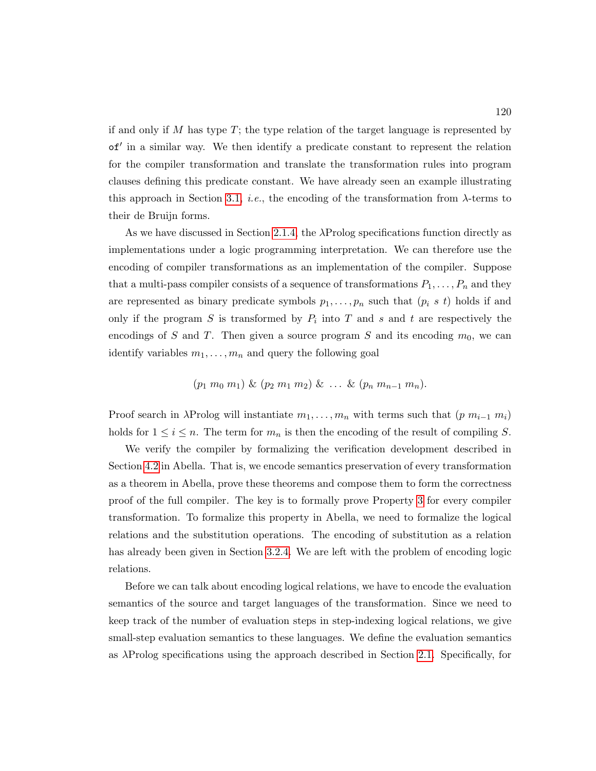if and only if $M$ has type $T$; the type relation of the target language is represented by `of'` in a similar way. We then identify a predicate constant to represent the relation for the compiler transformation and translate the transformation rules into program clauses defining this predicate constant. We have already seen an example illustrating this approach in Section 3.1, *i.e.*, the encoding of the transformation from $\lambda$-terms to their de Bruijn forms.

As we have discussed in Section 2.1.4, the $\lambda$Prolog specifications function directly as implementations under a logic programming interpretation. We can therefore use the encoding of compiler transformations as an implementation of the compiler. Suppose that a multi-pass compiler consists of a sequence of transformations $P_1, \ldots, P_n$ and they are represented as binary predicate symbols $p_1, \ldots, p_n$ such that $(p_i\ s\ t)$ holds if and only if the program $S$ is transformed by $P_i$ into $T$ and $s$ and $t$ are respectively the encodings of $S$ and $T$. Then given a source program $S$ and its encoding $m_0$, we can identify variables $m_1, \ldots, m_n$ and query the following goal

$$(p_1\ m_0\ m_1)\ \&\ (p_2\ m_1\ m_2)\ \&\ \ldots\ \&\ (p_n\ m_{n-1}\ m_n).$$

Proof search in $\lambda$Prolog will instantiate $m_1, \ldots, m_n$ with terms such that $(p\ m_{i-1}\ m_i)$ holds for $1 \leq i \leq n$. The term for $m_n$ is then the encoding of the result of compiling $S$.

We verify the compiler by formalizing the verification development described in Section 4.2 in Abella. That is, we encode semantics preservation of every transformation as a theorem in Abella, prove these theorems and compose them to form the correctness proof of the full compiler. The key is to formally prove Property 3 for every compiler transformation. To formalize this property in Abella, we need to formalize the logical relations and the substitution operations. The encoding of substitution as a relation has already been given in Section 3.2.4. We are left with the problem of encoding logic relations.

Before we can talk about encoding logical relations, we have to encode the evaluation semantics of the source and target languages of the transformation. Since we need to keep track of the number of evaluation steps in step-indexing logical relations, we give small-step evaluation semantics to these languages. We define the evaluation semantics as $\lambda$Prolog specifications using the approach described in Section 2.1. Specifically, for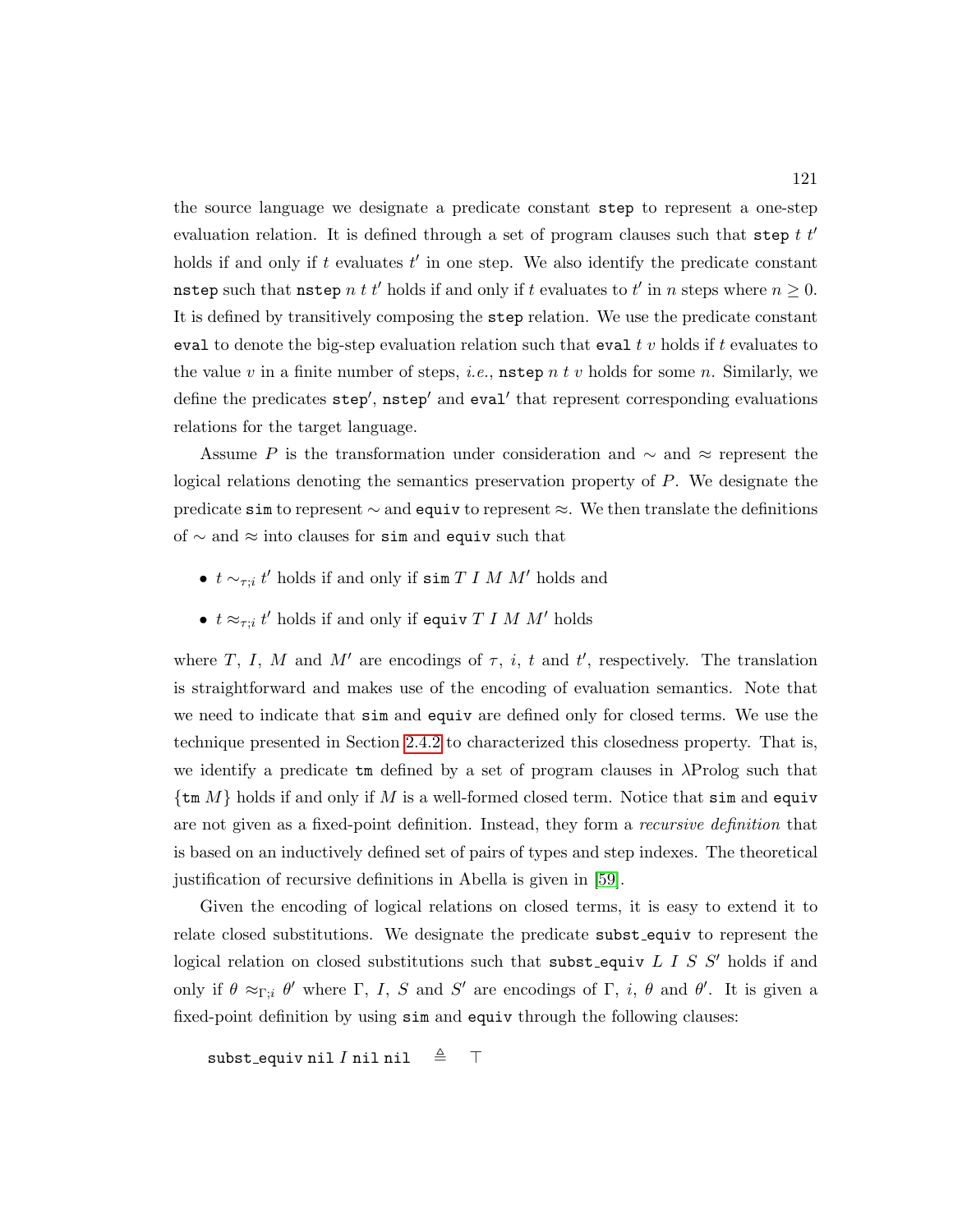the source language we designate a predicate constant `step` to represent a one-step evaluation relation. It is defined through a set of program clauses such that `step` $t$ $t'$ holds if and only if $t$ evaluates $t'$ in one step. We also identify the predicate constant `nstep` such that `nstep` $n$ $t$ $t'$ holds if and only if $t$ evaluates to $t'$ in $n$ steps where $n \geq 0$. It is defined by transitively composing the `step` relation. We use the predicate constant `eval` to denote the big-step evaluation relation such that `eval` $t$ $v$ holds if $t$ evaluates to the value $v$ in a finite number of steps, *i.e.*, `nstep` $n$ $t$ $v$ holds for some $n$. Similarly, we define the predicates `step'`, `nstep'` and `eval'` that represent corresponding evaluations relations for the target language.

Assume $P$ is the transformation under consideration and $\sim$ and $\approx$ represent the logical relations denoting the semantics preservation property of $P$. We designate the predicate `sim` to represent $\sim$ and `equiv` to represent $\approx$. We then translate the definitions of $\sim$ and $\approx$ into clauses for `sim` and `equiv` such that

- $t \sim_{\tau;i} t'$ holds if and only if `sim` $T$ $I$ $M$ $M'$ holds and
- $t \approx_{\tau;i} t'$ holds if and only if `equiv` $T$ $I$ $M$ $M'$ holds

where $T$, $I$, $M$ and $M'$ are encodings of $\tau$, $i$, $t$ and $t'$, respectively. The translation is straightforward and makes use of the encoding of evaluation semantics. Note that we need to indicate that `sim` and `equiv` are defined only for closed terms. We use the technique presented in Section 2.4.2 to characterized this closedness property. That is, we identify a predicate `tm` defined by a set of program clauses in λProlog such that $\{$`tm` $M\}$ holds if and only if $M$ is a well-formed closed term. Notice that `sim` and `equiv` are not given as a fixed-point definition. Instead, they form a *recursive definition* that is based on an inductively defined set of pairs of types and step indexes. The theoretical justification of recursive definitions in Abella is given in [59].

Given the encoding of logical relations on closed terms, it is easy to extend it to relate closed substitutions. We designate the predicate `subst_equiv` to represent the logical relation on closed substitutions such that `subst_equiv` $L$ $I$ $S$ $S'$ holds if and only if $\theta \approx_{\Gamma;i} \theta'$ where $\Gamma$, $I$, $S$ and $S'$ are encodings of $\Gamma$, $i$, $\theta$ and $\theta'$. It is given a fixed-point definition by using `sim` and `equiv` through the following clauses:

$$\texttt{subst\_equiv nil } I \texttt{ nil nil} \quad \triangleq \quad \top$$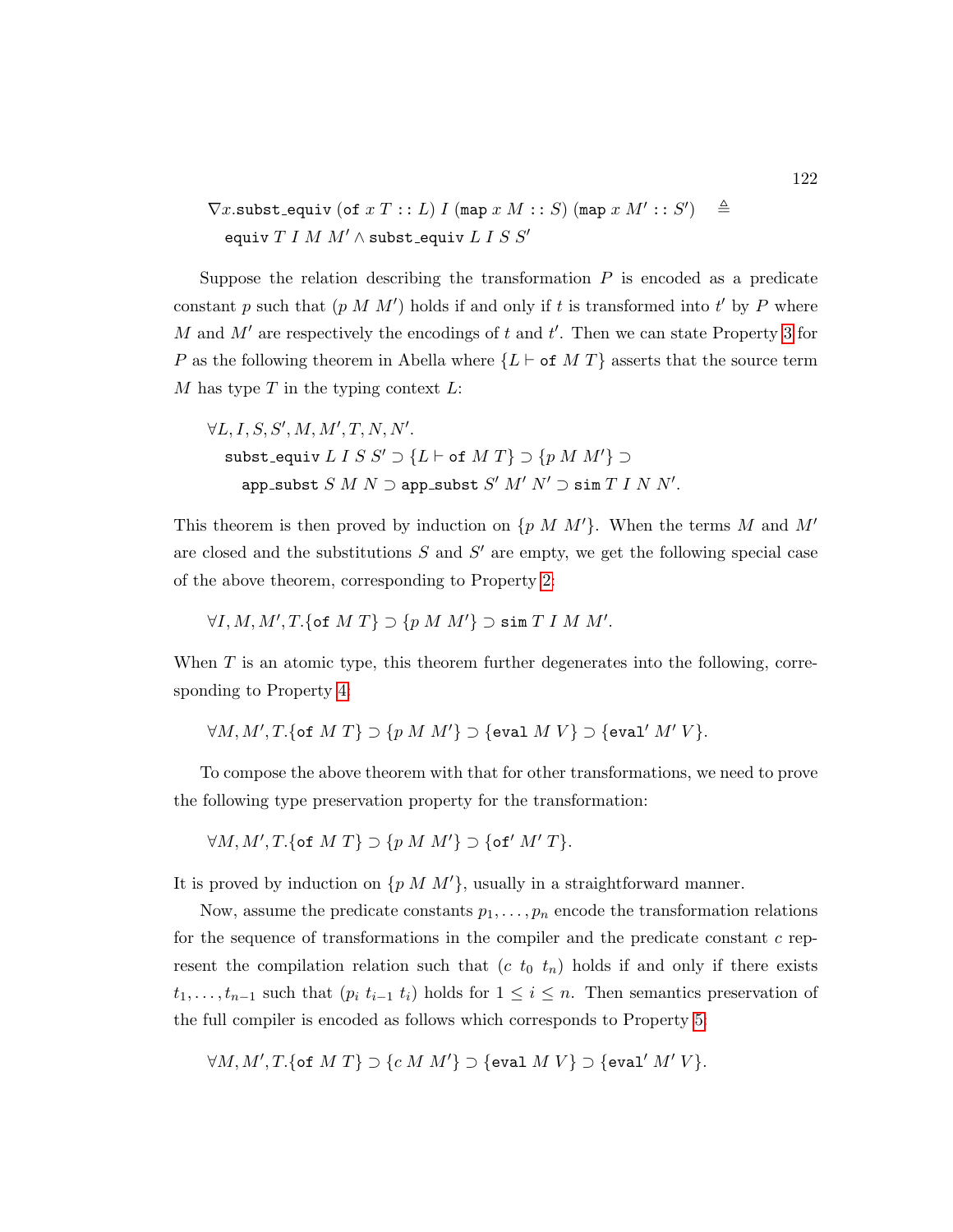$$\nabla x.\texttt{subst\_equiv}\ (\texttt{of}\ x\ T :: L)\ I\ (\texttt{map}\ x\ M :: S)\ (\texttt{map}\ x\ M' :: S') \quad \triangleq$$
$$\texttt{equiv}\ T\ I\ M\ M' \wedge \texttt{subst\_equiv}\ L\ I\ S\ S'$$

Suppose the relation describing the transformation $P$ is encoded as a predicate constant $p$ such that $(p\ M\ M')$ holds if and only if $t$ is transformed into $t'$ by $P$ where $M$ and $M'$ are respectively the encodings of $t$ and $t'$. Then we can state Property 3 for $P$ as the following theorem in Abella where $\{L \vdash \texttt{of}\ M\ T\}$ asserts that the source term $M$ has type $T$ in the typing context $L$:

$$\forall L, I, S, S', M, M', T, N, N'.$$
$$\texttt{subst\_equiv}\ L\ I\ S\ S' \supset \{L \vdash \texttt{of}\ M\ T\} \supset \{p\ M\ M'\} \supset$$
$$\texttt{app\_subst}\ S\ M\ N \supset \texttt{app\_subst}\ S'\ M'\ N' \supset \texttt{sim}\ T\ I\ N\ N'.$$

This theorem is then proved by induction on $\{p\ M\ M'\}$. When the terms $M$ and $M'$ are closed and the substitutions $S$ and $S'$ are empty, we get the following special case of the above theorem, corresponding to Property 2:

$$\forall I, M, M', T.\{\texttt{of}\ M\ T\} \supset \{p\ M\ M'\} \supset \texttt{sim}\ T\ I\ M\ M'.$$

When $T$ is an atomic type, this theorem further degenerates into the following, corresponding to Property 4:

$$\forall M, M', T.\{\texttt{of}\ M\ T\} \supset \{p\ M\ M'\} \supset \{\texttt{eval}\ M\ V\} \supset \{\texttt{eval}'\ M'\ V\}.$$

To compose the above theorem with that for other transformations, we need to prove the following type preservation property for the transformation:

$$\forall M, M', T.\{\texttt{of}\ M\ T\} \supset \{p\ M\ M'\} \supset \{\texttt{of}'\ M'\ T\}.$$

It is proved by induction on $\{p\ M\ M'\}$, usually in a straightforward manner.

Now, assume the predicate constants $p_1, \ldots, p_n$ encode the transformation relations for the sequence of transformations in the compiler and the predicate constant $c$ represent the compilation relation such that $(c\ t_0\ t_n)$ holds if and only if there exists $t_1, \ldots, t_{n-1}$ such that $(p_i\ t_{i-1}\ t_i)$ holds for $1 \leq i \leq n$. Then semantics preservation of the full compiler is encoded as follows which corresponds to Property 5:

$$\forall M, M', T.\{\texttt{of}\ M\ T\} \supset \{c\ M\ M'\} \supset \{\texttt{eval}\ M\ V\} \supset \{\texttt{eval}'\ M'\ V\}.$$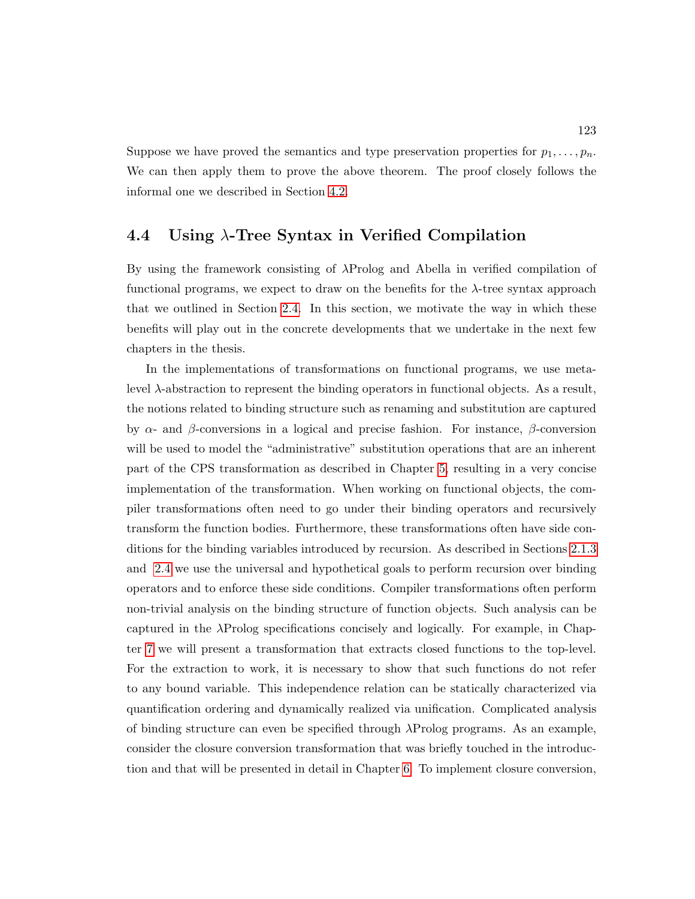Suppose we have proved the semantics and type preservation properties for $p_1, \ldots, p_n$. We can then apply them to prove the above theorem. The proof closely follows the informal one we described in Section 4.2.

## 4.4 Using $\lambda$-Tree Syntax in Verified Compilation

By using the framework consisting of $\lambda$Prolog and Abella in verified compilation of functional programs, we expect to draw on the benefits for the $\lambda$-tree syntax approach that we outlined in Section 2.4. In this section, we motivate the way in which these benefits will play out in the concrete developments that we undertake in the next few chapters in the thesis.

In the implementations of transformations on functional programs, we use meta-level $\lambda$-abstraction to represent the binding operators in functional objects. As a result, the notions related to binding structure such as renaming and substitution are captured by $\alpha$- and $\beta$-conversions in a logical and precise fashion. For instance, $\beta$-conversion will be used to model the "administrative" substitution operations that are an inherent part of the CPS transformation as described in Chapter 5, resulting in a very concise implementation of the transformation. When working on functional objects, the compiler transformations often need to go under their binding operators and recursively transform the function bodies. Furthermore, these transformations often have side conditions for the binding variables introduced by recursion. As described in Sections 2.1.3 and 2.4 we use the universal and hypothetical goals to perform recursion over binding operators and to enforce these side conditions. Compiler transformations often perform non-trivial analysis on the binding structure of function objects. Such analysis can be captured in the $\lambda$Prolog specifications concisely and logically. For example, in Chapter 7 we will present a transformation that extracts closed functions to the top-level. For the extraction to work, it is necessary to show that such functions do not refer to any bound variable. This independence relation can be statically characterized via quantification ordering and dynamically realized via unification. Complicated analysis of binding structure can even be specified through $\lambda$Prolog programs. As an example, consider the closure conversion transformation that was briefly touched in the introduction and that will be presented in detail in Chapter 6. To implement closure conversion,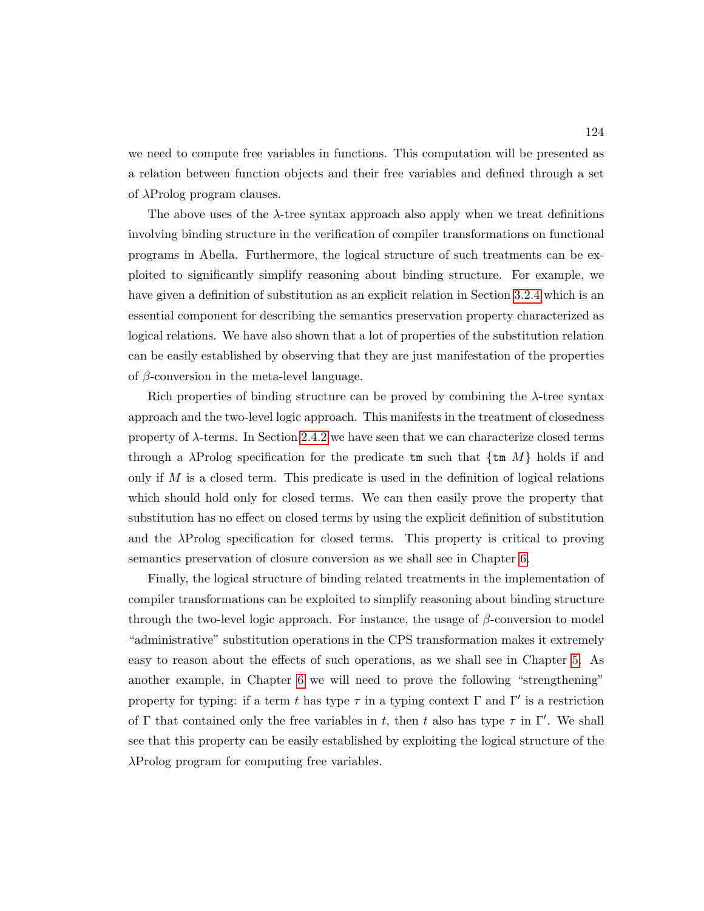we need to compute free variables in functions. This computation will be presented as a relation between function objects and their free variables and defined through a set of λProlog program clauses.

The above uses of the λ-tree syntax approach also apply when we treat definitions involving binding structure in the verification of compiler transformations on functional programs in Abella. Furthermore, the logical structure of such treatments can be exploited to significantly simplify reasoning about binding structure. For example, we have given a definition of substitution as an explicit relation in Section 3.2.4 which is an essential component for describing the semantics preservation property characterized as logical relations. We have also shown that a lot of properties of the substitution relation can be easily established by observing that they are just manifestation of the properties of $\beta$-conversion in the meta-level language.

Rich properties of binding structure can be proved by combining the λ-tree syntax approach and the two-level logic approach. This manifests in the treatment of closedness property of λ-terms. In Section 2.4.2 we have seen that we can characterize closed terms through a λProlog specification for the predicate `tm` such that $\{\texttt{tm}\ M\}$ holds if and only if $M$ is a closed term. This predicate is used in the definition of logical relations which should hold only for closed terms. We can then easily prove the property that substitution has no effect on closed terms by using the explicit definition of substitution and the λProlog specification for closed terms. This property is critical to proving semantics preservation of closure conversion as we shall see in Chapter 6.

Finally, the logical structure of binding related treatments in the implementation of compiler transformations can be exploited to simplify reasoning about binding structure through the two-level logic approach. For instance, the usage of $\beta$-conversion to model "administrative" substitution operations in the CPS transformation makes it extremely easy to reason about the effects of such operations, as we shall see in Chapter 5. As another example, in Chapter 6 we will need to prove the following "strengthening" property for typing: if a term $t$ has type $\tau$ in a typing context $\Gamma$ and $\Gamma'$ is a restriction of $\Gamma$ that contained only the free variables in $t$, then $t$ also has type $\tau$ in $\Gamma'$. We shall see that this property can be easily established by exploiting the logical structure of the λProlog program for computing free variables.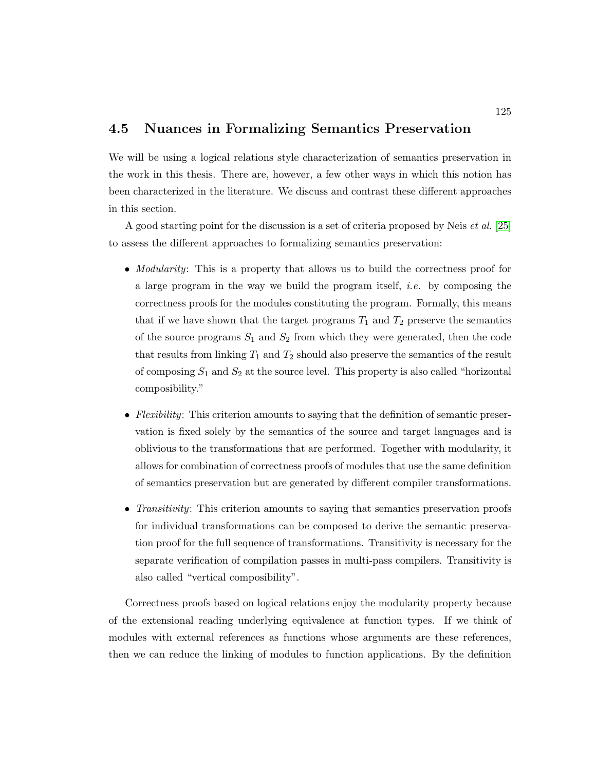## 4.5 Nuances in Formalizing Semantics Preservation

We will be using a logical relations style characterization of semantics preservation in the work in this thesis. There are, however, a few other ways in which this notion has been characterized in the literature. We discuss and contrast these different approaches in this section.

A good starting point for the discussion is a set of criteria proposed by Neis *et al.* [25] to assess the different approaches to formalizing semantics preservation:

- *Modularity*: This is a property that allows us to build the correctness proof for a large program in the way we build the program itself, *i.e.* by composing the correctness proofs for the modules constituting the program. Formally, this means that if we have shown that the target programs $T_1$ and $T_2$ preserve the semantics of the source programs $S_1$ and $S_2$ from which they were generated, then the code that results from linking $T_1$ and $T_2$ should also preserve the semantics of the result of composing $S_1$ and $S_2$ at the source level. This property is also called "horizontal composibility."

- *Flexibility*: This criterion amounts to saying that the definition of semantic preservation is fixed solely by the semantics of the source and target languages and is oblivious to the transformations that are performed. Together with modularity, it allows for combination of correctness proofs of modules that use the same definition of semantics preservation but are generated by different compiler transformations.

- *Transitivity*: This criterion amounts to saying that semantics preservation proofs for individual transformations can be composed to derive the semantic preservation proof for the full sequence of transformations. Transitivity is necessary for the separate verification of compilation passes in multi-pass compilers. Transitivity is also called "vertical composibility".

Correctness proofs based on logical relations enjoy the modularity property because of the extensional reading underlying equivalence at function types. If we think of modules with external references as functions whose arguments are these references, then we can reduce the linking of modules to function applications. By the definition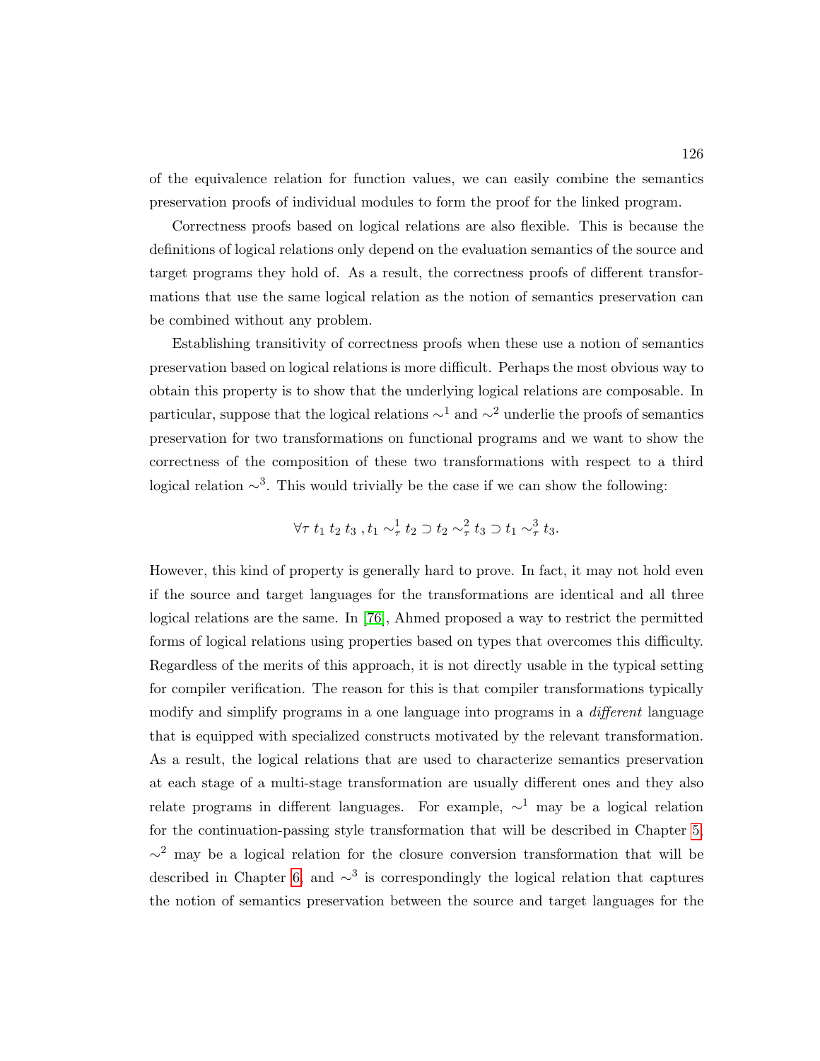of the equivalence relation for function values, we can easily combine the semantics preservation proofs of individual modules to form the proof for the linked program.

Correctness proofs based on logical relations are also flexible. This is because the definitions of logical relations only depend on the evaluation semantics of the source and target programs they hold of. As a result, the correctness proofs of different transformations that use the same logical relation as the notion of semantics preservation can be combined without any problem.

Establishing transitivity of correctness proofs when these use a notion of semantics preservation based on logical relations is more difficult. Perhaps the most obvious way to obtain this property is to show that the underlying logical relations are composable. In particular, suppose that the logical relations $\sim^1$ and $\sim^2$ underlie the proofs of semantics preservation for two transformations on functional programs and we want to show the correctness of the composition of these two transformations with respect to a third logical relation $\sim^3$. This would trivially be the case if we can show the following:

$$\forall \tau \; t_1 \; t_2 \; t_3 \; , t_1 \sim^1_\tau t_2 \supset t_2 \sim^2_\tau t_3 \supset t_1 \sim^3_\tau t_3.$$

However, this kind of property is generally hard to prove. In fact, it may not hold even if the source and target languages for the transformations are identical and all three logical relations are the same. In [76], Ahmed proposed a way to restrict the permitted forms of logical relations using properties based on types that overcomes this difficulty. Regardless of the merits of this approach, it is not directly usable in the typical setting for compiler verification. The reason for this is that compiler transformations typically modify and simplify programs in a one language into programs in a *different* language that is equipped with specialized constructs motivated by the relevant transformation. As a result, the logical relations that are used to characterize semantics preservation at each stage of a multi-stage transformation are usually different ones and they also relate programs in different languages. For example, $\sim^1$ may be a logical relation for the continuation-passing style transformation that will be described in Chapter 5, $\sim^2$ may be a logical relation for the closure conversion transformation that will be described in Chapter 6, and $\sim^3$ is correspondingly the logical relation that captures the notion of semantics preservation between the source and target languages for the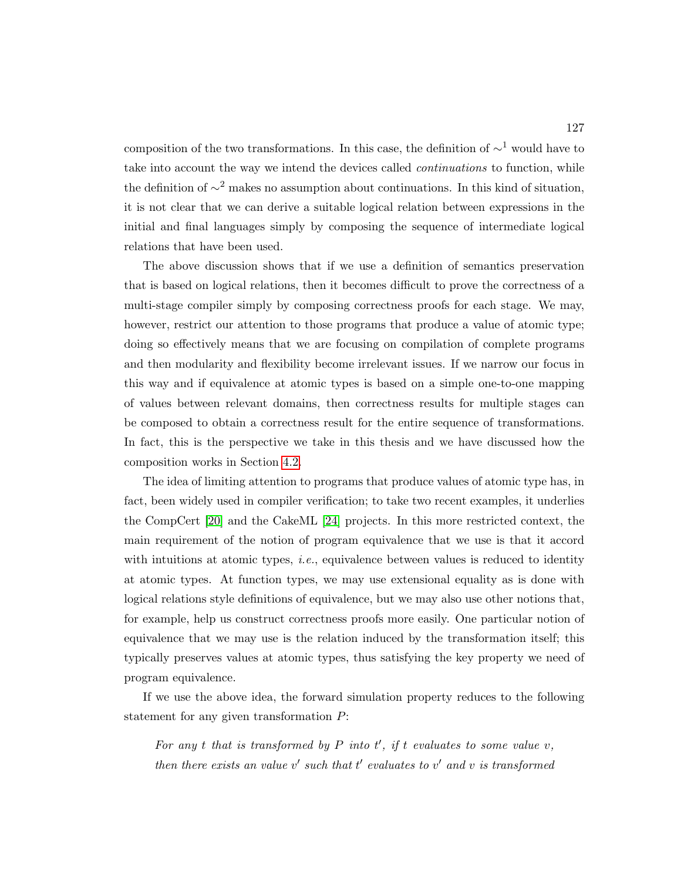composition of the two transformations. In this case, the definition of $\sim^1$ would have to take into account the way we intend the devices called *continuations* to function, while the definition of $\sim^2$ makes no assumption about continuations. In this kind of situation, it is not clear that we can derive a suitable logical relation between expressions in the initial and final languages simply by composing the sequence of intermediate logical relations that have been used.

The above discussion shows that if we use a definition of semantics preservation that is based on logical relations, then it becomes difficult to prove the correctness of a multi-stage compiler simply by composing correctness proofs for each stage. We may, however, restrict our attention to those programs that produce a value of atomic type; doing so effectively means that we are focusing on compilation of complete programs and then modularity and flexibility become irrelevant issues. If we narrow our focus in this way and if equivalence at atomic types is based on a simple one-to-one mapping of values between relevant domains, then correctness results for multiple stages can be composed to obtain a correctness result for the entire sequence of transformations. In fact, this is the perspective we take in this thesis and we have discussed how the composition works in Section 4.2.

The idea of limiting attention to programs that produce values of atomic type has, in fact, been widely used in compiler verification; to take two recent examples, it underlies the CompCert [20] and the CakeML [24] projects. In this more restricted context, the main requirement of the notion of program equivalence that we use is that it accord with intuitions at atomic types, *i.e.*, equivalence between values is reduced to identity at atomic types. At function types, we may use extensional equality as is done with logical relations style definitions of equivalence, but we may also use other notions that, for example, help us construct correctness proofs more easily. One particular notion of equivalence that we may use is the relation induced by the transformation itself; this typically preserves values at atomic types, thus satisfying the key property we need of program equivalence.

If we use the above idea, the forward simulation property reduces to the following statement for any given transformation $P$:

> *For any $t$ that is transformed by $P$ into $t'$, if $t$ evaluates to some value $v$, then there exists an value $v'$ such that $t'$ evaluates to $v'$ and $v$ is transformed*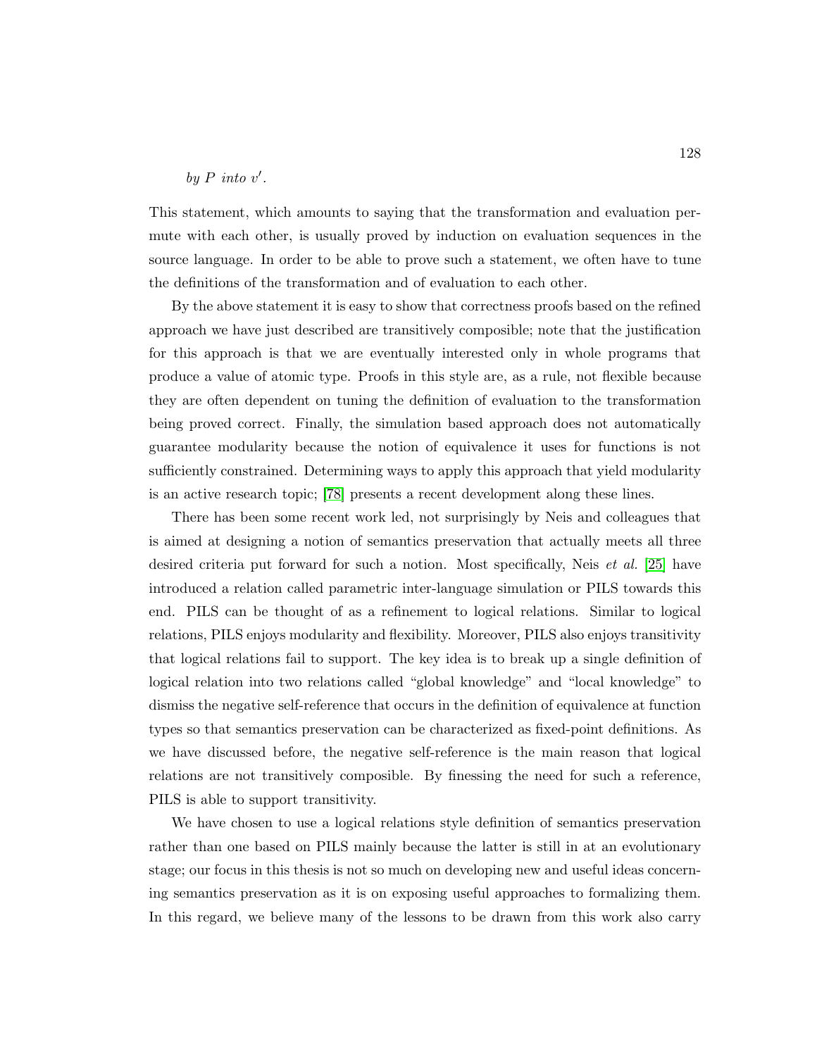*by $P$ into $v'$.*

This statement, which amounts to saying that the transformation and evaluation permute with each other, is usually proved by induction on evaluation sequences in the source language. In order to be able to prove such a statement, we often have to tune the definitions of the transformation and of evaluation to each other.

By the above statement it is easy to show that correctness proofs based on the refined approach we have just described are transitively composible; note that the justification for this approach is that we are eventually interested only in whole programs that produce a value of atomic type. Proofs in this style are, as a rule, not flexible because they are often dependent on tuning the definition of evaluation to the transformation being proved correct. Finally, the simulation based approach does not automatically guarantee modularity because the notion of equivalence it uses for functions is not sufficiently constrained. Determining ways to apply this approach that yield modularity is an active research topic; [78] presents a recent development along these lines.

There has been some recent work led, not surprisingly by Neis and colleagues that is aimed at designing a notion of semantics preservation that actually meets all three desired criteria put forward for such a notion. Most specifically, Neis *et al.* [25] have introduced a relation called parametric inter-language simulation or PILS towards this end. PILS can be thought of as a refinement to logical relations. Similar to logical relations, PILS enjoys modularity and flexibility. Moreover, PILS also enjoys transitivity that logical relations fail to support. The key idea is to break up a single definition of logical relation into two relations called "global knowledge" and "local knowledge" to dismiss the negative self-reference that occurs in the definition of equivalence at function types so that semantics preservation can be characterized as fixed-point definitions. As we have discussed before, the negative self-reference is the main reason that logical relations are not transitively composible. By finessing the need for such a reference, PILS is able to support transitivity.

We have chosen to use a logical relations style definition of semantics preservation rather than one based on PILS mainly because the latter is still in at an evolutionary stage; our focus in this thesis is not so much on developing new and useful ideas concerning semantics preservation as it is on exposing useful approaches to formalizing them. In this regard, we believe many of the lessons to be drawn from this work also carry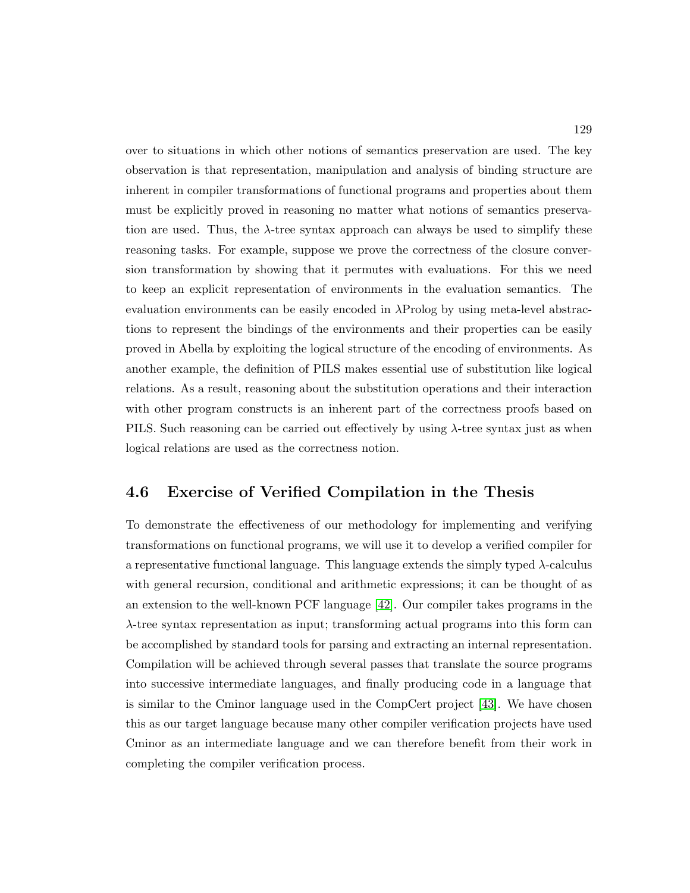over to situations in which other notions of semantics preservation are used. The key observation is that representation, manipulation and analysis of binding structure are inherent in compiler transformations of functional programs and properties about them must be explicitly proved in reasoning no matter what notions of semantics preservation are used. Thus, the $\lambda$-tree syntax approach can always be used to simplify these reasoning tasks. For example, suppose we prove the correctness of the closure conversion transformation by showing that it permutes with evaluations. For this we need to keep an explicit representation of environments in the evaluation semantics. The evaluation environments can be easily encoded in $\lambda$Prolog by using meta-level abstractions to represent the bindings of the environments and their properties can be easily proved in Abella by exploiting the logical structure of the encoding of environments. As another example, the definition of PILS makes essential use of substitution like logical relations. As a result, reasoning about the substitution operations and their interaction with other program constructs is an inherent part of the correctness proofs based on PILS. Such reasoning can be carried out effectively by using $\lambda$-tree syntax just as when logical relations are used as the correctness notion.

## 4.6 Exercise of Verified Compilation in the Thesis

To demonstrate the effectiveness of our methodology for implementing and verifying transformations on functional programs, we will use it to develop a verified compiler for a representative functional language. This language extends the simply typed $\lambda$-calculus with general recursion, conditional and arithmetic expressions; it can be thought of as an extension to the well-known PCF language [42]. Our compiler takes programs in the $\lambda$-tree syntax representation as input; transforming actual programs into this form can be accomplished by standard tools for parsing and extracting an internal representation. Compilation will be achieved through several passes that translate the source programs into successive intermediate languages, and finally producing code in a language that is similar to the Cminor language used in the CompCert project [43]. We have chosen this as our target language because many other compiler verification projects have used Cminor as an intermediate language and we can therefore benefit from their work in completing the compiler verification process.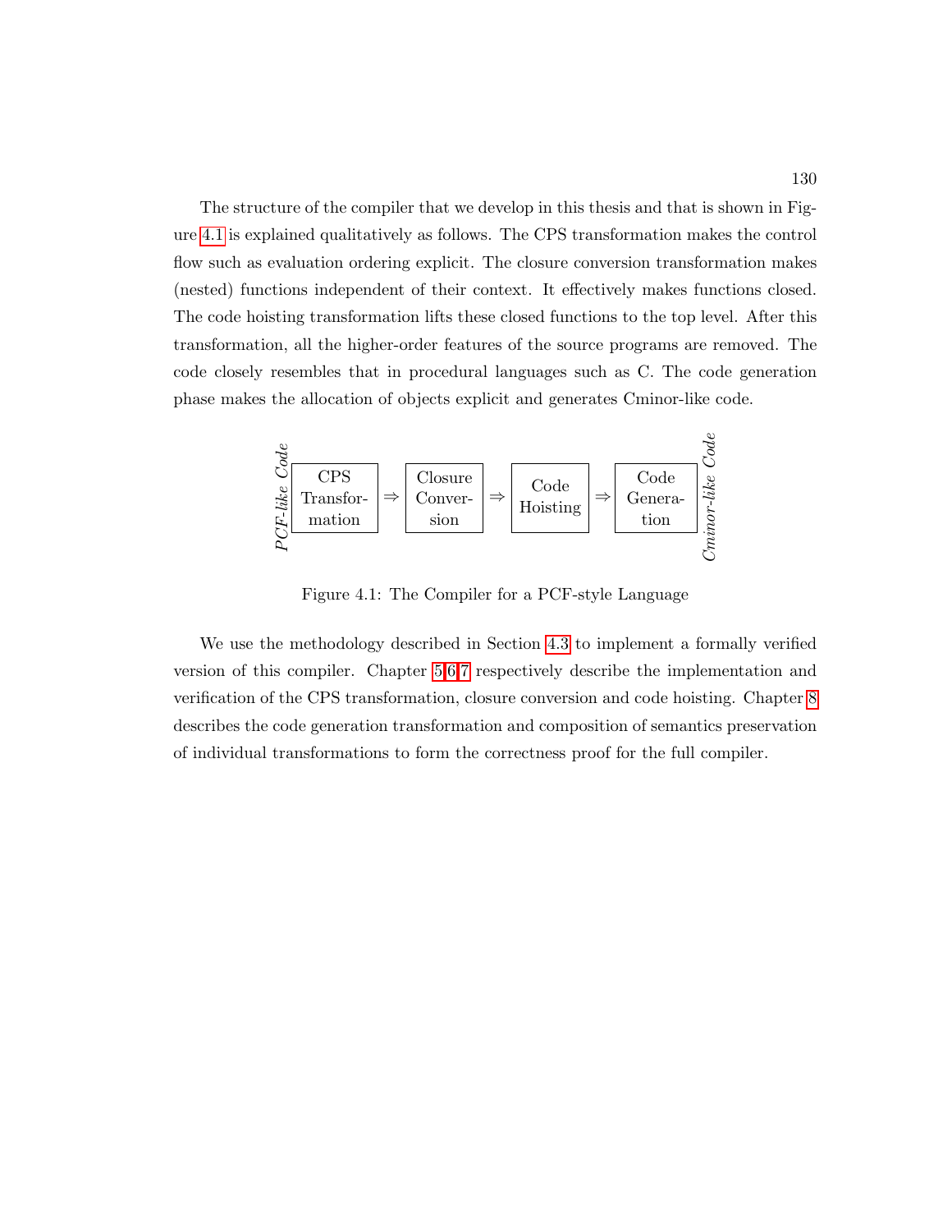The structure of the compiler that we develop in this thesis and that is shown in Figure 4.1 is explained qualitatively as follows. The CPS transformation makes the control flow such as evaluation ordering explicit. The closure conversion transformation makes (nested) functions independent of their context. It effectively makes functions closed. The code hoisting transformation lifts these closed functions to the top level. After this transformation, all the higher-order features of the source programs are removed. The code closely resembles that in procedural languages such as C. The code generation phase makes the allocation of objects explicit and generates Cminor-like code.

*PCF-like Code* | CPS Transformation | ⇒ | Closure Conversion | ⇒ | Code Hoisting | ⇒ | Code Generation | *Cminor-like Code*

Figure 4.1: The Compiler for a PCF-style Language

We use the methodology described in Section 4.3 to implement a formally verified version of this compiler. Chapter 5,6,7 respectively describe the implementation and verification of the CPS transformation, closure conversion and code hoisting. Chapter 8 describes the code generation transformation and composition of semantics preservation of individual transformations to form the correctness proof for the full compiler.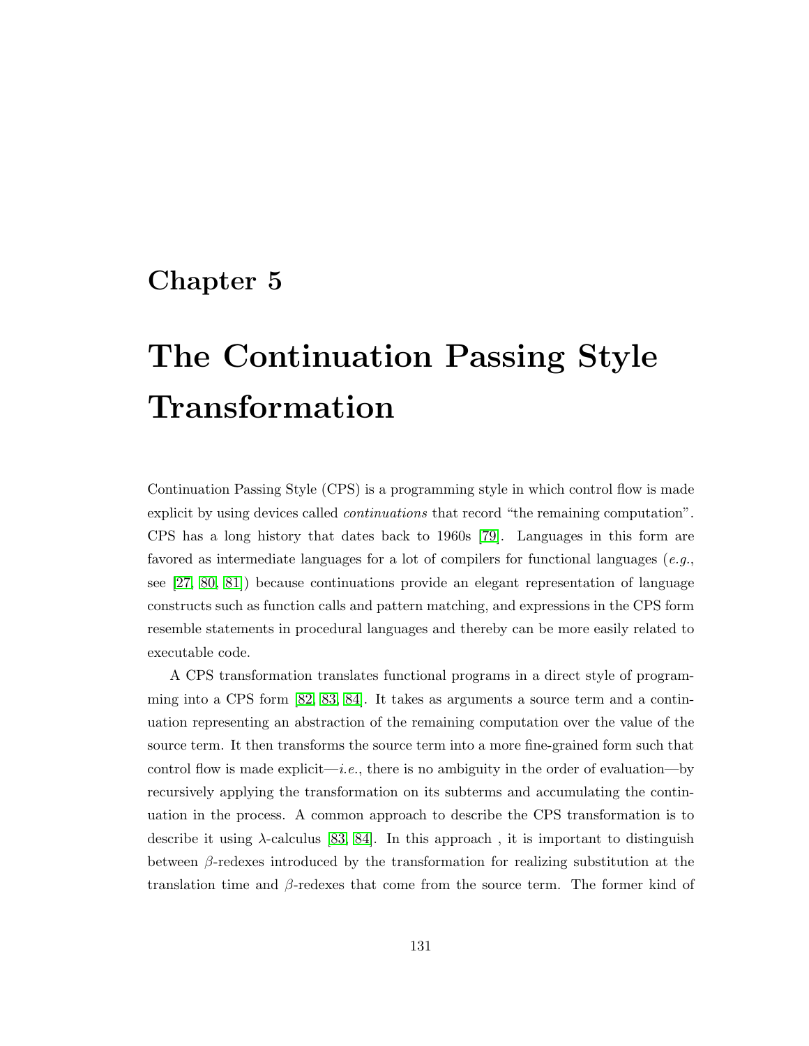# Chapter 5

# The Continuation Passing Style Transformation

Continuation Passing Style (CPS) is a programming style in which control flow is made explicit by using devices called *continuations* that record "the remaining computation". CPS has a long history that dates back to 1960s [79]. Languages in this form are favored as intermediate languages for a lot of compilers for functional languages (*e.g.*, see [27, 80, 81]) because continuations provide an elegant representation of language constructs such as function calls and pattern matching, and expressions in the CPS form resemble statements in procedural languages and thereby can be more easily related to executable code.

A CPS transformation translates functional programs in a direct style of programming into a CPS form [82, 83, 84]. It takes as arguments a source term and a continuation representing an abstraction of the remaining computation over the value of the source term. It then transforms the source term into a more fine-grained form such that control flow is made explicit—*i.e.*, there is no ambiguity in the order of evaluation—by recursively applying the transformation on its subterms and accumulating the continuation in the process. A common approach to describe the CPS transformation is to describe it using $\lambda$-calculus [83, 84]. In this approach , it is important to distinguish between $\beta$-redexes introduced by the transformation for realizing substitution at the translation time and $\beta$-redexes that come from the source term. The former kind of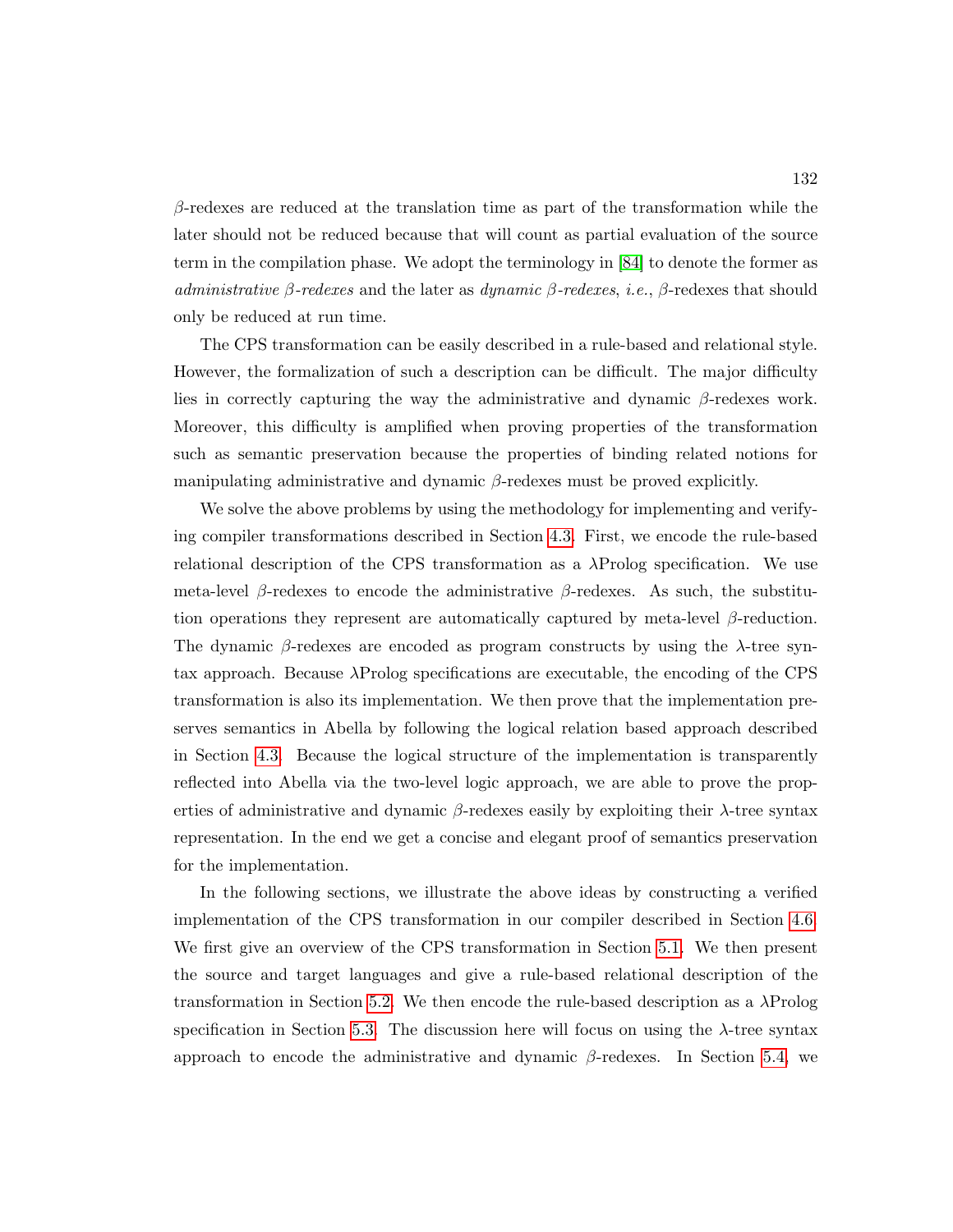$\beta$-redexes are reduced at the translation time as part of the transformation while the later should not be reduced because that will count as partial evaluation of the source term in the compilation phase. We adopt the terminology in [84] to denote the former as *administrative $\beta$-redexes* and the later as *dynamic $\beta$-redexes*, *i.e.*, $\beta$-redexes that should only be reduced at run time.

The CPS transformation can be easily described in a rule-based and relational style. However, the formalization of such a description can be difficult. The major difficulty lies in correctly capturing the way the administrative and dynamic $\beta$-redexes work. Moreover, this difficulty is amplified when proving properties of the transformation such as semantic preservation because the properties of binding related notions for manipulating administrative and dynamic $\beta$-redexes must be proved explicitly.

We solve the above problems by using the methodology for implementing and verifying compiler transformations described in Section 4.3. First, we encode the rule-based relational description of the CPS transformation as a $\lambda$Prolog specification. We use meta-level $\beta$-redexes to encode the administrative $\beta$-redexes. As such, the substitution operations they represent are automatically captured by meta-level $\beta$-reduction. The dynamic $\beta$-redexes are encoded as program constructs by using the $\lambda$-tree syntax approach. Because $\lambda$Prolog specifications are executable, the encoding of the CPS transformation is also its implementation. We then prove that the implementation preserves semantics in Abella by following the logical relation based approach described in Section 4.3. Because the logical structure of the implementation is transparently reflected into Abella via the two-level logic approach, we are able to prove the properties of administrative and dynamic $\beta$-redexes easily by exploiting their $\lambda$-tree syntax representation. In the end we get a concise and elegant proof of semantics preservation for the implementation.

In the following sections, we illustrate the above ideas by constructing a verified implementation of the CPS transformation in our compiler described in Section 4.6. We first give an overview of the CPS transformation in Section 5.1. We then present the source and target languages and give a rule-based relational description of the transformation in Section 5.2. We then encode the rule-based description as a $\lambda$Prolog specification in Section 5.3. The discussion here will focus on using the $\lambda$-tree syntax approach to encode the administrative and dynamic $\beta$-redexes. In Section 5.4, we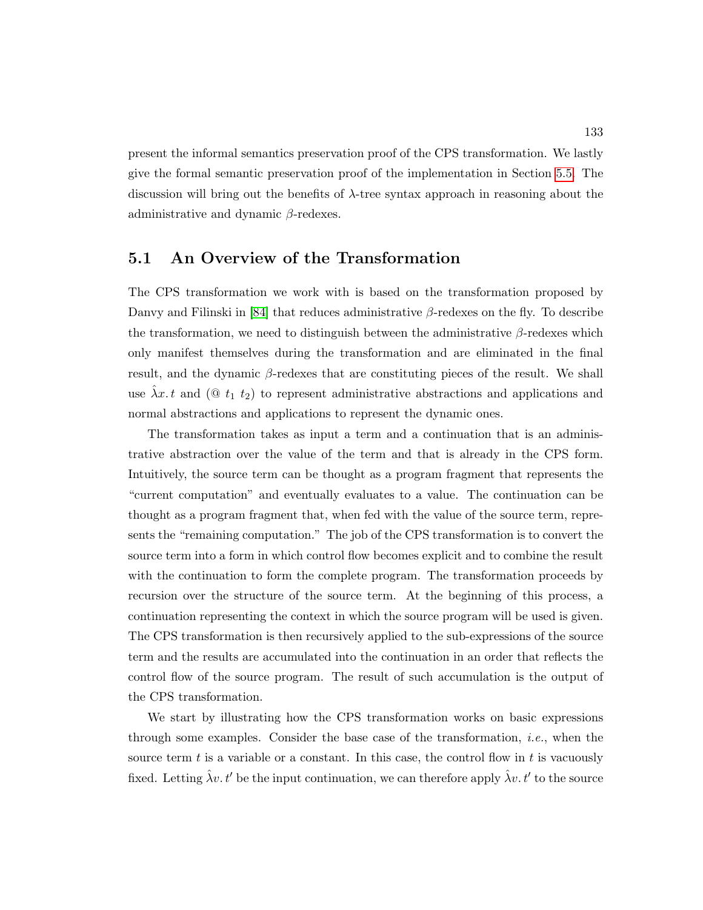present the informal semantics preservation proof of the CPS transformation. We lastly give the formal semantic preservation proof of the implementation in Section 5.5. The discussion will bring out the benefits of $\lambda$-tree syntax approach in reasoning about the administrative and dynamic $\beta$-redexes.

## 5.1 An Overview of the Transformation

The CPS transformation we work with is based on the transformation proposed by Danvy and Filinski in [84] that reduces administrative $\beta$-redexes on the fly. To describe the transformation, we need to distinguish between the administrative $\beta$-redexes which only manifest themselves during the transformation and are eliminated in the final result, and the dynamic $\beta$-redexes that are constituting pieces of the result. We shall use $\hat{\lambda}x.\, t$ and $(@\ t_1\ t_2)$ to represent administrative abstractions and applications and normal abstractions and applications to represent the dynamic ones.

The transformation takes as input a term and a continuation that is an administrative abstraction over the value of the term and that is already in the CPS form. Intuitively, the source term can be thought as a program fragment that represents the "current computation" and eventually evaluates to a value. The continuation can be thought as a program fragment that, when fed with the value of the source term, represents the "remaining computation." The job of the CPS transformation is to convert the source term into a form in which control flow becomes explicit and to combine the result with the continuation to form the complete program. The transformation proceeds by recursion over the structure of the source term. At the beginning of this process, a continuation representing the context in which the source program will be used is given. The CPS transformation is then recursively applied to the sub-expressions of the source term and the results are accumulated into the continuation in an order that reflects the control flow of the source program. The result of such accumulation is the output of the CPS transformation.

We start by illustrating how the CPS transformation works on basic expressions through some examples. Consider the base case of the transformation, *i.e.*, when the source term $t$ is a variable or a constant. In this case, the control flow in $t$ is vacuously fixed. Letting $\hat{\lambda}v.\, t'$ be the input continuation, we can therefore apply $\hat{\lambda}v.\, t'$ to the source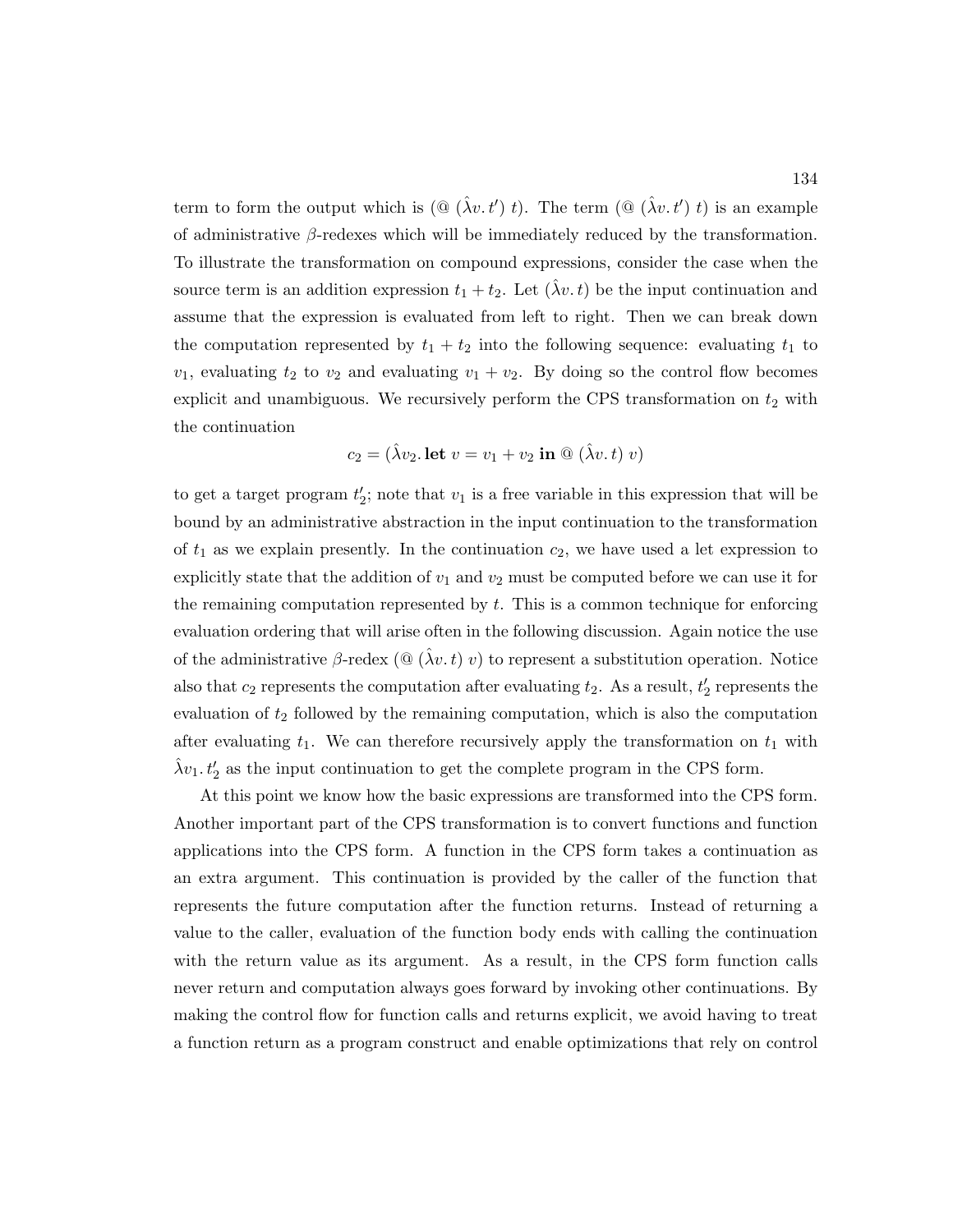term to form the output which is $(@\ (\hat{\lambda} v.\, t')\ t)$. The term $(@\ (\hat{\lambda} v.\, t')\ t)$ is an example of administrative $\beta$-redexes which will be immediately reduced by the transformation. To illustrate the transformation on compound expressions, consider the case when the source term is an addition expression $t_1 + t_2$. Let $(\hat{\lambda} v.\, t)$ be the input continuation and assume that the expression is evaluated from left to right. Then we can break down the computation represented by $t_1 + t_2$ into the following sequence: evaluating $t_1$ to $v_1$, evaluating $t_2$ to $v_2$ and evaluating $v_1 + v_2$. By doing so the control flow becomes explicit and unambiguous. We recursively perform the CPS transformation on $t_2$ with the continuation

$$c_2 = (\hat{\lambda} v_2.\, \mathbf{let}\ v = v_1 + v_2\ \mathbf{in}\ @\ (\hat{\lambda} v.\, t)\ v)$$

to get a target program $t_2'$; note that $v_1$ is a free variable in this expression that will be bound by an administrative abstraction in the input continuation to the transformation of $t_1$ as we explain presently. In the continuation $c_2$, we have used a let expression to explicitly state that the addition of $v_1$ and $v_2$ must be computed before we can use it for the remaining computation represented by $t$. This is a common technique for enforcing evaluation ordering that will arise often in the following discussion. Again notice the use of the administrative $\beta$-redex $(@\ (\hat{\lambda} v.\, t)\ v)$ to represent a substitution operation. Notice also that $c_2$ represents the computation after evaluating $t_2$. As a result, $t_2'$ represents the evaluation of $t_2$ followed by the remaining computation, which is also the computation after evaluating $t_1$. We can therefore recursively apply the transformation on $t_1$ with $\hat{\lambda} v_1.\, t_2'$ as the input continuation to get the complete program in the CPS form.

At this point we know how the basic expressions are transformed into the CPS form. Another important part of the CPS transformation is to convert functions and function applications into the CPS form. A function in the CPS form takes a continuation as an extra argument. This continuation is provided by the caller of the function that represents the future computation after the function returns. Instead of returning a value to the caller, evaluation of the function body ends with calling the continuation with the return value as its argument. As a result, in the CPS form function calls never return and computation always goes forward by invoking other continuations. By making the control flow for function calls and returns explicit, we avoid having to treat a function return as a program construct and enable optimizations that rely on control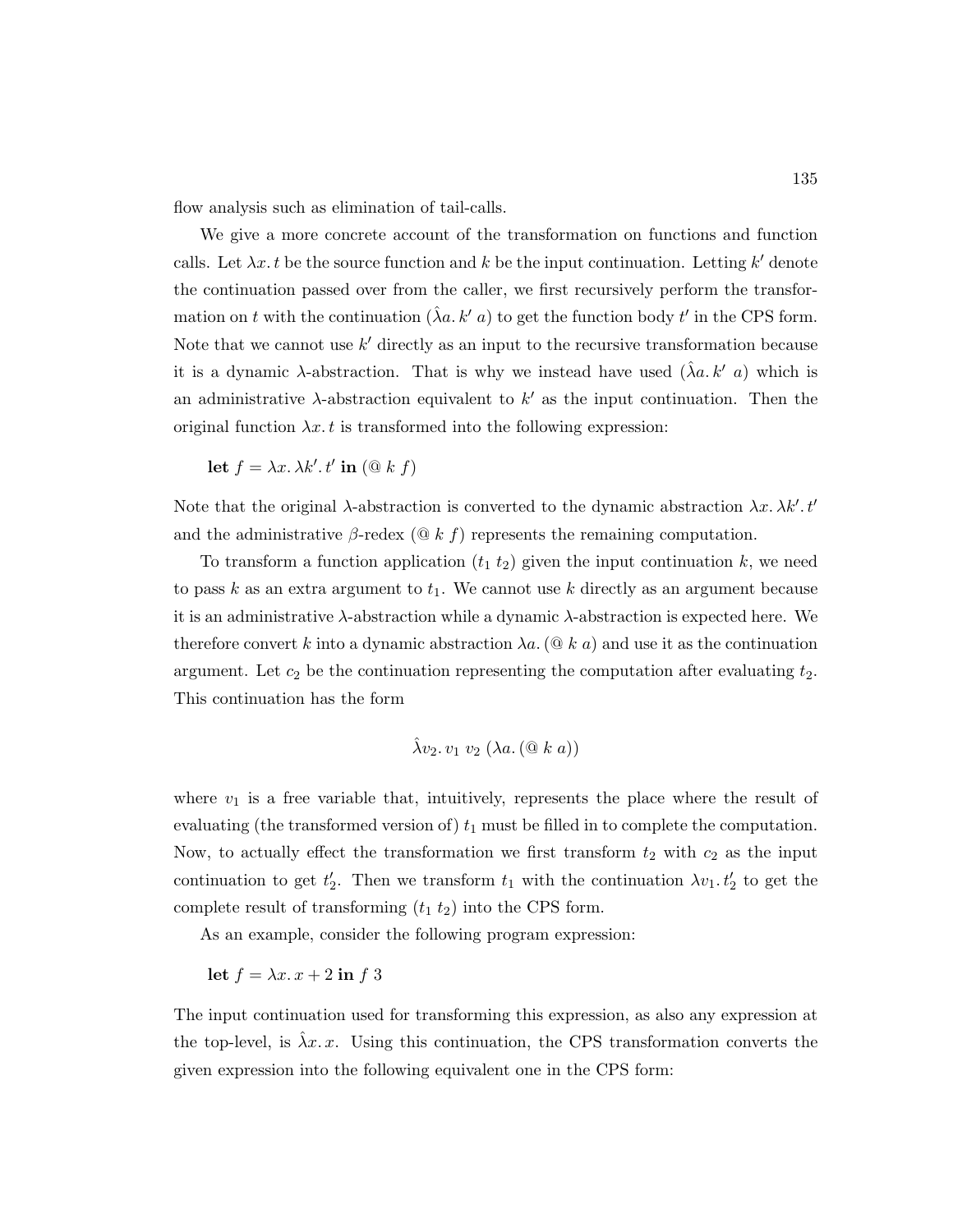flow analysis such as elimination of tail-calls.

We give a more concrete account of the transformation on functions and function calls. Let $\lambda x.\, t$ be the source function and $k$ be the input continuation. Letting $k'$ denote the continuation passed over from the caller, we first recursively perform the transformation on $t$ with the continuation $(\hat{\lambda} a.\, k'\ a)$ to get the function body $t'$ in the CPS form. Note that we cannot use $k'$ directly as an input to the recursive transformation because it is a dynamic $\lambda$-abstraction. That is why we instead have used $(\hat{\lambda} a.\, k'\ a)$ which is an administrative $\lambda$-abstraction equivalent to $k'$ as the input continuation. Then the original function $\lambda x.\, t$ is transformed into the following expression:

$$\textbf{let } f = \lambda x.\, \lambda k'.\, t' \textbf{ in } (@\ k\ f)$$

Note that the original $\lambda$-abstraction is converted to the dynamic abstraction $\lambda x.\, \lambda k'.\, t'$ and the administrative $\beta$-redex $(@\ k\ f)$ represents the remaining computation.

To transform a function application $(t_1\ t_2)$ given the input continuation $k$, we need to pass $k$ as an extra argument to $t_1$. We cannot use $k$ directly as an argument because it is an administrative $\lambda$-abstraction while a dynamic $\lambda$-abstraction is expected here. We therefore convert $k$ into a dynamic abstraction $\lambda a.\, (@\ k\ a)$ and use it as the continuation argument. Let $c_2$ be the continuation representing the computation after evaluating $t_2$. This continuation has the form

$$\hat{\lambda} v_2.\, v_1\ v_2\ (\lambda a.\, (@\ k\ a))$$

where $v_1$ is a free variable that, intuitively, represents the place where the result of evaluating (the transformed version of) $t_1$ must be filled in to complete the computation. Now, to actually effect the transformation we first transform $t_2$ with $c_2$ as the input continuation to get $t_2'$. Then we transform $t_1$ with the continuation $\lambda v_1.\, t_2'$ to get the complete result of transforming $(t_1\ t_2)$ into the CPS form.

As an example, consider the following program expression:

$$\textbf{let } f = \lambda x.\, x + 2 \textbf{ in } f\ 3$$

The input continuation used for transforming this expression, as also any expression at the top-level, is $\hat{\lambda} x.\, x$. Using this continuation, the CPS transformation converts the given expression into the following equivalent one in the CPS form: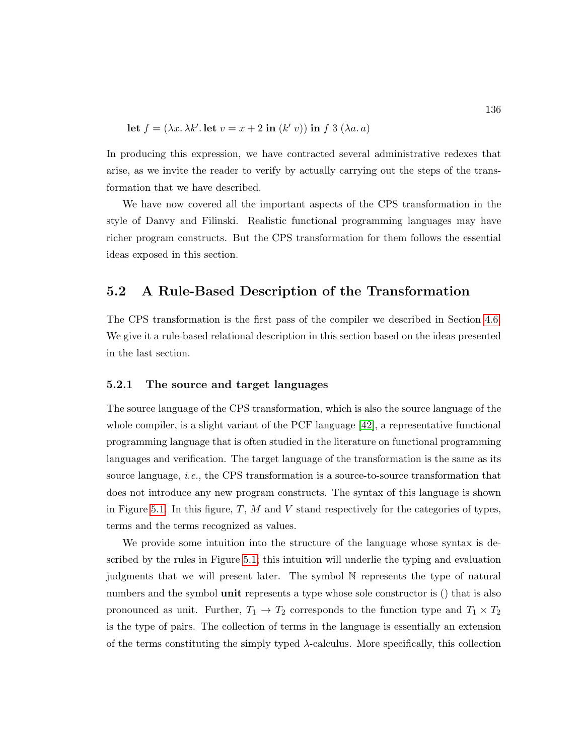$$\textbf{let } f = (\lambda x.\, \lambda k'.\, \textbf{let } v = x + 2 \textbf{ in } (k'\ v)) \textbf{ in } f\ 3\ (\lambda a.\, a)$$

In producing this expression, we have contracted several administrative redexes that arise, as we invite the reader to verify by actually carrying out the steps of the transformation that we have described.

We have now covered all the important aspects of the CPS transformation in the style of Danvy and Filinski. Realistic functional programming languages may have richer program constructs. But the CPS transformation for them follows the essential ideas exposed in this section.

## 5.2 A Rule-Based Description of the Transformation

The CPS transformation is the first pass of the compiler we described in Section 4.6. We give it a rule-based relational description in this section based on the ideas presented in the last section.

### 5.2.1 The source and target languages

The source language of the CPS transformation, which is also the source language of the whole compiler, is a slight variant of the PCF language [42], a representative functional programming language that is often studied in the literature on functional programming languages and verification. The target language of the transformation is the same as its source language, *i.e.*, the CPS transformation is a source-to-source transformation that does not introduce any new program constructs. The syntax of this language is shown in Figure 5.1. In this figure, $T$, $M$ and $V$ stand respectively for the categories of types, terms and the terms recognized as values.

We provide some intuition into the structure of the language whose syntax is described by the rules in Figure 5.1; this intuition will underlie the typing and evaluation judgments that we will present later. The symbol $\mathbb{N}$ represents the type of natural numbers and the symbol **unit** represents a type whose sole constructor is $()$ that is also pronounced as unit. Further, $T_1 \rightarrow T_2$ corresponds to the function type and $T_1 \times T_2$ is the type of pairs. The collection of terms in the language is essentially an extension of the terms constituting the simply typed $\lambda$-calculus. More specifically, this collection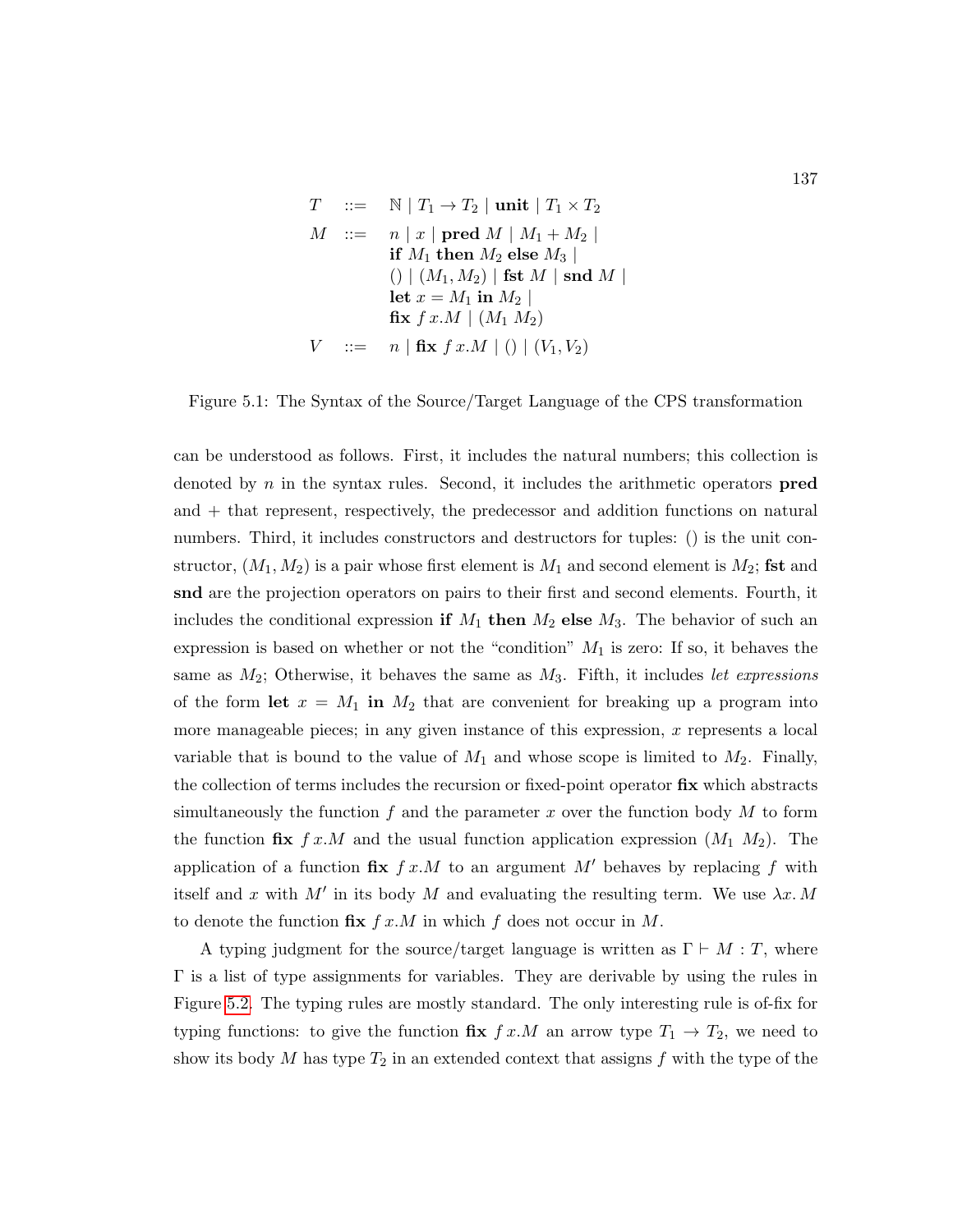$$
\begin{array}{rcl}
T & ::= & \mathbb{N} \mid T_1 \to T_2 \mid \textbf{unit} \mid T_1 \times T_2 \\
M & ::= & n \mid x \mid \textbf{pred}\ M \mid M_1 + M_2 \mid \\
 & & \textbf{if}\ M_1\ \textbf{then}\ M_2\ \textbf{else}\ M_3 \mid \\
 & & () \mid (M_1, M_2) \mid \textbf{fst}\ M \mid \textbf{snd}\ M \mid \\
 & & \textbf{let}\ x = M_1\ \textbf{in}\ M_2 \mid \\
 & & \textbf{fix}\ f\, x.M \mid (M_1\ M_2) \\
V & ::= & n \mid \textbf{fix}\ f\, x.M \mid () \mid (V_1, V_2)
\end{array}
$$

Figure 5.1: The Syntax of the Source/Target Language of the CPS transformation

can be understood as follows. First, it includes the natural numbers; this collection is denoted by $n$ in the syntax rules. Second, it includes the arithmetic operators **pred** and $+$ that represent, respectively, the predecessor and addition functions on natural numbers. Third, it includes constructors and destructors for tuples: $()$ is the unit constructor, $(M_1, M_2)$ is a pair whose first element is $M_1$ and second element is $M_2$; **fst** and **snd** are the projection operators on pairs to their first and second elements. Fourth, it includes the conditional expression **if** $M_1$ **then** $M_2$ **else** $M_3$. The behavior of such an expression is based on whether or not the "condition" $M_1$ is zero: If so, it behaves the same as $M_2$; Otherwise, it behaves the same as $M_3$. Fifth, it includes *let expressions* of the form **let** $x = M_1$ **in** $M_2$ that are convenient for breaking up a program into more manageable pieces; in any given instance of this expression, $x$ represents a local variable that is bound to the value of $M_1$ and whose scope is limited to $M_2$. Finally, the collection of terms includes the recursion or fixed-point operator **fix** which abstracts simultaneously the function $f$ and the parameter $x$ over the function body $M$ to form the function **fix** $f\, x.M$ and the usual function application expression $(M_1\ M_2)$. The application of a function **fix** $f\, x.M$ to an argument $M'$ behaves by replacing $f$ with itself and $x$ with $M'$ in its body $M$ and evaluating the resulting term. We use $\lambda x.\, M$ to denote the function **fix** $f\, x.M$ in which $f$ does not occur in $M$.

A typing judgment for the source/target language is written as $\Gamma \vdash M : T$, where $\Gamma$ is a list of type assignments for variables. They are derivable by using the rules in Figure 5.2. The typing rules are mostly standard. The only interesting rule is of-fix for typing functions: to give the function **fix** $f\, x.M$ an arrow type $T_1 \to T_2$, we need to show its body $M$ has type $T_2$ in an extended context that assigns $f$ with the type of the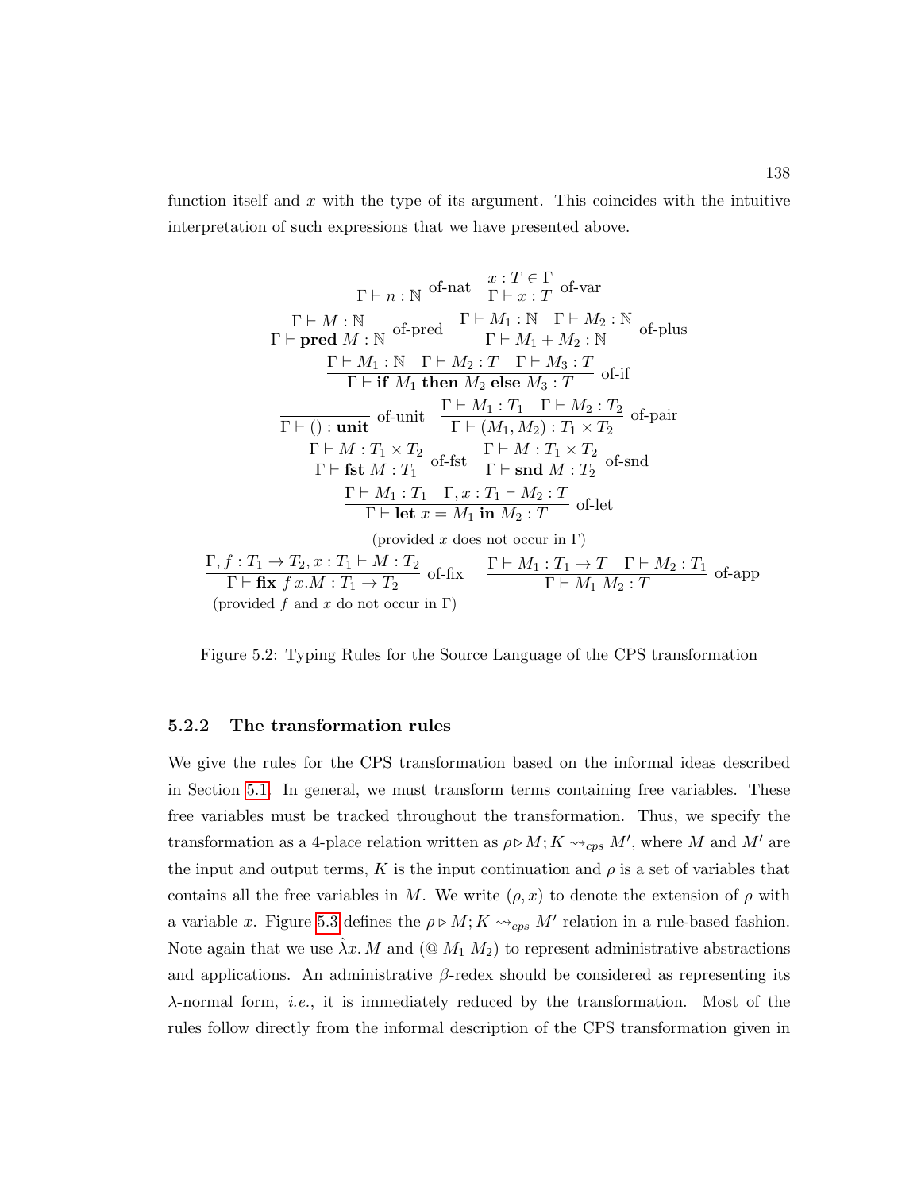function itself and $x$ with the type of its argument. This coincides with the intuitive interpretation of such expressions that we have presented above.

$$\frac{}{\Gamma \vdash n : \mathbb{N}} \text{ of-nat} \quad \frac{x : T \in \Gamma}{\Gamma \vdash x : T} \text{ of-var}$$

$$\frac{\Gamma \vdash M : \mathbb{N}}{\Gamma \vdash \textbf{pred } M : \mathbb{N}} \text{ of-pred} \quad \frac{\Gamma \vdash M_1 : \mathbb{N} \quad \Gamma \vdash M_2 : \mathbb{N}}{\Gamma \vdash M_1 + M_2 : \mathbb{N}} \text{ of-plus}$$

$$\frac{\Gamma \vdash M_1 : \mathbb{N} \quad \Gamma \vdash M_2 : T \quad \Gamma \vdash M_3 : T}{\Gamma \vdash \textbf{if } M_1 \textbf{ then } M_2 \textbf{ else } M_3 : T} \text{ of-if}$$

$$\frac{}{\Gamma \vdash () : \textbf{unit}} \text{ of-unit} \quad \frac{\Gamma \vdash M_1 : T_1 \quad \Gamma \vdash M_2 : T_2}{\Gamma \vdash (M_1, M_2) : T_1 \times T_2} \text{ of-pair}$$

$$\frac{\Gamma \vdash M : T_1 \times T_2}{\Gamma \vdash \textbf{fst } M : T_1} \text{ of-fst} \quad \frac{\Gamma \vdash M : T_1 \times T_2}{\Gamma \vdash \textbf{snd } M : T_2} \text{ of-snd}$$

$$\frac{\Gamma \vdash M_1 : T_1 \quad \Gamma, x : T_1 \vdash M_2 : T}{\Gamma \vdash \textbf{let } x = M_1 \textbf{ in } M_2 : T} \text{ of-let}$$

(provided $x$ does not occur in $\Gamma$)

$$\frac{\Gamma, f : T_1 \to T_2, x : T_1 \vdash M : T_2}{\Gamma \vdash \textbf{fix } f\, x.M : T_1 \to T_2} \text{ of-fix} \quad \frac{\Gamma \vdash M_1 : T_1 \to T \quad \Gamma \vdash M_2 : T_1}{\Gamma \vdash M_1\ M_2 : T} \text{ of-app}$$

(provided $f$ and $x$ do not occur in $\Gamma$)

Figure 5.2: Typing Rules for the Source Language of the CPS transformation

### 5.2.2 The transformation rules

We give the rules for the CPS transformation based on the informal ideas described in Section 5.1. In general, we must transform terms containing free variables. These free variables must be tracked throughout the transformation. Thus, we specify the transformation as a 4-place relation written as $\rho \triangleright M; K \leadsto_{cps} M'$, where $M$ and $M'$ are the input and output terms, $K$ is the input continuation and $\rho$ is a set of variables that contains all the free variables in $M$. We write $(\rho, x)$ to denote the extension of $\rho$ with a variable $x$. Figure 5.3 defines the $\rho \triangleright M; K \leadsto_{cps} M'$ relation in a rule-based fashion. Note again that we use $\hat{\lambda} x.\, M$ and $(@\ M_1\ M_2)$ to represent administrative abstractions and applications. An administrative $\beta$-redex should be considered as representing its $\lambda$-normal form, *i.e.*, it is immediately reduced by the transformation. Most of the rules follow directly from the informal description of the CPS transformation given in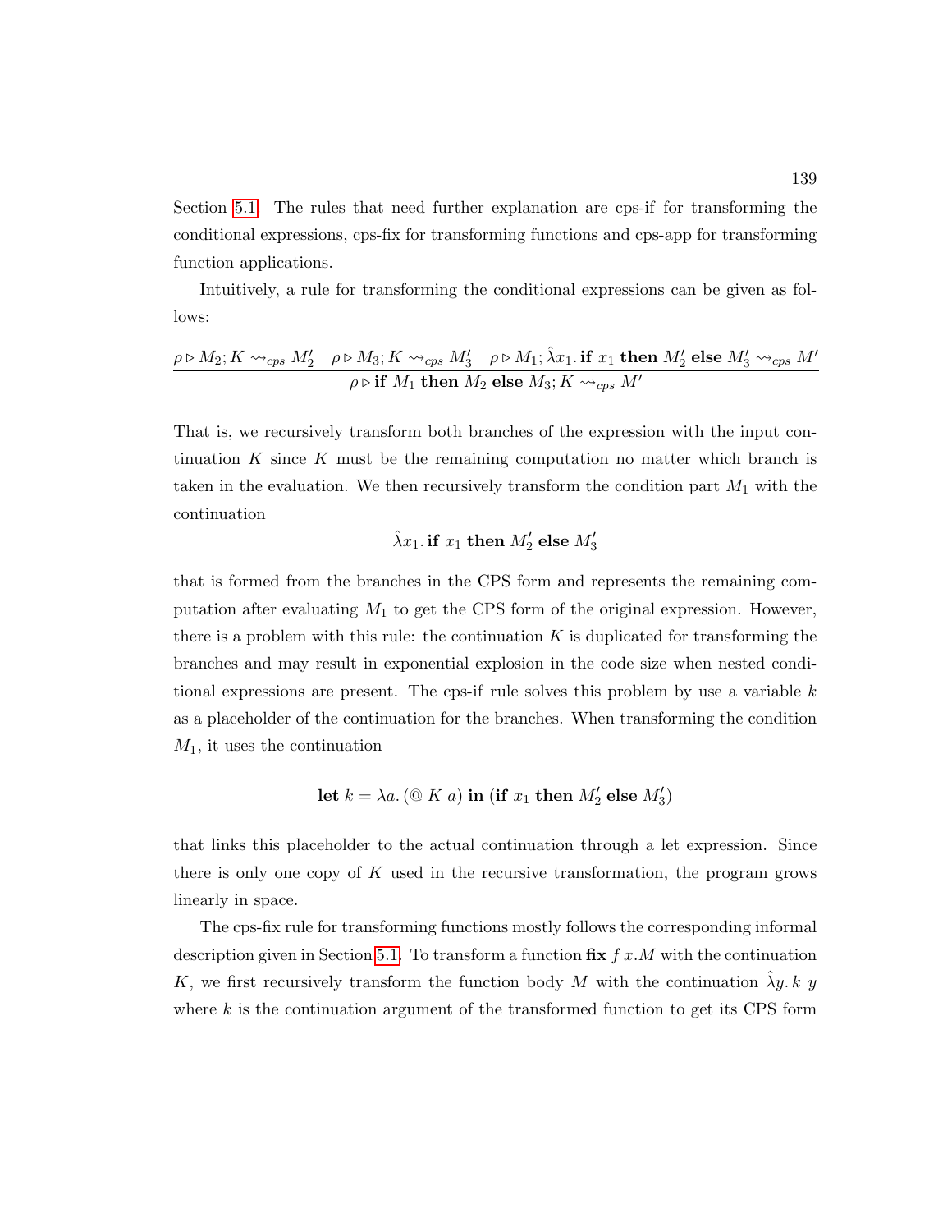Section 5.1. The rules that need further explanation are cps-if for transforming the conditional expressions, cps-fix for transforming functions and cps-app for transforming function applications.

Intuitively, a rule for transforming the conditional expressions can be given as follows:

$$\frac{\rho \triangleright M_2; K \rightsquigarrow_{cps} M_2' \quad \rho \triangleright M_3; K \rightsquigarrow_{cps} M_3' \quad \rho \triangleright M_1; \hat{\lambda} x_1.\, \textbf{if } x_1 \textbf{ then } M_2' \textbf{ else } M_3' \rightsquigarrow_{cps} M'}{\rho \triangleright \textbf{if } M_1 \textbf{ then } M_2 \textbf{ else } M_3; K \rightsquigarrow_{cps} M'}$$

That is, we recursively transform both branches of the expression with the input continuation $K$ since $K$ must be the remaining computation no matter which branch is taken in the evaluation. We then recursively transform the condition part $M_1$ with the continuation

$$\hat{\lambda} x_1.\, \textbf{if } x_1 \textbf{ then } M_2' \textbf{ else } M_3'$$

that is formed from the branches in the CPS form and represents the remaining computation after evaluating $M_1$ to get the CPS form of the original expression. However, there is a problem with this rule: the continuation $K$ is duplicated for transforming the branches and may result in exponential explosion in the code size when nested conditional expressions are present. The cps-if rule solves this problem by use a variable $k$ as a placeholder of the continuation for the branches. When transforming the condition $M_1$, it uses the continuation

$$\textbf{let } k = \lambda a.\, (@\ K\ a) \textbf{ in } (\textbf{if } x_1 \textbf{ then } M_2' \textbf{ else } M_3')$$

that links this placeholder to the actual continuation through a let expression. Since there is only one copy of $K$ used in the recursive transformation, the program grows linearly in space.

The cps-fix rule for transforming functions mostly follows the corresponding informal description given in Section 5.1. To transform a function $\textbf{fix } f\, x.M$ with the continuation $K$, we first recursively transform the function body $M$ with the continuation $\hat{\lambda} y.\, k\ y$ where $k$ is the continuation argument of the transformed function to get its CPS form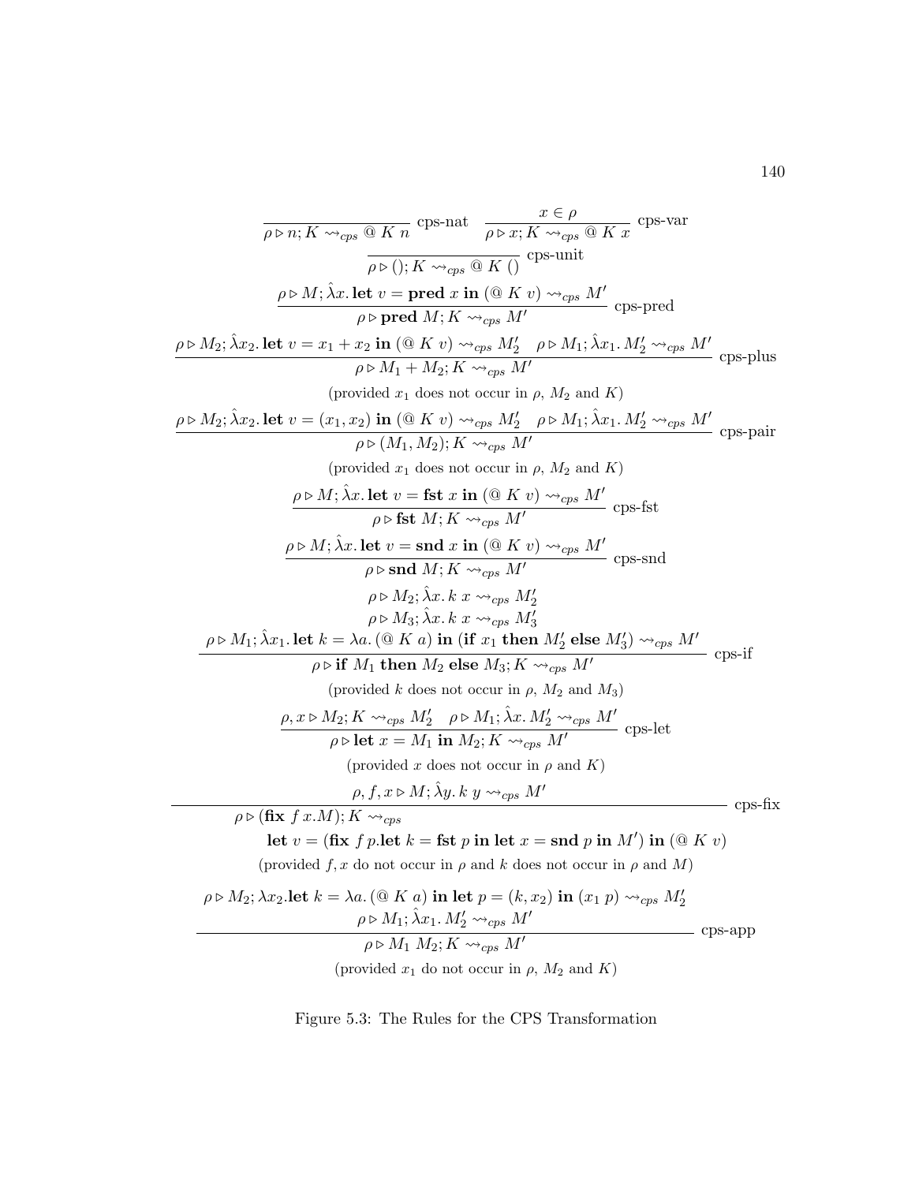$$\frac{}{\rho \triangleright n; K \rightsquigarrow_{cps} @\ K\ n} \text{ cps-nat} \qquad \frac{x \in \rho}{\rho \triangleright x; K \rightsquigarrow_{cps} @\ K\ x} \text{ cps-var}$$

$$\frac{}{\rho \triangleright (); K \rightsquigarrow_{cps} @\ K\ ()} \text{ cps-unit}$$

$$\frac{\rho \triangleright M; \hat{\lambda} x.\, \textbf{let}\ v = \textbf{pred}\ x\ \textbf{in}\ (@\ K\ v) \rightsquigarrow_{cps} M'}{\rho \triangleright \textbf{pred}\ M; K \rightsquigarrow_{cps} M'} \text{ cps-pred}$$

$$\frac{\rho \triangleright M_2; \hat{\lambda} x_2.\, \textbf{let}\ v = x_1 + x_2\ \textbf{in}\ (@\ K\ v) \rightsquigarrow_{cps} M_2' \quad \rho \triangleright M_1; \hat{\lambda} x_1.\, M_2' \rightsquigarrow_{cps} M'}{\rho \triangleright M_1 + M_2; K \rightsquigarrow_{cps} M'} \text{ cps-plus}$$

(provided $x_1$ does not occur in $\rho$, $M_2$ and $K$)

$$\frac{\rho \triangleright M_2; \hat{\lambda} x_2.\, \textbf{let}\ v = (x_1, x_2)\ \textbf{in}\ (@\ K\ v) \rightsquigarrow_{cps} M_2' \quad \rho \triangleright M_1; \hat{\lambda} x_1.\, M_2' \rightsquigarrow_{cps} M'}{\rho \triangleright (M_1, M_2); K \rightsquigarrow_{cps} M'} \text{ cps-pair}$$

(provided $x_1$ does not occur in $\rho$, $M_2$ and $K$)

$$\frac{\rho \triangleright M; \hat{\lambda} x.\, \textbf{let}\ v = \textbf{fst}\ x\ \textbf{in}\ (@\ K\ v) \rightsquigarrow_{cps} M'}{\rho \triangleright \textbf{fst}\ M; K \rightsquigarrow_{cps} M'} \text{ cps-fst}$$

$$\frac{\rho \triangleright M; \hat{\lambda} x.\, \textbf{let}\ v = \textbf{snd}\ x\ \textbf{in}\ (@\ K\ v) \rightsquigarrow_{cps} M'}{\rho \triangleright \textbf{snd}\ M; K \rightsquigarrow_{cps} M'} \text{ cps-snd}$$

$$\frac{\begin{array}{c}\rho \triangleright M_2; \hat{\lambda} x.\, k\ x \rightsquigarrow_{cps} M_2' \\ \rho \triangleright M_3; \hat{\lambda} x.\, k\ x \rightsquigarrow_{cps} M_3' \\ \rho \triangleright M_1; \hat{\lambda} x_1.\, \textbf{let}\ k = \lambda a.\, (@\ K\ a)\ \textbf{in}\ (\textbf{if}\ x_1\ \textbf{then}\ M_2'\ \textbf{else}\ M_3') \rightsquigarrow_{cps} M'\end{array}}{\rho \triangleright \textbf{if}\ M_1\ \textbf{then}\ M_2\ \textbf{else}\ M_3; K \rightsquigarrow_{cps} M'} \text{ cps-if}$$

(provided $k$ does not occur in $\rho$, $M_2$ and $M_3$)

$$\frac{\rho, x \triangleright M_2; K \rightsquigarrow_{cps} M_2' \quad \rho \triangleright M_1; \hat{\lambda} x.\, M_2' \rightsquigarrow_{cps} M'}{\rho \triangleright \textbf{let}\ x = M_1\ \textbf{in}\ M_2; K \rightsquigarrow_{cps} M'} \text{ cps-let}$$

(provided $x$ does not occur in $\rho$ and $K$)

$$\frac{\rho, f, x \triangleright M; \hat{\lambda} y.\, k\ y \rightsquigarrow_{cps} M'}{\begin{array}{l}\rho \triangleright (\textbf{fix}\ f\, x.M); K \rightsquigarrow_{cps} \\ \qquad \textbf{let}\ v = (\textbf{fix}\ f\, p.\textbf{let}\ k = \textbf{fst}\ p\ \textbf{in}\ \textbf{let}\ x = \textbf{snd}\ p\ \textbf{in}\ M')\ \textbf{in}\ (@\ K\ v)\end{array}} \text{ cps-fix}$$

(provided $f, x$ do not occur in $\rho$ and $k$ does not occur in $\rho$ and $M$)

$$\frac{\begin{array}{c}\rho \triangleright M_2; \lambda x_2.\textbf{let}\ k = \lambda a.\, (@\ K\ a)\ \textbf{in}\ \textbf{let}\ p = (k, x_2)\ \textbf{in}\ (x_1\ p) \rightsquigarrow_{cps} M_2' \\ \rho \triangleright M_1; \hat{\lambda} x_1.\, M_2' \rightsquigarrow_{cps} M'\end{array}}{\rho \triangleright M_1\ M_2; K \rightsquigarrow_{cps} M'} \text{ cps-app}$$

(provided $x_1$ do not occur in $\rho$, $M_2$ and $K$)

Figure 5.3: The Rules for the CPS Transformation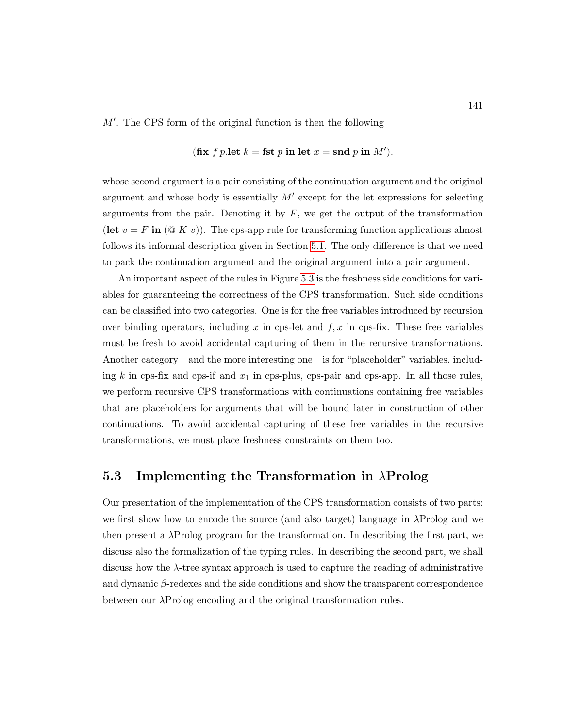$M'$. The CPS form of the original function is then the following

$$(\textbf{fix}\ f\ p.\textbf{let}\ k = \textbf{fst}\ p\ \textbf{in}\ \textbf{let}\ x = \textbf{snd}\ p\ \textbf{in}\ M').$$

whose second argument is a pair consisting of the continuation argument and the original argument and whose body is essentially $M'$ except for the let expressions for selecting arguments from the pair. Denoting it by $F$, we get the output of the transformation ($\textbf{let}\ v = F\ \textbf{in}\ (@\ K\ v)$). The cps-app rule for transforming function applications almost follows its informal description given in Section 5.1. The only difference is that we need to pack the continuation argument and the original argument into a pair argument.

An important aspect of the rules in Figure 5.3 is the freshness side conditions for variables for guaranteeing the correctness of the CPS transformation. Such side conditions can be classified into two categories. One is for the free variables introduced by recursion over binding operators, including $x$ in cps-let and $f, x$ in cps-fix. These free variables must be fresh to avoid accidental capturing of them in the recursive transformations. Another category—and the more interesting one—is for "placeholder" variables, including $k$ in cps-fix and cps-if and $x_1$ in cps-plus, cps-pair and cps-app. In all those rules, we perform recursive CPS transformations with continuations containing free variables that are placeholders for arguments that will be bound later in construction of other continuations. To avoid accidental capturing of these free variables in the recursive transformations, we must place freshness constraints on them too.

## 5.3 Implementing the Transformation in $\lambda$Prolog

Our presentation of the implementation of the CPS transformation consists of two parts: we first show how to encode the source (and also target) language in $\lambda$Prolog and we then present a $\lambda$Prolog program for the transformation. In describing the first part, we discuss also the formalization of the typing rules. In describing the second part, we shall discuss how the $\lambda$-tree syntax approach is used to capture the reading of administrative and dynamic $\beta$-redexes and the side conditions and show the transparent correspondence between our $\lambda$Prolog encoding and the original transformation rules.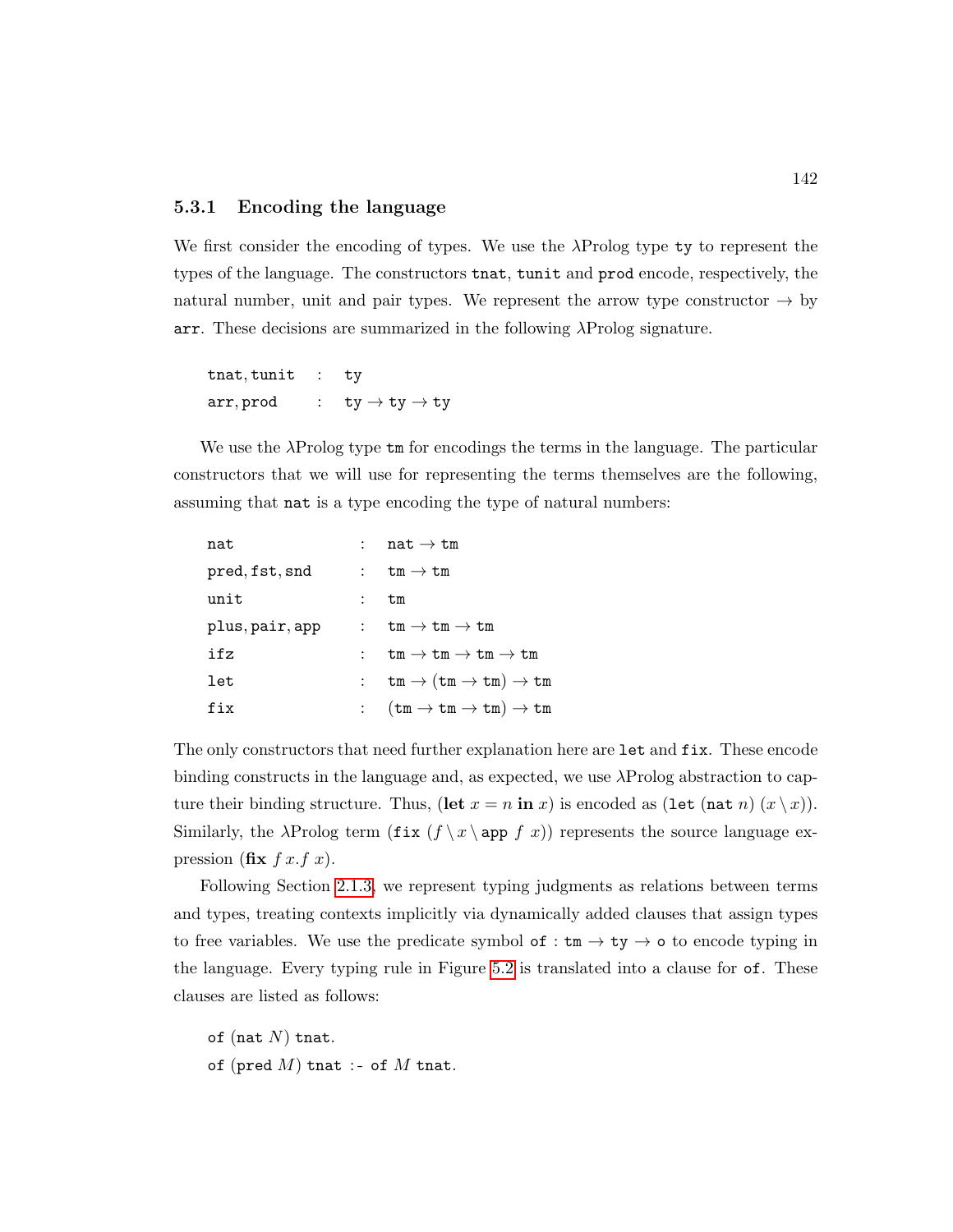### 5.3.1 Encoding the language

We first consider the encoding of types. We use the λProlog type `ty` to represent the types of the language. The constructors `tnat`, `tunit` and `prod` encode, respectively, the natural number, unit and pair types. We represent the arrow type constructor → by `arr`. These decisions are summarized in the following λProlog signature.

```
tnat, tunit  :  ty
arr, prod    :  ty → ty → ty
```

We use the λProlog type `tm` for encodings the terms in the language. The particular constructors that we will use for representing the terms themselves are the following, assuming that `nat` is a type encoding the type of natural numbers:

```
nat              :  nat → tm
pred, fst, snd   :  tm → tm
unit             :  tm
plus, pair, app  :  tm → tm → tm
ifz              :  tm → tm → tm → tm
let              :  tm → (tm → tm) → tm
fix              :  (tm → tm → tm) → tm
```

The only constructors that need further explanation here are `let` and `fix`. These encode binding constructs in the language and, as expected, we use λProlog abstraction to capture their binding structure. Thus, (**let** $x = n$ **in** $x$) is encoded as (`let` (`nat` $n$) ($x \setminus x$)). Similarly, the λProlog term (`fix` ($f \setminus x \setminus$ `app` $f$ $x$)) represents the source language expression (**fix** $f\,x.f\;x$).

Following Section 2.1.3, we represent typing judgments as relations between terms and types, treating contexts implicitly via dynamically added clauses that assign types to free variables. We use the predicate symbol `of` : `tm` → `ty` → `o` to encode typing in the language. Every typing rule in Figure 5.2 is translated into a clause for `of`. These clauses are listed as follows:

```
of (nat N) tnat.
of (pred M) tnat :- of M tnat.
```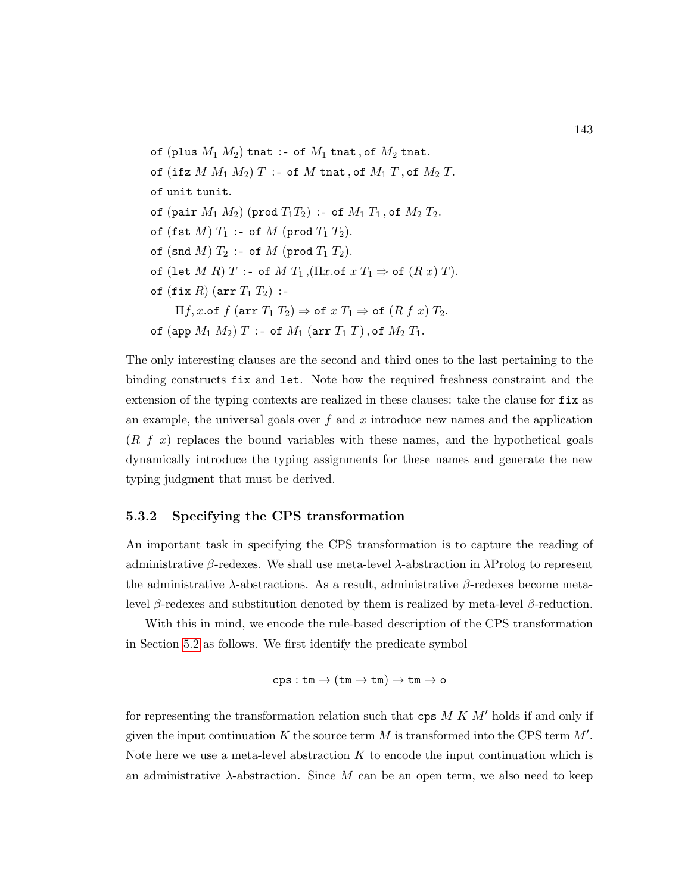$$\texttt{of}\ (\texttt{plus}\ M_1\ M_2)\ \texttt{tnat}\ \texttt{:-}\ \texttt{of}\ M_1\ \texttt{tnat}\,,\texttt{of}\ M_2\ \texttt{tnat}.$$
$$\texttt{of}\ (\texttt{ifz}\ M\ M_1\ M_2)\ T\ \texttt{:-}\ \texttt{of}\ M\ \texttt{tnat}\,,\texttt{of}\ M_1\ T\,,\texttt{of}\ M_2\ T.$$
$$\texttt{of}\ \texttt{unit}\ \texttt{tunit}.$$
$$\texttt{of}\ (\texttt{pair}\ M_1\ M_2)\ (\texttt{prod}\ T_1 T_2)\ \texttt{:-}\ \texttt{of}\ M_1\ T_1\,,\texttt{of}\ M_2\ T_2.$$
$$\texttt{of}\ (\texttt{fst}\ M)\ T_1\ \texttt{:-}\ \texttt{of}\ M\ (\texttt{prod}\ T_1\ T_2).$$
$$\texttt{of}\ (\texttt{snd}\ M)\ T_2\ \texttt{:-}\ \texttt{of}\ M\ (\texttt{prod}\ T_1\ T_2).$$
$$\texttt{of}\ (\texttt{let}\ M\ R)\ T\ \texttt{:-}\ \texttt{of}\ M\ T_1\,,(\Pi x.\texttt{of}\ x\ T_1 \Rightarrow \texttt{of}\ (R\ x)\ T).$$
$$\texttt{of}\ (\texttt{fix}\ R)\ (\texttt{arr}\ T_1\ T_2)\ \texttt{:-}$$
$$\quad \Pi f, x.\texttt{of}\ f\ (\texttt{arr}\ T_1\ T_2) \Rightarrow \texttt{of}\ x\ T_1 \Rightarrow \texttt{of}\ (R\ f\ x)\ T_2.$$
$$\texttt{of}\ (\texttt{app}\ M_1\ M_2)\ T\ \texttt{:-}\ \texttt{of}\ M_1\ (\texttt{arr}\ T_1\ T)\,,\texttt{of}\ M_2\ T_1.$$

The only interesting clauses are the second and third ones to the last pertaining to the binding constructs `fix` and `let`. Note how the required freshness constraint and the extension of the typing contexts are realized in these clauses: take the clause for `fix` as an example, the universal goals over $f$ and $x$ introduce new names and the application $(R\ f\ x)$ replaces the bound variables with these names, and the hypothetical goals dynamically introduce the typing assignments for these names and generate the new typing judgment that must be derived.

### 5.3.2 Specifying the CPS transformation

An important task in specifying the CPS transformation is to capture the reading of administrative $\beta$-redexes. We shall use meta-level $\lambda$-abstraction in $\lambda$Prolog to represent the administrative $\lambda$-abstractions. As a result, administrative $\beta$-redexes become meta-level $\beta$-redexes and substitution denoted by them is realized by meta-level $\beta$-reduction.

With this in mind, we encode the rule-based description of the CPS transformation in Section 5.2 as follows. We first identify the predicate symbol

$$\texttt{cps} : \texttt{tm} \to (\texttt{tm} \to \texttt{tm}) \to \texttt{tm} \to \texttt{o}$$

for representing the transformation relation such that $\texttt{cps}\ M\ K\ M'$ holds if and only if given the input continuation $K$ the source term $M$ is transformed into the CPS term $M'$. Note here we use a meta-level abstraction $K$ to encode the input continuation which is an administrative $\lambda$-abstraction. Since $M$ can be an open term, we also need to keep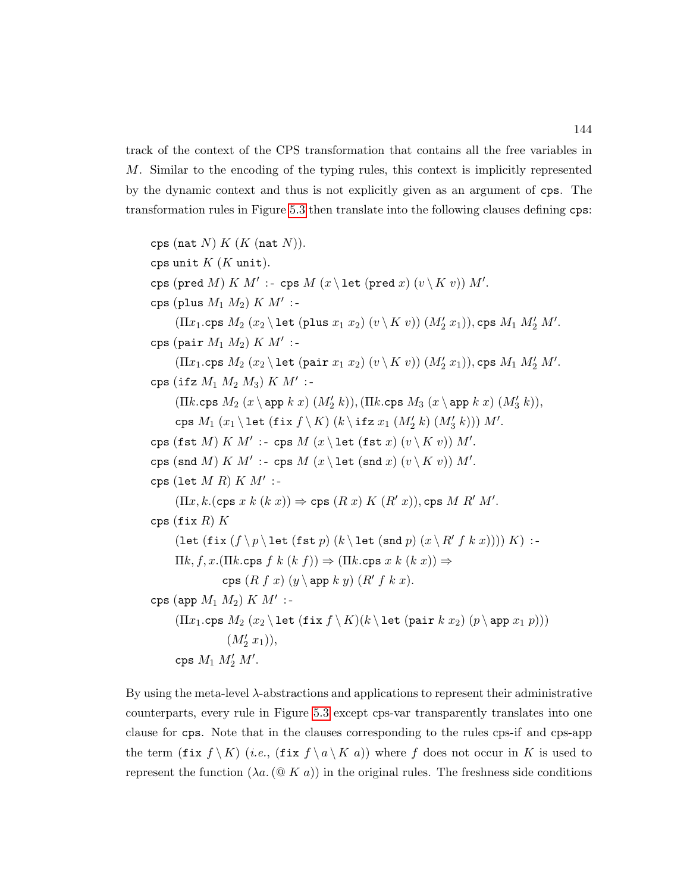track of the context of the CPS transformation that contains all the free variables in $M$. Similar to the encoding of the typing rules, this context is implicitly represented by the dynamic context and thus is not explicitly given as an argument of $\mathtt{cps}$. The transformation rules in Figure 5.3 then translate into the following clauses defining $\mathtt{cps}$:

$$
\begin{array}{l}
\mathtt{cps}\ (\mathtt{nat}\ N)\ K\ (K\ (\mathtt{nat}\ N)).\\
\mathtt{cps}\ \mathtt{unit}\ K\ (K\ \mathtt{unit}).\\
\mathtt{cps}\ (\mathtt{pred}\ M)\ K\ M'\ \texttt{:-}\ \mathtt{cps}\ M\ (x \setminus \mathtt{let}\ (\mathtt{pred}\ x)\ (v \setminus K\ v))\ M'.\\
\mathtt{cps}\ (\mathtt{plus}\ M_1\ M_2)\ K\ M'\ \texttt{:-}\\
\quad (\Pi x_1.\mathtt{cps}\ M_2\ (x_2 \setminus \mathtt{let}\ (\mathtt{plus}\ x_1\ x_2)\ (v \setminus K\ v))\ (M_2'\ x_1)), \mathtt{cps}\ M_1\ M_2'\ M'.\\
\mathtt{cps}\ (\mathtt{pair}\ M_1\ M_2)\ K\ M'\ \texttt{:-}\\
\quad (\Pi x_1.\mathtt{cps}\ M_2\ (x_2 \setminus \mathtt{let}\ (\mathtt{pair}\ x_1\ x_2)\ (v \setminus K\ v))\ (M_2'\ x_1)), \mathtt{cps}\ M_1\ M_2'\ M'.\\
\mathtt{cps}\ (\mathtt{ifz}\ M_1\ M_2\ M_3)\ K\ M'\ \texttt{:-}\\
\quad (\Pi k.\mathtt{cps}\ M_2\ (x \setminus \mathtt{app}\ k\ x)\ (M_2'\ k)), (\Pi k.\mathtt{cps}\ M_3\ (x \setminus \mathtt{app}\ k\ x)\ (M_3'\ k)),\\
\quad \mathtt{cps}\ M_1\ (x_1 \setminus \mathtt{let}\ (\mathtt{fix}\ f \setminus K)\ (k \setminus \mathtt{ifz}\ x_1\ (M_2'\ k)\ (M_3'\ k)))\ M'.\\
\mathtt{cps}\ (\mathtt{fst}\ M)\ K\ M'\ \texttt{:-}\ \mathtt{cps}\ M\ (x \setminus \mathtt{let}\ (\mathtt{fst}\ x)\ (v \setminus K\ v))\ M'.\\
\mathtt{cps}\ (\mathtt{snd}\ M)\ K\ M'\ \texttt{:-}\ \mathtt{cps}\ M\ (x \setminus \mathtt{let}\ (\mathtt{snd}\ x)\ (v \setminus K\ v))\ M'.\\
\mathtt{cps}\ (\mathtt{let}\ M\ R)\ K\ M'\ \texttt{:-}\\
\quad (\Pi x, k.(\mathtt{cps}\ x\ k\ (k\ x)) \Rightarrow \mathtt{cps}\ (R\ x)\ K\ (R'\ x)), \mathtt{cps}\ M\ R'\ M'.\\
\mathtt{cps}\ (\mathtt{fix}\ R)\ K\\
\quad (\mathtt{let}\ (\mathtt{fix}\ (f \setminus p \setminus \mathtt{let}\ (\mathtt{fst}\ p)\ (k \setminus \mathtt{let}\ (\mathtt{snd}\ p)\ (x \setminus R'\ f\ k\ x))))\ K)\ \texttt{:-}\\
\quad \Pi k, f, x.(\Pi k.\mathtt{cps}\ f\ k\ (k\ f)) \Rightarrow (\Pi k.\mathtt{cps}\ x\ k\ (k\ x)) \Rightarrow\\
\qquad\qquad \mathtt{cps}\ (R\ f\ x)\ (y \setminus \mathtt{app}\ k\ y)\ (R'\ f\ k\ x).\\
\mathtt{cps}\ (\mathtt{app}\ M_1\ M_2)\ K\ M'\ \texttt{:-}\\
\quad (\Pi x_1.\mathtt{cps}\ M_2\ (x_2 \setminus \mathtt{let}\ (\mathtt{fix}\ f \setminus K)(k \setminus \mathtt{let}\ (\mathtt{pair}\ k\ x_2)\ (p \setminus \mathtt{app}\ x_1\ p)))\\
\qquad\qquad (M_2'\ x_1)),\\
\quad \mathtt{cps}\ M_1\ M_2'\ M'.
\end{array}
$$

By using the meta-level $\lambda$-abstractions and applications to represent their administrative counterparts, every rule in Figure 5.3 except cps-var transparently translates into one clause for $\mathtt{cps}$. Note that in the clauses corresponding to the rules cps-if and cps-app the term $(\mathtt{fix}\ f \setminus K)$ (*i.e.*, $(\mathtt{fix}\ f \setminus a \setminus K\ a)$) where $f$ does not occur in $K$ is used to represent the function $(\lambda a.\,(@\ K\ a))$ in the original rules. The freshness side conditions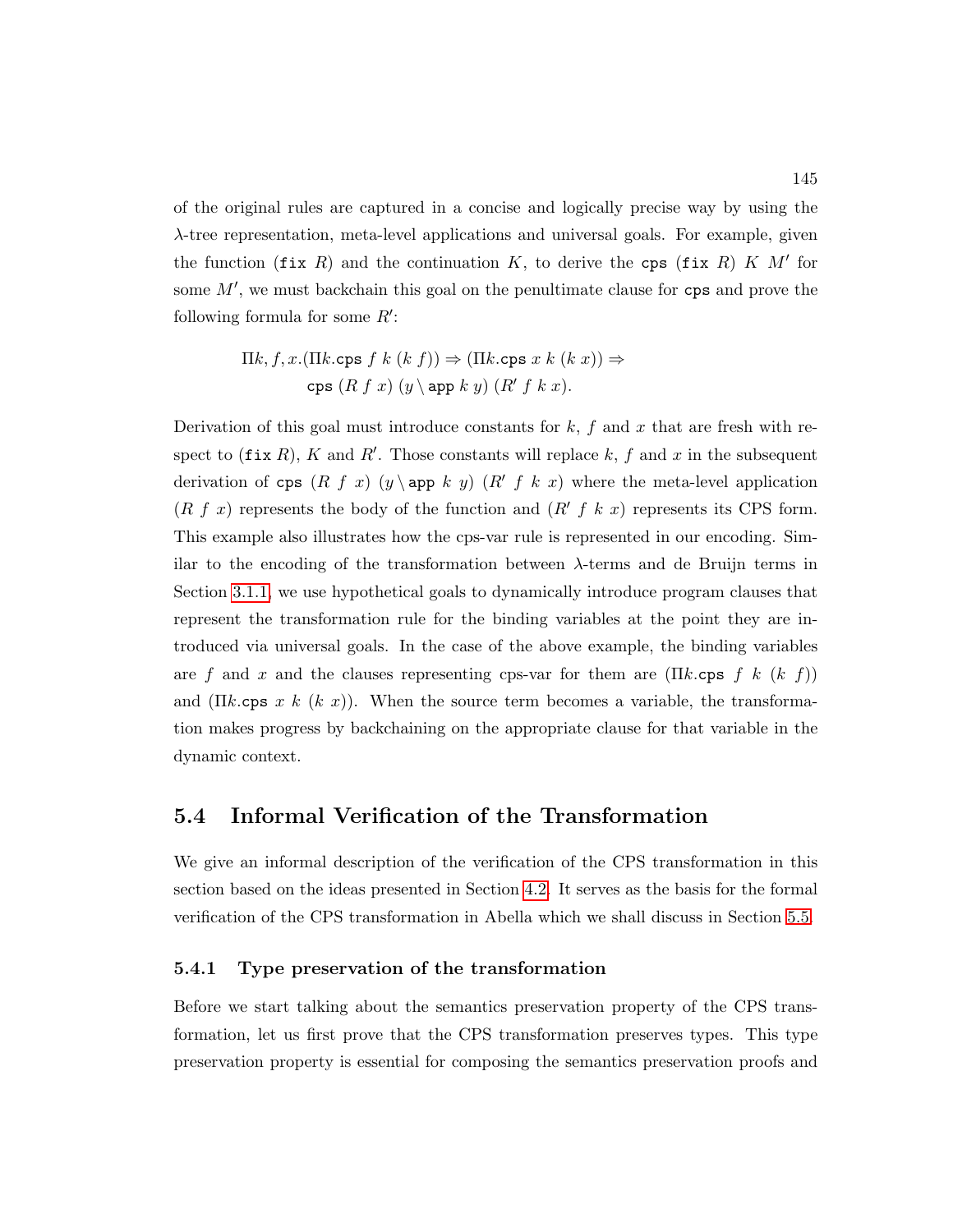of the original rules are captured in a concise and logically precise way by using the $\lambda$-tree representation, meta-level applications and universal goals. For example, given the function ($\texttt{fix}\ R$) and the continuation $K$, to derive the $\texttt{cps}\ (\texttt{fix}\ R)\ K\ M'$ for some $M'$, we must backchain this goal on the penultimate clause for $\texttt{cps}$ and prove the following formula for some $R'$:

$$\begin{aligned}\Pi k, f, x.(\Pi k.\texttt{cps}\ f\ k\ (k\ f)) \Rightarrow (\Pi k.\texttt{cps}\ x\ k\ (k\ x)) \Rightarrow \\ \texttt{cps}\ (R\ f\ x)\ (y \setminus \texttt{app}\ k\ y)\ (R'\ f\ k\ x).\end{aligned}$$

Derivation of this goal must introduce constants for $k$, $f$ and $x$ that are fresh with respect to ($\texttt{fix}\ R$), $K$ and $R'$. Those constants will replace $k$, $f$ and $x$ in the subsequent derivation of $\texttt{cps}\ (R\ f\ x)\ (y \setminus \texttt{app}\ k\ y)\ (R'\ f\ k\ x)$ where the meta-level application $(R\ f\ x)$ represents the body of the function and $(R'\ f\ k\ x)$ represents its CPS form. This example also illustrates how the cps-var rule is represented in our encoding. Similar to the encoding of the transformation between $\lambda$-terms and de Bruijn terms in Section 3.1.1, we use hypothetical goals to dynamically introduce program clauses that represent the transformation rule for the binding variables at the point they are introduced via universal goals. In the case of the above example, the binding variables are $f$ and $x$ and the clauses representing cps-var for them are $(\Pi k.\texttt{cps}\ f\ k\ (k\ f))$ and $(\Pi k.\texttt{cps}\ x\ k\ (k\ x))$. When the source term becomes a variable, the transformation makes progress by backchaining on the appropriate clause for that variable in the dynamic context.

## 5.4 Informal Verification of the Transformation

We give an informal description of the verification of the CPS transformation in this section based on the ideas presented in Section 4.2. It serves as the basis for the formal verification of the CPS transformation in Abella which we shall discuss in Section 5.5.

### 5.4.1 Type preservation of the transformation

Before we start talking about the semantics preservation property of the CPS transformation, let us first prove that the CPS transformation preserves types. This type preservation property is essential for composing the semantics preservation proofs and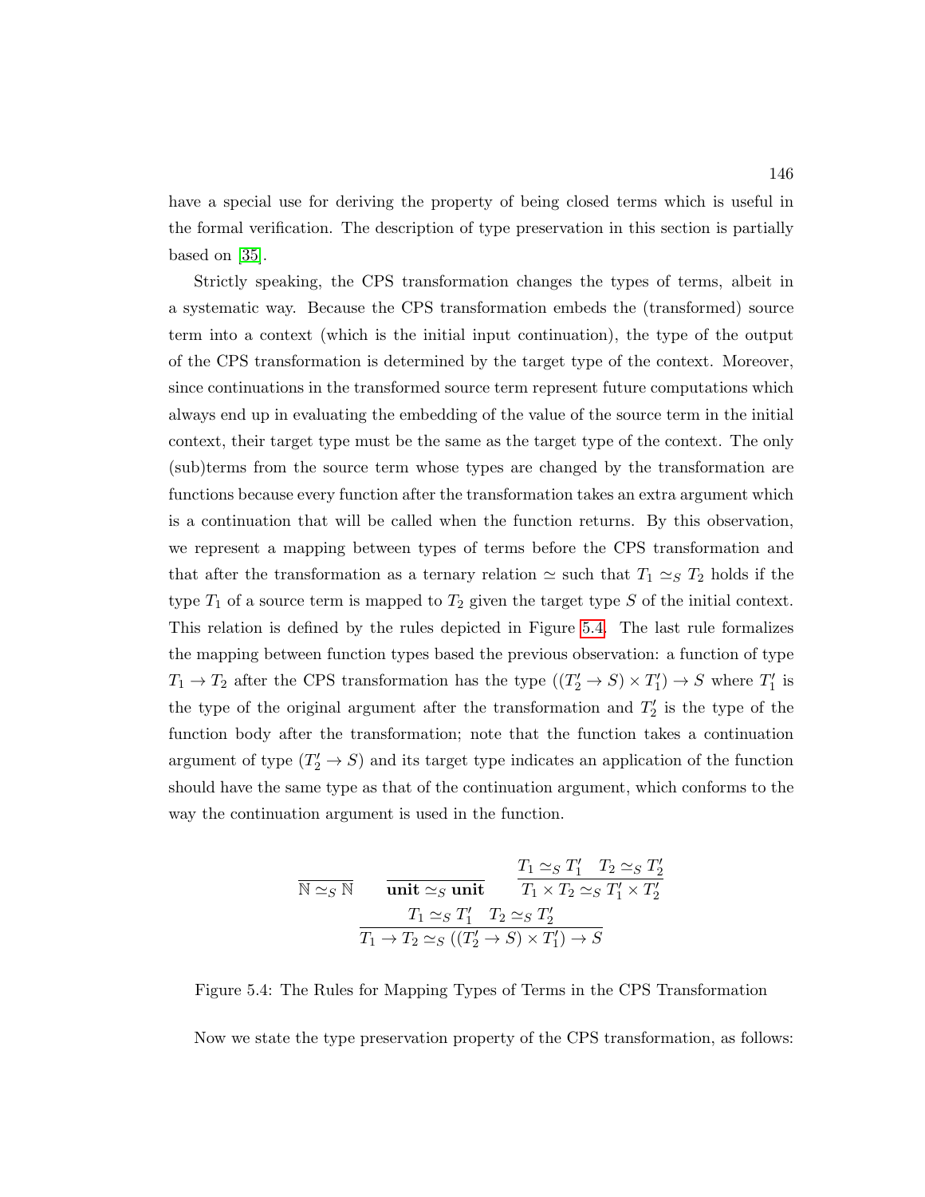have a special use for deriving the property of being closed terms which is useful in the formal verification. The description of type preservation in this section is partially based on [35].

Strictly speaking, the CPS transformation changes the types of terms, albeit in a systematic way. Because the CPS transformation embeds the (transformed) source term into a context (which is the initial input continuation), the type of the output of the CPS transformation is determined by the target type of the context. Moreover, since continuations in the transformed source term represent future computations which always end up in evaluating the embedding of the value of the source term in the initial context, their target type must be the same as the target type of the context. The only (sub)terms from the source term whose types are changed by the transformation are functions because every function after the transformation takes an extra argument which is a continuation that will be called when the function returns. By this observation, we represent a mapping between types of terms before the CPS transformation and that after the transformation as a ternary relation $\simeq$ such that $T_1 \simeq_S T_2$ holds if the type $T_1$ of a source term is mapped to $T_2$ given the target type $S$ of the initial context. This relation is defined by the rules depicted in Figure 5.4. The last rule formalizes the mapping between function types based the previous observation: a function of type $T_1 \to T_2$ after the CPS transformation has the type $((T_2' \to S) \times T_1') \to S$ where $T_1'$ is the type of the original argument after the transformation and $T_2'$ is the type of the function body after the transformation; note that the function takes a continuation argument of type $(T_2' \to S)$ and its target type indicates an application of the function should have the same type as that of the continuation argument, which conforms to the way the continuation argument is used in the function.

$$
\frac{}{\mathbb{N} \simeq_S \mathbb{N}} \qquad \frac{}{\mathbf{unit} \simeq_S \mathbf{unit}} \qquad \frac{T_1 \simeq_S T_1' \quad T_2 \simeq_S T_2'}{T_1 \times T_2 \simeq_S T_1' \times T_2'}
$$

$$
\frac{T_1 \simeq_S T_1' \quad T_2 \simeq_S T_2'}{T_1 \to T_2 \simeq_S ((T_2' \to S) \times T_1') \to S}
$$

Figure 5.4: The Rules for Mapping Types of Terms in the CPS Transformation

Now we state the type preservation property of the CPS transformation, as follows: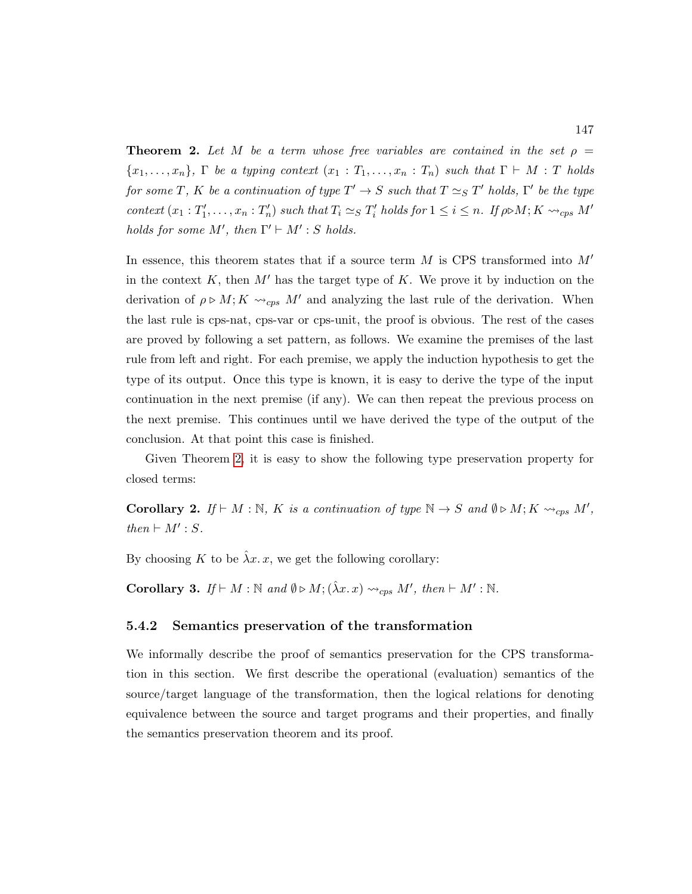**Theorem 2.** *Let $M$ be a term whose free variables are contained in the set $\rho = \{x_1, \ldots, x_n\}$, $\Gamma$ be a typing context $(x_1 : T_1, \ldots, x_n : T_n)$ such that $\Gamma \vdash M : T$ holds for some $T$, $K$ be a continuation of type $T' \to S$ such that $T \simeq_S T'$ holds, $\Gamma'$ be the type context $(x_1 : T'_1, \ldots, x_n : T'_n)$ such that $T_i \simeq_S T'_i$ holds for $1 \leq i \leq n$. If $\rho \triangleright M; K \leadsto_{cps} M'$ holds for some $M'$, then $\Gamma' \vdash M' : S$ holds.*

In essence, this theorem states that if a source term $M$ is CPS transformed into $M'$ in the context $K$, then $M'$ has the target type of $K$. We prove it by induction on the derivation of $\rho \triangleright M; K \leadsto_{cps} M'$ and analyzing the last rule of the derivation. When the last rule is cps-nat, cps-var or cps-unit, the proof is obvious. The rest of the cases are proved by following a set pattern, as follows. We examine the premises of the last rule from left and right. For each premise, we apply the induction hypothesis to get the type of its output. Once this type is known, it is easy to derive the type of the input continuation in the next premise (if any). We can then repeat the previous process on the next premise. This continues until we have derived the type of the output of the conclusion. At that point this case is finished.

Given Theorem 2, it is easy to show the following type preservation property for closed terms:

**Corollary 2.** *If $\vdash M : \mathbb{N}$, $K$ is a continuation of type $\mathbb{N} \to S$ and $\emptyset \triangleright M; K \leadsto_{cps} M'$, then $\vdash M' : S$.*

By choosing $K$ to be $\hat{\lambda} x.\, x$, we get the following corollary:

**Corollary 3.** *If $\vdash M : \mathbb{N}$ and $\emptyset \triangleright M; (\hat{\lambda} x.\, x) \leadsto_{cps} M'$, then $\vdash M' : \mathbb{N}$.*

### 5.4.2 Semantics preservation of the transformation

We informally describe the proof of semantics preservation for the CPS transformation in this section. We first describe the operational (evaluation) semantics of the source/target language of the transformation, then the logical relations for denoting equivalence between the source and target programs and their properties, and finally the semantics preservation theorem and its proof.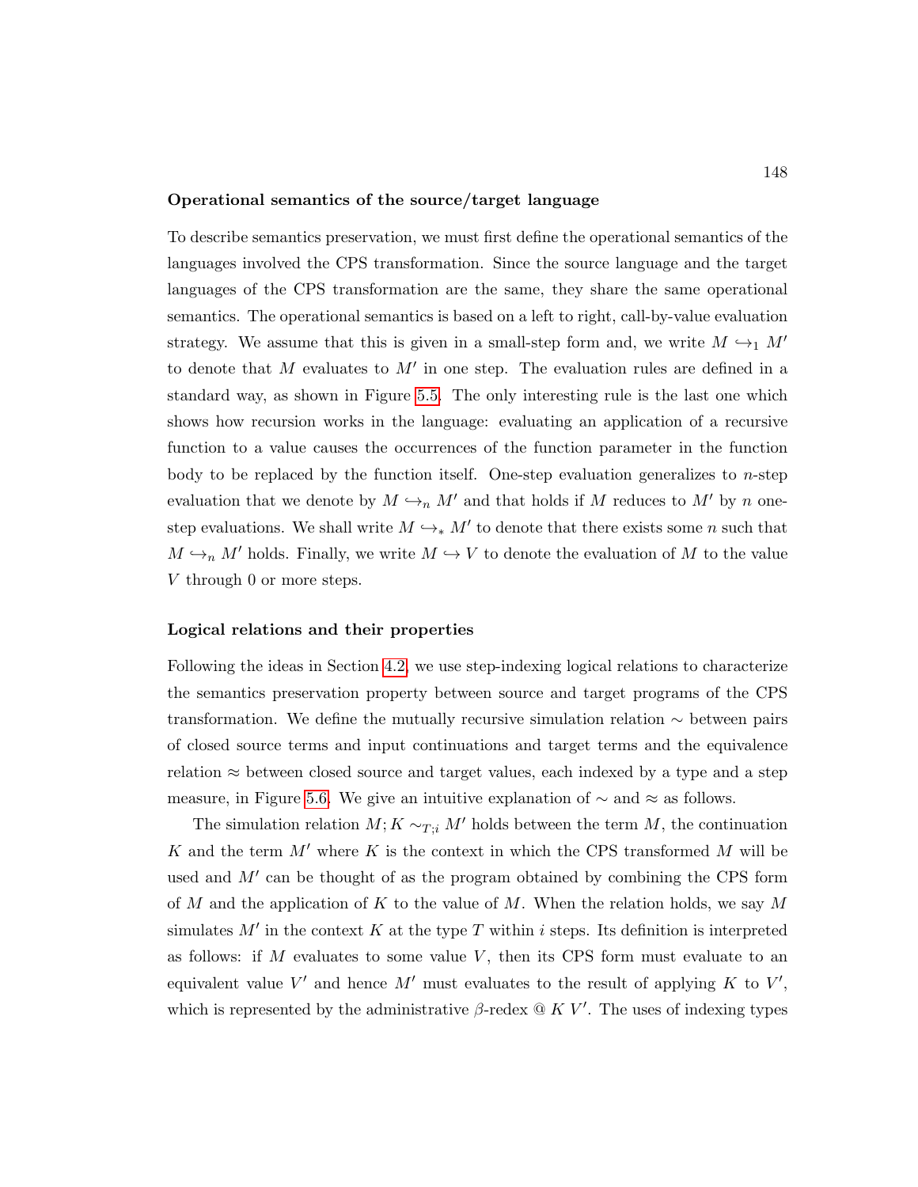**Operational semantics of the source/target language**

To describe semantics preservation, we must first define the operational semantics of the languages involved the CPS transformation. Since the source language and the target languages of the CPS transformation are the same, they share the same operational semantics. The operational semantics is based on a left to right, call-by-value evaluation strategy. We assume that this is given in a small-step form and, we write $M \hookrightarrow_1 M'$ to denote that $M$ evaluates to $M'$ in one step. The evaluation rules are defined in a standard way, as shown in Figure 5.5. The only interesting rule is the last one which shows how recursion works in the language: evaluating an application of a recursive function to a value causes the occurrences of the function parameter in the function body to be replaced by the function itself. One-step evaluation generalizes to $n$-step evaluation that we denote by $M \hookrightarrow_n M'$ and that holds if $M$ reduces to $M'$ by $n$ one-step evaluations. We shall write $M \hookrightarrow_* M'$ to denote that there exists some $n$ such that $M \hookrightarrow_n M'$ holds. Finally, we write $M \hookrightarrow V$ to denote the evaluation of $M$ to the value $V$ through 0 or more steps.

**Logical relations and their properties**

Following the ideas in Section 4.2, we use step-indexing logical relations to characterize the semantics preservation property between source and target programs of the CPS transformation. We define the mutually recursive simulation relation $\sim$ between pairs of closed source terms and input continuations and target terms and the equivalence relation $\approx$ between closed source and target values, each indexed by a type and a step measure, in Figure 5.6. We give an intuitive explanation of $\sim$ and $\approx$ as follows.

The simulation relation $M; K \sim_{T;i} M'$ holds between the term $M$, the continuation $K$ and the term $M'$ where $K$ is the context in which the CPS transformed $M$ will be used and $M'$ can be thought of as the program obtained by combining the CPS form of $M$ and the application of $K$ to the value of $M$. When the relation holds, we say $M$ simulates $M'$ in the context $K$ at the type $T$ within $i$ steps. Its definition is interpreted as follows: if $M$ evaluates to some value $V$, then its CPS form must evaluate to an equivalent value $V'$ and hence $M'$ must evaluates to the result of applying $K$ to $V'$, which is represented by the administrative $\beta$-redex $@\ K\ V'$. The uses of indexing types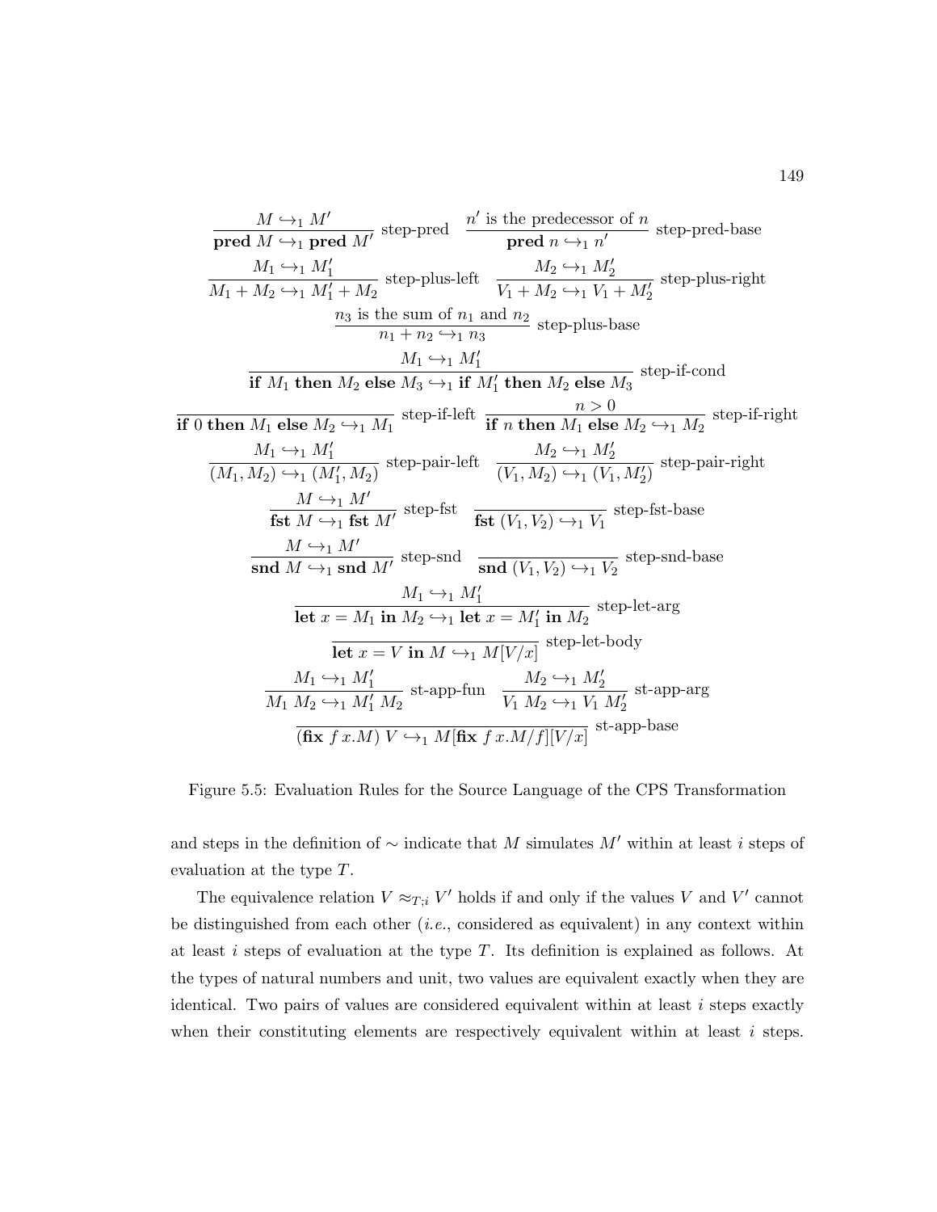$$\frac{M \hookrightarrow_1 M'}{\textbf{pred}\ M \hookrightarrow_1 \textbf{pred}\ M'}\ \text{step-pred} \quad \frac{n' \text{ is the predecessor of } n}{\textbf{pred}\ n \hookrightarrow_1 n'}\ \text{step-pred-base}$$

$$\frac{M_1 \hookrightarrow_1 M_1'}{M_1 + M_2 \hookrightarrow_1 M_1' + M_2}\ \text{step-plus-left} \quad \frac{M_2 \hookrightarrow_1 M_2'}{V_1 + M_2 \hookrightarrow_1 V_1 + M_2'}\ \text{step-plus-right}$$

$$\frac{n_3 \text{ is the sum of } n_1 \text{ and } n_2}{n_1 + n_2 \hookrightarrow_1 n_3}\ \text{step-plus-base}$$

$$\frac{M_1 \hookrightarrow_1 M_1'}{\textbf{if}\ M_1\ \textbf{then}\ M_2\ \textbf{else}\ M_3 \hookrightarrow_1 \textbf{if}\ M_1'\ \textbf{then}\ M_2\ \textbf{else}\ M_3}\ \text{step-if-cond}$$

$$\frac{}{\textbf{if}\ 0\ \textbf{then}\ M_1\ \textbf{else}\ M_2 \hookrightarrow_1 M_1}\ \text{step-if-left} \quad \frac{n > 0}{\textbf{if}\ n\ \textbf{then}\ M_1\ \textbf{else}\ M_2 \hookrightarrow_1 M_2}\ \text{step-if-right}$$

$$\frac{M_1 \hookrightarrow_1 M_1'}{(M_1, M_2) \hookrightarrow_1 (M_1', M_2)}\ \text{step-pair-left} \quad \frac{M_2 \hookrightarrow_1 M_2'}{(V_1, M_2) \hookrightarrow_1 (V_1, M_2')}\ \text{step-pair-right}$$

$$\frac{M \hookrightarrow_1 M'}{\textbf{fst}\ M \hookrightarrow_1 \textbf{fst}\ M'}\ \text{step-fst} \quad \frac{}{\textbf{fst}\ (V_1, V_2) \hookrightarrow_1 V_1}\ \text{step-fst-base}$$

$$\frac{M \hookrightarrow_1 M'}{\textbf{snd}\ M \hookrightarrow_1 \textbf{snd}\ M'}\ \text{step-snd} \quad \frac{}{\textbf{snd}\ (V_1, V_2) \hookrightarrow_1 V_2}\ \text{step-snd-base}$$

$$\frac{M_1 \hookrightarrow_1 M_1'}{\textbf{let}\ x = M_1\ \textbf{in}\ M_2 \hookrightarrow_1 \textbf{let}\ x = M_1'\ \textbf{in}\ M_2}\ \text{step-let-arg}$$

$$\frac{}{\textbf{let}\ x = V\ \textbf{in}\ M \hookrightarrow_1 M[V/x]}\ \text{step-let-body}$$

$$\frac{M_1 \hookrightarrow_1 M_1'}{M_1\ M_2 \hookrightarrow_1 M_1'\ M_2}\ \text{st-app-fun} \quad \frac{M_2 \hookrightarrow_1 M_2'}{V_1\ M_2 \hookrightarrow_1 V_1\ M_2'}\ \text{st-app-arg}$$

$$\frac{}{(\textbf{fix}\ f\, x.M)\ V \hookrightarrow_1 M[\textbf{fix}\ f\, x.M/f][V/x]}\ \text{st-app-base}$$

Figure 5.5: Evaluation Rules for the Source Language of the CPS Transformation

and steps in the definition of $\sim$ indicate that $M$ simulates $M'$ within at least $i$ steps of evaluation at the type $T$.

The equivalence relation $V \approx_{T;i} V'$ holds if and only if the values $V$ and $V'$ cannot be distinguished from each other (*i.e.*, considered as equivalent) in any context within at least $i$ steps of evaluation at the type $T$. Its definition is explained as follows. At the types of natural numbers and unit, two values are equivalent exactly when they are identical. Two pairs of values are considered equivalent within at least $i$ steps exactly when their constituting elements are respectively equivalent within at least $i$ steps.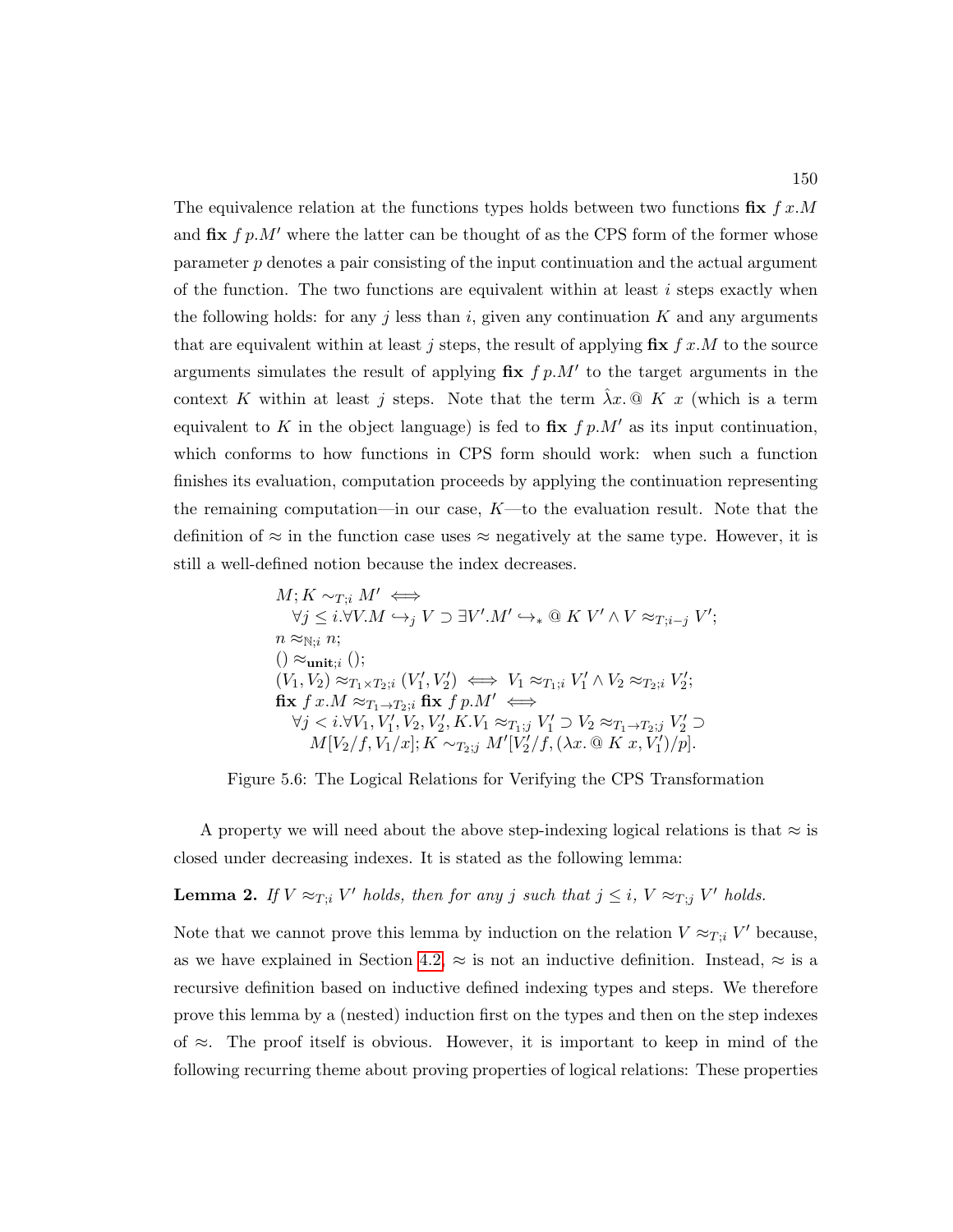The equivalence relation at the functions types holds between two functions $\mathbf{fix}\ f\,x.M$ and $\mathbf{fix}\ f\,p.M'$ where the latter can be thought of as the CPS form of the former whose parameter $p$ denotes a pair consisting of the input continuation and the actual argument of the function. The two functions are equivalent within at least $i$ steps exactly when the following holds: for any $j$ less than $i$, given any continuation $K$ and any arguments that are equivalent within at least $j$ steps, the result of applying $\mathbf{fix}\ f\,x.M$ to the source arguments simulates the result of applying $\mathbf{fix}\ f\,p.M'$ to the target arguments in the context $K$ within at least $j$ steps. Note that the term $\hat{\lambda} x.\,@\ K\ x$ (which is a term equivalent to $K$ in the object language) is fed to $\mathbf{fix}\ f\,p.M'$ as its input continuation, which conforms to how functions in CPS form should work: when such a function finishes its evaluation, computation proceeds by applying the continuation representing the remaining computation—in our case, $K$—to the evaluation result. Note that the definition of $\approx$ in the function case uses $\approx$ negatively at the same type. However, it is still a well-defined notion because the index decreases.

$$
\begin{array}{l}
M; K \sim_{T;i} M' \iff \\
\quad \forall j \leq i. \forall V. M \hookrightarrow_j V \supset \exists V'. M' \hookrightarrow_* @\ K\ V' \wedge V \approx_{T;i-j} V'; \\
n \approx_{\mathbb{N};i} n; \\
() \approx_{\mathbf{unit};i} (); \\
(V_1, V_2) \approx_{T_1 \times T_2;i} (V_1', V_2') \iff V_1 \approx_{T_1;i} V_1' \wedge V_2 \approx_{T_2;i} V_2'; \\
\mathbf{fix}\ f\,x.M \approx_{T_1 \to T_2;i} \mathbf{fix}\ f\,p.M' \iff \\
\quad \forall j < i. \forall V_1, V_1', V_2, V_2', K. V_1 \approx_{T_1;j} V_1' \supset V_2 \approx_{T_1 \to T_2;j} V_2' \supset \\
\qquad M[V_2/f, V_1/x]; K \sim_{T_2;j} M'[V_2'/f, (\lambda x.\,@\ K\ x, V_1')/p].
\end{array}
$$

Figure 5.6: The Logical Relations for Verifying the CPS Transformation

A property we will need about the above step-indexing logical relations is that $\approx$ is closed under decreasing indexes. It is stated as the following lemma:

**Lemma 2.** *If $V \approx_{T;i} V'$ holds, then for any $j$ such that $j \leq i$, $V \approx_{T;j} V'$ holds.*

Note that we cannot prove this lemma by induction on the relation $V \approx_{T;i} V'$ because, as we have explained in Section 4.2, $\approx$ is not an inductive definition. Instead, $\approx$ is a recursive definition based on inductive defined indexing types and steps. We therefore prove this lemma by a (nested) induction first on the types and then on the step indexes of $\approx$. The proof itself is obvious. However, it is important to keep in mind of the following recurring theme about proving properties of logical relations: These properties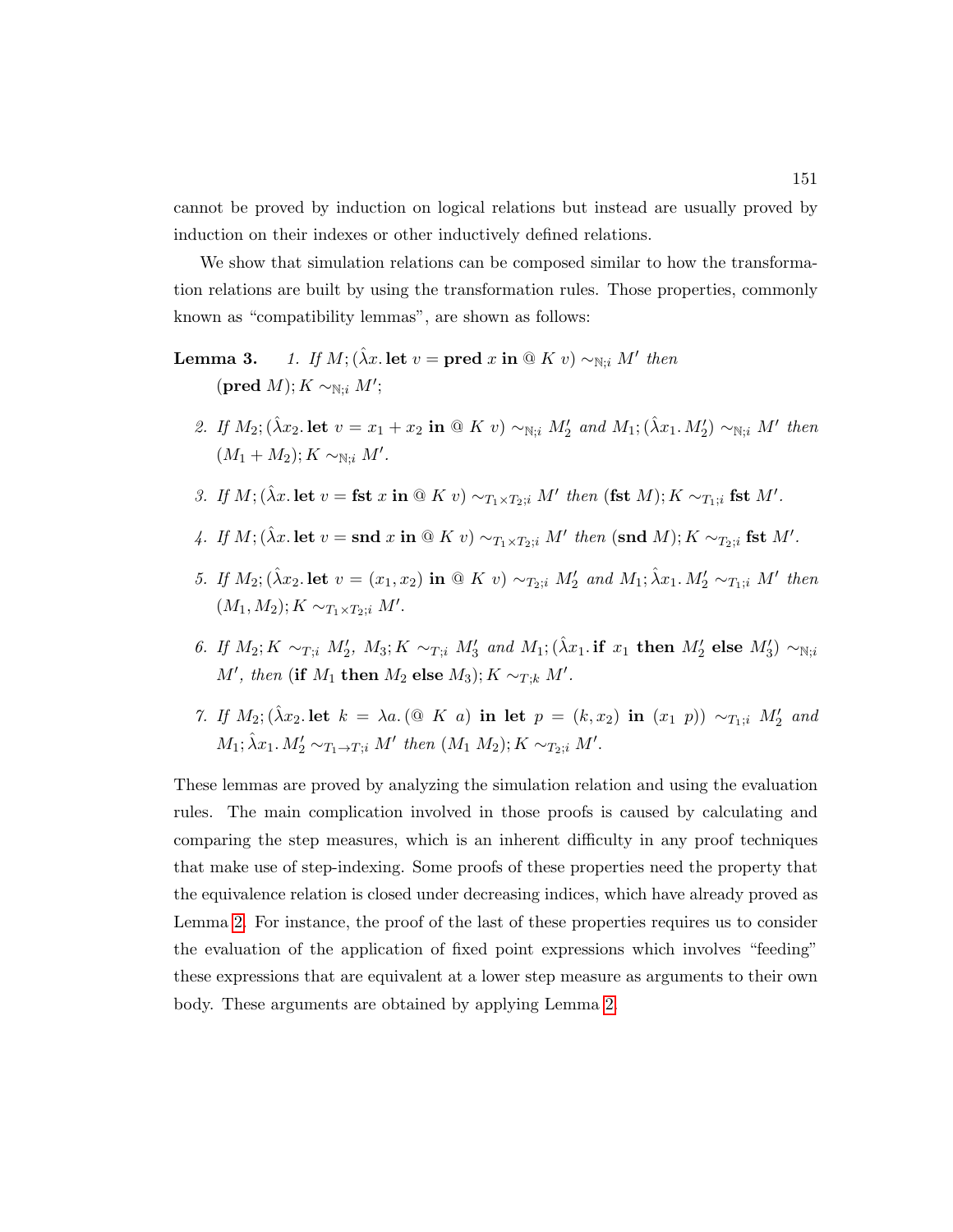cannot be proved by induction on logical relations but instead are usually proved by induction on their indexes or other inductively defined relations.

We show that simulation relations can be composed similar to how the transformation relations are built by using the transformation rules. Those properties, commonly known as "compatibility lemmas", are shown as follows:

**Lemma 3.** *1. If $M; (\hat{\lambda} x.\, \textbf{let}\ v = \textbf{pred}\ x\ \textbf{in}\ @\ K\ v) \sim_{\mathbb{N};i} M'$ then $(\textbf{pred}\ M); K \sim_{\mathbb{N};i} M'$;*

2. *If $M_2; (\hat{\lambda} x_2.\, \textbf{let}\ v = x_1 + x_2\ \textbf{in}\ @\ K\ v) \sim_{\mathbb{N};i} M_2'$ and $M_1; (\hat{\lambda} x_1.\, M_2') \sim_{\mathbb{N};i} M'$ then $(M_1 + M_2); K \sim_{\mathbb{N};i} M'$.*

3. *If $M; (\hat{\lambda} x.\, \textbf{let}\ v = \textbf{fst}\ x\ \textbf{in}\ @\ K\ v) \sim_{T_1 \times T_2;i} M'$ then $(\textbf{fst}\ M); K \sim_{T_1;i} \textbf{fst}\ M'$.*

4. *If $M; (\hat{\lambda} x.\, \textbf{let}\ v = \textbf{snd}\ x\ \textbf{in}\ @\ K\ v) \sim_{T_1 \times T_2;i} M'$ then $(\textbf{snd}\ M); K \sim_{T_2;i} \textbf{fst}\ M'$.*

5. *If $M_2; (\hat{\lambda} x_2.\, \textbf{let}\ v = (x_1, x_2)\ \textbf{in}\ @\ K\ v) \sim_{T_2;i} M_2'$ and $M_1; \hat{\lambda} x_1.\, M_2' \sim_{T_1;i} M'$ then $(M_1, M_2); K \sim_{T_1 \times T_2;i} M'$.*

6. *If $M_2; K \sim_{T;i} M_2'$, $M_3; K \sim_{T;i} M_3'$ and $M_1; (\hat{\lambda} x_1.\, \textbf{if}\ x_1\ \textbf{then}\ M_2'\ \textbf{else}\ M_3') \sim_{\mathbb{N};i} M'$, then $(\textbf{if}\ M_1\ \textbf{then}\ M_2\ \textbf{else}\ M_3); K \sim_{T;k} M'$.*

7. *If $M_2; (\hat{\lambda} x_2.\, \textbf{let}\ k = \lambda a. (@\ K\ a)\ \textbf{in}\ \textbf{let}\ p = (k, x_2)\ \textbf{in}\ (x_1\ p)) \sim_{T_1;i} M_2'$ and $M_1; \hat{\lambda} x_1.\, M_2' \sim_{T_1 \to T;i} M'$ then $(M_1\ M_2); K \sim_{T_2;i} M'$.*

These lemmas are proved by analyzing the simulation relation and using the evaluation rules. The main complication involved in those proofs is caused by calculating and comparing the step measures, which is an inherent difficulty in any proof techniques that make use of step-indexing. Some proofs of these properties need the property that the equivalence relation is closed under decreasing indices, which have already proved as Lemma 2. For instance, the proof of the last of these properties requires us to consider the evaluation of the application of fixed point expressions which involves "feeding" these expressions that are equivalent at a lower step measure as arguments to their own body. These arguments are obtained by applying Lemma 2.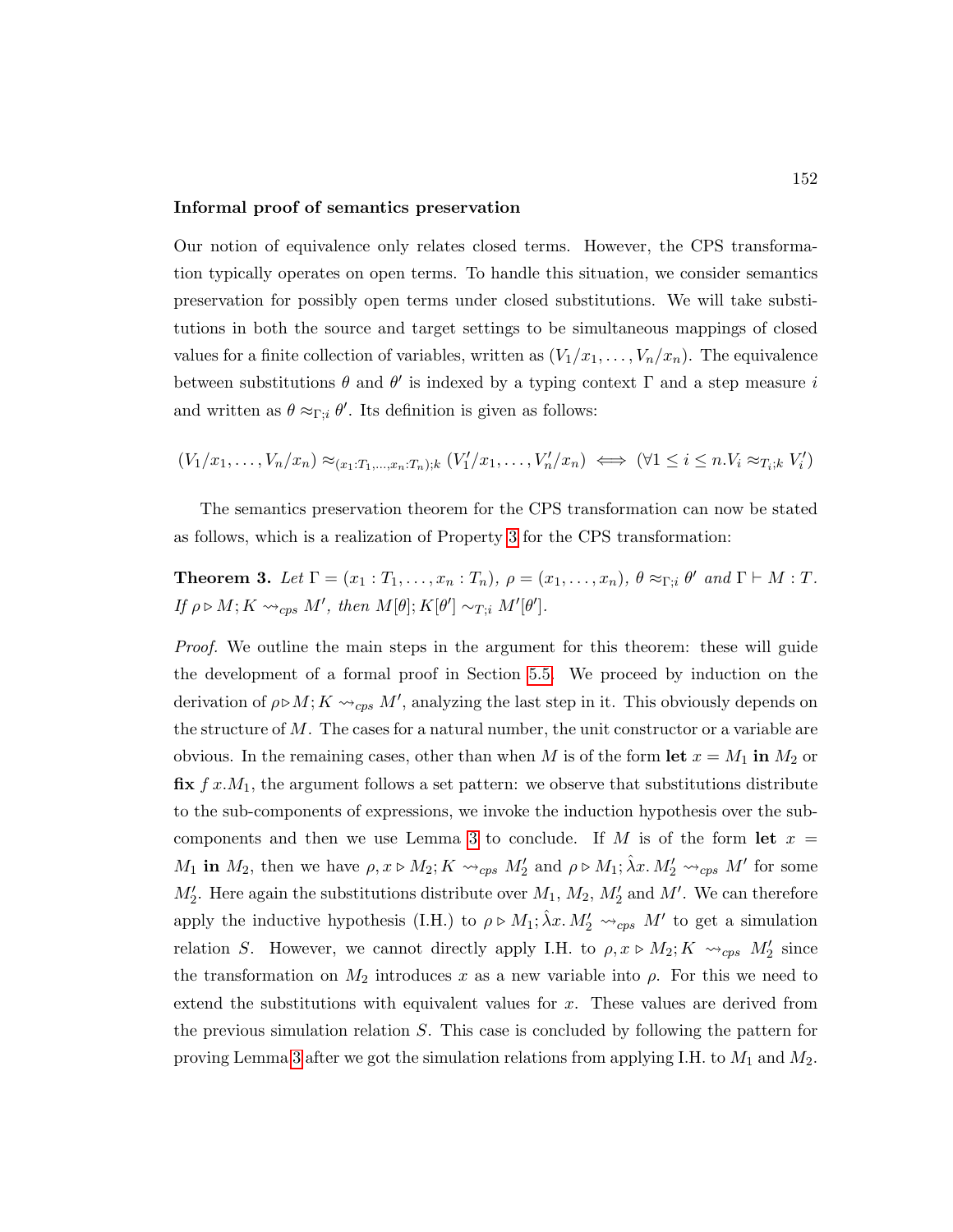**Informal proof of semantics preservation**

Our notion of equivalence only relates closed terms. However, the CPS transformation typically operates on open terms. To handle this situation, we consider semantics preservation for possibly open terms under closed substitutions. We will take substitutions in both the source and target settings to be simultaneous mappings of closed values for a finite collection of variables, written as $(V_1/x_1, \ldots, V_n/x_n)$. The equivalence between substitutions $\theta$ and $\theta'$ is indexed by a typing context $\Gamma$ and a step measure $i$ and written as $\theta \approx_{\Gamma;i} \theta'$. Its definition is given as follows:

$$(V_1/x_1, \ldots, V_n/x_n) \approx_{(x_1:T_1,\ldots,x_n:T_n);k} (V_1'/x_1, \ldots, V_n'/x_n) \iff (\forall 1 \leq i \leq n. V_i \approx_{T_i;k} V_i')$$

The semantics preservation theorem for the CPS transformation can now be stated as follows, which is a realization of Property 3 for the CPS transformation:

**Theorem 3.** *Let $\Gamma = (x_1 : T_1, \ldots, x_n : T_n)$, $\rho = (x_1, \ldots, x_n)$, $\theta \approx_{\Gamma;i} \theta'$ and $\Gamma \vdash M : T$. If $\rho \triangleright M; K \rightsquigarrow_{cps} M'$, then $M[\theta]; K[\theta'] \sim_{T;i} M'[\theta']$.*

*Proof.* We outline the main steps in the argument for this theorem: these will guide the development of a formal proof in Section 5.5. We proceed by induction on the derivation of $\rho \triangleright M; K \rightsquigarrow_{cps} M'$, analyzing the last step in it. This obviously depends on the structure of $M$. The cases for a natural number, the unit constructor or a variable are obvious. In the remaining cases, other than when $M$ is of the form **let** $x = M_1$ **in** $M_2$ or **fix** $f\, x.M_1$, the argument follows a set pattern: we observe that substitutions distribute to the sub-components of expressions, we invoke the induction hypothesis over the sub-components and then we use Lemma 3 to conclude. If $M$ is of the form **let** $x = M_1$ **in** $M_2$, then we have $\rho, x \triangleright M_2; K \rightsquigarrow_{cps} M_2'$ and $\rho \triangleright M_1; \hat{\lambda}x.\, M_2' \rightsquigarrow_{cps} M'$ for some $M_2'$. Here again the substitutions distribute over $M_1$, $M_2$, $M_2'$ and $M'$. We can therefore apply the inductive hypothesis (I.H.) to $\rho \triangleright M_1; \hat{\lambda}x.\, M_2' \rightsquigarrow_{cps} M'$ to get a simulation relation $S$. However, we cannot directly apply I.H. to $\rho, x \triangleright M_2; K \rightsquigarrow_{cps} M_2'$ since the transformation on $M_2$ introduces $x$ as a new variable into $\rho$. For this we need to extend the substitutions with equivalent values for $x$. These values are derived from the previous simulation relation $S$. This case is concluded by following the pattern for proving Lemma 3 after we got the simulation relations from applying I.H. to $M_1$ and $M_2$.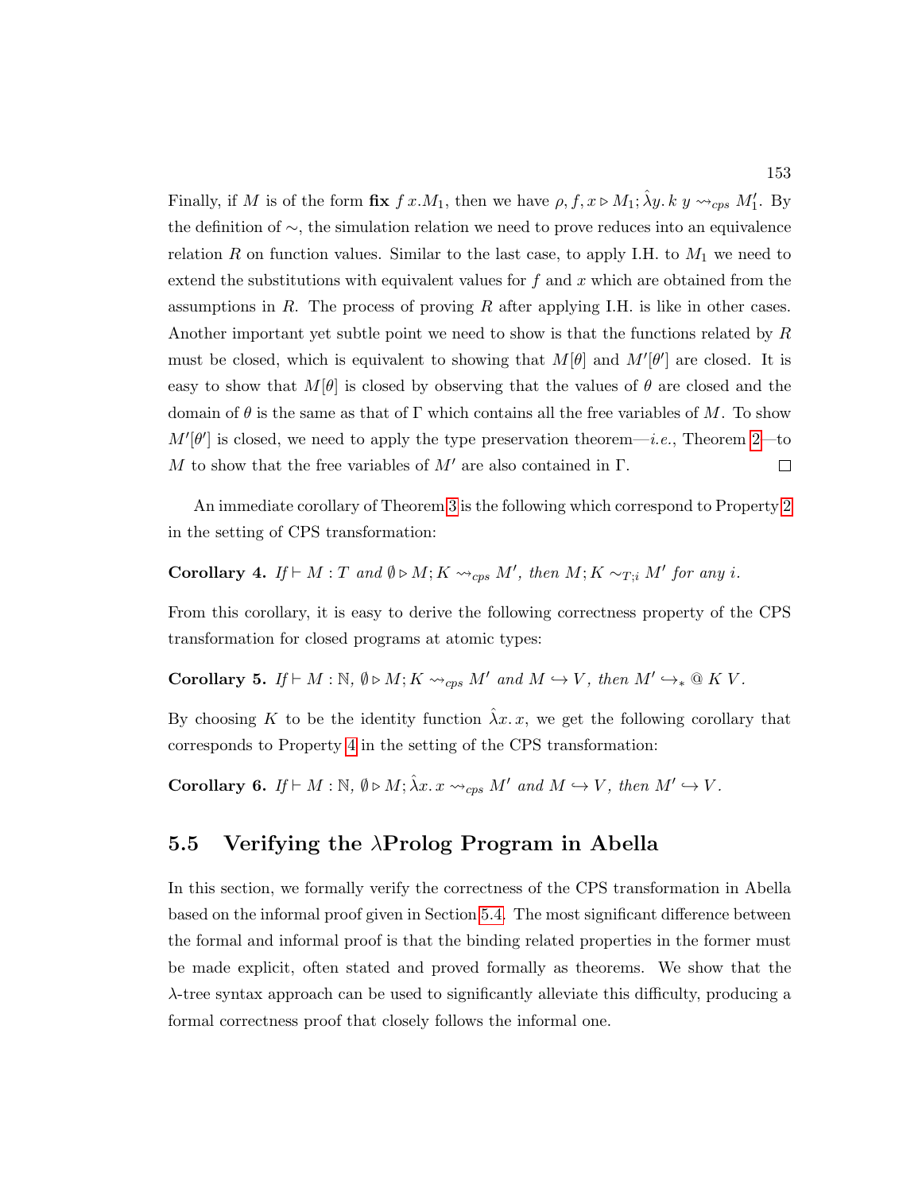Finally, if $M$ is of the form $\mathbf{fix}\ f\,x.M_1$, then we have $\rho, f, x \triangleright M_1; \hat{\lambda}y.\,k\ y \rightsquigarrow_{cps} M_1'$. By the definition of $\sim$, the simulation relation we need to prove reduces into an equivalence relation $R$ on function values. Similar to the last case, to apply I.H. to $M_1$ we need to extend the substitutions with equivalent values for $f$ and $x$ which are obtained from the assumptions in $R$. The process of proving $R$ after applying I.H. is like in other cases. Another important yet subtle point we need to show is that the functions related by $R$ must be closed, which is equivalent to showing that $M[\theta]$ and $M'[\theta']$ are closed. It is easy to show that $M[\theta]$ is closed by observing that the values of $\theta$ are closed and the domain of $\theta$ is the same as that of $\Gamma$ which contains all the free variables of $M$. To show $M'[\theta']$ is closed, we need to apply the type preservation theorem—*i.e.*, Theorem 2—to $M$ to show that the free variables of $M'$ are also contained in $\Gamma$. $\square$

An immediate corollary of Theorem 3 is the following which correspond to Property 2 in the setting of CPS transformation:

**Corollary 4.** *If* $\vdash M : T$ *and* $\emptyset \triangleright M; K \rightsquigarrow_{cps} M'$*, then* $M; K \sim_{T;i} M'$ *for any* $i$*.*

From this corollary, it is easy to derive the following correctness property of the CPS transformation for closed programs at atomic types:

**Corollary 5.** *If* $\vdash M : \mathbb{N}$*,* $\emptyset \triangleright M; K \rightsquigarrow_{cps} M'$ *and* $M \hookrightarrow V$*, then* $M' \hookrightarrow_* @\ K\ V$*.*

By choosing $K$ to be the identity function $\hat{\lambda}x.\,x$, we get the following corollary that corresponds to Property 4 in the setting of the CPS transformation:

**Corollary 6.** *If* $\vdash M : \mathbb{N}$*,* $\emptyset \triangleright M; \hat{\lambda}x.\,x \rightsquigarrow_{cps} M'$ *and* $M \hookrightarrow V$*, then* $M' \hookrightarrow V$*.*

## 5.5 Verifying the λProlog Program in Abella

In this section, we formally verify the correctness of the CPS transformation in Abella based on the informal proof given in Section 5.4. The most significant difference between the formal and informal proof is that the binding related properties in the former must be made explicit, often stated and proved formally as theorems. We show that the λ-tree syntax approach can be used to significantly alleviate this difficulty, producing a formal correctness proof that closely follows the informal one.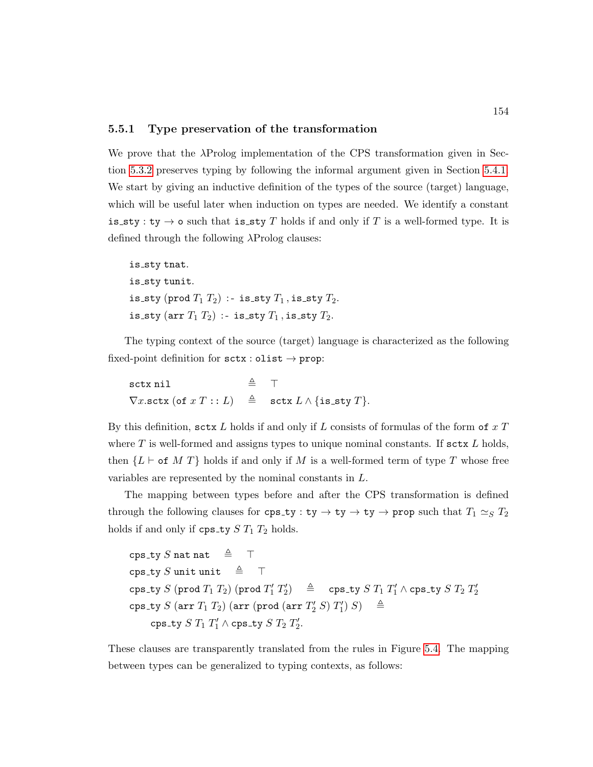### 5.5.1 Type preservation of the transformation

We prove that the λProlog implementation of the CPS transformation given in Section 5.3.2 preserves typing by following the informal argument given in Section 5.4.1. We start by giving an inductive definition of the types of the source (target) language, which will be useful later when induction on types are needed. We identify a constant $\mathtt{is\_sty} : \mathtt{ty} \to \mathtt{o}$ such that $\mathtt{is\_sty}\ T$ holds if and only if $T$ is a well-formed type. It is defined through the following λProlog clauses:

$$
\begin{array}{l}
\mathtt{is\_sty}\ \mathtt{tnat}. \\
\mathtt{is\_sty}\ \mathtt{tunit}. \\
\mathtt{is\_sty}\ (\mathtt{prod}\ T_1\ T_2)\ \texttt{:-}\ \mathtt{is\_sty}\ T_1, \mathtt{is\_sty}\ T_2. \\
\mathtt{is\_sty}\ (\mathtt{arr}\ T_1\ T_2)\ \texttt{:-}\ \mathtt{is\_sty}\ T_1, \mathtt{is\_sty}\ T_2.
\end{array}
$$

The typing context of the source (target) language is characterized as the following fixed-point definition for $\mathtt{sctx} : \mathtt{olist} \to \mathtt{prop}$:

$$
\begin{array}{lcl}
\mathtt{sctx}\ \mathtt{nil} & \triangleq & \top \\
\nabla x.\mathtt{sctx}\ (\mathtt{of}\ x\ T :: L) & \triangleq & \mathtt{sctx}\ L \wedge \{\mathtt{is\_sty}\ T\}.
\end{array}
$$

By this definition, $\mathtt{sctx}\ L$ holds if and only if $L$ consists of formulas of the form $\mathtt{of}\ x\ T$ where $T$ is well-formed and assigns types to unique nominal constants. If $\mathtt{sctx}\ L$ holds, then $\{L \vdash \mathtt{of}\ M\ T\}$ holds if and only if $M$ is a well-formed term of type $T$ whose free variables are represented by the nominal constants in $L$.

The mapping between types before and after the CPS transformation is defined through the following clauses for $\mathtt{cps\_ty} : \mathtt{ty} \to \mathtt{ty} \to \mathtt{ty} \to \mathtt{prop}$ such that $T_1 \simeq_S T_2$ holds if and only if $\mathtt{cps\_ty}\ S\ T_1\ T_2$ holds.

$$
\begin{array}{l}
\mathtt{cps\_ty}\ S\ \mathtt{nat}\ \mathtt{nat} \quad \triangleq \quad \top \\
\mathtt{cps\_ty}\ S\ \mathtt{unit}\ \mathtt{unit} \quad \triangleq \quad \top \\
\mathtt{cps\_ty}\ S\ (\mathtt{prod}\ T_1\ T_2)\ (\mathtt{prod}\ T_1'\ T_2') \quad \triangleq \quad \mathtt{cps\_ty}\ S\ T_1\ T_1' \wedge \mathtt{cps\_ty}\ S\ T_2\ T_2' \\
\mathtt{cps\_ty}\ S\ (\mathtt{arr}\ T_1\ T_2)\ (\mathtt{arr}\ (\mathtt{prod}\ (\mathtt{arr}\ T_2'\ S)\ T_1')\ S) \quad \triangleq \\
\qquad \mathtt{cps\_ty}\ S\ T_1\ T_1' \wedge \mathtt{cps\_ty}\ S\ T_2\ T_2'.
\end{array}
$$

These clauses are transparently translated from the rules in Figure 5.4. The mapping between types can be generalized to typing contexts, as follows: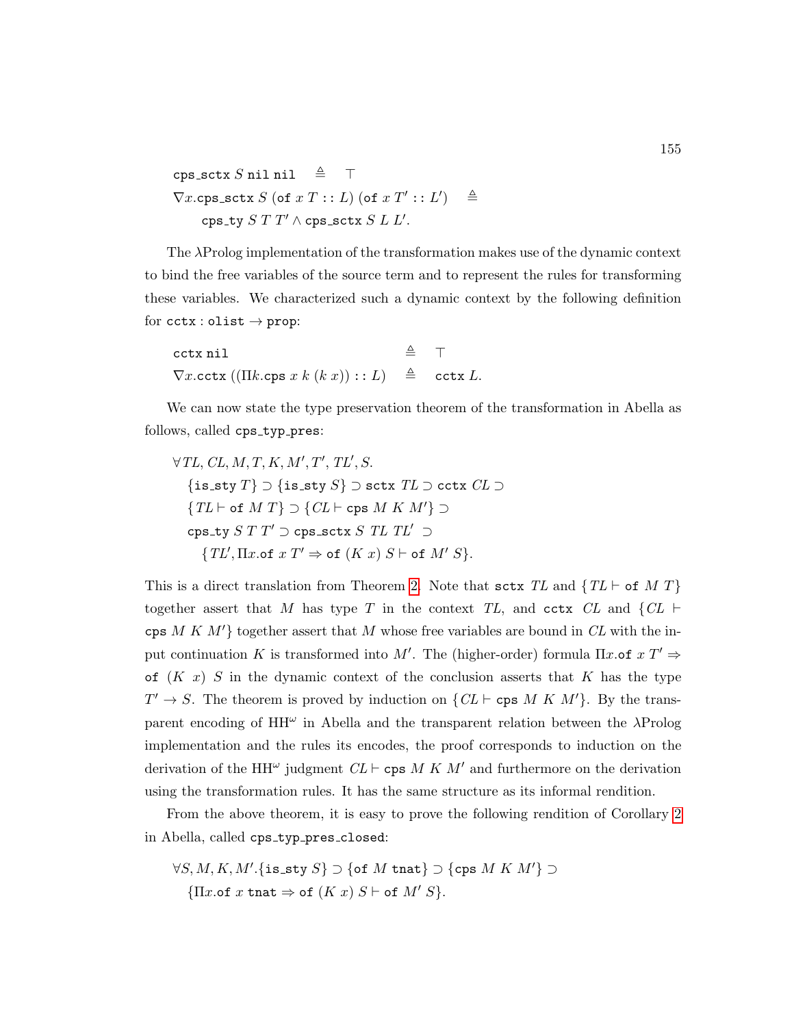$$\texttt{cps\_sctx}\ S\ \texttt{nil}\ \texttt{nil} \quad \triangleq \quad \top$$

$$\nabla x.\texttt{cps\_sctx}\ S\ (\texttt{of}\ x\ T :: L)\ (\texttt{of}\ x\ T' :: L') \quad \triangleq$$

$$\qquad \texttt{cps\_ty}\ S\ T\ T' \wedge \texttt{cps\_sctx}\ S\ L\ L'.$$

The λProlog implementation of the transformation makes use of the dynamic context to bind the free variables of the source term and to represent the rules for transforming these variables. We characterized such a dynamic context by the following definition for $\texttt{cctx} : \texttt{olist} \to \texttt{prop}$:

$$\texttt{cctx}\ \texttt{nil} \quad \triangleq \quad \top$$

$$\nabla x.\texttt{cctx}\ ((\Pi k.\texttt{cps}\ x\ k\ (k\ x)) :: L) \quad \triangleq \quad \texttt{cctx}\ L.$$

We can now state the type preservation theorem of the transformation in Abella as follows, called `cps_typ_pres`:

$$\begin{array}{l}\forall TL, CL, M, T, K, M', T', TL', S.\\ \quad \{\texttt{is\_sty}\ T\} \supset \{\texttt{is\_sty}\ S\} \supset \texttt{sctx}\ TL \supset \texttt{cctx}\ CL \supset\\ \quad \{TL \vdash \texttt{of}\ M\ T\} \supset \{CL \vdash \texttt{cps}\ M\ K\ M'\} \supset\\ \quad \texttt{cps\_ty}\ S\ T\ T' \supset \texttt{cps\_sctx}\ S\ TL\ TL' \supset\\ \qquad \{TL', \Pi x.\texttt{of}\ x\ T' \Rightarrow \texttt{of}\ (K\ x)\ S \vdash \texttt{of}\ M'\ S\}.\end{array}$$

This is a direct translation from Theorem 2. Note that $\texttt{sctx}\ TL$ and $\{TL \vdash \texttt{of}\ M\ T\}$ together assert that $M$ has type $T$ in the context $TL$, and $\texttt{cctx}\ CL$ and $\{CL \vdash \texttt{cps}\ M\ K\ M'\}$ together assert that $M$ whose free variables are bound in $CL$ with the input continuation $K$ is transformed into $M'$. The (higher-order) formula $\Pi x.\texttt{of}\ x\ T' \Rightarrow \texttt{of}\ (K\ x)\ S$ in the dynamic context of the conclusion asserts that $K$ has the type $T' \to S$. The theorem is proved by induction on $\{CL \vdash \texttt{cps}\ M\ K\ M'\}$. By the transparent encoding of $HH^{\omega}$ in Abella and the transparent relation between the λProlog implementation and the rules its encodes, the proof corresponds to induction on the derivation of the $HH^{\omega}$ judgment $CL \vdash \texttt{cps}\ M\ K\ M'$ and furthermore on the derivation using the transformation rules. It has the same structure as its informal rendition.

From the above theorem, it is easy to prove the following rendition of Corollary 2 in Abella, called `cps_typ_pres_closed`:

$$\begin{array}{l}\forall S, M, K, M'.\{\texttt{is\_sty}\ S\} \supset \{\texttt{of}\ M\ \texttt{tnat}\} \supset \{\texttt{cps}\ M\ K\ M'\} \supset\\ \quad \{\Pi x.\texttt{of}\ x\ \texttt{tnat} \Rightarrow \texttt{of}\ (K\ x)\ S \vdash \texttt{of}\ M'\ S\}.\end{array}$$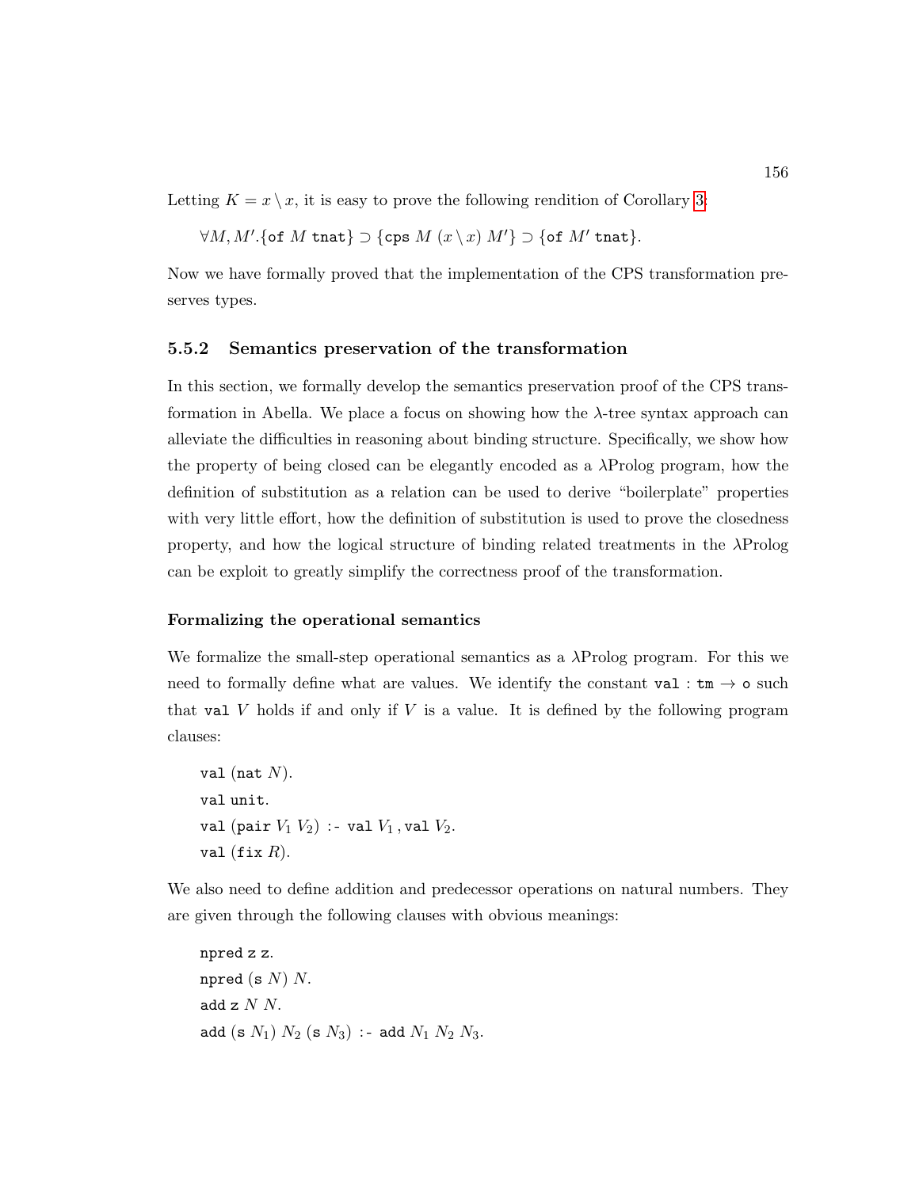Letting $K = x \setminus x$, it is easy to prove the following rendition of Corollary 3:

$$\forall M, M'.\{\texttt{of}\ M\ \texttt{tnat}\} \supset \{\texttt{cps}\ M\ (x \setminus x)\ M'\} \supset \{\texttt{of}\ M'\ \texttt{tnat}\}.$$

Now we have formally proved that the implementation of the CPS transformation preserves types.

### 5.5.2 Semantics preservation of the transformation

In this section, we formally develop the semantics preservation proof of the CPS transformation in Abella. We place a focus on showing how the $\lambda$-tree syntax approach can alleviate the difficulties in reasoning about binding structure. Specifically, we show how the property of being closed can be elegantly encoded as a $\lambda$Prolog program, how the definition of substitution as a relation can be used to derive "boilerplate" properties with very little effort, how the definition of substitution is used to prove the closedness property, and how the logical structure of binding related treatments in the $\lambda$Prolog can be exploit to greatly simplify the correctness proof of the transformation.

#### Formalizing the operational semantics

We formalize the small-step operational semantics as a $\lambda$Prolog program. For this we need to formally define what are values. We identify the constant $\texttt{val} : \texttt{tm} \rightarrow \texttt{o}$ such that $\texttt{val}\ V$ holds if and only if $V$ is a value. It is defined by the following program clauses:

```
val (nat N).
val unit.
val (pair V1 V2) :- val V1 , val V2.
val (fix R).
```

We also need to define addition and predecessor operations on natural numbers. They are given through the following clauses with obvious meanings:

```
npred z z.
npred (s N) N.
add z N N.
add (s N1) N2 (s N3) :- add N1 N2 N3.
```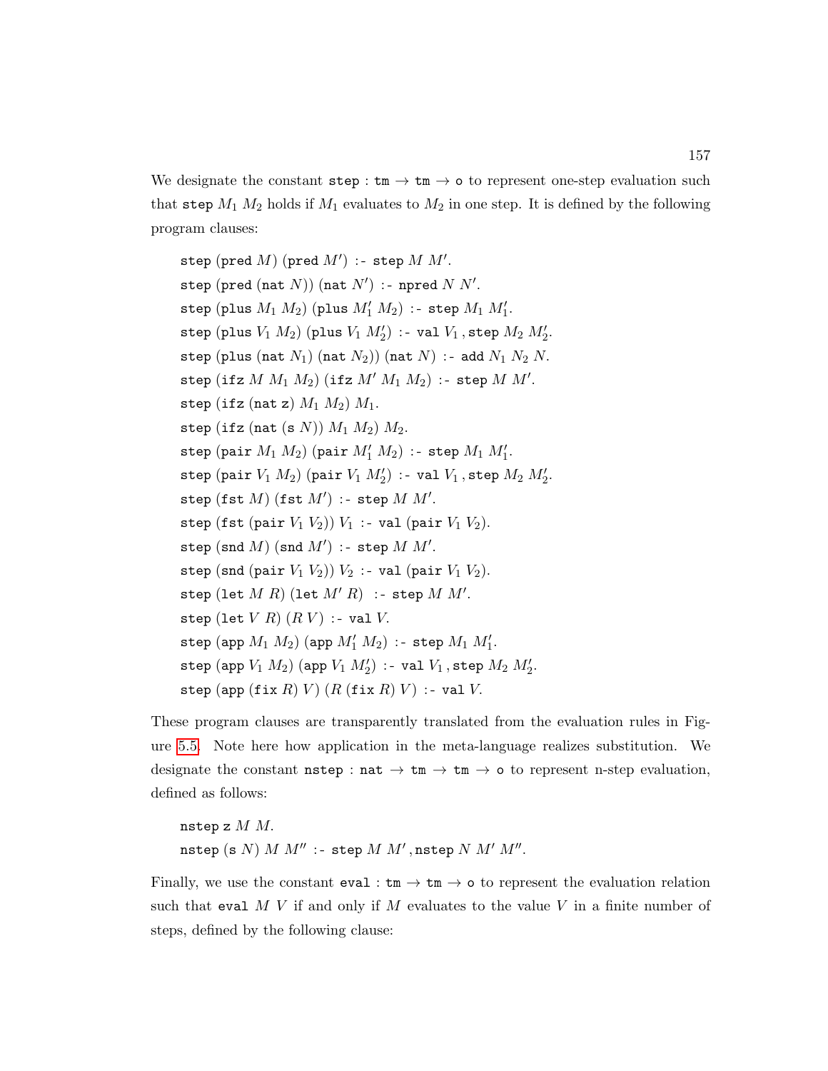We designate the constant $\texttt{step} : \texttt{tm} \to \texttt{tm} \to \texttt{o}$ to represent one-step evaluation such that $\texttt{step}\ M_1\ M_2$ holds if $M_1$ evaluates to $M_2$ in one step. It is defined by the following program clauses:

$\texttt{step}\ (\texttt{pred}\ M)\ (\texttt{pred}\ M')\ \texttt{:-}\ \texttt{step}\ M\ M'.$

$\texttt{step}\ (\texttt{pred}\ (\texttt{nat}\ N))\ (\texttt{nat}\ N')\ \texttt{:-}\ \texttt{npred}\ N\ N'.$

$\texttt{step}\ (\texttt{plus}\ M_1\ M_2)\ (\texttt{plus}\ M_1'\ M_2)\ \texttt{:-}\ \texttt{step}\ M_1\ M_1'.$

$\texttt{step}\ (\texttt{plus}\ V_1\ M_2)\ (\texttt{plus}\ V_1\ M_2')\ \texttt{:-}\ \texttt{val}\ V_1\texttt{,}\ \texttt{step}\ M_2\ M_2'.$

$\texttt{step}\ (\texttt{plus}\ (\texttt{nat}\ N_1)\ (\texttt{nat}\ N_2))\ (\texttt{nat}\ N)\ \texttt{:-}\ \texttt{add}\ N_1\ N_2\ N.$

$\texttt{step}\ (\texttt{ifz}\ M\ M_1\ M_2)\ (\texttt{ifz}\ M'\ M_1\ M_2)\ \texttt{:-}\ \texttt{step}\ M\ M'.$

$\texttt{step}\ (\texttt{ifz}\ (\texttt{nat}\ \texttt{z})\ M_1\ M_2)\ M_1.$

$\texttt{step}\ (\texttt{ifz}\ (\texttt{nat}\ (\texttt{s}\ N))\ M_1\ M_2)\ M_2.$

$\texttt{step}\ (\texttt{pair}\ M_1\ M_2)\ (\texttt{pair}\ M_1'\ M_2)\ \texttt{:-}\ \texttt{step}\ M_1\ M_1'.$

$\texttt{step}\ (\texttt{pair}\ V_1\ M_2)\ (\texttt{pair}\ V_1\ M_2')\ \texttt{:-}\ \texttt{val}\ V_1\texttt{,}\ \texttt{step}\ M_2\ M_2'.$

$\texttt{step}\ (\texttt{fst}\ M)\ (\texttt{fst}\ M')\ \texttt{:-}\ \texttt{step}\ M\ M'.$

$\texttt{step}\ (\texttt{fst}\ (\texttt{pair}\ V_1\ V_2))\ V_1\ \texttt{:-}\ \texttt{val}\ (\texttt{pair}\ V_1\ V_2).$

$\texttt{step}\ (\texttt{snd}\ M)\ (\texttt{snd}\ M')\ \texttt{:-}\ \texttt{step}\ M\ M'.$

$\texttt{step}\ (\texttt{snd}\ (\texttt{pair}\ V_1\ V_2))\ V_2\ \texttt{:-}\ \texttt{val}\ (\texttt{pair}\ V_1\ V_2).$

$\texttt{step}\ (\texttt{let}\ M\ R)\ (\texttt{let}\ M'\ R)\ \texttt{:-}\ \texttt{step}\ M\ M'.$

$\texttt{step}\ (\texttt{let}\ V\ R)\ (R\ V)\ \texttt{:-}\ \texttt{val}\ V.$

$\texttt{step}\ (\texttt{app}\ M_1\ M_2)\ (\texttt{app}\ M_1'\ M_2)\ \texttt{:-}\ \texttt{step}\ M_1\ M_1'.$

$\texttt{step}\ (\texttt{app}\ V_1\ M_2)\ (\texttt{app}\ V_1\ M_2')\ \texttt{:-}\ \texttt{val}\ V_1\texttt{,}\ \texttt{step}\ M_2\ M_2'.$

$\texttt{step}\ (\texttt{app}\ (\texttt{fix}\ R)\ V)\ (R\ (\texttt{fix}\ R)\ V)\ \texttt{:-}\ \texttt{val}\ V.$

These program clauses are transparently translated from the evaluation rules in Figure 5.5. Note here how application in the meta-language realizes substitution. We designate the constant $\texttt{nstep} : \texttt{nat} \to \texttt{tm} \to \texttt{tm} \to \texttt{o}$ to represent n-step evaluation, defined as follows:

$\texttt{nstep}\ \texttt{z}\ M\ M.$

$\texttt{nstep}\ (\texttt{s}\ N)\ M\ M''\ \texttt{:-}\ \texttt{step}\ M\ M'\texttt{,}\ \texttt{nstep}\ N\ M'\ M''.$

Finally, we use the constant $\texttt{eval} : \texttt{tm} \to \texttt{tm} \to \texttt{o}$ to represent the evaluation relation such that $\texttt{eval}\ M\ V$ if and only if $M$ evaluates to the value $V$ in a finite number of steps, defined by the following clause: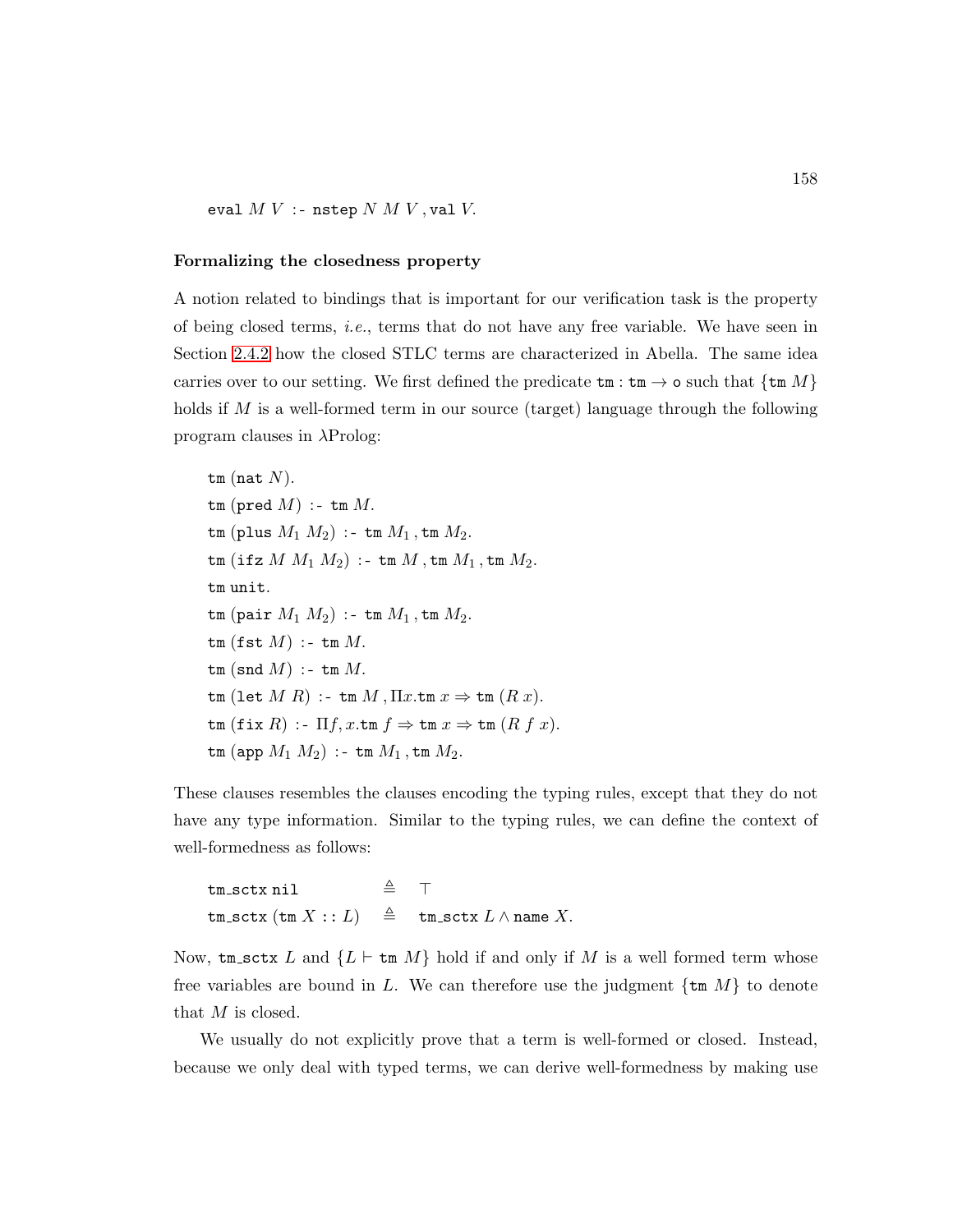$\texttt{eval}\ M\ V\ \texttt{:-}\ \texttt{nstep}\ N\ M\ V\,, \texttt{val}\ V.$

**Formalizing the closedness property**

A notion related to bindings that is important for our verification task is the property of being closed terms, *i.e.*, terms that do not have any free variable. We have seen in Section 2.4.2 how the closed STLC terms are characterized in Abella. The same idea carries over to our setting. We first defined the predicate $\texttt{tm} : \texttt{tm} \rightarrow \texttt{o}$ such that $\{\texttt{tm}\ M\}$ holds if $M$ is a well-formed term in our source (target) language through the following program clauses in $\lambda$Prolog:

$\texttt{tm}\ (\texttt{nat}\ N).$

$\texttt{tm}\ (\texttt{pred}\ M)\ \texttt{:-}\ \texttt{tm}\ M.$

$\texttt{tm}\ (\texttt{plus}\ M_1\ M_2)\ \texttt{:-}\ \texttt{tm}\ M_1\,, \texttt{tm}\ M_2.$

$\texttt{tm}\ (\texttt{ifz}\ M\ M_1\ M_2)\ \texttt{:-}\ \texttt{tm}\ M\,, \texttt{tm}\ M_1\,, \texttt{tm}\ M_2.$

$\texttt{tm}\ \texttt{unit}.$

$\texttt{tm}\ (\texttt{pair}\ M_1\ M_2)\ \texttt{:-}\ \texttt{tm}\ M_1\,, \texttt{tm}\ M_2.$

$\texttt{tm}\ (\texttt{fst}\ M)\ \texttt{:-}\ \texttt{tm}\ M.$

$\texttt{tm}\ (\texttt{snd}\ M)\ \texttt{:-}\ \texttt{tm}\ M.$

$\texttt{tm}\ (\texttt{let}\ M\ R)\ \texttt{:-}\ \texttt{tm}\ M\,, \Pi x.\texttt{tm}\ x \Rightarrow \texttt{tm}\ (R\ x).$

$\texttt{tm}\ (\texttt{fix}\ R)\ \texttt{:-}\ \Pi f, x.\texttt{tm}\ f \Rightarrow \texttt{tm}\ x \Rightarrow \texttt{tm}\ (R\ f\ x).$

$\texttt{tm}\ (\texttt{app}\ M_1\ M_2)\ \texttt{:-}\ \texttt{tm}\ M_1\,, \texttt{tm}\ M_2.$

These clauses resembles the clauses encoding the typing rules, except that they do not have any type information. Similar to the typing rules, we can define the context of well-formedness as follows:

$$\begin{array}{lcl}
\texttt{tm\_sctx}\ \texttt{nil} & \triangleq & \top \\
\texttt{tm\_sctx}\ (\texttt{tm}\ X :: L) & \triangleq & \texttt{tm\_sctx}\ L \wedge \texttt{name}\ X.
\end{array}$$

Now, $\texttt{tm\_sctx}\ L$ and $\{L \vdash \texttt{tm}\ M\}$ hold if and only if $M$ is a well formed term whose free variables are bound in $L$. We can therefore use the judgment $\{\texttt{tm}\ M\}$ to denote that $M$ is closed.

We usually do not explicitly prove that a term is well-formed or closed. Instead, because we only deal with typed terms, we can derive well-formedness by making use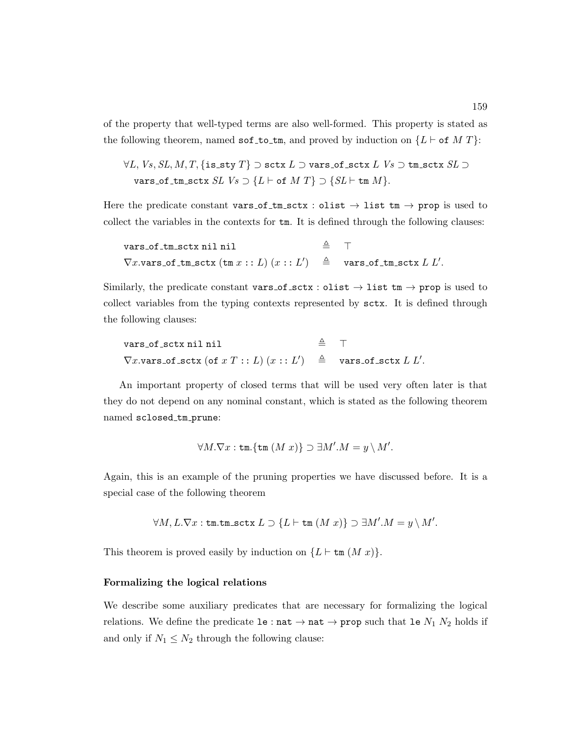of the property that well-typed terms are also well-formed. This property is stated as the following theorem, named $\mathtt{sof\_to\_tm}$, and proved by induction on $\{L \vdash \mathtt{of}\ M\ T\}$:

$$\begin{aligned}&\forall L, Vs, SL, M, T, \{\mathtt{is\_sty}\ T\} \supset \mathtt{sctx}\ L \supset \mathtt{vars\_of\_sctx}\ L\ Vs \supset \mathtt{tm\_sctx}\ SL \supset\\ &\quad \mathtt{vars\_of\_tm\_sctx}\ SL\ Vs \supset \{L \vdash \mathtt{of}\ M\ T\} \supset \{SL \vdash \mathtt{tm}\ M\}.\end{aligned}$$

Here the predicate constant $\mathtt{vars\_of\_tm\_sctx} : \mathtt{olist} \rightarrow \mathtt{list\ tm} \rightarrow \mathtt{prop}$ is used to collect the variables in the contexts for $\mathtt{tm}$. It is defined through the following clauses:

$$\begin{aligned}&\mathtt{vars\_of\_tm\_sctx\ nil\ nil} && \triangleq \quad \top\\ &\nabla x.\mathtt{vars\_of\_tm\_sctx}\ (\mathtt{tm}\ x :: L)\ (x :: L') && \triangleq \quad \mathtt{vars\_of\_tm\_sctx}\ L\ L'.\end{aligned}$$

Similarly, the predicate constant $\mathtt{vars\_of\_sctx} : \mathtt{olist} \rightarrow \mathtt{list\ tm} \rightarrow \mathtt{prop}$ is used to collect variables from the typing contexts represented by $\mathtt{sctx}$. It is defined through the following clauses:

$$\begin{aligned}&\mathtt{vars\_of\_sctx\ nil\ nil} && \triangleq \quad \top\\ &\nabla x.\mathtt{vars\_of\_sctx}\ (\mathtt{of}\ x\ T :: L)\ (x :: L') && \triangleq \quad \mathtt{vars\_of\_sctx}\ L\ L'.\end{aligned}$$

An important property of closed terms that will be used very often later is that they do not depend on any nominal constant, which is stated as the following theorem named $\mathtt{sclosed\_tm\_prune}$:

$$\forall M.\nabla x : \mathtt{tm}.\{\mathtt{tm}\ (M\ x)\} \supset \exists M'.M = y \setminus M'.$$

Again, this is an example of the pruning properties we have discussed before. It is a special case of the following theorem

$$\forall M, L.\nabla x : \mathtt{tm}.\mathtt{tm\_sctx}\ L \supset \{L \vdash \mathtt{tm}\ (M\ x)\} \supset \exists M'.M = y \setminus M'.$$

This theorem is proved easily by induction on $\{L \vdash \mathtt{tm}\ (M\ x)\}$.

**Formalizing the logical relations**

We describe some auxiliary predicates that are necessary for formalizing the logical relations. We define the predicate $\mathtt{le} : \mathtt{nat} \rightarrow \mathtt{nat} \rightarrow \mathtt{prop}$ such that $\mathtt{le}\ N_1\ N_2$ holds if and only if $N_1 \leq N_2$ through the following clause: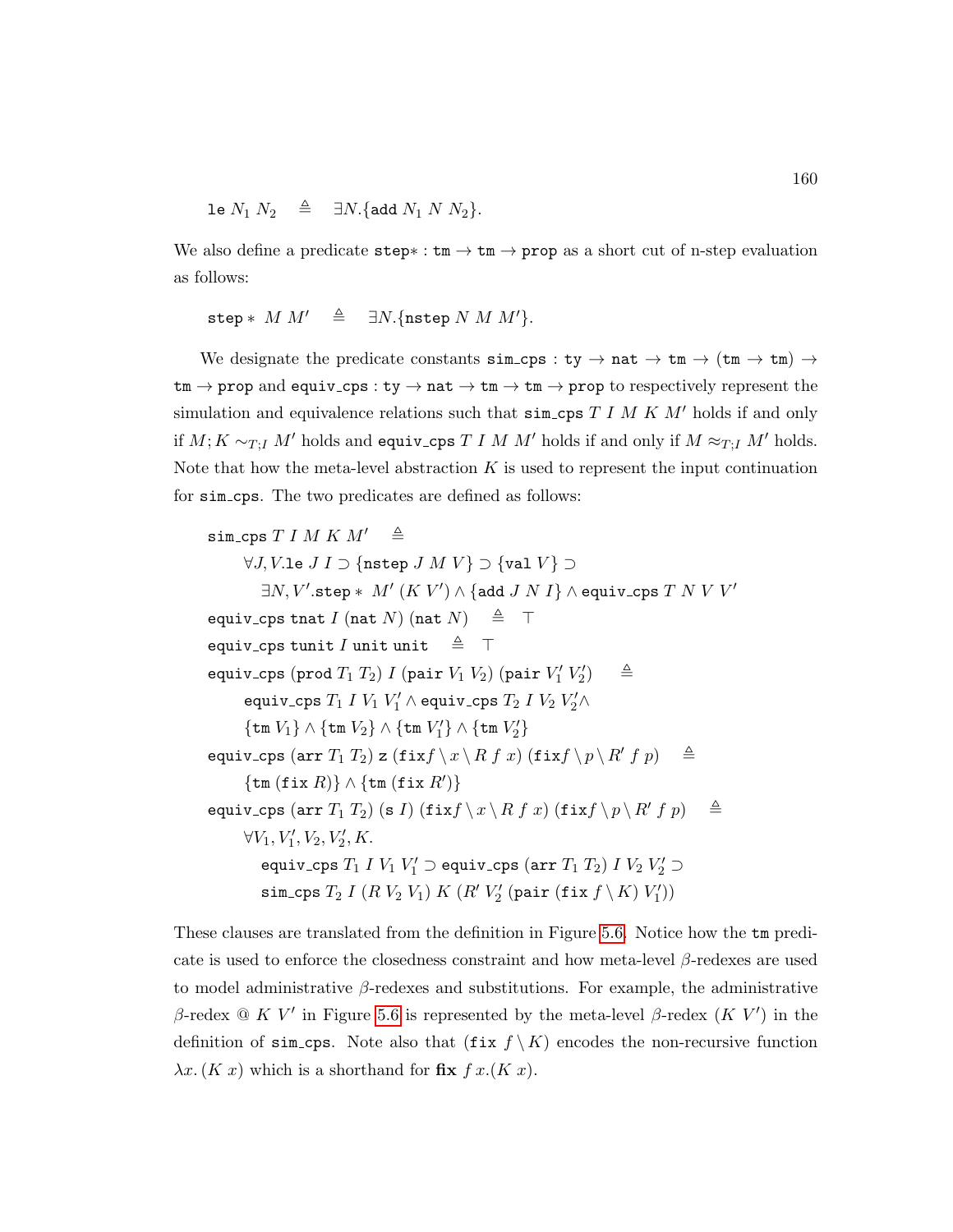$$\texttt{le}\ N_1\ N_2 \quad \triangleq \quad \exists N.\{\texttt{add}\ N_1\ N\ N_2\}.$$

We also define a predicate $\texttt{step*} : \texttt{tm} \to \texttt{tm} \to \texttt{prop}$ as a short cut of n-step evaluation as follows:

$$\texttt{step}*\ M\ M' \quad \triangleq \quad \exists N.\{\texttt{nstep}\ N\ M\ M'\}.$$

We designate the predicate constants $\texttt{sim\_cps} : \texttt{ty} \to \texttt{nat} \to \texttt{tm} \to (\texttt{tm} \to \texttt{tm}) \to \texttt{tm} \to \texttt{prop}$ and $\texttt{equiv\_cps} : \texttt{ty} \to \texttt{nat} \to \texttt{tm} \to \texttt{tm} \to \texttt{prop}$ to respectively represent the simulation and equivalence relations such that $\texttt{sim\_cps}\ T\ I\ M\ K\ M'$ holds if and only if $M; K \sim_{T;I} M'$ holds and $\texttt{equiv\_cps}\ T\ I\ M\ M'$ holds if and only if $M \approx_{T;I} M'$ holds. Note that how the meta-level abstraction $K$ is used to represent the input continuation for $\texttt{sim\_cps}$. The two predicates are defined as follows:

$$
\begin{array}{l}
\texttt{sim\_cps}\ T\ I\ M\ K\ M' \quad \triangleq \\
\quad \forall J, V.\texttt{le}\ J\ I \supset \{\texttt{nstep}\ J\ M\ V\} \supset \{\texttt{val}\ V\} \supset \\
\quad\quad \exists N, V'.\texttt{step}*\ M'\ (K\ V') \land \{\texttt{add}\ J\ N\ I\} \land \texttt{equiv\_cps}\ T\ N\ V\ V' \\
\texttt{equiv\_cps}\ \texttt{tnat}\ I\ (\texttt{nat}\ N)\ (\texttt{nat}\ N) \quad \triangleq \quad \top \\
\texttt{equiv\_cps}\ \texttt{tunit}\ I\ \texttt{unit}\ \texttt{unit} \quad \triangleq \quad \top \\
\texttt{equiv\_cps}\ (\texttt{prod}\ T_1\ T_2)\ I\ (\texttt{pair}\ V_1\ V_2)\ (\texttt{pair}\ V_1'\ V_2') \quad \triangleq \\
\quad \texttt{equiv\_cps}\ T_1\ I\ V_1\ V_1' \land \texttt{equiv\_cps}\ T_2\ I\ V_2\ V_2' \land \\
\quad \{\texttt{tm}\ V_1\} \land \{\texttt{tm}\ V_2\} \land \{\texttt{tm}\ V_1'\} \land \{\texttt{tm}\ V_2'\} \\
\texttt{equiv\_cps}\ (\texttt{arr}\ T_1\ T_2)\ \texttt{z}\ (\texttt{fix} f \setminus x \setminus R\ f\ x)\ (\texttt{fix} f \setminus p \setminus R'\ f\ p) \quad \triangleq \\
\quad \{\texttt{tm}\ (\texttt{fix}\ R)\} \land \{\texttt{tm}\ (\texttt{fix}\ R')\} \\
\texttt{equiv\_cps}\ (\texttt{arr}\ T_1\ T_2)\ (\texttt{s}\ I)\ (\texttt{fix} f \setminus x \setminus R\ f\ x)\ (\texttt{fix} f \setminus p \setminus R'\ f\ p) \quad \triangleq \\
\quad \forall V_1, V_1', V_2, V_2', K. \\
\quad\quad \texttt{equiv\_cps}\ T_1\ I\ V_1\ V_1' \supset \texttt{equiv\_cps}\ (\texttt{arr}\ T_1\ T_2)\ I\ V_2\ V_2' \supset \\
\quad\quad \texttt{sim\_cps}\ T_2\ I\ (R\ V_2\ V_1)\ K\ (R'\ V_2'\ (\texttt{pair}\ (\texttt{fix}\ f \setminus K)\ V_1'))
\end{array}
$$

These clauses are translated from the definition in Figure 5.6. Notice how the $\texttt{tm}$ predicate is used to enforce the closedness constraint and how meta-level $\beta$-redexes are used to model administrative $\beta$-redexes and substitutions. For example, the administrative $\beta$-redex $@\ K\ V'$ in Figure 5.6 is represented by the meta-level $\beta$-redex $(K\ V')$ in the definition of $\texttt{sim\_cps}$. Note also that $(\texttt{fix}\ f \setminus K)$ encodes the non-recursive function $\lambda x.\,(K\ x)$ which is a shorthand for $\textbf{fix}\ f\,x.(K\ x)$.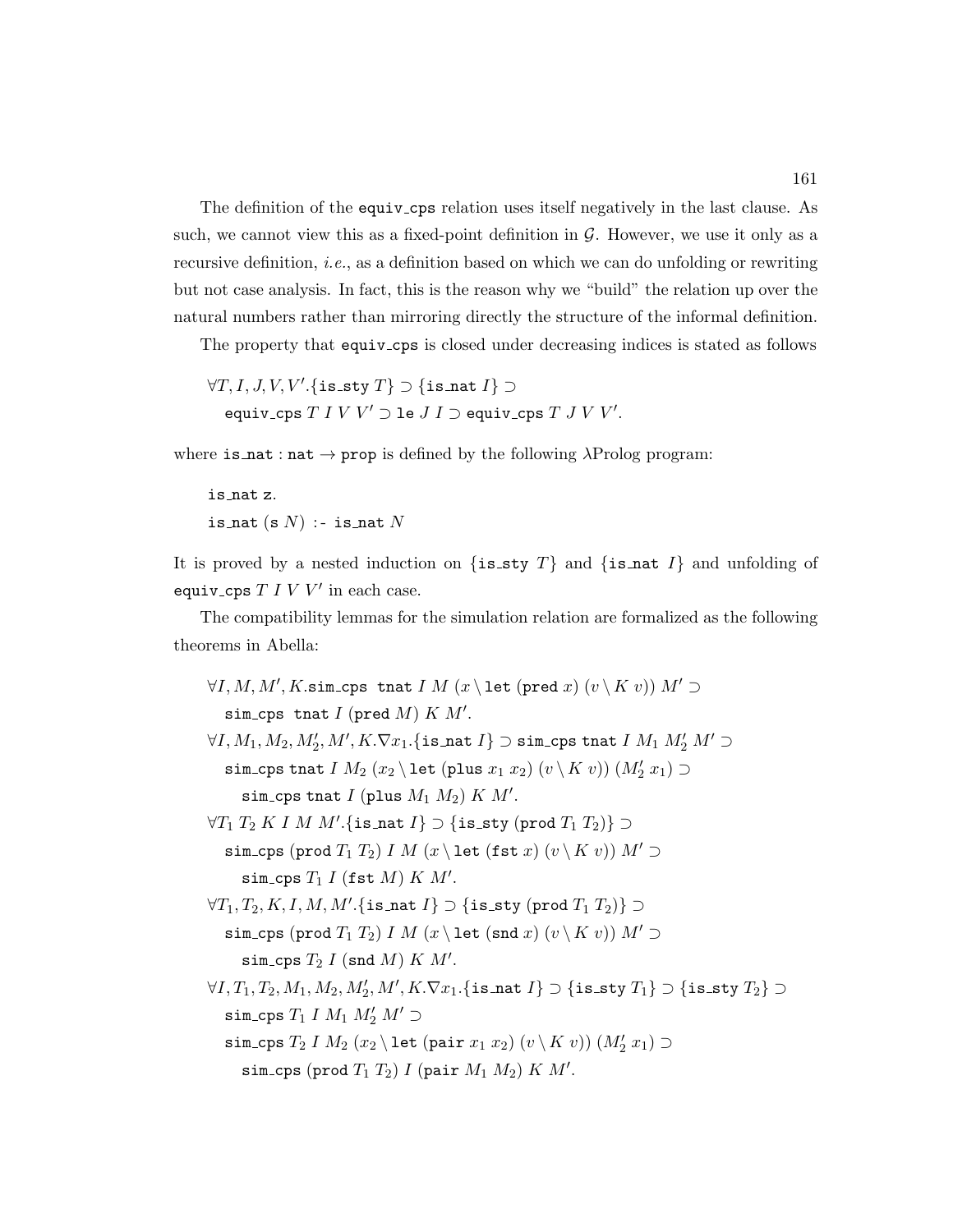The definition of the equiv_cps relation uses itself negatively in the last clause. As such, we cannot view this as a fixed-point definition in $\mathcal{G}$. However, we use it only as a recursive definition, *i.e.*, as a definition based on which we can do unfolding or rewriting but not case analysis. In fact, this is the reason why we "build" the relation up over the natural numbers rather than mirroring directly the structure of the informal definition.

The property that equiv_cps is closed under decreasing indices is stated as follows

$$
\begin{array}{l}
\forall T, I, J, V, V'.\{\texttt{is\_sty}\ T\} \supset \{\texttt{is\_nat}\ I\} \supset \\
\quad \texttt{equiv\_cps}\ T\ I\ V\ V' \supset \texttt{le}\ J\ I \supset \texttt{equiv\_cps}\ T\ J\ V\ V'.
\end{array}
$$

where $\texttt{is\_nat} : \texttt{nat} \to \texttt{prop}$ is defined by the following λProlog program:

```
is_nat z.
is_nat (s N) :- is_nat N
```

It is proved by a nested induction on $\{\texttt{is\_sty}\ T\}$ and $\{\texttt{is\_nat}\ I\}$ and unfolding of $\texttt{equiv\_cps}\ T\ I\ V\ V'$ in each case.

The compatibility lemmas for the simulation relation are formalized as the following theorems in Abella:

$$
\begin{array}{l}
\forall I, M, M', K.\texttt{sim\_cps}\ \ \texttt{tnat}\ I\ M\ (x \setminus \texttt{let}\ (\texttt{pred}\ x)\ (v \setminus K\ v))\ M' \supset \\
\quad \texttt{sim\_cps}\ \ \texttt{tnat}\ I\ (\texttt{pred}\ M)\ K\ M'. \\
\forall I, M_1, M_2, M_2', M', K.\nabla x_1.\{\texttt{is\_nat}\ I\} \supset \texttt{sim\_cps}\ \texttt{tnat}\ I\ M_1\ M_2'\ M' \supset \\
\quad \texttt{sim\_cps}\ \texttt{tnat}\ I\ M_2\ (x_2 \setminus \texttt{let}\ (\texttt{plus}\ x_1\ x_2)\ (v \setminus K\ v))\ (M_2'\ x_1) \supset \\
\quad\quad \texttt{sim\_cps}\ \texttt{tnat}\ I\ (\texttt{plus}\ M_1\ M_2)\ K\ M'. \\
\forall T_1\ T_2\ K\ I\ M\ M'.\{\texttt{is\_nat}\ I\} \supset \{\texttt{is\_sty}\ (\texttt{prod}\ T_1\ T_2)\} \supset \\
\quad \texttt{sim\_cps}\ (\texttt{prod}\ T_1\ T_2)\ I\ M\ (x \setminus \texttt{let}\ (\texttt{fst}\ x)\ (v \setminus K\ v))\ M' \supset \\
\quad\quad \texttt{sim\_cps}\ T_1\ I\ (\texttt{fst}\ M)\ K\ M'. \\
\forall T_1, T_2, K, I, M, M'.\{\texttt{is\_nat}\ I\} \supset \{\texttt{is\_sty}\ (\texttt{prod}\ T_1\ T_2)\} \supset \\
\quad \texttt{sim\_cps}\ (\texttt{prod}\ T_1\ T_2)\ I\ M\ (x \setminus \texttt{let}\ (\texttt{snd}\ x)\ (v \setminus K\ v))\ M' \supset \\
\quad\quad \texttt{sim\_cps}\ T_2\ I\ (\texttt{snd}\ M)\ K\ M'. \\
\forall I, T_1, T_2, M_1, M_2, M_2', M', K.\nabla x_1.\{\texttt{is\_nat}\ I\} \supset \{\texttt{is\_sty}\ T_1\} \supset \{\texttt{is\_sty}\ T_2\} \supset \\
\quad \texttt{sim\_cps}\ T_1\ I\ M_1\ M_2'\ M' \supset \\
\quad \texttt{sim\_cps}\ T_2\ I\ M_2\ (x_2 \setminus \texttt{let}\ (\texttt{pair}\ x_1\ x_2)\ (v \setminus K\ v))\ (M_2'\ x_1) \supset \\
\quad\quad \texttt{sim\_cps}\ (\texttt{prod}\ T_1\ T_2)\ I\ (\texttt{pair}\ M_1\ M_2)\ K\ M'.
\end{array}
$$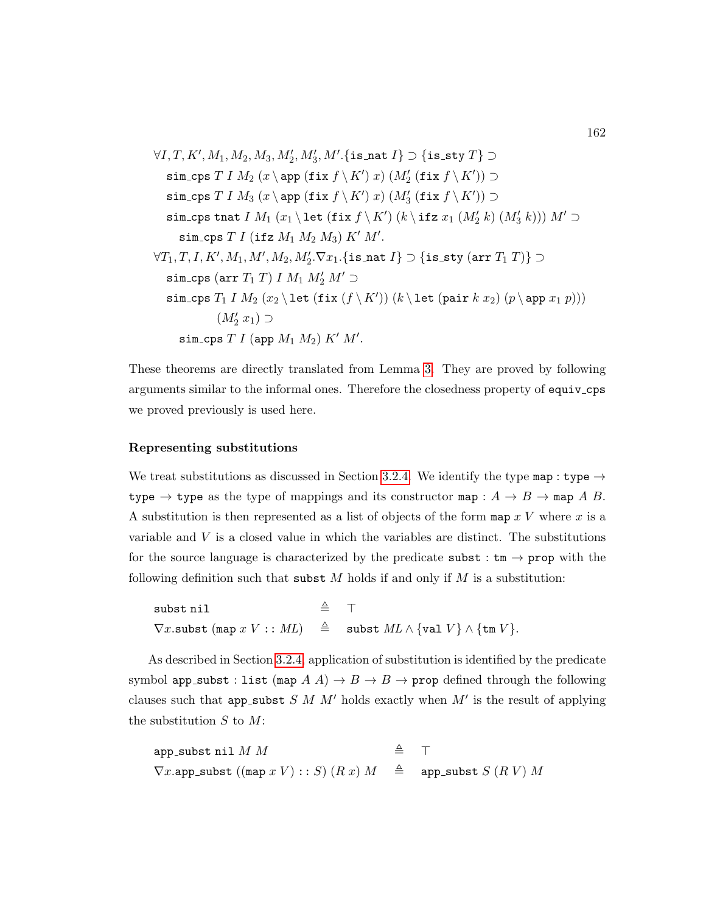$$
\begin{array}{l}
\forall I, T, K', M_1, M_2, M_3, M_2', M_3', M'.\{\texttt{is\_nat}\ I\} \supset \{\texttt{is\_sty}\ T\} \supset \\
\quad \texttt{sim\_cps}\ T\ I\ M_2\ (x \setminus \texttt{app}\ (\texttt{fix}\ f \setminus K')\ x)\ (M_2'\ (\texttt{fix}\ f \setminus K')) \supset \\
\quad \texttt{sim\_cps}\ T\ I\ M_3\ (x \setminus \texttt{app}\ (\texttt{fix}\ f \setminus K')\ x)\ (M_3'\ (\texttt{fix}\ f \setminus K')) \supset \\
\quad \texttt{sim\_cps}\ \texttt{tnat}\ I\ M_1\ (x_1 \setminus \texttt{let}\ (\texttt{fix}\ f \setminus K')\ (k \setminus \texttt{ifz}\ x_1\ (M_2'\ k)\ (M_3'\ k)))\ M' \supset \\
\qquad \texttt{sim\_cps}\ T\ I\ (\texttt{ifz}\ M_1\ M_2\ M_3)\ K'\ M'. \\
\forall T_1, T, I, K', M_1, M', M_2, M_2'.\nabla x_1.\{\texttt{is\_nat}\ I\} \supset \{\texttt{is\_sty}\ (\texttt{arr}\ T_1\ T)\} \supset \\
\quad \texttt{sim\_cps}\ (\texttt{arr}\ T_1\ T)\ I\ M_1\ M_2'\ M' \supset \\
\quad \texttt{sim\_cps}\ T_1\ I\ M_2\ (x_2 \setminus \texttt{let}\ (\texttt{fix}\ (f \setminus K'))\ (k \setminus \texttt{let}\ (\texttt{pair}\ k\ x_2)\ (p \setminus \texttt{app}\ x_1\ p))) \\
\qquad\qquad (M_2'\ x_1) \supset \\
\qquad \texttt{sim\_cps}\ T\ I\ (\texttt{app}\ M_1\ M_2)\ K'\ M'.
\end{array}
$$

These theorems are directly translated from Lemma 3. They are proved by following arguments similar to the informal ones. Therefore the closedness property of equiv_cps we proved previously is used here.

#### Representing substitutions

We treat substitutions as discussed in Section 3.2.4. We identify the type $\texttt{map} : \texttt{type} \to \texttt{type} \to \texttt{type}$ as the type of mappings and its constructor $\texttt{map} : A \to B \to \texttt{map}\ A\ B$. A substitution is then represented as a list of objects of the form $\texttt{map}\ x\ V$ where $x$ is a variable and $V$ is a closed value in which the variables are distinct. The substitutions for the source language is characterized by the predicate $\texttt{subst} : \texttt{tm} \to \texttt{prop}$ with the following definition such that $\texttt{subst}\ M$ holds if and only if $M$ is a substitution:

$$
\begin{array}{lcl}
\texttt{subst}\ \texttt{nil} & \triangleq & \top \\
\nabla x.\texttt{subst}\ (\texttt{map}\ x\ V :: ML) & \triangleq & \texttt{subst}\ ML \wedge \{\texttt{val}\ V\} \wedge \{\texttt{tm}\ V\}.
\end{array}
$$

As described in Section 3.2.4, application of substitution is identified by the predicate symbol $\texttt{app\_subst} : \texttt{list}\ (\texttt{map}\ A\ A) \to B \to B \to \texttt{prop}$ defined through the following clauses such that $\texttt{app\_subst}\ S\ M\ M'$ holds exactly when $M'$ is the result of applying the substitution $S$ to $M$:

$$
\begin{array}{lcl}
\texttt{app\_subst}\ \texttt{nil}\ M\ M & \triangleq & \top \\
\nabla x.\texttt{app\_subst}\ ((\texttt{map}\ x\ V) :: S)\ (R\ x)\ M & \triangleq & \texttt{app\_subst}\ S\ (R\ V)\ M
\end{array}
$$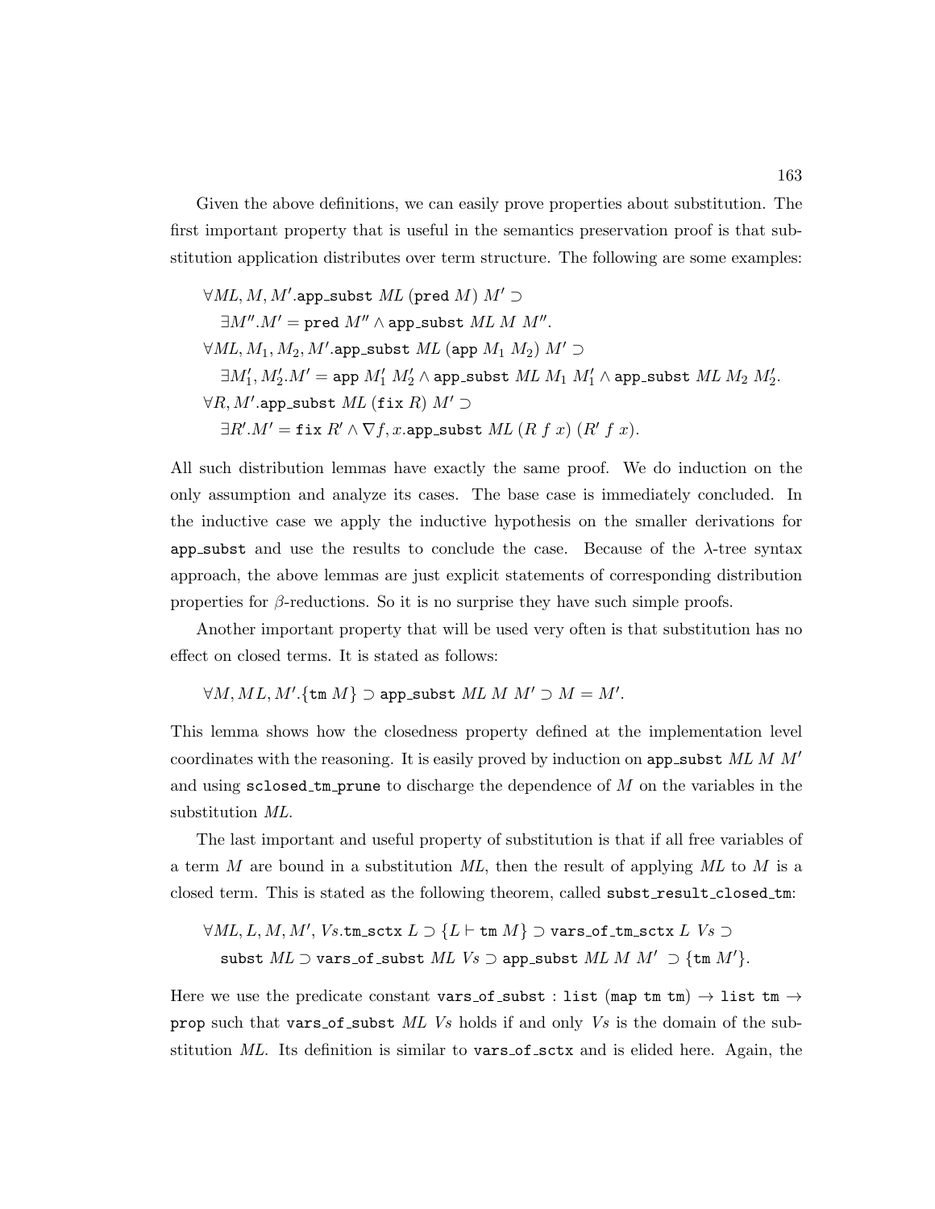Given the above definitions, we can easily prove properties about substitution. The first important property that is useful in the semantics preservation proof is that substitution application distributes over term structure. The following are some examples:

$$
\begin{aligned}
&\forall ML, M, M'.\texttt{app\_subst}\ ML\ (\texttt{pred}\ M)\ M' \supset \\
&\quad \exists M''.M' = \texttt{pred}\ M'' \wedge \texttt{app\_subst}\ ML\ M\ M''. \\
&\forall ML, M_1, M_2, M'.\texttt{app\_subst}\ ML\ (\texttt{app}\ M_1\ M_2)\ M' \supset \\
&\quad \exists M_1', M_2'.M' = \texttt{app}\ M_1'\ M_2' \wedge \texttt{app\_subst}\ ML\ M_1\ M_1' \wedge \texttt{app\_subst}\ ML\ M_2\ M_2'. \\
&\forall R, M'.\texttt{app\_subst}\ ML\ (\texttt{fix}\ R)\ M' \supset \\
&\quad \exists R'.M' = \texttt{fix}\ R' \wedge \nabla f, x.\texttt{app\_subst}\ ML\ (R\ f\ x)\ (R'\ f\ x).
\end{aligned}
$$

All such distribution lemmas have exactly the same proof. We do induction on the only assumption and analyze its cases. The base case is immediately concluded. In the inductive case we apply the inductive hypothesis on the smaller derivations for `app_subst` and use the results to conclude the case. Because of the $\lambda$-tree syntax approach, the above lemmas are just explicit statements of corresponding distribution properties for $\beta$-reductions. So it is no surprise they have such simple proofs.

Another important property that will be used very often is that substitution has no effect on closed terms. It is stated as follows:

$$\forall M, ML, M'.\{\texttt{tm}\ M\} \supset \texttt{app\_subst}\ ML\ M\ M' \supset M = M'.$$

This lemma shows how the closedness property defined at the implementation level coordinates with the reasoning. It is easily proved by induction on `app_subst` $ML\ M\ M'$ and using `sclosed_tm_prune` to discharge the dependence of $M$ on the variables in the substitution $ML$.

The last important and useful property of substitution is that if all free variables of a term $M$ are bound in a substitution $ML$, then the result of applying $ML$ to $M$ is a closed term. This is stated as the following theorem, called `subst_result_closed_tm`:

$$
\begin{aligned}
&\forall ML, L, M, M', Vs.\texttt{tm\_sctx}\ L \supset \{L \vdash \texttt{tm}\ M\} \supset \texttt{vars\_of\_tm\_sctx}\ L\ Vs \supset \\
&\quad \texttt{subst}\ ML \supset \texttt{vars\_of\_subst}\ ML\ Vs \supset \texttt{app\_subst}\ ML\ M\ M' \ \supset \{\texttt{tm}\ M'\}.
\end{aligned}
$$

Here we use the predicate constant `vars_of_subst` : `list (map tm tm)` $\rightarrow$ `list tm` $\rightarrow$ `prop` such that `vars_of_subst` $ML\ Vs$ holds if and only $Vs$ is the domain of the substitution $ML$. Its definition is similar to `vars_of_sctx` and is elided here. Again, the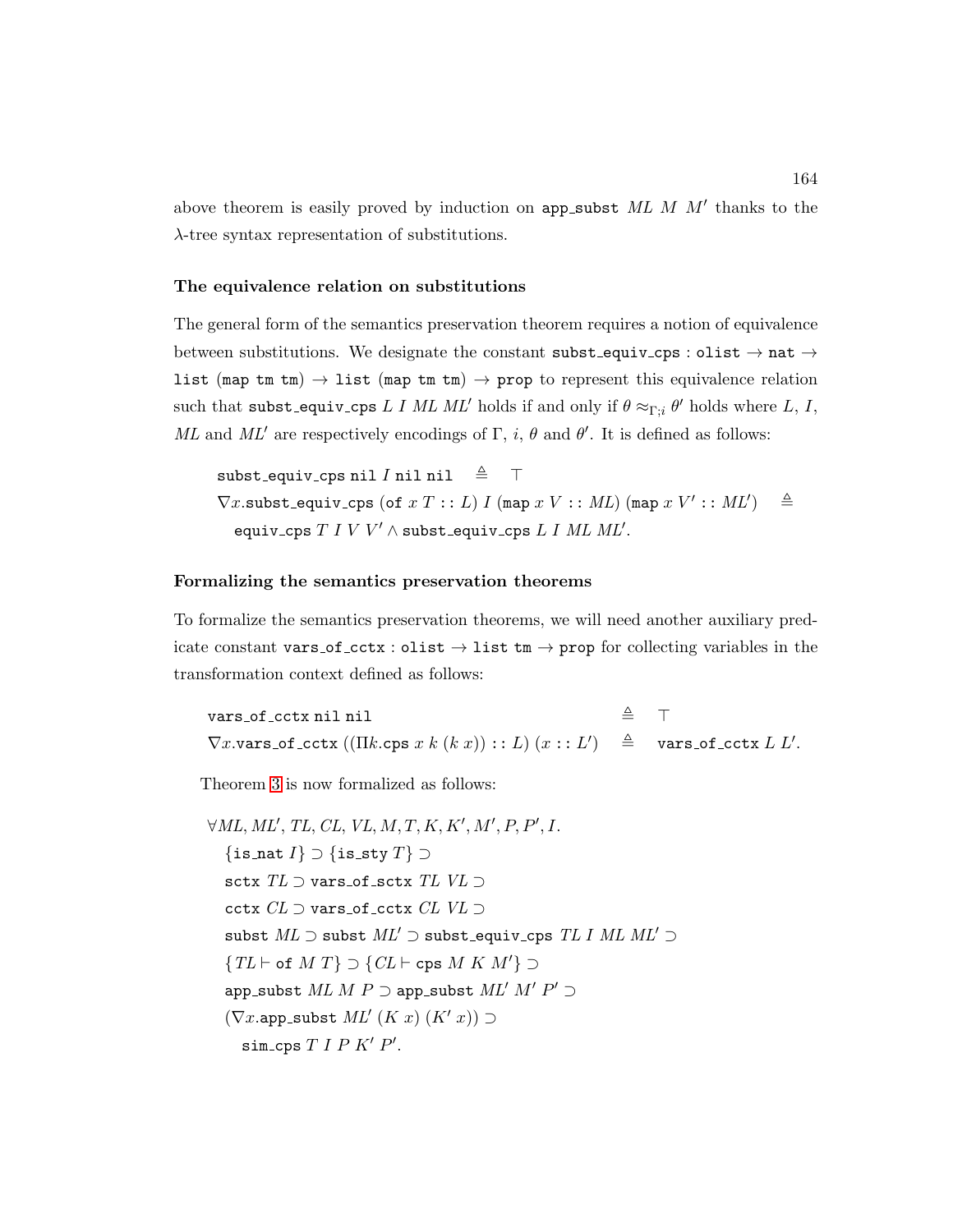above theorem is easily proved by induction on $\texttt{app\_subst}\ ML\ M\ M'$ thanks to the $\lambda$-tree syntax representation of substitutions.

### The equivalence relation on substitutions

The general form of the semantics preservation theorem requires a notion of equivalence between substitutions. We designate the constant $\texttt{subst\_equiv\_cps} : \texttt{olist} \to \texttt{nat} \to \texttt{list}\ (\texttt{map}\ \texttt{tm}\ \texttt{tm}) \to \texttt{list}\ (\texttt{map}\ \texttt{tm}\ \texttt{tm}) \to \texttt{prop}$ to represent this equivalence relation such that $\texttt{subst\_equiv\_cps}\ L\ I\ ML\ ML'$ holds if and only if $\theta \approx_{\Gamma;i} \theta'$ holds where $L$, $I$, $ML$ and $ML'$ are respectively encodings of $\Gamma$, $i$, $\theta$ and $\theta'$. It is defined as follows:

$$
\begin{array}{l}
\texttt{subst\_equiv\_cps}\ \texttt{nil}\ I\ \texttt{nil}\ \texttt{nil} \quad \triangleq \quad \top \\
\nabla x.\texttt{subst\_equiv\_cps}\ (\texttt{of}\ x\ T :: L)\ I\ (\texttt{map}\ x\ V :: ML)\ (\texttt{map}\ x\ V' :: ML') \quad \triangleq \\
\quad \texttt{equiv\_cps}\ T\ I\ V\ V' \land \texttt{subst\_equiv\_cps}\ L\ I\ ML\ ML'.
\end{array}
$$

### Formalizing the semantics preservation theorems

To formalize the semantics preservation theorems, we will need another auxiliary predicate constant $\texttt{vars\_of\_cctx} : \texttt{olist} \to \texttt{list}\ \texttt{tm} \to \texttt{prop}$ for collecting variables in the transformation context defined as follows:

$$
\begin{array}{lcl}
\texttt{vars\_of\_cctx}\ \texttt{nil}\ \texttt{nil} & \triangleq & \top \\
\nabla x.\texttt{vars\_of\_cctx}\ ((\Pi k.\texttt{cps}\ x\ k\ (k\ x)) :: L)\ (x :: L') & \triangleq & \texttt{vars\_of\_cctx}\ L\ L'.
\end{array}
$$

Theorem 3 is now formalized as follows:

$$
\begin{array}{l}
\forall ML, ML', TL, CL, VL, M, T, K, K', M', P, P', I. \\
\quad \{\texttt{is\_nat}\ I\} \supset \{\texttt{is\_sty}\ T\} \supset \\
\quad \texttt{sctx}\ TL \supset \texttt{vars\_of\_sctx}\ TL\ VL \supset \\
\quad \texttt{cctx}\ CL \supset \texttt{vars\_of\_cctx}\ CL\ VL \supset \\
\quad \texttt{subst}\ ML \supset \texttt{subst}\ ML' \supset \texttt{subst\_equiv\_cps}\ TL\ I\ ML\ ML' \supset \\
\quad \{TL \vdash \texttt{of}\ M\ T\} \supset \{CL \vdash \texttt{cps}\ M\ K\ M'\} \supset \\
\quad \texttt{app\_subst}\ ML\ M\ P \supset \texttt{app\_subst}\ ML'\ M'\ P' \supset \\
\quad (\nabla x.\texttt{app\_subst}\ ML'\ (K\ x)\ (K'\ x)) \supset \\
\quad\quad \texttt{sim\_cps}\ T\ I\ P\ K'\ P'.
\end{array}
$$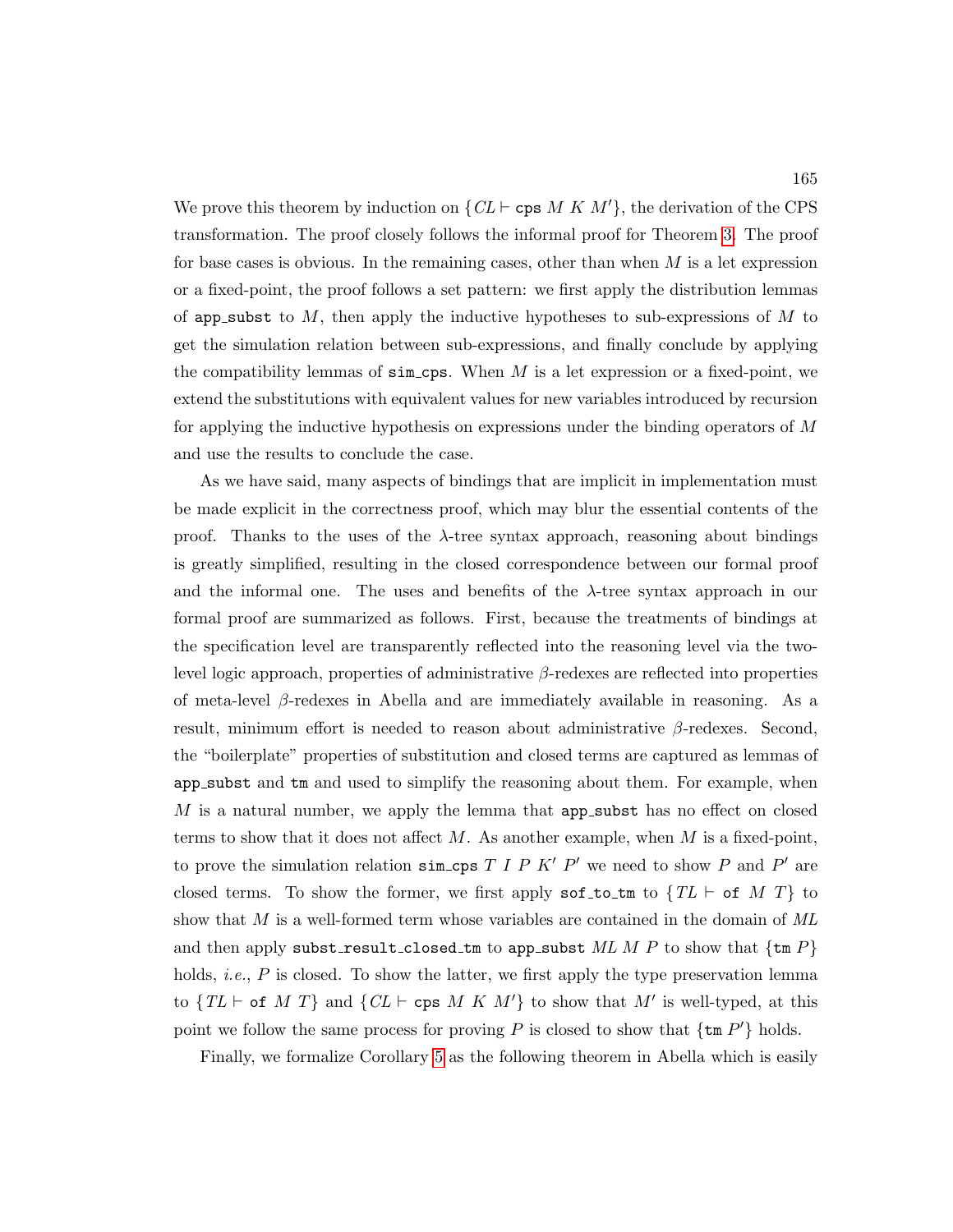We prove this theorem by induction on $\{CL \vdash \texttt{cps}\ M\ K\ M'\}$, the derivation of the CPS transformation. The proof closely follows the informal proof for Theorem 3. The proof for base cases is obvious. In the remaining cases, other than when $M$ is a let expression or a fixed-point, the proof follows a set pattern: we first apply the distribution lemmas of `app_subst` to $M$, then apply the inductive hypotheses to sub-expressions of $M$ to get the simulation relation between sub-expressions, and finally conclude by applying the compatibility lemmas of `sim_cps`. When $M$ is a let expression or a fixed-point, we extend the substitutions with equivalent values for new variables introduced by recursion for applying the inductive hypothesis on expressions under the binding operators of $M$ and use the results to conclude the case.

As we have said, many aspects of bindings that are implicit in implementation must be made explicit in the correctness proof, which may blur the essential contents of the proof. Thanks to the uses of the $\lambda$-tree syntax approach, reasoning about bindings is greatly simplified, resulting in the closed correspondence between our formal proof and the informal one. The uses and benefits of the $\lambda$-tree syntax approach in our formal proof are summarized as follows. First, because the treatments of bindings at the specification level are transparently reflected into the reasoning level via the two-level logic approach, properties of administrative $\beta$-redexes are reflected into properties of meta-level $\beta$-redexes in Abella and are immediately available in reasoning. As a result, minimum effort is needed to reason about administrative $\beta$-redexes. Second, the "boilerplate" properties of substitution and closed terms are captured as lemmas of `app_subst` and `tm` and used to simplify the reasoning about them. For example, when $M$ is a natural number, we apply the lemma that `app_subst` has no effect on closed terms to show that it does not affect $M$. As another example, when $M$ is a fixed-point, to prove the simulation relation `sim_cps` $T\ I\ P\ K'\ P'$ we need to show $P$ and $P'$ are closed terms. To show the former, we first apply `sof_to_tm` to $\{TL \vdash \texttt{of}\ M\ T\}$ to show that $M$ is a well-formed term whose variables are contained in the domain of $ML$ and then apply `subst_result_closed_tm` to `app_subst` $ML\ M\ P$ to show that $\{\texttt{tm}\ P\}$ holds, *i.e.*, $P$ is closed. To show the latter, we first apply the type preservation lemma to $\{TL \vdash \texttt{of}\ M\ T\}$ and $\{CL \vdash \texttt{cps}\ M\ K\ M'\}$ to show that $M'$ is well-typed, at this point we follow the same process for proving $P$ is closed to show that $\{\texttt{tm}\ P'\}$ holds.

Finally, we formalize Corollary 5 as the following theorem in Abella which is easily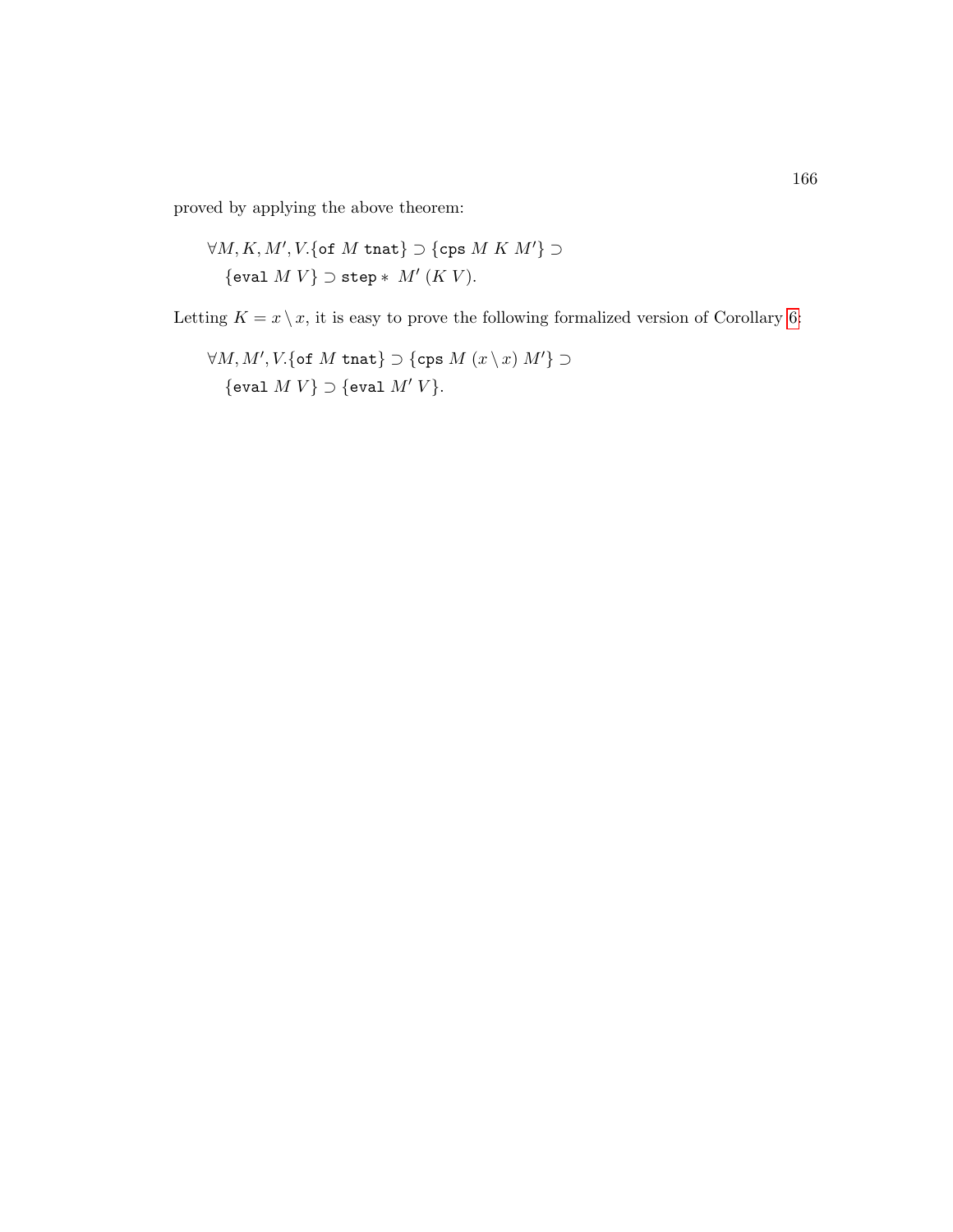proved by applying the above theorem:

$$\forall M, K, M', V. \{\texttt{of}\ M\ \texttt{tnat}\} \supset \{\texttt{cps}\ M\ K\ M'\} \supset$$
$$\{\texttt{eval}\ M\ V\} \supset \texttt{step}*\ M'\ (K\ V).$$

Letting $K = x \setminus x$, it is easy to prove the following formalized version of Corollary 6:

$$\forall M, M', V. \{\texttt{of}\ M\ \texttt{tnat}\} \supset \{\texttt{cps}\ M\ (x \setminus x)\ M'\} \supset$$
$$\{\texttt{eval}\ M\ V\} \supset \{\texttt{eval}\ M'\ V\}.$$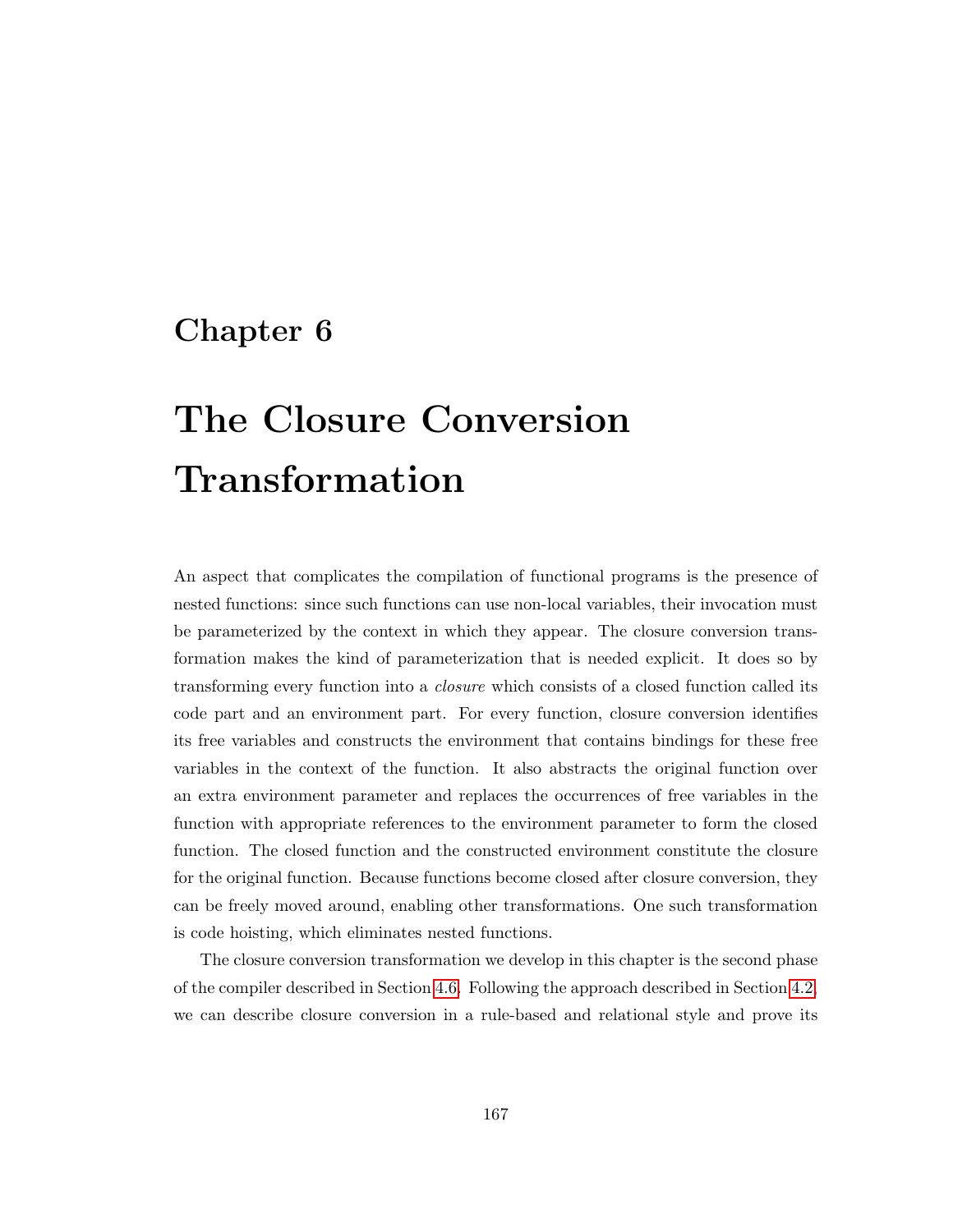# Chapter 6

# The Closure Conversion Transformation

An aspect that complicates the compilation of functional programs is the presence of nested functions: since such functions can use non-local variables, their invocation must be parameterized by the context in which they appear. The closure conversion transformation makes the kind of parameterization that is needed explicit. It does so by transforming every function into a *closure* which consists of a closed function called its code part and an environment part. For every function, closure conversion identifies its free variables and constructs the environment that contains bindings for these free variables in the context of the function. It also abstracts the original function over an extra environment parameter and replaces the occurrences of free variables in the function with appropriate references to the environment parameter to form the closed function. The closed function and the constructed environment constitute the closure for the original function. Because functions become closed after closure conversion, they can be freely moved around, enabling other transformations. One such transformation is code hoisting, which eliminates nested functions.

The closure conversion transformation we develop in this chapter is the second phase of the compiler described in Section 4.6. Following the approach described in Section 4.2, we can describe closure conversion in a rule-based and relational style and prove its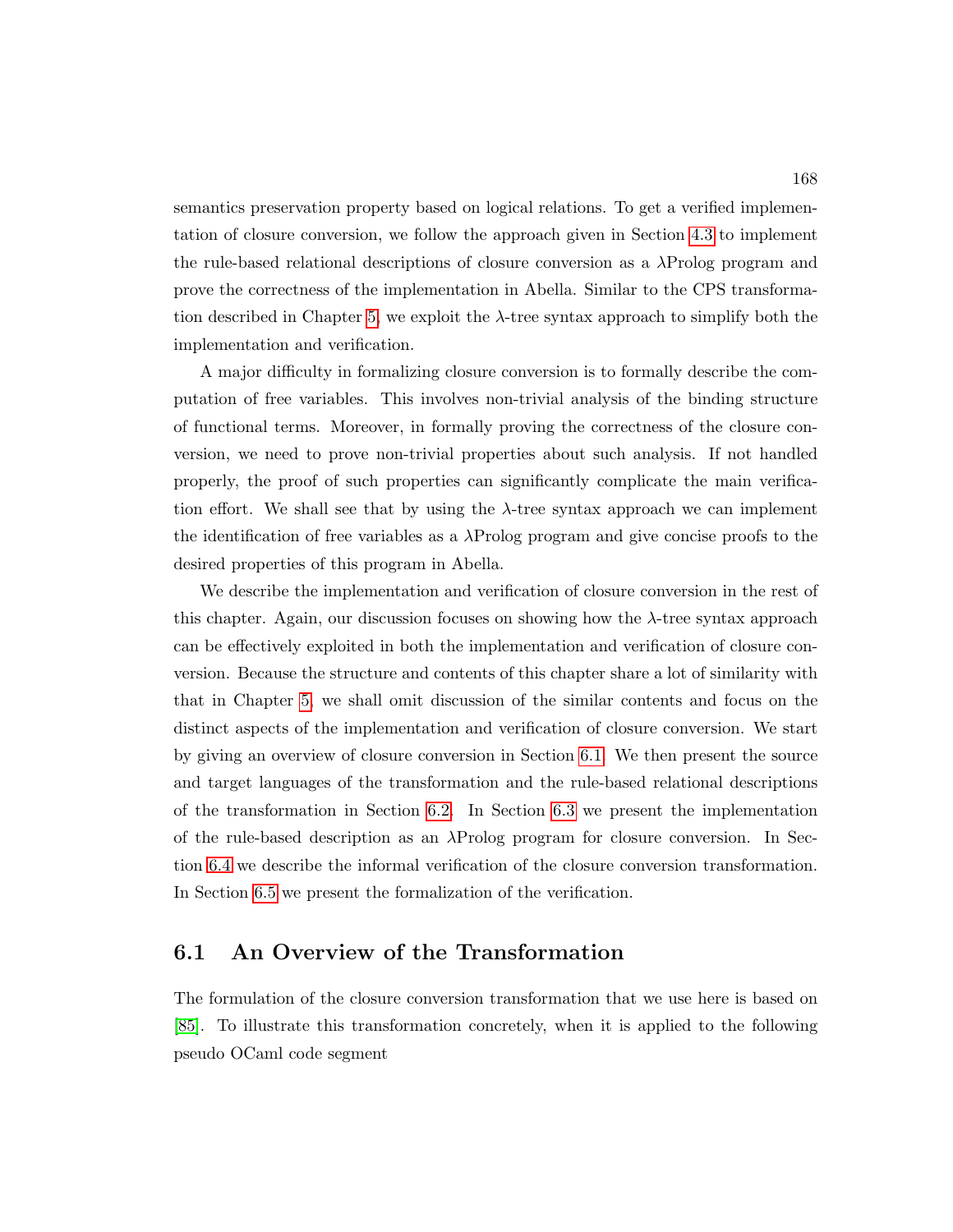semantics preservation property based on logical relations. To get a verified implementation of closure conversion, we follow the approach given in Section 4.3 to implement the rule-based relational descriptions of closure conversion as a λProlog program and prove the correctness of the implementation in Abella. Similar to the CPS transformation described in Chapter 5, we exploit the λ-tree syntax approach to simplify both the implementation and verification.

A major difficulty in formalizing closure conversion is to formally describe the computation of free variables. This involves non-trivial analysis of the binding structure of functional terms. Moreover, in formally proving the correctness of the closure conversion, we need to prove non-trivial properties about such analysis. If not handled properly, the proof of such properties can significantly complicate the main verification effort. We shall see that by using the λ-tree syntax approach we can implement the identification of free variables as a λProlog program and give concise proofs to the desired properties of this program in Abella.

We describe the implementation and verification of closure conversion in the rest of this chapter. Again, our discussion focuses on showing how the λ-tree syntax approach can be effectively exploited in both the implementation and verification of closure conversion. Because the structure and contents of this chapter share a lot of similarity with that in Chapter 5, we shall omit discussion of the similar contents and focus on the distinct aspects of the implementation and verification of closure conversion. We start by giving an overview of closure conversion in Section 6.1. We then present the source and target languages of the transformation and the rule-based relational descriptions of the transformation in Section 6.2. In Section 6.3 we present the implementation of the rule-based description as an λProlog program for closure conversion. In Section 6.4 we describe the informal verification of the closure conversion transformation. In Section 6.5 we present the formalization of the verification.

## 6.1 An Overview of the Transformation

The formulation of the closure conversion transformation that we use here is based on [85]. To illustrate this transformation concretely, when it is applied to the following pseudo OCaml code segment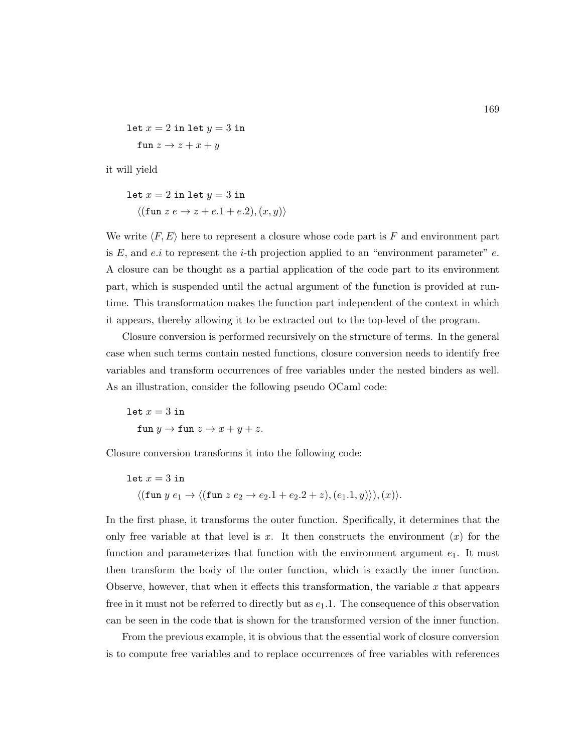$$\texttt{let } x = 2 \texttt{ in let } y = 3 \texttt{ in}$$
$$\texttt{fun } z \rightarrow z + x + y$$

it will yield

$$\texttt{let } x = 2 \texttt{ in let } y = 3 \texttt{ in}$$
$$\langle (\texttt{fun } z\ e \rightarrow z + e.1 + e.2), (x, y) \rangle$$

We write $\langle F, E \rangle$ here to represent a closure whose code part is $F$ and environment part is $E$, and $e.i$ to represent the $i$-th projection applied to an "environment parameter" $e$. A closure can be thought as a partial application of the code part to its environment part, which is suspended until the actual argument of the function is provided at run-time. This transformation makes the function part independent of the context in which it appears, thereby allowing it to be extracted out to the top-level of the program.

Closure conversion is performed recursively on the structure of terms. In the general case when such terms contain nested functions, closure conversion needs to identify free variables and transform occurrences of free variables under the nested binders as well. As an illustration, consider the following pseudo OCaml code:

$$\texttt{let } x = 3 \texttt{ in}$$
$$\texttt{fun } y \rightarrow \texttt{fun } z \rightarrow x + y + z.$$

Closure conversion transforms it into the following code:

$$\texttt{let } x = 3 \texttt{ in}$$
$$\langle (\texttt{fun } y\ e_1 \rightarrow \langle (\texttt{fun } z\ e_2 \rightarrow e_2.1 + e_2.2 + z), (e_1.1, y) \rangle), (x) \rangle.$$

In the first phase, it transforms the outer function. Specifically, it determines that the only free variable at that level is $x$. It then constructs the environment $(x)$ for the function and parameterizes that function with the environment argument $e_1$. It must then transform the body of the outer function, which is exactly the inner function. Observe, however, that when it effects this transformation, the variable $x$ that appears free in it must not be referred to directly but as $e_1.1$. The consequence of this observation can be seen in the code that is shown for the transformed version of the inner function.

From the previous example, it is obvious that the essential work of closure conversion is to compute free variables and to replace occurrences of free variables with references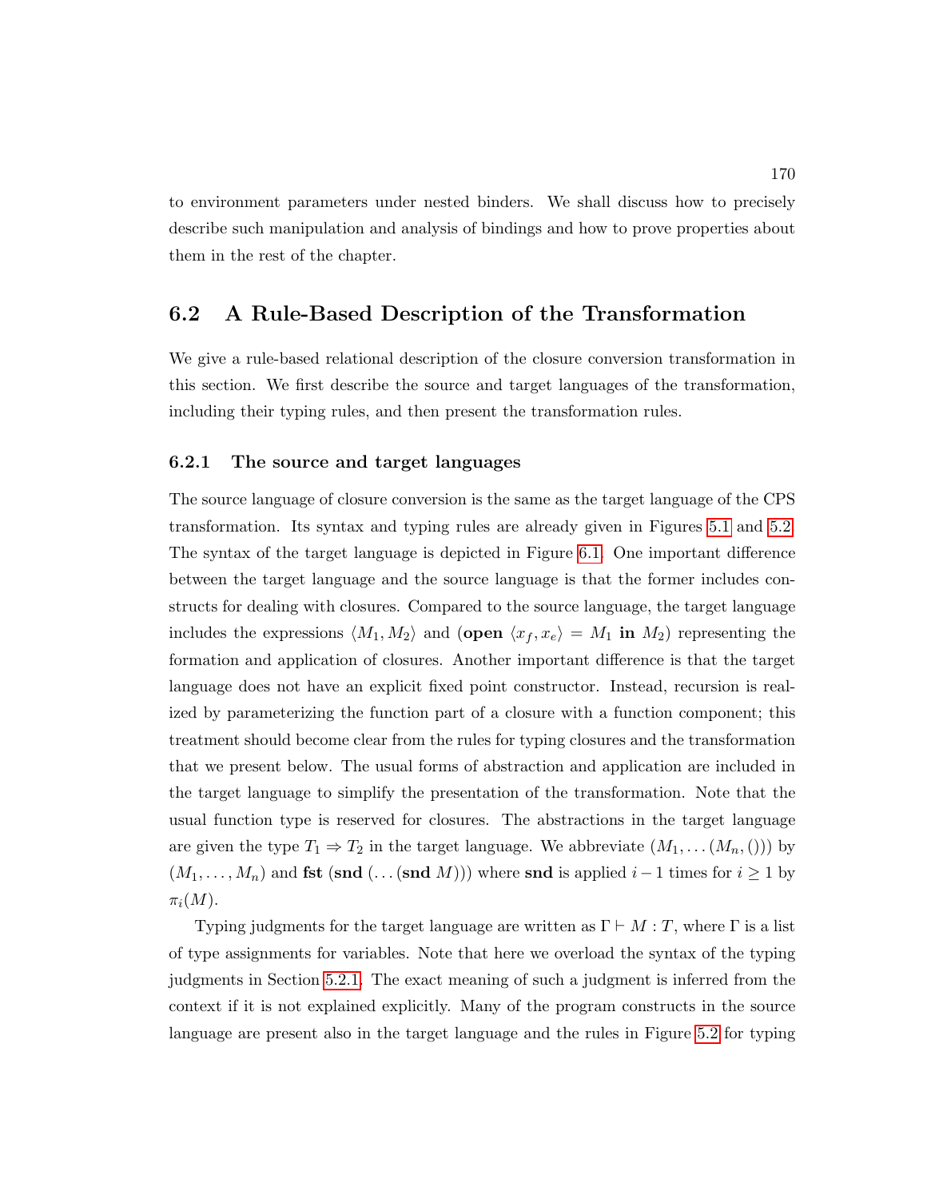to environment parameters under nested binders. We shall discuss how to precisely describe such manipulation and analysis of bindings and how to prove properties about them in the rest of the chapter.

## 6.2 A Rule-Based Description of the Transformation

We give a rule-based relational description of the closure conversion transformation in this section. We first describe the source and target languages of the transformation, including their typing rules, and then present the transformation rules.

### 6.2.1 The source and target languages

The source language of closure conversion is the same as the target language of the CPS transformation. Its syntax and typing rules are already given in Figures 5.1 and 5.2. The syntax of the target language is depicted in Figure 6.1. One important difference between the target language and the source language is that the former includes constructs for dealing with closures. Compared to the source language, the target language includes the expressions $\langle M_1, M_2 \rangle$ and $(\textbf{open}\ \langle x_f, x_e \rangle = M_1\ \textbf{in}\ M_2)$ representing the formation and application of closures. Another important difference is that the target language does not have an explicit fixed point constructor. Instead, recursion is realized by parameterizing the function part of a closure with a function component; this treatment should become clear from the rules for typing closures and the transformation that we present below. The usual forms of abstraction and application are included in the target language to simplify the presentation of the transformation. Note that the usual function type is reserved for closures. The abstractions in the target language are given the type $T_1 \Rightarrow T_2$ in the target language. We abbreviate $(M_1, \ldots (M_n, ()))$ by $(M_1, \ldots, M_n)$ and $\textbf{fst}\ (\textbf{snd}\ (\ldots (\textbf{snd}\ M)))$ where $\textbf{snd}$ is applied $i - 1$ times for $i \geq 1$ by $\pi_i(M)$.

Typing judgments for the target language are written as $\Gamma \vdash M : T$, where $\Gamma$ is a list of type assignments for variables. Note that here we overload the syntax of the typing judgments in Section 5.2.1. The exact meaning of such a judgment is inferred from the context if it is not explained explicitly. Many of the program constructs in the source language are present also in the target language and the rules in Figure 5.2 for typing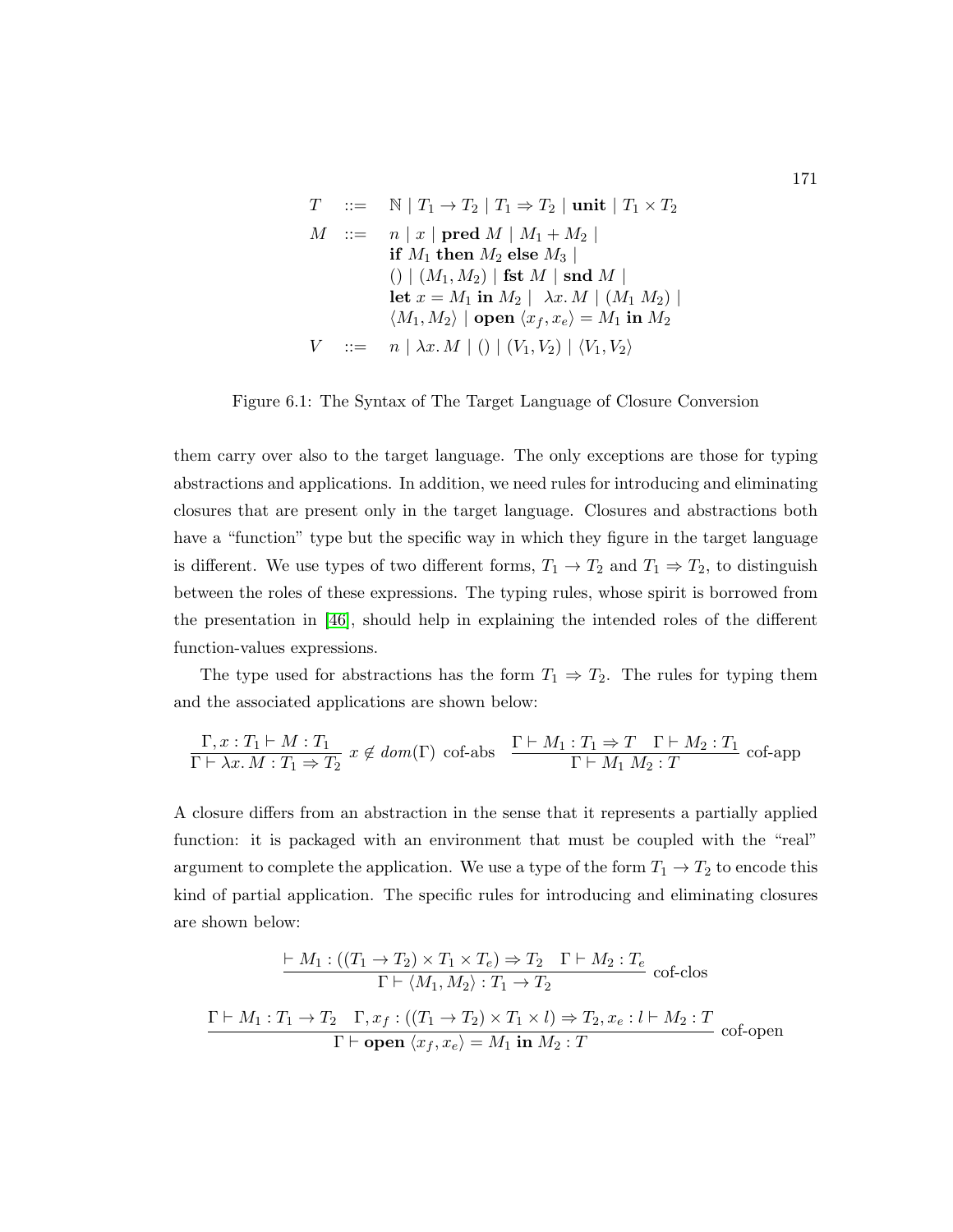$$
\begin{array}{rcl}
T & ::= & \mathbb{N} \mid T_1 \to T_2 \mid T_1 \Rightarrow T_2 \mid \textbf{unit} \mid T_1 \times T_2 \\
M & ::= & n \mid x \mid \textbf{pred } M \mid M_1 + M_2 \mid \\
 & & \textbf{if } M_1 \textbf{ then } M_2 \textbf{ else } M_3 \mid \\
 & & () \mid (M_1, M_2) \mid \textbf{fst } M \mid \textbf{snd } M \mid \\
 & & \textbf{let } x = M_1 \textbf{ in } M_2 \mid \lambda x.\, M \mid (M_1\ M_2) \mid \\
 & & \langle M_1, M_2 \rangle \mid \textbf{open } \langle x_f, x_e \rangle = M_1 \textbf{ in } M_2 \\
V & ::= & n \mid \lambda x.\, M \mid () \mid (V_1, V_2) \mid \langle V_1, V_2 \rangle
\end{array}
$$

Figure 6.1: The Syntax of The Target Language of Closure Conversion

them carry over also to the target language. The only exceptions are those for typing abstractions and applications. In addition, we need rules for introducing and eliminating closures that are present only in the target language. Closures and abstractions both have a "function" type but the specific way in which they figure in the target language is different. We use types of two different forms, $T_1 \to T_2$ and $T_1 \Rightarrow T_2$, to distinguish between the roles of these expressions. The typing rules, whose spirit is borrowed from the presentation in [46], should help in explaining the intended roles of the different function-values expressions.

The type used for abstractions has the form $T_1 \Rightarrow T_2$. The rules for typing them and the associated applications are shown below:

$$
\frac{\Gamma, x : T_1 \vdash M : T_1}{\Gamma \vdash \lambda x.\, M : T_1 \Rightarrow T_2}\ x \notin dom(\Gamma)\ \text{cof-abs} \qquad \frac{\Gamma \vdash M_1 : T_1 \Rightarrow T \quad \Gamma \vdash M_2 : T_1}{\Gamma \vdash M_1\ M_2 : T}\ \text{cof-app}
$$

A closure differs from an abstraction in the sense that it represents a partially applied function: it is packaged with an environment that must be coupled with the "real" argument to complete the application. We use a type of the form $T_1 \to T_2$ to encode this kind of partial application. The specific rules for introducing and eliminating closures are shown below:

$$
\frac{\vdash M_1 : ((T_1 \to T_2) \times T_1 \times T_e) \Rightarrow T_2 \quad \Gamma \vdash M_2 : T_e}{\Gamma \vdash \langle M_1, M_2 \rangle : T_1 \to T_2}\ \text{cof-clos}
$$

$$
\frac{\Gamma \vdash M_1 : T_1 \to T_2 \quad \Gamma, x_f : ((T_1 \to T_2) \times T_1 \times l) \Rightarrow T_2, x_e : l \vdash M_2 : T}{\Gamma \vdash \textbf{open } \langle x_f, x_e \rangle = M_1 \textbf{ in } M_2 : T}\ \text{cof-open}
$$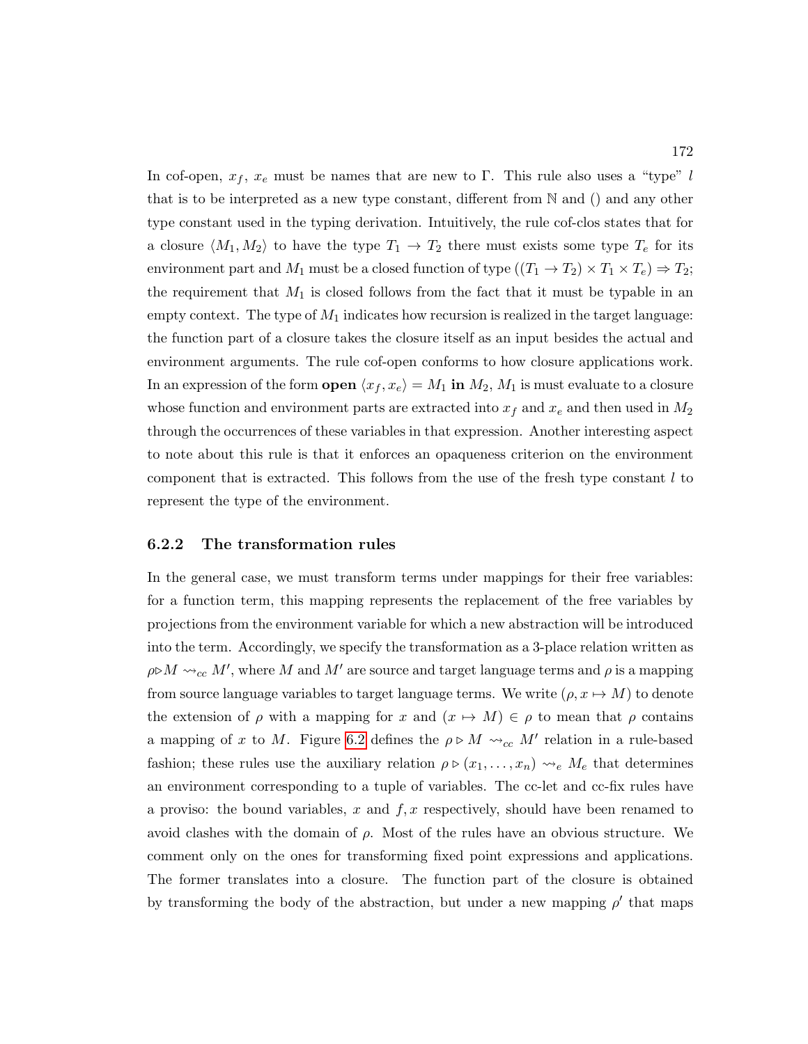In cof-open, $x_f$, $x_e$ must be names that are new to $\Gamma$. This rule also uses a "type" $l$ that is to be interpreted as a new type constant, different from $\mathbb{N}$ and $()$ and any other type constant used in the typing derivation. Intuitively, the rule cof-clos states that for a closure $\langle M_1, M_2 \rangle$ to have the type $T_1 \to T_2$ there must exists some type $T_e$ for its environment part and $M_1$ must be a closed function of type $((T_1 \to T_2) \times T_1 \times T_e) \Rightarrow T_2$; the requirement that $M_1$ is closed follows from the fact that it must be typable in an empty context. The type of $M_1$ indicates how recursion is realized in the target language: the function part of a closure takes the closure itself as an input besides the actual and environment arguments. The rule cof-open conforms to how closure applications work. In an expression of the form **open** $\langle x_f, x_e \rangle = M_1$ **in** $M_2$, $M_1$ is must evaluate to a closure whose function and environment parts are extracted into $x_f$ and $x_e$ and then used in $M_2$ through the occurrences of these variables in that expression. Another interesting aspect to note about this rule is that it enforces an opaqueness criterion on the environment component that is extracted. This follows from the use of the fresh type constant $l$ to represent the type of the environment.

### 6.2.2 The transformation rules

In the general case, we must transform terms under mappings for their free variables: for a function term, this mapping represents the replacement of the free variables by projections from the environment variable for which a new abstraction will be introduced into the term. Accordingly, we specify the transformation as a 3-place relation written as $\rho \triangleright M \rightsquigarrow_{cc} M'$, where $M$ and $M'$ are source and target language terms and $\rho$ is a mapping from source language variables to target language terms. We write $(\rho, x \mapsto M)$ to denote the extension of $\rho$ with a mapping for $x$ and $(x \mapsto M) \in \rho$ to mean that $\rho$ contains a mapping of $x$ to $M$. Figure 6.2 defines the $\rho \triangleright M \rightsquigarrow_{cc} M'$ relation in a rule-based fashion; these rules use the auxiliary relation $\rho \triangleright (x_1, \ldots, x_n) \rightsquigarrow_e M_e$ that determines an environment corresponding to a tuple of variables. The cc-let and cc-fix rules have a proviso: the bound variables, $x$ and $f, x$ respectively, should have been renamed to avoid clashes with the domain of $\rho$. Most of the rules have an obvious structure. We comment only on the ones for transforming fixed point expressions and applications. The former translates into a closure. The function part of the closure is obtained by transforming the body of the abstraction, but under a new mapping $\rho'$ that maps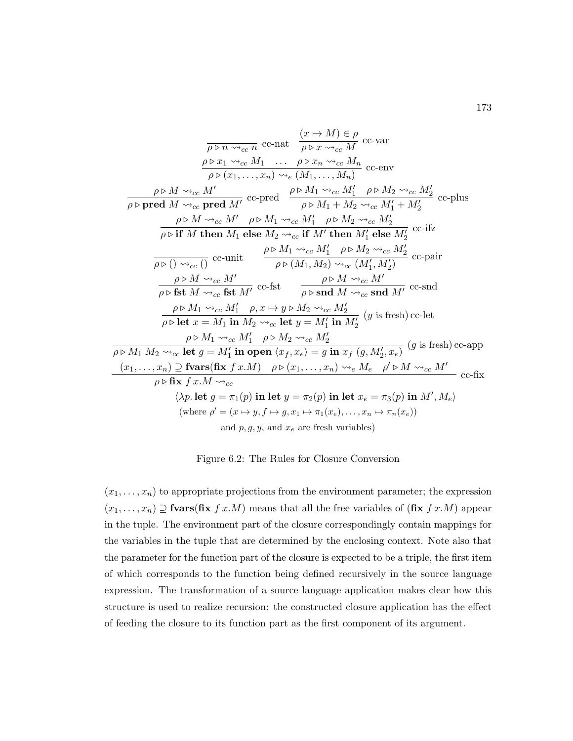$$\frac{}{\rho \triangleright n \leadsto_{cc} n} \text{ cc-nat} \qquad \frac{(x \mapsto M) \in \rho}{\rho \triangleright x \leadsto_{cc} M} \text{ cc-var}$$

$$\frac{\rho \triangleright x_1 \leadsto_{cc} M_1 \quad \ldots \quad \rho \triangleright x_n \leadsto_{cc} M_n}{\rho \triangleright (x_1, \ldots, x_n) \leadsto_e (M_1, \ldots, M_n)} \text{ cc-env}$$

$$\frac{\rho \triangleright M \leadsto_{cc} M'}{\rho \triangleright \textbf{pred } M \leadsto_{cc} \textbf{pred } M'} \text{ cc-pred} \qquad \frac{\rho \triangleright M_1 \leadsto_{cc} M_1' \quad \rho \triangleright M_2 \leadsto_{cc} M_2'}{\rho \triangleright M_1 + M_2 \leadsto_{cc} M_1' + M_2'} \text{ cc-plus}$$

$$\frac{\rho \triangleright M \leadsto_{cc} M' \quad \rho \triangleright M_1 \leadsto_{cc} M_1' \quad \rho \triangleright M_2 \leadsto_{cc} M_2'}{\rho \triangleright \textbf{if } M \textbf{ then } M_1 \textbf{ else } M_2 \leadsto_{cc} \textbf{if } M' \textbf{ then } M_1' \textbf{ else } M_2'} \text{ cc-ifz}$$

$$\frac{}{\rho \triangleright () \leadsto_{cc} ()} \text{ cc-unit} \qquad \frac{\rho \triangleright M_1 \leadsto_{cc} M_1' \quad \rho \triangleright M_2 \leadsto_{cc} M_2'}{\rho \triangleright (M_1, M_2) \leadsto_{cc} (M_1', M_2')} \text{ cc-pair}$$

$$\frac{\rho \triangleright M \leadsto_{cc} M'}{\rho \triangleright \textbf{fst } M \leadsto_{cc} \textbf{fst } M'} \text{ cc-fst} \qquad \frac{\rho \triangleright M \leadsto_{cc} M'}{\rho \triangleright \textbf{snd } M \leadsto_{cc} \textbf{snd } M'} \text{ cc-snd}$$

$$\frac{\rho \triangleright M_1 \leadsto_{cc} M_1' \quad \rho, x \mapsto y \triangleright M_2 \leadsto_{cc} M_2'}{\rho \triangleright \textbf{let } x = M_1 \textbf{ in } M_2 \leadsto_{cc} \textbf{let } y = M_1' \textbf{ in } M_2'} \ (y \text{ is fresh}) \text{ cc-let}$$

$$\frac{\rho \triangleright M_1 \leadsto_{cc} M_1' \quad \rho \triangleright M_2 \leadsto_{cc} M_2'}{\rho \triangleright M_1\ M_2 \leadsto_{cc} \textbf{let } g = M_1' \textbf{ in open } \langle x_f, x_e \rangle = g \textbf{ in } x_f\ (g, M_2', x_e)} \ (g \text{ is fresh}) \text{ cc-app}$$

$$\frac{(x_1, \ldots, x_n) \supseteq \textbf{fvars}(\textbf{fix } f\, x.M) \quad \rho \triangleright (x_1, \ldots, x_n) \leadsto_e M_e \quad \rho' \triangleright M \leadsto_{cc} M'}{\begin{array}{c}\rho \triangleright \textbf{fix } f\, x.M \leadsto_{cc} \\ \langle \lambda p.\, \textbf{let } g = \pi_1(p) \textbf{ in let } y = \pi_2(p) \textbf{ in let } x_e = \pi_3(p) \textbf{ in } M', M_e \rangle \\ (\text{where } \rho' = (x \mapsto y, f \mapsto g, x_1 \mapsto \pi_1(x_e), \ldots, x_n \mapsto \pi_n(x_e)) \\ \text{and } p, g, y, \text{ and } x_e \text{ are fresh variables})\end{array}} \text{ cc-fix}$$

Figure 6.2: The Rules for Closure Conversion

$(x_1, \ldots, x_n)$ to appropriate projections from the environment parameter; the expression $(x_1, \ldots, x_n) \supseteq \textbf{fvars}(\textbf{fix } f\, x.M)$ means that all the free variables of $(\textbf{fix } f\, x.M)$ appear in the tuple. The environment part of the closure correspondingly contain mappings for the variables in the tuple that are determined by the enclosing context. Note also that the parameter for the function part of the closure is expected to be a triple, the first item of which corresponds to the function being defined recursively in the source language expression. The transformation of a source language application makes clear how this structure is used to realize recursion: the constructed closure application has the effect of feeding the closure to its function part as the first component of its argument.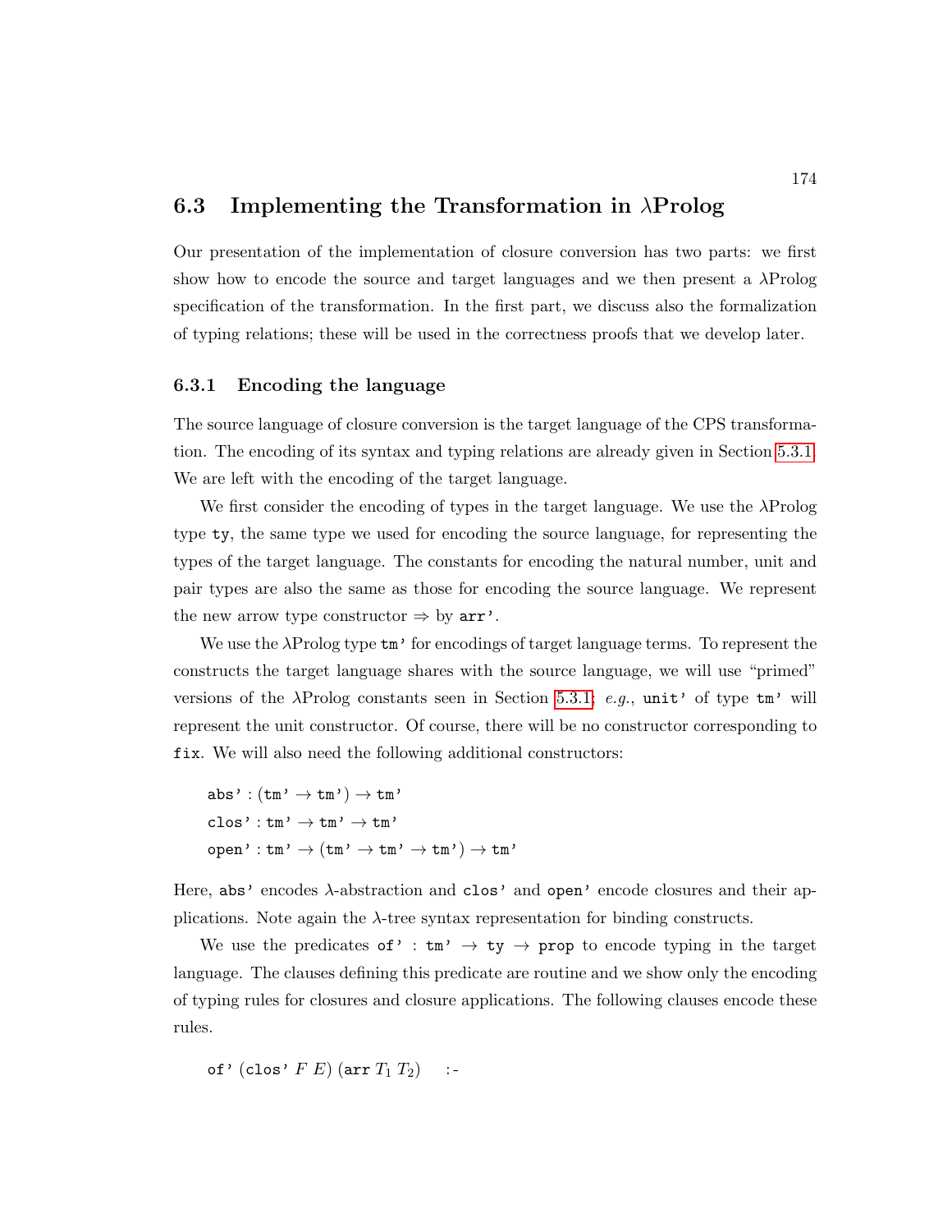## 6.3 Implementing the Transformation in λProlog

Our presentation of the implementation of closure conversion has two parts: we first show how to encode the source and target languages and we then present a λProlog specification of the transformation. In the first part, we discuss also the formalization of typing relations; these will be used in the correctness proofs that we develop later.

### 6.3.1 Encoding the language

The source language of closure conversion is the target language of the CPS transformation. The encoding of its syntax and typing relations are already given in Section 5.3.1. We are left with the encoding of the target language.

We first consider the encoding of types in the target language. We use the λProlog type `ty`, the same type we used for encoding the source language, for representing the types of the target language. The constants for encoding the natural number, unit and pair types are also the same as those for encoding the source language. We represent the new arrow type constructor $\Rightarrow$ by `arr'`.

We use the λProlog type `tm'` for encodings of target language terms. To represent the constructs the target language shares with the source language, we will use "primed" versions of the λProlog constants seen in Section 5.3.1; *e.g.*, `unit'` of type `tm'` will represent the unit constructor. Of course, there will be no constructor corresponding to `fix`. We will also need the following additional constructors:

```
abs' : (tm' → tm') → tm'
clos' : tm' → tm' → tm'
open' : tm' → (tm' → tm' → tm') → tm'
```

Here, `abs'` encodes λ-abstraction and `clos'` and `open'` encode closures and their applications. Note again the λ-tree syntax representation for binding constructs.

We use the predicates `of' : tm' → ty → prop` to encode typing in the target language. The clauses defining this predicate are routine and we show only the encoding of typing rules for closures and closure applications. The following clauses encode these rules.

```
of' (clos' F E) (arr T1 T2)    :-
```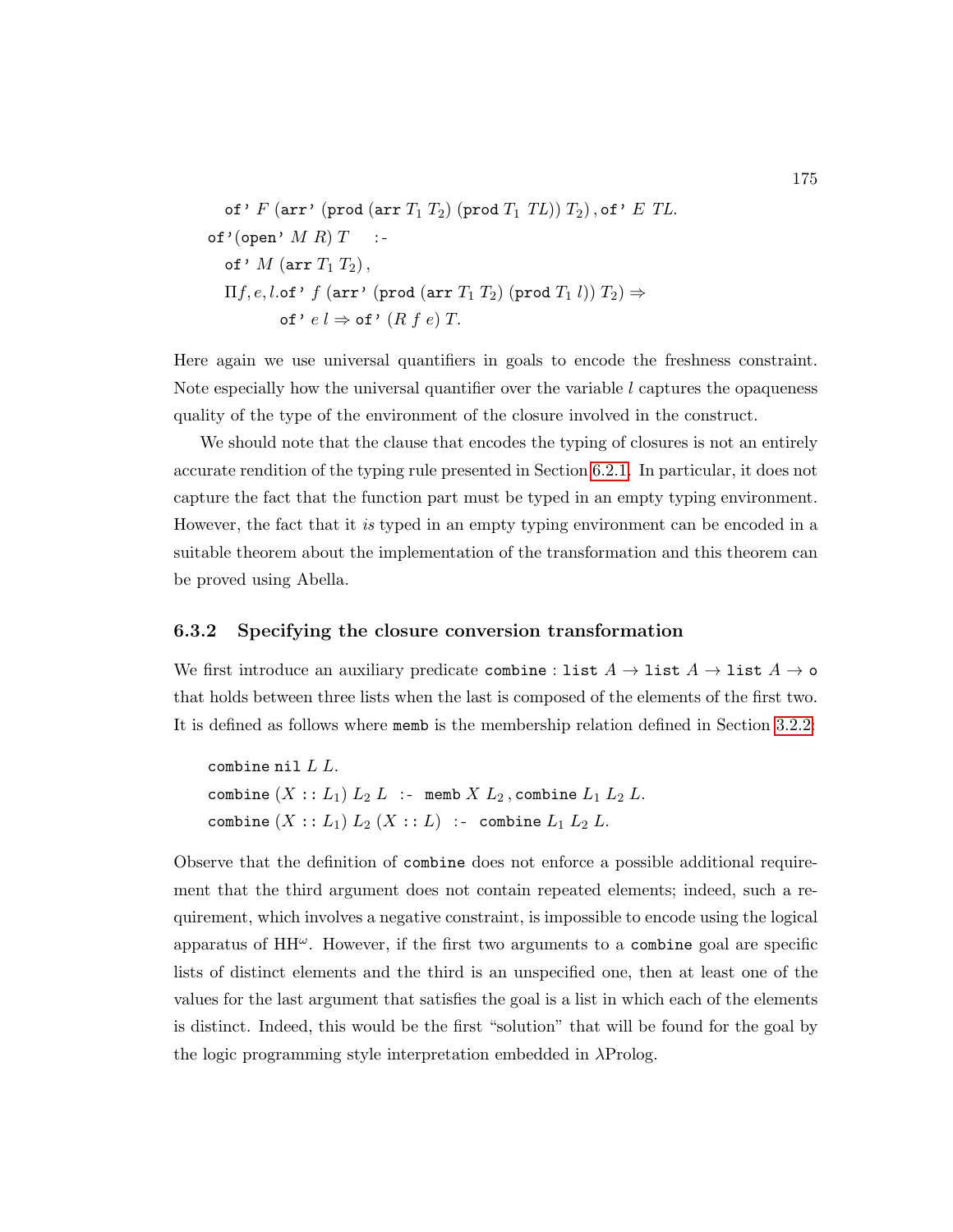```
    of' F (arr' (prod (arr T1 T2) (prod T1 TL)) T2), of' E TL.
of'(open' M R) T   :-
    of' M (arr T1 T2),
    Πf, e, l.of' f (arr' (prod (arr T1 T2) (prod T1 l)) T2) ⇒
            of' e l ⇒ of' (R f e) T.
```

Here again we use universal quantifiers in goals to encode the freshness constraint. Note especially how the universal quantifier over the variable $l$ captures the opaqueness quality of the type of the environment of the closure involved in the construct.

We should note that the clause that encodes the typing of closures is not an entirely accurate rendition of the typing rule presented in Section 6.2.1. In particular, it does not capture the fact that the function part must be typed in an empty typing environment. However, the fact that it *is* typed in an empty typing environment can be encoded in a suitable theorem about the implementation of the transformation and this theorem can be proved using Abella.

### 6.3.2 Specifying the closure conversion transformation

We first introduce an auxiliary predicate `combine` : `list` $A \rightarrow$ `list` $A \rightarrow$ `list` $A \rightarrow$ `o` that holds between three lists when the last is composed of the elements of the first two. It is defined as follows where `memb` is the membership relation defined in Section 3.2.2:

```
combine nil L L.
combine (X :: L1) L2 L  :-  memb X L2, combine L1 L2 L.
combine (X :: L1) L2 (X :: L)  :-  combine L1 L2 L.
```

Observe that the definition of `combine` does not enforce a possible additional requirement that the third argument does not contain repeated elements; indeed, such a requirement, which involves a negative constraint, is impossible to encode using the logical apparatus of $\mathrm{HH}^{\omega}$. However, if the first two arguments to a `combine` goal are specific lists of distinct elements and the third is an unspecified one, then at least one of the values for the last argument that satisfies the goal is a list in which each of the elements is distinct. Indeed, this would be the first "solution" that will be found for the goal by the logic programming style interpretation embedded in λProlog.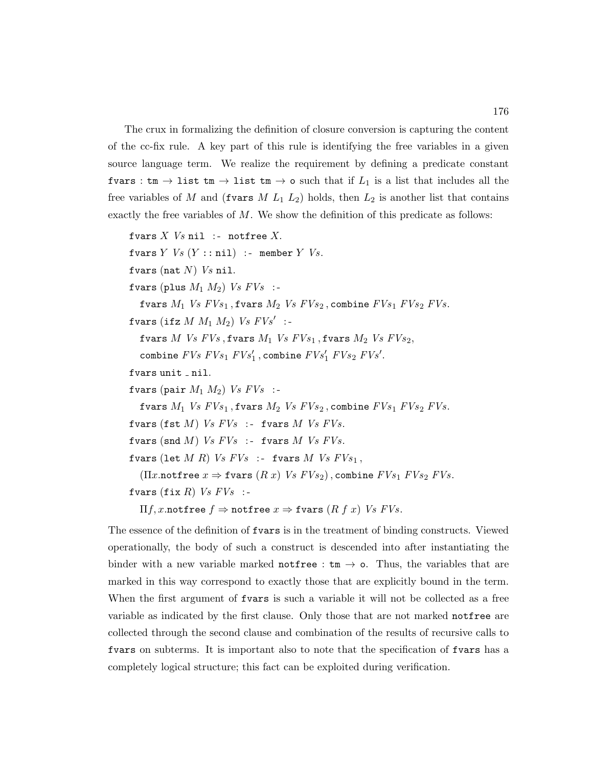The crux in formalizing the definition of closure conversion is capturing the content of the cc-fix rule. A key part of this rule is identifying the free variables in a given source language term. We realize the requirement by defining a predicate constant $\mathtt{fvars} : \mathtt{tm} \to \mathtt{list\ tm} \to \mathtt{list\ tm} \to \mathtt{o}$ such that if $L_1$ is a list that includes all the free variables of $M$ and $(\mathtt{fvars}\ M\ L_1\ L_2)$ holds, then $L_2$ is another list that contains exactly the free variables of $M$. We show the definition of this predicate as follows:

$$
\begin{array}{l}
\mathtt{fvars}\ X\ \mathit{Vs}\ \mathtt{nil}\ \ \mathtt{:-}\ \ \mathtt{notfree}\ X.\\
\mathtt{fvars}\ Y\ \mathit{Vs}\ (Y :: \mathtt{nil})\ \ \mathtt{:-}\ \ \mathtt{member}\ Y\ \mathit{Vs}.\\
\mathtt{fvars}\ (\mathtt{nat}\ N)\ \mathit{Vs}\ \mathtt{nil}.\\
\mathtt{fvars}\ (\mathtt{plus}\ M_1\ M_2)\ \mathit{Vs}\ \mathit{FVs}\ \ \mathtt{:-}\\
\quad \mathtt{fvars}\ M_1\ \mathit{Vs}\ \mathit{FVs}_1, \mathtt{fvars}\ M_2\ \mathit{Vs}\ \mathit{FVs}_2, \mathtt{combine}\ \mathit{FVs}_1\ \mathit{FVs}_2\ \mathit{FVs}.\\
\mathtt{fvars}\ (\mathtt{ifz}\ M\ M_1\ M_2)\ \mathit{Vs}\ \mathit{FVs}'\ \ \mathtt{:-}\\
\quad \mathtt{fvars}\ M\ \mathit{Vs}\ \mathit{FVs}, \mathtt{fvars}\ M_1\ \mathit{Vs}\ \mathit{FVs}_1, \mathtt{fvars}\ M_2\ \mathit{Vs}\ \mathit{FVs}_2,\\
\quad \mathtt{combine}\ \mathit{FVs}\ \mathit{FVs}_1\ \mathit{FVs}_1', \mathtt{combine}\ \mathit{FVs}_1'\ \mathit{FVs}_2\ \mathit{FVs}'.\\
\mathtt{fvars}\ \mathtt{unit}\ \_\ \mathtt{nil}.\\
\mathtt{fvars}\ (\mathtt{pair}\ M_1\ M_2)\ \mathit{Vs}\ \mathit{FVs}\ \ \mathtt{:-}\\
\quad \mathtt{fvars}\ M_1\ \mathit{Vs}\ \mathit{FVs}_1, \mathtt{fvars}\ M_2\ \mathit{Vs}\ \mathit{FVs}_2, \mathtt{combine}\ \mathit{FVs}_1\ \mathit{FVs}_2\ \mathit{FVs}.\\
\mathtt{fvars}\ (\mathtt{fst}\ M)\ \mathit{Vs}\ \mathit{FVs}\ \ \mathtt{:-}\ \ \mathtt{fvars}\ M\ \mathit{Vs}\ \mathit{FVs}.\\
\mathtt{fvars}\ (\mathtt{snd}\ M)\ \mathit{Vs}\ \mathit{FVs}\ \ \mathtt{:-}\ \ \mathtt{fvars}\ M\ \mathit{Vs}\ \mathit{FVs}.\\
\mathtt{fvars}\ (\mathtt{let}\ M\ R)\ \mathit{Vs}\ \mathit{FVs}\ \ \mathtt{:-}\ \ \mathtt{fvars}\ M\ \mathit{Vs}\ \mathit{FVs}_1,\\
\quad (\Pi x. \mathtt{notfree}\ x \Rightarrow \mathtt{fvars}\ (R\ x)\ \mathit{Vs}\ \mathit{FVs}_2), \mathtt{combine}\ \mathit{FVs}_1\ \mathit{FVs}_2\ \mathit{FVs}.\\
\mathtt{fvars}\ (\mathtt{fix}\ R)\ \mathit{Vs}\ \mathit{FVs}\ \ \mathtt{:-}\\
\quad \Pi f, x. \mathtt{notfree}\ f \Rightarrow \mathtt{notfree}\ x \Rightarrow \mathtt{fvars}\ (R\ f\ x)\ \mathit{Vs}\ \mathit{FVs}.
\end{array}
$$

The essence of the definition of `fvars` is in the treatment of binding constructs. Viewed operationally, the body of such a construct is descended into after instantiating the binder with a new variable marked $\mathtt{notfree} : \mathtt{tm} \to \mathtt{o}$. Thus, the variables that are marked in this way correspond to exactly those that are explicitly bound in the term. When the first argument of `fvars` is such a variable it will not be collected as a free variable as indicated by the first clause. Only those that are not marked `notfree` are collected through the second clause and combination of the results of recursive calls to `fvars` on subterms. It is important also to note that the specification of `fvars` has a completely logical structure; this fact can be exploited during verification.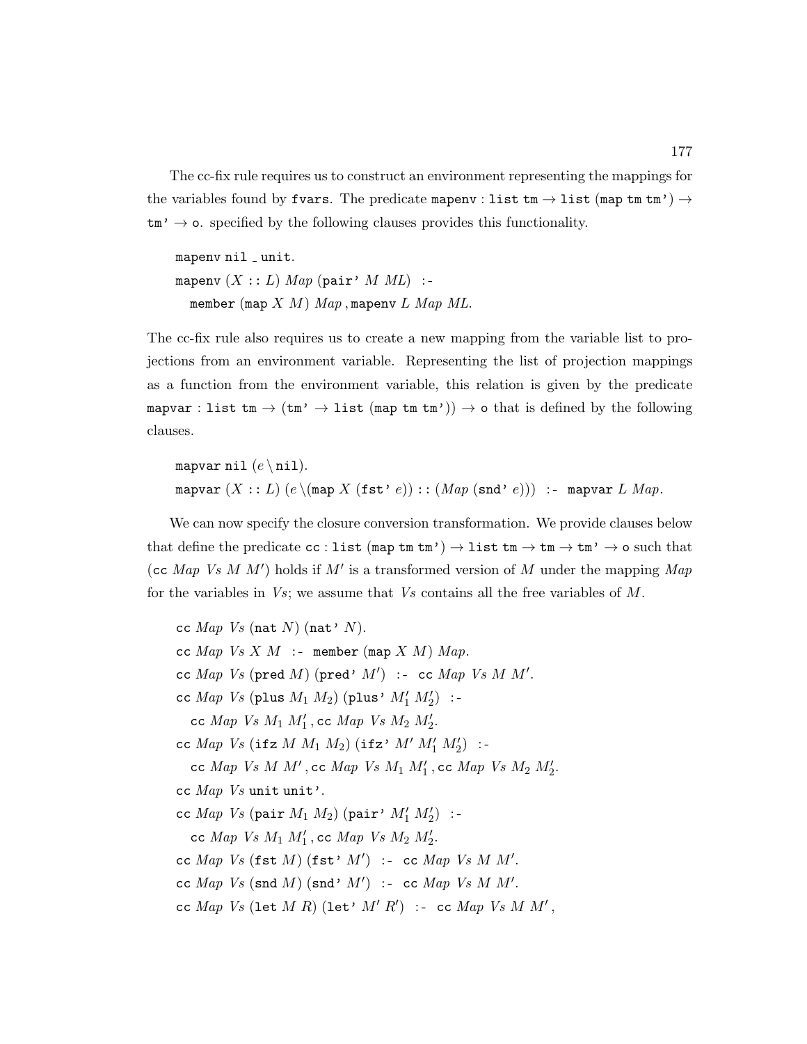The cc-fix rule requires us to construct an environment representing the mappings for the variables found by `fvars`. The predicate `mapenv` : `list tm` → `list (map tm tm')` → `tm'` → `o`. specified by the following clauses provides this functionality.

```
mapenv nil _ unit.
mapenv (X :: L) Map (pair' M ML) :-
    member (map X M) Map, mapenv L Map ML.
```

The cc-fix rule also requires us to create a new mapping from the variable list to projections from an environment variable. Representing the list of projection mappings as a function from the environment variable, this relation is given by the predicate `mapvar` : `list tm` → (`tm'` → `list (map tm tm')`) → `o` that is defined by the following clauses.

```
mapvar nil (e \ nil).
mapvar (X :: L) (e \ (map X (fst' e)) :: (Map (snd' e))) :- mapvar L Map.
```

We can now specify the closure conversion transformation. We provide clauses below that define the predicate `cc` : `list (map tm tm')` → `list tm` → `tm` → `tm'` → `o` such that (`cc` *Map* *Vs* $M$ $M'$) holds if $M'$ is a transformed version of $M$ under the mapping *Map* for the variables in *Vs*; we assume that *Vs* contains all the free variables of $M$.

```
cc Map Vs (nat N) (nat' N).
cc Map Vs X M :- member (map X M) Map.
cc Map Vs (pred M) (pred' M') :- cc Map Vs M M'.
cc Map Vs (plus M1 M2) (plus' M1' M2') :-
    cc Map Vs M1 M1', cc Map Vs M2 M2'.
cc Map Vs (ifz M M1 M2) (ifz' M' M1' M2') :-
    cc Map Vs M M', cc Map Vs M1 M1', cc Map Vs M2 M2'.
cc Map Vs unit unit'.
cc Map Vs (pair M1 M2) (pair' M1' M2') :-
    cc Map Vs M1 M1', cc Map Vs M2 M2'.
cc Map Vs (fst M) (fst' M') :- cc Map Vs M M'.
cc Map Vs (snd M) (snd' M') :- cc Map Vs M M'.
cc Map Vs (let M R) (let' M' R') :- cc Map Vs M M',
```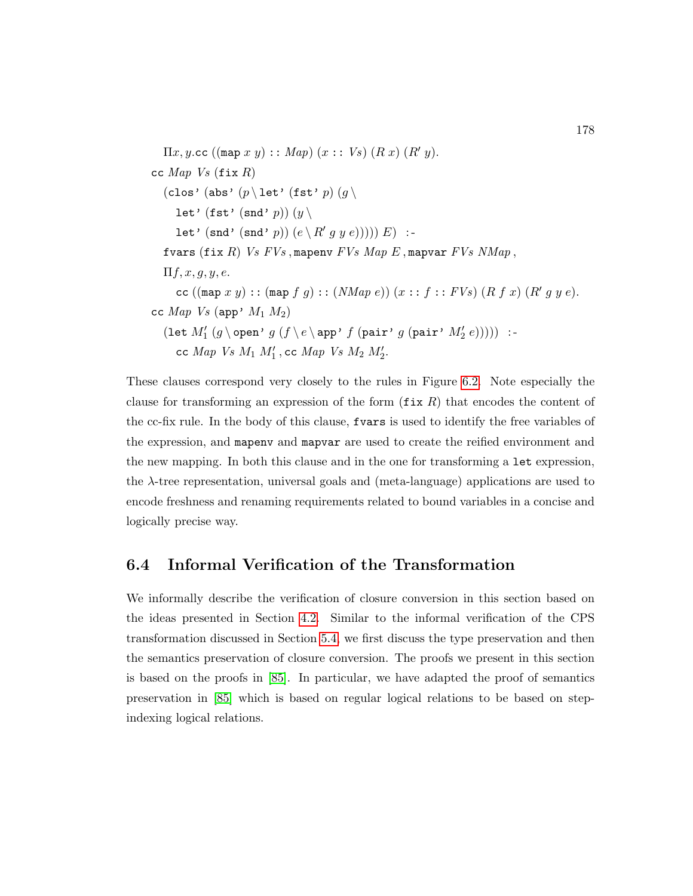$\Pi x, y.$cc ((map $x$ $y$) :: $Map$) ($x$ :: $Vs$) ($R$ $x$) ($R'$ $y$).

cc $Map$ $Vs$ (fix $R$)

  (clos' (abs' ($p \setminus$ let' (fst' $p$) ($g \setminus$

    let' (fst' (snd' $p$)) ($y \setminus$

    let' (snd' (snd' $p$)) ($e \setminus R'$ $g$ $y$ $e$))))) $E$) :-

  fvars (fix $R$) $Vs$ $FVs$ , mapenv $FVs$ $Map$ $E$ , mapvar $FVs$ $NMap$ ,

  $\Pi f, x, g, y, e.$

    cc ((map $x$ $y$) :: (map $f$ $g$) :: ($NMap$ $e$)) ($x$ :: $f$ :: $FVs$) ($R$ $f$ $x$) ($R'$ $g$ $y$ $e$).

cc $Map$ $Vs$ (app' $M_1$ $M_2$)

  (let $M_1'$ ($g \setminus$ open' $g$ ($f \setminus e \setminus$ app' $f$ (pair' $g$ (pair' $M_2'$ $e$))))) :-

    cc $Map$ $Vs$ $M_1$ $M_1'$ , cc $Map$ $Vs$ $M_2$ $M_2'$.

These clauses correspond very closely to the rules in Figure 6.2. Note especially the clause for transforming an expression of the form (fix $R$) that encodes the content of the cc-fix rule. In the body of this clause, fvars is used to identify the free variables of the expression, and mapenv and mapvar are used to create the reified environment and the new mapping. In both this clause and in the one for transforming a let expression, the $\lambda$-tree representation, universal goals and (meta-language) applications are used to encode freshness and renaming requirements related to bound variables in a concise and logically precise way.

## 6.4 Informal Verification of the Transformation

We informally describe the verification of closure conversion in this section based on the ideas presented in Section 4.2. Similar to the informal verification of the CPS transformation discussed in Section 5.4, we first discuss the type preservation and then the semantics preservation of closure conversion. The proofs we present in this section is based on the proofs in [85]. In particular, we have adapted the proof of semantics preservation in [85] which is based on regular logical relations to be based on step-indexing logical relations.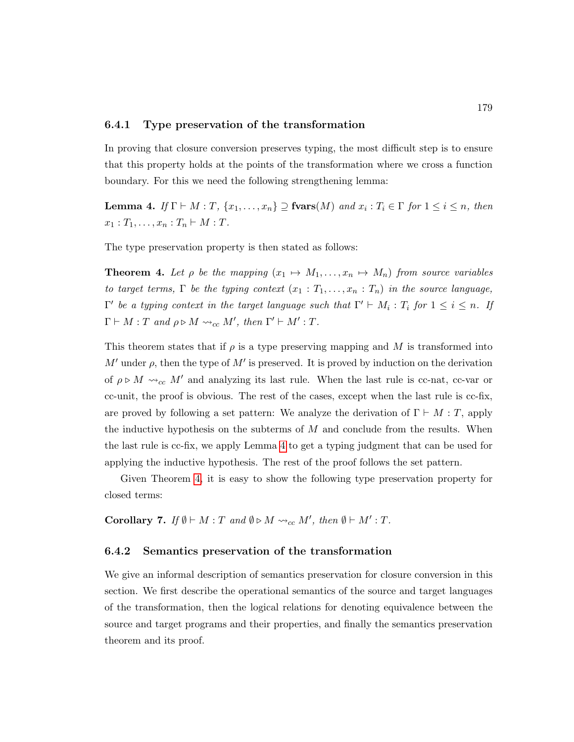### 6.4.1 Type preservation of the transformation

In proving that closure conversion preserves typing, the most difficult step is to ensure that this property holds at the points of the transformation where we cross a function boundary. For this we need the following strengthening lemma:

**Lemma 4.** *If* $\Gamma \vdash M : T$, $\{x_1, \ldots, x_n\} \supseteq \mathbf{fvars}(M)$ *and* $x_i : T_i \in \Gamma$ *for* $1 \leq i \leq n$*, then* $x_1 : T_1, \ldots, x_n : T_n \vdash M : T$.

The type preservation property is then stated as follows:

**Theorem 4.** *Let* $\rho$ *be the mapping* $(x_1 \mapsto M_1, \ldots, x_n \mapsto M_n)$ *from source variables to target terms,* $\Gamma$ *be the typing context* $(x_1 : T_1, \ldots, x_n : T_n)$ *in the source language,* $\Gamma'$ *be a typing context in the target language such that* $\Gamma' \vdash M_i : T_i$ *for* $1 \leq i \leq n$*. If* $\Gamma \vdash M : T$ *and* $\rho \triangleright M \rightsquigarrow_{cc} M'$*, then* $\Gamma' \vdash M' : T$.

This theorem states that if $\rho$ is a type preserving mapping and $M$ is transformed into $M'$ under $\rho$, then the type of $M'$ is preserved. It is proved by induction on the derivation of $\rho \triangleright M \rightsquigarrow_{cc} M'$ and analyzing its last rule. When the last rule is cc-nat, cc-var or cc-unit, the proof is obvious. The rest of the cases, except when the last rule is cc-fix, are proved by following a set pattern: We analyze the derivation of $\Gamma \vdash M : T$, apply the inductive hypothesis on the subterms of $M$ and conclude from the results. When the last rule is cc-fix, we apply Lemma 4 to get a typing judgment that can be used for applying the inductive hypothesis. The rest of the proof follows the set pattern.

Given Theorem 4, it is easy to show the following type preservation property for closed terms:

**Corollary 7.** *If* $\emptyset \vdash M : T$ *and* $\emptyset \triangleright M \rightsquigarrow_{cc} M'$*, then* $\emptyset \vdash M' : T$.

### 6.4.2 Semantics preservation of the transformation

We give an informal description of semantics preservation for closure conversion in this section. We first describe the operational semantics of the source and target languages of the transformation, then the logical relations for denoting equivalence between the source and target programs and their properties, and finally the semantics preservation theorem and its proof.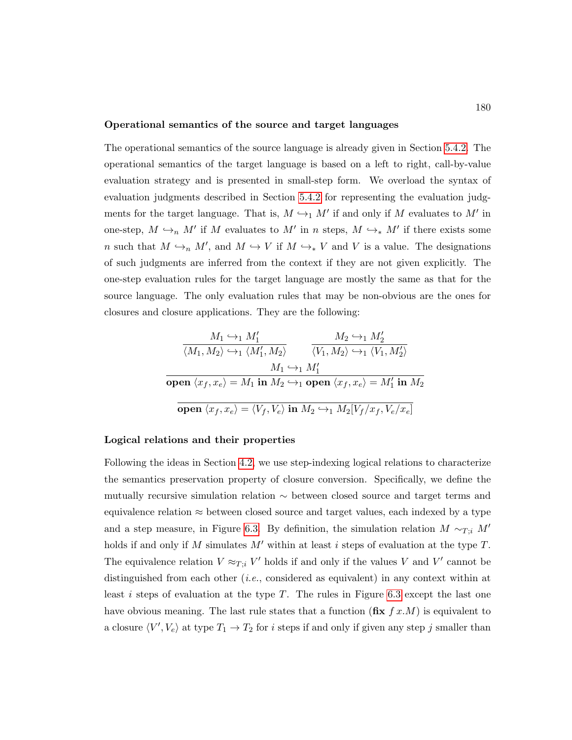**Operational semantics of the source and target languages**

The operational semantics of the source language is already given in Section 5.4.2. The operational semantics of the target language is based on a left to right, call-by-value evaluation strategy and is presented in small-step form. We overload the syntax of evaluation judgments described in Section 5.4.2 for representing the evaluation judgments for the target language. That is, $M \hookrightarrow_1 M'$ if and only if $M$ evaluates to $M'$ in one-step, $M \hookrightarrow_n M'$ if $M$ evaluates to $M'$ in $n$ steps, $M \hookrightarrow_* M'$ if there exists some $n$ such that $M \hookrightarrow_n M'$, and $M \hookrightarrow V$ if $M \hookrightarrow_* V$ and $V$ is a value. The designations of such judgments are inferred from the context if they are not given explicitly. The one-step evaluation rules for the target language are mostly the same as that for the source language. The only evaluation rules that may be non-obvious are the ones for closures and closure applications. They are the following:

$$\frac{M_1 \hookrightarrow_1 M_1'}{\langle M_1, M_2 \rangle \hookrightarrow_1 \langle M_1', M_2 \rangle} \qquad \frac{M_2 \hookrightarrow_1 M_2'}{\langle V_1, M_2 \rangle \hookrightarrow_1 \langle V_1, M_2' \rangle}$$

$$\frac{M_1 \hookrightarrow_1 M_1'}{\textbf{open}\ \langle x_f, x_e \rangle = M_1\ \textbf{in}\ M_2 \hookrightarrow_1 \textbf{open}\ \langle x_f, x_e \rangle = M_1'\ \textbf{in}\ M_2}$$

$$\frac{}{\textbf{open}\ \langle x_f, x_e \rangle = \langle V_f, V_e \rangle\ \textbf{in}\ M_2 \hookrightarrow_1 M_2[V_f/x_f, V_e/x_e]}$$

**Logical relations and their properties**

Following the ideas in Section 4.2, we use step-indexing logical relations to characterize the semantics preservation property of closure conversion. Specifically, we define the mutually recursive simulation relation $\sim$ between closed source and target terms and equivalence relation $\approx$ between closed source and target values, each indexed by a type and a step measure, in Figure 6.3. By definition, the simulation relation $M \sim_{T;i} M'$ holds if and only if $M$ simulates $M'$ within at least $i$ steps of evaluation at the type $T$. The equivalence relation $V \approx_{T;i} V'$ holds if and only if the values $V$ and $V'$ cannot be distinguished from each other (*i.e.*, considered as equivalent) in any context within at least $i$ steps of evaluation at the type $T$. The rules in Figure 6.3 except the last one have obvious meaning. The last rule states that a function ($\textbf{fix}\ f\, x.M$) is equivalent to a closure $\langle V', V_e \rangle$ at type $T_1 \rightarrow T_2$ for $i$ steps if and only if given any step $j$ smaller than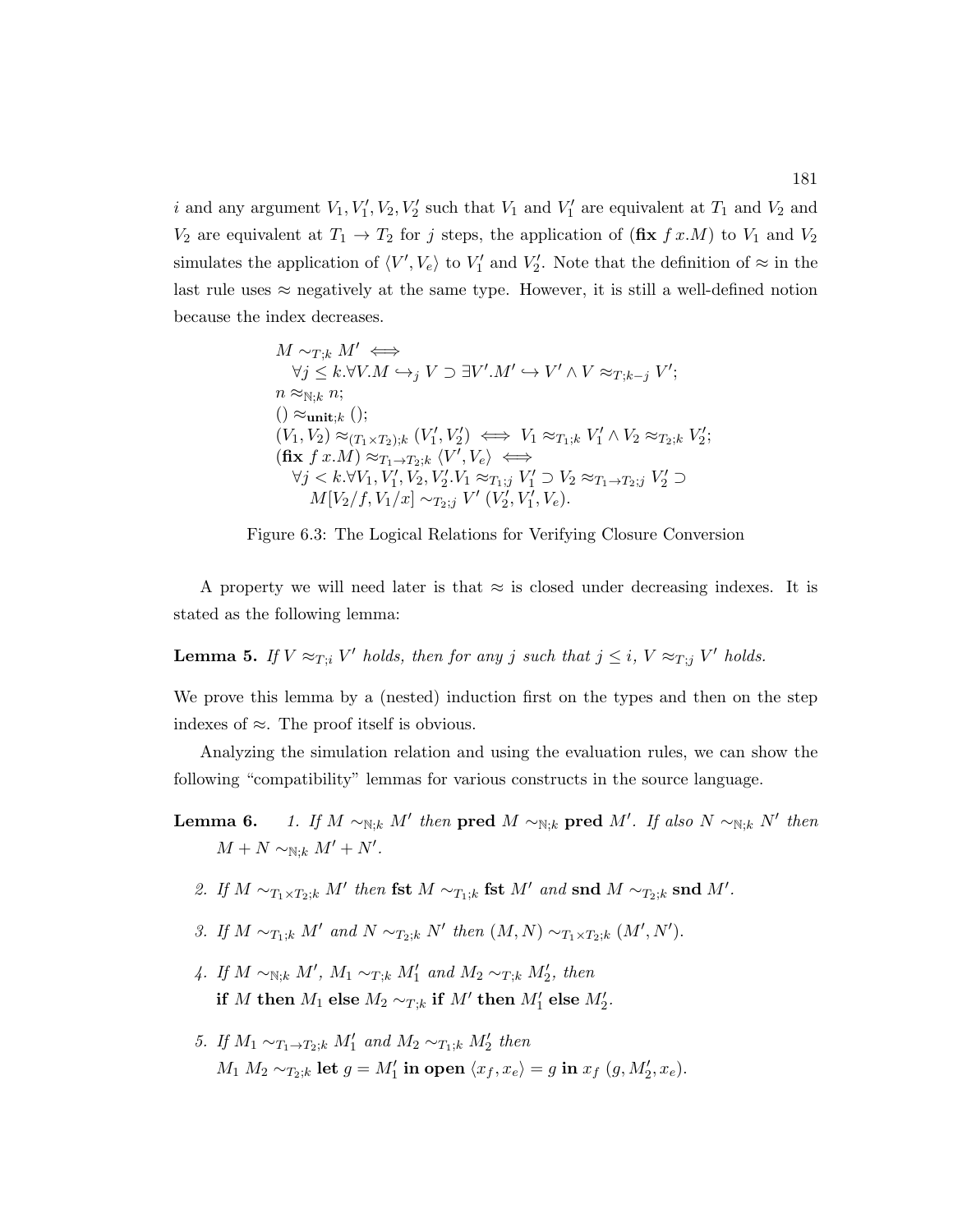$i$ and any argument $V_1, V_1', V_2, V_2'$ such that $V_1$ and $V_1'$ are equivalent at $T_1$ and $V_2$ and $V_2$ are equivalent at $T_1 \to T_2$ for $j$ steps, the application of $(\mathbf{fix}\ f\ x.M)$ to $V_1$ and $V_2$ simulates the application of $\langle V', V_e \rangle$ to $V_1'$ and $V_2'$. Note that the definition of $\approx$ in the last rule uses $\approx$ negatively at the same type. However, it is still a well-defined notion because the index decreases.

$$
\begin{array}{l}
M \sim_{T;k} M' \iff \\
\quad \forall j \leq k. \forall V. M \hookrightarrow_j V \supset \exists V'. M' \hookrightarrow V' \wedge V \approx_{T;k-j} V'; \\
n \approx_{\mathbb{N};k} n; \\
() \approx_{\mathbf{unit};k} (); \\
(V_1, V_2) \approx_{(T_1 \times T_2);k} (V_1', V_2') \iff V_1 \approx_{T_1;k} V_1' \wedge V_2 \approx_{T_2;k} V_2'; \\
(\mathbf{fix}\ f\ x.M) \approx_{T_1 \to T_2;k} \langle V', V_e \rangle \iff \\
\quad \forall j < k. \forall V_1, V_1', V_2, V_2'. V_1 \approx_{T_1;j} V_1' \supset V_2 \approx_{T_1 \to T_2;j} V_2' \supset \\
\qquad M[V_2/f, V_1/x] \sim_{T_2;j} V'\ (V_2', V_1', V_e).
\end{array}
$$

Figure 6.3: The Logical Relations for Verifying Closure Conversion

A property we will need later is that $\approx$ is closed under decreasing indexes. It is stated as the following lemma:

**Lemma 5.** *If $V \approx_{T;i} V'$ holds, then for any $j$ such that $j \leq i$, $V \approx_{T;j} V'$ holds.*

We prove this lemma by a (nested) induction first on the types and then on the step indexes of $\approx$. The proof itself is obvious.

Analyzing the simulation relation and using the evaluation rules, we can show the following "compatibility" lemmas for various constructs in the source language.

**Lemma 6.**

1. *If $M \sim_{\mathbb{N};k} M'$ then $\mathbf{pred}\ M \sim_{\mathbb{N};k} \mathbf{pred}\ M'$. If also $N \sim_{\mathbb{N};k} N'$ then $M + N \sim_{\mathbb{N};k} M' + N'$.*

2. *If $M \sim_{T_1 \times T_2;k} M'$ then $\mathbf{fst}\ M \sim_{T_1;k} \mathbf{fst}\ M'$ and $\mathbf{snd}\ M \sim_{T_2;k} \mathbf{snd}\ M'$.*

3. *If $M \sim_{T_1;k} M'$ and $N \sim_{T_2;k} N'$ then $(M, N) \sim_{T_1 \times T_2;k} (M', N')$.*

4. *If $M \sim_{\mathbb{N};k} M'$, $M_1 \sim_{T;k} M_1'$ and $M_2 \sim_{T;k} M_2'$, then $\mathbf{if}\ M\ \mathbf{then}\ M_1\ \mathbf{else}\ M_2 \sim_{T;k} \mathbf{if}\ M'\ \mathbf{then}\ M_1'\ \mathbf{else}\ M_2'$.*

5. *If $M_1 \sim_{T_1 \to T_2;k} M_1'$ and $M_2 \sim_{T_1;k} M_2'$ then $M_1\ M_2 \sim_{T_2;k} \mathbf{let}\ g = M_1'\ \mathbf{in}\ \mathbf{open}\ \langle x_f, x_e \rangle = g\ \mathbf{in}\ x_f\ (g, M_2', x_e)$.*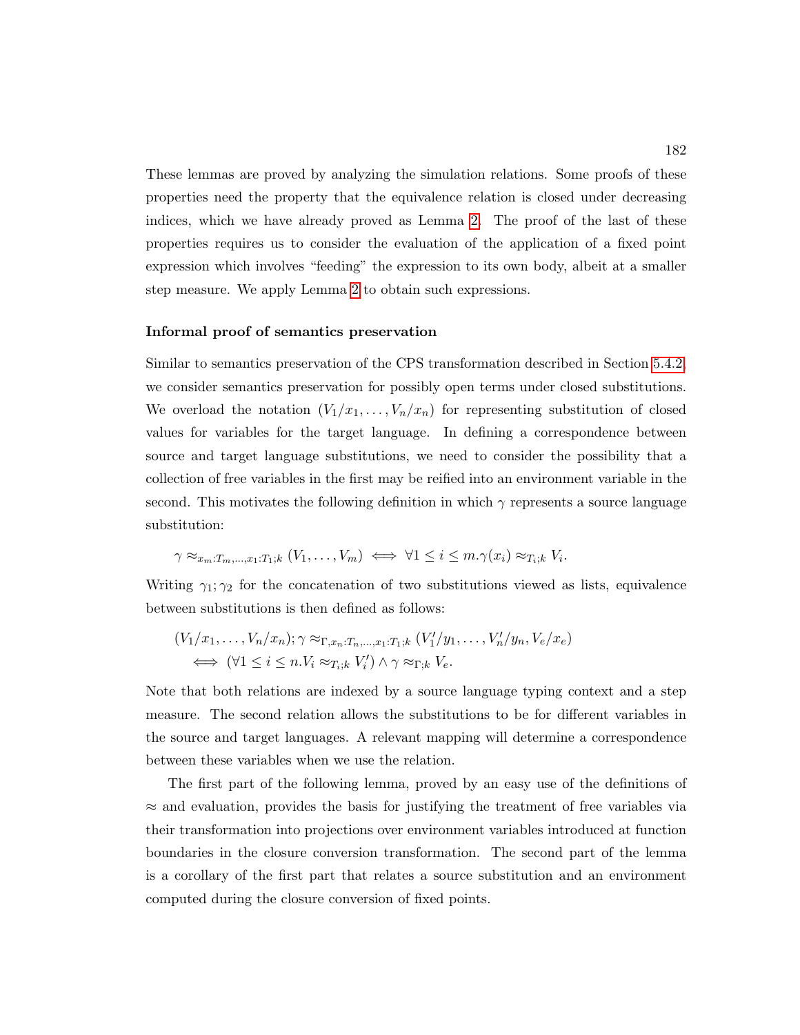These lemmas are proved by analyzing the simulation relations. Some proofs of these properties need the property that the equivalence relation is closed under decreasing indices, which we have already proved as Lemma 2. The proof of the last of these properties requires us to consider the evaluation of the application of a fixed point expression which involves "feeding" the expression to its own body, albeit at a smaller step measure. We apply Lemma 2 to obtain such expressions.

### Informal proof of semantics preservation

Similar to semantics preservation of the CPS transformation described in Section 5.4.2, we consider semantics preservation for possibly open terms under closed substitutions. We overload the notation $(V_1/x_1, \ldots, V_n/x_n)$ for representing substitution of closed values for variables for the target language. In defining a correspondence between source and target language substitutions, we need to consider the possibility that a collection of free variables in the first may be reified into an environment variable in the second. This motivates the following definition in which $\gamma$ represents a source language substitution:

$$\gamma \approx_{x_m:T_m,\ldots,x_1:T_1;k} (V_1, \ldots, V_m) \iff \forall 1 \leq i \leq m. \gamma(x_i) \approx_{T_i;k} V_i.$$

Writing $\gamma_1; \gamma_2$ for the concatenation of two substitutions viewed as lists, equivalence between substitutions is then defined as follows:

$$\begin{aligned}
&(V_1/x_1, \ldots, V_n/x_n); \gamma \approx_{\Gamma, x_n:T_n,\ldots,x_1:T_1;k} (V_1'/y_1, \ldots, V_n'/y_n, V_e/x_e) \\
&\quad \iff (\forall 1 \leq i \leq n. V_i \approx_{T_i;k} V_i') \wedge \gamma \approx_{\Gamma;k} V_e.
\end{aligned}$$

Note that both relations are indexed by a source language typing context and a step measure. The second relation allows the substitutions to be for different variables in the source and target languages. A relevant mapping will determine a correspondence between these variables when we use the relation.

The first part of the following lemma, proved by an easy use of the definitions of $\approx$ and evaluation, provides the basis for justifying the treatment of free variables via their transformation into projections over environment variables introduced at function boundaries in the closure conversion transformation. The second part of the lemma is a corollary of the first part that relates a source substitution and an environment computed during the closure conversion of fixed points.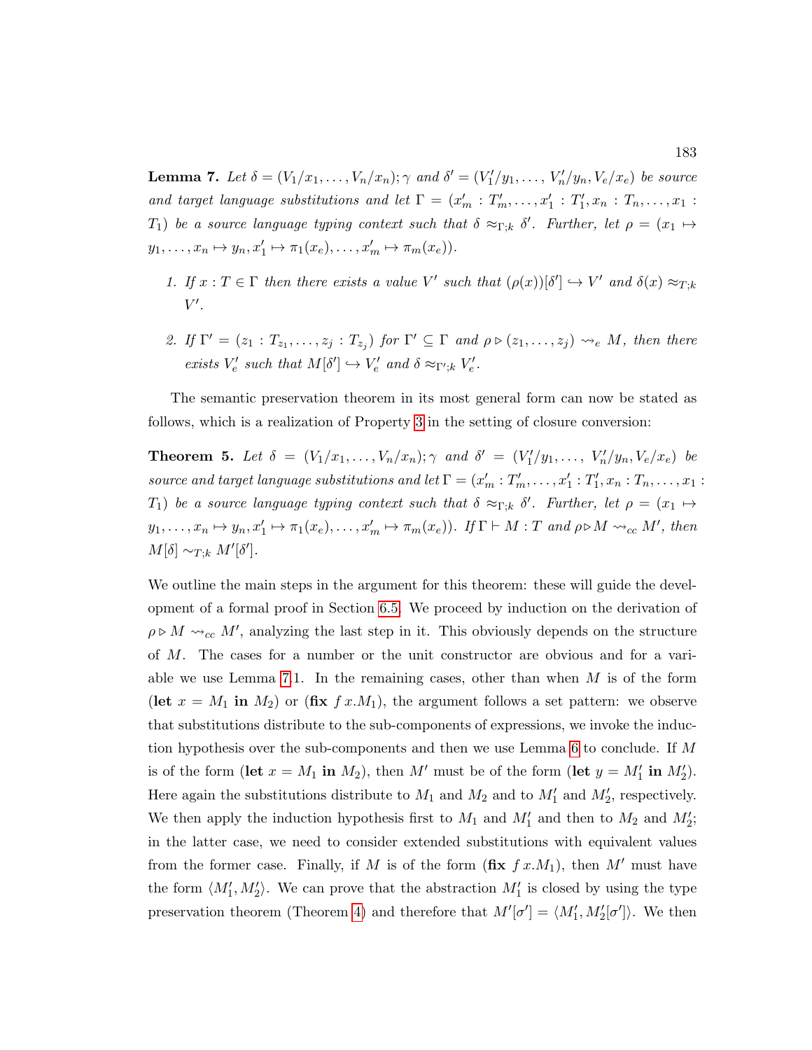**Lemma 7.** *Let $\delta = (V_1/x_1, \ldots, V_n/x_n); \gamma$ and $\delta' = (V_1'/y_1, \ldots, V_n'/y_n, V_e/x_e)$ be source and target language substitutions and let $\Gamma = (x_m' : T_m', \ldots, x_1' : T_1', x_n : T_n, \ldots, x_1 : T_1)$ be a source language typing context such that $\delta \approx_{\Gamma;k} \delta'$. Further, let $\rho = (x_1 \mapsto y_1, \ldots, x_n \mapsto y_n, x_1' \mapsto \pi_1(x_e), \ldots, x_m' \mapsto \pi_m(x_e))$.*

1. *If $x : T \in \Gamma$ then there exists a value $V'$ such that $(\rho(x))[\delta'] \hookrightarrow V'$ and $\delta(x) \approx_{T;k} V'$.*

2. *If $\Gamma' = (z_1 : T_{z_1}, \ldots, z_j : T_{z_j})$ for $\Gamma' \subseteq \Gamma$ and $\rho \triangleright (z_1, \ldots, z_j) \rightsquigarrow_e M$, then there exists $V_e'$ such that $M[\delta'] \hookrightarrow V_e'$ and $\delta \approx_{\Gamma';k} V_e'$.*

The semantic preservation theorem in its most general form can now be stated as follows, which is a realization of Property 3 in the setting of closure conversion:

**Theorem 5.** *Let $\delta = (V_1/x_1, \ldots, V_n/x_n); \gamma$ and $\delta' = (V_1'/y_1, \ldots, V_n'/y_n, V_e/x_e)$ be source and target language substitutions and let $\Gamma = (x_m' : T_m', \ldots, x_1' : T_1', x_n : T_n, \ldots, x_1 : T_1)$ be a source language typing context such that $\delta \approx_{\Gamma;k} \delta'$. Further, let $\rho = (x_1 \mapsto y_1, \ldots, x_n \mapsto y_n, x_1' \mapsto \pi_1(x_e), \ldots, x_m' \mapsto \pi_m(x_e))$. If $\Gamma \vdash M : T$ and $\rho \triangleright M \rightsquigarrow_{cc} M'$, then $M[\delta] \sim_{T;k} M'[\delta']$.*

We outline the main steps in the argument for this theorem: these will guide the development of a formal proof in Section 6.5. We proceed by induction on the derivation of $\rho \triangleright M \rightsquigarrow_{cc} M'$, analyzing the last step in it. This obviously depends on the structure of $M$. The cases for a number or the unit constructor are obvious and for a variable we use Lemma 7.1. In the remaining cases, other than when $M$ is of the form $(\textbf{let}\ x = M_1\ \textbf{in}\ M_2)$ or $(\textbf{fix}\ f\, x.M_1)$, the argument follows a set pattern: we observe that substitutions distribute to the sub-components of expressions, we invoke the induction hypothesis over the sub-components and then we use Lemma 6 to conclude. If $M$ is of the form $(\textbf{let}\ x = M_1\ \textbf{in}\ M_2)$, then $M'$ must be of the form $(\textbf{let}\ y = M_1'\ \textbf{in}\ M_2')$. Here again the substitutions distribute to $M_1$ and $M_2$ and to $M_1'$ and $M_2'$, respectively. We then apply the induction hypothesis first to $M_1$ and $M_1'$ and then to $M_2$ and $M_2'$; in the latter case, we need to consider extended substitutions with equivalent values from the former case. Finally, if $M$ is of the form $(\textbf{fix}\ f\, x.M_1)$, then $M'$ must have the form $\langle M_1', M_2' \rangle$. We can prove that the abstraction $M_1'$ is closed by using the type preservation theorem (Theorem 4) and therefore that $M'[\sigma'] = \langle M_1', M_2'[\sigma'] \rangle$. We then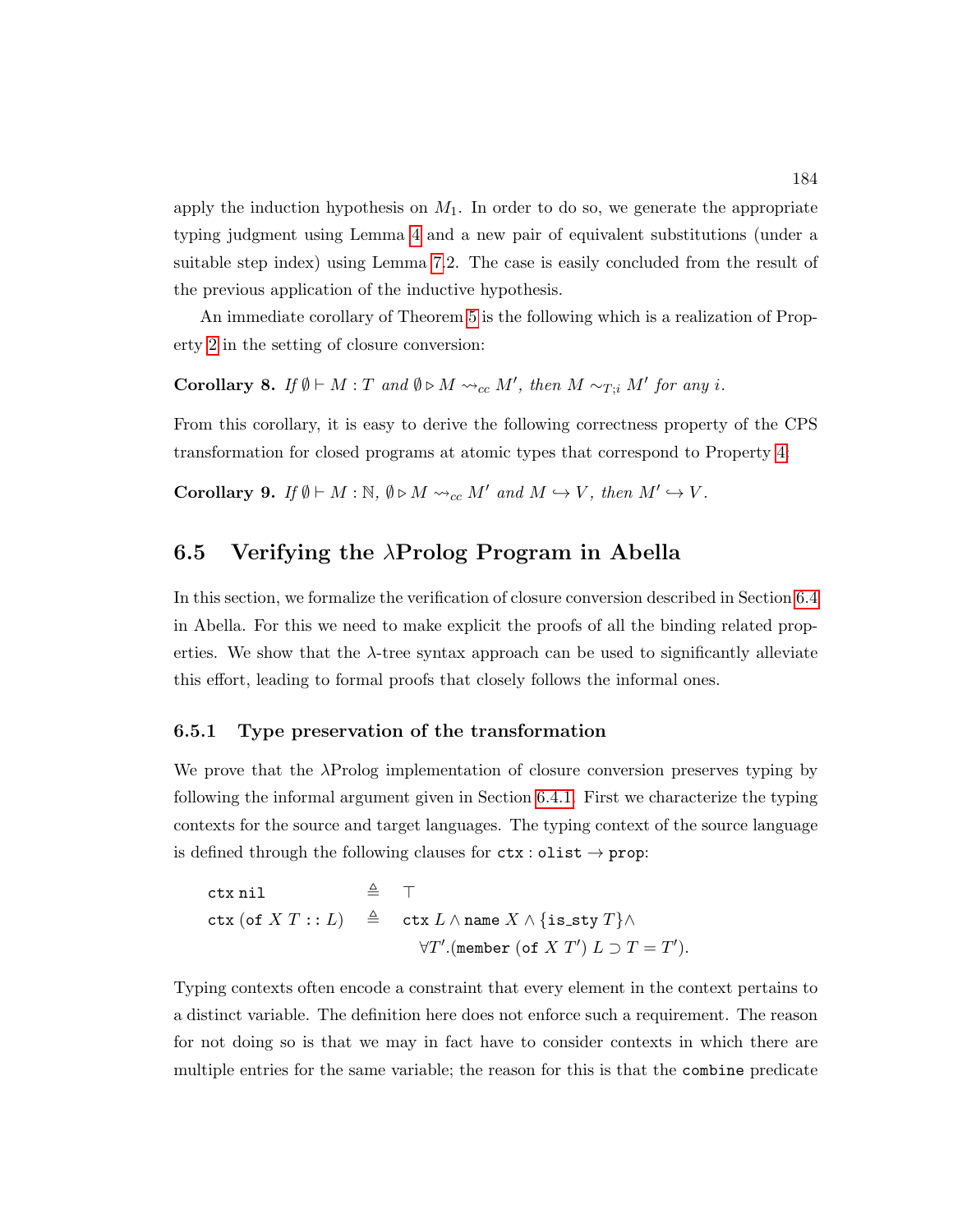apply the induction hypothesis on $M_1$. In order to do so, we generate the appropriate typing judgment using Lemma 4 and a new pair of equivalent substitutions (under a suitable step index) using Lemma 7.2. The case is easily concluded from the result of the previous application of the inductive hypothesis.

An immediate corollary of Theorem 5 is the following which is a realization of Property 2 in the setting of closure conversion:

**Corollary 8.** *If $\emptyset \vdash M : T$ and $\emptyset \triangleright M \leadsto_{cc} M'$, then $M \sim_{T;i} M'$ for any $i$.*

From this corollary, it is easy to derive the following correctness property of the CPS transformation for closed programs at atomic types that correspond to Property 4:

**Corollary 9.** *If $\emptyset \vdash M : \mathbb{N}$, $\emptyset \triangleright M \leadsto_{cc} M'$ and $M \hookrightarrow V$, then $M' \hookrightarrow V$.*

## 6.5 Verifying the λProlog Program in Abella

In this section, we formalize the verification of closure conversion described in Section 6.4 in Abella. For this we need to make explicit the proofs of all the binding related properties. We show that the λ-tree syntax approach can be used to significantly alleviate this effort, leading to formal proofs that closely follows the informal ones.

### 6.5.1 Type preservation of the transformation

We prove that the λProlog implementation of closure conversion preserves typing by following the informal argument given in Section 6.4.1. First we characterize the typing contexts for the source and target languages. The typing context of the source language is defined through the following clauses for $\texttt{ctx} : \texttt{olist} \to \texttt{prop}$:

$$
\begin{array}{lcl}
\texttt{ctx}\ \texttt{nil} & \triangleq & \top \\
\texttt{ctx}\ (\texttt{of}\ X\ T :: L) & \triangleq & \texttt{ctx}\ L \wedge \texttt{name}\ X \wedge \{\texttt{is\_sty}\ T\} \wedge \\
& & \quad \forall T'.(\texttt{member}\ (\texttt{of}\ X\ T')\ L \supset T = T').
\end{array}
$$

Typing contexts often encode a constraint that every element in the context pertains to a distinct variable. The definition here does not enforce such a requirement. The reason for not doing so is that we may in fact have to consider contexts in which there are multiple entries for the same variable; the reason for this is that the `combine` predicate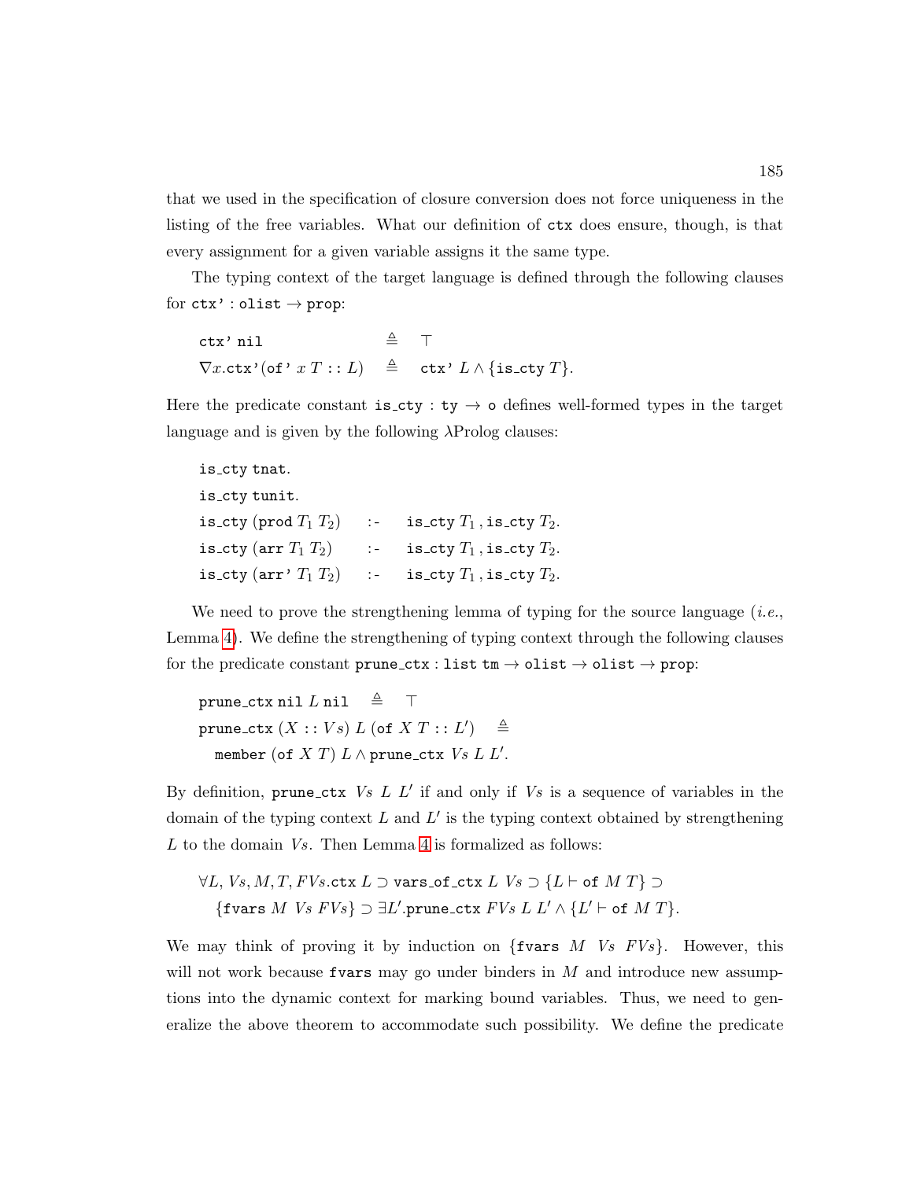that we used in the specification of closure conversion does not force uniqueness in the listing of the free variables. What our definition of `ctx` does ensure, though, is that every assignment for a given variable assigns it the same type.

The typing context of the target language is defined through the following clauses for $\texttt{ctx'} : \texttt{olist} \to \texttt{prop}$:

$$\begin{array}{lcl}
\texttt{ctx' nil} & \triangleq & \top \\
\nabla x.\texttt{ctx'}(\texttt{of'}\ x\ T :: L) & \triangleq & \texttt{ctx'}\ L \wedge \{\texttt{is\_cty}\ T\}.
\end{array}$$

Here the predicate constant $\texttt{is\_cty} : \texttt{ty} \to \texttt{o}$ defines well-formed types in the target language and is given by the following λProlog clauses:

$$\begin{array}{lcl}
\texttt{is\_cty tnat}. & & \\
\texttt{is\_cty tunit}. & & \\
\texttt{is\_cty}\ (\texttt{prod}\ T_1\ T_2) & \texttt{:-} & \texttt{is\_cty}\ T_1\,, \texttt{is\_cty}\ T_2. \\
\texttt{is\_cty}\ (\texttt{arr}\ T_1\ T_2) & \texttt{:-} & \texttt{is\_cty}\ T_1\,, \texttt{is\_cty}\ T_2. \\
\texttt{is\_cty}\ (\texttt{arr'}\ T_1\ T_2) & \texttt{:-} & \texttt{is\_cty}\ T_1\,, \texttt{is\_cty}\ T_2.
\end{array}$$

We need to prove the strengthening lemma of typing for the source language (*i.e.*, Lemma 4). We define the strengthening of typing context through the following clauses for the predicate constant $\texttt{prune\_ctx} : \texttt{list tm} \to \texttt{olist} \to \texttt{olist} \to \texttt{prop}$:

$$\begin{array}{l}
\texttt{prune\_ctx nil}\ L\ \texttt{nil} \quad \triangleq \quad \top \\
\texttt{prune\_ctx}\ (X :: Vs)\ L\ (\texttt{of}\ X\ T :: L') \quad \triangleq \\
\quad \texttt{member}\ (\texttt{of}\ X\ T)\ L \wedge \texttt{prune\_ctx}\ Vs\ L\ L'.
\end{array}$$

By definition, $\texttt{prune\_ctx}\ Vs\ L\ L'$ if and only if $Vs$ is a sequence of variables in the domain of the typing context $L$ and $L'$ is the typing context obtained by strengthening $L$ to the domain $Vs$. Then Lemma 4 is formalized as follows:

$$\begin{array}{l}
\forall L, Vs, M, T, FVs.\texttt{ctx}\ L \supset \texttt{vars\_of\_ctx}\ L\ Vs \supset \{L \vdash \texttt{of}\ M\ T\} \supset \\
\quad \{\texttt{fvars}\ M\ Vs\ FVs\} \supset \exists L'.\texttt{prune\_ctx}\ FVs\ L\ L' \wedge \{L' \vdash \texttt{of}\ M\ T\}.
\end{array}$$

We may think of proving it by induction on $\{\texttt{fvars}\ M\ Vs\ FVs\}$. However, this will not work because `fvars` may go under binders in $M$ and introduce new assumptions into the dynamic context for marking bound variables. Thus, we need to generalize the above theorem to accommodate such possibility. We define the predicate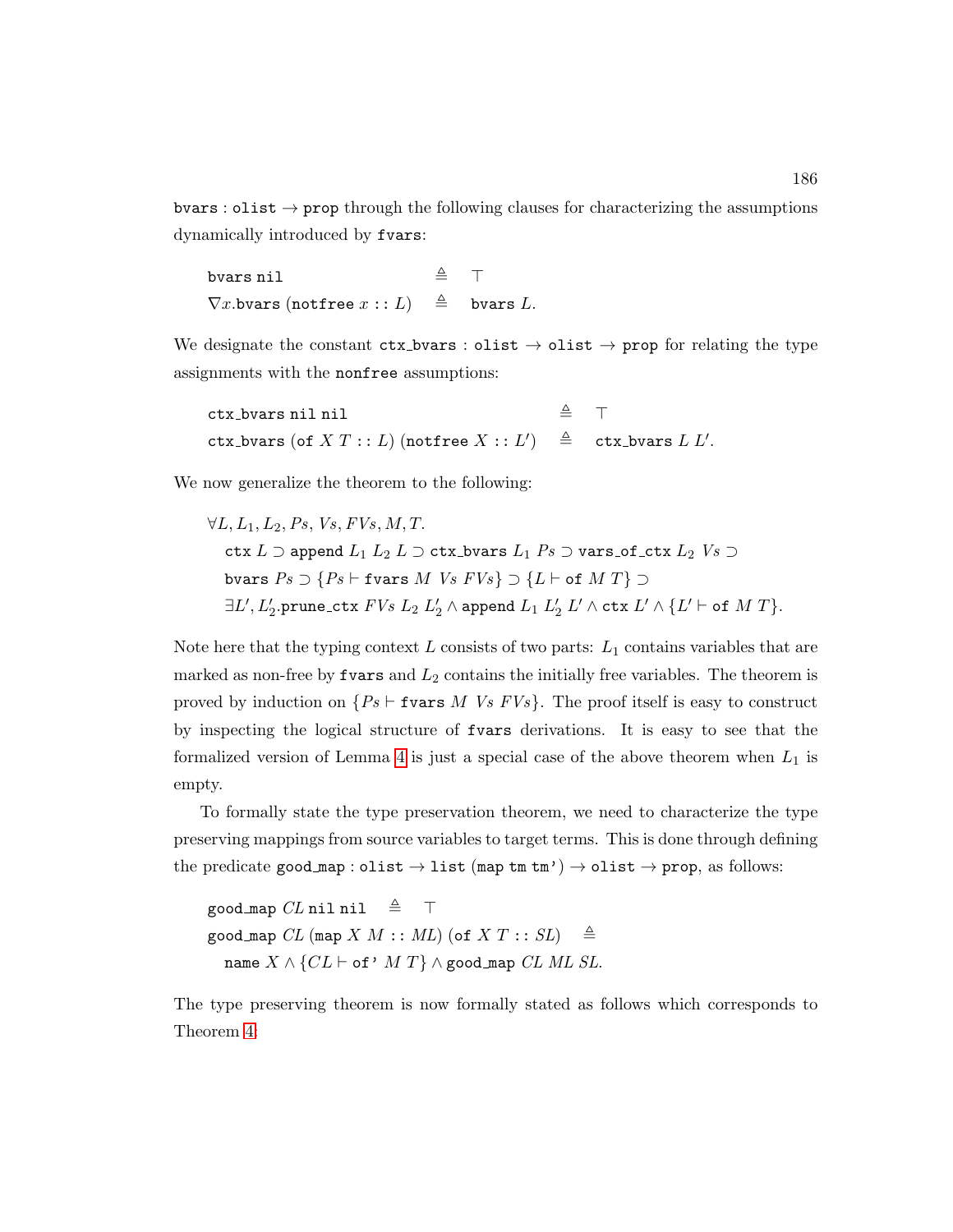$\texttt{bvars} : \texttt{olist} \to \texttt{prop}$ through the following clauses for characterizing the assumptions dynamically introduced by `fvars`:

$$
\begin{array}{lcl}
\texttt{bvars}\;\texttt{nil} & \triangleq & \top \\
\nabla x.\texttt{bvars}\;(\texttt{notfree}\;x :: L) & \triangleq & \texttt{bvars}\;L.
\end{array}
$$

We designate the constant $\texttt{ctx\_bvars} : \texttt{olist} \to \texttt{olist} \to \texttt{prop}$ for relating the type assignments with the `nonfree` assumptions:

$$
\begin{array}{lcl}
\texttt{ctx\_bvars}\;\texttt{nil}\;\texttt{nil} & \triangleq & \top \\
\texttt{ctx\_bvars}\;(\texttt{of}\;X\;T :: L)\;(\texttt{notfree}\;X :: L') & \triangleq & \texttt{ctx\_bvars}\;L\;L'.
\end{array}
$$

We now generalize the theorem to the following:

$$
\begin{array}{l}
\forall L, L_1, L_2, Ps, Vs, FVs, M, T. \\
\quad \texttt{ctx}\;L \supset \texttt{append}\;L_1\;L_2\;L \supset \texttt{ctx\_bvars}\;L_1\;Ps \supset \texttt{vars\_of\_ctx}\;L_2\;Vs \supset \\
\quad \texttt{bvars}\;Ps \supset \{Ps \vdash \texttt{fvars}\;M\;Vs\;FVs\} \supset \{L \vdash \texttt{of}\;M\;T\} \supset \\
\quad \exists L', L_2'.\texttt{prune\_ctx}\;FVs\;L_2\;L_2' \wedge \texttt{append}\;L_1\;L_2'\;L' \wedge \texttt{ctx}\;L' \wedge \{L' \vdash \texttt{of}\;M\;T\}.
\end{array}
$$

Note here that the typing context $L$ consists of two parts: $L_1$ contains variables that are marked as non-free by `fvars` and $L_2$ contains the initially free variables. The theorem is proved by induction on $\{Ps \vdash \texttt{fvars}\;M\;Vs\;FVs\}$. The proof itself is easy to construct by inspecting the logical structure of `fvars` derivations. It is easy to see that the formalized version of Lemma 4 is just a special case of the above theorem when $L_1$ is empty.

To formally state the type preservation theorem, we need to characterize the type preserving mappings from source variables to target terms. This is done through defining the predicate $\texttt{good\_map} : \texttt{olist} \to \texttt{list}\;(\texttt{map}\;\texttt{tm}\;\texttt{tm'}) \to \texttt{olist} \to \texttt{prop}$, as follows:

$$
\begin{array}{l}
\texttt{good\_map}\;CL\;\texttt{nil}\;\texttt{nil} \quad \triangleq \quad \top \\
\texttt{good\_map}\;CL\;(\texttt{map}\;X\;M :: ML)\;(\texttt{of}\;X\;T :: SL) \quad \triangleq \\
\quad \texttt{name}\;X \wedge \{CL \vdash \texttt{of'}\;M\;T\} \wedge \texttt{good\_map}\;CL\;ML\;SL.
\end{array}
$$

The type preserving theorem is now formally stated as follows which corresponds to Theorem 4: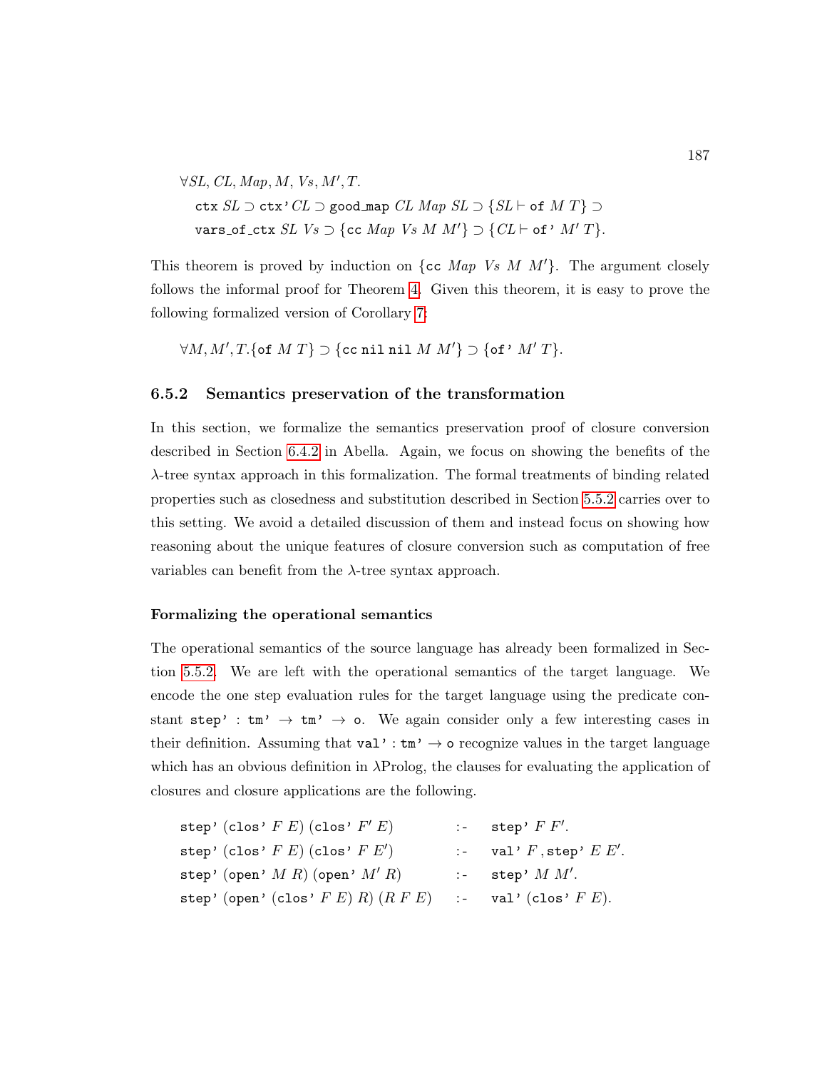$$\forall SL, CL, Map, M, Vs, M', T.$$
$$\texttt{ctx}\ SL \supset \texttt{ctx'}\ CL \supset \texttt{good\_map}\ CL\ Map\ SL \supset \{SL \vdash \texttt{of}\ M\ T\} \supset$$
$$\texttt{vars\_of\_ctx}\ SL\ Vs \supset \{\texttt{cc}\ Map\ Vs\ M\ M'\} \supset \{CL \vdash \texttt{of'}\ M'\ T\}.$$

This theorem is proved by induction on $\{\texttt{cc}\ Map\ Vs\ M\ M'\}$. The argument closely follows the informal proof for Theorem 4. Given this theorem, it is easy to prove the following formalized version of Corollary 7:

$$\forall M, M', T.\{\texttt{of}\ M\ T\} \supset \{\texttt{cc}\ \texttt{nil}\ \texttt{nil}\ M\ M'\} \supset \{\texttt{of'}\ M'\ T\}.$$

### 6.5.2 Semantics preservation of the transformation

In this section, we formalize the semantics preservation proof of closure conversion described in Section 6.4.2 in Abella. Again, we focus on showing the benefits of the $\lambda$-tree syntax approach in this formalization. The formal treatments of binding related properties such as closedness and substitution described in Section 5.5.2 carries over to this setting. We avoid a detailed discussion of them and instead focus on showing how reasoning about the unique features of closure conversion such as computation of free variables can benefit from the $\lambda$-tree syntax approach.

**Formalizing the operational semantics**

The operational semantics of the source language has already been formalized in Section 5.5.2. We are left with the operational semantics of the target language. We encode the one step evaluation rules for the target language using the predicate constant $\texttt{step'} : \texttt{tm'} \to \texttt{tm'} \to \texttt{o}$. We again consider only a few interesting cases in their definition. Assuming that $\texttt{val'} : \texttt{tm'} \to \texttt{o}$ recognize values in the target language which has an obvious definition in $\lambda$Prolog, the clauses for evaluating the application of closures and closure applications are the following.

$$\begin{array}{lll}
\texttt{step'}\ (\texttt{clos'}\ F\ E)\ (\texttt{clos'}\ F'\ E) & \texttt{:-} & \texttt{step'}\ F\ F'. \\
\texttt{step'}\ (\texttt{clos'}\ F\ E)\ (\texttt{clos'}\ F\ E') & \texttt{:-} & \texttt{val'}\ F\,, \texttt{step'}\ E\ E'. \\
\texttt{step'}\ (\texttt{open'}\ M\ R)\ (\texttt{open'}\ M'\ R) & \texttt{:-} & \texttt{step'}\ M\ M'. \\
\texttt{step'}\ (\texttt{open'}\ (\texttt{clos'}\ F\ E)\ R)\ (R\ F\ E) & \texttt{:-} & \texttt{val'}\ (\texttt{clos'}\ F\ E).
\end{array}$$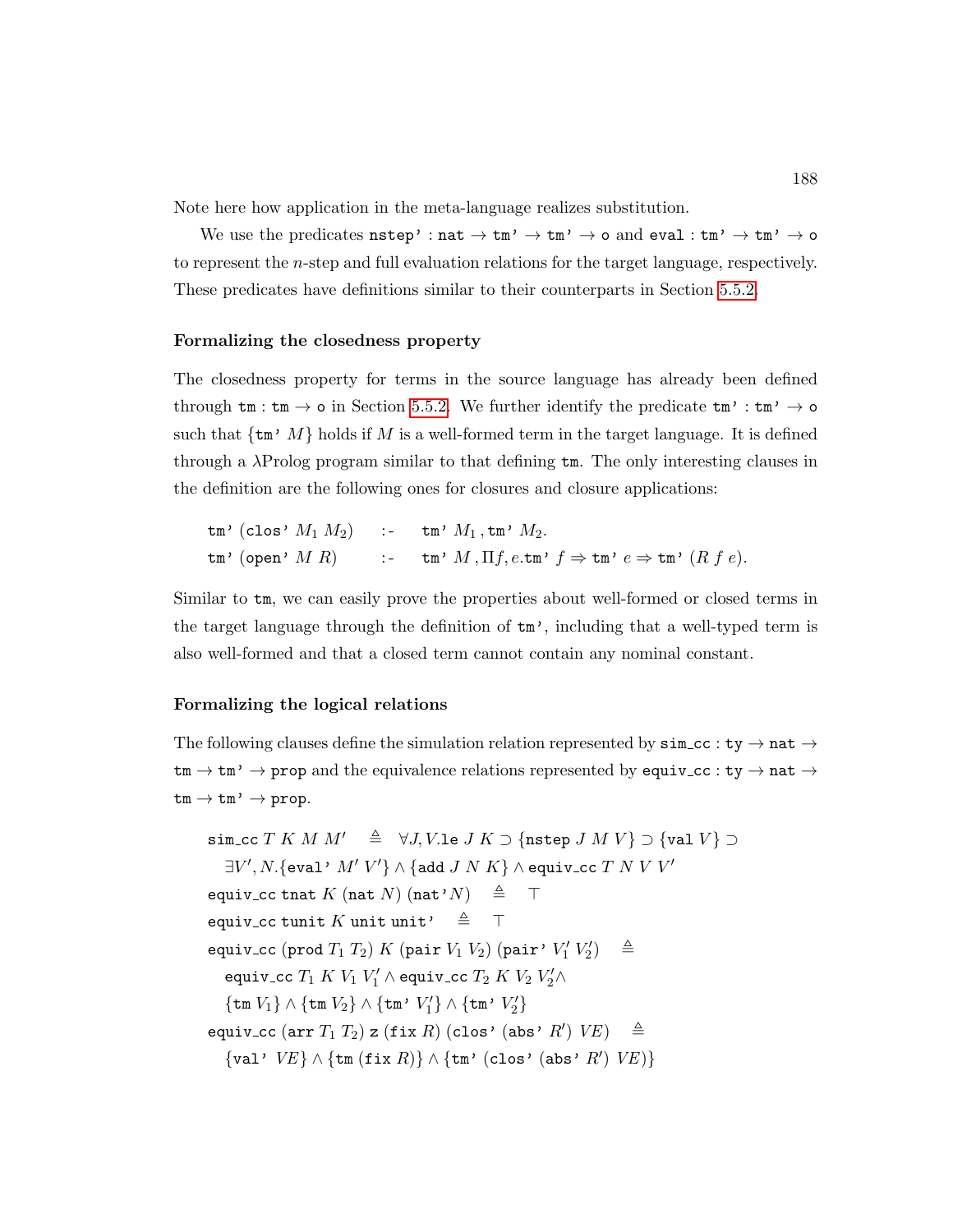Note here how application in the meta-language realizes substitution.

We use the predicates $\texttt{nstep'} : \texttt{nat} \to \texttt{tm'} \to \texttt{tm'} \to \texttt{o}$ and $\texttt{eval} : \texttt{tm'} \to \texttt{tm'} \to \texttt{o}$ to represent the $n$-step and full evaluation relations for the target language, respectively. These predicates have definitions similar to their counterparts in Section 5.5.2.

#### Formalizing the closedness property

The closedness property for terms in the source language has already been defined through $\texttt{tm} : \texttt{tm} \to \texttt{o}$ in Section 5.5.2. We further identify the predicate $\texttt{tm'} : \texttt{tm'} \to \texttt{o}$ such that $\{\texttt{tm'}\ M\}$ holds if $M$ is a well-formed term in the target language. It is defined through a $\lambda$Prolog program similar to that defining $\texttt{tm}$. The only interesting clauses in the definition are the following ones for closures and closure applications:

$$
\begin{array}{lll}
\texttt{tm'}\ (\texttt{clos'}\ M_1\ M_2) & \texttt{:-} & \texttt{tm'}\ M_1\,, \texttt{tm'}\ M_2. \\
\texttt{tm'}\ (\texttt{open'}\ M\ R) & \texttt{:-} & \texttt{tm'}\ M\,, \Pi f, e. \texttt{tm'}\ f \Rightarrow \texttt{tm'}\ e \Rightarrow \texttt{tm'}\ (R\ f\ e).
\end{array}
$$

Similar to $\texttt{tm}$, we can easily prove the properties about well-formed or closed terms in the target language through the definition of $\texttt{tm'}$, including that a well-typed term is also well-formed and that a closed term cannot contain any nominal constant.

#### Formalizing the logical relations

The following clauses define the simulation relation represented by $\texttt{sim\_cc} : \texttt{ty} \to \texttt{nat} \to \texttt{tm} \to \texttt{tm'} \to \texttt{prop}$ and the equivalence relations represented by $\texttt{equiv\_cc} : \texttt{ty} \to \texttt{nat} \to \texttt{tm} \to \texttt{tm'} \to \texttt{prop}$.

$$
\begin{array}{l}
\texttt{sim\_cc}\ T\ K\ M\ M' \quad \triangleq \quad \forall J, V. \texttt{le}\ J\ K \supset \{\texttt{nstep}\ J\ M\ V\} \supset \{\texttt{val}\ V\} \supset \\
\quad \exists V', N. \{\texttt{eval'}\ M'\ V'\} \wedge \{\texttt{add}\ J\ N\ K\} \wedge \texttt{equiv\_cc}\ T\ N\ V\ V' \\
\texttt{equiv\_cc}\ \texttt{tnat}\ K\ (\texttt{nat}\ N)\ (\texttt{nat'}N) \quad \triangleq \quad \top \\
\texttt{equiv\_cc}\ \texttt{tunit}\ K\ \texttt{unit}\ \texttt{unit'} \quad \triangleq \quad \top \\
\texttt{equiv\_cc}\ (\texttt{prod}\ T_1\ T_2)\ K\ (\texttt{pair}\ V_1\ V_2)\ (\texttt{pair'}\ V_1'\ V_2') \quad \triangleq \\
\quad \texttt{equiv\_cc}\ T_1\ K\ V_1\ V_1' \wedge \texttt{equiv\_cc}\ T_2\ K\ V_2\ V_2' \wedge \\
\quad \{\texttt{tm}\ V_1\} \wedge \{\texttt{tm}\ V_2\} \wedge \{\texttt{tm'}\ V_1'\} \wedge \{\texttt{tm'}\ V_2'\} \\
\texttt{equiv\_cc}\ (\texttt{arr}\ T_1\ T_2)\ \texttt{z}\ (\texttt{fix}\ R)\ (\texttt{clos'}\ (\texttt{abs'}\ R')\ VE) \quad \triangleq \\
\quad \{\texttt{val'}\ VE\} \wedge \{\texttt{tm}\ (\texttt{fix}\ R)\} \wedge \{\texttt{tm'}\ (\texttt{clos'}\ (\texttt{abs'}\ R')\ VE)\}
\end{array}
$$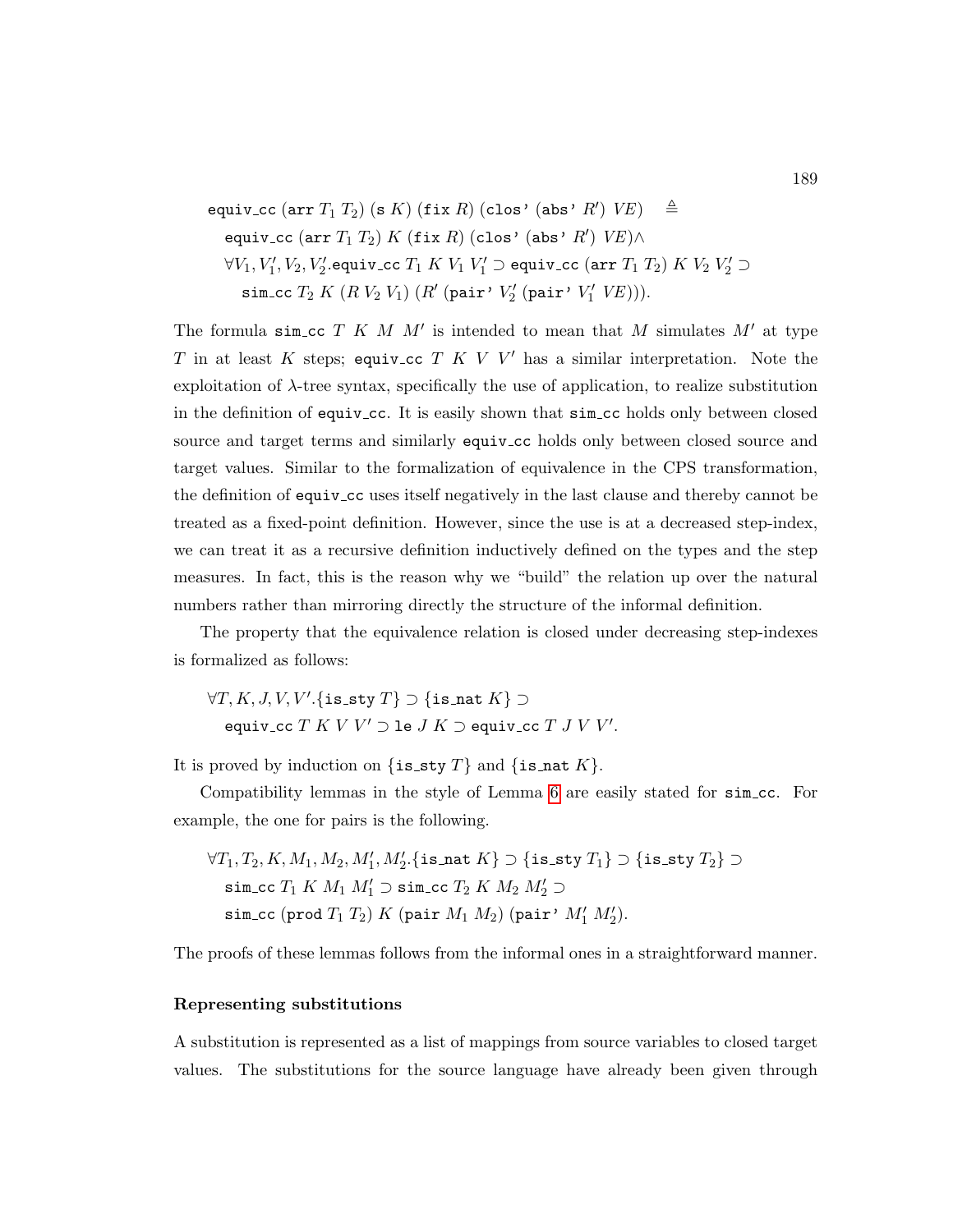$$
\begin{array}{l}
\texttt{equiv\_cc}\ (\texttt{arr}\ T_1\ T_2)\ (\texttt{s}\ K)\ (\texttt{fix}\ R)\ (\texttt{clos'}\ (\texttt{abs'}\ R')\ VE) \quad \triangleq \\
\quad \texttt{equiv\_cc}\ (\texttt{arr}\ T_1\ T_2)\ K\ (\texttt{fix}\ R)\ (\texttt{clos'}\ (\texttt{abs'}\ R')\ VE) \wedge \\
\quad \forall V_1, V_1', V_2, V_2'. \texttt{equiv\_cc}\ T_1\ K\ V_1\ V_1' \supset \texttt{equiv\_cc}\ (\texttt{arr}\ T_1\ T_2)\ K\ V_2\ V_2' \supset \\
\quad\quad \texttt{sim\_cc}\ T_2\ K\ (R\ V_2\ V_1)\ (R'\ (\texttt{pair'}\ V_2'\ (\texttt{pair'}\ V_1'\ VE))).
\end{array}
$$

The formula $\texttt{sim\_cc}\ T\ K\ M\ M'$ is intended to mean that $M$ simulates $M'$ at type $T$ in at least $K$ steps; $\texttt{equiv\_cc}\ T\ K\ V\ V'$ has a similar interpretation. Note the exploitation of $\lambda$-tree syntax, specifically the use of application, to realize substitution in the definition of equiv_cc. It is easily shown that sim_cc holds only between closed source and target terms and similarly equiv_cc holds only between closed source and target values. Similar to the formalization of equivalence in the CPS transformation, the definition of equiv_cc uses itself negatively in the last clause and thereby cannot be treated as a fixed-point definition. However, since the use is at a decreased step-index, we can treat it as a recursive definition inductively defined on the types and the step measures. In fact, this is the reason why we "build" the relation up over the natural numbers rather than mirroring directly the structure of the informal definition.

The property that the equivalence relation is closed under decreasing step-indexes is formalized as follows:

$$
\begin{array}{l}
\forall T, K, J, V, V'. \{\texttt{is\_sty}\ T\} \supset \{\texttt{is\_nat}\ K\} \supset \\
\quad \texttt{equiv\_cc}\ T\ K\ V\ V' \supset \texttt{le}\ J\ K \supset \texttt{equiv\_cc}\ T\ J\ V\ V'.
\end{array}
$$

It is proved by induction on $\{\texttt{is\_sty}\ T\}$ and $\{\texttt{is\_nat}\ K\}$.

Compatibility lemmas in the style of Lemma 6 are easily stated for sim_cc. For example, the one for pairs is the following.

$$
\begin{array}{l}
\forall T_1, T_2, K, M_1, M_2, M_1', M_2'. \{\texttt{is\_nat}\ K\} \supset \{\texttt{is\_sty}\ T_1\} \supset \{\texttt{is\_sty}\ T_2\} \supset \\
\quad \texttt{sim\_cc}\ T_1\ K\ M_1\ M_1' \supset \texttt{sim\_cc}\ T_2\ K\ M_2\ M_2' \supset \\
\quad \texttt{sim\_cc}\ (\texttt{prod}\ T_1\ T_2)\ K\ (\texttt{pair}\ M_1\ M_2)\ (\texttt{pair'}\ M_1'\ M_2').
\end{array}
$$

The proofs of these lemmas follows from the informal ones in a straightforward manner.

**Representing substitutions**

A substitution is represented as a list of mappings from source variables to closed target values. The substitutions for the source language have already been given through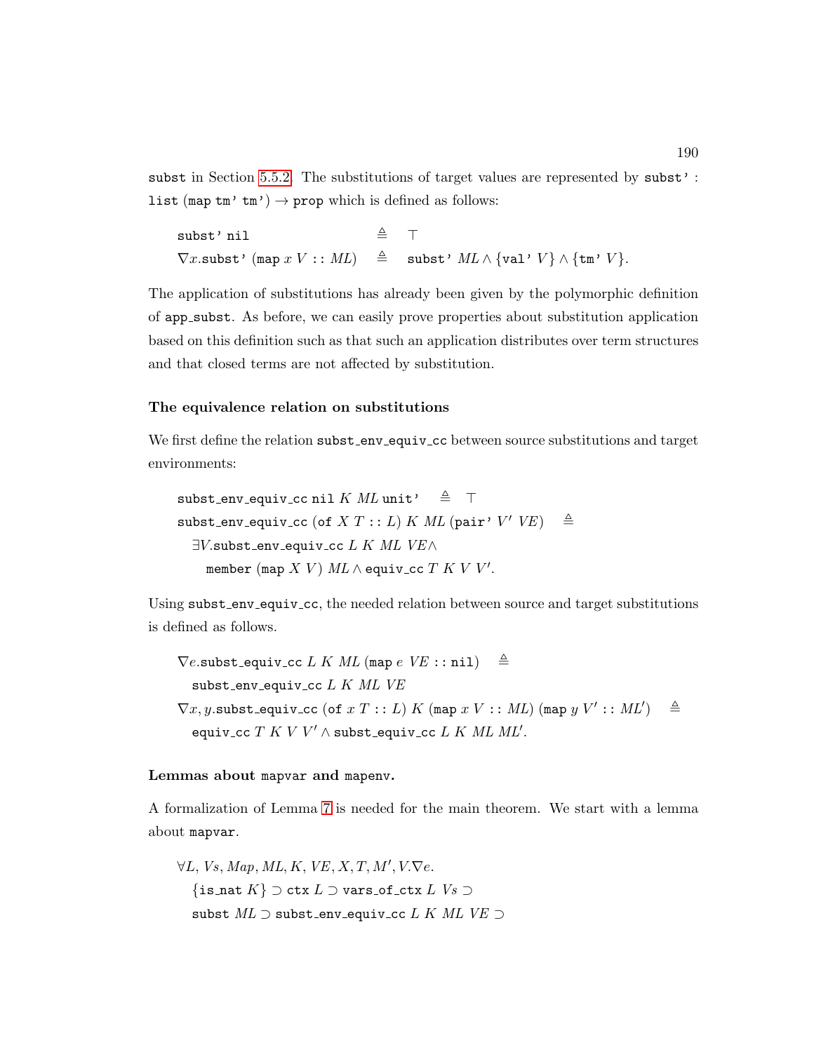subst in Section 5.5.2. The substitutions of target values are represented by subst' : list (map tm' tm') $\rightarrow$ prop which is defined as follows:

$$
\begin{array}{lcl}
\texttt{subst'}\ \texttt{nil} & \triangleq & \top \\
\nabla x.\texttt{subst'}\ (\texttt{map}\ x\ V :: ML) & \triangleq & \texttt{subst'}\ ML \wedge \{\texttt{val'}\ V\} \wedge \{\texttt{tm'}\ V\}.
\end{array}
$$

The application of substitutions has already been given by the polymorphic definition of app_subst. As before, we can easily prove properties about substitution application based on this definition such as that such an application distributes over term structures and that closed terms are not affected by substitution.

### The equivalence relation on substitutions

We first define the relation subst_env_equiv_cc between source substitutions and target environments:

$$
\begin{array}{l}
\texttt{subst\_env\_equiv\_cc}\ \texttt{nil}\ K\ ML\ \texttt{unit'} \quad \triangleq \quad \top \\
\texttt{subst\_env\_equiv\_cc}\ (\texttt{of}\ X\ T :: L)\ K\ ML\ (\texttt{pair'}\ V'\ VE) \quad \triangleq \\
\quad \exists V.\texttt{subst\_env\_equiv\_cc}\ L\ K\ ML\ VE \wedge \\
\quad\quad \texttt{member}\ (\texttt{map}\ X\ V)\ ML \wedge \texttt{equiv\_cc}\ T\ K\ V\ V'.
\end{array}
$$

Using subst_env_equiv_cc, the needed relation between source and target substitutions is defined as follows.

$$
\begin{array}{l}
\nabla e.\texttt{subst\_equiv\_cc}\ L\ K\ ML\ (\texttt{map}\ e\ VE :: \texttt{nil}) \quad \triangleq \\
\quad \texttt{subst\_env\_equiv\_cc}\ L\ K\ ML\ VE \\
\nabla x, y.\texttt{subst\_equiv\_cc}\ (\texttt{of}\ x\ T :: L)\ K\ (\texttt{map}\ x\ V :: ML)\ (\texttt{map}\ y\ V' :: ML') \quad \triangleq \\
\quad \texttt{equiv\_cc}\ T\ K\ V\ V' \wedge \texttt{subst\_equiv\_cc}\ L\ K\ ML\ ML'.
\end{array}
$$

### Lemmas about mapvar and mapenv.

A formalization of Lemma 7 is needed for the main theorem. We start with a lemma about mapvar.

$$
\begin{array}{l}
\forall L, Vs, Map, ML, K, VE, X, T, M', V.\nabla e. \\
\quad \{\texttt{is\_nat}\ K\} \supset \texttt{ctx}\ L \supset \texttt{vars\_of\_ctx}\ L\ Vs \supset \\
\quad \texttt{subst}\ ML \supset \texttt{subst\_env\_equiv\_cc}\ L\ K\ ML\ VE \supset
\end{array}
$$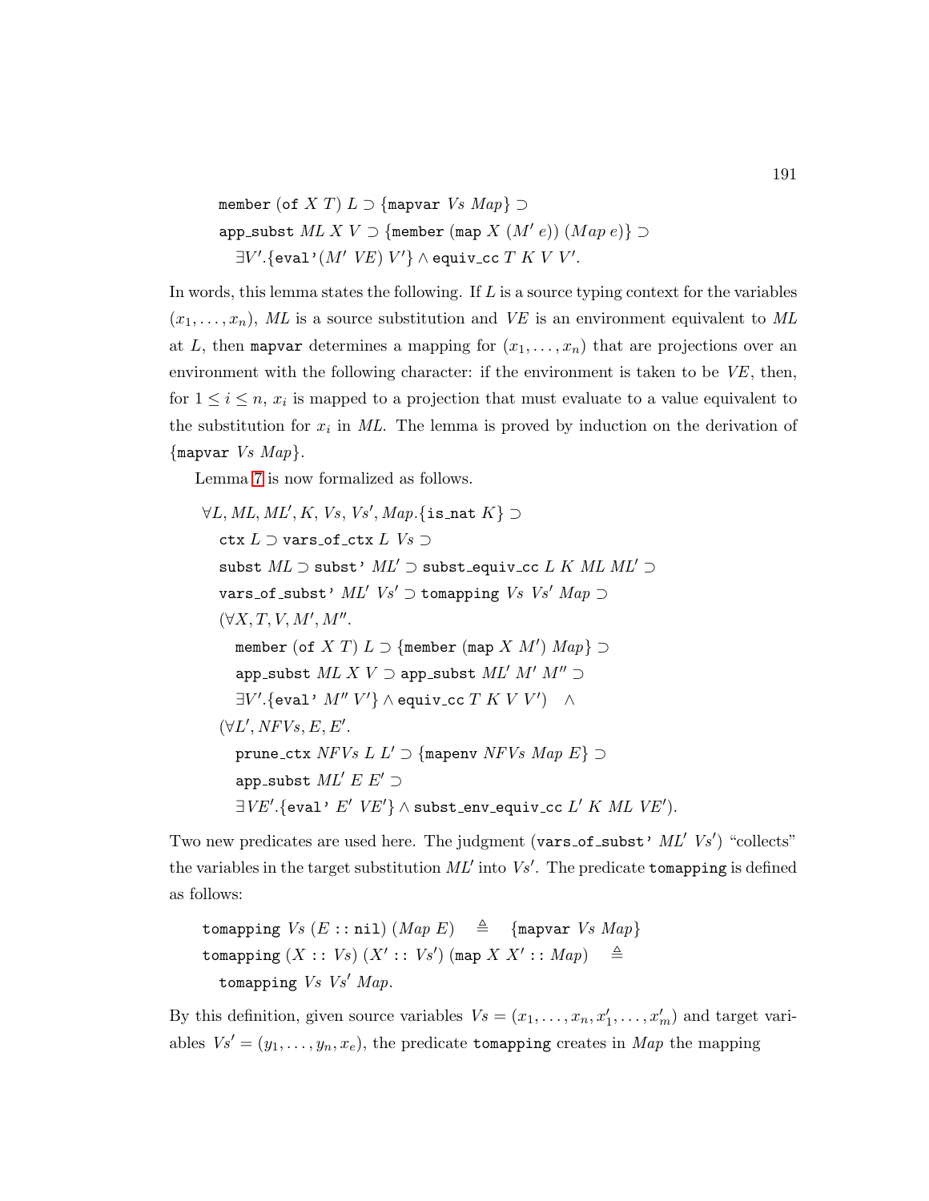$$\texttt{member}\ (\texttt{of}\ X\ T)\ L \supset \{\texttt{mapvar}\ Vs\ Map\} \supset$$
$$\texttt{app\_subst}\ ML\ X\ V \supset \{\texttt{member}\ (\texttt{map}\ X\ (M'\ e))\ (Map\ e)\} \supset$$
$$\exists V'.\{\texttt{eval'}(M'\ VE)\ V'\} \wedge \texttt{equiv\_cc}\ T\ K\ V\ V'.$$

In words, this lemma states the following. If $L$ is a source typing context for the variables $(x_1, \ldots, x_n)$, $ML$ is a source substitution and $VE$ is an environment equivalent to $ML$ at $L$, then `mapvar` determines a mapping for $(x_1, \ldots, x_n)$ that are projections over an environment with the following character: if the environment is taken to be $VE$, then, for $1 \leq i \leq n$, $x_i$ is mapped to a projection that must evaluate to a value equivalent to the substitution for $x_i$ in $ML$. The lemma is proved by induction on the derivation of $\{\texttt{mapvar}\ Vs\ Map\}$.

Lemma 7 is now formalized as follows.

$$\forall L, ML, ML', K, Vs, Vs', Map.\{\texttt{is\_nat}\ K\} \supset$$
$$\texttt{ctx}\ L \supset \texttt{vars\_of\_ctx}\ L\ Vs \supset$$
$$\texttt{subst}\ ML \supset \texttt{subst'}\ ML' \supset \texttt{subst\_equiv\_cc}\ L\ K\ ML\ ML' \supset$$
$$\texttt{vars\_of\_subst'}\ ML'\ Vs' \supset \texttt{tomapping}\ Vs\ Vs'\ Map \supset$$
$$(\forall X, T, V, M', M''.$$
$$\texttt{member}\ (\texttt{of}\ X\ T)\ L \supset \{\texttt{member}\ (\texttt{map}\ X\ M')\ Map\} \supset$$
$$\texttt{app\_subst}\ ML\ X\ V \supset \texttt{app\_subst}\ ML'\ M'\ M'' \supset$$
$$\exists V'.\{\texttt{eval'}\ M''\ V'\} \wedge \texttt{equiv\_cc}\ T\ K\ V\ V') \quad \wedge$$
$$(\forall L', NFVs, E, E'.$$
$$\texttt{prune\_ctx}\ NFVs\ L\ L' \supset \{\texttt{mapenv}\ NFVs\ Map\ E\} \supset$$
$$\texttt{app\_subst}\ ML'\ E\ E' \supset$$
$$\exists VE'.\{\texttt{eval'}\ E'\ VE'\} \wedge \texttt{subst\_env\_equiv\_cc}\ L'\ K\ ML\ VE').$$

Two new predicates are used here. The judgment ($\texttt{vars\_of\_subst'}\ ML'\ Vs'$) "collects" the variables in the target substitution $ML'$ into $Vs'$. The predicate `tomapping` is defined as follows:

$$\texttt{tomapping}\ Vs\ (E :: \texttt{nil})\ (Map\ E) \quad \triangleq \quad \{\texttt{mapvar}\ Vs\ Map\}$$
$$\texttt{tomapping}\ (X :: Vs)\ (X' :: Vs')\ (\texttt{map}\ X\ X' :: Map) \quad \triangleq$$
$$\texttt{tomapping}\ Vs\ Vs'\ Map.$$

By this definition, given source variables $Vs = (x_1, \ldots, x_n, x'_1, \ldots, x'_m)$ and target variables $Vs' = (y_1, \ldots, y_n, x_e)$, the predicate `tomapping` creates in $Map$ the mapping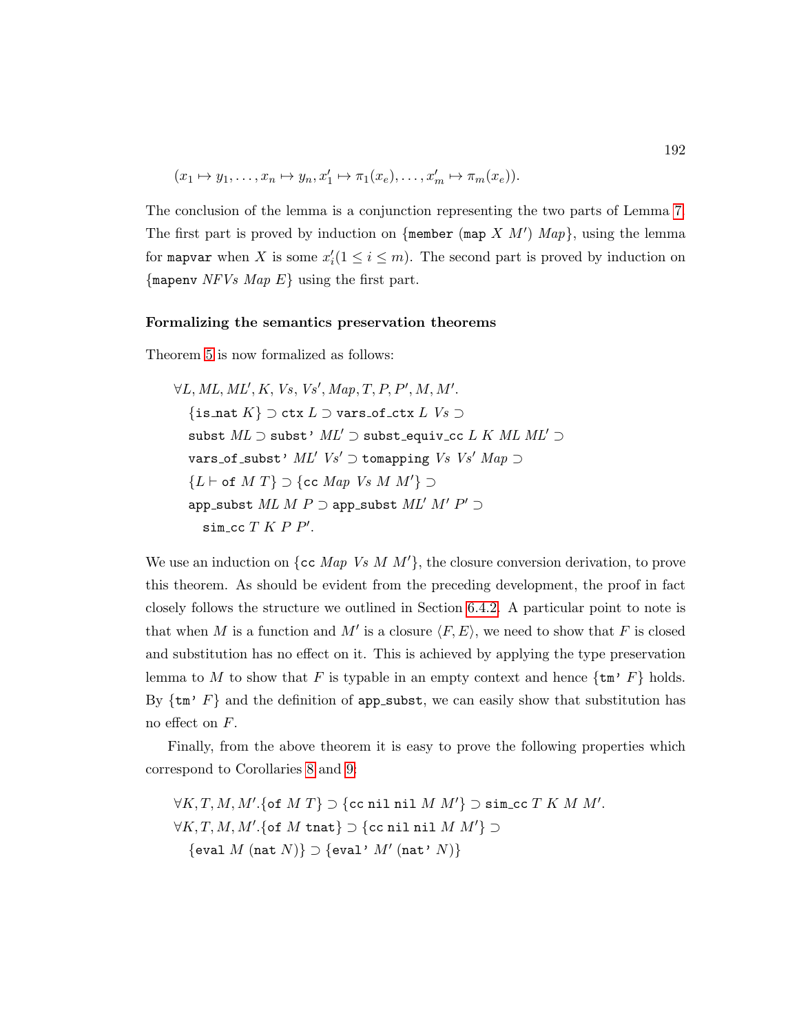$$(x_1 \mapsto y_1, \ldots, x_n \mapsto y_n, x'_1 \mapsto \pi_1(x_e), \ldots, x'_m \mapsto \pi_m(x_e)).$$

The conclusion of the lemma is a conjunction representing the two parts of Lemma 7. The first part is proved by induction on {member (map $X$ $M'$) $Map$}, using the lemma for mapvar when $X$ is some $x'_i (1 \leq i \leq m)$. The second part is proved by induction on {mapenv $NFVs$ $Map$ $E$} using the first part.

**Formalizing the semantics preservation theorems**

Theorem 5 is now formalized as follows:

$$
\begin{array}{l}
\forall L, ML, ML', K, Vs, Vs', Map, T, P, P', M, M'. \\
\quad \{\texttt{is\_nat}\ K\} \supset \texttt{ctx}\ L \supset \texttt{vars\_of\_ctx}\ L\ Vs \supset \\
\quad \texttt{subst}\ ML \supset \texttt{subst'}\ ML' \supset \texttt{subst\_equiv\_cc}\ L\ K\ ML\ ML' \supset \\
\quad \texttt{vars\_of\_subst'}\ ML'\ Vs' \supset \texttt{tomapping}\ Vs\ Vs'\ Map \supset \\
\quad \{L \vdash \texttt{of}\ M\ T\} \supset \{\texttt{cc}\ Map\ Vs\ M\ M'\} \supset \\
\quad \texttt{app\_subst}\ ML\ M\ P \supset \texttt{app\_subst}\ ML'\ M'\ P' \supset \\
\qquad \texttt{sim\_cc}\ T\ K\ P\ P'.
\end{array}
$$

We use an induction on {cc $Map$ $Vs$ $M$ $M'$}, the closure conversion derivation, to prove this theorem. As should be evident from the preceding development, the proof in fact closely follows the structure we outlined in Section 6.4.2. A particular point to note is that when $M$ is a function and $M'$ is a closure $\langle F, E \rangle$, we need to show that $F$ is closed and substitution has no effect on it. This is achieved by applying the type preservation lemma to $M$ to show that $F$ is typable in an empty context and hence {tm' $F$} holds. By {tm' $F$} and the definition of app_subst, we can easily show that substitution has no effect on $F$.

Finally, from the above theorem it is easy to prove the following properties which correspond to Corollaries 8 and 9:

$$
\begin{array}{l}
\forall K, T, M, M'. \{\texttt{of}\ M\ T\} \supset \{\texttt{cc}\ \texttt{nil}\ \texttt{nil}\ M\ M'\} \supset \texttt{sim\_cc}\ T\ K\ M\ M'. \\
\forall K, T, M, M'. \{\texttt{of}\ M\ \texttt{tnat}\} \supset \{\texttt{cc}\ \texttt{nil}\ \texttt{nil}\ M\ M'\} \supset \\
\quad \{\texttt{eval}\ M\ (\texttt{nat}\ N)\} \supset \{\texttt{eval'}\ M'\ (\texttt{nat'}\ N)\}
\end{array}
$$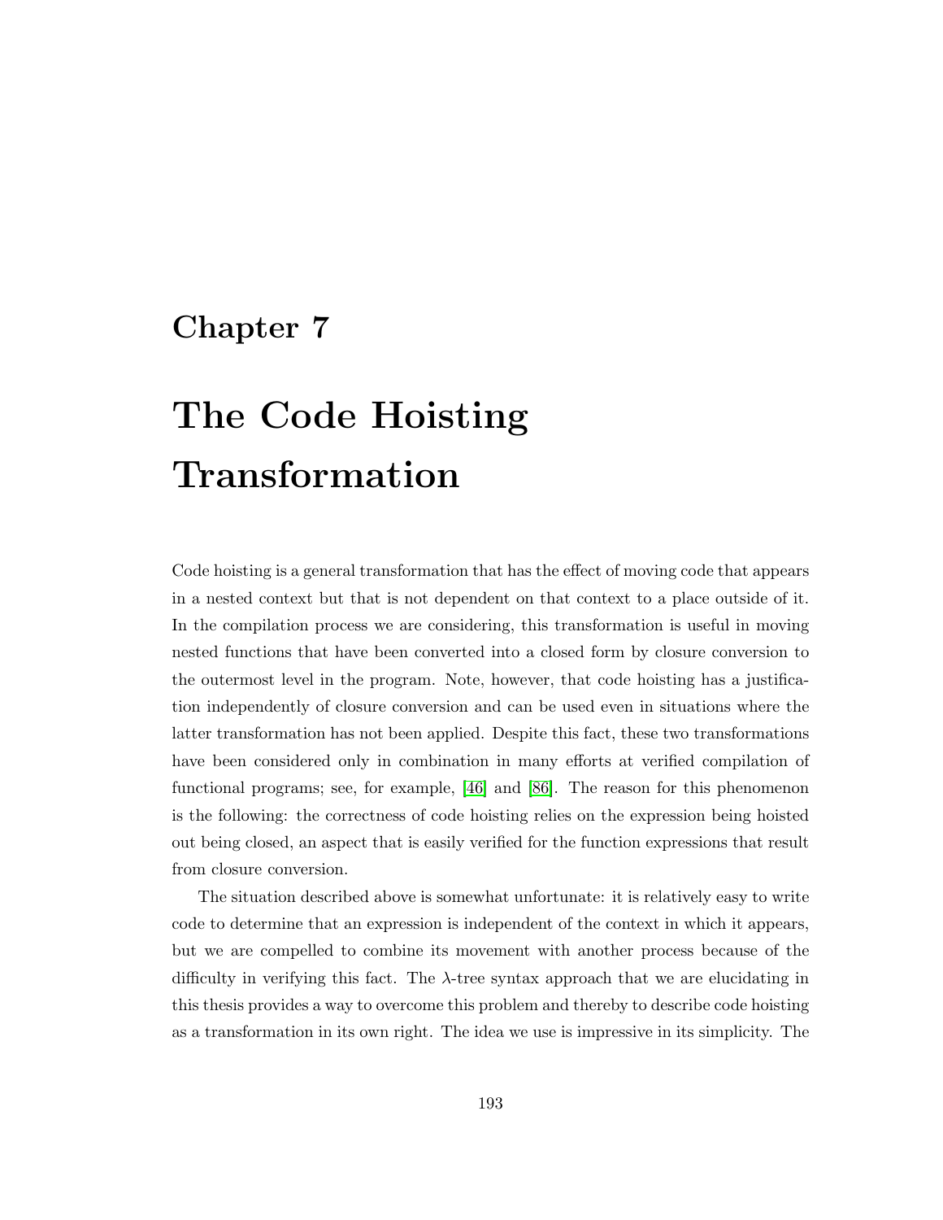# Chapter 7

# The Code Hoisting Transformation

Code hoisting is a general transformation that has the effect of moving code that appears in a nested context but that is not dependent on that context to a place outside of it. In the compilation process we are considering, this transformation is useful in moving nested functions that have been converted into a closed form by closure conversion to the outermost level in the program. Note, however, that code hoisting has a justification independently of closure conversion and can be used even in situations where the latter transformation has not been applied. Despite this fact, these two transformations have been considered only in combination in many efforts at verified compilation of functional programs; see, for example, [46] and [86]. The reason for this phenomenon is the following: the correctness of code hoisting relies on the expression being hoisted out being closed, an aspect that is easily verified for the function expressions that result from closure conversion.

The situation described above is somewhat unfortunate: it is relatively easy to write code to determine that an expression is independent of the context in which it appears, but we are compelled to combine its movement with another process because of the difficulty in verifying this fact. The $\lambda$-tree syntax approach that we are elucidating in this thesis provides a way to overcome this problem and thereby to describe code hoisting as a transformation in its own right. The idea we use is impressive in its simplicity. The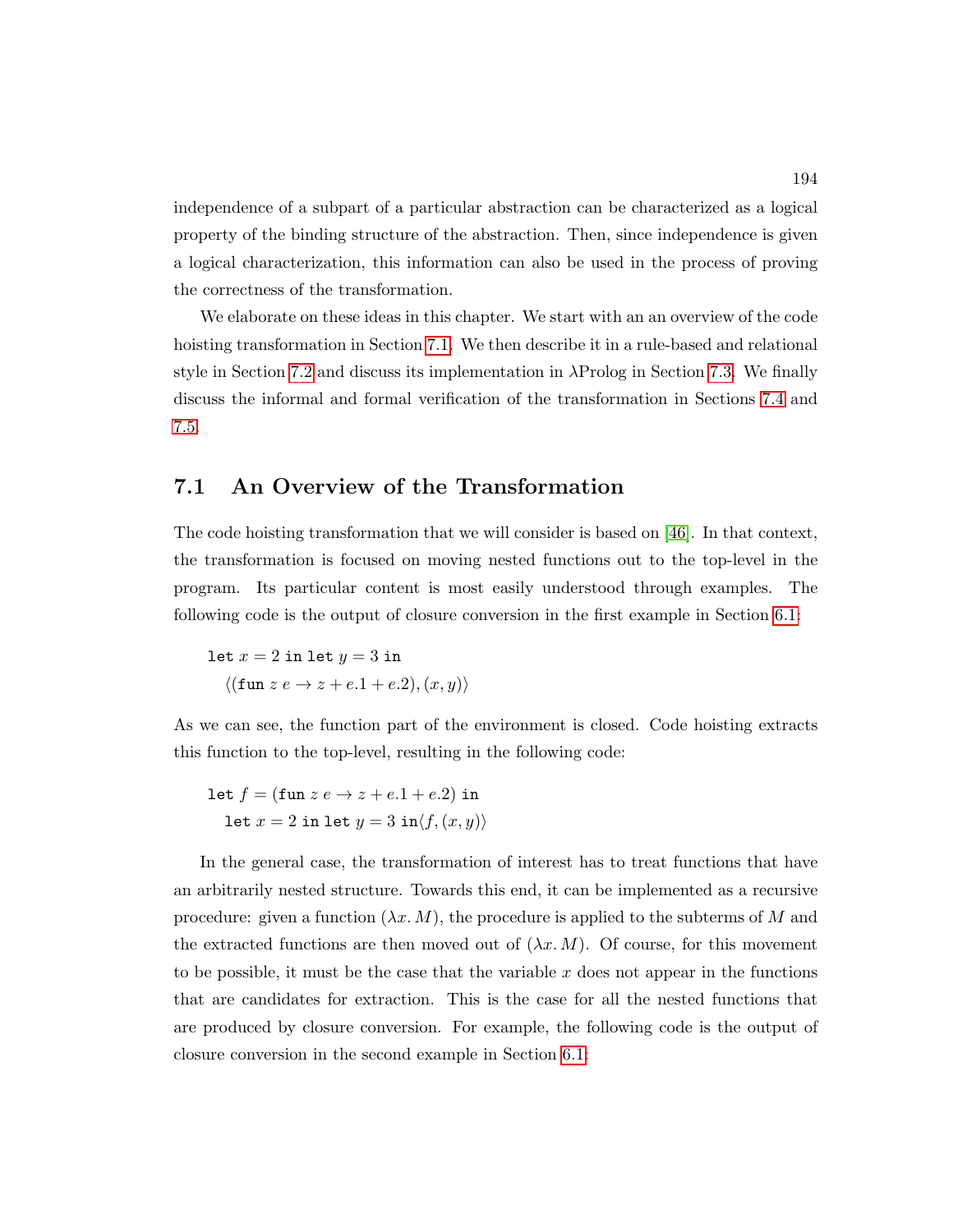independence of a subpart of a particular abstraction can be characterized as a logical property of the binding structure of the abstraction. Then, since independence is given a logical characterization, this information can also be used in the process of proving the correctness of the transformation.

We elaborate on these ideas in this chapter. We start with an an overview of the code hoisting transformation in Section 7.1. We then describe it in a rule-based and relational style in Section 7.2 and discuss its implementation in λProlog in Section 7.3. We finally discuss the informal and formal verification of the transformation in Sections 7.4 and 7.5.

## 7.1 An Overview of the Transformation

The code hoisting transformation that we will consider is based on [46]. In that context, the transformation is focused on moving nested functions out to the top-level in the program. Its particular content is most easily understood through examples. The following code is the output of closure conversion in the first example in Section 6.1:

$$\begin{array}{l}\texttt{let } x = 2 \texttt{ in let } y = 3 \texttt{ in} \\ \quad \langle (\texttt{fun } z\ e \rightarrow z + e.1 + e.2), (x, y) \rangle\end{array}$$

As we can see, the function part of the environment is closed. Code hoisting extracts this function to the top-level, resulting in the following code:

$$\begin{array}{l}\texttt{let } f = (\texttt{fun } z\ e \rightarrow z + e.1 + e.2) \texttt{ in} \\ \quad \texttt{let } x = 2 \texttt{ in let } y = 3 \texttt{ in} \langle f, (x, y) \rangle\end{array}$$

In the general case, the transformation of interest has to treat functions that have an arbitrarily nested structure. Towards this end, it can be implemented as a recursive procedure: given a function $(\lambda x. M)$, the procedure is applied to the subterms of $M$ and the extracted functions are then moved out of $(\lambda x. M)$. Of course, for this movement to be possible, it must be the case that the variable $x$ does not appear in the functions that are candidates for extraction. This is the case for all the nested functions that are produced by closure conversion. For example, the following code is the output of closure conversion in the second example in Section 6.1: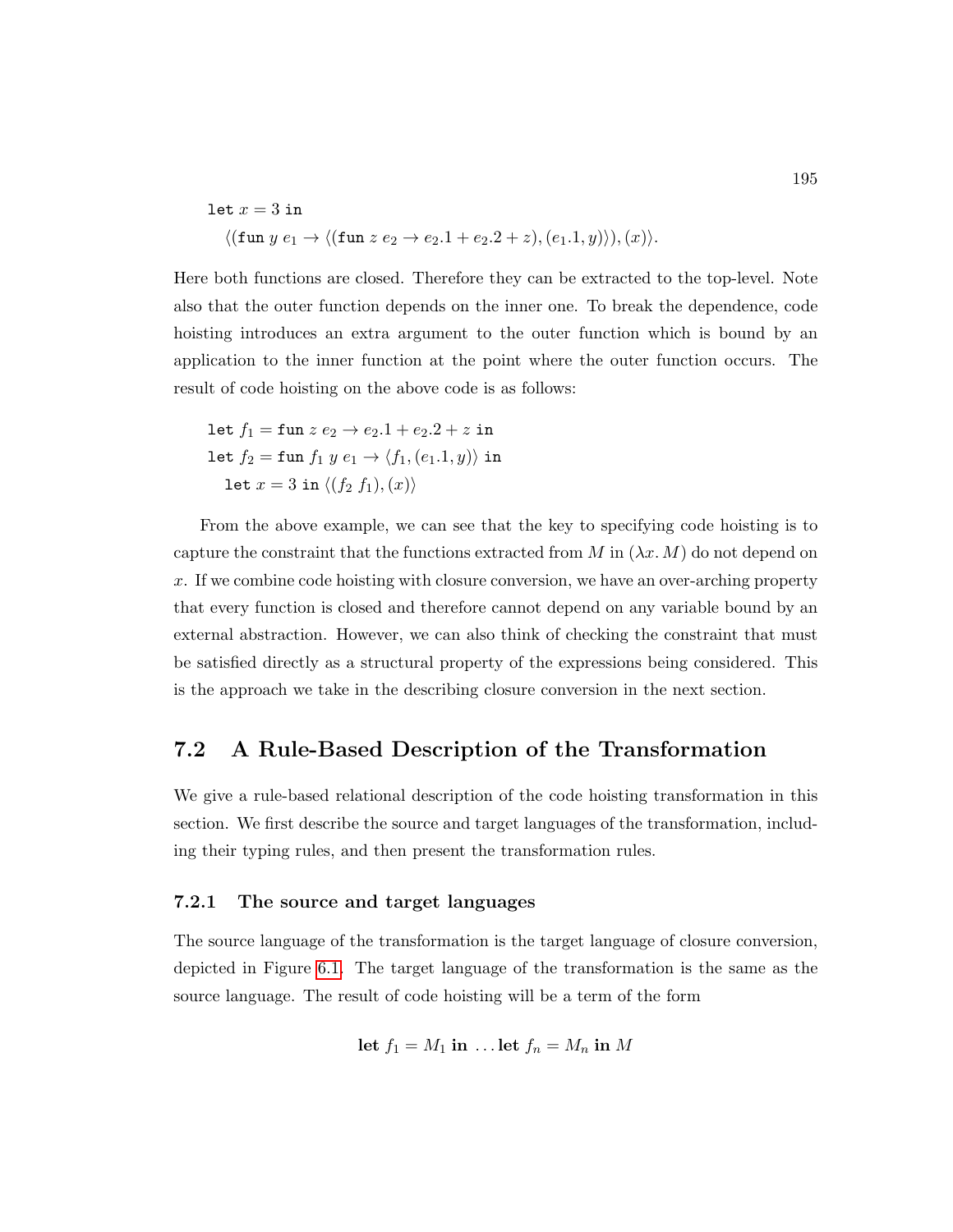$\texttt{let}\ x = 3\ \texttt{in}$
$\quad \langle(\texttt{fun}\ y\ e_1 \rightarrow \langle(\texttt{fun}\ z\ e_2 \rightarrow e_2.1 + e_2.2 + z), (e_1.1, y)\rangle), (x)\rangle.$

Here both functions are closed. Therefore they can be extracted to the top-level. Note also that the outer function depends on the inner one. To break the dependence, code hoisting introduces an extra argument to the outer function which is bound by an application to the inner function at the point where the outer function occurs. The result of code hoisting on the above code is as follows:

$\texttt{let}\ f_1 = \texttt{fun}\ z\ e_2 \rightarrow e_2.1 + e_2.2 + z\ \texttt{in}$
$\texttt{let}\ f_2 = \texttt{fun}\ f_1\ y\ e_1 \rightarrow \langle f_1, (e_1.1, y)\rangle\ \texttt{in}$
$\quad \texttt{let}\ x = 3\ \texttt{in}\ \langle(f_2\ f_1), (x)\rangle$

From the above example, we can see that the key to specifying code hoisting is to capture the constraint that the functions extracted from $M$ in $(\lambda x.\, M)$ do not depend on $x$. If we combine code hoisting with closure conversion, we have an over-arching property that every function is closed and therefore cannot depend on any variable bound by an external abstraction. However, we can also think of checking the constraint that must be satisfied directly as a structural property of the expressions being considered. This is the approach we take in the describing closure conversion in the next section.

## 7.2 A Rule-Based Description of the Transformation

We give a rule-based relational description of the code hoisting transformation in this section. We first describe the source and target languages of the transformation, including their typing rules, and then present the transformation rules.

### 7.2.1 The source and target languages

The source language of the transformation is the target language of closure conversion, depicted in Figure 6.1. The target language of the transformation is the same as the source language. The result of code hoisting will be a term of the form

$$\textbf{let}\ f_1 = M_1\ \textbf{in}\ \ldots \textbf{let}\ f_n = M_n\ \textbf{in}\ M$$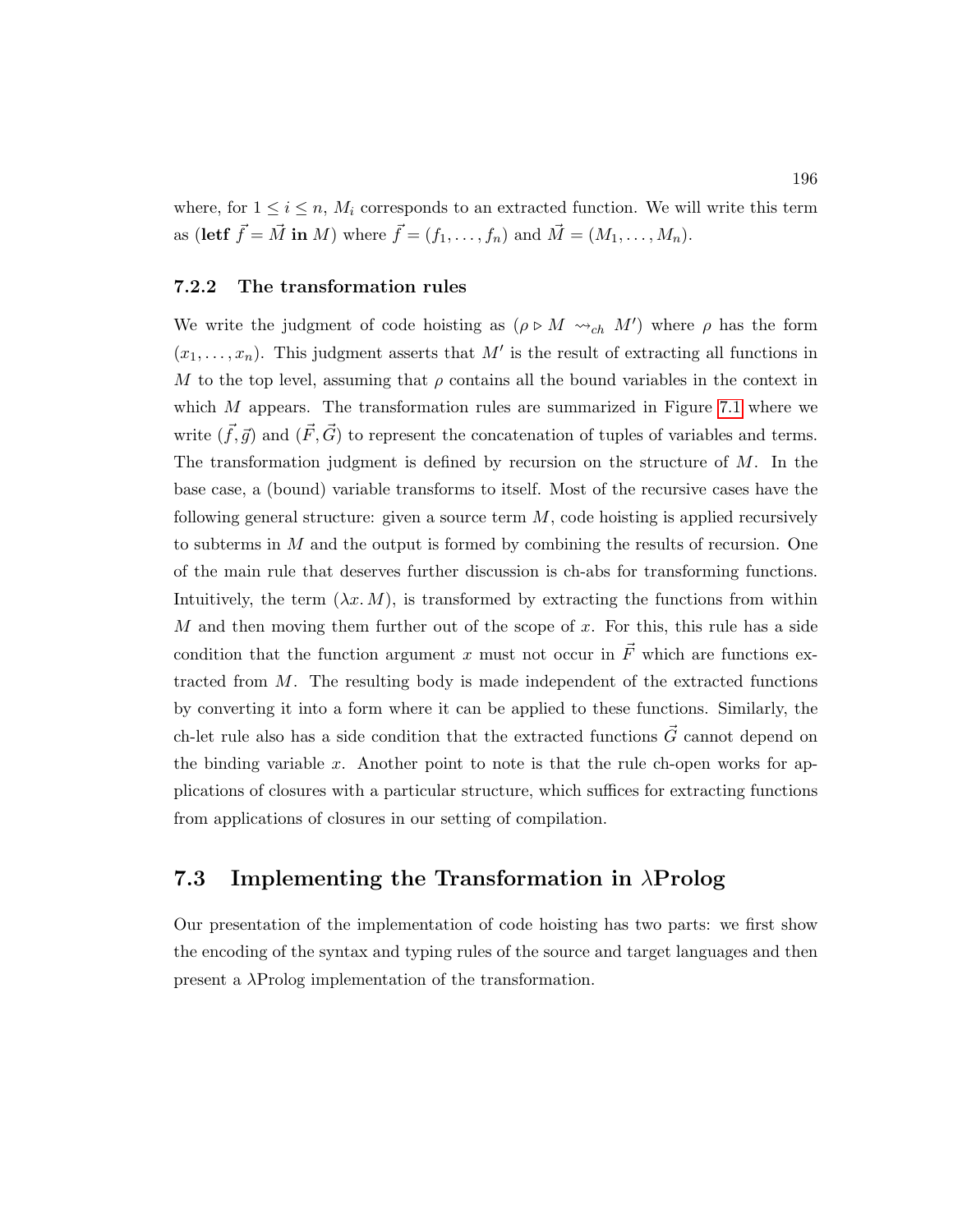where, for $1 \leq i \leq n$, $M_i$ corresponds to an extracted function. We will write this term as (**letf** $\vec{f} = \vec{M}$ **in** $M$) where $\vec{f} = (f_1, \ldots, f_n)$ and $\vec{M} = (M_1, \ldots, M_n)$.

### 7.2.2 The transformation rules

We write the judgment of code hoisting as $(\rho \triangleright M \leadsto_{ch} M')$ where $\rho$ has the form $(x_1, \ldots, x_n)$. This judgment asserts that $M'$ is the result of extracting all functions in $M$ to the top level, assuming that $\rho$ contains all the bound variables in the context in which $M$ appears. The transformation rules are summarized in Figure 7.1 where we write $(\vec{f}, \vec{g})$ and $(\vec{F}, \vec{G})$ to represent the concatenation of tuples of variables and terms. The transformation judgment is defined by recursion on the structure of $M$. In the base case, a (bound) variable transforms to itself. Most of the recursive cases have the following general structure: given a source term $M$, code hoisting is applied recursively to subterms in $M$ and the output is formed by combining the results of recursion. One of the main rule that deserves further discussion is ch-abs for transforming functions. Intuitively, the term $(\lambda x. M)$, is transformed by extracting the functions from within $M$ and then moving them further out of the scope of $x$. For this, this rule has a side condition that the function argument $x$ must not occur in $\vec{F}$ which are functions extracted from $M$. The resulting body is made independent of the extracted functions by converting it into a form where it can be applied to these functions. Similarly, the ch-let rule also has a side condition that the extracted functions $\vec{G}$ cannot depend on the binding variable $x$. Another point to note is that the rule ch-open works for applications of closures with a particular structure, which suffices for extracting functions from applications of closures in our setting of compilation.

## 7.3 Implementing the Transformation in λProlog

Our presentation of the implementation of code hoisting has two parts: we first show the encoding of the syntax and typing rules of the source and target languages and then present a λProlog implementation of the transformation.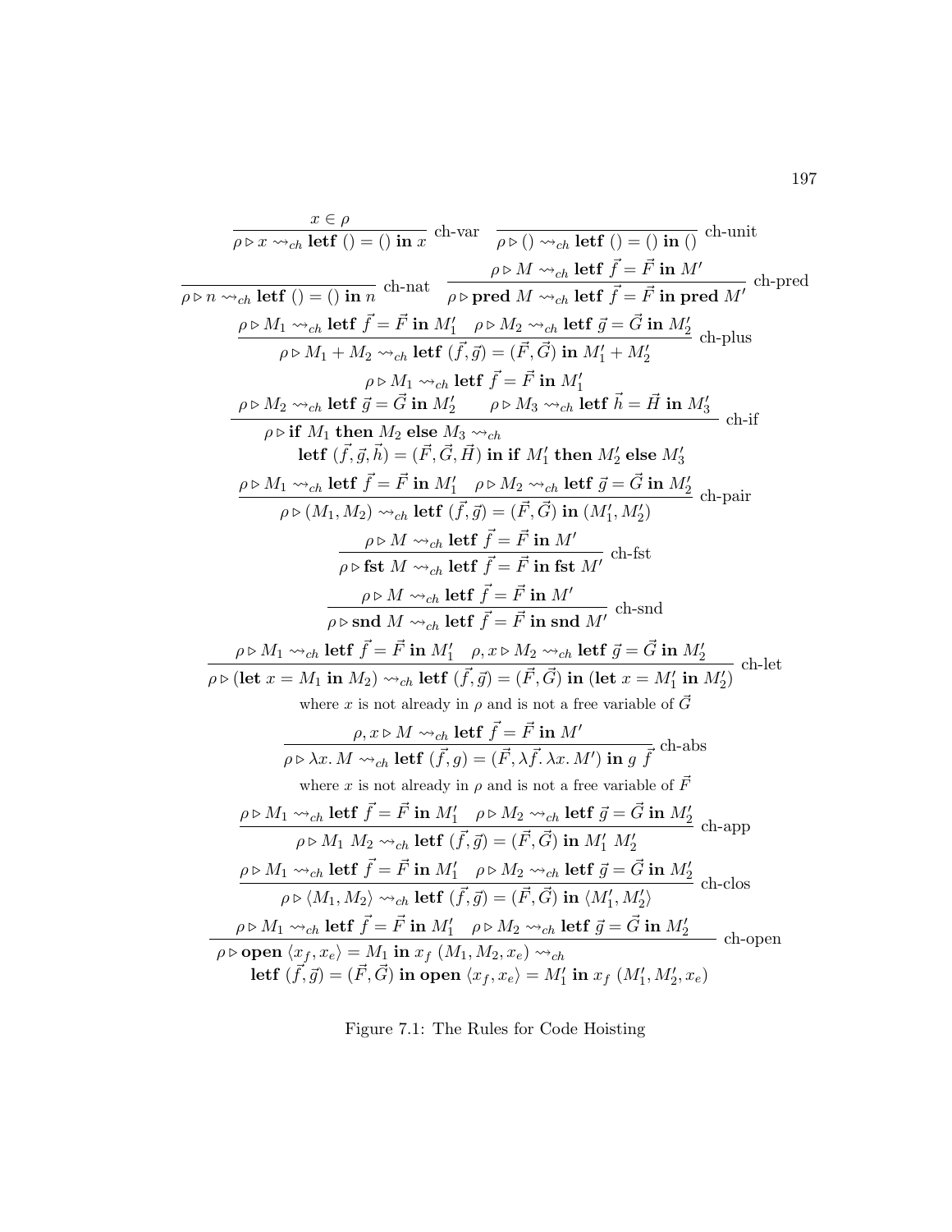$$\frac{x \in \rho}{\rho \triangleright x \rightsquigarrow_{ch} \mathbf{letf}\ () = ()\ \mathbf{in}\ x}\ \text{ch-var} \qquad \frac{}{\rho \triangleright () \rightsquigarrow_{ch} \mathbf{letf}\ () = ()\ \mathbf{in}\ ()}\ \text{ch-unit}$$

$$\frac{}{\rho \triangleright n \rightsquigarrow_{ch} \mathbf{letf}\ () = ()\ \mathbf{in}\ n}\ \text{ch-nat} \qquad \frac{\rho \triangleright M \rightsquigarrow_{ch} \mathbf{letf}\ \vec{f} = \vec{F}\ \mathbf{in}\ M'}{\rho \triangleright \mathbf{pred}\ M \rightsquigarrow_{ch} \mathbf{letf}\ \vec{f} = \vec{F}\ \mathbf{in}\ \mathbf{pred}\ M'}\ \text{ch-pred}$$

$$\frac{\rho \triangleright M_1 \rightsquigarrow_{ch} \mathbf{letf}\ \vec{f} = \vec{F}\ \mathbf{in}\ M_1' \quad \rho \triangleright M_2 \rightsquigarrow_{ch} \mathbf{letf}\ \vec{g} = \vec{G}\ \mathbf{in}\ M_2'}{\rho \triangleright M_1 + M_2 \rightsquigarrow_{ch} \mathbf{letf}\ (\vec{f}, \vec{g}) = (\vec{F}, \vec{G})\ \mathbf{in}\ M_1' + M_2'}\ \text{ch-plus}$$

$$\frac{\begin{array}{c}\rho \triangleright M_1 \rightsquigarrow_{ch} \mathbf{letf}\ \vec{f} = \vec{F}\ \mathbf{in}\ M_1' \\ \rho \triangleright M_2 \rightsquigarrow_{ch} \mathbf{letf}\ \vec{g} = \vec{G}\ \mathbf{in}\ M_2' \qquad \rho \triangleright M_3 \rightsquigarrow_{ch} \mathbf{letf}\ \vec{h} = \vec{H}\ \mathbf{in}\ M_3'\end{array}}{\begin{array}{l}\rho \triangleright \mathbf{if}\ M_1\ \mathbf{then}\ M_2\ \mathbf{else}\ M_3 \rightsquigarrow_{ch} \\ \qquad \mathbf{letf}\ (\vec{f}, \vec{g}, \vec{h}) = (\vec{F}, \vec{G}, \vec{H})\ \mathbf{in}\ \mathbf{if}\ M_1'\ \mathbf{then}\ M_2'\ \mathbf{else}\ M_3'\end{array}}\ \text{ch-if}$$

$$\frac{\rho \triangleright M_1 \rightsquigarrow_{ch} \mathbf{letf}\ \vec{f} = \vec{F}\ \mathbf{in}\ M_1' \quad \rho \triangleright M_2 \rightsquigarrow_{ch} \mathbf{letf}\ \vec{g} = \vec{G}\ \mathbf{in}\ M_2'}{\rho \triangleright (M_1, M_2) \rightsquigarrow_{ch} \mathbf{letf}\ (\vec{f}, \vec{g}) = (\vec{F}, \vec{G})\ \mathbf{in}\ (M_1', M_2')}\ \text{ch-pair}$$

$$\frac{\rho \triangleright M \rightsquigarrow_{ch} \mathbf{letf}\ \vec{f} = \vec{F}\ \mathbf{in}\ M'}{\rho \triangleright \mathbf{fst}\ M \rightsquigarrow_{ch} \mathbf{letf}\ \vec{f} = \vec{F}\ \mathbf{in}\ \mathbf{fst}\ M'}\ \text{ch-fst}$$

$$\frac{\rho \triangleright M \rightsquigarrow_{ch} \mathbf{letf}\ \vec{f} = \vec{F}\ \mathbf{in}\ M'}{\rho \triangleright \mathbf{snd}\ M \rightsquigarrow_{ch} \mathbf{letf}\ \vec{f} = \vec{F}\ \mathbf{in}\ \mathbf{snd}\ M'}\ \text{ch-snd}$$

$$\frac{\rho \triangleright M_1 \rightsquigarrow_{ch} \mathbf{letf}\ \vec{f} = \vec{F}\ \mathbf{in}\ M_1' \quad \rho, x \triangleright M_2 \rightsquigarrow_{ch} \mathbf{letf}\ \vec{g} = \vec{G}\ \mathbf{in}\ M_2'}{\rho \triangleright (\mathbf{let}\ x = M_1\ \mathbf{in}\ M_2) \rightsquigarrow_{ch} \mathbf{letf}\ (\vec{f}, \vec{g}) = (\vec{F}, \vec{G})\ \mathbf{in}\ (\mathbf{let}\ x = M_1'\ \mathbf{in}\ M_2')}\ \text{ch-let}$$

where $x$ is not already in $\rho$ and is not a free variable of $\vec{G}$

$$\frac{\rho, x \triangleright M \rightsquigarrow_{ch} \mathbf{letf}\ \vec{f} = \vec{F}\ \mathbf{in}\ M'}{\rho \triangleright \lambda x.\, M \rightsquigarrow_{ch} \mathbf{letf}\ (\vec{f}, g) = (\vec{F}, \lambda \vec{f}.\, \lambda x.\, M')\ \mathbf{in}\ g\ \vec{f}}\ \text{ch-abs}$$

where $x$ is not already in $\rho$ and is not a free variable of $\vec{F}$

$$\frac{\rho \triangleright M_1 \rightsquigarrow_{ch} \mathbf{letf}\ \vec{f} = \vec{F}\ \mathbf{in}\ M_1' \quad \rho \triangleright M_2 \rightsquigarrow_{ch} \mathbf{letf}\ \vec{g} = \vec{G}\ \mathbf{in}\ M_2'}{\rho \triangleright M_1\ M_2 \rightsquigarrow_{ch} \mathbf{letf}\ (\vec{f}, \vec{g}) = (\vec{F}, \vec{G})\ \mathbf{in}\ M_1'\ M_2'}\ \text{ch-app}$$

$$\frac{\rho \triangleright M_1 \rightsquigarrow_{ch} \mathbf{letf}\ \vec{f} = \vec{F}\ \mathbf{in}\ M_1' \quad \rho \triangleright M_2 \rightsquigarrow_{ch} \mathbf{letf}\ \vec{g} = \vec{G}\ \mathbf{in}\ M_2'}{\rho \triangleright \langle M_1, M_2 \rangle \rightsquigarrow_{ch} \mathbf{letf}\ (\vec{f}, \vec{g}) = (\vec{F}, \vec{G})\ \mathbf{in}\ \langle M_1', M_2' \rangle}\ \text{ch-clos}$$

$$\frac{\rho \triangleright M_1 \rightsquigarrow_{ch} \mathbf{letf}\ \vec{f} = \vec{F}\ \mathbf{in}\ M_1' \quad \rho \triangleright M_2 \rightsquigarrow_{ch} \mathbf{letf}\ \vec{g} = \vec{G}\ \mathbf{in}\ M_2'}{\begin{array}{l}\rho \triangleright \mathbf{open}\ \langle x_f, x_e \rangle = M_1\ \mathbf{in}\ x_f\ (M_1, M_2, x_e) \rightsquigarrow_{ch} \\ \qquad \mathbf{letf}\ (\vec{f}, \vec{g}) = (\vec{F}, \vec{G})\ \mathbf{in}\ \mathbf{open}\ \langle x_f, x_e \rangle = M_1'\ \mathbf{in}\ x_f\ (M_1', M_2', x_e)\end{array}}\ \text{ch-open}$$

Figure 7.1: The Rules for Code Hoisting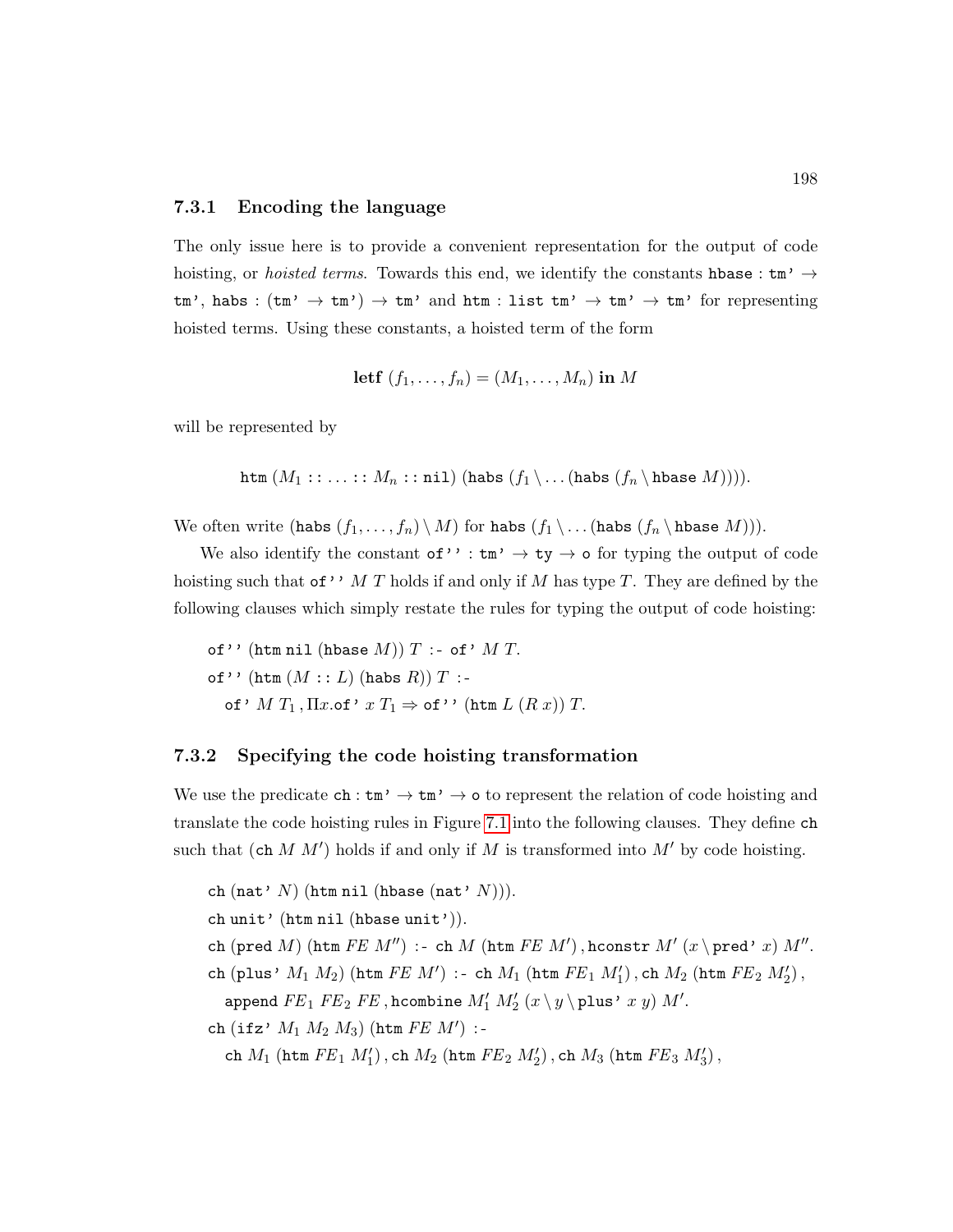### 7.3.1 Encoding the language

The only issue here is to provide a convenient representation for the output of code hoisting, or *hoisted terms*. Towards this end, we identify the constants `hbase` : `tm'` → `tm'`, `habs` : (`tm'` → `tm'`) → `tm'` and `htm` : `list tm'` → `tm'` → `tm'` for representing hoisted terms. Using these constants, a hoisted term of the form

$$\textbf{letf}\ (f_1, \ldots, f_n) = (M_1, \ldots, M_n)\ \textbf{in}\ M$$

will be represented by

$$\texttt{htm}\ (M_1 :: \ldots :: M_n :: \texttt{nil})\ (\texttt{habs}\ (f_1 \setminus \ldots (\texttt{habs}\ (f_n \setminus \texttt{hbase}\ M)))).$$

We often write ($\texttt{habs}\ (f_1, \ldots, f_n) \setminus M$) for $\texttt{habs}\ (f_1 \setminus \ldots (\texttt{habs}\ (f_n \setminus \texttt{hbase}\ M)))$.

We also identify the constant `of''` : `tm'` → `ty` → `o` for typing the output of code hoisting such that `of''` $M$ $T$ holds if and only if $M$ has type $T$. They are defined by the following clauses which simply restate the rules for typing the output of code hoisting:

```
of'' (htm nil (hbase M)) T :- of' M T.
of'' (htm (M :: L) (habs R)) T :-
   of' M T1, Πx.of' x T1 ⇒ of'' (htm L (R x)) T.
```

### 7.3.2 Specifying the code hoisting transformation

We use the predicate `ch` : `tm'` → `tm'` → `o` to represent the relation of code hoisting and translate the code hoisting rules in Figure 7.1 into the following clauses. They define `ch` such that (`ch` $M$ $M'$) holds if and only if $M$ is transformed into $M'$ by code hoisting.

```
ch (nat' N) (htm nil (hbase (nat' N))).
ch unit' (htm nil (hbase unit')).
ch (pred M) (htm FE M'') :- ch M (htm FE M'), hconstr M' (x\pred' x) M''.
ch (plus' M1 M2) (htm FE M') :- ch M1 (htm FE1 M1'), ch M2 (htm FE2 M2'),
   append FE1 FE2 FE, hcombine M1' M2' (x\y\plus' x y) M'.
ch (ifz' M1 M2 M3) (htm FE M') :-
   ch M1 (htm FE1 M1'), ch M2 (htm FE2 M2'), ch M3 (htm FE3 M3'),
```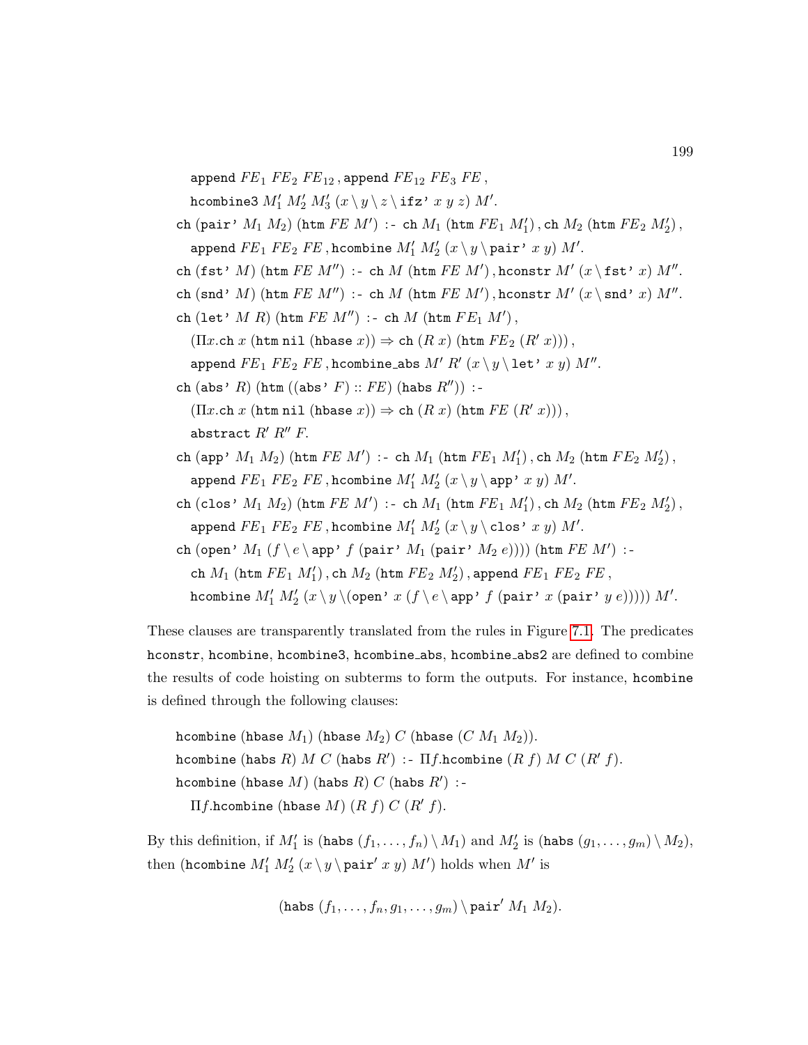$\texttt{append}\ FE_1\ FE_2\ FE_{12}\,, \texttt{append}\ FE_{12}\ FE_3\ FE\,,$
$\texttt{hcombine3}\ M_1'\ M_2'\ M_3'\ (x \setminus y \setminus z \setminus \texttt{ifz'}\ x\ y\ z)\ M'.$

$\texttt{ch}\ (\texttt{pair'}\ M_1\ M_2)\ (\texttt{htm}\ FE\ M')\ \texttt{:-}\ \texttt{ch}\ M_1\ (\texttt{htm}\ FE_1\ M_1')\,, \texttt{ch}\ M_2\ (\texttt{htm}\ FE_2\ M_2')\,,$
$\texttt{append}\ FE_1\ FE_2\ FE\,, \texttt{hcombine}\ M_1'\ M_2'\ (x \setminus y \setminus \texttt{pair'}\ x\ y)\ M'.$

$\texttt{ch}\ (\texttt{fst'}\ M)\ (\texttt{htm}\ FE\ M'')\ \texttt{:-}\ \texttt{ch}\ M\ (\texttt{htm}\ FE\ M')\,, \texttt{hconstr}\ M'\ (x \setminus \texttt{fst'}\ x)\ M''.$

$\texttt{ch}\ (\texttt{snd'}\ M)\ (\texttt{htm}\ FE\ M'')\ \texttt{:-}\ \texttt{ch}\ M\ (\texttt{htm}\ FE\ M')\,, \texttt{hconstr}\ M'\ (x \setminus \texttt{snd'}\ x)\ M''.$

$\texttt{ch}\ (\texttt{let'}\ M\ R)\ (\texttt{htm}\ FE\ M'')\ \texttt{:-}\ \texttt{ch}\ M\ (\texttt{htm}\ FE_1\ M')\,,$
$(\Pi x.\texttt{ch}\ x\ (\texttt{htm}\ \texttt{nil}\ (\texttt{hbase}\ x)) \Rightarrow \texttt{ch}\ (R\ x)\ (\texttt{htm}\ FE_2\ (R'\ x)))\,,$
$\texttt{append}\ FE_1\ FE_2\ FE\,, \texttt{hcombine\_abs}\ M'\ R'\ (x \setminus y \setminus \texttt{let'}\ x\ y)\ M''.$

$\texttt{ch}\ (\texttt{abs'}\ R)\ (\texttt{htm}\ ((\texttt{abs'}\ F) :: FE)\ (\texttt{habs}\ R''))\ \texttt{:-}$
$(\Pi x.\texttt{ch}\ x\ (\texttt{htm}\ \texttt{nil}\ (\texttt{hbase}\ x)) \Rightarrow \texttt{ch}\ (R\ x)\ (\texttt{htm}\ FE\ (R'\ x)))\,,$
$\texttt{abstract}\ R'\ R''\ F.$

$\texttt{ch}\ (\texttt{app'}\ M_1\ M_2)\ (\texttt{htm}\ FE\ M')\ \texttt{:-}\ \texttt{ch}\ M_1\ (\texttt{htm}\ FE_1\ M_1')\,, \texttt{ch}\ M_2\ (\texttt{htm}\ FE_2\ M_2')\,,$
$\texttt{append}\ FE_1\ FE_2\ FE\,, \texttt{hcombine}\ M_1'\ M_2'\ (x \setminus y \setminus \texttt{app'}\ x\ y)\ M'.$

$\texttt{ch}\ (\texttt{clos'}\ M_1\ M_2)\ (\texttt{htm}\ FE\ M')\ \texttt{:-}\ \texttt{ch}\ M_1\ (\texttt{htm}\ FE_1\ M_1')\,, \texttt{ch}\ M_2\ (\texttt{htm}\ FE_2\ M_2')\,,$
$\texttt{append}\ FE_1\ FE_2\ FE\,, \texttt{hcombine}\ M_1'\ M_2'\ (x \setminus y \setminus \texttt{clos'}\ x\ y)\ M'.$

$\texttt{ch}\ (\texttt{open'}\ M_1\ (f \setminus e \setminus \texttt{app'}\ f\ (\texttt{pair'}\ M_1\ (\texttt{pair'}\ M_2\ e))))\ (\texttt{htm}\ FE\ M')\ \texttt{:-}$
$\texttt{ch}\ M_1\ (\texttt{htm}\ FE_1\ M_1')\,, \texttt{ch}\ M_2\ (\texttt{htm}\ FE_2\ M_2')\,, \texttt{append}\ FE_1\ FE_2\ FE\,,$
$\texttt{hcombine}\ M_1'\ M_2'\ (x \setminus y \setminus (\texttt{open'}\ x\ (f \setminus e \setminus \texttt{app'}\ f\ (\texttt{pair'}\ x\ (\texttt{pair'}\ y\ e)))))\ M'.$

These clauses are transparently translated from the rules in Figure 7.1. The predicates hconstr, hcombine, hcombine3, hcombine_abs, hcombine_abs2 are defined to combine the results of code hoisting on subterms to form the outputs. For instance, hcombine is defined through the following clauses:

$\texttt{hcombine}\ (\texttt{hbase}\ M_1)\ (\texttt{hbase}\ M_2)\ C\ (\texttt{hbase}\ (C\ M_1\ M_2)).$
$\texttt{hcombine}\ (\texttt{habs}\ R)\ M\ C\ (\texttt{habs}\ R')\ \texttt{:-}\ \Pi f.\texttt{hcombine}\ (R\ f)\ M\ C\ (R'\ f).$
$\texttt{hcombine}\ (\texttt{hbase}\ M)\ (\texttt{habs}\ R)\ C\ (\texttt{habs}\ R')\ \texttt{:-}$
$\Pi f.\texttt{hcombine}\ (\texttt{hbase}\ M)\ (R\ f)\ C\ (R'\ f).$

By this definition, if $M_1'$ is $(\texttt{habs}\ (f_1, \ldots, f_n) \setminus M_1)$ and $M_2'$ is $(\texttt{habs}\ (g_1, \ldots, g_m) \setminus M_2)$, then $(\texttt{hcombine}\ M_1'\ M_2'\ (x \setminus y \setminus \texttt{pair}'\ x\ y)\ M')$ holds when $M'$ is

$$(\texttt{habs}\ (f_1, \ldots, f_n, g_1, \ldots, g_m) \setminus \texttt{pair}'\ M_1\ M_2).$$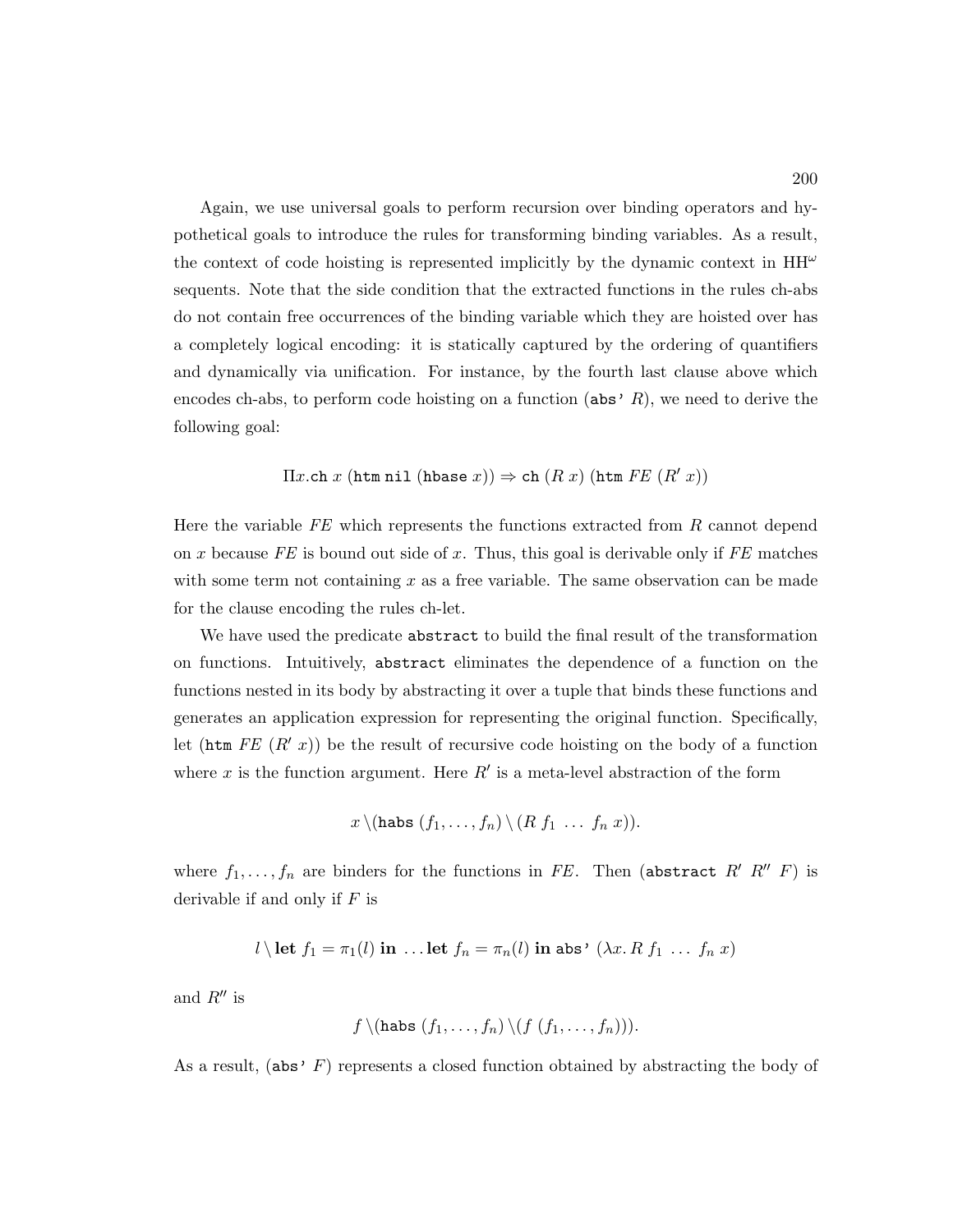Again, we use universal goals to perform recursion over binding operators and hypothetical goals to introduce the rules for transforming binding variables. As a result, the context of code hoisting is represented implicitly by the dynamic context in HH$^\omega$ sequents. Note that the side condition that the extracted functions in the rules ch-abs do not contain free occurrences of the binding variable which they are hoisted over has a completely logical encoding: it is statically captured by the ordering of quantifiers and dynamically via unification. For instance, by the fourth last clause above which encodes ch-abs, to perform code hoisting on a function ($\texttt{abs'}\ R$), we need to derive the following goal:

$$\Pi x.\texttt{ch}\ x\ (\texttt{htm}\ \texttt{nil}\ (\texttt{hbase}\ x)) \Rightarrow \texttt{ch}\ (R\ x)\ (\texttt{htm}\ FE\ (R'\ x))$$

Here the variable $FE$ which represents the functions extracted from $R$ cannot depend on $x$ because $FE$ is bound out side of $x$. Thus, this goal is derivable only if $FE$ matches with some term not containing $x$ as a free variable. The same observation can be made for the clause encoding the rules ch-let.

We have used the predicate `abstract` to build the final result of the transformation on functions. Intuitively, `abstract` eliminates the dependence of a function on the functions nested in its body by abstracting it over a tuple that binds these functions and generates an application expression for representing the original function. Specifically, let ($\texttt{htm}\ FE\ (R'\ x)$) be the result of recursive code hoisting on the body of a function where $x$ is the function argument. Here $R'$ is a meta-level abstraction of the form

$$x \setminus (\texttt{habs}\ (f_1, \ldots, f_n) \setminus (R\ f_1\ \ldots\ f_n\ x)).$$

where $f_1, \ldots, f_n$ are binders for the functions in $FE$. Then ($\texttt{abstract}\ R'\ R''\ F$) is derivable if and only if $F$ is

$$l \setminus \textbf{let}\ f_1 = \pi_1(l)\ \textbf{in}\ \ldots \textbf{let}\ f_n = \pi_n(l)\ \textbf{in}\ \texttt{abs'}\ (\lambda x.\, R\ f_1\ \ldots\ f_n\ x)$$

and $R''$ is

$$f \setminus (\texttt{habs}\ (f_1, \ldots, f_n) \setminus (f\ (f_1, \ldots, f_n))).$$

As a result, ($\texttt{abs'}\ F$) represents a closed function obtained by abstracting the body of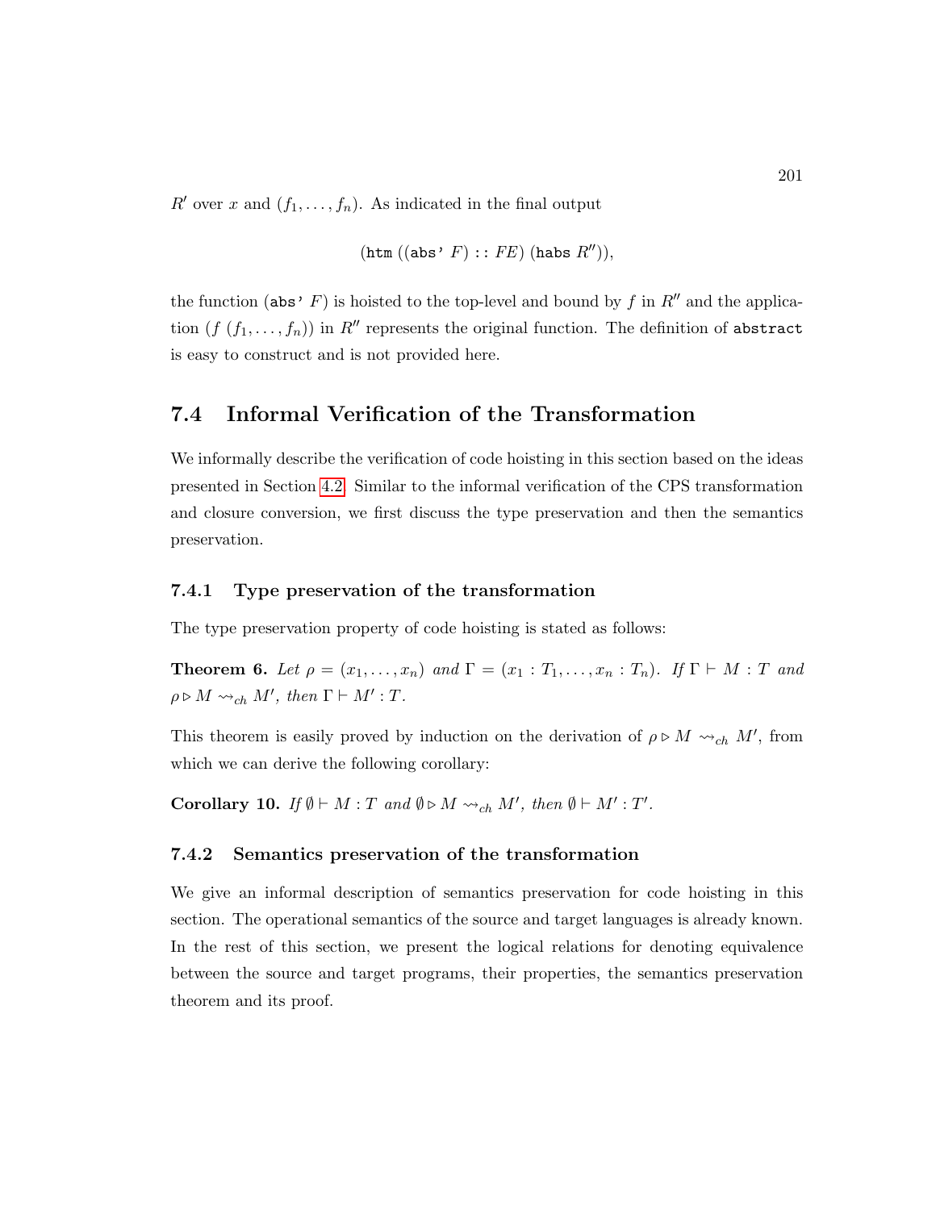$R'$ over $x$ and $(f_1, \ldots, f_n)$. As indicated in the final output

$$(\texttt{htm}\ ((\texttt{abs'}\ F) :: FE)\ (\texttt{habs}\ R'')),$$

the function $(\texttt{abs'}\ F)$ is hoisted to the top-level and bound by $f$ in $R''$ and the application $(f\ (f_1, \ldots, f_n))$ in $R''$ represents the original function. The definition of `abstract` is easy to construct and is not provided here.

## 7.4 Informal Verification of the Transformation

We informally describe the verification of code hoisting in this section based on the ideas presented in Section 4.2. Similar to the informal verification of the CPS transformation and closure conversion, we first discuss the type preservation and then the semantics preservation.

### 7.4.1 Type preservation of the transformation

The type preservation property of code hoisting is stated as follows:

**Theorem 6.** *Let* $\rho = (x_1, \ldots, x_n)$ *and* $\Gamma = (x_1 : T_1, \ldots, x_n : T_n)$*. If* $\Gamma \vdash M : T$ *and* $\rho \triangleright M \rightsquigarrow_{ch} M'$*, then* $\Gamma \vdash M' : T$*.*

This theorem is easily proved by induction on the derivation of $\rho \triangleright M \rightsquigarrow_{ch} M'$, from which we can derive the following corollary:

**Corollary 10.** *If* $\emptyset \vdash M : T$ *and* $\emptyset \triangleright M \rightsquigarrow_{ch} M'$*, then* $\emptyset \vdash M' : T'$*.*

### 7.4.2 Semantics preservation of the transformation

We give an informal description of semantics preservation for code hoisting in this section. The operational semantics of the source and target languages is already known. In the rest of this section, we present the logical relations for denoting equivalence between the source and target programs, their properties, the semantics preservation theorem and its proof.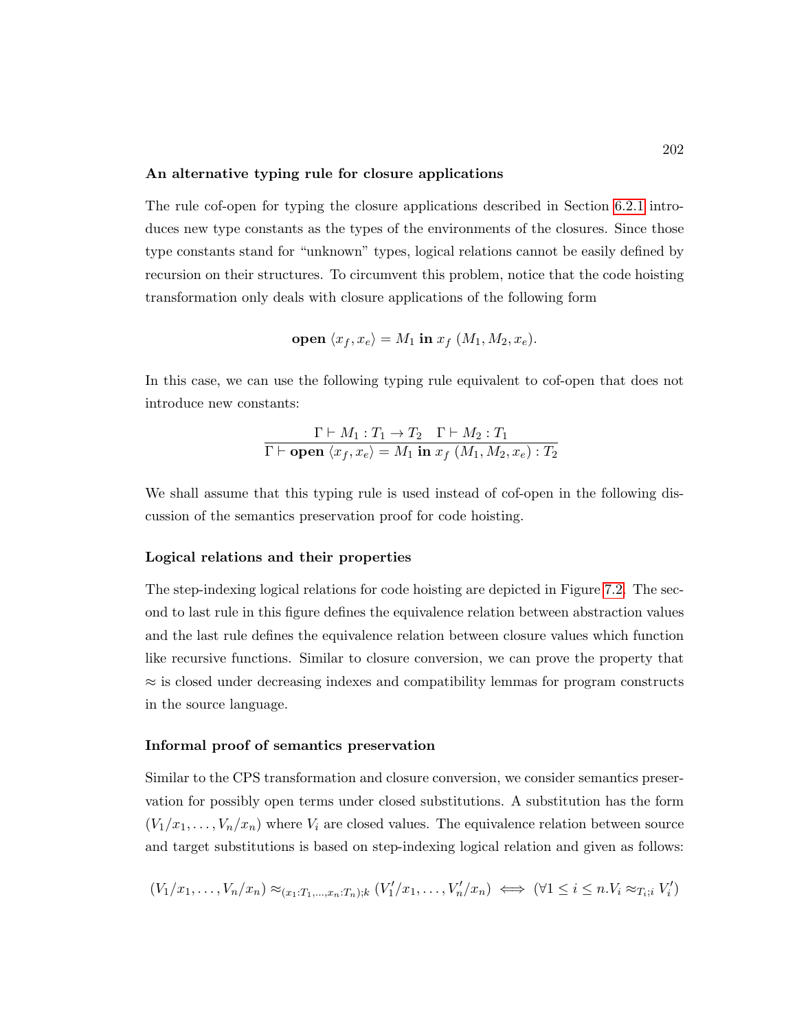### An alternative typing rule for closure applications

The rule cof-open for typing the closure applications described in Section 6.2.1 introduces new type constants as the types of the environments of the closures. Since those type constants stand for "unknown" types, logical relations cannot be easily defined by recursion on their structures. To circumvent this problem, notice that the code hoisting transformation only deals with closure applications of the following form

$$\textbf{open}\ \langle x_f, x_e \rangle = M_1\ \textbf{in}\ x_f\ (M_1, M_2, x_e).$$

In this case, we can use the following typing rule equivalent to cof-open that does not introduce new constants:

$$\frac{\Gamma \vdash M_1 : T_1 \to T_2 \quad \Gamma \vdash M_2 : T_1}{\Gamma \vdash \textbf{open}\ \langle x_f, x_e \rangle = M_1\ \textbf{in}\ x_f\ (M_1, M_2, x_e) : T_2}$$

We shall assume that this typing rule is used instead of cof-open in the following discussion of the semantics preservation proof for code hoisting.

### Logical relations and their properties

The step-indexing logical relations for code hoisting are depicted in Figure 7.2. The second to last rule in this figure defines the equivalence relation between abstraction values and the last rule defines the equivalence relation between closure values which function like recursive functions. Similar to closure conversion, we can prove the property that $\approx$ is closed under decreasing indexes and compatibility lemmas for program constructs in the source language.

### Informal proof of semantics preservation

Similar to the CPS transformation and closure conversion, we consider semantics preservation for possibly open terms under closed substitutions. A substitution has the form $(V_1/x_1, \ldots, V_n/x_n)$ where $V_i$ are closed values. The equivalence relation between source and target substitutions is based on step-indexing logical relation and given as follows:

$$(V_1/x_1, \ldots, V_n/x_n) \approx_{(x_1:T_1,\ldots,x_n:T_n);k} (V_1'/x_1, \ldots, V_n'/x_n) \iff (\forall 1 \le i \le n. V_i \approx_{T_i;i} V_i')$$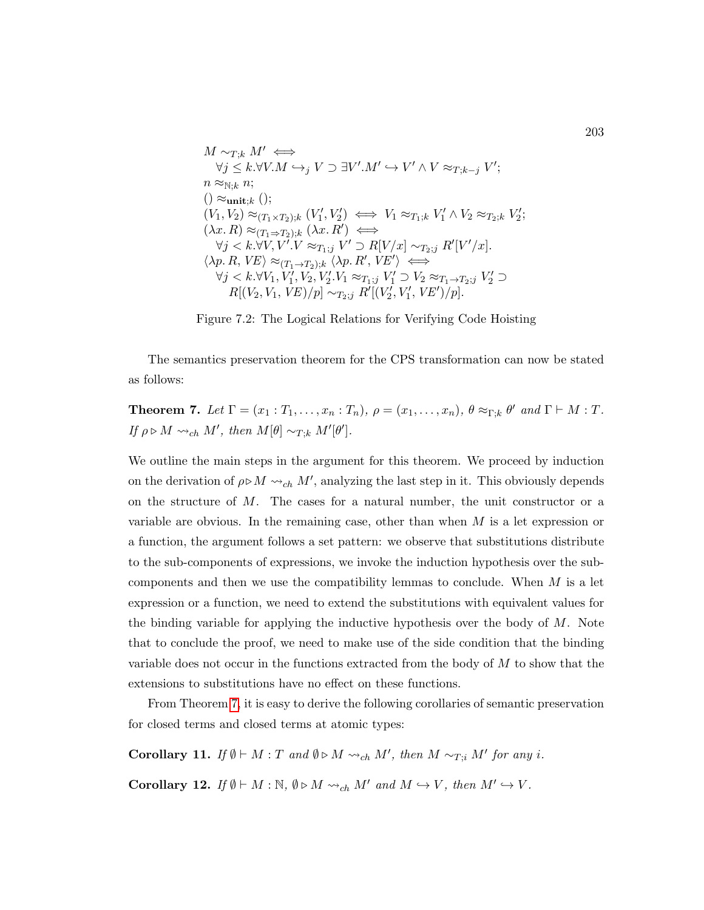$$
\begin{array}{l}
M \sim_{T;k} M' \iff \\
\quad \forall j \leq k. \forall V. M \hookrightarrow_j V \supset \exists V'. M' \hookrightarrow V' \wedge V \approx_{T;k-j} V'; \\
n \approx_{\mathbb{N};k} n; \\
() \approx_{\mathbf{unit};k} (); \\
(V_1, V_2) \approx_{(T_1 \times T_2);k} (V_1', V_2') \iff V_1 \approx_{T_1;k} V_1' \wedge V_2 \approx_{T_2;k} V_2'; \\
(\lambda x. R) \approx_{(T_1 \Rightarrow T_2);k} (\lambda x. R') \iff \\
\quad \forall j < k. \forall V, V'. V \approx_{T_1;j} V' \supset R[V/x] \sim_{T_2;j} R'[V'/x]. \\
\langle \lambda p. R, VE \rangle \approx_{(T_1 \rightarrow T_2);k} \langle \lambda p. R', VE' \rangle \iff \\
\quad \forall j < k. \forall V_1, V_1', V_2, V_2'. V_1 \approx_{T_1;j} V_1' \supset V_2 \approx_{T_1 \rightarrow T_2;j} V_2' \supset \\
\qquad R[(V_2, V_1, VE)/p] \sim_{T_2;j} R'[(V_2', V_1', VE')/p].
\end{array}
$$

Figure 7.2: The Logical Relations for Verifying Code Hoisting

The semantics preservation theorem for the CPS transformation can now be stated as follows:

**Theorem 7.** *Let* $\Gamma = (x_1 : T_1, \ldots, x_n : T_n)$*,* $\rho = (x_1, \ldots, x_n)$*,* $\theta \approx_{\Gamma;k} \theta'$ *and* $\Gamma \vdash M : T$*. If* $\rho \triangleright M \rightsquigarrow_{ch} M'$*, then* $M[\theta] \sim_{T;k} M'[\theta']$*.*

We outline the main steps in the argument for this theorem. We proceed by induction on the derivation of $\rho \triangleright M \rightsquigarrow_{ch} M'$, analyzing the last step in it. This obviously depends on the structure of $M$. The cases for a natural number, the unit constructor or a variable are obvious. In the remaining case, other than when $M$ is a let expression or a function, the argument follows a set pattern: we observe that substitutions distribute to the sub-components of expressions, we invoke the induction hypothesis over the sub-components and then we use the compatibility lemmas to conclude. When $M$ is a let expression or a function, we need to extend the substitutions with equivalent values for the binding variable for applying the inductive hypothesis over the body of $M$. Note that to conclude the proof, we need to make use of the side condition that the binding variable does not occur in the functions extracted from the body of $M$ to show that the extensions to substitutions have no effect on these functions.

From Theorem 7, it is easy to derive the following corollaries of semantic preservation for closed terms and closed terms at atomic types:

**Corollary 11.** *If* $\emptyset \vdash M : T$ *and* $\emptyset \triangleright M \rightsquigarrow_{ch} M'$*, then* $M \sim_{T;i} M'$ *for any* $i$*.*

**Corollary 12.** *If* $\emptyset \vdash M : \mathbb{N}$*,* $\emptyset \triangleright M \rightsquigarrow_{ch} M'$ *and* $M \hookrightarrow V$*, then* $M' \hookrightarrow V$*.*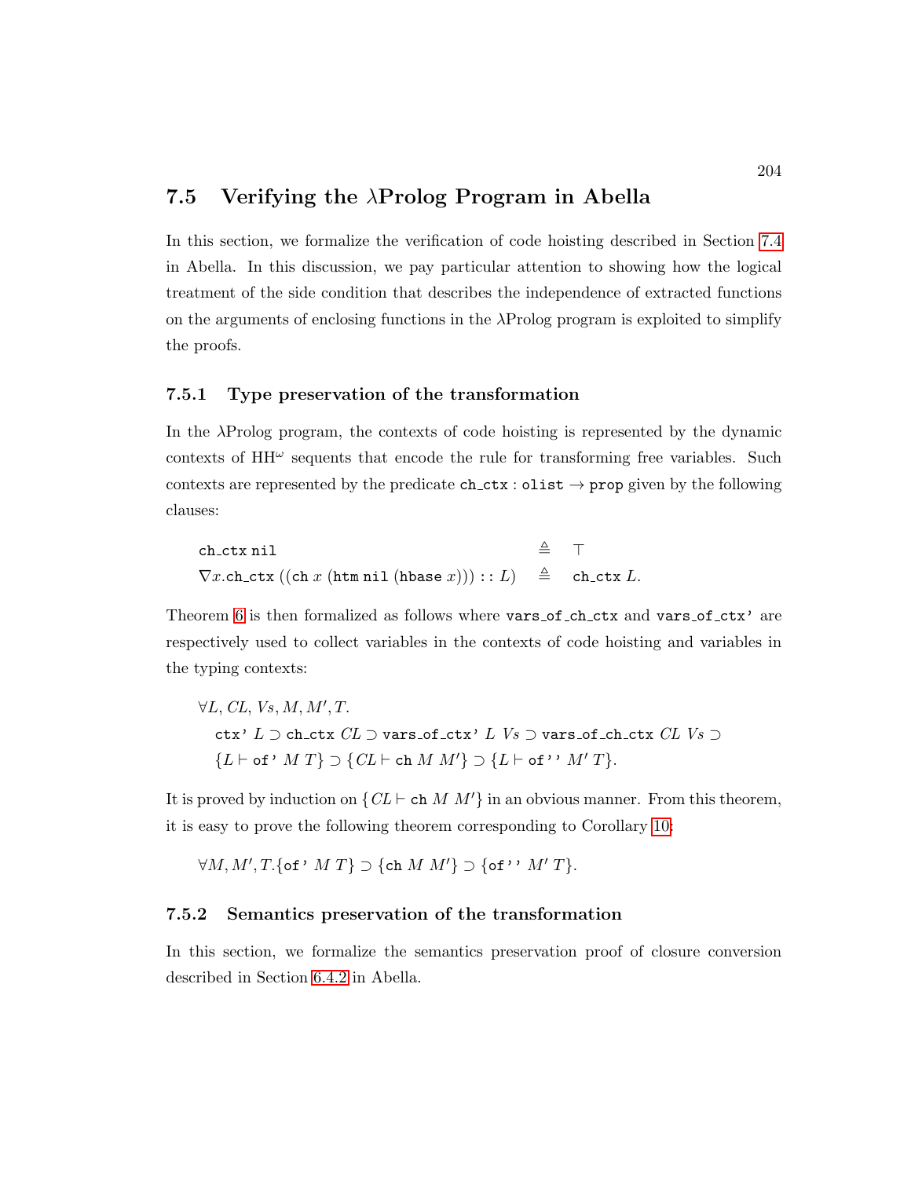## 7.5 Verifying the $\lambda$Prolog Program in Abella

In this section, we formalize the verification of code hoisting described in Section 7.4 in Abella. In this discussion, we pay particular attention to showing how the logical treatment of the side condition that describes the independence of extracted functions on the arguments of enclosing functions in the $\lambda$Prolog program is exploited to simplify the proofs.

### 7.5.1 Type preservation of the transformation

In the $\lambda$Prolog program, the contexts of code hoisting is represented by the dynamic contexts of HH$^\omega$ sequents that encode the rule for transforming free variables. Such contexts are represented by the predicate $\texttt{ch\_ctx} : \texttt{olist} \to \texttt{prop}$ given by the following clauses:

$$
\begin{array}{lcl}
\texttt{ch\_ctx}\ \texttt{nil} & \triangleq & \top \\
\nabla x.\texttt{ch\_ctx}\ ((\texttt{ch}\ x\ (\texttt{htm}\ \texttt{nil}\ (\texttt{hbase}\ x))) :: L) & \triangleq & \texttt{ch\_ctx}\ L.
\end{array}
$$

Theorem 6 is then formalized as follows where `vars_of_ch_ctx` and `vars_of_ctx'` are respectively used to collect variables in the contexts of code hoisting and variables in the typing contexts:

$$
\begin{array}{l}
\forall L, CL, Vs, M, M', T. \\
\quad \texttt{ctx'}\ L \supset \texttt{ch\_ctx}\ CL \supset \texttt{vars\_of\_ctx'}\ L\ Vs \supset \texttt{vars\_of\_ch\_ctx}\ CL\ Vs \supset \\
\quad \{L \vdash \texttt{of'}\ M\ T\} \supset \{CL \vdash \texttt{ch}\ M\ M'\} \supset \{L \vdash \texttt{of''}\ M'\ T\}.
\end{array}
$$

It is proved by induction on $\{CL \vdash \texttt{ch}\ M\ M'\}$ in an obvious manner. From this theorem, it is easy to prove the following theorem corresponding to Corollary 10:

$$
\forall M, M', T. \{\texttt{of'}\ M\ T\} \supset \{\texttt{ch}\ M\ M'\} \supset \{\texttt{of''}\ M'\ T\}.
$$

### 7.5.2 Semantics preservation of the transformation

In this section, we formalize the semantics preservation proof of closure conversion described in Section 6.4.2 in Abella.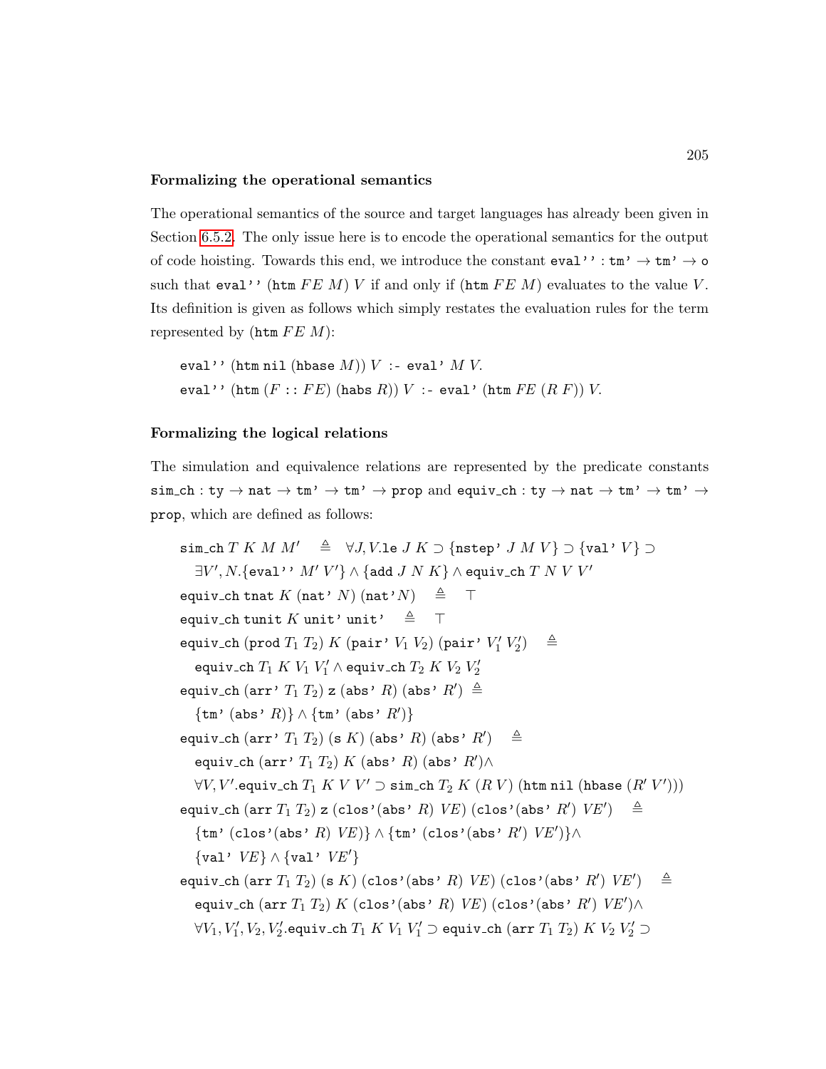**Formalizing the operational semantics**

The operational semantics of the source and target languages has already been given in Section 6.5.2. The only issue here is to encode the operational semantics for the output of code hoisting. Towards this end, we introduce the constant $\texttt{eval''} : \texttt{tm'} \to \texttt{tm'} \to \texttt{o}$ such that $\texttt{eval''}\ (\texttt{htm}\ FE\ M)\ V$ if and only if $(\texttt{htm}\ FE\ M)$ evaluates to the value $V$. Its definition is given as follows which simply restates the evaluation rules for the term represented by $(\texttt{htm}\ FE\ M)$:

$$\texttt{eval''}\ (\texttt{htm}\ \texttt{nil}\ (\texttt{hbase}\ M))\ V\ \texttt{:-}\ \texttt{eval'}\ M\ V.$$
$$\texttt{eval''}\ (\texttt{htm}\ (F :: FE)\ (\texttt{habs}\ R))\ V\ \texttt{:-}\ \texttt{eval'}\ (\texttt{htm}\ FE\ (R\ F))\ V.$$

**Formalizing the logical relations**

The simulation and equivalence relations are represented by the predicate constants $\texttt{sim\_ch} : \texttt{ty} \to \texttt{nat} \to \texttt{tm'} \to \texttt{tm'} \to \texttt{prop}$ and $\texttt{equiv\_ch} : \texttt{ty} \to \texttt{nat} \to \texttt{tm'} \to \texttt{tm'} \to \texttt{prop}$, which are defined as follows:

$$\texttt{sim\_ch}\ T\ K\ M\ M' \triangleq \forall J, V. \texttt{le}\ J\ K \supset \{\texttt{nstep'}\ J\ M\ V\} \supset \{\texttt{val'}\ V\} \supset$$
$$\quad \exists V', N. \{\texttt{eval''}\ M'\ V'\} \land \{\texttt{add}\ J\ N\ K\} \land \texttt{equiv\_ch}\ T\ N\ V\ V'$$
$$\texttt{equiv\_ch}\ \texttt{tnat}\ K\ (\texttt{nat'}\ N)\ (\texttt{nat'} N) \triangleq \top$$
$$\texttt{equiv\_ch}\ \texttt{tunit}\ K\ \texttt{unit'}\ \texttt{unit'} \triangleq \top$$
$$\texttt{equiv\_ch}\ (\texttt{prod}\ T_1\ T_2)\ K\ (\texttt{pair'}\ V_1\ V_2)\ (\texttt{pair'}\ V_1'\ V_2') \triangleq$$
$$\quad \texttt{equiv\_ch}\ T_1\ K\ V_1\ V_1' \land \texttt{equiv\_ch}\ T_2\ K\ V_2\ V_2'$$
$$\texttt{equiv\_ch}\ (\texttt{arr'}\ T_1\ T_2)\ \texttt{z}\ (\texttt{abs'}\ R)\ (\texttt{abs'}\ R') \triangleq$$
$$\quad \{\texttt{tm'}\ (\texttt{abs'}\ R)\} \land \{\texttt{tm'}\ (\texttt{abs'}\ R')\}$$
$$\texttt{equiv\_ch}\ (\texttt{arr'}\ T_1\ T_2)\ (\texttt{s}\ K)\ (\texttt{abs'}\ R)\ (\texttt{abs'}\ R') \triangleq$$
$$\quad \texttt{equiv\_ch}\ (\texttt{arr'}\ T_1\ T_2)\ K\ (\texttt{abs'}\ R)\ (\texttt{abs'}\ R') \land$$
$$\quad \forall V, V'. \texttt{equiv\_ch}\ T_1\ K\ V\ V' \supset \texttt{sim\_ch}\ T_2\ K\ (R\ V)\ (\texttt{htm}\ \texttt{nil}\ (\texttt{hbase}\ (R'\ V')))$$
$$\texttt{equiv\_ch}\ (\texttt{arr}\ T_1\ T_2)\ \texttt{z}\ (\texttt{clos'}(\texttt{abs'}\ R)\ VE)\ (\texttt{clos'}(\texttt{abs'}\ R')\ VE') \triangleq$$
$$\quad \{\texttt{tm'}\ (\texttt{clos'}(\texttt{abs'}\ R)\ VE)\} \land \{\texttt{tm'}\ (\texttt{clos'}(\texttt{abs'}\ R')\ VE')\} \land$$
$$\quad \{\texttt{val'}\ VE\} \land \{\texttt{val'}\ VE'\}$$
$$\texttt{equiv\_ch}\ (\texttt{arr}\ T_1\ T_2)\ (\texttt{s}\ K)\ (\texttt{clos'}(\texttt{abs'}\ R)\ VE)\ (\texttt{clos'}(\texttt{abs'}\ R')\ VE') \triangleq$$
$$\quad \texttt{equiv\_ch}\ (\texttt{arr}\ T_1\ T_2)\ K\ (\texttt{clos'}(\texttt{abs'}\ R)\ VE)\ (\texttt{clos'}(\texttt{abs'}\ R')\ VE') \land$$
$$\quad \forall V_1, V_1', V_2, V_2'. \texttt{equiv\_ch}\ T_1\ K\ V_1\ V_1' \supset \texttt{equiv\_ch}\ (\texttt{arr}\ T_1\ T_2)\ K\ V_2\ V_2' \supset$$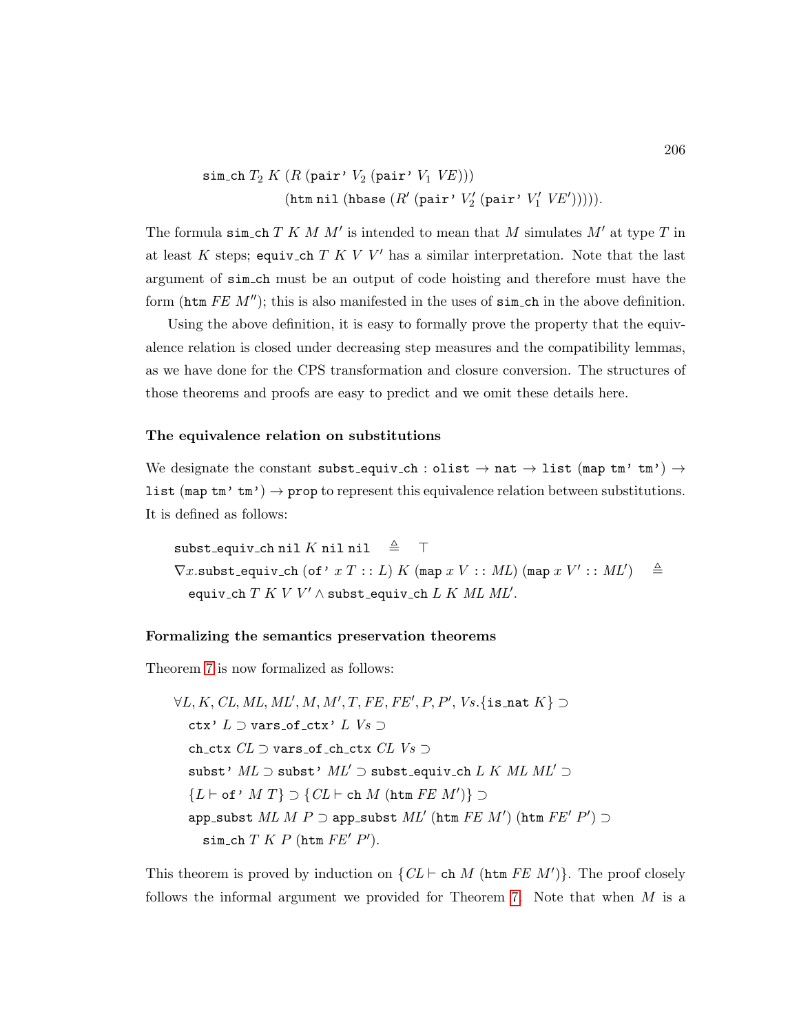$$\texttt{sim\_ch}\ T_2\ K\ (R\ (\texttt{pair'}\ V_2\ (\texttt{pair'}\ V_1\ VE)))$$
$$(\texttt{htm nil}\ (\texttt{hbase}\ (R'\ (\texttt{pair'}\ V_2'\ (\texttt{pair'}\ V_1'\ VE'))))).$$

The formula $\texttt{sim\_ch}\ T\ K\ M\ M'$ is intended to mean that $M$ simulates $M'$ at type $T$ in at least $K$ steps; $\texttt{equiv\_ch}\ T\ K\ V\ V'$ has a similar interpretation. Note that the last argument of $\texttt{sim\_ch}$ must be an output of code hoisting and therefore must have the form $(\texttt{htm}\ FE\ M'')$; this is also manifested in the uses of $\texttt{sim\_ch}$ in the above definition.

Using the above definition, it is easy to formally prove the property that the equivalence relation is closed under decreasing step measures and the compatibility lemmas, as we have done for the CPS transformation and closure conversion. The structures of those theorems and proofs are easy to predict and we omit these details here.

**The equivalence relation on substitutions**

We designate the constant $\texttt{subst\_equiv\_ch} : \texttt{olist} \rightarrow \texttt{nat} \rightarrow \texttt{list}\ (\texttt{map tm' tm'}) \rightarrow \texttt{list}\ (\texttt{map tm' tm'}) \rightarrow \texttt{prop}$ to represent this equivalence relation between substitutions. It is defined as follows:

$$\texttt{subst\_equiv\_ch nil}\ K\ \texttt{nil nil} \quad \triangleq \quad \top$$
$$\nabla x.\texttt{subst\_equiv\_ch}\ (\texttt{of'}\ x\ T :: L)\ K\ (\texttt{map}\ x\ V :: ML)\ (\texttt{map}\ x\ V' :: ML') \quad \triangleq$$
$$\texttt{equiv\_ch}\ T\ K\ V\ V' \wedge \texttt{subst\_equiv\_ch}\ L\ K\ ML\ ML'.$$

**Formalizing the semantics preservation theorems**

Theorem 7 is now formalized as follows:

$$\forall L, K, CL, ML, ML', M, M', T, FE, FE', P, P', Vs. \{\texttt{is\_nat}\ K\} \supset$$
$$\texttt{ctx'}\ L \supset \texttt{vars\_of\_ctx'}\ L\ Vs \supset$$
$$\texttt{ch\_ctx}\ CL \supset \texttt{vars\_of\_ch\_ctx}\ CL\ Vs \supset$$
$$\texttt{subst'}\ ML \supset \texttt{subst'}\ ML' \supset \texttt{subst\_equiv\_ch}\ L\ K\ ML\ ML' \supset$$
$$\{L \vdash \texttt{of'}\ M\ T\} \supset \{CL \vdash \texttt{ch}\ M\ (\texttt{htm}\ FE\ M')\} \supset$$
$$\texttt{app\_subst}\ ML\ M\ P \supset \texttt{app\_subst}\ ML'\ (\texttt{htm}\ FE\ M')\ (\texttt{htm}\ FE'\ P') \supset$$
$$\texttt{sim\_ch}\ T\ K\ P\ (\texttt{htm}\ FE'\ P').$$

This theorem is proved by induction on $\{CL \vdash \texttt{ch}\ M\ (\texttt{htm}\ FE\ M')\}$. The proof closely follows the informal argument we provided for Theorem 7. Note that when $M$ is a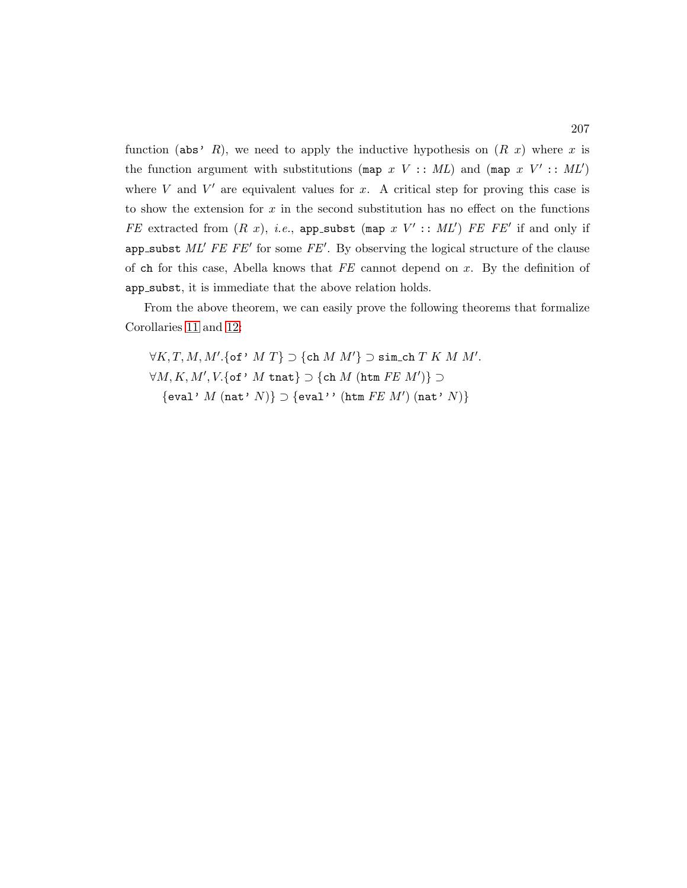function (abs' $R$), we need to apply the inductive hypothesis on ($R$ $x$) where $x$ is the function argument with substitutions (map $x$ $V$ :: $ML$) and (map $x$ $V'$ :: $ML'$) where $V$ and $V'$ are equivalent values for $x$. A critical step for proving this case is to show the extension for $x$ in the second substitution has no effect on the functions $FE$ extracted from ($R$ $x$), *i.e.*, app_subst (map $x$ $V'$ :: $ML'$) $FE$ $FE'$ if and only if app_subst $ML'$ $FE$ $FE'$ for some $FE'$. By observing the logical structure of the clause of ch for this case, Abella knows that $FE$ cannot depend on $x$. By the definition of app_subst, it is immediate that the above relation holds.

From the above theorem, we can easily prove the following theorems that formalize Corollaries 11 and 12:

$\forall K, T, M, M'.\{$of' $M$ $T\} \supset \{$ch $M$ $M'\} \supset$ sim_ch $T$ $K$ $M$ $M'$.

$\forall M, K, M', V.\{$of' $M$ tnat$\} \supset \{$ch $M$ (htm $FE$ $M'$)$\} \supset$
$\{$eval' $M$ (nat' $N$)$\} \supset \{$eval'' (htm $FE$ $M'$) (nat' $N$)$\}$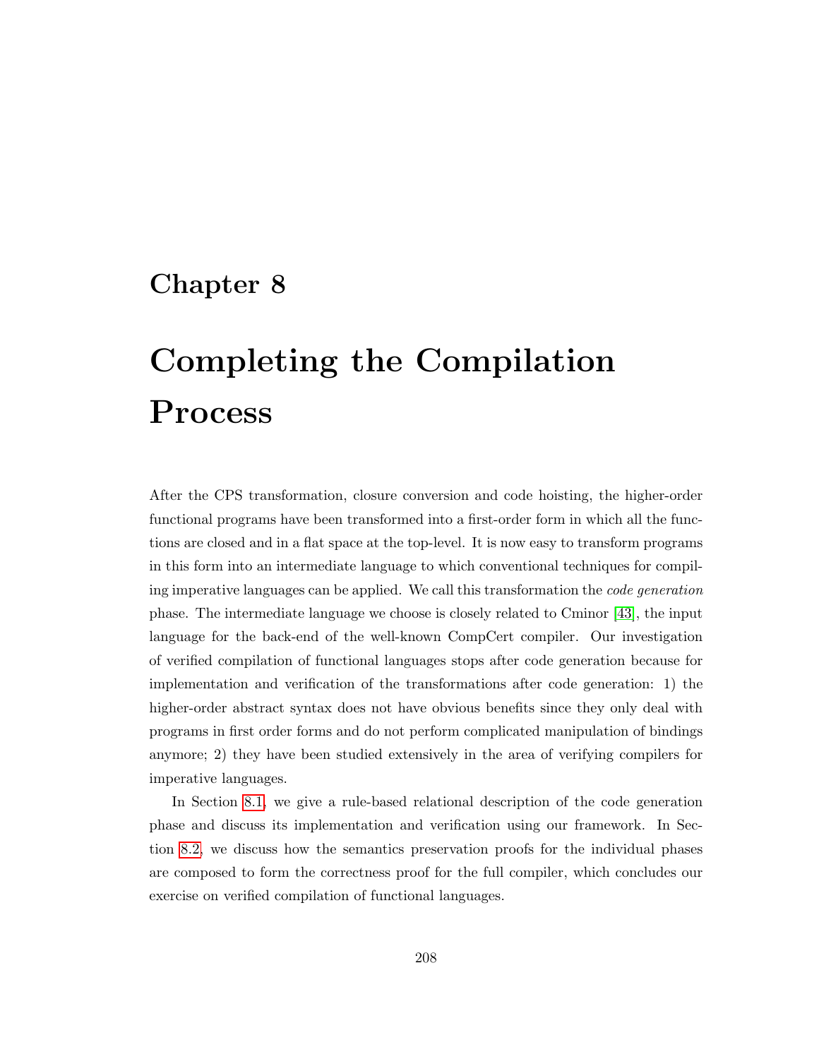# Chapter 8

# Completing the Compilation Process

After the CPS transformation, closure conversion and code hoisting, the higher-order functional programs have been transformed into a first-order form in which all the functions are closed and in a flat space at the top-level. It is now easy to transform programs in this form into an intermediate language to which conventional techniques for compiling imperative languages can be applied. We call this transformation the *code generation* phase. The intermediate language we choose is closely related to Cminor [43], the input language for the back-end of the well-known CompCert compiler. Our investigation of verified compilation of functional languages stops after code generation because for implementation and verification of the transformations after code generation: 1) the higher-order abstract syntax does not have obvious benefits since they only deal with programs in first order forms and do not perform complicated manipulation of bindings anymore; 2) they have been studied extensively in the area of verifying compilers for imperative languages.

In Section 8.1, we give a rule-based relational description of the code generation phase and discuss its implementation and verification using our framework. In Section 8.2, we discuss how the semantics preservation proofs for the individual phases are composed to form the correctness proof for the full compiler, which concludes our exercise on verified compilation of functional languages.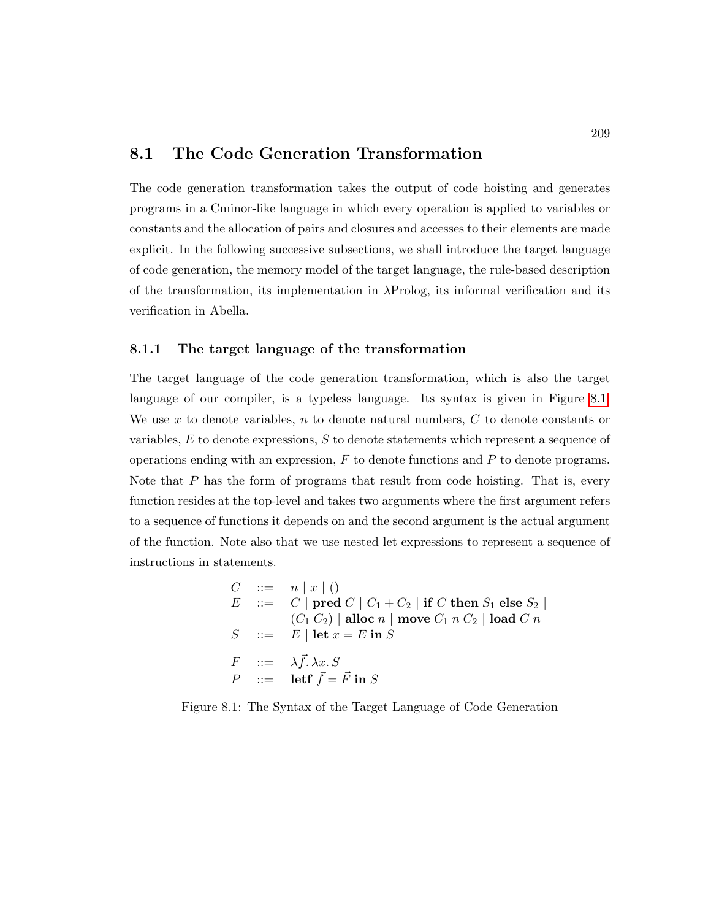## 8.1 The Code Generation Transformation

The code generation transformation takes the output of code hoisting and generates programs in a Cminor-like language in which every operation is applied to variables or constants and the allocation of pairs and closures and accesses to their elements are made explicit. In the following successive subsections, we shall introduce the target language of code generation, the memory model of the target language, the rule-based description of the transformation, its implementation in λProlog, its informal verification and its verification in Abella.

### 8.1.1 The target language of the transformation

The target language of the code generation transformation, which is also the target language of our compiler, is a typeless language. Its syntax is given in Figure 8.1. We use $x$ to denote variables, $n$ to denote natural numbers, $C$ to denote constants or variables, $E$ to denote expressions, $S$ to denote statements which represent a sequence of operations ending with an expression, $F$ to denote functions and $P$ to denote programs. Note that $P$ has the form of programs that result from code hoisting. That is, every function resides at the top-level and takes two arguments where the first argument refers to a sequence of functions it depends on and the second argument is the actual argument of the function. Note also that we use nested let expressions to represent a sequence of instructions in statements.

$$
\begin{array}{rcl}
C & ::= & n \mid x \mid () \\
E & ::= & C \mid \textbf{pred}\ C \mid C_1 + C_2 \mid \textbf{if}\ C\ \textbf{then}\ S_1\ \textbf{else}\ S_2 \mid \\
  &     & (C_1\ C_2) \mid \textbf{alloc}\ n \mid \textbf{move}\ C_1\ n\ C_2 \mid \textbf{load}\ C\ n \\
S & ::= & E \mid \textbf{let}\ x = E\ \textbf{in}\ S \\
 & & \\
F & ::= & \lambda \vec{f}.\, \lambda x.\, S \\
P & ::= & \textbf{letf}\ \vec{f} = \vec{F}\ \textbf{in}\ S
\end{array}
$$

Figure 8.1: The Syntax of the Target Language of Code Generation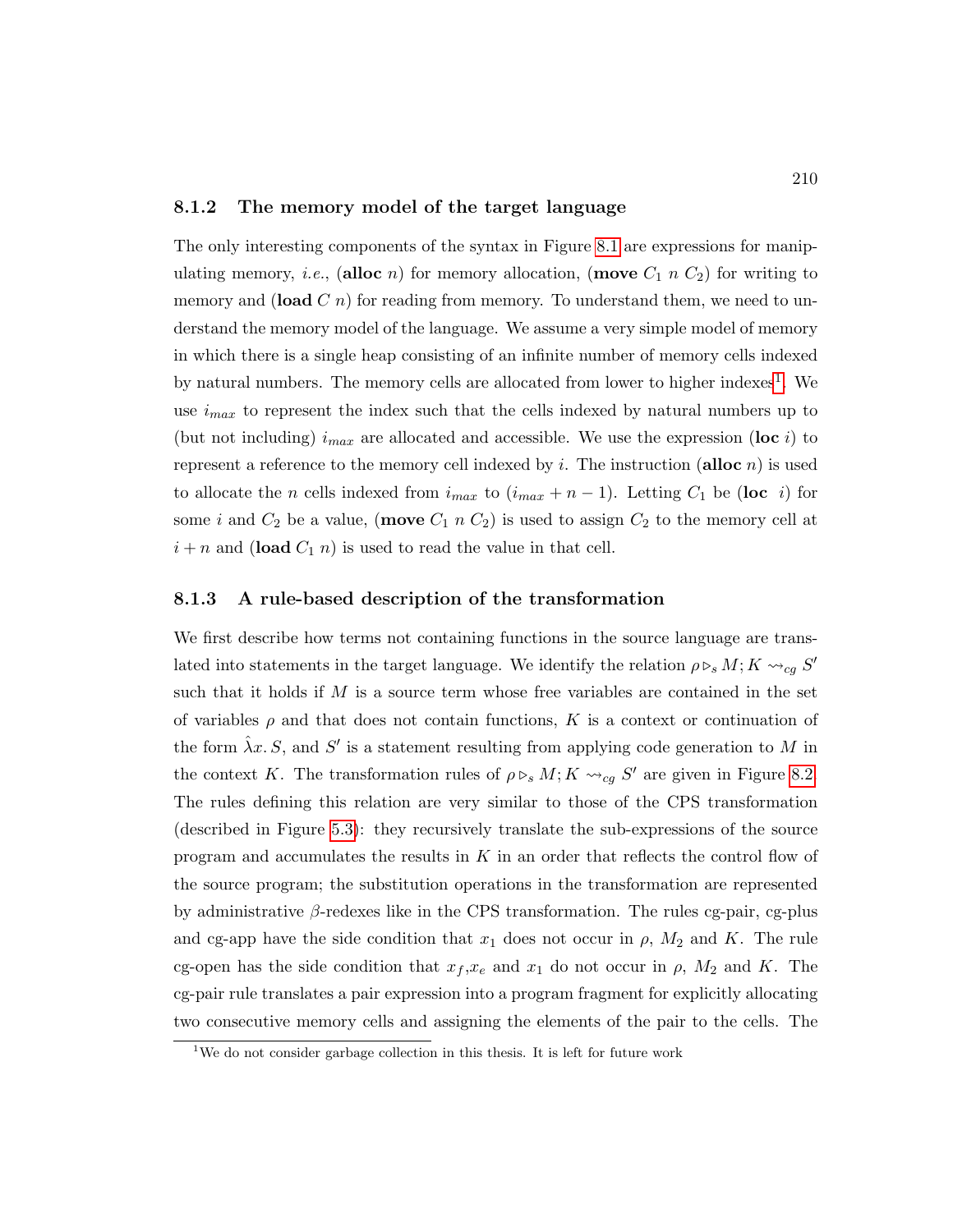### 8.1.2 The memory model of the target language

The only interesting components of the syntax in Figure 8.1 are expressions for manipulating memory, *i.e.*, (**alloc** $n$) for memory allocation, (**move** $C_1$ $n$ $C_2$) for writing to memory and (**load** $C$ $n$) for reading from memory. To understand them, we need to understand the memory model of the language. We assume a very simple model of memory in which there is a single heap consisting of an infinite number of memory cells indexed by natural numbers. The memory cells are allocated from lower to higher indexes[1]. We use $i_{max}$ to represent the index such that the cells indexed by natural numbers up to (but not including) $i_{max}$ are allocated and accessible. We use the expression (**loc** $i$) to represent a reference to the memory cell indexed by $i$. The instruction (**alloc** $n$) is used to allocate the $n$ cells indexed from $i_{max}$ to $(i_{max} + n - 1)$. Letting $C_1$ be (**loc** $i$) for some $i$ and $C_2$ be a value, (**move** $C_1$ $n$ $C_2$) is used to assign $C_2$ to the memory cell at $i + n$ and (**load** $C_1$ $n$) is used to read the value in that cell.

### 8.1.3 A rule-based description of the transformation

We first describe how terms not containing functions in the source language are translated into statements in the target language. We identify the relation $\rho \triangleright_s M; K \leadsto_{cg} S'$ such that it holds if $M$ is a source term whose free variables are contained in the set of variables $\rho$ and that does not contain functions, $K$ is a context or continuation of the form $\hat{\lambda} x. S$, and $S'$ is a statement resulting from applying code generation to $M$ in the context $K$. The transformation rules of $\rho \triangleright_s M; K \leadsto_{cg} S'$ are given in Figure 8.2. The rules defining this relation are very similar to those of the CPS transformation (described in Figure 5.3): they recursively translate the sub-expressions of the source program and accumulates the results in $K$ in an order that reflects the control flow of the source program; the substitution operations in the transformation are represented by administrative $\beta$-redexes like in the CPS transformation. The rules cg-pair, cg-plus and cg-app have the side condition that $x_1$ does not occur in $\rho$, $M_2$ and $K$. The rule cg-open has the side condition that $x_f$,$x_e$ and $x_1$ do not occur in $\rho$, $M_2$ and $K$. The cg-pair rule translates a pair expression into a program fragment for explicitly allocating two consecutive memory cells and assigning the elements of the pair to the cells. The

[1] We do not consider garbage collection in this thesis. It is left for future work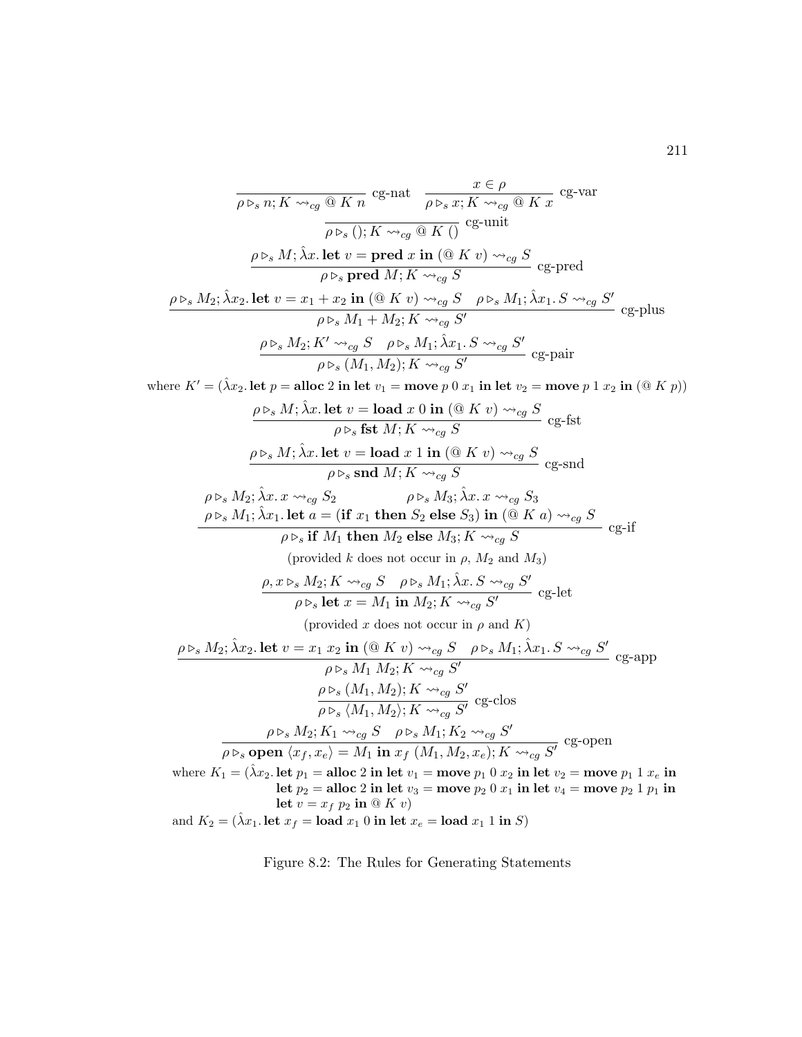$$\frac{}{\rho \rhd_s n; K \rightsquigarrow_{cg} @\ K\ n}\ \text{cg-nat} \qquad \frac{x \in \rho}{\rho \rhd_s x; K \rightsquigarrow_{cg} @\ K\ x}\ \text{cg-var}$$

$$\frac{}{\rho \rhd_s (); K \rightsquigarrow_{cg} @\ K\ ()}\ \text{cg-unit}$$

$$\frac{\rho \rhd_s M; \hat{\lambda} x.\, \textbf{let}\ v = \textbf{pred}\ x\ \textbf{in}\ (@\ K\ v) \rightsquigarrow_{cg} S}{\rho \rhd_s \textbf{pred}\ M; K \rightsquigarrow_{cg} S}\ \text{cg-pred}$$

$$\frac{\rho \rhd_s M_2; \hat{\lambda} x_2.\, \textbf{let}\ v = x_1 + x_2\ \textbf{in}\ (@\ K\ v) \rightsquigarrow_{cg} S \quad \rho \rhd_s M_1; \hat{\lambda} x_1.\, S \rightsquigarrow_{cg} S'}{\rho \rhd_s M_1 + M_2; K \rightsquigarrow_{cg} S'}\ \text{cg-plus}$$

$$\frac{\rho \rhd_s M_2; K' \rightsquigarrow_{cg} S \quad \rho \rhd_s M_1; \hat{\lambda} x_1.\, S \rightsquigarrow_{cg} S'}{\rho \rhd_s (M_1, M_2); K \rightsquigarrow_{cg} S'}\ \text{cg-pair}$$

where $K' = (\hat{\lambda} x_2.\, \textbf{let}\ p = \textbf{alloc}\ 2\ \textbf{in let}\ v_1 = \textbf{move}\ p\ 0\ x_1\ \textbf{in let}\ v_2 = \textbf{move}\ p\ 1\ x_2\ \textbf{in}\ (@\ K\ p))$

$$\frac{\rho \rhd_s M; \hat{\lambda} x.\, \textbf{let}\ v = \textbf{load}\ x\ 0\ \textbf{in}\ (@\ K\ v) \rightsquigarrow_{cg} S}{\rho \rhd_s \textbf{fst}\ M; K \rightsquigarrow_{cg} S}\ \text{cg-fst}$$

$$\frac{\rho \rhd_s M; \hat{\lambda} x.\, \textbf{let}\ v = \textbf{load}\ x\ 1\ \textbf{in}\ (@\ K\ v) \rightsquigarrow_{cg} S}{\rho \rhd_s \textbf{snd}\ M; K \rightsquigarrow_{cg} S}\ \text{cg-snd}$$

$$\frac{\begin{array}{ll}\rho \rhd_s M_2; \hat{\lambda} x.\, x \rightsquigarrow_{cg} S_2 & \rho \rhd_s M_3; \hat{\lambda} x.\, x \rightsquigarrow_{cg} S_3 \\ \multicolumn{2}{l}{\rho \rhd_s M_1; \hat{\lambda} x_1.\, \textbf{let}\ a = (\textbf{if}\ x_1\ \textbf{then}\ S_2\ \textbf{else}\ S_3)\ \textbf{in}\ (@\ K\ a) \rightsquigarrow_{cg} S}\end{array}}{\rho \rhd_s \textbf{if}\ M_1\ \textbf{then}\ M_2\ \textbf{else}\ M_3; K \rightsquigarrow_{cg} S}\ \text{cg-if}$$

(provided $k$ does not occur in $\rho$, $M_2$ and $M_3$)

$$\frac{\rho, x \rhd_s M_2; K \rightsquigarrow_{cg} S \quad \rho \rhd_s M_1; \hat{\lambda} x.\, S \rightsquigarrow_{cg} S'}{\rho \rhd_s \textbf{let}\ x = M_1\ \textbf{in}\ M_2; K \rightsquigarrow_{cg} S'}\ \text{cg-let}$$

(provided $x$ does not occur in $\rho$ and $K$)

$$\frac{\rho \rhd_s M_2; \hat{\lambda} x_2.\, \textbf{let}\ v = x_1\ x_2\ \textbf{in}\ (@\ K\ v) \rightsquigarrow_{cg} S \quad \rho \rhd_s M_1; \hat{\lambda} x_1.\, S \rightsquigarrow_{cg} S'}{\rho \rhd_s M_1\ M_2; K \rightsquigarrow_{cg} S'}\ \text{cg-app}$$

$$\frac{\rho \rhd_s (M_1, M_2); K \rightsquigarrow_{cg} S'}{\rho \rhd_s \langle M_1, M_2 \rangle; K \rightsquigarrow_{cg} S'}\ \text{cg-clos}$$

$$\frac{\rho \rhd_s M_2; K_1 \rightsquigarrow_{cg} S \quad \rho \rhd_s M_1; K_2 \rightsquigarrow_{cg} S'}{\rho \rhd_s \textbf{open}\ \langle x_f, x_e \rangle = M_1\ \textbf{in}\ x_f\ (M_1, M_2, x_e); K \rightsquigarrow_{cg} S'}\ \text{cg-open}$$

where $K_1 = (\hat{\lambda} x_2.\, \textbf{let}\ p_1 = \textbf{alloc}\ 2\ \textbf{in let}\ v_1 = \textbf{move}\ p_1\ 0\ x_2\ \textbf{in let}\ v_2 = \textbf{move}\ p_1\ 1\ x_e\ \textbf{in}$
$\textbf{let}\ p_2 = \textbf{alloc}\ 2\ \textbf{in let}\ v_3 = \textbf{move}\ p_2\ 0\ x_1\ \textbf{in let}\ v_4 = \textbf{move}\ p_2\ 1\ p_1\ \textbf{in}$
$\textbf{let}\ v = x_f\ p_2\ \textbf{in}\ @\ K\ v)$

and $K_2 = (\hat{\lambda} x_1.\, \textbf{let}\ x_f = \textbf{load}\ x_1\ 0\ \textbf{in let}\ x_e = \textbf{load}\ x_1\ 1\ \textbf{in}\ S)$

Figure 8.2: The Rules for Generating Statements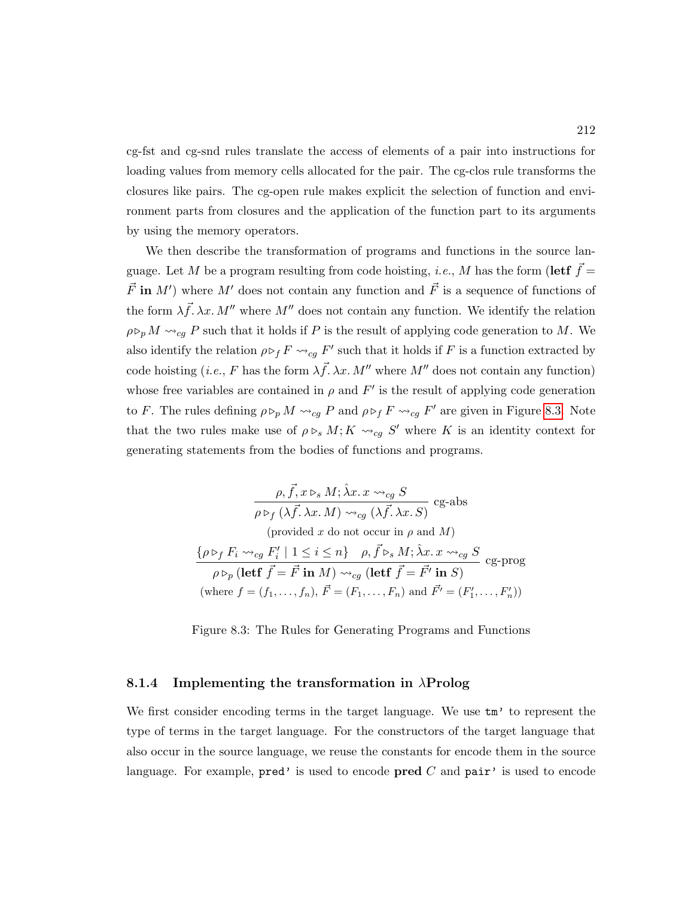cg-fst and cg-snd rules translate the access of elements of a pair into instructions for loading values from memory cells allocated for the pair. The cg-clos rule transforms the closures like pairs. The cg-open rule makes explicit the selection of function and environment parts from closures and the application of the function part to its arguments by using the memory operators.

We then describe the transformation of programs and functions in the source language. Let $M$ be a program resulting from code hoisting, *i.e.*, $M$ has the form $(\textbf{letf}\ \vec{f} = \vec{F}\ \textbf{in}\ M')$ where $M'$ does not contain any function and $\vec{F}$ is a sequence of functions of the form $\lambda\vec{f}.\,\lambda x.\,M''$ where $M''$ does not contain any function. We identify the relation $\rho \triangleright_p M \rightsquigarrow_{cg} P$ such that it holds if $P$ is the result of applying code generation to $M$. We also identify the relation $\rho \triangleright_f F \rightsquigarrow_{cg} F'$ such that it holds if $F$ is a function extracted by code hoisting (*i.e.*, $F$ has the form $\lambda\vec{f}.\,\lambda x.\,M''$ where $M''$ does not contain any function) whose free variables are contained in $\rho$ and $F'$ is the result of applying code generation to $F$. The rules defining $\rho \triangleright_p M \rightsquigarrow_{cg} P$ and $\rho \triangleright_f F \rightsquigarrow_{cg} F'$ are given in Figure 8.3. Note that the two rules make use of $\rho \triangleright_s M; K \rightsquigarrow_{cg} S'$ where $K$ is an identity context for generating statements from the bodies of functions and programs.

$$\frac{\rho, \vec{f}, x \triangleright_s M; \hat{\lambda} x.\, x \rightsquigarrow_{cg} S}{\rho \triangleright_f (\lambda\vec{f}.\,\lambda x.\,M) \rightsquigarrow_{cg} (\lambda\vec{f}.\,\lambda x.\,S)}\ \text{cg-abs}$$

(provided $x$ do not occur in $\rho$ and $M$)

$$\frac{\{\rho \triangleright_f F_i \rightsquigarrow_{cg} F'_i \mid 1 \le i \le n\} \quad \rho, \vec{f} \triangleright_s M; \hat{\lambda} x.\, x \rightsquigarrow_{cg} S}{\rho \triangleright_p (\textbf{letf}\ \vec{f} = \vec{F}\ \textbf{in}\ M) \rightsquigarrow_{cg} (\textbf{letf}\ \vec{f} = \vec{F'}\ \textbf{in}\ S)}\ \text{cg-prog}$$

(where $f = (f_1, \ldots, f_n)$, $\vec{F} = (F_1, \ldots, F_n)$ and $\vec{F'} = (F'_1, \ldots, F'_n)$)

Figure 8.3: The Rules for Generating Programs and Functions

### 8.1.4 Implementing the transformation in λProlog

We first consider encoding terms in the target language. We use `tm'` to represent the type of terms in the target language. For the constructors of the target language that also occur in the source language, we reuse the constants for encode them in the source language. For example, `pred'` is used to encode **pred** $C$ and `pair'` is used to encode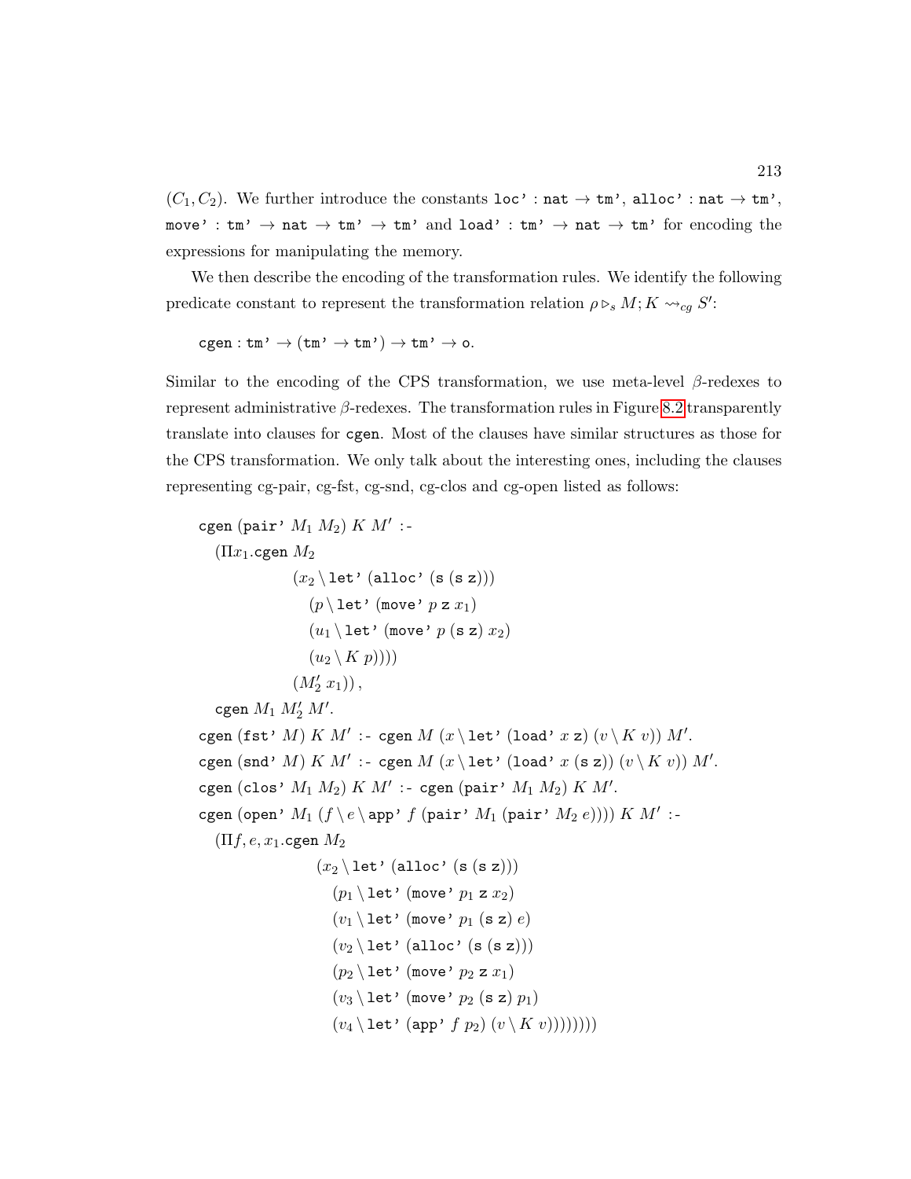$(C_1, C_2)$. We further introduce the constants `loc'` : $\texttt{nat} \to \texttt{tm'}$, `alloc'` : $\texttt{nat} \to \texttt{tm'}$, `move'` : $\texttt{tm'} \to \texttt{nat} \to \texttt{tm'} \to \texttt{tm'}$ and `load'` : $\texttt{tm'} \to \texttt{nat} \to \texttt{tm'}$ for encoding the expressions for manipulating the memory.

We then describe the encoding of the transformation rules. We identify the following predicate constant to represent the transformation relation $\rho \triangleright_s M; K \rightsquigarrow_{cg} S'$:

$$\texttt{cgen} : \texttt{tm'} \to (\texttt{tm'} \to \texttt{tm'}) \to \texttt{tm'} \to \texttt{o}.$$

Similar to the encoding of the CPS transformation, we use meta-level $\beta$-redexes to represent administrative $\beta$-redexes. The transformation rules in Figure 8.2 transparently translate into clauses for `cgen`. Most of the clauses have similar structures as those for the CPS transformation. We only talk about the interesting ones, including the clauses representing cg-pair, cg-fst, cg-snd, cg-clos and cg-open listed as follows:

```
cgen (pair' M1 M2) K M' :-
  (Πx1.cgen M2
          (x2 \ let' (alloc' (s (s z)))
             (p \ let' (move' p z x1)
             (u1 \ let' (move' p (s z) x2)
             (u2 \ K p))))
          (M2' x1)),
  cgen M1 M2' M'.
cgen (fst' M) K M' :- cgen M (x \ let' (load' x z) (v \ K v)) M'.
cgen (snd' M) K M' :- cgen M (x \ let' (load' x (s z)) (v \ K v)) M'.
cgen (clos' M1 M2) K M' :- cgen (pair' M1 M2) K M'.
cgen (open' M1 (f \ e \ app' f (pair' M1 (pair' M2 e)))) K M' :-
  (Πf, e, x1.cgen M2
            (x2 \ let' (alloc' (s (s z)))
              (p1 \ let' (move' p1 z x2)
              (v1 \ let' (move' p1 (s z) e)
              (v2 \ let' (alloc' (s (s z)))
              (p2 \ let' (move' p2 z x1)
              (v3 \ let' (move' p2 (s z) p1)
              (v4 \ let' (app' f p2) (v \ K v))))))))
```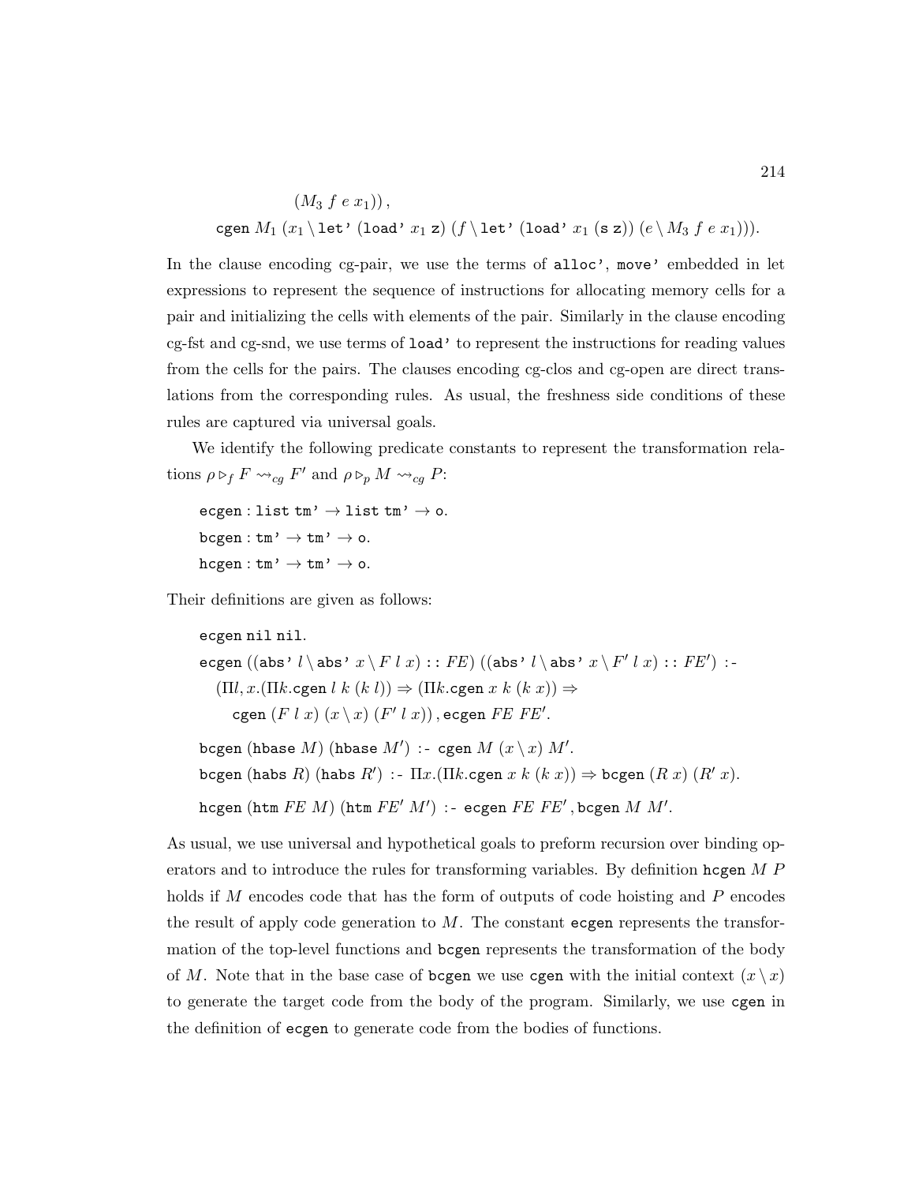$$(M_3\ f\ e\ x_1))\,,$$

$$\texttt{cgen}\ M_1\ (x_1 \setminus \texttt{let'}\ (\texttt{load'}\ x_1\ \texttt{z})\ (f \setminus \texttt{let'}\ (\texttt{load'}\ x_1\ (\texttt{s}\ \texttt{z}))\ (e \setminus M_3\ f\ e\ x_1))).$$

In the clause encoding cg-pair, we use the terms of `alloc'`, `move'` embedded in let expressions to represent the sequence of instructions for allocating memory cells for a pair and initializing the cells with elements of the pair. Similarly in the clause encoding cg-fst and cg-snd, we use terms of `load'` to represent the instructions for reading values from the cells for the pairs. The clauses encoding cg-clos and cg-open are direct translations from the corresponding rules. As usual, the freshness side conditions of these rules are captured via universal goals.

We identify the following predicate constants to represent the transformation relations $\rho \triangleright_f F \rightsquigarrow_{cg} F'$ and $\rho \triangleright_p M \rightsquigarrow_{cg} P$:

$$\texttt{ecgen} : \texttt{list}\ \texttt{tm'} \rightarrow \texttt{list}\ \texttt{tm'} \rightarrow \texttt{o}.$$
$$\texttt{bcgen} : \texttt{tm'} \rightarrow \texttt{tm'} \rightarrow \texttt{o}.$$
$$\texttt{hcgen} : \texttt{tm'} \rightarrow \texttt{tm'} \rightarrow \texttt{o}.$$

Their definitions are given as follows:

$$\texttt{ecgen}\ \texttt{nil}\ \texttt{nil}.$$

$$\texttt{ecgen}\ ((\texttt{abs'}\ l \setminus \texttt{abs'}\ x \setminus F\ l\ x) :: FE)\ ((\texttt{abs'}\ l \setminus \texttt{abs'}\ x \setminus F'\ l\ x) :: FE')\ \texttt{:-}$$
$$(\Pi l, x.(\Pi k.\texttt{cgen}\ l\ k\ (k\ l)) \Rightarrow (\Pi k.\texttt{cgen}\ x\ k\ (k\ x)) \Rightarrow$$
$$\texttt{cgen}\ (F\ l\ x)\ (x \setminus x)\ (F'\ l\ x))\,, \texttt{ecgen}\ FE\ FE'.$$

$$\texttt{bcgen}\ (\texttt{hbase}\ M)\ (\texttt{hbase}\ M')\ \texttt{:-}\ \texttt{cgen}\ M\ (x \setminus x)\ M'.$$

$$\texttt{bcgen}\ (\texttt{habs}\ R)\ (\texttt{habs}\ R')\ \texttt{:-}\ \Pi x.(\Pi k.\texttt{cgen}\ x\ k\ (k\ x)) \Rightarrow \texttt{bcgen}\ (R\ x)\ (R'\ x).$$

$$\texttt{hcgen}\ (\texttt{htm}\ FE\ M)\ (\texttt{htm}\ FE'\ M')\ \texttt{:-}\ \texttt{ecgen}\ FE\ FE', \texttt{bcgen}\ M\ M'.$$

As usual, we use universal and hypothetical goals to preform recursion over binding operators and to introduce the rules for transforming variables. By definition `hcgen` $M$ $P$ holds if $M$ encodes code that has the form of outputs of code hoisting and $P$ encodes the result of apply code generation to $M$. The constant `ecgen` represents the transformation of the top-level functions and `bcgen` represents the transformation of the body of $M$. Note that in the base case of `bcgen` we use `cgen` with the initial context $(x \setminus x)$ to generate the target code from the body of the program. Similarly, we use `cgen` in the definition of `ecgen` to generate code from the bodies of functions.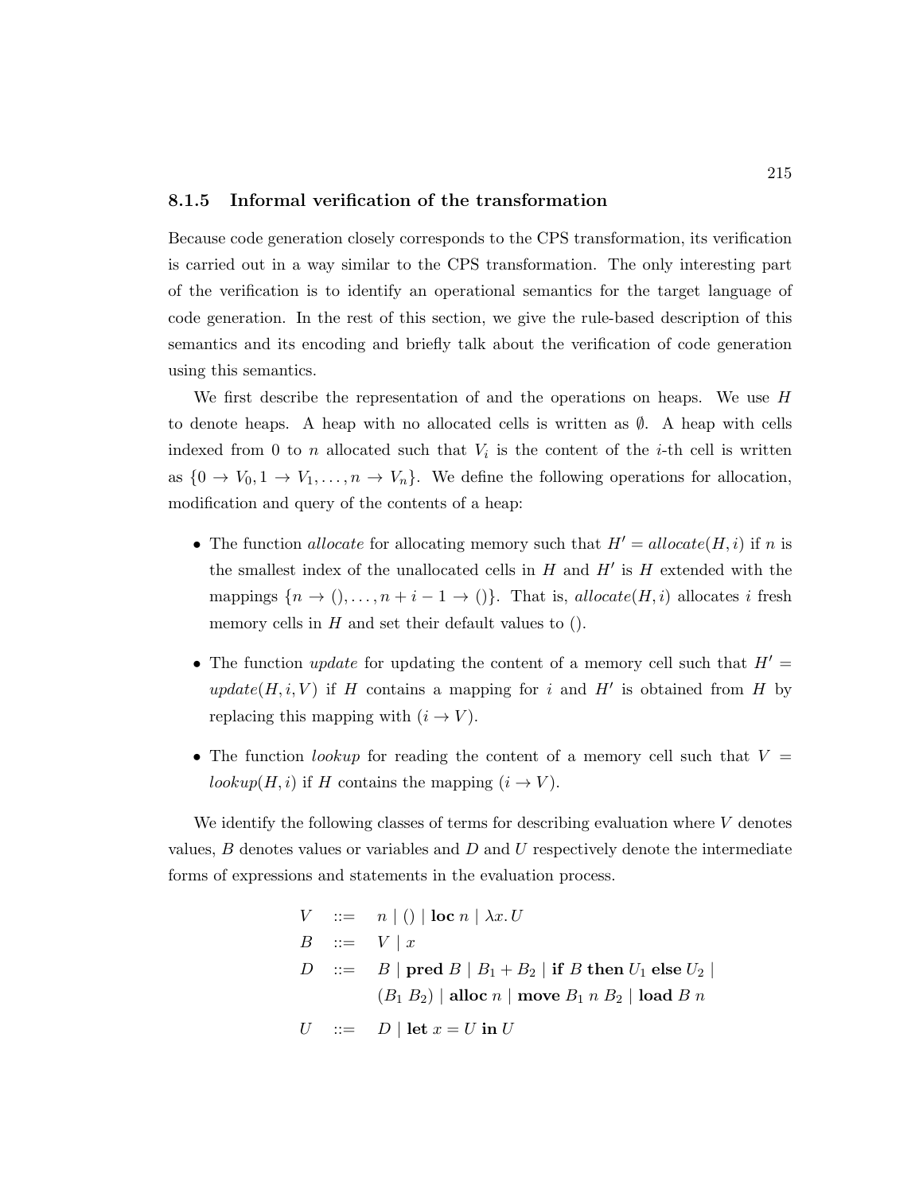### 8.1.5 Informal verification of the transformation

Because code generation closely corresponds to the CPS transformation, its verification is carried out in a way similar to the CPS transformation. The only interesting part of the verification is to identify an operational semantics for the target language of code generation. In the rest of this section, we give the rule-based description of this semantics and its encoding and briefly talk about the verification of code generation using this semantics.

We first describe the representation of and the operations on heaps. We use $H$ to denote heaps. A heap with no allocated cells is written as $\emptyset$. A heap with cells indexed from 0 to $n$ allocated such that $V_i$ is the content of the $i$-th cell is written as $\{0 \to V_0, 1 \to V_1, \ldots, n \to V_n\}$. We define the following operations for allocation, modification and query of the contents of a heap:

- The function *allocate* for allocating memory such that $H' = \mathit{allocate}(H, i)$ if $n$ is the smallest index of the unallocated cells in $H$ and $H'$ is $H$ extended with the mappings $\{n \to (), \ldots, n + i - 1 \to ()\}$. That is, $\mathit{allocate}(H, i)$ allocates $i$ fresh memory cells in $H$ and set their default values to $()$.
- The function *update* for updating the content of a memory cell such that $H' = \mathit{update}(H, i, V)$ if $H$ contains a mapping for $i$ and $H'$ is obtained from $H$ by replacing this mapping with $(i \to V)$.
- The function *lookup* for reading the content of a memory cell such that $V = \mathit{lookup}(H, i)$ if $H$ contains the mapping $(i \to V)$.

We identify the following classes of terms for describing evaluation where $V$ denotes values, $B$ denotes values or variables and $D$ and $U$ respectively denote the intermediate forms of expressions and statements in the evaluation process.

$$
\begin{array}{rcl}
V & ::= & n \mid () \mid \mathbf{loc}\ n \mid \lambda x.\, U \\
B & ::= & V \mid x \\
D & ::= & B \mid \mathbf{pred}\ B \mid B_1 + B_2 \mid \mathbf{if}\ B\ \mathbf{then}\ U_1\ \mathbf{else}\ U_2 \mid \\
 & & (B_1\ B_2) \mid \mathbf{alloc}\ n \mid \mathbf{move}\ B_1\ n\ B_2 \mid \mathbf{load}\ B\ n \\
U & ::= & D \mid \mathbf{let}\ x = U\ \mathbf{in}\ U
\end{array}
$$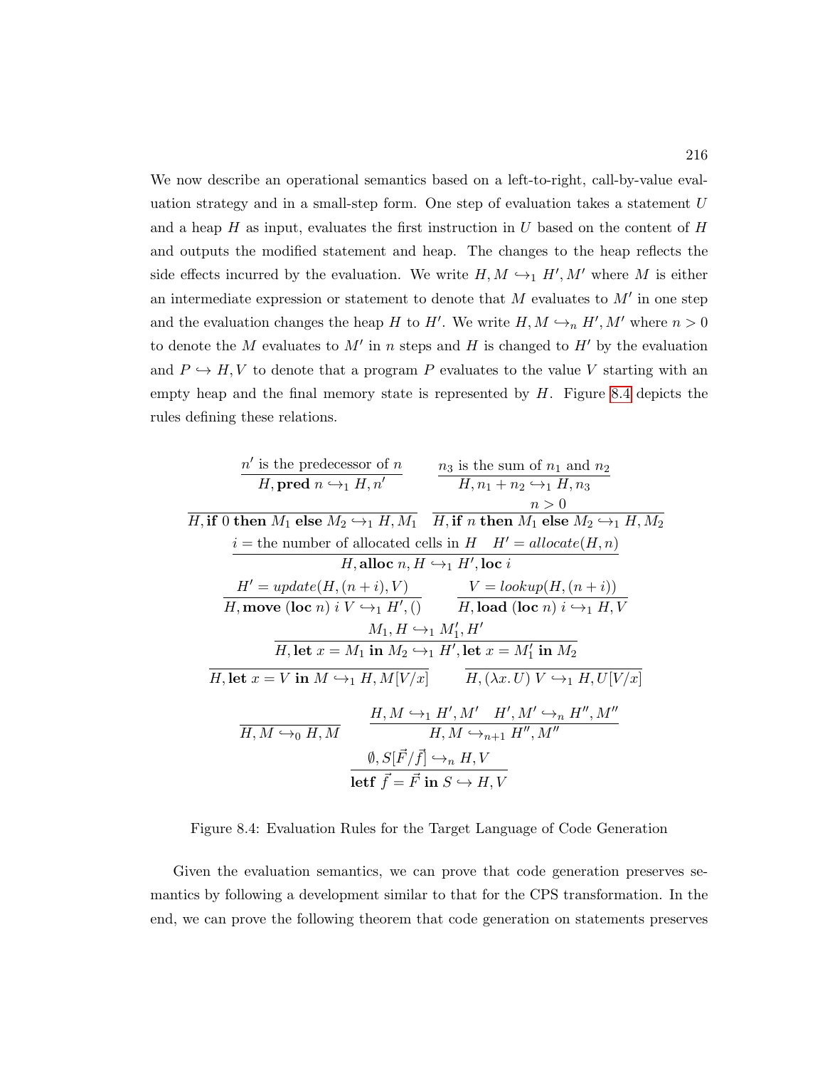We now describe an operational semantics based on a left-to-right, call-by-value evaluation strategy and in a small-step form. One step of evaluation takes a statement $U$ and a heap $H$ as input, evaluates the first instruction in $U$ based on the content of $H$ and outputs the modified statement and heap. The changes to the heap reflects the side effects incurred by the evaluation. We write $H, M \hookrightarrow_1 H', M'$ where $M$ is either an intermediate expression or statement to denote that $M$ evaluates to $M'$ in one step and the evaluation changes the heap $H$ to $H'$. We write $H, M \hookrightarrow_n H', M'$ where $n > 0$ to denote the $M$ evaluates to $M'$ in $n$ steps and $H$ is changed to $H'$ by the evaluation and $P \hookrightarrow H, V$ to denote that a program $P$ evaluates to the value $V$ starting with an empty heap and the final memory state is represented by $H$. Figure 8.4 depicts the rules defining these relations.

$$\frac{n' \text{ is the predecessor of } n}{H, \textbf{pred } n \hookrightarrow_1 H, n'} \qquad \frac{n_3 \text{ is the sum of } n_1 \text{ and } n_2}{H, n_1 + n_2 \hookrightarrow_1 H, n_3}$$

$$\frac{}{H, \textbf{if } 0 \textbf{ then } M_1 \textbf{ else } M_2 \hookrightarrow_1 H, M_1} \qquad \frac{n > 0}{H, \textbf{if } n \textbf{ then } M_1 \textbf{ else } M_2 \hookrightarrow_1 H, M_2}$$

$$\frac{i = \text{the number of allocated cells in } H \quad H' = \mathit{allocate}(H, n)}{H, \textbf{alloc } n, H \hookrightarrow_1 H', \textbf{loc } i}$$

$$\frac{H' = \mathit{update}(H, (n+i), V)}{H, \textbf{move } (\textbf{loc } n) \; i \; V \hookrightarrow_1 H', ()} \qquad \frac{V = \mathit{lookup}(H, (n+i))}{H, \textbf{load } (\textbf{loc } n) \; i \hookrightarrow_1 H, V}$$

$$\frac{M_1, H \hookrightarrow_1 M_1', H'}{H, \textbf{let } x = M_1 \textbf{ in } M_2 \hookrightarrow_1 H', \textbf{let } x = M_1' \textbf{ in } M_2}$$

$$\frac{}{H, \textbf{let } x = V \textbf{ in } M \hookrightarrow_1 H, M[V/x]} \qquad \frac{}{H, (\lambda x. U) \; V \hookrightarrow_1 H, U[V/x]}$$

$$\frac{}{H, M \hookrightarrow_0 H, M} \qquad \frac{H, M \hookrightarrow_1 H', M' \quad H', M' \hookrightarrow_n H'', M''}{H, M \hookrightarrow_{n+1} H'', M''}$$

$$\frac{\emptyset, S[\vec{F}/\vec{f}] \hookrightarrow_n H, V}{\textbf{letf } \vec{f} = \vec{F} \textbf{ in } S \hookrightarrow H, V}$$

Figure 8.4: Evaluation Rules for the Target Language of Code Generation

Given the evaluation semantics, we can prove that code generation preserves semantics by following a development similar to that for the CPS transformation. In the end, we can prove the following theorem that code generation on statements preserves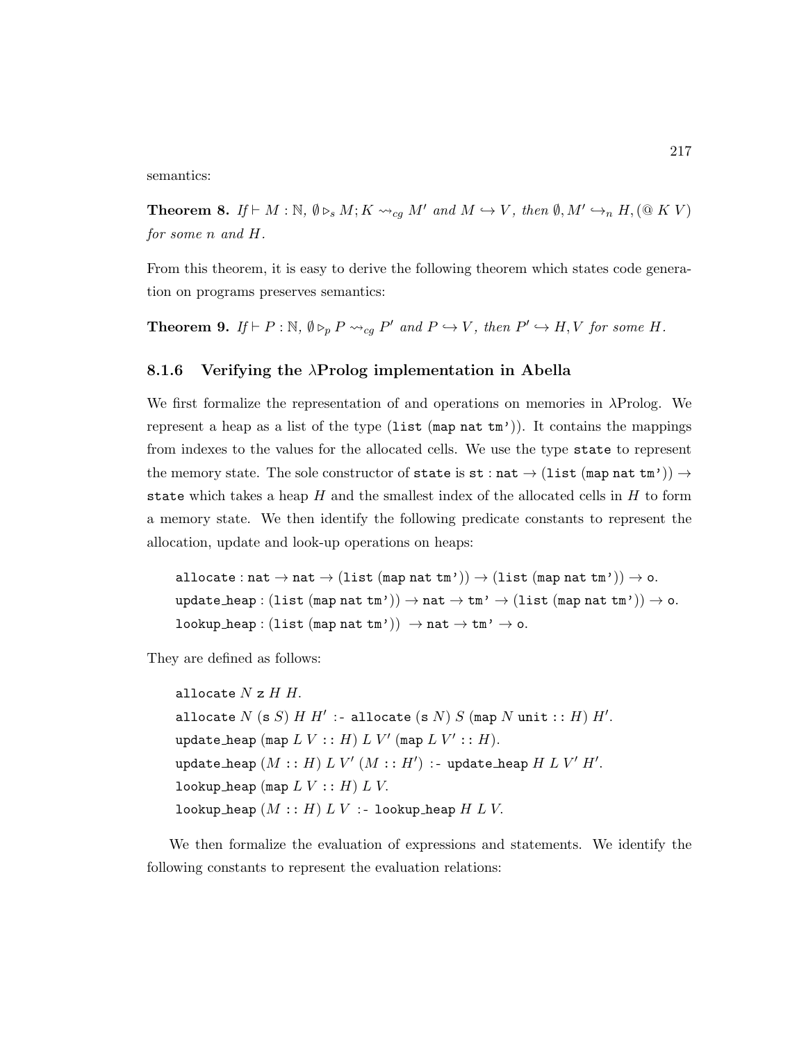semantics:

**Theorem 8.** *If* $\vdash M : \mathbb{N}$, $\emptyset \triangleright_s M; K \leadsto_{cg} M'$ *and* $M \hookrightarrow V$, *then* $\emptyset, M' \hookrightarrow_n H, (@\ K\ V)$ *for some* $n$ *and* $H$.

From this theorem, it is easy to derive the following theorem which states code generation on programs preserves semantics:

**Theorem 9.** *If* $\vdash P : \mathbb{N}$, $\emptyset \triangleright_p P \leadsto_{cg} P'$ *and* $P \hookrightarrow V$, *then* $P' \hookrightarrow H, V$ *for some* $H$.

### 8.1.6 Verifying the λProlog implementation in Abella

We first formalize the representation of and operations on memories in λProlog. We represent a heap as a list of the type (`list (map nat tm')`). It contains the mappings from indexes to the values for the allocated cells. We use the type `state` to represent the memory state. The sole constructor of `state` is `st : nat` $\rightarrow$ (`list (map nat tm')`) $\rightarrow$ `state` which takes a heap $H$ and the smallest index of the allocated cells in $H$ to form a memory state. We then identify the following predicate constants to represent the allocation, update and look-up operations on heaps:

```
allocate : nat → nat → (list (map nat tm')) → (list (map nat tm')) → o.
update_heap : (list (map nat tm')) → nat → tm' → (list (map nat tm')) → o.
lookup_heap : (list (map nat tm'))  → nat → tm' → o.
```

They are defined as follows:

```
allocate N z H H.
allocate N (s S) H H' :- allocate (s N) S (map N unit :: H) H'.
update_heap (map L V :: H) L V' (map L V' :: H).
update_heap (M :: H) L V' (M :: H') :- update_heap H L V' H'.
lookup_heap (map L V :: H) L V.
lookup_heap (M :: H) L V :- lookup_heap H L V.
```

We then formalize the evaluation of expressions and statements. We identify the following constants to represent the evaluation relations: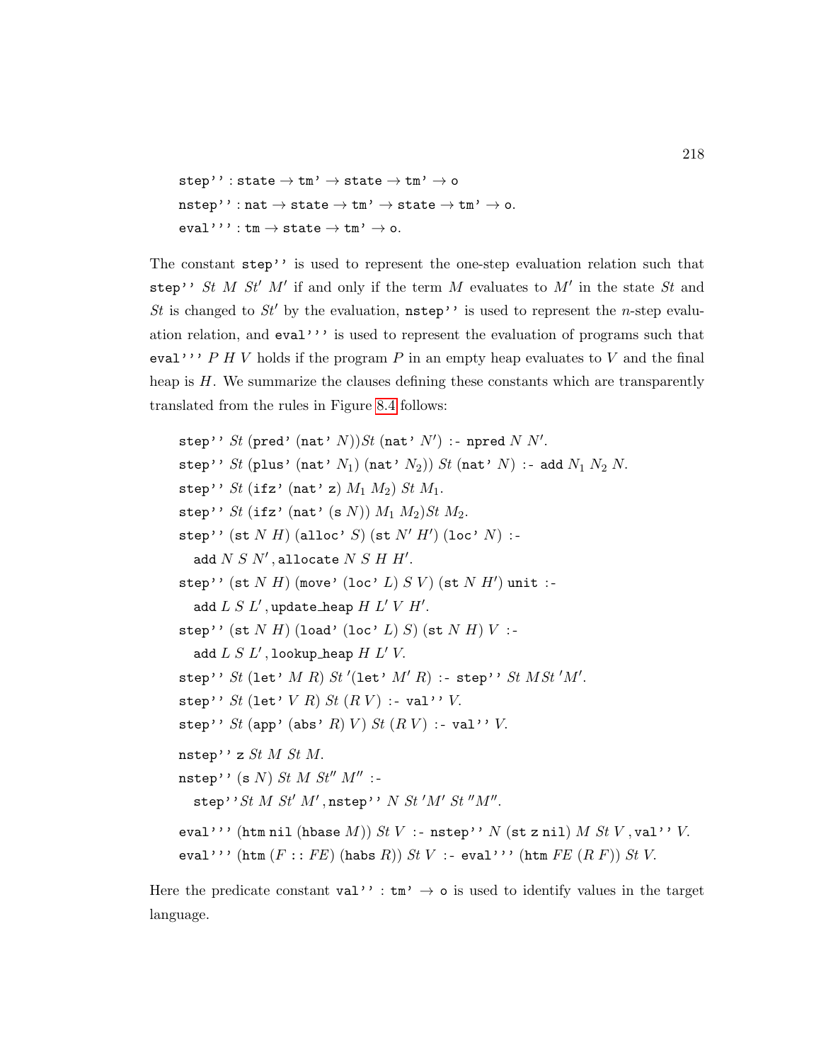```
step'' : state → tm' → state → tm' → o
nstep'' : nat → state → tm' → state → tm' → o.
eval''' : tm → state → tm' → o.
```

The constant `step''` is used to represent the one-step evaluation relation such that `step''` $St$ $M$ $St'$ $M'$ if and only if the term $M$ evaluates to $M'$ in the state $St$ and $St$ is changed to $St'$ by the evaluation, `nstep''` is used to represent the $n$-step evaluation relation, and `eval'''` is used to represent the evaluation of programs such that `eval'''` $P$ $H$ $V$ holds if the program $P$ in an empty heap evaluates to $V$ and the final heap is $H$. We summarize the clauses defining these constants which are transparently translated from the rules in Figure 8.4 follows:

```
step'' St (pred' (nat' N)) St (nat' N') :- npred N N'.
step'' St (plus' (nat' N1) (nat' N2)) St (nat' N) :- add N1 N2 N.
step'' St (ifz' (nat' z) M1 M2) St M1.
step'' St (ifz' (nat' (s N)) M1 M2) St M2.
step'' (st N H) (alloc' S) (st N' H') (loc' N) :-
  add N S N', allocate N S H H'.
step'' (st N H) (move' (loc' L) S V) (st N H') unit :-
  add L S L', update_heap H L' V H'.
step'' (st N H) (load' (loc' L) S) (st N H) V :-
  add L S L', lookup_heap H L' V.
step'' St (let' M R) St' (let' M' R) :- step'' St M St' M'.
step'' St (let' V R) St (R V) :- val'' V.
step'' St (app' (abs' R) V) St (R V) :- val'' V.

nstep'' z St M St M.
nstep'' (s N) St M St'' M'' :-
  step'' St M St' M', nstep'' N St' M' St'' M''.

eval''' (htm nil (hbase M)) St V :- nstep'' N (st z nil) M St V, val'' V.
eval''' (htm (F :: FE) (habs R)) St V :- eval''' (htm FE (R F)) St V.
```

Here the predicate constant `val''` : `tm'` → `o` is used to identify values in the target language.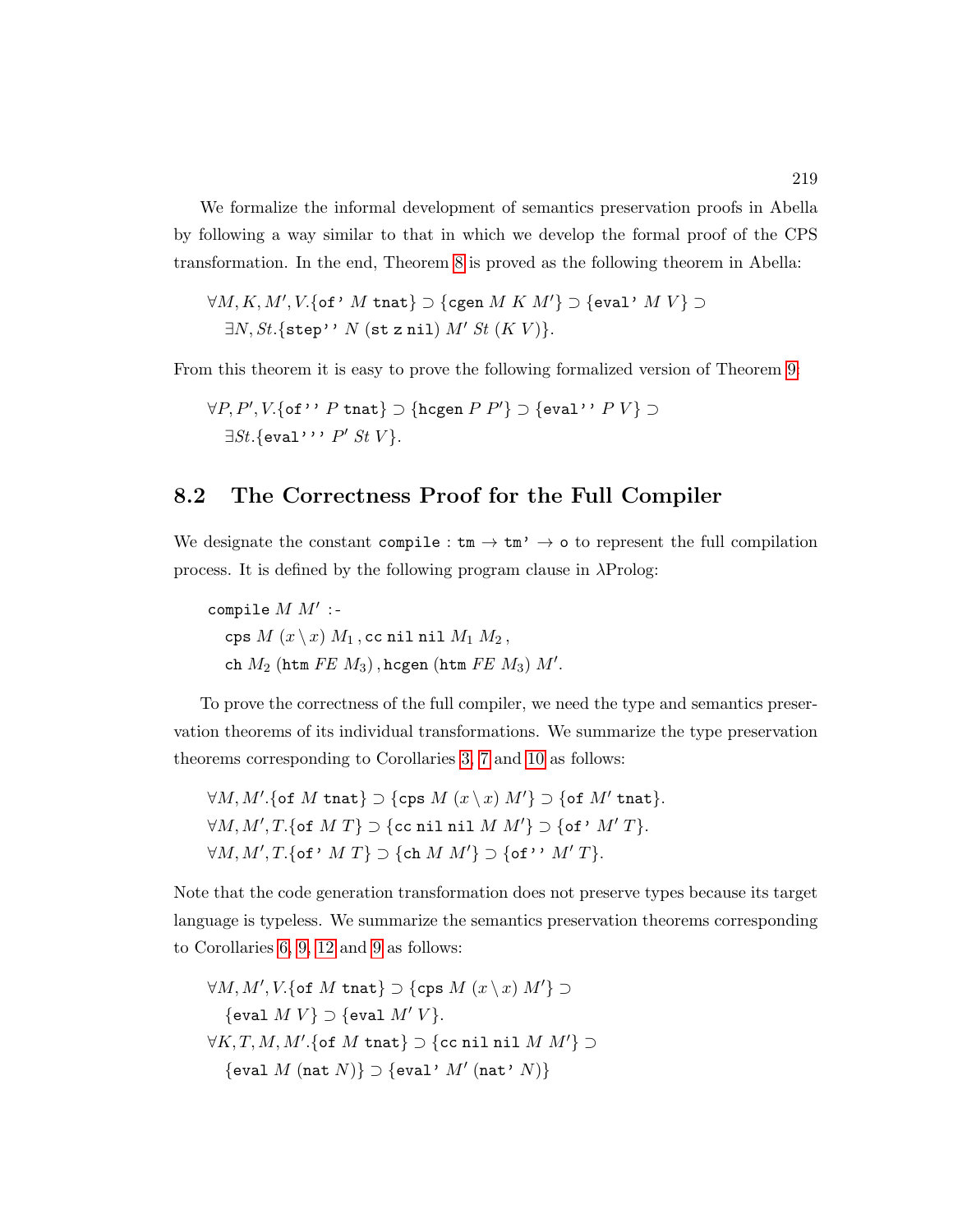We formalize the informal development of semantics preservation proofs in Abella by following a way similar to that in which we develop the formal proof of the CPS transformation. In the end, Theorem 8 is proved as the following theorem in Abella:

$$\forall M, K, M', V.\{\texttt{of'}\ M\ \texttt{tnat}\} \supset \{\texttt{cgen}\ M\ K\ M'\} \supset \{\texttt{eval'}\ M\ V\} \supset$$
$$\exists N, St.\{\texttt{step''}\ N\ (\texttt{st}\ \texttt{z}\ \texttt{nil})\ M'\ St\ (K\ V)\}.$$

From this theorem it is easy to prove the following formalized version of Theorem 9:

$$\forall P, P', V.\{\texttt{of''}\ P\ \texttt{tnat}\} \supset \{\texttt{hcgen}\ P\ P'\} \supset \{\texttt{eval''}\ P\ V\} \supset$$
$$\exists St.\{\texttt{eval'''}\ P'\ St\ V\}.$$

## 8.2 The Correctness Proof for the Full Compiler

We designate the constant $\texttt{compile} : \texttt{tm} \to \texttt{tm'} \to \texttt{o}$ to represent the full compilation process. It is defined by the following program clause in λProlog:

$$\texttt{compile}\ M\ M'\ \texttt{:-}$$
$$\texttt{cps}\ M\ (x \setminus x)\ M_1\, , \texttt{cc}\ \texttt{nil}\ \texttt{nil}\ M_1\ M_2\, ,$$
$$\texttt{ch}\ M_2\ (\texttt{htm}\ FE\ M_3)\, , \texttt{hcgen}\ (\texttt{htm}\ FE\ M_3)\ M'.$$

To prove the correctness of the full compiler, we need the type and semantics preservation theorems of its individual transformations. We summarize the type preservation theorems corresponding to Corollaries 3, 7 and 10 as follows:

$$\forall M, M'.\{\texttt{of}\ M\ \texttt{tnat}\} \supset \{\texttt{cps}\ M\ (x \setminus x)\ M'\} \supset \{\texttt{of}\ M'\ \texttt{tnat}\}.$$
$$\forall M, M', T.\{\texttt{of}\ M\ T\} \supset \{\texttt{cc}\ \texttt{nil}\ \texttt{nil}\ M\ M'\} \supset \{\texttt{of'}\ M'\ T\}.$$
$$\forall M, M', T.\{\texttt{of'}\ M\ T\} \supset \{\texttt{ch}\ M\ M'\} \supset \{\texttt{of''}\ M'\ T\}.$$

Note that the code generation transformation does not preserve types because its target language is typeless. We summarize the semantics preservation theorems corresponding to Corollaries 6, 9, 12 and 9 as follows:

$$\forall M, M', V.\{\texttt{of}\ M\ \texttt{tnat}\} \supset \{\texttt{cps}\ M\ (x \setminus x)\ M'\} \supset$$
$$\{\texttt{eval}\ M\ V\} \supset \{\texttt{eval}\ M'\ V\}.$$
$$\forall K, T, M, M'.\{\texttt{of}\ M\ \texttt{tnat}\} \supset \{\texttt{cc}\ \texttt{nil}\ \texttt{nil}\ M\ M'\} \supset$$
$$\{\texttt{eval}\ M\ (\texttt{nat}\ N)\} \supset \{\texttt{eval'}\ M'\ (\texttt{nat'}\ N)\}$$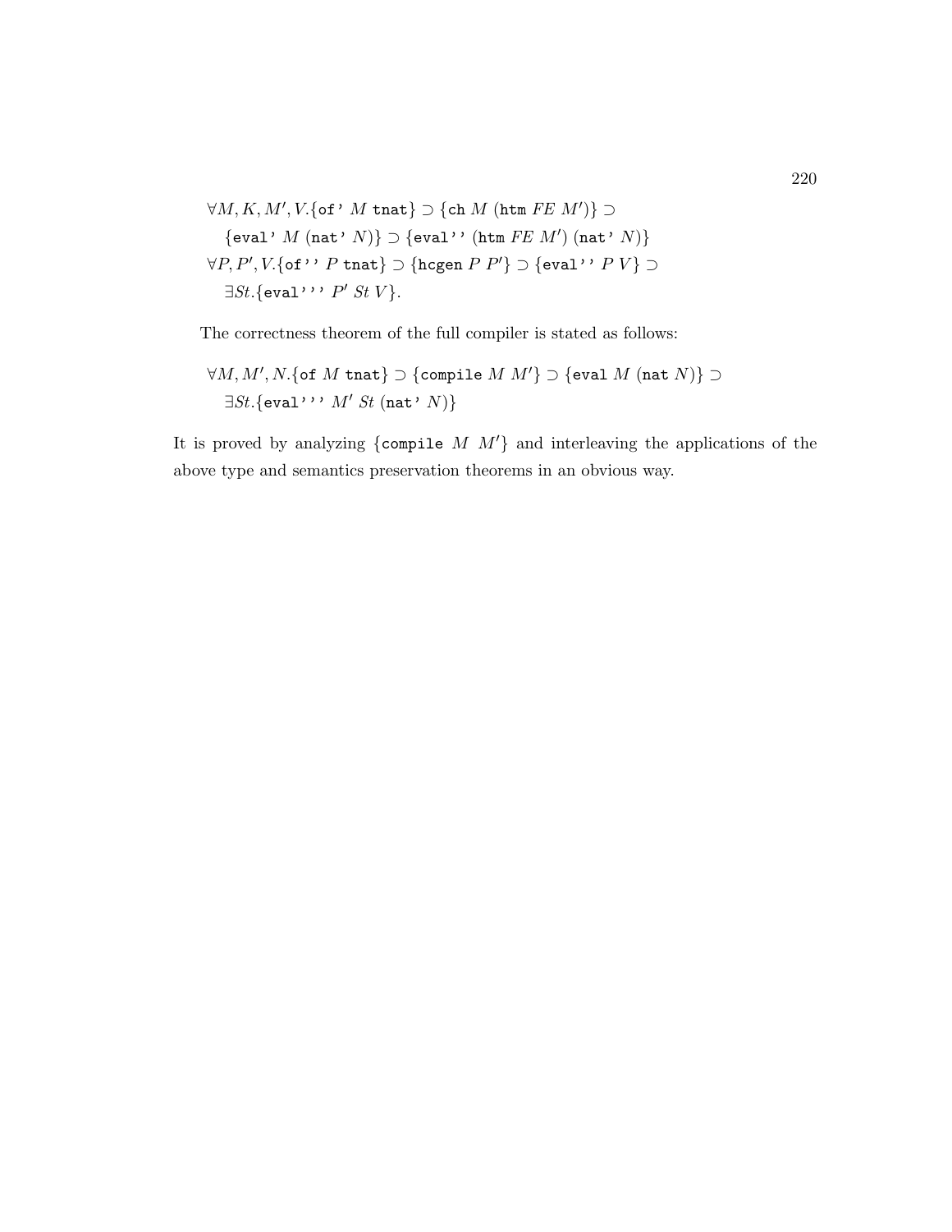$$\forall M, K, M', V.\{\texttt{of'}\ M\ \texttt{tnat}\} \supset \{\texttt{ch}\ M\ (\texttt{htm}\ \mathit{FE}\ M')\} \supset$$
$$\{\texttt{eval'}\ M\ (\texttt{nat'}\ N)\} \supset \{\texttt{eval''}\ (\texttt{htm}\ \mathit{FE}\ M')\ (\texttt{nat'}\ N)\}$$
$$\forall P, P', V.\{\texttt{of''}\ P\ \texttt{tnat}\} \supset \{\texttt{hcgen}\ P\ P'\} \supset \{\texttt{eval''}\ P\ V\} \supset$$
$$\exists St.\{\texttt{eval'''}\ P'\ St\ V\}.$$

The correctness theorem of the full compiler is stated as follows:

$$\forall M, M', N.\{\texttt{of}\ M\ \texttt{tnat}\} \supset \{\texttt{compile}\ M\ M'\} \supset \{\texttt{eval}\ M\ (\texttt{nat}\ N)\} \supset$$
$$\exists St.\{\texttt{eval'''}\ M'\ St\ (\texttt{nat'}\ N)\}$$

It is proved by analyzing $\{\texttt{compile}\ M\ M'\}$ and interleaving the applications of the above type and semantics preservation theorems in an obvious way.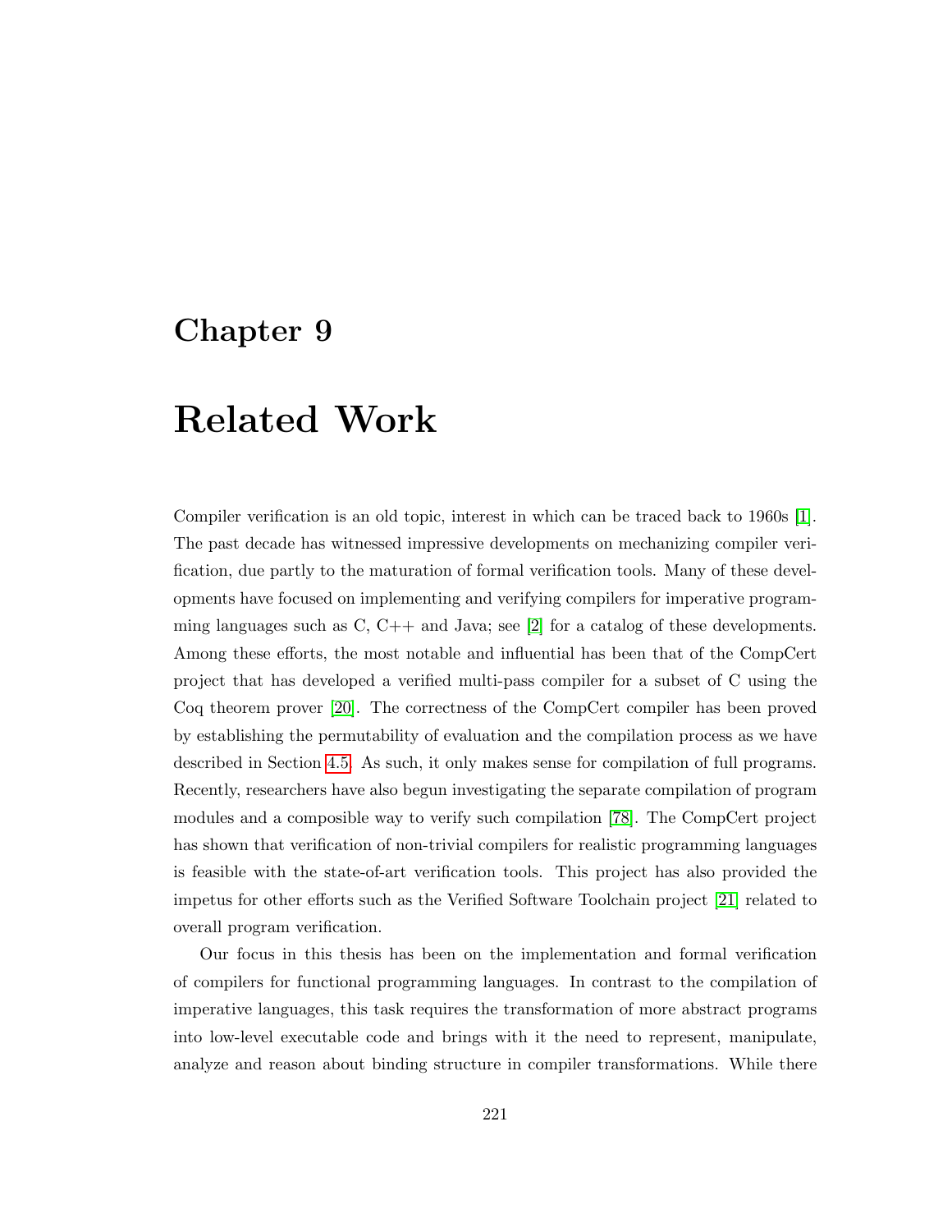# Chapter 9

# Related Work

Compiler verification is an old topic, interest in which can be traced back to 1960s [1]. The past decade has witnessed impressive developments on mechanizing compiler verification, due partly to the maturation of formal verification tools. Many of these developments have focused on implementing and verifying compilers for imperative programming languages such as C, C++ and Java; see [2] for a catalog of these developments. Among these efforts, the most notable and influential has been that of the CompCert project that has developed a verified multi-pass compiler for a subset of C using the Coq theorem prover [20]. The correctness of the CompCert compiler has been proved by establishing the permutability of evaluation and the compilation process as we have described in Section 4.5. As such, it only makes sense for compilation of full programs. Recently, researchers have also begun investigating the separate compilation of program modules and a composible way to verify such compilation [78]. The CompCert project has shown that verification of non-trivial compilers for realistic programming languages is feasible with the state-of-art verification tools. This project has also provided the impetus for other efforts such as the Verified Software Toolchain project [21] related to overall program verification.

Our focus in this thesis has been on the implementation and formal verification of compilers for functional programming languages. In contrast to the compilation of imperative languages, this task requires the transformation of more abstract programs into low-level executable code and brings with it the need to represent, manipulate, analyze and reason about binding structure in compiler transformations. While there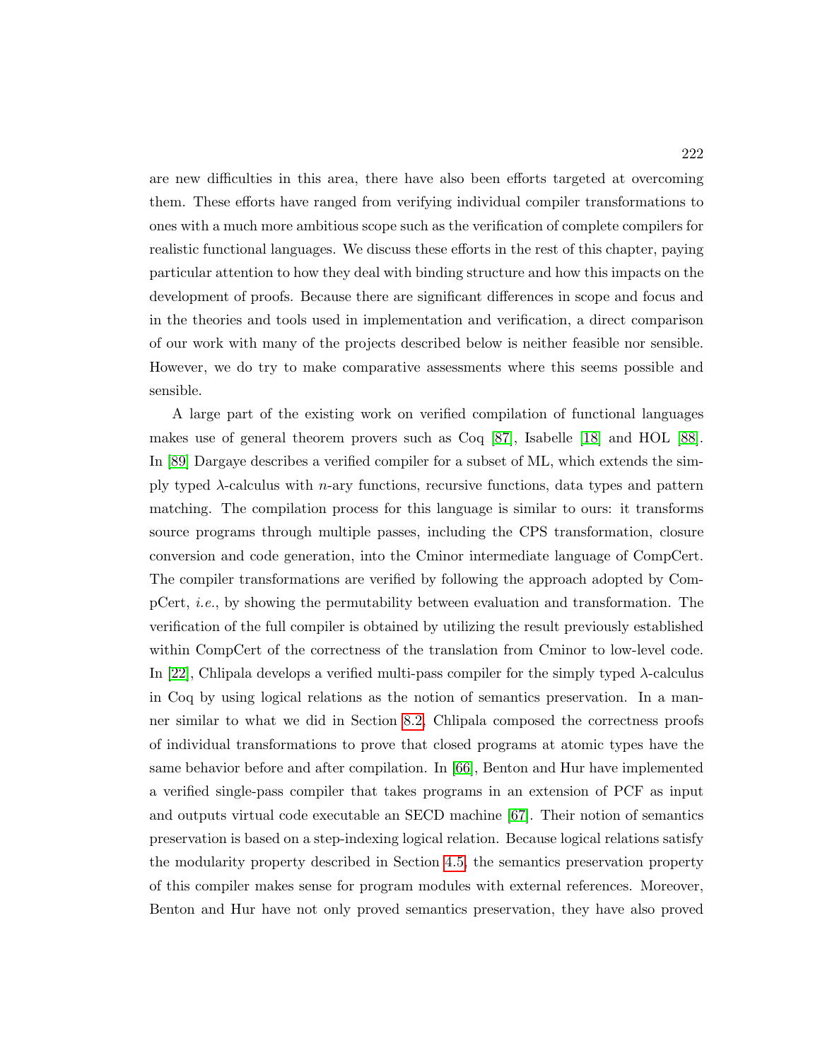are new difficulties in this area, there have also been efforts targeted at overcoming them. These efforts have ranged from verifying individual compiler transformations to ones with a much more ambitious scope such as the verification of complete compilers for realistic functional languages. We discuss these efforts in the rest of this chapter, paying particular attention to how they deal with binding structure and how this impacts on the development of proofs. Because there are significant differences in scope and focus and in the theories and tools used in implementation and verification, a direct comparison of our work with many of the projects described below is neither feasible nor sensible. However, we do try to make comparative assessments where this seems possible and sensible.

A large part of the existing work on verified compilation of functional languages makes use of general theorem provers such as Coq [87], Isabelle [18] and HOL [88]. In [89] Dargaye describes a verified compiler for a subset of ML, which extends the simply typed $\lambda$-calculus with $n$-ary functions, recursive functions, data types and pattern matching. The compilation process for this language is similar to ours: it transforms source programs through multiple passes, including the CPS transformation, closure conversion and code generation, into the Cminor intermediate language of CompCert. The compiler transformations are verified by following the approach adopted by CompCert, *i.e.*, by showing the permutability between evaluation and transformation. The verification of the full compiler is obtained by utilizing the result previously established within CompCert of the correctness of the translation from Cminor to low-level code. In [22], Chlipala develops a verified multi-pass compiler for the simply typed $\lambda$-calculus in Coq by using logical relations as the notion of semantics preservation. In a manner similar to what we did in Section 8.2, Chlipala composed the correctness proofs of individual transformations to prove that closed programs at atomic types have the same behavior before and after compilation. In [66], Benton and Hur have implemented a verified single-pass compiler that takes programs in an extension of PCF as input and outputs virtual code executable an SECD machine [67]. Their notion of semantics preservation is based on a step-indexing logical relation. Because logical relations satisfy the modularity property described in Section 4.5, the semantics preservation property of this compiler makes sense for program modules with external references. Moreover, Benton and Hur have not only proved semantics preservation, they have also proved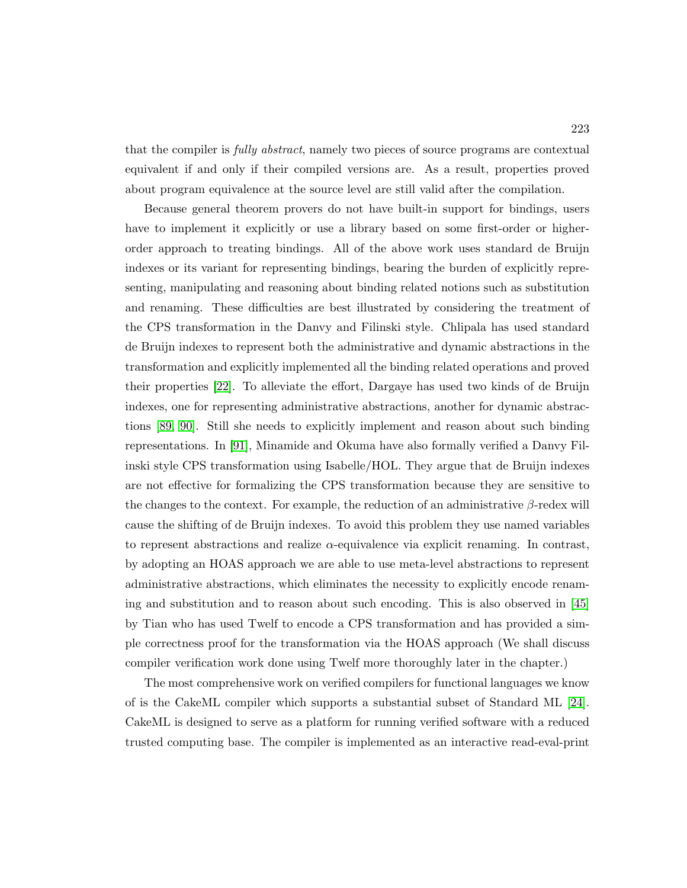that the compiler is *fully abstract*, namely two pieces of source programs are contextual equivalent if and only if their compiled versions are. As a result, properties proved about program equivalence at the source level are still valid after the compilation.

Because general theorem provers do not have built-in support for bindings, users have to implement it explicitly or use a library based on some first-order or higher-order approach to treating bindings. All of the above work uses standard de Bruijn indexes or its variant for representing bindings, bearing the burden of explicitly representing, manipulating and reasoning about binding related notions such as substitution and renaming. These difficulties are best illustrated by considering the treatment of the CPS transformation in the Danvy and Filinski style. Chlipala has used standard de Bruijn indexes to represent both the administrative and dynamic abstractions in the transformation and explicitly implemented all the binding related operations and proved their properties [22]. To alleviate the effort, Dargaye has used two kinds of de Bruijn indexes, one for representing administrative abstractions, another for dynamic abstractions [89, 90]. Still she needs to explicitly implement and reason about such binding representations. In [91], Minamide and Okuma have also formally verified a Danvy Filinski style CPS transformation using Isabelle/HOL. They argue that de Bruijn indexes are not effective for formalizing the CPS transformation because they are sensitive to the changes to the context. For example, the reduction of an administrative $\beta$-redex will cause the shifting of de Bruijn indexes. To avoid this problem they use named variables to represent abstractions and realize $\alpha$-equivalence via explicit renaming. In contrast, by adopting an HOAS approach we are able to use meta-level abstractions to represent administrative abstractions, which eliminates the necessity to explicitly encode renaming and substitution and to reason about such encoding. This is also observed in [45] by Tian who has used Twelf to encode a CPS transformation and has provided a simple correctness proof for the transformation via the HOAS approach (We shall discuss compiler verification work done using Twelf more thoroughly later in the chapter.)

The most comprehensive work on verified compilers for functional languages we know of is the CakeML compiler which supports a substantial subset of Standard ML [24]. CakeML is designed to serve as a platform for running verified software with a reduced trusted computing base. The compiler is implemented as an interactive read-eval-print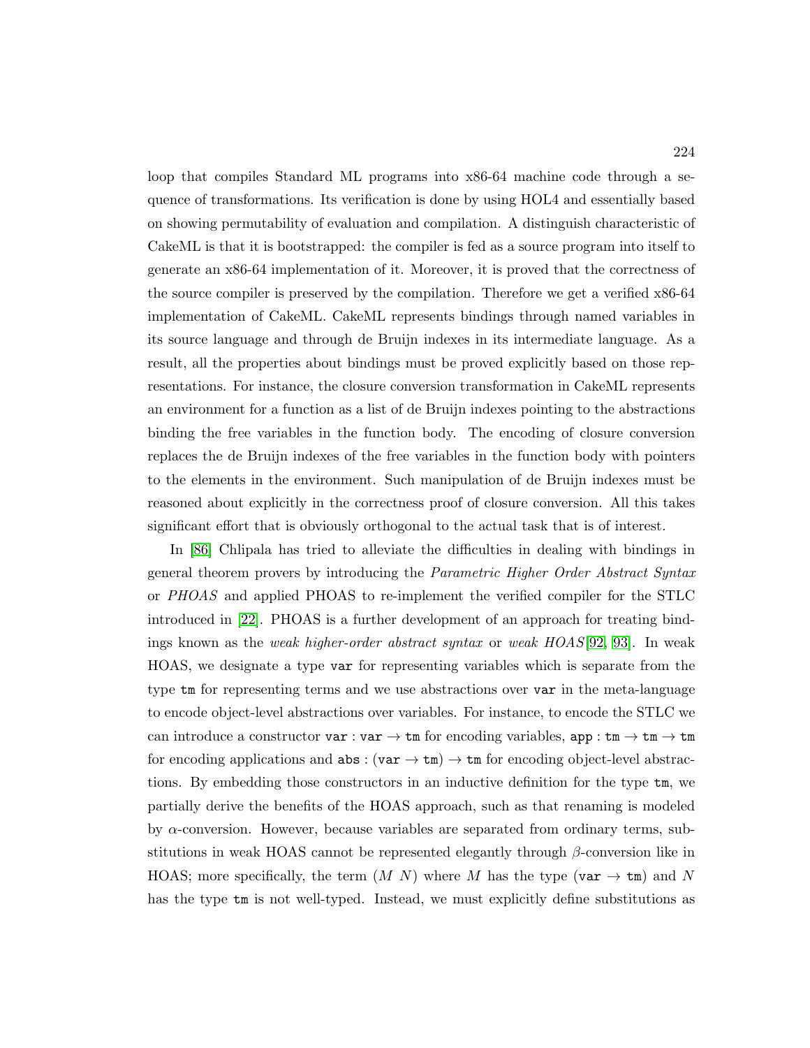loop that compiles Standard ML programs into x86-64 machine code through a sequence of transformations. Its verification is done by using HOL4 and essentially based on showing permutability of evaluation and compilation. A distinguish characteristic of CakeML is that it is bootstrapped: the compiler is fed as a source program into itself to generate an x86-64 implementation of it. Moreover, it is proved that the correctness of the source compiler is preserved by the compilation. Therefore we get a verified x86-64 implementation of CakeML. CakeML represents bindings through named variables in its source language and through de Bruijn indexes in its intermediate language. As a result, all the properties about bindings must be proved explicitly based on those representations. For instance, the closure conversion transformation in CakeML represents an environment for a function as a list of de Bruijn indexes pointing to the abstractions binding the free variables in the function body. The encoding of closure conversion replaces the de Bruijn indexes of the free variables in the function body with pointers to the elements in the environment. Such manipulation of de Bruijn indexes must be reasoned about explicitly in the correctness proof of closure conversion. All this takes significant effort that is obviously orthogonal to the actual task that is of interest.

In [86] Chlipala has tried to alleviate the difficulties in dealing with bindings in general theorem provers by introducing the *Parametric Higher Order Abstract Syntax* or *PHOAS* and applied PHOAS to re-implement the verified compiler for the STLC introduced in [22]. PHOAS is a further development of an approach for treating bindings known as the *weak higher-order abstract syntax* or *weak HOAS*[92, 93]. In weak HOAS, we designate a type `var` for representing variables which is separate from the type `tm` for representing terms and we use abstractions over `var` in the meta-language to encode object-level abstractions over variables. For instance, to encode the STLC we can introduce a constructor $\texttt{var} : \texttt{var} \rightarrow \texttt{tm}$ for encoding variables, $\texttt{app} : \texttt{tm} \rightarrow \texttt{tm} \rightarrow \texttt{tm}$ for encoding applications and $\texttt{abs} : (\texttt{var} \rightarrow \texttt{tm}) \rightarrow \texttt{tm}$ for encoding object-level abstractions. By embedding those constructors in an inductive definition for the type `tm`, we partially derive the benefits of the HOAS approach, such as that renaming is modeled by $\alpha$-conversion. However, because variables are separated from ordinary terms, substitutions in weak HOAS cannot be represented elegantly through $\beta$-conversion like in HOAS; more specifically, the term $(M\ N)$ where $M$ has the type $(\texttt{var} \rightarrow \texttt{tm})$ and $N$ has the type `tm` is not well-typed. Instead, we must explicitly define substitutions as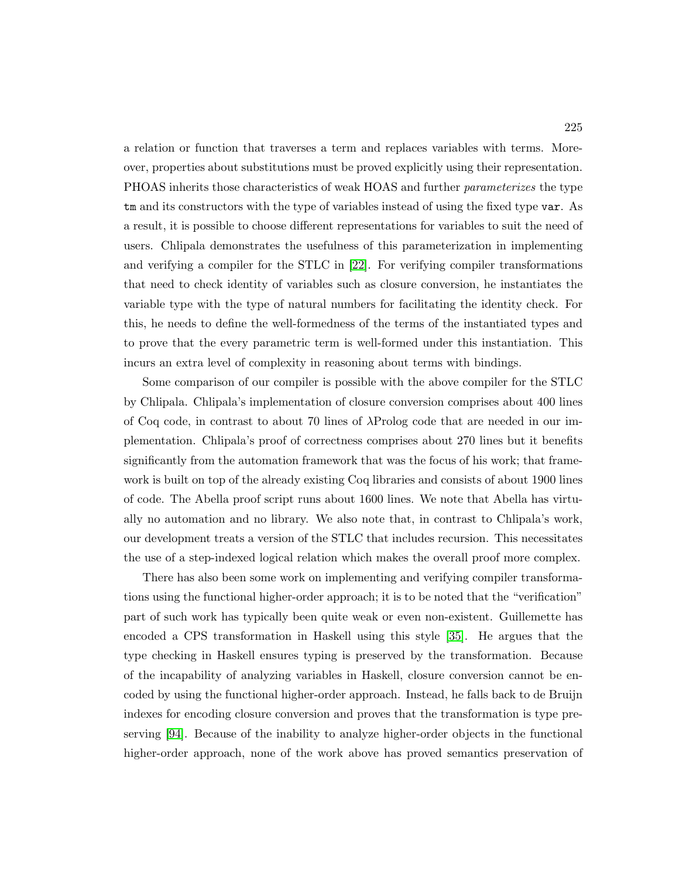a relation or function that traverses a term and replaces variables with terms. Moreover, properties about substitutions must be proved explicitly using their representation. PHOAS inherits those characteristics of weak HOAS and further *parameterizes* the type `tm` and its constructors with the type of variables instead of using the fixed type `var`. As a result, it is possible to choose different representations for variables to suit the need of users. Chlipala demonstrates the usefulness of this parameterization in implementing and verifying a compiler for the STLC in [22]. For verifying compiler transformations that need to check identity of variables such as closure conversion, he instantiates the variable type with the type of natural numbers for facilitating the identity check. For this, he needs to define the well-formedness of the terms of the instantiated types and to prove that the every parametric term is well-formed under this instantiation. This incurs an extra level of complexity in reasoning about terms with bindings.

Some comparison of our compiler is possible with the above compiler for the STLC by Chlipala. Chlipala's implementation of closure conversion comprises about 400 lines of Coq code, in contrast to about 70 lines of λProlog code that are needed in our implementation. Chlipala's proof of correctness comprises about 270 lines but it benefits significantly from the automation framework that was the focus of his work; that framework is built on top of the already existing Coq libraries and consists of about 1900 lines of code. The Abella proof script runs about 1600 lines. We note that Abella has virtually no automation and no library. We also note that, in contrast to Chlipala's work, our development treats a version of the STLC that includes recursion. This necessitates the use of a step-indexed logical relation which makes the overall proof more complex.

There has also been some work on implementing and verifying compiler transformations using the functional higher-order approach; it is to be noted that the "verification" part of such work has typically been quite weak or even non-existent. Guillemette has encoded a CPS transformation in Haskell using this style [35]. He argues that the type checking in Haskell ensures typing is preserved by the transformation. Because of the incapability of analyzing variables in Haskell, closure conversion cannot be encoded by using the functional higher-order approach. Instead, he falls back to de Bruijn indexes for encoding closure conversion and proves that the transformation is type preserving [94]. Because of the inability to analyze higher-order objects in the functional higher-order approach, none of the work above has proved semantics preservation of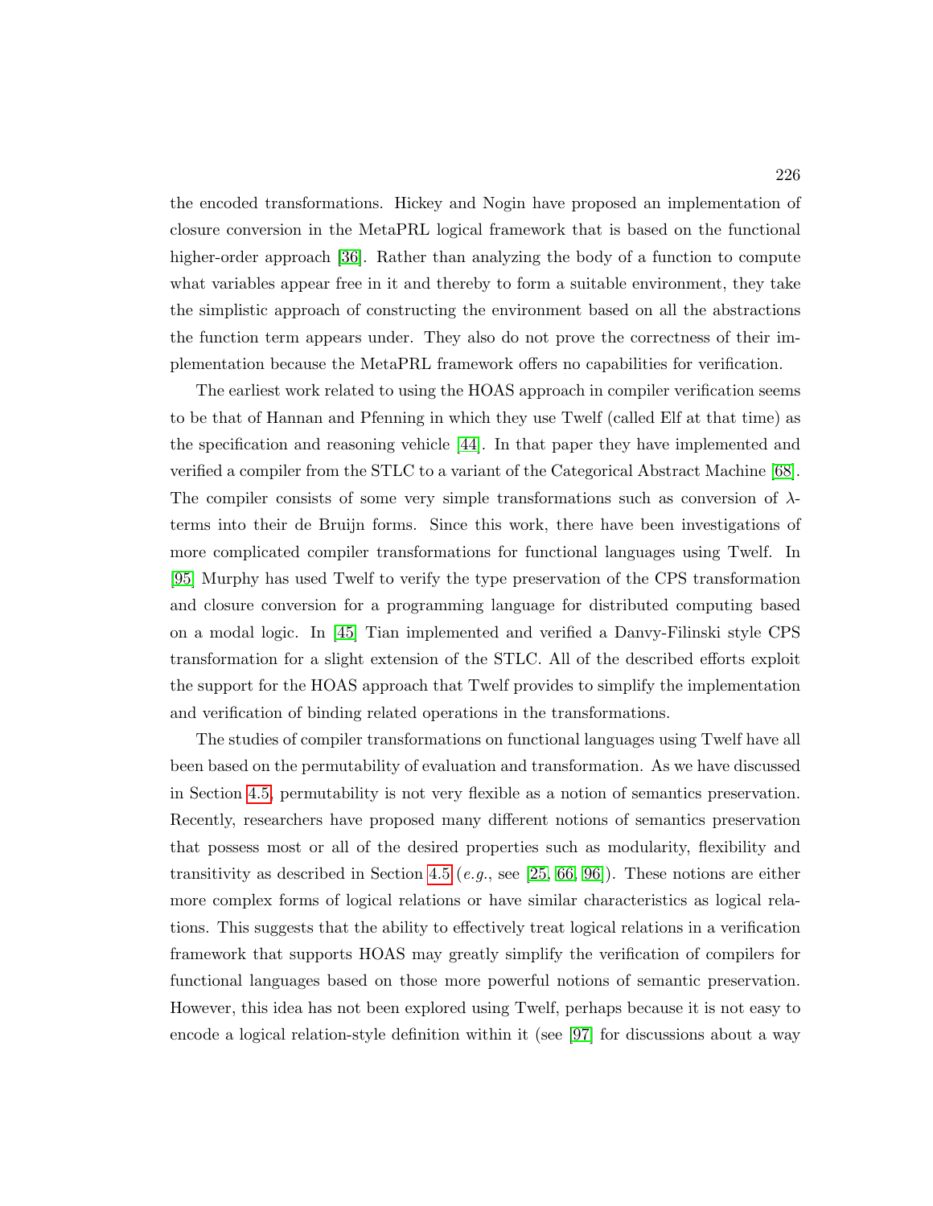the encoded transformations. Hickey and Nogin have proposed an implementation of closure conversion in the MetaPRL logical framework that is based on the functional higher-order approach [36]. Rather than analyzing the body of a function to compute what variables appear free in it and thereby to form a suitable environment, they take the simplistic approach of constructing the environment based on all the abstractions the function term appears under. They also do not prove the correctness of their implementation because the MetaPRL framework offers no capabilities for verification.

The earliest work related to using the HOAS approach in compiler verification seems to be that of Hannan and Pfenning in which they use Twelf (called Elf at that time) as the specification and reasoning vehicle [44]. In that paper they have implemented and verified a compiler from the STLC to a variant of the Categorical Abstract Machine [68]. The compiler consists of some very simple transformations such as conversion of $\lambda$-terms into their de Bruijn forms. Since this work, there have been investigations of more complicated compiler transformations for functional languages using Twelf. In [95] Murphy has used Twelf to verify the type preservation of the CPS transformation and closure conversion for a programming language for distributed computing based on a modal logic. In [45] Tian implemented and verified a Danvy-Filinski style CPS transformation for a slight extension of the STLC. All of the described efforts exploit the support for the HOAS approach that Twelf provides to simplify the implementation and verification of binding related operations in the transformations.

The studies of compiler transformations on functional languages using Twelf have all been based on the permutability of evaluation and transformation. As we have discussed in Section 4.5, permutability is not very flexible as a notion of semantics preservation. Recently, researchers have proposed many different notions of semantics preservation that possess most or all of the desired properties such as modularity, flexibility and transitivity as described in Section 4.5 (*e.g.*, see [25, 66, 96]). These notions are either more complex forms of logical relations or have similar characteristics as logical relations. This suggests that the ability to effectively treat logical relations in a verification framework that supports HOAS may greatly simplify the verification of compilers for functional languages based on those more powerful notions of semantic preservation. However, this idea has not been explored using Twelf, perhaps because it is not easy to encode a logical relation-style definition within it (see [97] for discussions about a way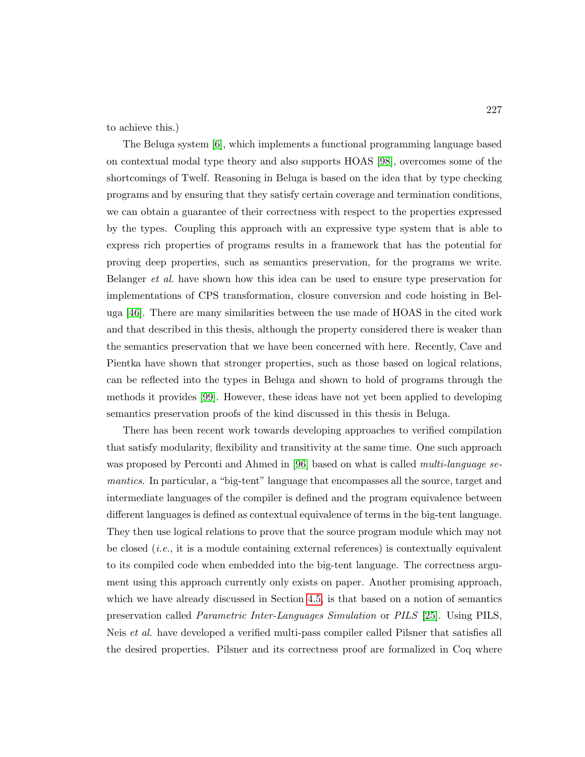to achieve this.)

The Beluga system [6], which implements a functional programming language based on contextual modal type theory and also supports HOAS [98], overcomes some of the shortcomings of Twelf. Reasoning in Beluga is based on the idea that by type checking programs and by ensuring that they satisfy certain coverage and termination conditions, we can obtain a guarantee of their correctness with respect to the properties expressed by the types. Coupling this approach with an expressive type system that is able to express rich properties of programs results in a framework that has the potential for proving deep properties, such as semantics preservation, for the programs we write. Belanger *et al.* have shown how this idea can be used to ensure type preservation for implementations of CPS transformation, closure conversion and code hoisting in Beluga [46]. There are many similarities between the use made of HOAS in the cited work and that described in this thesis, although the property considered there is weaker than the semantics preservation that we have been concerned with here. Recently, Cave and Pientka have shown that stronger properties, such as those based on logical relations, can be reflected into the types in Beluga and shown to hold of programs through the methods it provides [99]. However, these ideas have not yet been applied to developing semantics preservation proofs of the kind discussed in this thesis in Beluga.

There has been recent work towards developing approaches to verified compilation that satisfy modularity, flexibility and transitivity at the same time. One such approach was proposed by Perconti and Ahmed in [96] based on what is called *multi-language semantics*. In particular, a "big-tent" language that encompasses all the source, target and intermediate languages of the compiler is defined and the program equivalence between different languages is defined as contextual equivalence of terms in the big-tent language. They then use logical relations to prove that the source program module which may not be closed (*i.e.*, it is a module containing external references) is contextually equivalent to its compiled code when embedded into the big-tent language. The correctness argument using this approach currently only exists on paper. Another promising approach, which we have already discussed in Section 4.5, is that based on a notion of semantics preservation called *Parametric Inter-Languages Simulation* or *PILS* [25]. Using PILS, Neis *et al.* have developed a verified multi-pass compiler called Pilsner that satisfies all the desired properties. Pilsner and its correctness proof are formalized in Coq where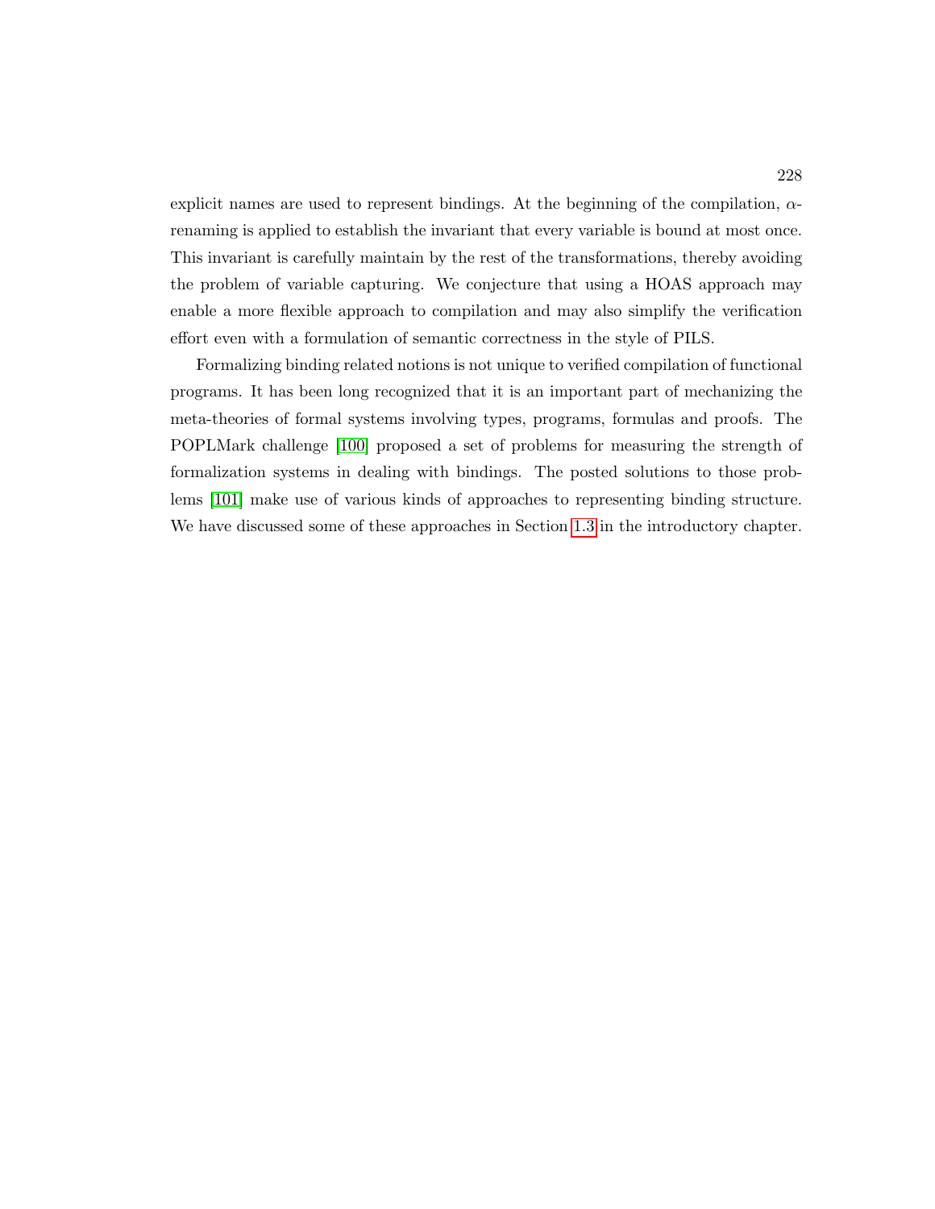explicit names are used to represent bindings. At the beginning of the compilation, $\alpha$-renaming is applied to establish the invariant that every variable is bound at most once. This invariant is carefully maintain by the rest of the transformations, thereby avoiding the problem of variable capturing. We conjecture that using a HOAS approach may enable a more flexible approach to compilation and may also simplify the verification effort even with a formulation of semantic correctness in the style of PILS.

Formalizing binding related notions is not unique to verified compilation of functional programs. It has been long recognized that it is an important part of mechanizing the meta-theories of formal systems involving types, programs, formulas and proofs. The POPLMark challenge [100] proposed a set of problems for measuring the strength of formalization systems in dealing with bindings. The posted solutions to those problems [101] make use of various kinds of approaches to representing binding structure. We have discussed some of these approaches in Section 1.3 in the introductory chapter.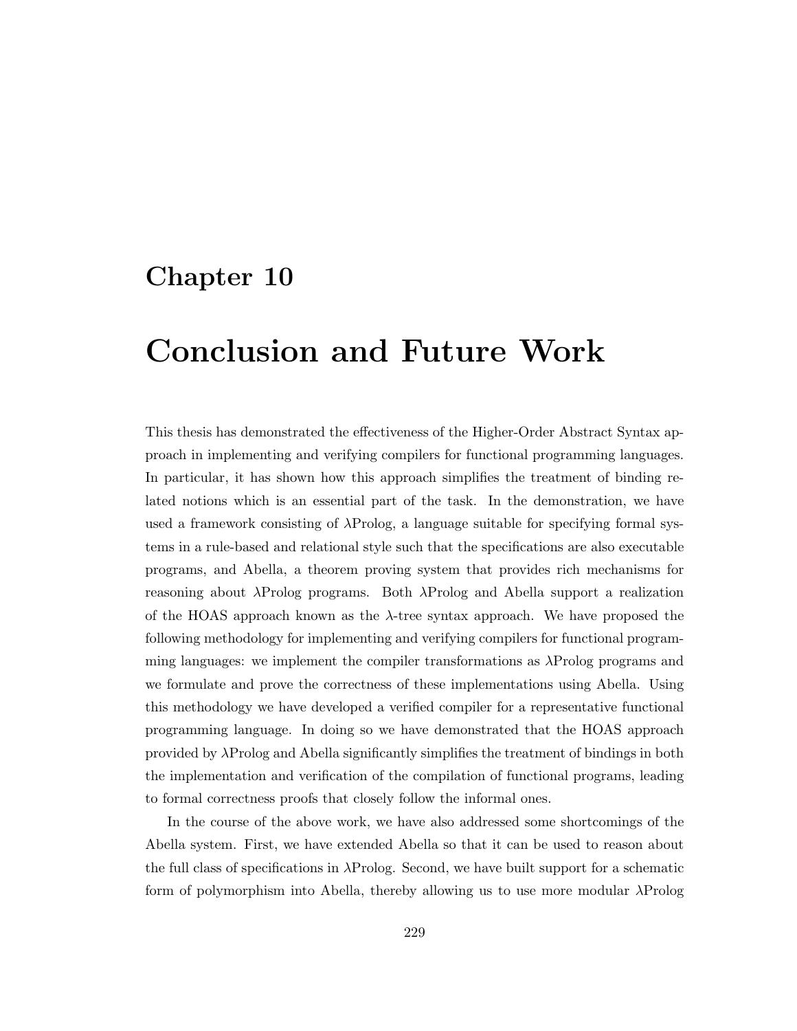# Chapter 10

# Conclusion and Future Work

This thesis has demonstrated the effectiveness of the Higher-Order Abstract Syntax approach in implementing and verifying compilers for functional programming languages. In particular, it has shown how this approach simplifies the treatment of binding related notions which is an essential part of the task. In the demonstration, we have used a framework consisting of λProlog, a language suitable for specifying formal systems in a rule-based and relational style such that the specifications are also executable programs, and Abella, a theorem proving system that provides rich mechanisms for reasoning about λProlog programs. Both λProlog and Abella support a realization of the HOAS approach known as the λ-tree syntax approach. We have proposed the following methodology for implementing and verifying compilers for functional programming languages: we implement the compiler transformations as λProlog programs and we formulate and prove the correctness of these implementations using Abella. Using this methodology we have developed a verified compiler for a representative functional programming language. In doing so we have demonstrated that the HOAS approach provided by λProlog and Abella significantly simplifies the treatment of bindings in both the implementation and verification of the compilation of functional programs, leading to formal correctness proofs that closely follow the informal ones.

In the course of the above work, we have also addressed some shortcomings of the Abella system. First, we have extended Abella so that it can be used to reason about the full class of specifications in λProlog. Second, we have built support for a schematic form of polymorphism into Abella, thereby allowing us to use more modular λProlog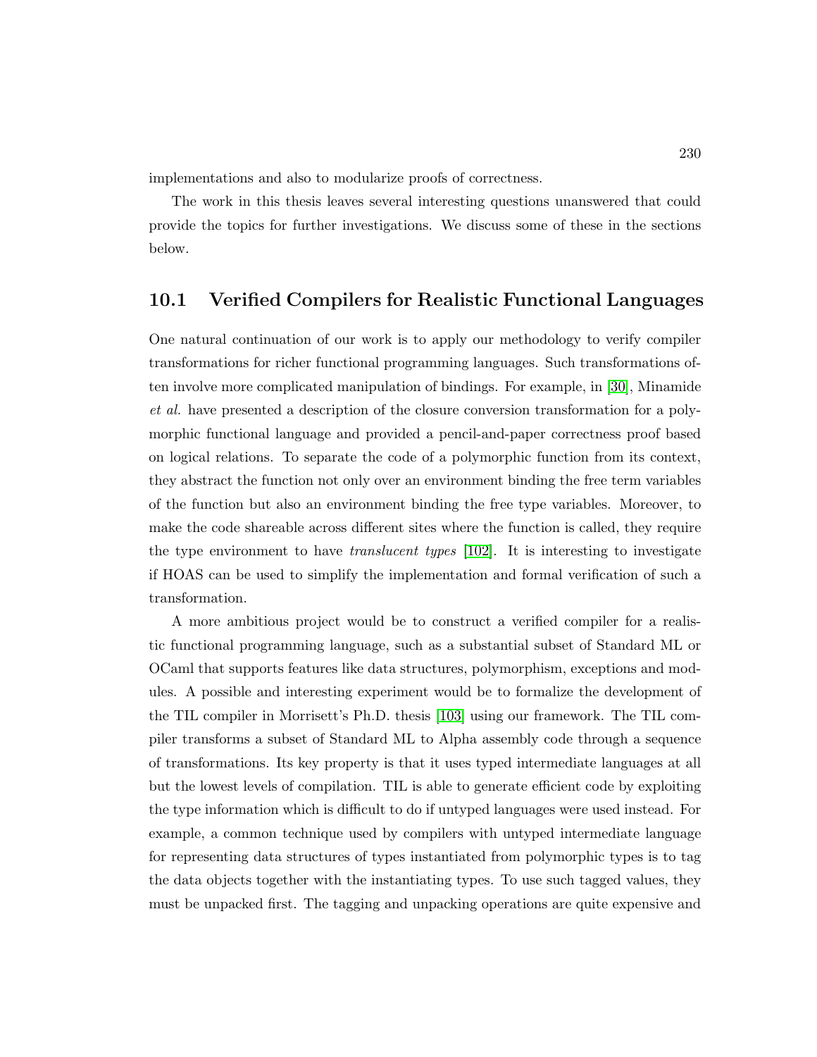implementations and also to modularize proofs of correctness.

The work in this thesis leaves several interesting questions unanswered that could provide the topics for further investigations. We discuss some of these in the sections below.

## 10.1 Verified Compilers for Realistic Functional Languages

One natural continuation of our work is to apply our methodology to verify compiler transformations for richer functional programming languages. Such transformations often involve more complicated manipulation of bindings. For example, in [30], Minamide *et al.* have presented a description of the closure conversion transformation for a polymorphic functional language and provided a pencil-and-paper correctness proof based on logical relations. To separate the code of a polymorphic function from its context, they abstract the function not only over an environment binding the free term variables of the function but also an environment binding the free type variables. Moreover, to make the code shareable across different sites where the function is called, they require the type environment to have *translucent types* [102]. It is interesting to investigate if HOAS can be used to simplify the implementation and formal verification of such a transformation.

A more ambitious project would be to construct a verified compiler for a realistic functional programming language, such as a substantial subset of Standard ML or OCaml that supports features like data structures, polymorphism, exceptions and modules. A possible and interesting experiment would be to formalize the development of the TIL compiler in Morrisett's Ph.D. thesis [103] using our framework. The TIL compiler transforms a subset of Standard ML to Alpha assembly code through a sequence of transformations. Its key property is that it uses typed intermediate languages at all but the lowest levels of compilation. TIL is able to generate efficient code by exploiting the type information which is difficult to do if untyped languages were used instead. For example, a common technique used by compilers with untyped intermediate language for representing data structures of types instantiated from polymorphic types is to tag the data objects together with the instantiating types. To use such tagged values, they must be unpacked first. The tagging and unpacking operations are quite expensive and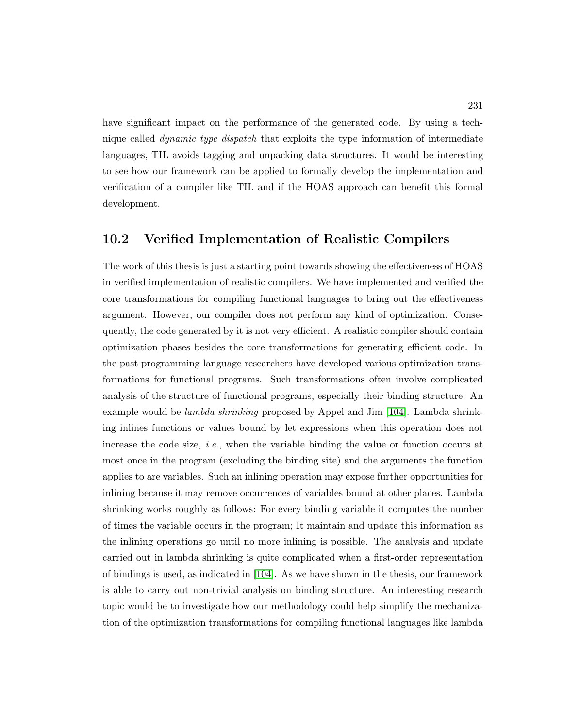have significant impact on the performance of the generated code. By using a technique called *dynamic type dispatch* that exploits the type information of intermediate languages, TIL avoids tagging and unpacking data structures. It would be interesting to see how our framework can be applied to formally develop the implementation and verification of a compiler like TIL and if the HOAS approach can benefit this formal development.

## 10.2 Verified Implementation of Realistic Compilers

The work of this thesis is just a starting point towards showing the effectiveness of HOAS in verified implementation of realistic compilers. We have implemented and verified the core transformations for compiling functional languages to bring out the effectiveness argument. However, our compiler does not perform any kind of optimization. Consequently, the code generated by it is not very efficient. A realistic compiler should contain optimization phases besides the core transformations for generating efficient code. In the past programming language researchers have developed various optimization transformations for functional programs. Such transformations often involve complicated analysis of the structure of functional programs, especially their binding structure. An example would be *lambda shrinking* proposed by Appel and Jim [104]. Lambda shrinking inlines functions or values bound by let expressions when this operation does not increase the code size, *i.e.*, when the variable binding the value or function occurs at most once in the program (excluding the binding site) and the arguments the function applies to are variables. Such an inlining operation may expose further opportunities for inlining because it may remove occurrences of variables bound at other places. Lambda shrinking works roughly as follows: For every binding variable it computes the number of times the variable occurs in the program; It maintain and update this information as the inlining operations go until no more inlining is possible. The analysis and update carried out in lambda shrinking is quite complicated when a first-order representation of bindings is used, as indicated in [104]. As we have shown in the thesis, our framework is able to carry out non-trivial analysis on binding structure. An interesting research topic would be to investigate how our methodology could help simplify the mechanization of the optimization transformations for compiling functional languages like lambda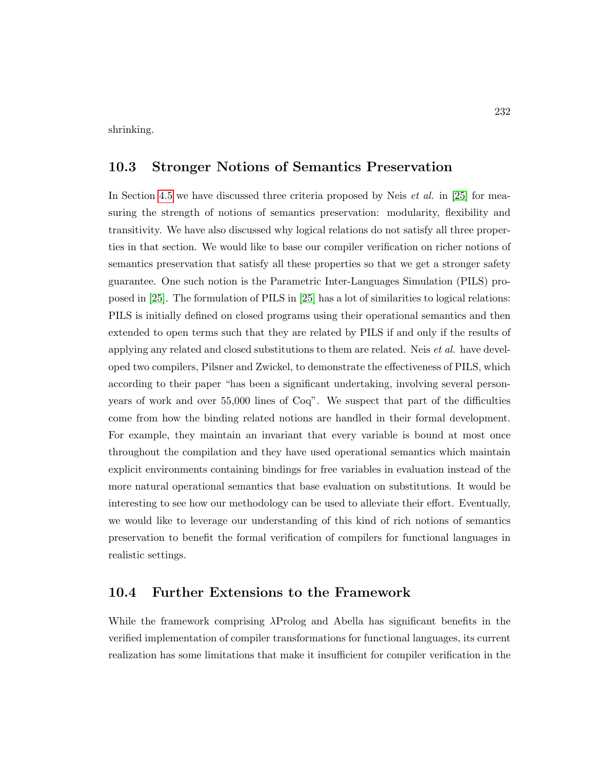shrinking.

## 10.3 Stronger Notions of Semantics Preservation

In Section 4.5 we have discussed three criteria proposed by Neis *et al.* in [25] for measuring the strength of notions of semantics preservation: modularity, flexibility and transitivity. We have also discussed why logical relations do not satisfy all three properties in that section. We would like to base our compiler verification on richer notions of semantics preservation that satisfy all these properties so that we get a stronger safety guarantee. One such notion is the Parametric Inter-Languages Simulation (PILS) proposed in [25]. The formulation of PILS in [25] has a lot of similarities to logical relations: PILS is initially defined on closed programs using their operational semantics and then extended to open terms such that they are related by PILS if and only if the results of applying any related and closed substitutions to them are related. Neis *et al.* have developed two compilers, Pilsner and Zwickel, to demonstrate the effectiveness of PILS, which according to their paper "has been a significant undertaking, involving several person-years of work and over 55,000 lines of Coq". We suspect that part of the difficulties come from how the binding related notions are handled in their formal development. For example, they maintain an invariant that every variable is bound at most once throughout the compilation and they have used operational semantics which maintain explicit environments containing bindings for free variables in evaluation instead of the more natural operational semantics that base evaluation on substitutions. It would be interesting to see how our methodology can be used to alleviate their effort. Eventually, we would like to leverage our understanding of this kind of rich notions of semantics preservation to benefit the formal verification of compilers for functional languages in realistic settings.

## 10.4 Further Extensions to the Framework

While the framework comprising λProlog and Abella has significant benefits in the verified implementation of compiler transformations for functional languages, its current realization has some limitations that make it insufficient for compiler verification in the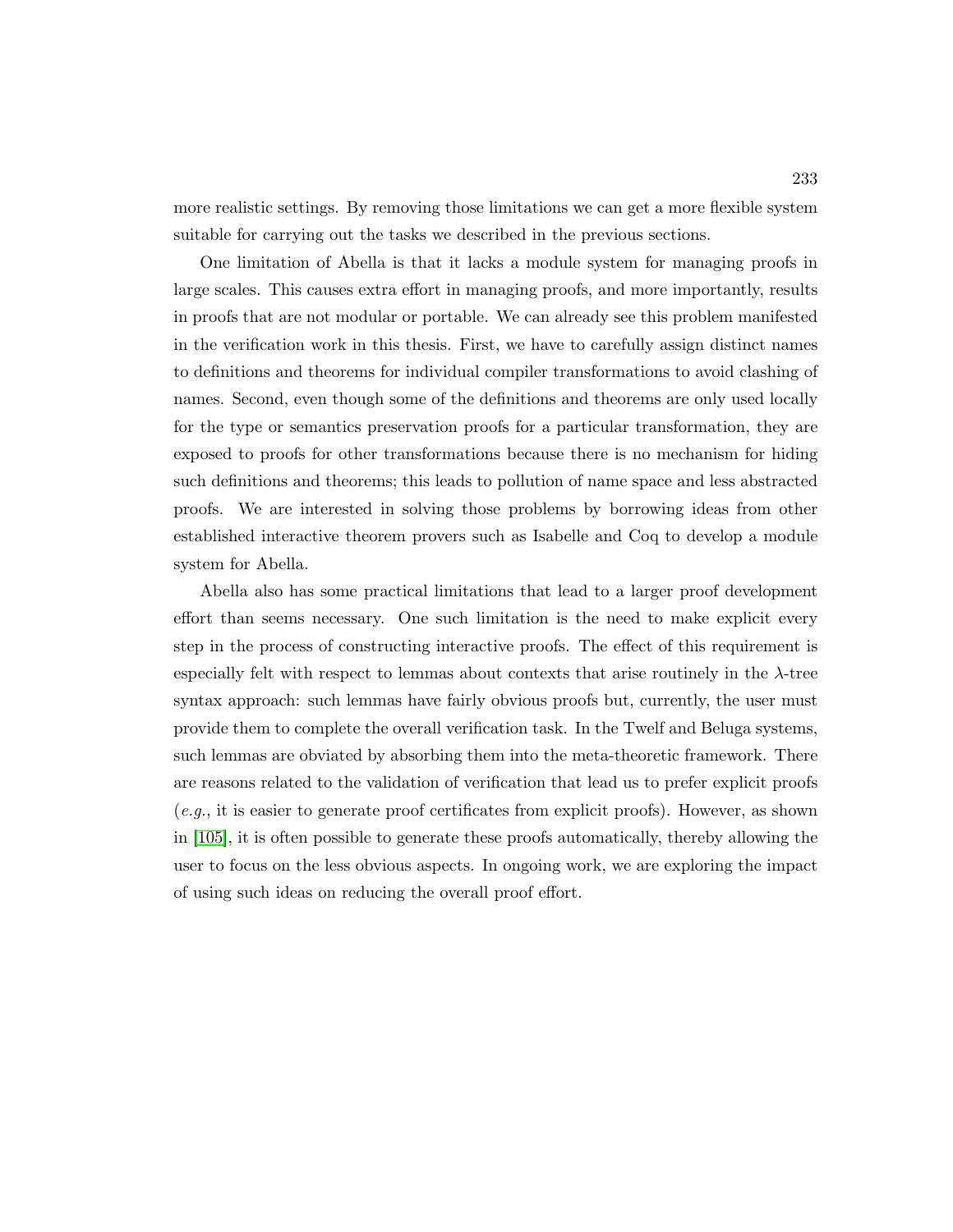more realistic settings. By removing those limitations we can get a more flexible system suitable for carrying out the tasks we described in the previous sections.

One limitation of Abella is that it lacks a module system for managing proofs in large scales. This causes extra effort in managing proofs, and more importantly, results in proofs that are not modular or portable. We can already see this problem manifested in the verification work in this thesis. First, we have to carefully assign distinct names to definitions and theorems for individual compiler transformations to avoid clashing of names. Second, even though some of the definitions and theorems are only used locally for the type or semantics preservation proofs for a particular transformation, they are exposed to proofs for other transformations because there is no mechanism for hiding such definitions and theorems; this leads to pollution of name space and less abstracted proofs. We are interested in solving those problems by borrowing ideas from other established interactive theorem provers such as Isabelle and Coq to develop a module system for Abella.

Abella also has some practical limitations that lead to a larger proof development effort than seems necessary. One such limitation is the need to make explicit every step in the process of constructing interactive proofs. The effect of this requirement is especially felt with respect to lemmas about contexts that arise routinely in the $\lambda$-tree syntax approach: such lemmas have fairly obvious proofs but, currently, the user must provide them to complete the overall verification task. In the Twelf and Beluga systems, such lemmas are obviated by absorbing them into the meta-theoretic framework. There are reasons related to the validation of verification that lead us to prefer explicit proofs (*e.g.*, it is easier to generate proof certificates from explicit proofs). However, as shown in [105], it is often possible to generate these proofs automatically, thereby allowing the user to focus on the less obvious aspects. In ongoing work, we are exploring the impact of using such ideas on reducing the overall proof effort.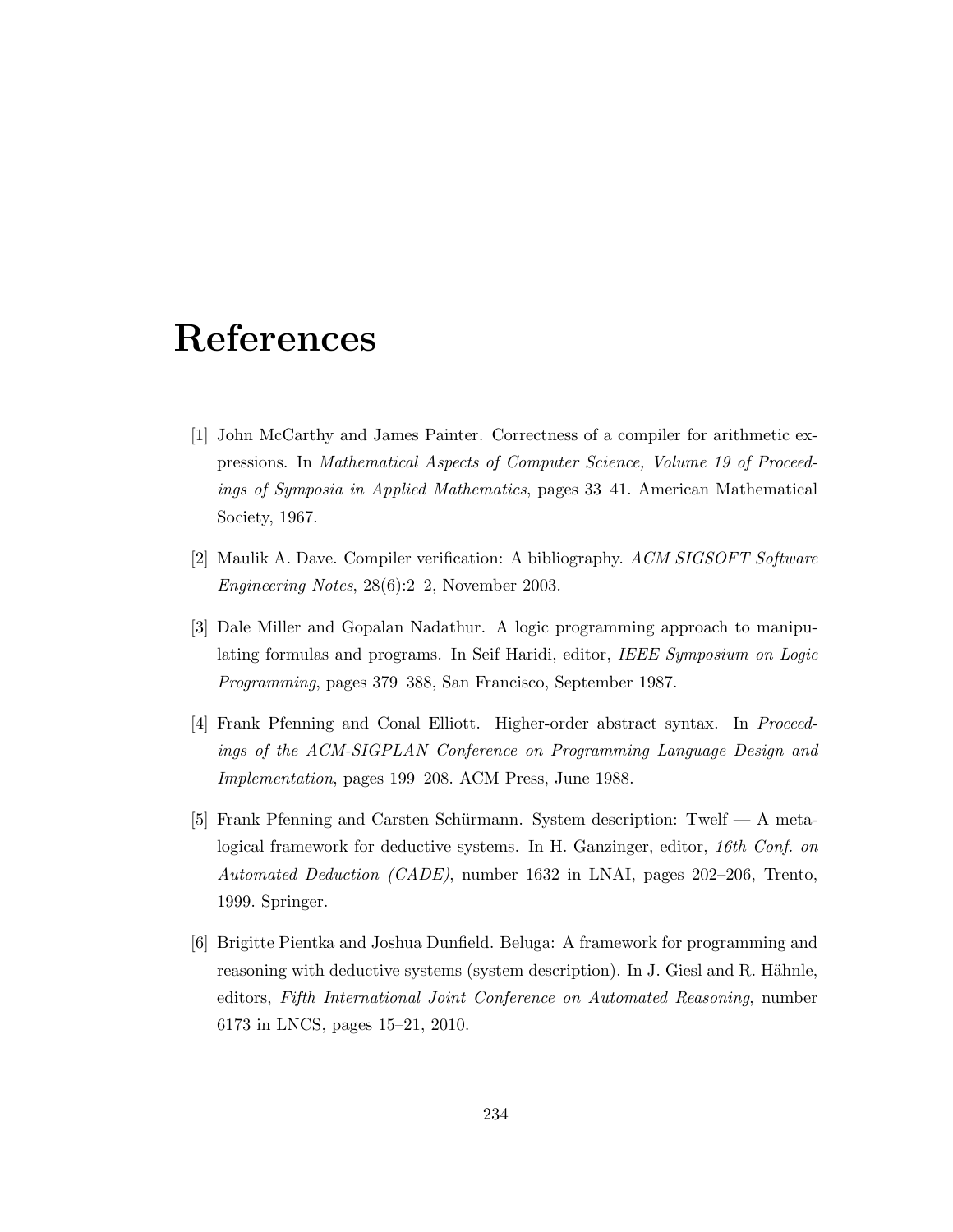# References

[1] John McCarthy and James Painter. Correctness of a compiler for arithmetic expressions. In *Mathematical Aspects of Computer Science, Volume 19 of Proceedings of Symposia in Applied Mathematics*, pages 33–41. American Mathematical Society, 1967.

[2] Maulik A. Dave. Compiler verification: A bibliography. *ACM SIGSOFT Software Engineering Notes*, 28(6):2–2, November 2003.

[3] Dale Miller and Gopalan Nadathur. A logic programming approach to manipulating formulas and programs. In Seif Haridi, editor, *IEEE Symposium on Logic Programming*, pages 379–388, San Francisco, September 1987.

[4] Frank Pfenning and Conal Elliott. Higher-order abstract syntax. In *Proceedings of the ACM-SIGPLAN Conference on Programming Language Design and Implementation*, pages 199–208. ACM Press, June 1988.

[5] Frank Pfenning and Carsten Schürmann. System description: Twelf — A meta-logical framework for deductive systems. In H. Ganzinger, editor, *16th Conf. on Automated Deduction (CADE)*, number 1632 in LNAI, pages 202–206, Trento, 1999. Springer.

[6] Brigitte Pientka and Joshua Dunfield. Beluga: A framework for programming and reasoning with deductive systems (system description). In J. Giesl and R. Hähnle, editors, *Fifth International Joint Conference on Automated Reasoning*, number 6173 in LNCS, pages 15–21, 2010.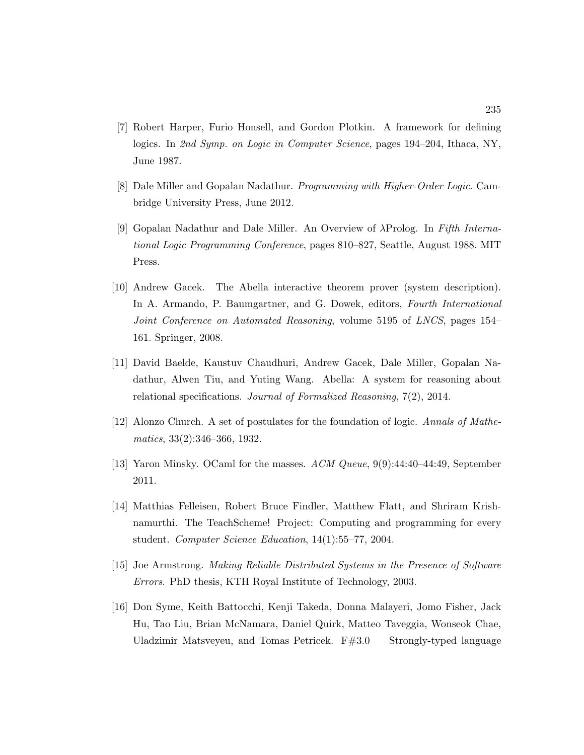[7] Robert Harper, Furio Honsell, and Gordon Plotkin. A framework for defining logics. In *2nd Symp. on Logic in Computer Science*, pages 194–204, Ithaca, NY, June 1987.

[8] Dale Miller and Gopalan Nadathur. *Programming with Higher-Order Logic*. Cambridge University Press, June 2012.

[9] Gopalan Nadathur and Dale Miller. An Overview of λProlog. In *Fifth International Logic Programming Conference*, pages 810–827, Seattle, August 1988. MIT Press.

[10] Andrew Gacek. The Abella interactive theorem prover (system description). In A. Armando, P. Baumgartner, and G. Dowek, editors, *Fourth International Joint Conference on Automated Reasoning*, volume 5195 of *LNCS*, pages 154–161. Springer, 2008.

[11] David Baelde, Kaustuv Chaudhuri, Andrew Gacek, Dale Miller, Gopalan Nadathur, Alwen Tiu, and Yuting Wang. Abella: A system for reasoning about relational specifications. *Journal of Formalized Reasoning*, 7(2), 2014.

[12] Alonzo Church. A set of postulates for the foundation of logic. *Annals of Mathematics*, 33(2):346–366, 1932.

[13] Yaron Minsky. OCaml for the masses. *ACM Queue*, 9(9):44:40–44:49, September 2011.

[14] Matthias Felleisen, Robert Bruce Findler, Matthew Flatt, and Shriram Krishnamurthi. The TeachScheme! Project: Computing and programming for every student. *Computer Science Education*, 14(1):55–77, 2004.

[15] Joe Armstrong. *Making Reliable Distributed Systems in the Presence of Software Errors*. PhD thesis, KTH Royal Institute of Technology, 2003.

[16] Don Syme, Keith Battocchi, Kenji Takeda, Donna Malayeri, Jomo Fisher, Jack Hu, Tao Liu, Brian McNamara, Daniel Quirk, Matteo Taveggia, Wonseok Chae, Uladzimir Matsveyeu, and Tomas Petricek. F#3.0 — Strongly-typed language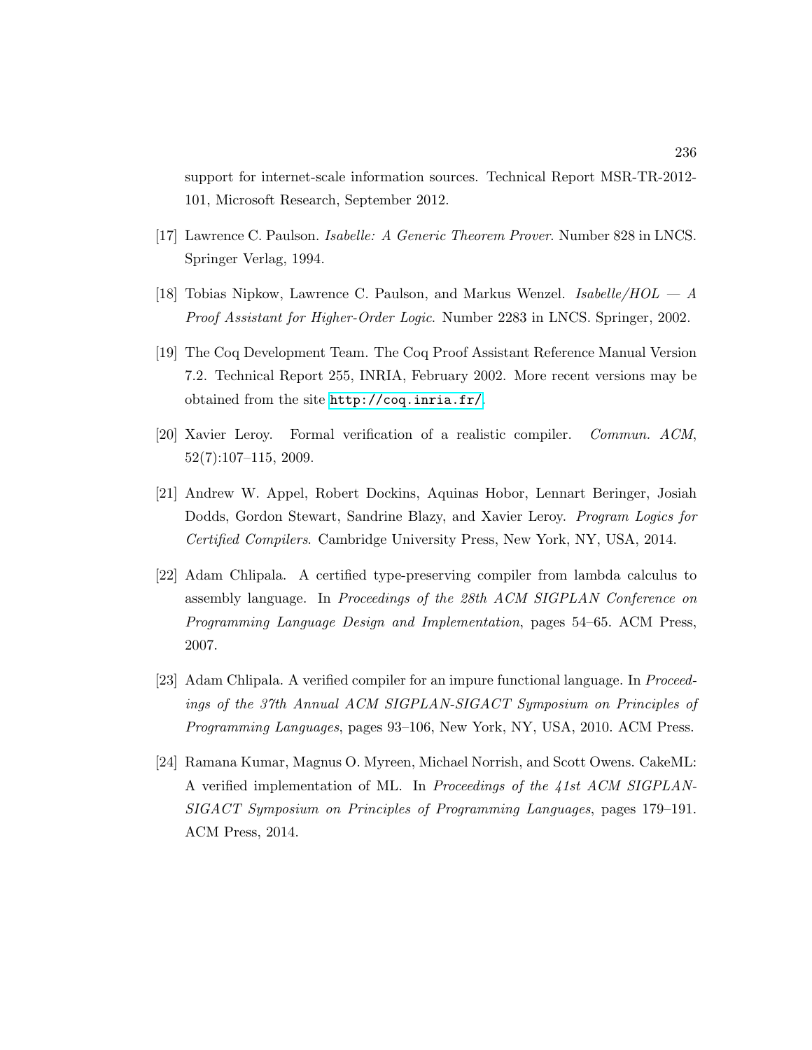support for internet-scale information sources. Technical Report MSR-TR-2012-101, Microsoft Research, September 2012.

[17] Lawrence C. Paulson. *Isabelle: A Generic Theorem Prover*. Number 828 in LNCS. Springer Verlag, 1994.

[18] Tobias Nipkow, Lawrence C. Paulson, and Markus Wenzel. *Isabelle/HOL — A Proof Assistant for Higher-Order Logic*. Number 2283 in LNCS. Springer, 2002.

[19] The Coq Development Team. The Coq Proof Assistant Reference Manual Version 7.2. Technical Report 255, INRIA, February 2002. More recent versions may be obtained from the site `http://coq.inria.fr/`.

[20] Xavier Leroy. Formal verification of a realistic compiler. *Commun. ACM*, 52(7):107–115, 2009.

[21] Andrew W. Appel, Robert Dockins, Aquinas Hobor, Lennart Beringer, Josiah Dodds, Gordon Stewart, Sandrine Blazy, and Xavier Leroy. *Program Logics for Certified Compilers*. Cambridge University Press, New York, NY, USA, 2014.

[22] Adam Chlipala. A certified type-preserving compiler from lambda calculus to assembly language. In *Proceedings of the 28th ACM SIGPLAN Conference on Programming Language Design and Implementation*, pages 54–65. ACM Press, 2007.

[23] Adam Chlipala. A verified compiler for an impure functional language. In *Proceedings of the 37th Annual ACM SIGPLAN-SIGACT Symposium on Principles of Programming Languages*, pages 93–106, New York, NY, USA, 2010. ACM Press.

[24] Ramana Kumar, Magnus O. Myreen, Michael Norrish, and Scott Owens. CakeML: A verified implementation of ML. In *Proceedings of the 41st ACM SIGPLAN-SIGACT Symposium on Principles of Programming Languages*, pages 179–191. ACM Press, 2014.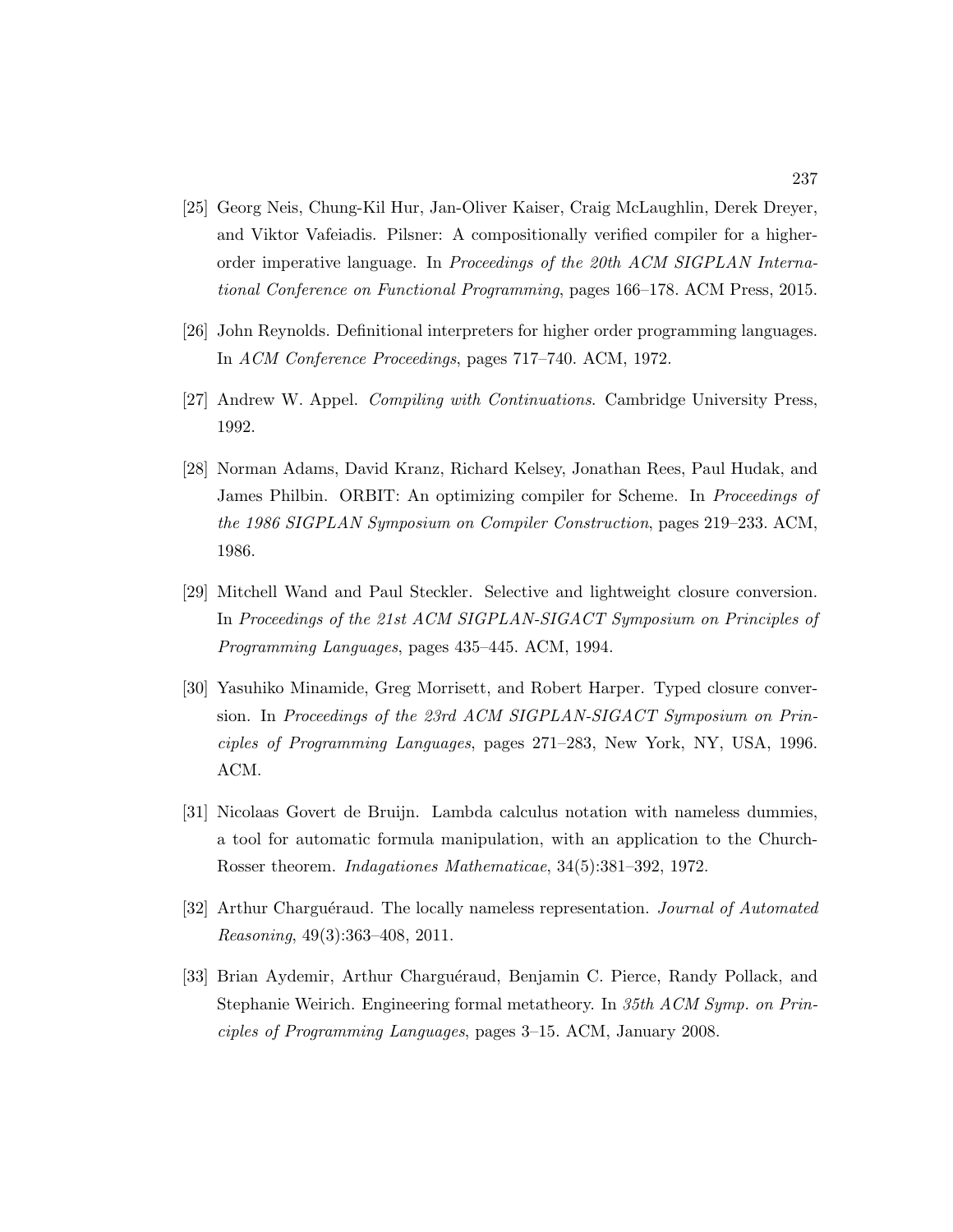[25] Georg Neis, Chung-Kil Hur, Jan-Oliver Kaiser, Craig McLaughlin, Derek Dreyer, and Viktor Vafeiadis. Pilsner: A compositionally verified compiler for a higher-order imperative language. In *Proceedings of the 20th ACM SIGPLAN International Conference on Functional Programming*, pages 166–178. ACM Press, 2015.

[26] John Reynolds. Definitional interpreters for higher order programming languages. In *ACM Conference Proceedings*, pages 717–740. ACM, 1972.

[27] Andrew W. Appel. *Compiling with Continuations*. Cambridge University Press, 1992.

[28] Norman Adams, David Kranz, Richard Kelsey, Jonathan Rees, Paul Hudak, and James Philbin. ORBIT: An optimizing compiler for Scheme. In *Proceedings of the 1986 SIGPLAN Symposium on Compiler Construction*, pages 219–233. ACM, 1986.

[29] Mitchell Wand and Paul Steckler. Selective and lightweight closure conversion. In *Proceedings of the 21st ACM SIGPLAN-SIGACT Symposium on Principles of Programming Languages*, pages 435–445. ACM, 1994.

[30] Yasuhiko Minamide, Greg Morrisett, and Robert Harper. Typed closure conversion. In *Proceedings of the 23rd ACM SIGPLAN-SIGACT Symposium on Principles of Programming Languages*, pages 271–283, New York, NY, USA, 1996. ACM.

[31] Nicolaas Govert de Bruijn. Lambda calculus notation with nameless dummies, a tool for automatic formula manipulation, with an application to the Church-Rosser theorem. *Indagationes Mathematicae*, 34(5):381–392, 1972.

[32] Arthur Charguéraud. The locally nameless representation. *Journal of Automated Reasoning*, 49(3):363–408, 2011.

[33] Brian Aydemir, Arthur Charguéraud, Benjamin C. Pierce, Randy Pollack, and Stephanie Weirich. Engineering formal metatheory. In *35th ACM Symp. on Principles of Programming Languages*, pages 3–15. ACM, January 2008.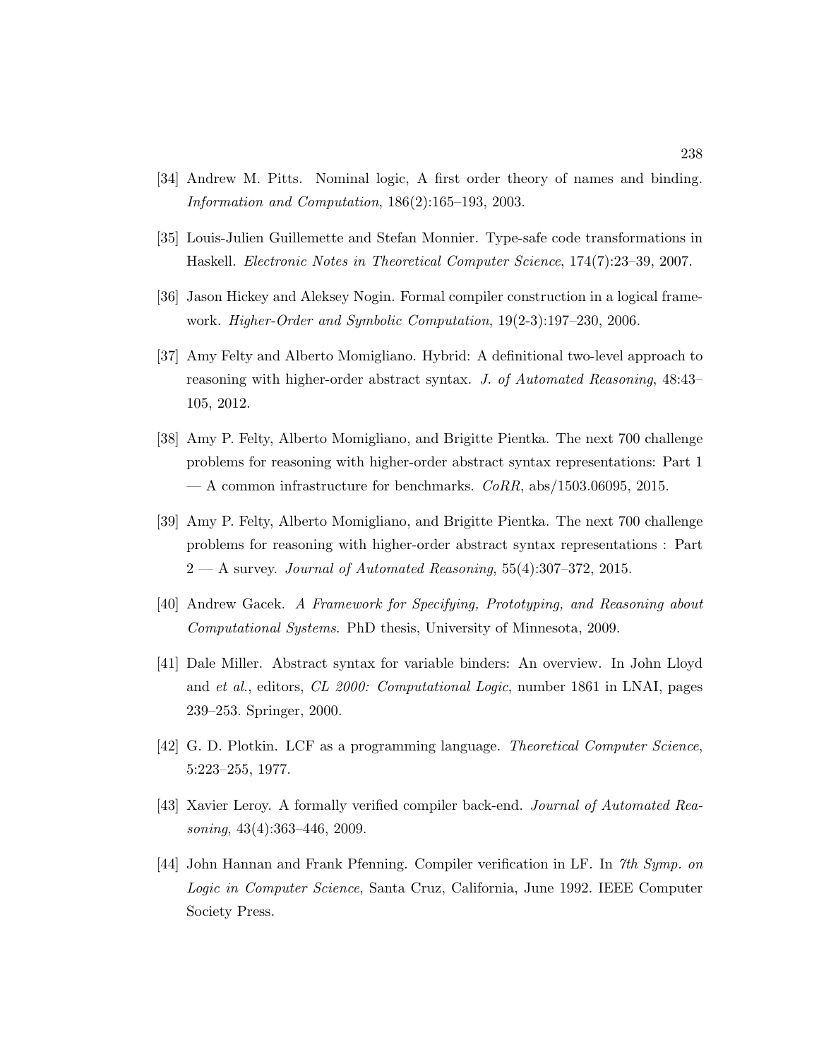[34] Andrew M. Pitts. Nominal logic, A first order theory of names and binding. *Information and Computation*, 186(2):165–193, 2003.

[35] Louis-Julien Guillemette and Stefan Monnier. Type-safe code transformations in Haskell. *Electronic Notes in Theoretical Computer Science*, 174(7):23–39, 2007.

[36] Jason Hickey and Aleksey Nogin. Formal compiler construction in a logical framework. *Higher-Order and Symbolic Computation*, 19(2-3):197–230, 2006.

[37] Amy Felty and Alberto Momigliano. Hybrid: A definitional two-level approach to reasoning with higher-order abstract syntax. *J. of Automated Reasoning*, 48:43–105, 2012.

[38] Amy P. Felty, Alberto Momigliano, and Brigitte Pientka. The next 700 challenge problems for reasoning with higher-order abstract syntax representations: Part 1 — A common infrastructure for benchmarks. *CoRR*, abs/1503.06095, 2015.

[39] Amy P. Felty, Alberto Momigliano, and Brigitte Pientka. The next 700 challenge problems for reasoning with higher-order abstract syntax representations : Part 2 — A survey. *Journal of Automated Reasoning*, 55(4):307–372, 2015.

[40] Andrew Gacek. *A Framework for Specifying, Prototyping, and Reasoning about Computational Systems*. PhD thesis, University of Minnesota, 2009.

[41] Dale Miller. Abstract syntax for variable binders: An overview. In John Lloyd and *et al.*, editors, *CL 2000: Computational Logic*, number 1861 in LNAI, pages 239–253. Springer, 2000.

[42] G. D. Plotkin. LCF as a programming language. *Theoretical Computer Science*, 5:223–255, 1977.

[43] Xavier Leroy. A formally verified compiler back-end. *Journal of Automated Reasoning*, 43(4):363–446, 2009.

[44] John Hannan and Frank Pfenning. Compiler verification in LF. In *7th Symp. on Logic in Computer Science*, Santa Cruz, California, June 1992. IEEE Computer Society Press.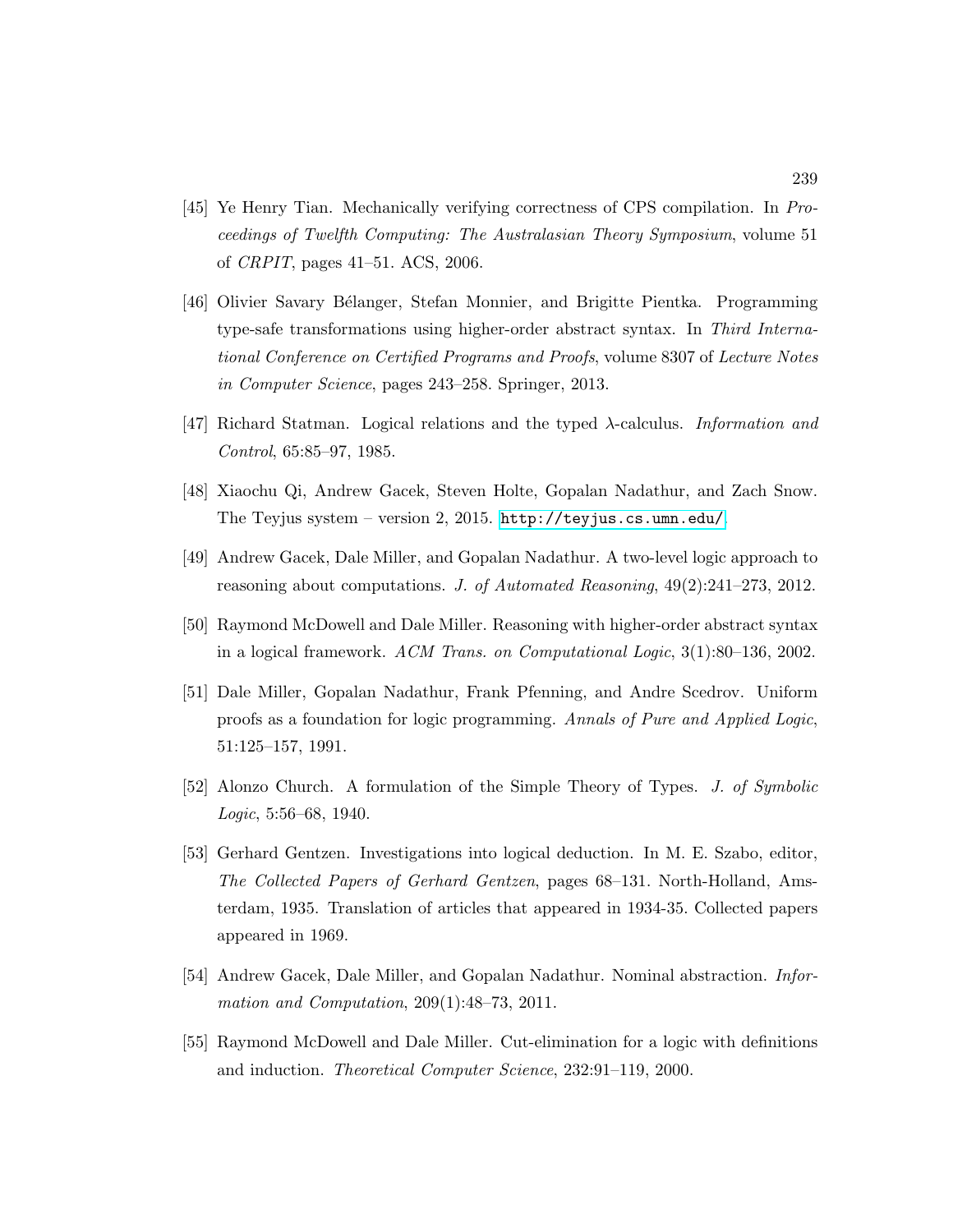[45] Ye Henry Tian. Mechanically verifying correctness of CPS compilation. In *Proceedings of Twelfth Computing: The Australasian Theory Symposium*, volume 51 of *CRPIT*, pages 41–51. ACS, 2006.

[46] Olivier Savary Bélanger, Stefan Monnier, and Brigitte Pientka. Programming type-safe transformations using higher-order abstract syntax. In *Third International Conference on Certified Programs and Proofs*, volume 8307 of *Lecture Notes in Computer Science*, pages 243–258. Springer, 2013.

[47] Richard Statman. Logical relations and the typed $\lambda$-calculus. *Information and Control*, 65:85–97, 1985.

[48] Xiaochu Qi, Andrew Gacek, Steven Holte, Gopalan Nadathur, and Zach Snow. The Teyjus system – version 2, 2015. `http://teyjus.cs.umn.edu/`.

[49] Andrew Gacek, Dale Miller, and Gopalan Nadathur. A two-level logic approach to reasoning about computations. *J. of Automated Reasoning*, 49(2):241–273, 2012.

[50] Raymond McDowell and Dale Miller. Reasoning with higher-order abstract syntax in a logical framework. *ACM Trans. on Computational Logic*, 3(1):80–136, 2002.

[51] Dale Miller, Gopalan Nadathur, Frank Pfenning, and Andre Scedrov. Uniform proofs as a foundation for logic programming. *Annals of Pure and Applied Logic*, 51:125–157, 1991.

[52] Alonzo Church. A formulation of the Simple Theory of Types. *J. of Symbolic Logic*, 5:56–68, 1940.

[53] Gerhard Gentzen. Investigations into logical deduction. In M. E. Szabo, editor, *The Collected Papers of Gerhard Gentzen*, pages 68–131. North-Holland, Amsterdam, 1935. Translation of articles that appeared in 1934-35. Collected papers appeared in 1969.

[54] Andrew Gacek, Dale Miller, and Gopalan Nadathur. Nominal abstraction. *Information and Computation*, 209(1):48–73, 2011.

[55] Raymond McDowell and Dale Miller. Cut-elimination for a logic with definitions and induction. *Theoretical Computer Science*, 232:91–119, 2000.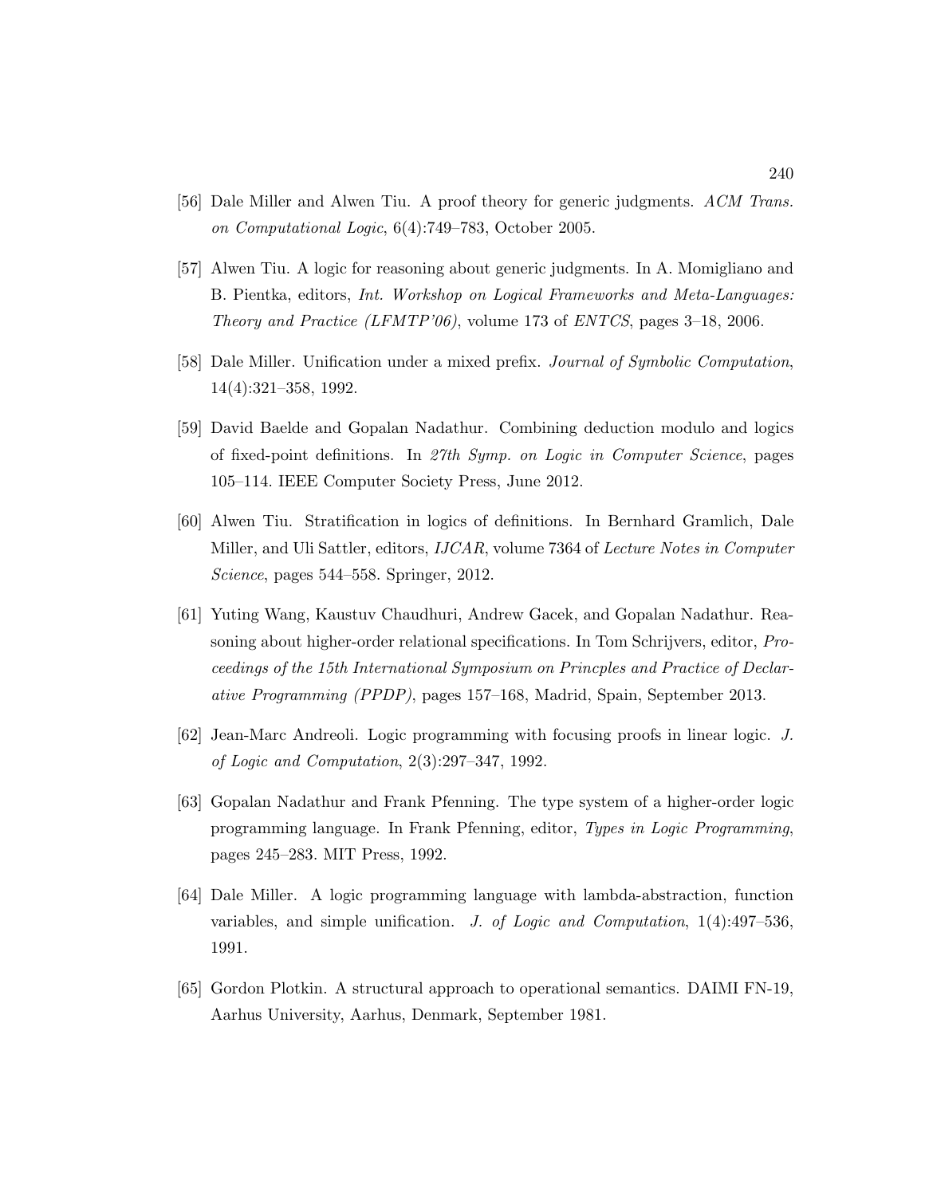[56] Dale Miller and Alwen Tiu. A proof theory for generic judgments. *ACM Trans. on Computational Logic*, 6(4):749–783, October 2005.

[57] Alwen Tiu. A logic for reasoning about generic judgments. In A. Momigliano and B. Pientka, editors, *Int. Workshop on Logical Frameworks and Meta-Languages: Theory and Practice (LFMTP'06)*, volume 173 of *ENTCS*, pages 3–18, 2006.

[58] Dale Miller. Unification under a mixed prefix. *Journal of Symbolic Computation*, 14(4):321–358, 1992.

[59] David Baelde and Gopalan Nadathur. Combining deduction modulo and logics of fixed-point definitions. In *27th Symp. on Logic in Computer Science*, pages 105–114. IEEE Computer Society Press, June 2012.

[60] Alwen Tiu. Stratification in logics of definitions. In Bernhard Gramlich, Dale Miller, and Uli Sattler, editors, *IJCAR*, volume 7364 of *Lecture Notes in Computer Science*, pages 544–558. Springer, 2012.

[61] Yuting Wang, Kaustuv Chaudhuri, Andrew Gacek, and Gopalan Nadathur. Reasoning about higher-order relational specifications. In Tom Schrijvers, editor, *Proceedings of the 15th International Symposium on Princples and Practice of Declarative Programming (PPDP)*, pages 157–168, Madrid, Spain, September 2013.

[62] Jean-Marc Andreoli. Logic programming with focusing proofs in linear logic. *J. of Logic and Computation*, 2(3):297–347, 1992.

[63] Gopalan Nadathur and Frank Pfenning. The type system of a higher-order logic programming language. In Frank Pfenning, editor, *Types in Logic Programming*, pages 245–283. MIT Press, 1992.

[64] Dale Miller. A logic programming language with lambda-abstraction, function variables, and simple unification. *J. of Logic and Computation*, 1(4):497–536, 1991.

[65] Gordon Plotkin. A structural approach to operational semantics. DAIMI FN-19, Aarhus University, Aarhus, Denmark, September 1981.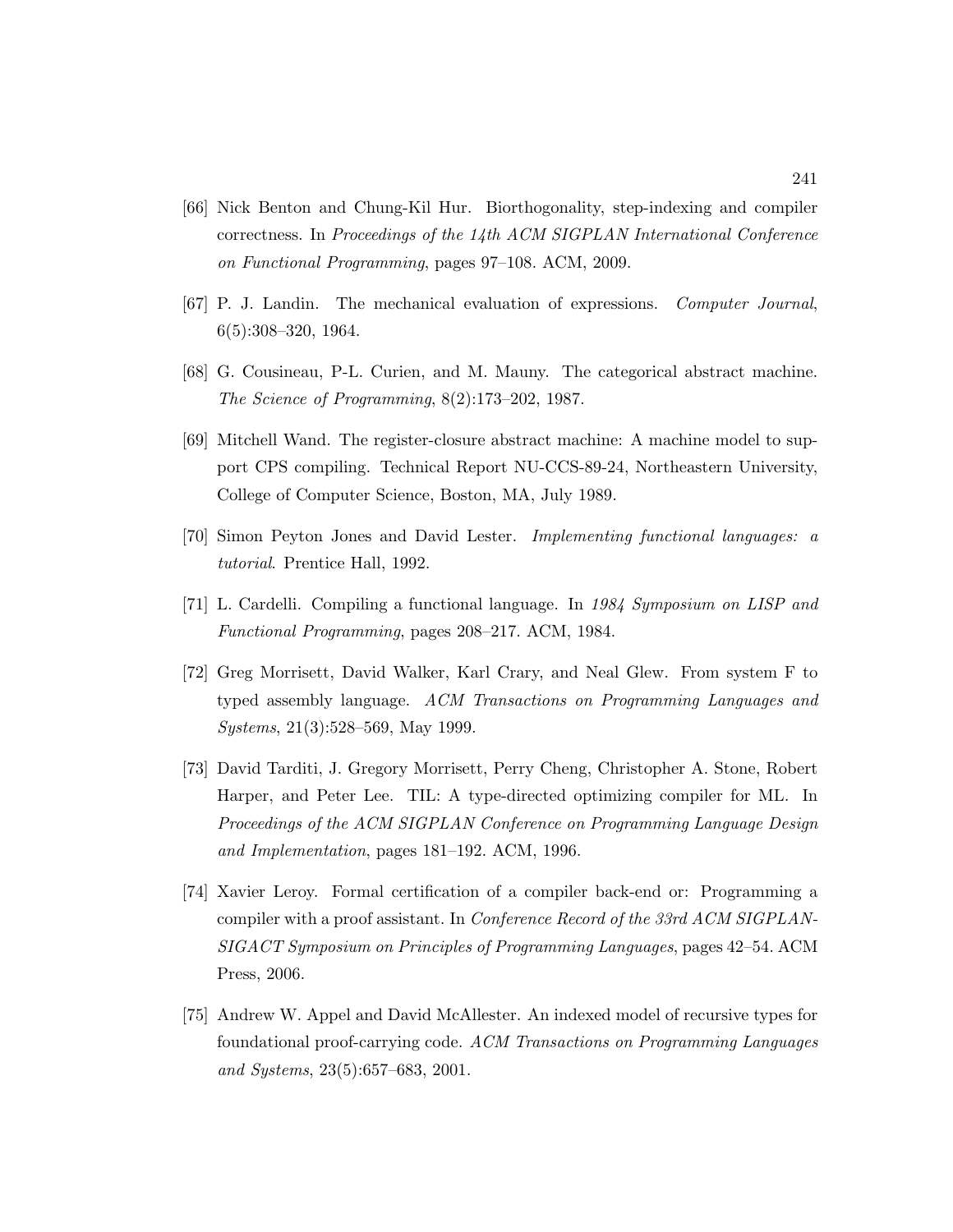[66] Nick Benton and Chung-Kil Hur. Biorthogonality, step-indexing and compiler correctness. In *Proceedings of the 14th ACM SIGPLAN International Conference on Functional Programming*, pages 97–108. ACM, 2009.

[67] P. J. Landin. The mechanical evaluation of expressions. *Computer Journal*, 6(5):308–320, 1964.

[68] G. Cousineau, P-L. Curien, and M. Mauny. The categorical abstract machine. *The Science of Programming*, 8(2):173–202, 1987.

[69] Mitchell Wand. The register-closure abstract machine: A machine model to support CPS compiling. Technical Report NU-CCS-89-24, Northeastern University, College of Computer Science, Boston, MA, July 1989.

[70] Simon Peyton Jones and David Lester. *Implementing functional languages: a tutorial*. Prentice Hall, 1992.

[71] L. Cardelli. Compiling a functional language. In *1984 Symposium on LISP and Functional Programming*, pages 208–217. ACM, 1984.

[72] Greg Morrisett, David Walker, Karl Crary, and Neal Glew. From system F to typed assembly language. *ACM Transactions on Programming Languages and Systems*, 21(3):528–569, May 1999.

[73] David Tarditi, J. Gregory Morrisett, Perry Cheng, Christopher A. Stone, Robert Harper, and Peter Lee. TIL: A type-directed optimizing compiler for ML. In *Proceedings of the ACM SIGPLAN Conference on Programming Language Design and Implementation*, pages 181–192. ACM, 1996.

[74] Xavier Leroy. Formal certification of a compiler back-end or: Programming a compiler with a proof assistant. In *Conference Record of the 33rd ACM SIGPLAN-SIGACT Symposium on Principles of Programming Languages*, pages 42–54. ACM Press, 2006.

[75] Andrew W. Appel and David McAllester. An indexed model of recursive types for foundational proof-carrying code. *ACM Transactions on Programming Languages and Systems*, 23(5):657–683, 2001.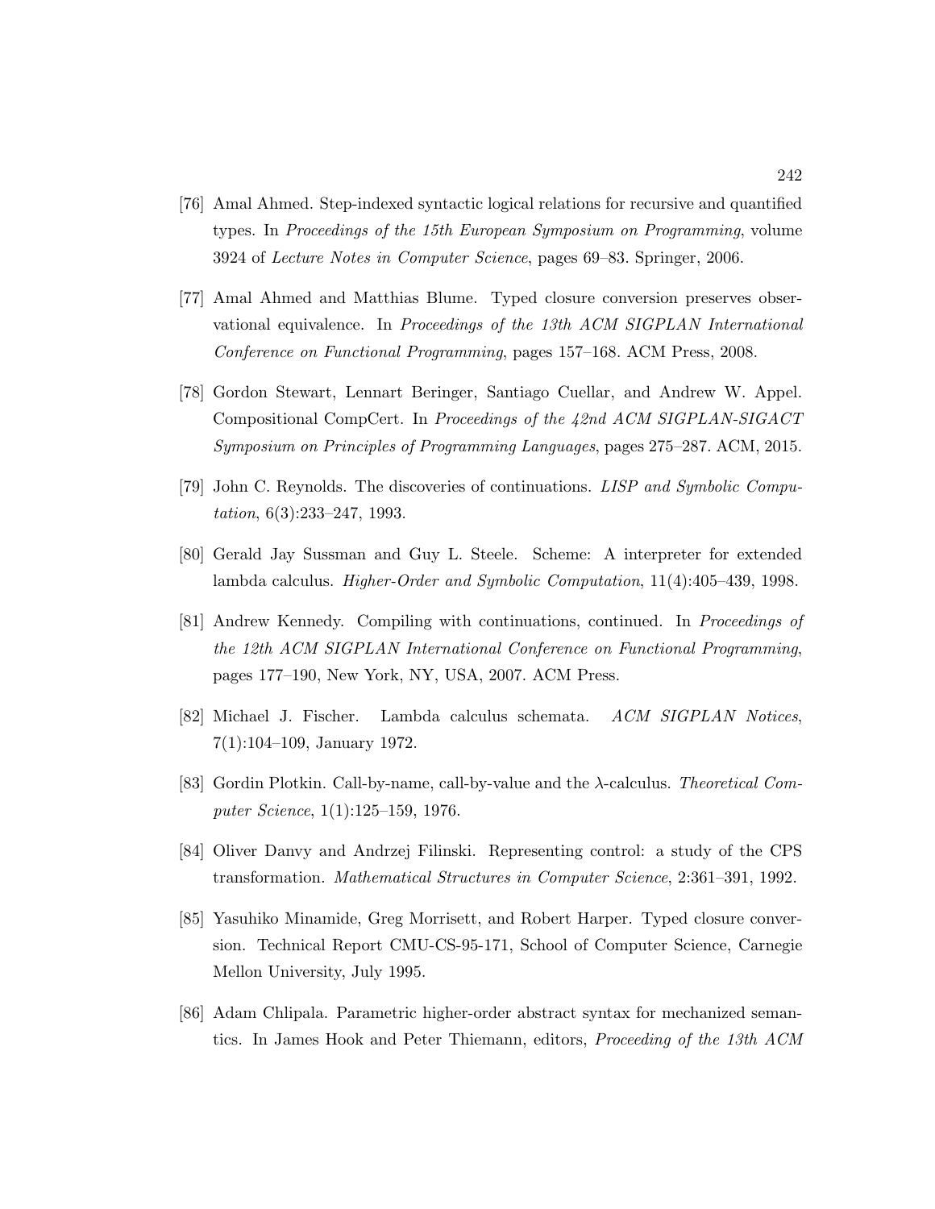[76] Amal Ahmed. Step-indexed syntactic logical relations for recursive and quantified types. In *Proceedings of the 15th European Symposium on Programming*, volume 3924 of *Lecture Notes in Computer Science*, pages 69–83. Springer, 2006.

[77] Amal Ahmed and Matthias Blume. Typed closure conversion preserves observational equivalence. In *Proceedings of the 13th ACM SIGPLAN International Conference on Functional Programming*, pages 157–168. ACM Press, 2008.

[78] Gordon Stewart, Lennart Beringer, Santiago Cuellar, and Andrew W. Appel. Compositional CompCert. In *Proceedings of the 42nd ACM SIGPLAN-SIGACT Symposium on Principles of Programming Languages*, pages 275–287. ACM, 2015.

[79] John C. Reynolds. The discoveries of continuations. *LISP and Symbolic Computation*, 6(3):233–247, 1993.

[80] Gerald Jay Sussman and Guy L. Steele. Scheme: A interpreter for extended lambda calculus. *Higher-Order and Symbolic Computation*, 11(4):405–439, 1998.

[81] Andrew Kennedy. Compiling with continuations, continued. In *Proceedings of the 12th ACM SIGPLAN International Conference on Functional Programming*, pages 177–190, New York, NY, USA, 2007. ACM Press.

[82] Michael J. Fischer. Lambda calculus schemata. *ACM SIGPLAN Notices*, 7(1):104–109, January 1972.

[83] Gordin Plotkin. Call-by-name, call-by-value and the λ-calculus. *Theoretical Computer Science*, 1(1):125–159, 1976.

[84] Oliver Danvy and Andrzej Filinski. Representing control: a study of the CPS transformation. *Mathematical Structures in Computer Science*, 2:361–391, 1992.

[85] Yasuhiko Minamide, Greg Morrisett, and Robert Harper. Typed closure conversion. Technical Report CMU-CS-95-171, School of Computer Science, Carnegie Mellon University, July 1995.

[86] Adam Chlipala. Parametric higher-order abstract syntax for mechanized semantics. In James Hook and Peter Thiemann, editors, *Proceeding of the 13th ACM*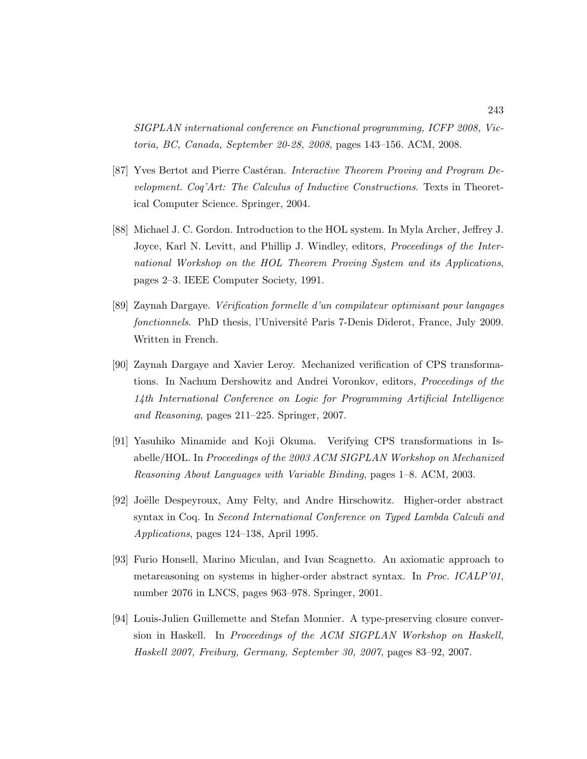*SIGPLAN international conference on Functional programming, ICFP 2008, Victoria, BC, Canada, September 20-28, 2008*, pages 143–156. ACM, 2008.

[87] Yves Bertot and Pierre Castéran. *Interactive Theorem Proving and Program Development. Coq'Art: The Calculus of Inductive Constructions*. Texts in Theoretical Computer Science. Springer, 2004.

[88] Michael J. C. Gordon. Introduction to the HOL system. In Myla Archer, Jeffrey J. Joyce, Karl N. Levitt, and Phillip J. Windley, editors, *Proceedings of the International Workshop on the HOL Theorem Proving System and its Applications*, pages 2–3. IEEE Computer Society, 1991.

[89] Zaynah Dargaye. *Vérification formelle d'un compilateur optimisant pour langages fonctionnels*. PhD thesis, l'Université Paris 7-Denis Diderot, France, July 2009. Written in French.

[90] Zaynah Dargaye and Xavier Leroy. Mechanized verification of CPS transformations. In Nachum Dershowitz and Andrei Voronkov, editors, *Proceedings of the 14th International Conference on Logic for Programming Artificial Intelligence and Reasoning*, pages 211–225. Springer, 2007.

[91] Yasuhiko Minamide and Koji Okuma. Verifying CPS transformations in Isabelle/HOL. In *Proceedings of the 2003 ACM SIGPLAN Workshop on Mechanized Reasoning About Languages with Variable Binding*, pages 1–8. ACM, 2003.

[92] Joëlle Despeyroux, Amy Felty, and Andre Hirschowitz. Higher-order abstract syntax in Coq. In *Second International Conference on Typed Lambda Calculi and Applications*, pages 124–138, April 1995.

[93] Furio Honsell, Marino Miculan, and Ivan Scagnetto. An axiomatic approach to metareasoning on systems in higher-order abstract syntax. In *Proc. ICALP'01*, number 2076 in LNCS, pages 963–978. Springer, 2001.

[94] Louis-Julien Guillemette and Stefan Monnier. A type-preserving closure conversion in Haskell. In *Proceedings of the ACM SIGPLAN Workshop on Haskell, Haskell 2007, Freiburg, Germany, September 30, 2007*, pages 83–92, 2007.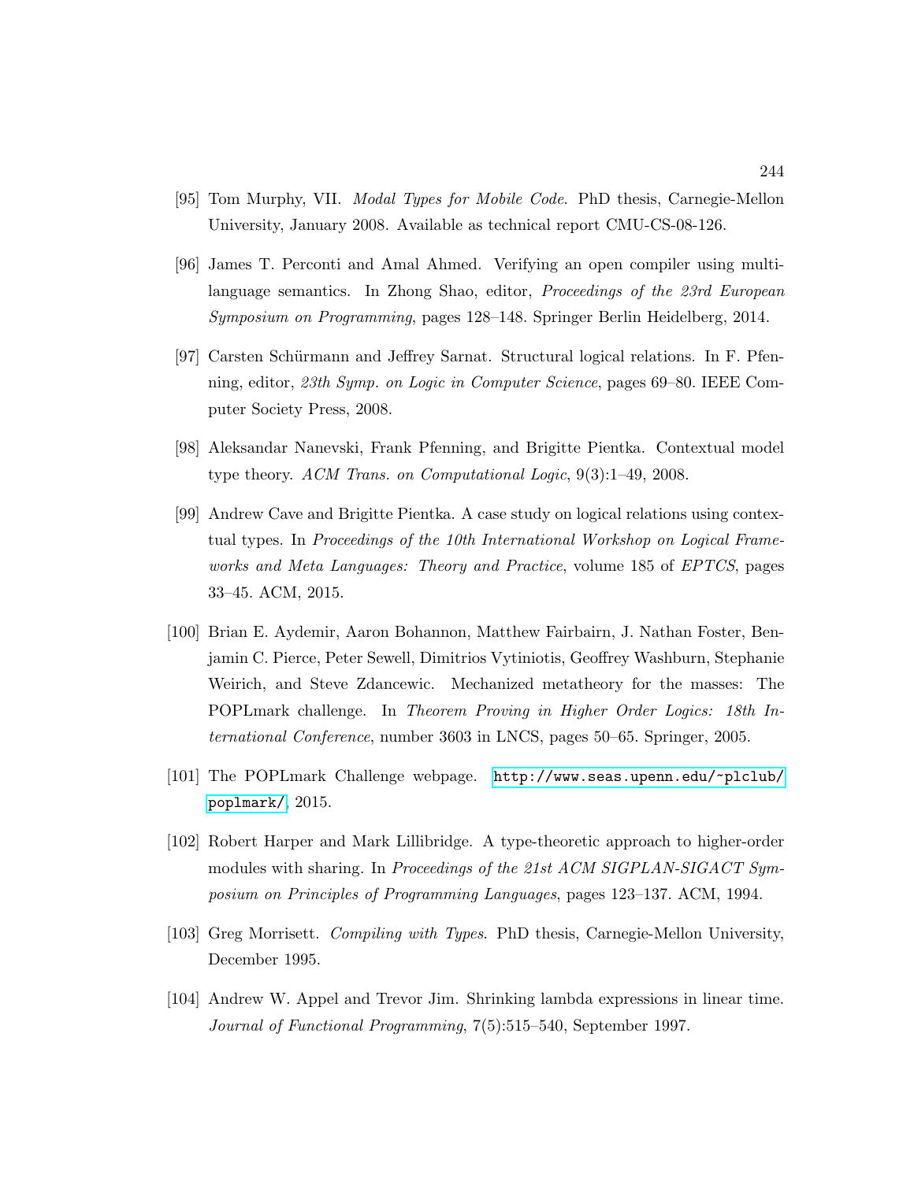[95] Tom Murphy, VII. *Modal Types for Mobile Code*. PhD thesis, Carnegie-Mellon University, January 2008. Available as technical report CMU-CS-08-126.

[96] James T. Perconti and Amal Ahmed. Verifying an open compiler using multi-language semantics. In Zhong Shao, editor, *Proceedings of the 23rd European Symposium on Programming*, pages 128–148. Springer Berlin Heidelberg, 2014.

[97] Carsten Schürmann and Jeffrey Sarnat. Structural logical relations. In F. Pfenning, editor, *23th Symp. on Logic in Computer Science*, pages 69–80. IEEE Computer Society Press, 2008.

[98] Aleksandar Nanevski, Frank Pfenning, and Brigitte Pientka. Contextual model type theory. *ACM Trans. on Computational Logic*, 9(3):1–49, 2008.

[99] Andrew Cave and Brigitte Pientka. A case study on logical relations using contextual types. In *Proceedings of the 10th International Workshop on Logical Frameworks and Meta Languages: Theory and Practice*, volume 185 of *EPTCS*, pages 33–45. ACM, 2015.

[100] Brian E. Aydemir, Aaron Bohannon, Matthew Fairbairn, J. Nathan Foster, Benjamin C. Pierce, Peter Sewell, Dimitrios Vytiniotis, Geoffrey Washburn, Stephanie Weirich, and Steve Zdancewic. Mechanized metatheory for the masses: The POPLmark challenge. In *Theorem Proving in Higher Order Logics: 18th International Conference*, number 3603 in LNCS, pages 50–65. Springer, 2005.

[101] The POPLmark Challenge webpage. `http://www.seas.upenn.edu/~plclub/poplmark/`, 2015.

[102] Robert Harper and Mark Lillibridge. A type-theoretic approach to higher-order modules with sharing. In *Proceedings of the 21st ACM SIGPLAN-SIGACT Symposium on Principles of Programming Languages*, pages 123–137. ACM, 1994.

[103] Greg Morrisett. *Compiling with Types*. PhD thesis, Carnegie-Mellon University, December 1995.

[104] Andrew W. Appel and Trevor Jim. Shrinking lambda expressions in linear time. *Journal of Functional Programming*, 7(5):515–540, September 1997.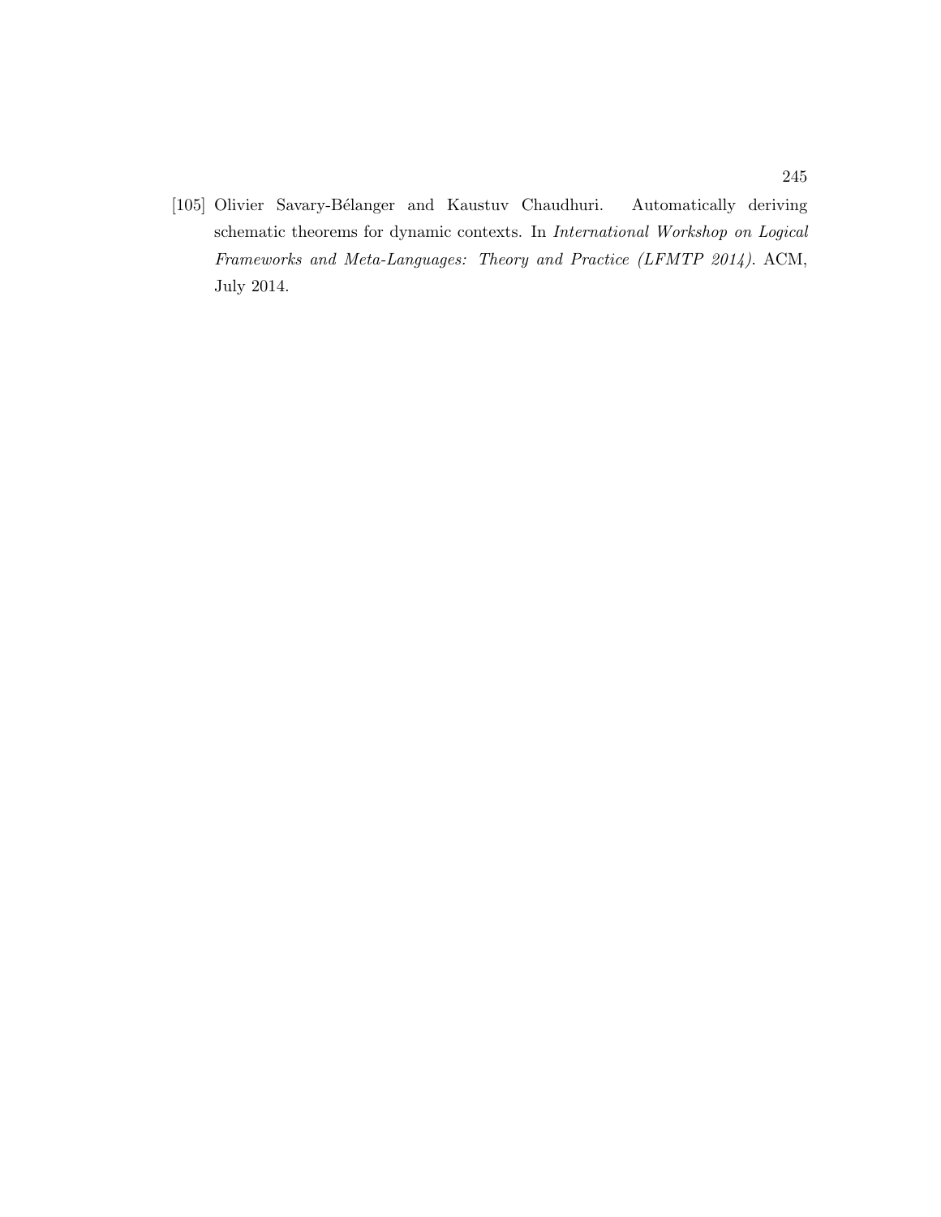[105] Olivier Savary-Bélanger and Kaustuv Chaudhuri. Automatically deriving schematic theorems for dynamic contexts. In *International Workshop on Logical Frameworks and Meta-Languages: Theory and Practice (LFMTP 2014)*. ACM, July 2014.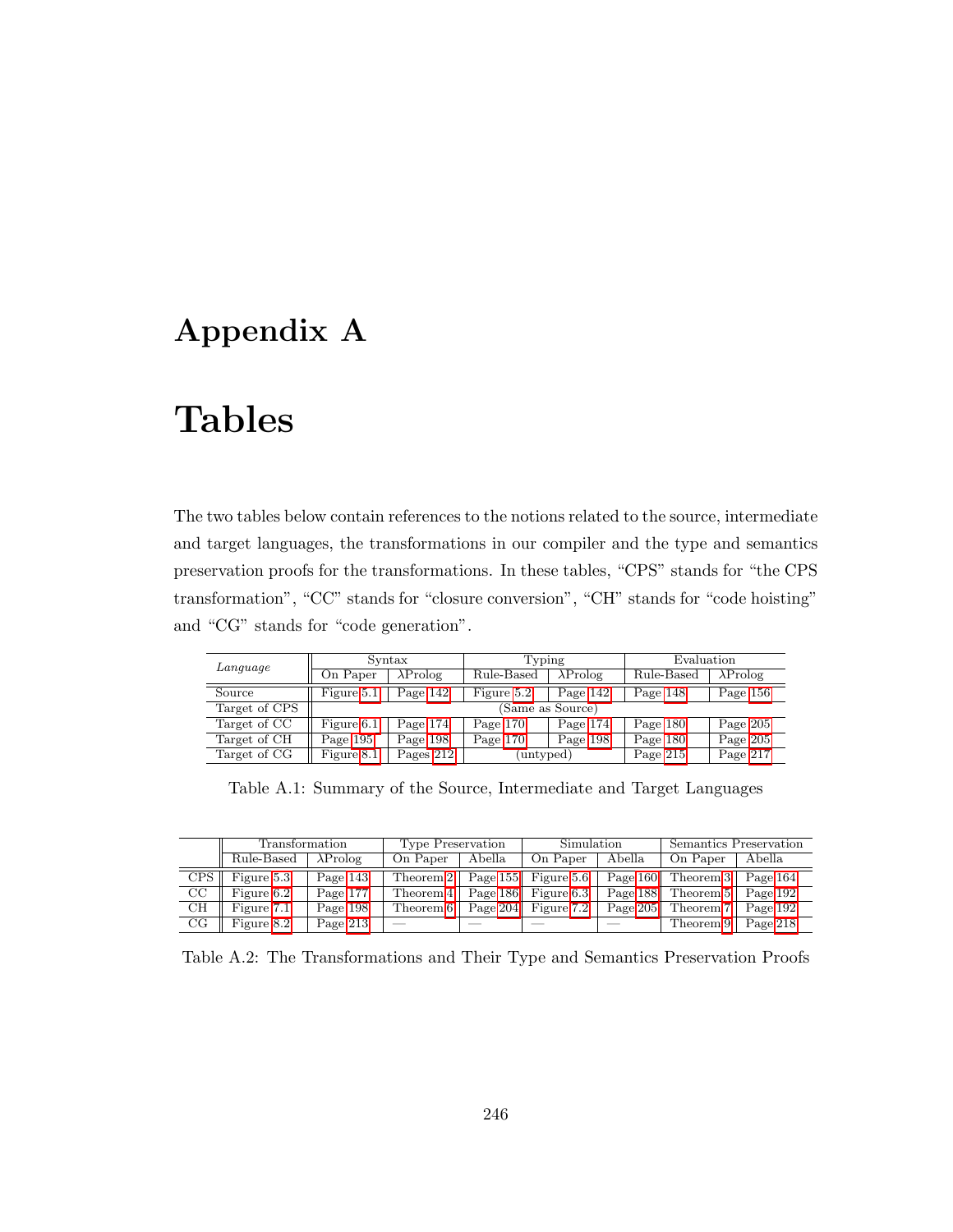# Appendix A

# Tables

The two tables below contain references to the notions related to the source, intermediate and target languages, the transformations in our compiler and the type and semantics preservation proofs for the transformations. In these tables, "CPS" stands for "the CPS transformation", "CC" stands for "closure conversion", "CH" stands for "code hoisting" and "CG" stands for "code generation".

| *Language* | Syntax | | Typing | | Evaluation | |
|---|---|---|---|---|---|---|
| | On Paper | λProlog | Rule-Based | λProlog | Rule-Based | λProlog |
| Source | Figure 5.1 | Page 142 | Figure 5.2 | Page 142 | Page 148 | Page 156 |
| Target of CPS | (Same as Source) | | | | | |
| Target of CC | Figure 6.1 | Page 174 | Page 170 | Page 174 | Page 180 | Page 205 |
| Target of CH | Page 195 | Page 198 | Page 170 | Page 198 | Page 180 | Page 205 |
| Target of CG | Figure 8.1 | Pages 212 | (untyped) | | Page 215 | Page 217 |

Table A.1: Summary of the Source, Intermediate and Target Languages

| | Transformation | | Type Preservation | | Simulation | | Semantics Preservation | |
|---|---|---|---|---|---|---|---|---|
| | Rule-Based | λProlog | On Paper | Abella | On Paper | Abella | On Paper | Abella |
| CPS | Figure 5.3 | Page 143 | Theorem 2 | Page 155 | Figure 5.6 | Page 160 | Theorem 3 | Page 164 |
| CC | Figure 6.2 | Page 177 | Theorem 4 | Page 186 | Figure 6.3 | Page 188 | Theorem 5 | Page 192 |
| CH | Figure 7.1 | Page 198 | Theorem 6 | Page 204 | Figure 7.2 | Page 205 | Theorem 7 | Page 192 |
| CG | Figure 8.2 | Page 213 | — | — | — | — | Theorem 9 | Page 218 |

Table A.2: The Transformations and Their Type and Semantics Preservation Proofs